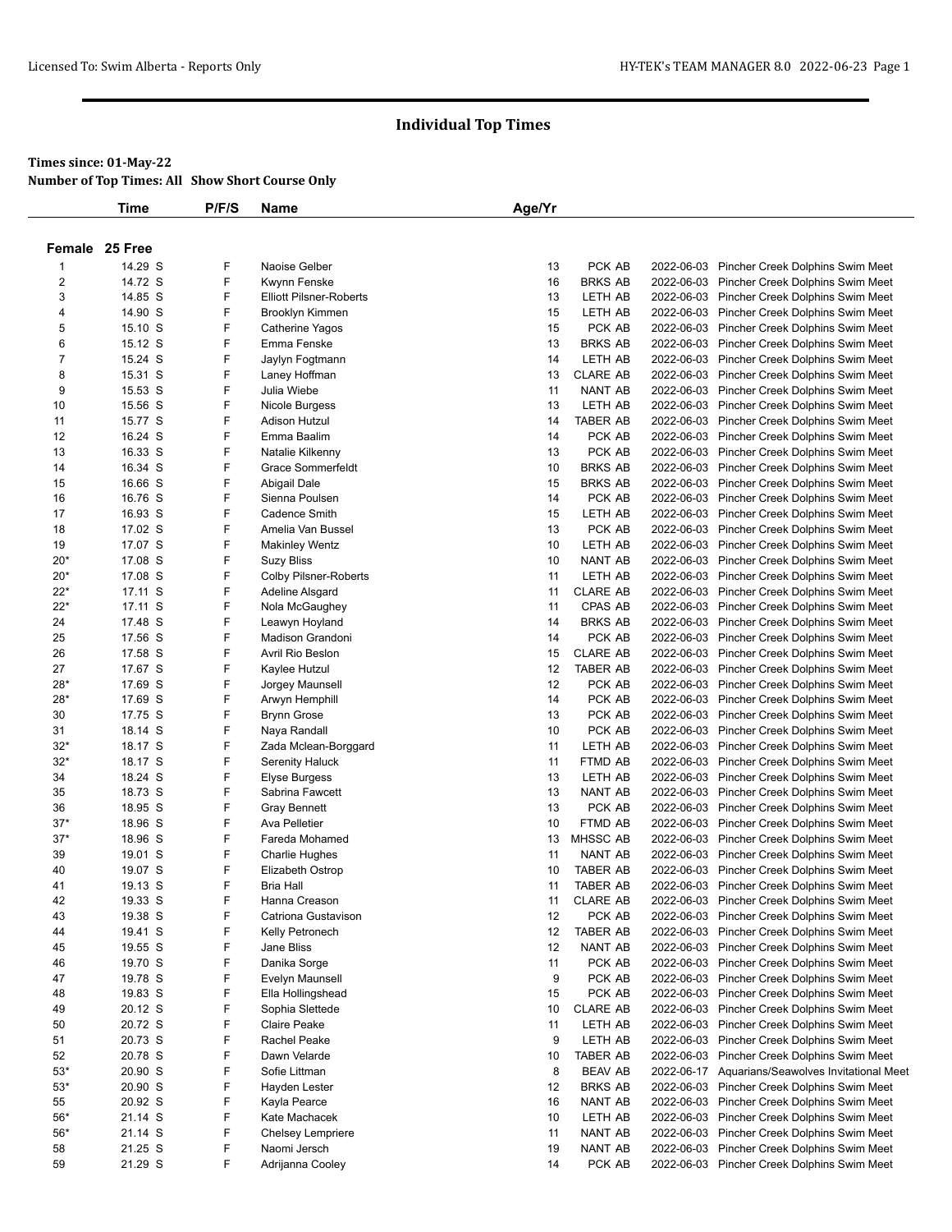# Individual Top Times

**Times since: 01-May-22**

**Number of Top Times: All   Show Short Course Only**

| | Time | P/F/S | Name | Age/Yr | | | |
|---|---|---|---|---|---|---|---|
| **Female 25 Free** | | | | | | | |
| 1 | 14.29 S | F | Naoise Gelber | 13 | PCK AB | 2022-06-03 | Pincher Creek Dolphins Swim Meet |
| 2 | 14.72 S | F | Kwynn Fenske | 16 | BRKS AB | 2022-06-03 | Pincher Creek Dolphins Swim Meet |
| 3 | 14.85 S | F | Elliott Pilsner-Roberts | 13 | LETH AB | 2022-06-03 | Pincher Creek Dolphins Swim Meet |
| 4 | 14.90 S | F | Brooklyn Kimmen | 15 | LETH AB | 2022-06-03 | Pincher Creek Dolphins Swim Meet |
| 5 | 15.10 S | F | Catherine Yagos | 15 | PCK AB | 2022-06-03 | Pincher Creek Dolphins Swim Meet |
| 6 | 15.12 S | F | Emma Fenske | 13 | BRKS AB | 2022-06-03 | Pincher Creek Dolphins Swim Meet |
| 7 | 15.24 S | F | Jaylyn Fogtmann | 14 | LETH AB | 2022-06-03 | Pincher Creek Dolphins Swim Meet |
| 8 | 15.31 S | F | Laney Hoffman | 13 | CLARE AB | 2022-06-03 | Pincher Creek Dolphins Swim Meet |
| 9 | 15.53 S | F | Julia Wiebe | 11 | NANT AB | 2022-06-03 | Pincher Creek Dolphins Swim Meet |
| 10 | 15.56 S | F | Nicole Burgess | 13 | LETH AB | 2022-06-03 | Pincher Creek Dolphins Swim Meet |
| 11 | 15.77 S | F | Adison Hutzul | 14 | TABER AB | 2022-06-03 | Pincher Creek Dolphins Swim Meet |
| 12 | 16.24 S | F | Emma Baalim | 14 | PCK AB | 2022-06-03 | Pincher Creek Dolphins Swim Meet |
| 13 | 16.33 S | F | Natalie Kilkenny | 13 | PCK AB | 2022-06-03 | Pincher Creek Dolphins Swim Meet |
| 14 | 16.34 S | F | Grace Sommerfeldt | 10 | BRKS AB | 2022-06-03 | Pincher Creek Dolphins Swim Meet |
| 15 | 16.66 S | F | Abigail Dale | 15 | BRKS AB | 2022-06-03 | Pincher Creek Dolphins Swim Meet |
| 16 | 16.76 S | F | Sienna Poulsen | 14 | PCK AB | 2022-06-03 | Pincher Creek Dolphins Swim Meet |
| 17 | 16.93 S | F | Cadence Smith | 15 | LETH AB | 2022-06-03 | Pincher Creek Dolphins Swim Meet |
| 18 | 17.02 S | F | Amelia Van Bussel | 13 | PCK AB | 2022-06-03 | Pincher Creek Dolphins Swim Meet |
| 19 | 17.07 S | F | Makinley Wentz | 10 | LETH AB | 2022-06-03 | Pincher Creek Dolphins Swim Meet |
| 20* | 17.08 S | F | Suzy Bliss | 10 | NANT AB | 2022-06-03 | Pincher Creek Dolphins Swim Meet |
| 20* | 17.08 S | F | Colby Pilsner-Roberts | 11 | LETH AB | 2022-06-03 | Pincher Creek Dolphins Swim Meet |
| 22* | 17.11 S | F | Adeline Alsgard | 11 | CLARE AB | 2022-06-03 | Pincher Creek Dolphins Swim Meet |
| 22* | 17.11 S | F | Nola McGaughey | 11 | CPAS AB | 2022-06-03 | Pincher Creek Dolphins Swim Meet |
| 24 | 17.48 S | F | Leawyn Hoyland | 14 | BRKS AB | 2022-06-03 | Pincher Creek Dolphins Swim Meet |
| 25 | 17.56 S | F | Madison Grandoni | 14 | PCK AB | 2022-06-03 | Pincher Creek Dolphins Swim Meet |
| 26 | 17.58 S | F | Avril Rio Beslon | 15 | CLARE AB | 2022-06-03 | Pincher Creek Dolphins Swim Meet |
| 27 | 17.67 S | F | Kaylee Hutzul | 12 | TABER AB | 2022-06-03 | Pincher Creek Dolphins Swim Meet |
| 28* | 17.69 S | F | Jorgey Maunsell | 12 | PCK AB | 2022-06-03 | Pincher Creek Dolphins Swim Meet |
| 28* | 17.69 S | F | Arwyn Hemphill | 14 | PCK AB | 2022-06-03 | Pincher Creek Dolphins Swim Meet |
| 30 | 17.75 S | F | Brynn Grose | 13 | PCK AB | 2022-06-03 | Pincher Creek Dolphins Swim Meet |
| 31 | 18.14 S | F | Naya Randall | 10 | PCK AB | 2022-06-03 | Pincher Creek Dolphins Swim Meet |
| 32* | 18.17 S | F | Zada Mclean-Borggard | 11 | LETH AB | 2022-06-03 | Pincher Creek Dolphins Swim Meet |
| 32* | 18.17 S | F | Serenity Haluck | 11 | FTMD AB | 2022-06-03 | Pincher Creek Dolphins Swim Meet |
| 34 | 18.24 S | F | Elyse Burgess | 13 | LETH AB | 2022-06-03 | Pincher Creek Dolphins Swim Meet |
| 35 | 18.73 S | F | Sabrina Fawcett | 13 | NANT AB | 2022-06-03 | Pincher Creek Dolphins Swim Meet |
| 36 | 18.95 S | F | Gray Bennett | 13 | PCK AB | 2022-06-03 | Pincher Creek Dolphins Swim Meet |
| 37* | 18.96 S | F | Ava Pelletier | 10 | FTMD AB | 2022-06-03 | Pincher Creek Dolphins Swim Meet |
| 37* | 18.96 S | F | Fareda Mohamed | 13 | MHSSC AB | 2022-06-03 | Pincher Creek Dolphins Swim Meet |
| 39 | 19.01 S | F | Charlie Hughes | 11 | NANT AB | 2022-06-03 | Pincher Creek Dolphins Swim Meet |
| 40 | 19.07 S | F | Elizabeth Ostrop | 10 | TABER AB | 2022-06-03 | Pincher Creek Dolphins Swim Meet |
| 41 | 19.13 S | F | Bria Hall | 11 | TABER AB | 2022-06-03 | Pincher Creek Dolphins Swim Meet |
| 42 | 19.33 S | F | Hanna Creason | 11 | CLARE AB | 2022-06-03 | Pincher Creek Dolphins Swim Meet |
| 43 | 19.38 S | F | Catriona Gustavison | 12 | PCK AB | 2022-06-03 | Pincher Creek Dolphins Swim Meet |
| 44 | 19.41 S | F | Kelly Petronech | 12 | TABER AB | 2022-06-03 | Pincher Creek Dolphins Swim Meet |
| 45 | 19.55 S | F | Jane Bliss | 12 | NANT AB | 2022-06-03 | Pincher Creek Dolphins Swim Meet |
| 46 | 19.70 S | F | Danika Sorge | 11 | PCK AB | 2022-06-03 | Pincher Creek Dolphins Swim Meet |
| 47 | 19.78 S | F | Evelyn Maunsell | 9 | PCK AB | 2022-06-03 | Pincher Creek Dolphins Swim Meet |
| 48 | 19.83 S | F | Ella Hollingshead | 15 | PCK AB | 2022-06-03 | Pincher Creek Dolphins Swim Meet |
| 49 | 20.12 S | F | Sophia Slettede | 10 | CLARE AB | 2022-06-03 | Pincher Creek Dolphins Swim Meet |
| 50 | 20.72 S | F | Claire Peake | 11 | LETH AB | 2022-06-03 | Pincher Creek Dolphins Swim Meet |
| 51 | 20.73 S | F | Rachel Peake | 9 | LETH AB | 2022-06-03 | Pincher Creek Dolphins Swim Meet |
| 52 | 20.78 S | F | Dawn Velarde | 10 | TABER AB | 2022-06-03 | Pincher Creek Dolphins Swim Meet |
| 53* | 20.90 S | F | Sofie Littman | 8 | BEAV AB | 2022-06-17 | Aquarians/Seawolves Invitational Meet |
| 53* | 20.90 S | F | Hayden Lester | 12 | BRKS AB | 2022-06-03 | Pincher Creek Dolphins Swim Meet |
| 55 | 20.92 S | F | Kayla Pearce | 16 | NANT AB | 2022-06-03 | Pincher Creek Dolphins Swim Meet |
| 56* | 21.14 S | F | Kate Machacek | 10 | LETH AB | 2022-06-03 | Pincher Creek Dolphins Swim Meet |
| 56* | 21.14 S | F | Chelsey Lempriere | 11 | NANT AB | 2022-06-03 | Pincher Creek Dolphins Swim Meet |
| 58 | 21.25 S | F | Naomi Jersch | 19 | NANT AB | 2022-06-03 | Pincher Creek Dolphins Swim Meet |
| 59 | 21.29 S | F | Adrijanna Cooley | 14 | PCK AB | 2022-06-03 | Pincher Creek Dolphins Swim Meet |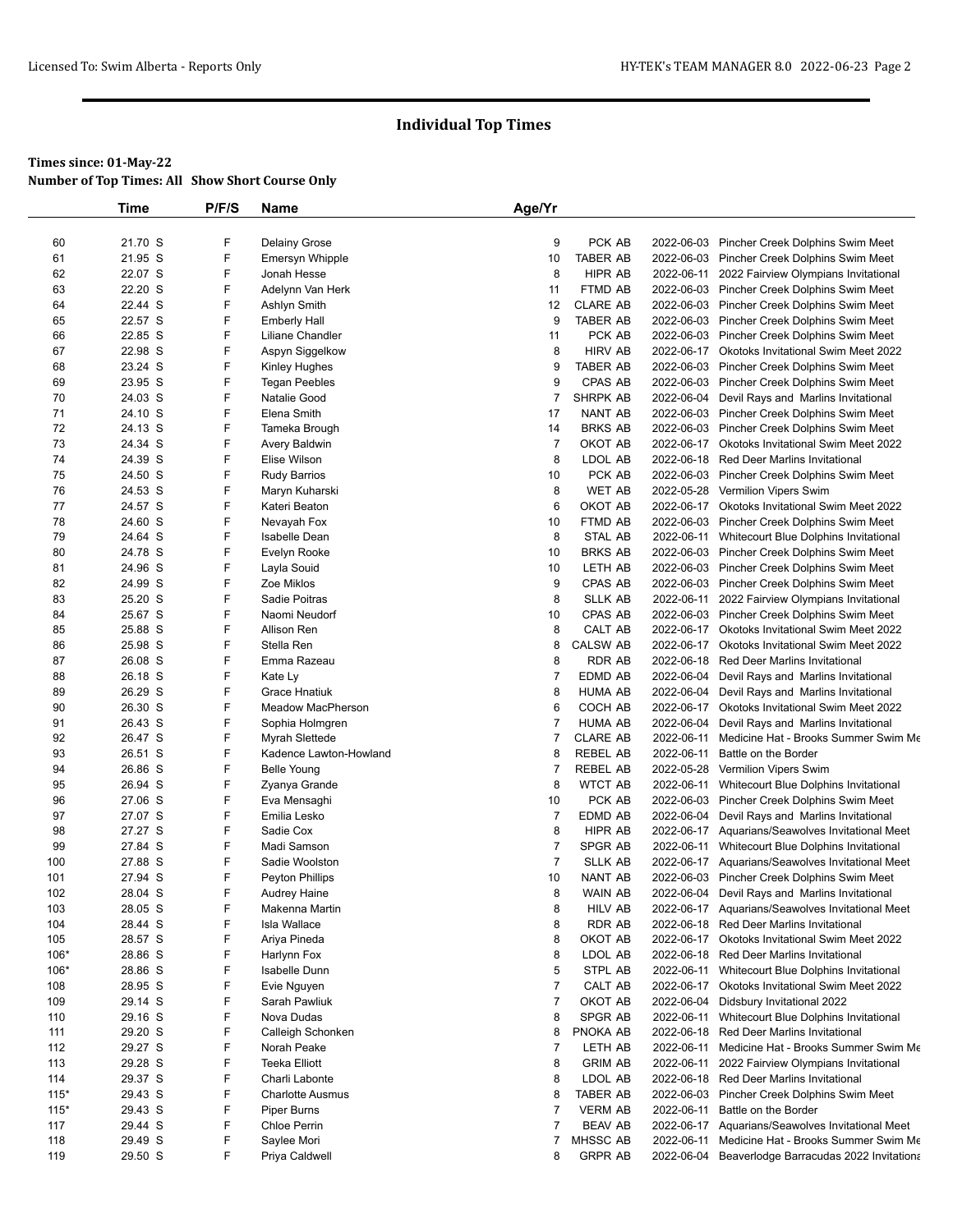# Individual Top Times

**Times since: 01-May-22**

**Number of Top Times: All Show Short Course Only**

| | Time | P/F/S | Name | Age/Yr | | | |
|---|---|---|---|---|---|---|---|
| 60 | 21.70 S | F | Delainy Grose | 9 | PCK AB | 2022-06-03 | Pincher Creek Dolphins Swim Meet |
| 61 | 21.95 S | F | Emersyn Whipple | 10 | TABER AB | 2022-06-03 | Pincher Creek Dolphins Swim Meet |
| 62 | 22.07 S | F | Jonah Hesse | 8 | HIPR AB | 2022-06-11 | 2022 Fairview Olympians Invitational |
| 63 | 22.20 S | F | Adelynn Van Herk | 11 | FTMD AB | 2022-06-03 | Pincher Creek Dolphins Swim Meet |
| 64 | 22.44 S | F | Ashlyn Smith | 12 | CLARE AB | 2022-06-03 | Pincher Creek Dolphins Swim Meet |
| 65 | 22.57 S | F | Emberly Hall | 9 | TABER AB | 2022-06-03 | Pincher Creek Dolphins Swim Meet |
| 66 | 22.85 S | F | Liliane Chandler | 11 | PCK AB | 2022-06-03 | Pincher Creek Dolphins Swim Meet |
| 67 | 22.98 S | F | Aspyn Siggelkow | 8 | HIRV AB | 2022-06-17 | Okotoks Invitational Swim Meet 2022 |
| 68 | 23.24 S | F | Kinley Hughes | 9 | TABER AB | 2022-06-03 | Pincher Creek Dolphins Swim Meet |
| 69 | 23.95 S | F | Tegan Peebles | 9 | CPAS AB | 2022-06-03 | Pincher Creek Dolphins Swim Meet |
| 70 | 24.03 S | F | Natalie Good | 7 | SHRPK AB | 2022-06-04 | Devil Rays and Marlins Invitational |
| 71 | 24.10 S | F | Elena Smith | 17 | NANT AB | 2022-06-03 | Pincher Creek Dolphins Swim Meet |
| 72 | 24.13 S | F | Tameka Brough | 14 | BRKS AB | 2022-06-03 | Pincher Creek Dolphins Swim Meet |
| 73 | 24.34 S | F | Avery Baldwin | 7 | OKOT AB | 2022-06-17 | Okotoks Invitational Swim Meet 2022 |
| 74 | 24.39 S | F | Elise Wilson | 8 | LDOL AB | 2022-06-18 | Red Deer Marlins Invitational |
| 75 | 24.50 S | F | Rudy Barrios | 10 | PCK AB | 2022-06-03 | Pincher Creek Dolphins Swim Meet |
| 76 | 24.53 S | F | Maryn Kuharski | 8 | WET AB | 2022-05-28 | Vermilion Vipers Swim |
| 77 | 24.57 S | F | Kateri Beaton | 6 | OKOT AB | 2022-06-17 | Okotoks Invitational Swim Meet 2022 |
| 78 | 24.60 S | F | Nevayah Fox | 10 | FTMD AB | 2022-06-03 | Pincher Creek Dolphins Swim Meet |
| 79 | 24.64 S | F | Isabelle Dean | 8 | STAL AB | 2022-06-11 | Whitecourt Blue Dolphins Invitational |
| 80 | 24.78 S | F | Evelyn Rooke | 10 | BRKS AB | 2022-06-03 | Pincher Creek Dolphins Swim Meet |
| 81 | 24.96 S | F | Layla Souid | 10 | LETH AB | 2022-06-03 | Pincher Creek Dolphins Swim Meet |
| 82 | 24.99 S | F | Zoe Miklos | 9 | CPAS AB | 2022-06-03 | Pincher Creek Dolphins Swim Meet |
| 83 | 25.20 S | F | Sadie Poitras | 8 | SLLK AB | 2022-06-11 | 2022 Fairview Olympians Invitational |
| 84 | 25.67 S | F | Naomi Neudorf | 10 | CPAS AB | 2022-06-03 | Pincher Creek Dolphins Swim Meet |
| 85 | 25.88 S | F | Allison Ren | 8 | CALT AB | 2022-06-17 | Okotoks Invitational Swim Meet 2022 |
| 86 | 25.98 S | F | Stella Ren | 8 | CALSW AB | 2022-06-17 | Okotoks Invitational Swim Meet 2022 |
| 87 | 26.08 S | F | Emma Razeau | 8 | RDR AB | 2022-06-18 | Red Deer Marlins Invitational |
| 88 | 26.18 S | F | Kate Ly | 7 | EDMD AB | 2022-06-04 | Devil Rays and Marlins Invitational |
| 89 | 26.29 S | F | Grace Hnatiuk | 8 | HUMA AB | 2022-06-04 | Devil Rays and Marlins Invitational |
| 90 | 26.30 S | F | Meadow MacPherson | 6 | COCH AB | 2022-06-17 | Okotoks Invitational Swim Meet 2022 |
| 91 | 26.43 S | F | Sophia Holmgren | 7 | HUMA AB | 2022-06-04 | Devil Rays and Marlins Invitational |
| 92 | 26.47 S | F | Myrah Slettede | 7 | CLARE AB | 2022-06-11 | Medicine Hat - Brooks Summer Swim Me |
| 93 | 26.51 S | F | Kadence Lawton-Howland | 8 | REBEL AB | 2022-06-11 | Battle on the Border |
| 94 | 26.86 S | F | Belle Young | 7 | REBEL AB | 2022-05-28 | Vermilion Vipers Swim |
| 95 | 26.94 S | F | Zyanya Grande | 8 | WTCT AB | 2022-06-11 | Whitecourt Blue Dolphins Invitational |
| 96 | 27.06 S | F | Eva Mensaghi | 10 | PCK AB | 2022-06-03 | Pincher Creek Dolphins Swim Meet |
| 97 | 27.07 S | F | Emilia Lesko | 7 | EDMD AB | 2022-06-04 | Devil Rays and Marlins Invitational |
| 98 | 27.27 S | F | Sadie Cox | 8 | HIPR AB | 2022-06-17 | Aquarians/Seawolves Invitational Meet |
| 99 | 27.84 S | F | Madi Samson | 7 | SPGR AB | 2022-06-11 | Whitecourt Blue Dolphins Invitational |
| 100 | 27.88 S | F | Sadie Woolston | 7 | SLLK AB | 2022-06-17 | Aquarians/Seawolves Invitational Meet |
| 101 | 27.94 S | F | Peyton Phillips | 10 | NANT AB | 2022-06-03 | Pincher Creek Dolphins Swim Meet |
| 102 | 28.04 S | F | Audrey Haine | 8 | WAIN AB | 2022-06-04 | Devil Rays and Marlins Invitational |
| 103 | 28.05 S | F | Makenna Martin | 8 | HILV AB | 2022-06-17 | Aquarians/Seawolves Invitational Meet |
| 104 | 28.44 S | F | Isla Wallace | 8 | RDR AB | 2022-06-18 | Red Deer Marlins Invitational |
| 105 | 28.57 S | F | Ariya Pineda | 8 | OKOT AB | 2022-06-17 | Okotoks Invitational Swim Meet 2022 |
| 106* | 28.86 S | F | Harlynn Fox | 8 | LDOL AB | 2022-06-18 | Red Deer Marlins Invitational |
| 106* | 28.86 S | F | Isabelle Dunn | 5 | STPL AB | 2022-06-11 | Whitecourt Blue Dolphins Invitational |
| 108 | 28.95 S | F | Evie Nguyen | 7 | CALT AB | 2022-06-17 | Okotoks Invitational Swim Meet 2022 |
| 109 | 29.14 S | F | Sarah Pawliuk | 7 | OKOT AB | 2022-06-04 | Didsbury Invitational 2022 |
| 110 | 29.16 S | F | Nova Dudas | 8 | SPGR AB | 2022-06-11 | Whitecourt Blue Dolphins Invitational |
| 111 | 29.20 S | F | Calleigh Schonken | 8 | PNOKA AB | 2022-06-18 | Red Deer Marlins Invitational |
| 112 | 29.27 S | F | Norah Peake | 7 | LETH AB | 2022-06-11 | Medicine Hat - Brooks Summer Swim Me |
| 113 | 29.28 S | F | Teeka Elliott | 8 | GRIM AB | 2022-06-11 | 2022 Fairview Olympians Invitational |
| 114 | 29.37 S | F | Charli Labonte | 8 | LDOL AB | 2022-06-18 | Red Deer Marlins Invitational |
| 115* | 29.43 S | F | Charlotte Ausmus | 8 | TABER AB | 2022-06-03 | Pincher Creek Dolphins Swim Meet |
| 115* | 29.43 S | F | Piper Burns | 7 | VERM AB | 2022-06-11 | Battle on the Border |
| 117 | 29.44 S | F | Chloe Perrin | 7 | BEAV AB | 2022-06-17 | Aquarians/Seawolves Invitational Meet |
| 118 | 29.49 S | F | Saylee Mori | 7 | MHSSC AB | 2022-06-11 | Medicine Hat - Brooks Summer Swim Me |
| 119 | 29.50 S | F | Priya Caldwell | 8 | GRPR AB | 2022-06-04 | Beaverlodge Barracudas 2022 Invitationa |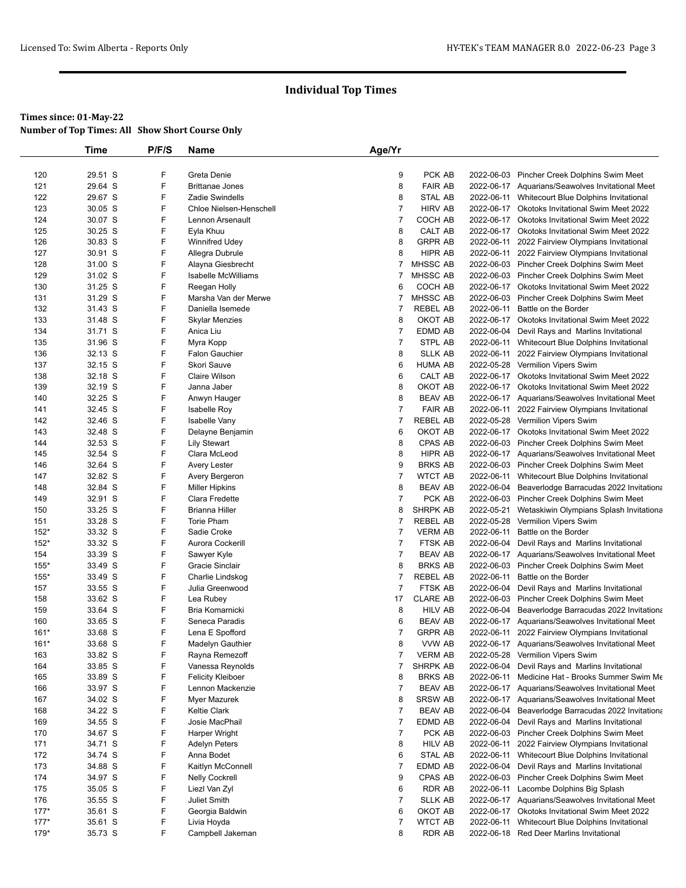## Individual Top Times

**Times since: 01-May-22**
**Number of Top Times: All  Show Short Course Only**

| | Time | P/F/S | Name | Age/Yr | | | |
|---|---|---|---|---|---|---|---|
| 120 | 29.51 S | F | Greta Denie | 9 | PCK AB | 2022-06-03 | Pincher Creek Dolphins Swim Meet |
| 121 | 29.64 S | F | Brittanae Jones | 8 | FAIR AB | 2022-06-17 | Aquarians/Seawolves Invitational Meet |
| 122 | 29.67 S | F | Zadie Swindells | 8 | STAL AB | 2022-06-11 | Whitecourt Blue Dolphins Invitational |
| 123 | 30.05 S | F | Chloe Nielsen-Henschell | 7 | HIRV AB | 2022-06-17 | Okotoks Invitational Swim Meet 2022 |
| 124 | 30.07 S | F | Lennon Arsenault | 7 | COCH AB | 2022-06-17 | Okotoks Invitational Swim Meet 2022 |
| 125 | 30.25 S | F | Eyla Khuu | 8 | CALT AB | 2022-06-17 | Okotoks Invitational Swim Meet 2022 |
| 126 | 30.83 S | F | Winnifred Udey | 8 | GRPR AB | 2022-06-11 | 2022 Fairview Olympians Invitational |
| 127 | 30.91 S | F | Allegra Dubrule | 8 | HIPR AB | 2022-06-11 | 2022 Fairview Olympians Invitational |
| 128 | 31.00 S | F | Alayna Giesbrecht | 7 | MHSSC AB | 2022-06-03 | Pincher Creek Dolphins Swim Meet |
| 129 | 31.02 S | F | Isabelle McWilliams | 7 | MHSSC AB | 2022-06-03 | Pincher Creek Dolphins Swim Meet |
| 130 | 31.25 S | F | Reegan Holly | 6 | COCH AB | 2022-06-17 | Okotoks Invitational Swim Meet 2022 |
| 131 | 31.29 S | F | Marsha Van der Merwe | 7 | MHSSC AB | 2022-06-03 | Pincher Creek Dolphins Swim Meet |
| 132 | 31.43 S | F | Daniella Isemede | 7 | REBEL AB | 2022-06-11 | Battle on the Border |
| 133 | 31.48 S | F | Skylar Menzies | 8 | OKOT AB | 2022-06-17 | Okotoks Invitational Swim Meet 2022 |
| 134 | 31.71 S | F | Anica Liu | 7 | EDMD AB | 2022-06-04 | Devil Rays and Marlins Invitational |
| 135 | 31.96 S | F | Myra Kopp | 7 | STPL AB | 2022-06-11 | Whitecourt Blue Dolphins Invitational |
| 136 | 32.13 S | F | Falon Gauchier | 8 | SLLK AB | 2022-06-11 | 2022 Fairview Olympians Invitational |
| 137 | 32.15 S | F | Skori Sauve | 6 | HUMA AB | 2022-05-28 | Vermilion Vipers Swim |
| 138 | 32.18 S | F | Claire Wilson | 6 | CALT AB | 2022-06-17 | Okotoks Invitational Swim Meet 2022 |
| 139 | 32.19 S | F | Janna Jaber | 8 | OKOT AB | 2022-06-17 | Okotoks Invitational Swim Meet 2022 |
| 140 | 32.25 S | F | Anwyn Hauger | 8 | BEAV AB | 2022-06-17 | Aquarians/Seawolves Invitational Meet |
| 141 | 32.45 S | F | Isabelle Roy | 7 | FAIR AB | 2022-06-11 | 2022 Fairview Olympians Invitational |
| 142 | 32.46 S | F | Isabelle Vany | 7 | REBEL AB | 2022-05-28 | Vermilion Vipers Swim |
| 143 | 32.48 S | F | Delayne Benjamin | 6 | OKOT AB | 2022-06-17 | Okotoks Invitational Swim Meet 2022 |
| 144 | 32.53 S | F | Lily Stewart | 8 | CPAS AB | 2022-06-03 | Pincher Creek Dolphins Swim Meet |
| 145 | 32.54 S | F | Clara McLeod | 8 | HIPR AB | 2022-06-17 | Aquarians/Seawolves Invitational Meet |
| 146 | 32.64 S | F | Avery Lester | 9 | BRKS AB | 2022-06-03 | Pincher Creek Dolphins Swim Meet |
| 147 | 32.82 S | F | Avery Bergeron | 7 | WTCT AB | 2022-06-11 | Whitecourt Blue Dolphins Invitational |
| 148 | 32.84 S | F | Miller Hipkins | 8 | BEAV AB | 2022-06-04 | Beaverlodge Barracudas 2022 Invitationa |
| 149 | 32.91 S | F | Clara Fredette | 7 | PCK AB | 2022-06-03 | Pincher Creek Dolphins Swim Meet |
| 150 | 33.25 S | F | Brianna Hiller | 8 | SHRPK AB | 2022-05-21 | Wetaskiwin Olympians Splash Invitationa |
| 151 | 33.28 S | F | Torie Pham | 7 | REBEL AB | 2022-05-28 | Vermilion Vipers Swim |
| 152* | 33.32 S | F | Sadie Croke | 7 | VERM AB | 2022-06-11 | Battle on the Border |
| 152* | 33.32 S | F | Aurora Cockerill | 7 | FTSK AB | 2022-06-04 | Devil Rays and Marlins Invitational |
| 154 | 33.39 S | F | Sawyer Kyle | 7 | BEAV AB | 2022-06-17 | Aquarians/Seawolves Invitational Meet |
| 155* | 33.49 S | F | Gracie Sinclair | 8 | BRKS AB | 2022-06-03 | Pincher Creek Dolphins Swim Meet |
| 155* | 33.49 S | F | Charlie Lindskog | 7 | REBEL AB | 2022-06-11 | Battle on the Border |
| 157 | 33.55 S | F | Julia Greenwood | 7 | FTSK AB | 2022-06-04 | Devil Rays and Marlins Invitational |
| 158 | 33.62 S | F | Lea Rubey | 17 | CLARE AB | 2022-06-03 | Pincher Creek Dolphins Swim Meet |
| 159 | 33.64 S | F | Bria Komarnicki | 8 | HILV AB | 2022-06-04 | Beaverlodge Barracudas 2022 Invitationa |
| 160 | 33.65 S | F | Seneca Paradis | 6 | BEAV AB | 2022-06-17 | Aquarians/Seawolves Invitational Meet |
| 161* | 33.68 S | F | Lena E Spofford | 7 | GRPR AB | 2022-06-11 | 2022 Fairview Olympians Invitational |
| 161* | 33.68 S | F | Madelyn Gauthier | 8 | VVW AB | 2022-06-17 | Aquarians/Seawolves Invitational Meet |
| 163 | 33.82 S | F | Rayna Remezoff | 7 | VERM AB | 2022-05-28 | Vermilion Vipers Swim |
| 164 | 33.85 S | F | Vanessa Reynolds | 7 | SHRPK AB | 2022-06-04 | Devil Rays and Marlins Invitational |
| 165 | 33.89 S | F | Felicity Kleiboer | 8 | BRKS AB | 2022-06-11 | Medicine Hat - Brooks Summer Swim Me |
| 166 | 33.97 S | F | Lennon Mackenzie | 7 | BEAV AB | 2022-06-17 | Aquarians/Seawolves Invitational Meet |
| 167 | 34.02 S | F | Myer Mazurek | 8 | SRSW AB | 2022-06-17 | Aquarians/Seawolves Invitational Meet |
| 168 | 34.22 S | F | Keltie Clark | 7 | BEAV AB | 2022-06-04 | Beaverlodge Barracudas 2022 Invitationa |
| 169 | 34.55 S | F | Josie MacPhail | 7 | EDMD AB | 2022-06-04 | Devil Rays and Marlins Invitational |
| 170 | 34.67 S | F | Harper Wright | 7 | PCK AB | 2022-06-03 | Pincher Creek Dolphins Swim Meet |
| 171 | 34.71 S | F | Adelyn Peters | 8 | HILV AB | 2022-06-11 | 2022 Fairview Olympians Invitational |
| 172 | 34.74 S | F | Anna Bodet | 6 | STAL AB | 2022-06-11 | Whitecourt Blue Dolphins Invitational |
| 173 | 34.88 S | F | Kaitlyn McConnell | 7 | EDMD AB | 2022-06-04 | Devil Rays and Marlins Invitational |
| 174 | 34.97 S | F | Nelly Cockrell | 9 | CPAS AB | 2022-06-03 | Pincher Creek Dolphins Swim Meet |
| 175 | 35.05 S | F | Liezl Van Zyl | 6 | RDR AB | 2022-06-11 | Lacombe Dolphins Big Splash |
| 176 | 35.55 S | F | Juliet Smith | 7 | SLLK AB | 2022-06-17 | Aquarians/Seawolves Invitational Meet |
| 177* | 35.61 S | F | Georgia Baldwin | 6 | OKOT AB | 2022-06-17 | Okotoks Invitational Swim Meet 2022 |
| 177* | 35.61 S | F | Livia Hoyda | 7 | WTCT AB | 2022-06-11 | Whitecourt Blue Dolphins Invitational |
| 179* | 35.73 S | F | Campbell Jakeman | 8 | RDR AB | 2022-06-18 | Red Deer Marlins Invitational |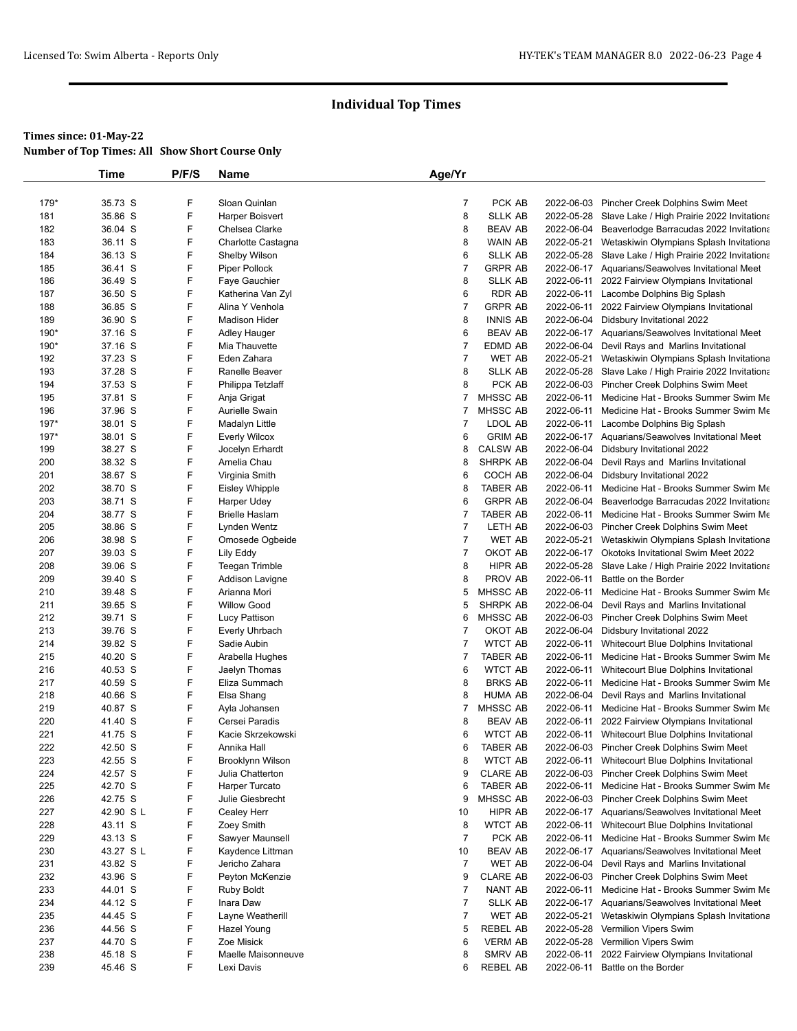# Individual Top Times

**Times since: 01-May-22**

**Number of Top Times: All Show Short Course Only**

| | Time | P/F/S | Name | Age/Yr | | | |
|---|---|---|---|---|---|---|---|
| 179* | 35.73 S | F | Sloan Quinlan | 7 | PCK AB | 2022-06-03 | Pincher Creek Dolphins Swim Meet |
| 181 | 35.86 S | F | Harper Boisvert | 8 | SLLK AB | 2022-05-28 | Slave Lake / High Prairie 2022 Invitationa |
| 182 | 36.04 S | F | Chelsea Clarke | 8 | BEAV AB | 2022-06-04 | Beaverlodge Barracudas 2022 Invitationa |
| 183 | 36.11 S | F | Charlotte Castagna | 8 | WAIN AB | 2022-05-21 | Wetaskiwin Olympians Splash Invitationa |
| 184 | 36.13 S | F | Shelby Wilson | 6 | SLLK AB | 2022-05-28 | Slave Lake / High Prairie 2022 Invitationa |
| 185 | 36.41 S | F | Piper Pollock | 7 | GRPR AB | 2022-06-17 | Aquarians/Seawolves Invitational Meet |
| 186 | 36.49 S | F | Faye Gauchier | 8 | SLLK AB | 2022-06-11 | 2022 Fairview Olympians Invitational |
| 187 | 36.50 S | F | Katherina Van Zyl | 6 | RDR AB | 2022-06-11 | Lacombe Dolphins Big Splash |
| 188 | 36.85 S | F | Alina Y Venhola | 7 | GRPR AB | 2022-06-11 | 2022 Fairview Olympians Invitational |
| 189 | 36.90 S | F | Madison Hider | 8 | INNIS AB | 2022-06-04 | Didsbury Invitational 2022 |
| 190* | 37.16 S | F | Adley Hauger | 6 | BEAV AB | 2022-06-17 | Aquarians/Seawolves Invitational Meet |
| 190* | 37.16 S | F | Mia Thauvette | 7 | EDMD AB | 2022-06-04 | Devil Rays and Marlins Invitational |
| 192 | 37.23 S | F | Eden Zahara | 7 | WET AB | 2022-05-21 | Wetaskiwin Olympians Splash Invitationa |
| 193 | 37.28 S | F | Ranelle Beaver | 8 | SLLK AB | 2022-05-28 | Slave Lake / High Prairie 2022 Invitationa |
| 194 | 37.53 S | F | Philippa Tetzlaff | 8 | PCK AB | 2022-06-03 | Pincher Creek Dolphins Swim Meet |
| 195 | 37.81 S | F | Anja Grigat | 7 | MHSSC AB | 2022-06-11 | Medicine Hat - Brooks Summer Swim Me |
| 196 | 37.96 S | F | Aurielle Swain | 7 | MHSSC AB | 2022-06-11 | Medicine Hat - Brooks Summer Swim Me |
| 197* | 38.01 S | F | Madalyn Little | 7 | LDOL AB | 2022-06-11 | Lacombe Dolphins Big Splash |
| 197* | 38.01 S | F | Everly Wilcox | 6 | GRIM AB | 2022-06-17 | Aquarians/Seawolves Invitational Meet |
| 199 | 38.27 S | F | Jocelyn Erhardt | 8 | CALSW AB | 2022-06-04 | Didsbury Invitational 2022 |
| 200 | 38.32 S | F | Amelia Chau | 8 | SHRPK AB | 2022-06-04 | Devil Rays and Marlins Invitational |
| 201 | 38.67 S | F | Virginia Smith | 6 | COCH AB | 2022-06-04 | Didsbury Invitational 2022 |
| 202 | 38.70 S | F | Eisley Whipple | 8 | TABER AB | 2022-06-11 | Medicine Hat - Brooks Summer Swim Me |
| 203 | 38.71 S | F | Harper Udey | 6 | GRPR AB | 2022-06-04 | Beaverlodge Barracudas 2022 Invitationa |
| 204 | 38.77 S | F | Brielle Haslam | 7 | TABER AB | 2022-06-11 | Medicine Hat - Brooks Summer Swim Me |
| 205 | 38.86 S | F | Lynden Wentz | 7 | LETH AB | 2022-06-03 | Pincher Creek Dolphins Swim Meet |
| 206 | 38.98 S | F | Omosede Ogbeide | 7 | WET AB | 2022-05-21 | Wetaskiwin Olympians Splash Invitationa |
| 207 | 39.03 S | F | Lily Eddy | 7 | OKOT AB | 2022-06-17 | Okotoks Invitational Swim Meet 2022 |
| 208 | 39.06 S | F | Teegan Trimble | 8 | HIPR AB | 2022-05-28 | Slave Lake / High Prairie 2022 Invitationa |
| 209 | 39.40 S | F | Addison Lavigne | 8 | PROV AB | 2022-06-11 | Battle on the Border |
| 210 | 39.48 S | F | Arianna Mori | 5 | MHSSC AB | 2022-06-11 | Medicine Hat - Brooks Summer Swim Me |
| 211 | 39.65 S | F | Willow Good | 5 | SHRPK AB | 2022-06-04 | Devil Rays and Marlins Invitational |
| 212 | 39.71 S | F | Lucy Pattison | 6 | MHSSC AB | 2022-06-03 | Pincher Creek Dolphins Swim Meet |
| 213 | 39.76 S | F | Everly Uhrbach | 7 | OKOT AB | 2022-06-04 | Didsbury Invitational 2022 |
| 214 | 39.82 S | F | Sadie Aubin | 7 | WTCT AB | 2022-06-11 | Whitecourt Blue Dolphins Invitational |
| 215 | 40.20 S | F | Arabella Hughes | 7 | TABER AB | 2022-06-11 | Medicine Hat - Brooks Summer Swim Me |
| 216 | 40.53 S | F | Jaelyn Thomas | 6 | WTCT AB | 2022-06-11 | Whitecourt Blue Dolphins Invitational |
| 217 | 40.59 S | F | Eliza Summach | 8 | BRKS AB | 2022-06-11 | Medicine Hat - Brooks Summer Swim Me |
| 218 | 40.66 S | F | Elsa Shang | 8 | HUMA AB | 2022-06-04 | Devil Rays and Marlins Invitational |
| 219 | 40.87 S | F | Ayla Johansen | 7 | MHSSC AB | 2022-06-11 | Medicine Hat - Brooks Summer Swim Me |
| 220 | 41.40 S | F | Cersei Paradis | 8 | BEAV AB | 2022-06-11 | 2022 Fairview Olympians Invitational |
| 221 | 41.75 S | F | Kacie Skrzekowski | 6 | WTCT AB | 2022-06-11 | Whitecourt Blue Dolphins Invitational |
| 222 | 42.50 S | F | Annika Hall | 6 | TABER AB | 2022-06-03 | Pincher Creek Dolphins Swim Meet |
| 223 | 42.55 S | F | Brooklynn Wilson | 8 | WTCT AB | 2022-06-11 | Whitecourt Blue Dolphins Invitational |
| 224 | 42.57 S | F | Julia Chatterton | 9 | CLARE AB | 2022-06-03 | Pincher Creek Dolphins Swim Meet |
| 225 | 42.70 S | F | Harper Turcato | 6 | TABER AB | 2022-06-11 | Medicine Hat - Brooks Summer Swim Me |
| 226 | 42.75 S | F | Julie Giesbrecht | 9 | MHSSC AB | 2022-06-03 | Pincher Creek Dolphins Swim Meet |
| 227 | 42.90 S L | F | Cealey Herr | 10 | HIPR AB | 2022-06-17 | Aquarians/Seawolves Invitational Meet |
| 228 | 43.11 S | F | Zoey Smith | 8 | WTCT AB | 2022-06-11 | Whitecourt Blue Dolphins Invitational |
| 229 | 43.13 S | F | Sawyer Maunsell | 7 | PCK AB | 2022-06-11 | Medicine Hat - Brooks Summer Swim Me |
| 230 | 43.27 S L | F | Kaydence Littman | 10 | BEAV AB | 2022-06-17 | Aquarians/Seawolves Invitational Meet |
| 231 | 43.82 S | F | Jericho Zahara | 7 | WET AB | 2022-06-04 | Devil Rays and Marlins Invitational |
| 232 | 43.96 S | F | Peyton McKenzie | 9 | CLARE AB | 2022-06-03 | Pincher Creek Dolphins Swim Meet |
| 233 | 44.01 S | F | Ruby Boldt | 7 | NANT AB | 2022-06-11 | Medicine Hat - Brooks Summer Swim Me |
| 234 | 44.12 S | F | Inara Daw | 7 | SLLK AB | 2022-06-17 | Aquarians/Seawolves Invitational Meet |
| 235 | 44.45 S | F | Layne Weatherill | 7 | WET AB | 2022-05-21 | Wetaskiwin Olympians Splash Invitationa |
| 236 | 44.56 S | F | Hazel Young | 5 | REBEL AB | 2022-05-28 | Vermilion Vipers Swim |
| 237 | 44.70 S | F | Zoe Misick | 6 | VERM AB | 2022-05-28 | Vermilion Vipers Swim |
| 238 | 45.18 S | F | Maelle Maisonneuve | 8 | SMRV AB | 2022-06-11 | 2022 Fairview Olympians Invitational |
| 239 | 45.46 S | F | Lexi Davis | 6 | REBEL AB | 2022-06-11 | Battle on the Border |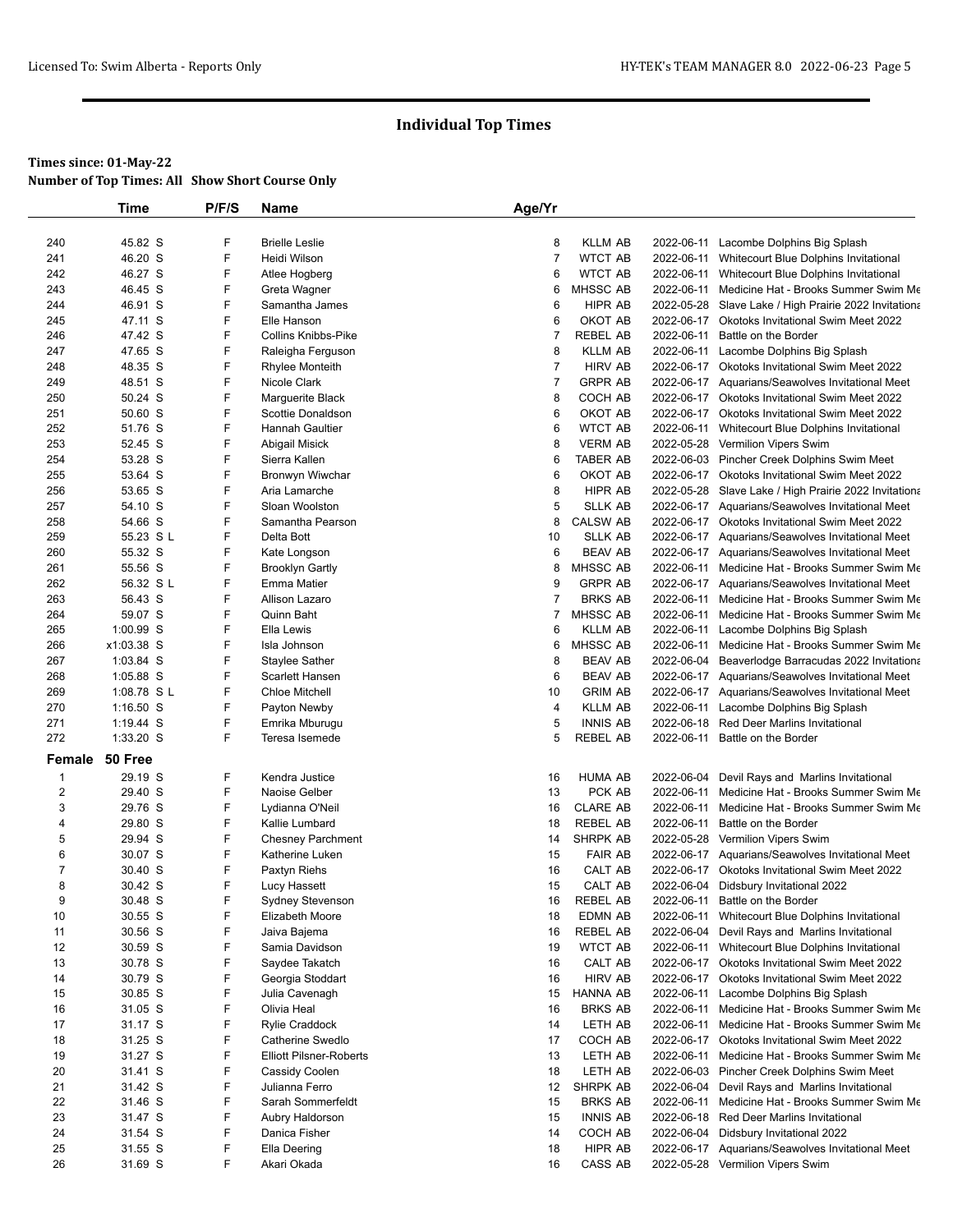# Individual Top Times

**Times since: 01-May-22**
**Number of Top Times: All Show Short Course Only**

| | Time | P/F/S | Name | Age/Yr | | | |
|---|---|---|---|---|---|---|---|
| 240 | 45.82 S | F | Brielle Leslie | 8 | KLLM AB | 2022-06-11 | Lacombe Dolphins Big Splash |
| 241 | 46.20 S | F | Heidi Wilson | 7 | WTCT AB | 2022-06-11 | Whitecourt Blue Dolphins Invitational |
| 242 | 46.27 S | F | Atlee Hogberg | 6 | WTCT AB | 2022-06-11 | Whitecourt Blue Dolphins Invitational |
| 243 | 46.45 S | F | Greta Wagner | 6 | MHSSC AB | 2022-06-11 | Medicine Hat - Brooks Summer Swim Me |
| 244 | 46.91 S | F | Samantha James | 6 | HIPR AB | 2022-05-28 | Slave Lake / High Prairie 2022 Invitationa |
| 245 | 47.11 S | F | Elle Hanson | 6 | OKOT AB | 2022-06-17 | Okotoks Invitational Swim Meet 2022 |
| 246 | 47.42 S | F | Collins Knibbs-Pike | 7 | REBEL AB | 2022-06-11 | Battle on the Border |
| 247 | 47.65 S | F | Raleigha Ferguson | 8 | KLLM AB | 2022-06-11 | Lacombe Dolphins Big Splash |
| 248 | 48.35 S | F | Rhylee Monteith | 7 | HIRV AB | 2022-06-17 | Okotoks Invitational Swim Meet 2022 |
| 249 | 48.51 S | F | Nicole Clark | 7 | GRPR AB | 2022-06-17 | Aquarians/Seawolves Invitational Meet |
| 250 | 50.24 S | F | Marguerite Black | 8 | COCH AB | 2022-06-17 | Okotoks Invitational Swim Meet 2022 |
| 251 | 50.60 S | F | Scottie Donaldson | 6 | OKOT AB | 2022-06-17 | Okotoks Invitational Swim Meet 2022 |
| 252 | 51.76 S | F | Hannah Gaultier | 6 | WTCT AB | 2022-06-11 | Whitecourt Blue Dolphins Invitational |
| 253 | 52.45 S | F | Abigail Misick | 8 | VERM AB | 2022-05-28 | Vermilion Vipers Swim |
| 254 | 53.28 S | F | Sierra Kallen | 6 | TABER AB | 2022-06-03 | Pincher Creek Dolphins Swim Meet |
| 255 | 53.64 S | F | Bronwyn Wiwchar | 6 | OKOT AB | 2022-06-17 | Okotoks Invitational Swim Meet 2022 |
| 256 | 53.65 S | F | Aria Lamarche | 8 | HIPR AB | 2022-05-28 | Slave Lake / High Prairie 2022 Invitationa |
| 257 | 54.10 S | F | Sloan Woolston | 5 | SLLK AB | 2022-06-17 | Aquarians/Seawolves Invitational Meet |
| 258 | 54.66 S | F | Samantha Pearson | 8 | CALSW AB | 2022-06-17 | Okotoks Invitational Swim Meet 2022 |
| 259 | 55.23 S L | F | Delta Bott | 10 | SLLK AB | 2022-06-17 | Aquarians/Seawolves Invitational Meet |
| 260 | 55.32 S | F | Kate Longson | 6 | BEAV AB | 2022-06-17 | Aquarians/Seawolves Invitational Meet |
| 261 | 55.56 S | F | Brooklyn Gartly | 8 | MHSSC AB | 2022-06-11 | Medicine Hat - Brooks Summer Swim Me |
| 262 | 56.32 S L | F | Emma Matier | 9 | GRPR AB | 2022-06-17 | Aquarians/Seawolves Invitational Meet |
| 263 | 56.43 S | F | Allison Lazaro | 7 | BRKS AB | 2022-06-11 | Medicine Hat - Brooks Summer Swim Me |
| 264 | 59.07 S | F | Quinn Baht | 7 | MHSSC AB | 2022-06-11 | Medicine Hat - Brooks Summer Swim Me |
| 265 | 1:00.99 S | F | Ella Lewis | 6 | KLLM AB | 2022-06-11 | Lacombe Dolphins Big Splash |
| 266 | x1:03.38 S | F | Isla Johnson | 6 | MHSSC AB | 2022-06-11 | Medicine Hat - Brooks Summer Swim Me |
| 267 | 1:03.84 S | F | Staylee Sather | 8 | BEAV AB | 2022-06-04 | Beaverlodge Barracudas 2022 Invitationa |
| 268 | 1:05.88 S | F | Scarlett Hansen | 6 | BEAV AB | 2022-06-17 | Aquarians/Seawolves Invitational Meet |
| 269 | 1:08.78 S L | F | Chloe Mitchell | 10 | GRIM AB | 2022-06-17 | Aquarians/Seawolves Invitational Meet |
| 270 | 1:16.50 S | F | Payton Newby | 4 | KLLM AB | 2022-06-11 | Lacombe Dolphins Big Splash |
| 271 | 1:19.44 S | F | Emrika Mburugu | 5 | INNIS AB | 2022-06-18 | Red Deer Marlins Invitational |
| 272 | 1:33.20 S | F | Teresa Isemede | 5 | REBEL AB | 2022-06-11 | Battle on the Border |

**Female 50 Free**

| | Time | P/F/S | Name | Age/Yr | | | |
|---|---|---|---|---|---|---|---|
| 1 | 29.19 S | F | Kendra Justice | 16 | HUMA AB | 2022-06-04 | Devil Rays and Marlins Invitational |
| 2 | 29.40 S | F | Naoise Gelber | 13 | PCK AB | 2022-06-11 | Medicine Hat - Brooks Summer Swim Me |
| 3 | 29.76 S | F | Lydianna O'Neil | 16 | CLARE AB | 2022-06-11 | Medicine Hat - Brooks Summer Swim Me |
| 4 | 29.80 S | F | Kallie Lumbard | 18 | REBEL AB | 2022-06-11 | Battle on the Border |
| 5 | 29.94 S | F | Chesney Parchment | 14 | SHRPK AB | 2022-05-28 | Vermilion Vipers Swim |
| 6 | 30.07 S | F | Katherine Luken | 15 | FAIR AB | 2022-06-17 | Aquarians/Seawolves Invitational Meet |
| 7 | 30.40 S | F | Paxtyn Riehs | 16 | CALT AB | 2022-06-17 | Okotoks Invitational Swim Meet 2022 |
| 8 | 30.42 S | F | Lucy Hassett | 15 | CALT AB | 2022-06-04 | Didsbury Invitational 2022 |
| 9 | 30.48 S | F | Sydney Stevenson | 16 | REBEL AB | 2022-06-11 | Battle on the Border |
| 10 | 30.55 S | F | Elizabeth Moore | 18 | EDMN AB | 2022-06-11 | Whitecourt Blue Dolphins Invitational |
| 11 | 30.56 S | F | Jaiva Bajema | 16 | REBEL AB | 2022-06-04 | Devil Rays and Marlins Invitational |
| 12 | 30.59 S | F | Samia Davidson | 19 | WTCT AB | 2022-06-11 | Whitecourt Blue Dolphins Invitational |
| 13 | 30.78 S | F | Saydee Takatch | 16 | CALT AB | 2022-06-17 | Okotoks Invitational Swim Meet 2022 |
| 14 | 30.79 S | F | Georgia Stoddart | 16 | HIRV AB | 2022-06-17 | Okotoks Invitational Swim Meet 2022 |
| 15 | 30.85 S | F | Julia Cavenagh | 15 | HANNA AB | 2022-06-11 | Lacombe Dolphins Big Splash |
| 16 | 31.05 S | F | Olivia Heal | 16 | BRKS AB | 2022-06-11 | Medicine Hat - Brooks Summer Swim Me |
| 17 | 31.17 S | F | Rylie Craddock | 14 | LETH AB | 2022-06-11 | Medicine Hat - Brooks Summer Swim Me |
| 18 | 31.25 S | F | Catherine Swedlo | 17 | COCH AB | 2022-06-17 | Okotoks Invitational Swim Meet 2022 |
| 19 | 31.27 S | F | Elliott Pilsner-Roberts | 13 | LETH AB | 2022-06-11 | Medicine Hat - Brooks Summer Swim Me |
| 20 | 31.41 S | F | Cassidy Coolen | 18 | LETH AB | 2022-06-03 | Pincher Creek Dolphins Swim Meet |
| 21 | 31.42 S | F | Julianna Ferro | 12 | SHRPK AB | 2022-06-04 | Devil Rays and Marlins Invitational |
| 22 | 31.46 S | F | Sarah Sommerfeldt | 15 | BRKS AB | 2022-06-11 | Medicine Hat - Brooks Summer Swim Me |
| 23 | 31.47 S | F | Aubry Haldorson | 15 | INNIS AB | 2022-06-18 | Red Deer Marlins Invitational |
| 24 | 31.54 S | F | Danica Fisher | 14 | COCH AB | 2022-06-04 | Didsbury Invitational 2022 |
| 25 | 31.55 S | F | Ella Deering | 18 | HIPR AB | 2022-06-17 | Aquarians/Seawolves Invitational Meet |
| 26 | 31.69 S | F | Akari Okada | 16 | CASS AB | 2022-05-28 | Vermilion Vipers Swim |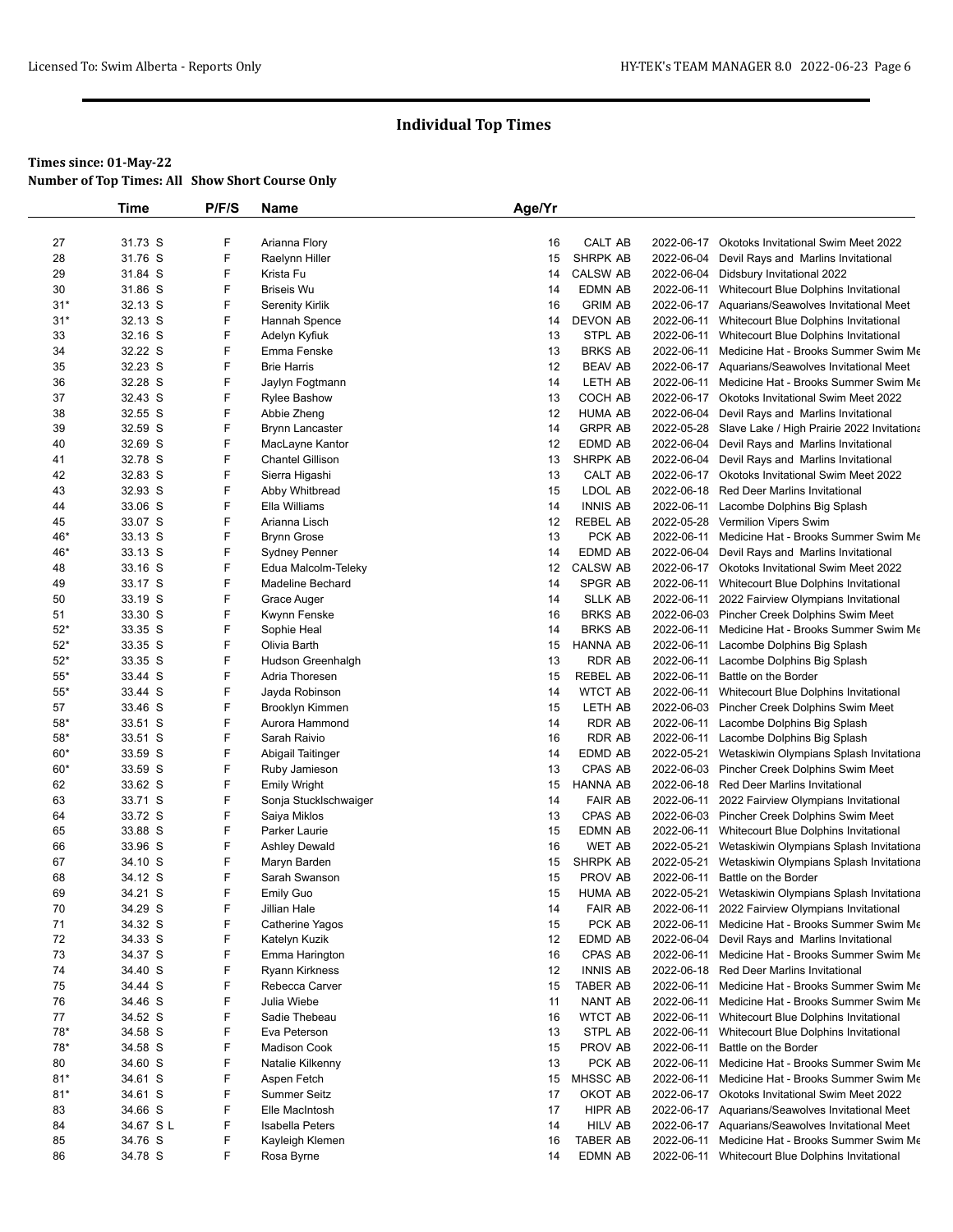# Individual Top Times

**Times since: 01-May-22**

**Number of Top Times: All Show Short Course Only**

| | Time | P/F/S | Name | Age/Yr | | | |
|---|---|---|---|---|---|---|---|
| 27 | 31.73 S | F | Arianna Flory | 16 | CALT AB | 2022-06-17 | Okotoks Invitational Swim Meet 2022 |
| 28 | 31.76 S | F | Raelynn Hiller | 15 | SHRPK AB | 2022-06-04 | Devil Rays and Marlins Invitational |
| 29 | 31.84 S | F | Krista Fu | 14 | CALSW AB | 2022-06-04 | Didsbury Invitational 2022 |
| 30 | 31.86 S | F | Briseis Wu | 14 | EDMN AB | 2022-06-11 | Whitecourt Blue Dolphins Invitational |
| 31* | 32.13 S | F | Serenity Kirlik | 16 | GRIM AB | 2022-06-17 | Aquarians/Seawolves Invitational Meet |
| 31* | 32.13 S | F | Hannah Spence | 14 | DEVON AB | 2022-06-11 | Whitecourt Blue Dolphins Invitational |
| 33 | 32.16 S | F | Adelyn Kyfiuk | 13 | STPL AB | 2022-06-11 | Whitecourt Blue Dolphins Invitational |
| 34 | 32.22 S | F | Emma Fenske | 13 | BRKS AB | 2022-06-11 | Medicine Hat - Brooks Summer Swim Me |
| 35 | 32.23 S | F | Brie Harris | 12 | BEAV AB | 2022-06-17 | Aquarians/Seawolves Invitational Meet |
| 36 | 32.28 S | F | Jaylyn Fogtmann | 14 | LETH AB | 2022-06-11 | Medicine Hat - Brooks Summer Swim Me |
| 37 | 32.43 S | F | Rylee Bashow | 13 | COCH AB | 2022-06-17 | Okotoks Invitational Swim Meet 2022 |
| 38 | 32.55 S | F | Abbie Zheng | 12 | HUMA AB | 2022-06-04 | Devil Rays and Marlins Invitational |
| 39 | 32.59 S | F | Brynn Lancaster | 14 | GRPR AB | 2022-05-28 | Slave Lake / High Prairie 2022 Invitationa |
| 40 | 32.69 S | F | MacLayne Kantor | 12 | EDMD AB | 2022-06-04 | Devil Rays and Marlins Invitational |
| 41 | 32.78 S | F | Chantel Gillison | 13 | SHRPK AB | 2022-06-04 | Devil Rays and Marlins Invitational |
| 42 | 32.83 S | F | Sierra Higashi | 13 | CALT AB | 2022-06-17 | Okotoks Invitational Swim Meet 2022 |
| 43 | 32.93 S | F | Abby Whitbread | 15 | LDOL AB | 2022-06-18 | Red Deer Marlins Invitational |
| 44 | 33.06 S | F | Ella Williams | 14 | INNIS AB | 2022-06-11 | Lacombe Dolphins Big Splash |
| 45 | 33.07 S | F | Arianna Lisch | 12 | REBEL AB | 2022-05-28 | Vermilion Vipers Swim |
| 46* | 33.13 S | F | Brynn Grose | 13 | PCK AB | 2022-06-11 | Medicine Hat - Brooks Summer Swim Me |
| 46* | 33.13 S | F | Sydney Penner | 14 | EDMD AB | 2022-06-04 | Devil Rays and Marlins Invitational |
| 48 | 33.16 S | F | Edua Malcolm-Teleky | 12 | CALSW AB | 2022-06-17 | Okotoks Invitational Swim Meet 2022 |
| 49 | 33.17 S | F | Madeline Bechard | 14 | SPGR AB | 2022-06-11 | Whitecourt Blue Dolphins Invitational |
| 50 | 33.19 S | F | Grace Auger | 14 | SLLK AB | 2022-06-11 | 2022 Fairview Olympians Invitational |
| 51 | 33.30 S | F | Kwynn Fenske | 16 | BRKS AB | 2022-06-03 | Pincher Creek Dolphins Swim Meet |
| 52* | 33.35 S | F | Sophie Heal | 14 | BRKS AB | 2022-06-11 | Medicine Hat - Brooks Summer Swim Me |
| 52* | 33.35 S | F | Olivia Barth | 15 | HANNA AB | 2022-06-11 | Lacombe Dolphins Big Splash |
| 52* | 33.35 S | F | Hudson Greenhalgh | 13 | RDR AB | 2022-06-11 | Lacombe Dolphins Big Splash |
| 55* | 33.44 S | F | Adria Thoresen | 15 | REBEL AB | 2022-06-11 | Battle on the Border |
| 55* | 33.44 S | F | Jayda Robinson | 14 | WTCT AB | 2022-06-11 | Whitecourt Blue Dolphins Invitational |
| 57 | 33.46 S | F | Brooklyn Kimmen | 15 | LETH AB | 2022-06-03 | Pincher Creek Dolphins Swim Meet |
| 58* | 33.51 S | F | Aurora Hammond | 14 | RDR AB | 2022-06-11 | Lacombe Dolphins Big Splash |
| 58* | 33.51 S | F | Sarah Raivio | 16 | RDR AB | 2022-06-11 | Lacombe Dolphins Big Splash |
| 60* | 33.59 S | F | Abigail Taitinger | 14 | EDMD AB | 2022-05-21 | Wetaskiwin Olympians Splash Invitationa |
| 60* | 33.59 S | F | Ruby Jamieson | 13 | CPAS AB | 2022-06-03 | Pincher Creek Dolphins Swim Meet |
| 62 | 33.62 S | F | Emily Wright | 15 | HANNA AB | 2022-06-18 | Red Deer Marlins Invitational |
| 63 | 33.71 S | F | Sonja Stucklschwaiger | 14 | FAIR AB | 2022-06-11 | 2022 Fairview Olympians Invitational |
| 64 | 33.72 S | F | Saiya Miklos | 13 | CPAS AB | 2022-06-03 | Pincher Creek Dolphins Swim Meet |
| 65 | 33.88 S | F | Parker Laurie | 15 | EDMN AB | 2022-06-11 | Whitecourt Blue Dolphins Invitational |
| 66 | 33.96 S | F | Ashley Dewald | 16 | WET AB | 2022-05-21 | Wetaskiwin Olympians Splash Invitationa |
| 67 | 34.10 S | F | Maryn Barden | 15 | SHRPK AB | 2022-05-21 | Wetaskiwin Olympians Splash Invitationa |
| 68 | 34.12 S | F | Sarah Swanson | 15 | PROV AB | 2022-06-11 | Battle on the Border |
| 69 | 34.21 S | F | Emily Guo | 15 | HUMA AB | 2022-05-21 | Wetaskiwin Olympians Splash Invitationa |
| 70 | 34.29 S | F | Jillian Hale | 14 | FAIR AB | 2022-06-11 | 2022 Fairview Olympians Invitational |
| 71 | 34.32 S | F | Catherine Yagos | 15 | PCK AB | 2022-06-11 | Medicine Hat - Brooks Summer Swim Me |
| 72 | 34.33 S | F | Katelyn Kuzik | 12 | EDMD AB | 2022-06-04 | Devil Rays and Marlins Invitational |
| 73 | 34.37 S | F | Emma Harington | 16 | CPAS AB | 2022-06-11 | Medicine Hat - Brooks Summer Swim Me |
| 74 | 34.40 S | F | Ryann Kirkness | 12 | INNIS AB | 2022-06-18 | Red Deer Marlins Invitational |
| 75 | 34.44 S | F | Rebecca Carver | 15 | TABER AB | 2022-06-11 | Medicine Hat - Brooks Summer Swim Me |
| 76 | 34.46 S | F | Julia Wiebe | 11 | NANT AB | 2022-06-11 | Medicine Hat - Brooks Summer Swim Me |
| 77 | 34.52 S | F | Sadie Thebeau | 16 | WTCT AB | 2022-06-11 | Whitecourt Blue Dolphins Invitational |
| 78* | 34.58 S | F | Eva Peterson | 13 | STPL AB | 2022-06-11 | Whitecourt Blue Dolphins Invitational |
| 78* | 34.58 S | F | Madison Cook | 15 | PROV AB | 2022-06-11 | Battle on the Border |
| 80 | 34.60 S | F | Natalie Kilkenny | 13 | PCK AB | 2022-06-11 | Medicine Hat - Brooks Summer Swim Me |
| 81* | 34.61 S | F | Aspen Fetch | 15 | MHSSC AB | 2022-06-11 | Medicine Hat - Brooks Summer Swim Me |
| 81* | 34.61 S | F | Summer Seitz | 17 | OKOT AB | 2022-06-17 | Okotoks Invitational Swim Meet 2022 |
| 83 | 34.66 S | F | Elle MacIntosh | 17 | HIPR AB | 2022-06-17 | Aquarians/Seawolves Invitational Meet |
| 84 | 34.67 S L | F | Isabella Peters | 14 | HILV AB | 2022-06-17 | Aquarians/Seawolves Invitational Meet |
| 85 | 34.76 S | F | Kayleigh Klemen | 16 | TABER AB | 2022-06-11 | Medicine Hat - Brooks Summer Swim Me |
| 86 | 34.78 S | F | Rosa Byrne | 14 | EDMN AB | 2022-06-11 | Whitecourt Blue Dolphins Invitational |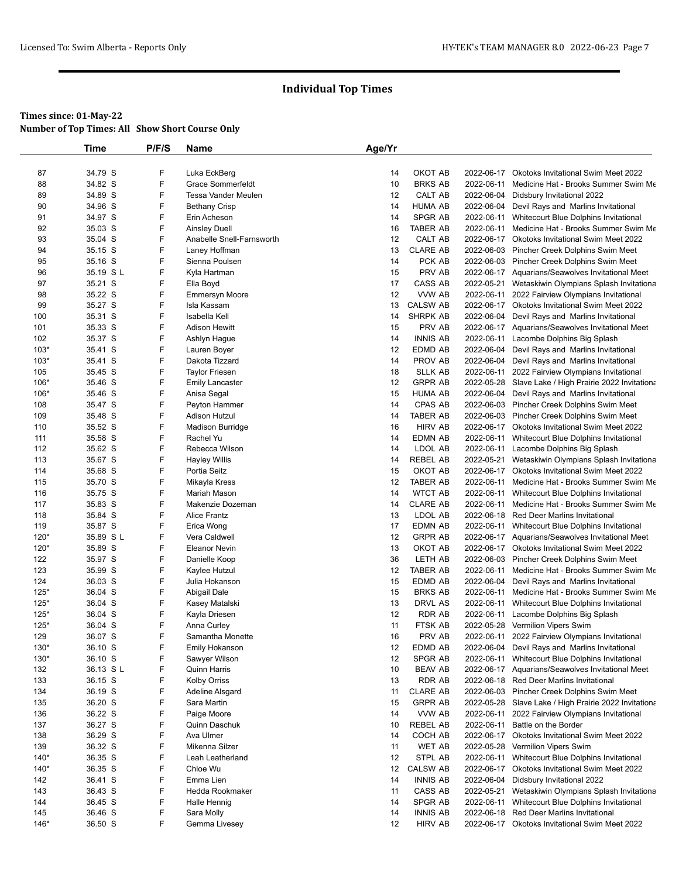## Individual Top Times

**Times since: 01-May-22**

**Number of Top Times: All Show Short Course Only**

| | Time | P/F/S | Name | Age/Yr | | | |
|---|---|---|---|---|---|---|---|
| 87 | 34.79 S | F | Luka EckBerg | 14 | OKOT AB | 2022-06-17 | Okotoks Invitational Swim Meet 2022 |
| 88 | 34.82 S | F | Grace Sommerfeldt | 10 | BRKS AB | 2022-06-11 | Medicine Hat - Brooks Summer Swim Me |
| 89 | 34.89 S | F | Tessa Vander Meulen | 12 | CALT AB | 2022-06-04 | Didsbury Invitational 2022 |
| 90 | 34.96 S | F | Bethany Crisp | 14 | HUMA AB | 2022-06-04 | Devil Rays and Marlins Invitational |
| 91 | 34.97 S | F | Erin Acheson | 14 | SPGR AB | 2022-06-11 | Whitecourt Blue Dolphins Invitational |
| 92 | 35.03 S | F | Ainsley Duell | 16 | TABER AB | 2022-06-11 | Medicine Hat - Brooks Summer Swim Me |
| 93 | 35.04 S | F | Anabelle Snell-Farnsworth | 12 | CALT AB | 2022-06-17 | Okotoks Invitational Swim Meet 2022 |
| 94 | 35.15 S | F | Laney Hoffman | 13 | CLARE AB | 2022-06-03 | Pincher Creek Dolphins Swim Meet |
| 95 | 35.16 S | F | Sienna Poulsen | 14 | PCK AB | 2022-06-03 | Pincher Creek Dolphins Swim Meet |
| 96 | 35.19 S L | F | Kyla Hartman | 15 | PRV AB | 2022-06-17 | Aquarians/Seawolves Invitational Meet |
| 97 | 35.21 S | F | Ella Boyd | 17 | CASS AB | 2022-05-21 | Wetaskiwin Olympians Splash Invitationa |
| 98 | 35.22 S | F | Emmersyn Moore | 12 | VVW AB | 2022-06-11 | 2022 Fairview Olympians Invitational |
| 99 | 35.27 S | F | Isla Kassam | 13 | CALSW AB | 2022-06-17 | Okotoks Invitational Swim Meet 2022 |
| 100 | 35.31 S | F | Isabella Kell | 14 | SHRPK AB | 2022-06-04 | Devil Rays and Marlins Invitational |
| 101 | 35.33 S | F | Adison Hewitt | 15 | PRV AB | 2022-06-17 | Aquarians/Seawolves Invitational Meet |
| 102 | 35.37 S | F | Ashlyn Hague | 14 | INNIS AB | 2022-06-11 | Lacombe Dolphins Big Splash |
| 103* | 35.41 S | F | Lauren Boyer | 12 | EDMD AB | 2022-06-04 | Devil Rays and Marlins Invitational |
| 103* | 35.41 S | F | Dakota Tizzard | 14 | PROV AB | 2022-06-04 | Devil Rays and Marlins Invitational |
| 105 | 35.45 S | F | Taylor Friesen | 18 | SLLK AB | 2022-06-11 | 2022 Fairview Olympians Invitational |
| 106* | 35.46 S | F | Emily Lancaster | 12 | GRPR AB | 2022-05-28 | Slave Lake / High Prairie 2022 Invitationa |
| 106* | 35.46 S | F | Anisa Segal | 15 | HUMA AB | 2022-06-04 | Devil Rays and Marlins Invitational |
| 108 | 35.47 S | F | Peyton Hammer | 14 | CPAS AB | 2022-06-03 | Pincher Creek Dolphins Swim Meet |
| 109 | 35.48 S | F | Adison Hutzul | 14 | TABER AB | 2022-06-03 | Pincher Creek Dolphins Swim Meet |
| 110 | 35.52 S | F | Madison Burridge | 16 | HIRV AB | 2022-06-17 | Okotoks Invitational Swim Meet 2022 |
| 111 | 35.58 S | F | Rachel Yu | 14 | EDMN AB | 2022-06-11 | Whitecourt Blue Dolphins Invitational |
| 112 | 35.62 S | F | Rebecca Wilson | 14 | LDOL AB | 2022-06-11 | Lacombe Dolphins Big Splash |
| 113 | 35.67 S | F | Hayley Willis | 14 | REBEL AB | 2022-05-21 | Wetaskiwin Olympians Splash Invitationa |
| 114 | 35.68 S | F | Portia Seitz | 15 | OKOT AB | 2022-06-17 | Okotoks Invitational Swim Meet 2022 |
| 115 | 35.70 S | F | Mikayla Kress | 12 | TABER AB | 2022-06-11 | Medicine Hat - Brooks Summer Swim Me |
| 116 | 35.75 S | F | Mariah Mason | 14 | WTCT AB | 2022-06-11 | Whitecourt Blue Dolphins Invitational |
| 117 | 35.83 S | F | Makenzie Dozeman | 14 | CLARE AB | 2022-06-11 | Medicine Hat - Brooks Summer Swim Me |
| 118 | 35.84 S | F | Alice Frantz | 13 | LDOL AB | 2022-06-18 | Red Deer Marlins Invitational |
| 119 | 35.87 S | F | Erica Wong | 17 | EDMN AB | 2022-06-11 | Whitecourt Blue Dolphins Invitational |
| 120* | 35.89 S L | F | Vera Caldwell | 12 | GRPR AB | 2022-06-17 | Aquarians/Seawolves Invitational Meet |
| 120* | 35.89 S | F | Eleanor Nevin | 13 | OKOT AB | 2022-06-17 | Okotoks Invitational Swim Meet 2022 |
| 122 | 35.97 S | F | Danielle Koop | 36 | LETH AB | 2022-06-03 | Pincher Creek Dolphins Swim Meet |
| 123 | 35.99 S | F | Kaylee Hutzul | 12 | TABER AB | 2022-06-11 | Medicine Hat - Brooks Summer Swim Me |
| 124 | 36.03 S | F | Julia Hokanson | 15 | EDMD AB | 2022-06-04 | Devil Rays and Marlins Invitational |
| 125* | 36.04 S | F | Abigail Dale | 15 | BRKS AB | 2022-06-11 | Medicine Hat - Brooks Summer Swim Me |
| 125* | 36.04 S | F | Kasey Matalski | 13 | DRVL AS | 2022-06-11 | Whitecourt Blue Dolphins Invitational |
| 125* | 36.04 S | F | Kayla Driesen | 12 | RDR AB | 2022-06-11 | Lacombe Dolphins Big Splash |
| 125* | 36.04 S | F | Anna Curley | 11 | FTSK AB | 2022-05-28 | Vermilion Vipers Swim |
| 129 | 36.07 S | F | Samantha Monette | 16 | PRV AB | 2022-06-11 | 2022 Fairview Olympians Invitational |
| 130* | 36.10 S | F | Emily Hokanson | 12 | EDMD AB | 2022-06-04 | Devil Rays and Marlins Invitational |
| 130* | 36.10 S | F | Sawyer Wilson | 12 | SPGR AB | 2022-06-11 | Whitecourt Blue Dolphins Invitational |
| 132 | 36.13 S L | F | Quinn Harris | 10 | BEAV AB | 2022-06-17 | Aquarians/Seawolves Invitational Meet |
| 133 | 36.15 S | F | Kolby Orriss | 13 | RDR AB | 2022-06-18 | Red Deer Marlins Invitational |
| 134 | 36.19 S | F | Adeline Alsgard | 11 | CLARE AB | 2022-06-03 | Pincher Creek Dolphins Swim Meet |
| 135 | 36.20 S | F | Sara Martin | 15 | GRPR AB | 2022-05-28 | Slave Lake / High Prairie 2022 Invitationa |
| 136 | 36.22 S | F | Paige Moore | 14 | VVW AB | 2022-06-11 | 2022 Fairview Olympians Invitational |
| 137 | 36.27 S | F | Quinn Daschuk | 10 | REBEL AB | 2022-06-11 | Battle on the Border |
| 138 | 36.29 S | F | Ava Ulmer | 14 | COCH AB | 2022-06-17 | Okotoks Invitational Swim Meet 2022 |
| 139 | 36.32 S | F | Mikenna Silzer | 11 | WET AB | 2022-05-28 | Vermilion Vipers Swim |
| 140* | 36.35 S | F | Leah Leatherland | 12 | STPL AB | 2022-06-11 | Whitecourt Blue Dolphins Invitational |
| 140* | 36.35 S | F | Chloe Wu | 12 | CALSW AB | 2022-06-17 | Okotoks Invitational Swim Meet 2022 |
| 142 | 36.41 S | F | Emma Lien | 14 | INNIS AB | 2022-06-04 | Didsbury Invitational 2022 |
| 143 | 36.43 S | F | Hedda Rookmaker | 11 | CASS AB | 2022-05-21 | Wetaskiwin Olympians Splash Invitationa |
| 144 | 36.45 S | F | Halle Hennig | 14 | SPGR AB | 2022-06-11 | Whitecourt Blue Dolphins Invitational |
| 145 | 36.46 S | F | Sara Molly | 14 | INNIS AB | 2022-06-18 | Red Deer Marlins Invitational |
| 146* | 36.50 S | F | Gemma Livesey | 12 | HIRV AB | 2022-06-17 | Okotoks Invitational Swim Meet 2022 |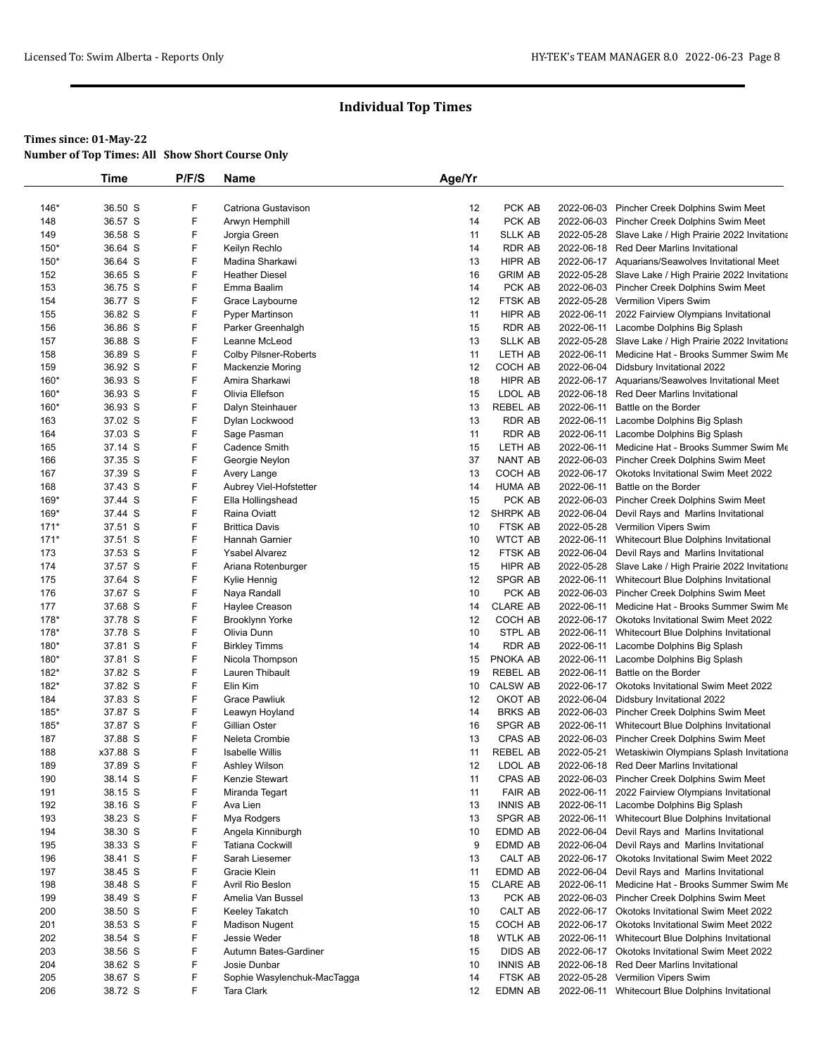# Individual Top Times

**Times since: 01-May-22**

**Number of Top Times: All Show Short Course Only**

| | Time | P/F/S | Name | Age/Yr | | | |
|---|---|---|---|---|---|---|---|
| 146* | 36.50 S | F | Catriona Gustavison | 12 | PCK AB | 2022-06-03 | Pincher Creek Dolphins Swim Meet |
| 148 | 36.57 S | F | Arwyn Hemphill | 14 | PCK AB | 2022-06-03 | Pincher Creek Dolphins Swim Meet |
| 149 | 36.58 S | F | Jorgia Green | 11 | SLLK AB | 2022-05-28 | Slave Lake / High Prairie 2022 Invitationa |
| 150* | 36.64 S | F | Keilyn Rechlo | 14 | RDR AB | 2022-06-18 | Red Deer Marlins Invitational |
| 150* | 36.64 S | F | Madina Sharkawi | 13 | HIPR AB | 2022-06-17 | Aquarians/Seawolves Invitational Meet |
| 152 | 36.65 S | F | Heather Diesel | 16 | GRIM AB | 2022-05-28 | Slave Lake / High Prairie 2022 Invitationa |
| 153 | 36.75 S | F | Emma Baalim | 14 | PCK AB | 2022-06-03 | Pincher Creek Dolphins Swim Meet |
| 154 | 36.77 S | F | Grace Laybourne | 12 | FTSK AB | 2022-05-28 | Vermilion Vipers Swim |
| 155 | 36.82 S | F | Pyper Martinson | 11 | HIPR AB | 2022-06-11 | 2022 Fairview Olympians Invitational |
| 156 | 36.86 S | F | Parker Greenhalgh | 15 | RDR AB | 2022-06-11 | Lacombe Dolphins Big Splash |
| 157 | 36.88 S | F | Leanne McLeod | 13 | SLLK AB | 2022-05-28 | Slave Lake / High Prairie 2022 Invitationa |
| 158 | 36.89 S | F | Colby Pilsner-Roberts | 11 | LETH AB | 2022-06-11 | Medicine Hat - Brooks Summer Swim Me |
| 159 | 36.92 S | F | Mackenzie Moring | 12 | COCH AB | 2022-06-04 | Didsbury Invitational 2022 |
| 160* | 36.93 S | F | Amira Sharkawi | 18 | HIPR AB | 2022-06-17 | Aquarians/Seawolves Invitational Meet |
| 160* | 36.93 S | F | Olivia Ellefson | 15 | LDOL AB | 2022-06-18 | Red Deer Marlins Invitational |
| 160* | 36.93 S | F | Dalyn Steinhauer | 13 | REBEL AB | 2022-06-11 | Battle on the Border |
| 163 | 37.02 S | F | Dylan Lockwood | 13 | RDR AB | 2022-06-11 | Lacombe Dolphins Big Splash |
| 164 | 37.03 S | F | Sage Pasman | 11 | RDR AB | 2022-06-11 | Lacombe Dolphins Big Splash |
| 165 | 37.14 S | F | Cadence Smith | 15 | LETH AB | 2022-06-11 | Medicine Hat - Brooks Summer Swim Me |
| 166 | 37.35 S | F | Georgie Neylon | 37 | NANT AB | 2022-06-03 | Pincher Creek Dolphins Swim Meet |
| 167 | 37.39 S | F | Avery Lange | 13 | COCH AB | 2022-06-17 | Okotoks Invitational Swim Meet 2022 |
| 168 | 37.43 S | F | Aubrey Viel-Hofstetter | 14 | HUMA AB | 2022-06-11 | Battle on the Border |
| 169* | 37.44 S | F | Ella Hollingshead | 15 | PCK AB | 2022-06-03 | Pincher Creek Dolphins Swim Meet |
| 169* | 37.44 S | F | Raina Oviatt | 12 | SHRPK AB | 2022-06-04 | Devil Rays and Marlins Invitational |
| 171* | 37.51 S | F | Brittica Davis | 10 | FTSK AB | 2022-05-28 | Vermilion Vipers Swim |
| 171* | 37.51 S | F | Hannah Garnier | 10 | WTCT AB | 2022-06-11 | Whitecourt Blue Dolphins Invitational |
| 173 | 37.53 S | F | Ysabel Alvarez | 12 | FTSK AB | 2022-06-04 | Devil Rays and Marlins Invitational |
| 174 | 37.57 S | F | Ariana Rotenburger | 15 | HIPR AB | 2022-05-28 | Slave Lake / High Prairie 2022 Invitationa |
| 175 | 37.64 S | F | Kylie Hennig | 12 | SPGR AB | 2022-06-11 | Whitecourt Blue Dolphins Invitational |
| 176 | 37.67 S | F | Naya Randall | 10 | PCK AB | 2022-06-03 | Pincher Creek Dolphins Swim Meet |
| 177 | 37.68 S | F | Haylee Creason | 14 | CLARE AB | 2022-06-11 | Medicine Hat - Brooks Summer Swim Me |
| 178* | 37.78 S | F | Brooklynn Yorke | 12 | COCH AB | 2022-06-17 | Okotoks Invitational Swim Meet 2022 |
| 178* | 37.78 S | F | Olivia Dunn | 10 | STPL AB | 2022-06-11 | Whitecourt Blue Dolphins Invitational |
| 180* | 37.81 S | F | Birkley Timms | 14 | RDR AB | 2022-06-11 | Lacombe Dolphins Big Splash |
| 180* | 37.81 S | F | Nicola Thompson | 15 | PNOKA AB | 2022-06-11 | Lacombe Dolphins Big Splash |
| 182* | 37.82 S | F | Lauren Thibault | 19 | REBEL AB | 2022-06-11 | Battle on the Border |
| 182* | 37.82 S | F | Elin Kim | 10 | CALSW AB | 2022-06-17 | Okotoks Invitational Swim Meet 2022 |
| 184 | 37.83 S | F | Grace Pawliuk | 12 | OKOT AB | 2022-06-04 | Didsbury Invitational 2022 |
| 185* | 37.87 S | F | Leawyn Hoyland | 14 | BRKS AB | 2022-06-03 | Pincher Creek Dolphins Swim Meet |
| 185* | 37.87 S | F | Gillian Oster | 16 | SPGR AB | 2022-06-11 | Whitecourt Blue Dolphins Invitational |
| 187 | 37.88 S | F | Neleta Crombie | 13 | CPAS AB | 2022-06-03 | Pincher Creek Dolphins Swim Meet |
| 188 | x37.88 S | F | Isabelle Willis | 11 | REBEL AB | 2022-05-21 | Wetaskiwin Olympians Splash Invitationa |
| 189 | 37.89 S | F | Ashley Wilson | 12 | LDOL AB | 2022-06-18 | Red Deer Marlins Invitational |
| 190 | 38.14 S | F | Kenzie Stewart | 11 | CPAS AB | 2022-06-03 | Pincher Creek Dolphins Swim Meet |
| 191 | 38.15 S | F | Miranda Tegart | 11 | FAIR AB | 2022-06-11 | 2022 Fairview Olympians Invitational |
| 192 | 38.16 S | F | Ava Lien | 13 | INNIS AB | 2022-06-11 | Lacombe Dolphins Big Splash |
| 193 | 38.23 S | F | Mya Rodgers | 13 | SPGR AB | 2022-06-11 | Whitecourt Blue Dolphins Invitational |
| 194 | 38.30 S | F | Angela Kinniburgh | 10 | EDMD AB | 2022-06-04 | Devil Rays and Marlins Invitational |
| 195 | 38.33 S | F | Tatiana Cockwill | 9 | EDMD AB | 2022-06-04 | Devil Rays and Marlins Invitational |
| 196 | 38.41 S | F | Sarah Liesemer | 13 | CALT AB | 2022-06-17 | Okotoks Invitational Swim Meet 2022 |
| 197 | 38.45 S | F | Gracie Klein | 11 | EDMD AB | 2022-06-04 | Devil Rays and Marlins Invitational |
| 198 | 38.48 S | F | Avril Rio Beslon | 15 | CLARE AB | 2022-06-11 | Medicine Hat - Brooks Summer Swim Me |
| 199 | 38.49 S | F | Amelia Van Bussel | 13 | PCK AB | 2022-06-03 | Pincher Creek Dolphins Swim Meet |
| 200 | 38.50 S | F | Keeley Takatch | 10 | CALT AB | 2022-06-17 | Okotoks Invitational Swim Meet 2022 |
| 201 | 38.53 S | F | Madison Nugent | 15 | COCH AB | 2022-06-17 | Okotoks Invitational Swim Meet 2022 |
| 202 | 38.54 S | F | Jessie Weder | 18 | WTLK AB | 2022-06-11 | Whitecourt Blue Dolphins Invitational |
| 203 | 38.56 S | F | Autumn Bates-Gardiner | 15 | DIDS AB | 2022-06-17 | Okotoks Invitational Swim Meet 2022 |
| 204 | 38.62 S | F | Josie Dunbar | 10 | INNIS AB | 2022-06-18 | Red Deer Marlins Invitational |
| 205 | 38.67 S | F | Sophie Wasylenchuk-MacTagga | 14 | FTSK AB | 2022-05-28 | Vermilion Vipers Swim |
| 206 | 38.72 S | F | Tara Clark | 12 | EDMN AB | 2022-06-11 | Whitecourt Blue Dolphins Invitational |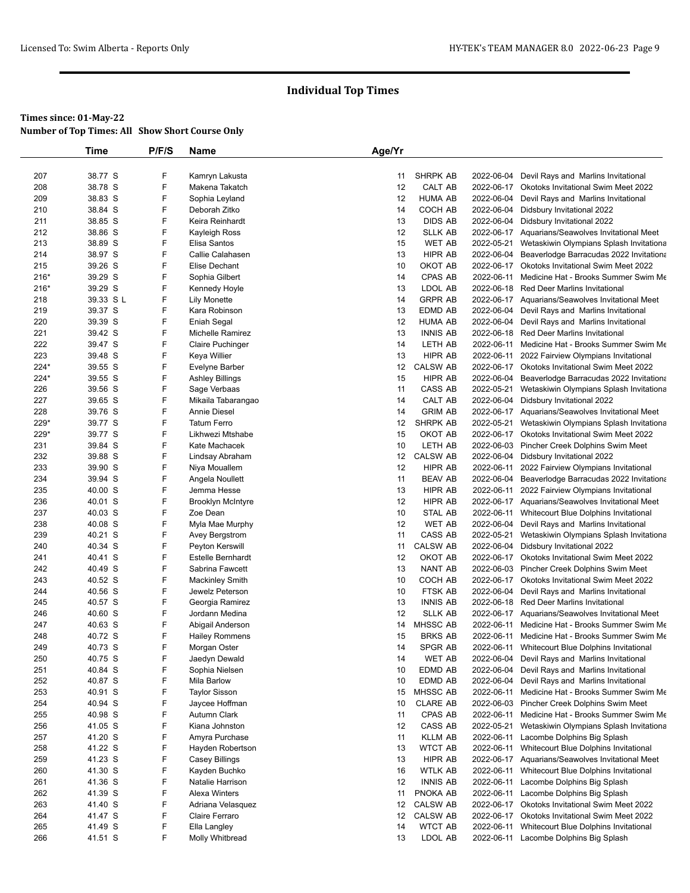## Individual Top Times

**Times since: 01-May-22**

**Number of Top Times: All Show Short Course Only**

| | Time | P/F/S | Name | Age/Yr | | | |
|---|---|---|---|---|---|---|---|
| 207 | 38.77 S | F | Kamryn Lakusta | 11 | SHRPK AB | 2022-06-04 | Devil Rays and Marlins Invitational |
| 208 | 38.78 S | F | Makena Takatch | 12 | CALT AB | 2022-06-17 | Okotoks Invitational Swim Meet 2022 |
| 209 | 38.83 S | F | Sophia Leyland | 12 | HUMA AB | 2022-06-04 | Devil Rays and Marlins Invitational |
| 210 | 38.84 S | F | Deborah Zitko | 14 | COCH AB | 2022-06-04 | Didsbury Invitational 2022 |
| 211 | 38.85 S | F | Keira Reinhardt | 13 | DIDS AB | 2022-06-04 | Didsbury Invitational 2022 |
| 212 | 38.86 S | F | Kayleigh Ross | 12 | SLLK AB | 2022-06-17 | Aquarians/Seawolves Invitational Meet |
| 213 | 38.89 S | F | Elisa Santos | 15 | WET AB | 2022-05-21 | Wetaskiwin Olympians Splash Invitationa |
| 214 | 38.97 S | F | Callie Calahasen | 13 | HIPR AB | 2022-06-04 | Beaverlodge Barracudas 2022 Invitationa |
| 215 | 39.26 S | F | Elise Dechant | 10 | OKOT AB | 2022-06-17 | Okotoks Invitational Swim Meet 2022 |
| 216* | 39.29 S | F | Sophia Gilbert | 14 | CPAS AB | 2022-06-11 | Medicine Hat - Brooks Summer Swim Me |
| 216* | 39.29 S | F | Kennedy Hoyle | 13 | LDOL AB | 2022-06-18 | Red Deer Marlins Invitational |
| 218 | 39.33 S L | F | Lily Monette | 14 | GRPR AB | 2022-06-17 | Aquarians/Seawolves Invitational Meet |
| 219 | 39.37 S | F | Kara Robinson | 13 | EDMD AB | 2022-06-04 | Devil Rays and Marlins Invitational |
| 220 | 39.39 S | F | Eniah Segal | 12 | HUMA AB | 2022-06-04 | Devil Rays and Marlins Invitational |
| 221 | 39.42 S | F | Michelle Ramirez | 13 | INNIS AB | 2022-06-18 | Red Deer Marlins Invitational |
| 222 | 39.47 S | F | Claire Puchinger | 14 | LETH AB | 2022-06-11 | Medicine Hat - Brooks Summer Swim Me |
| 223 | 39.48 S | F | Keya Willier | 13 | HIPR AB | 2022-06-11 | 2022 Fairview Olympians Invitational |
| 224* | 39.55 S | F | Evelyne Barber | 12 | CALSW AB | 2022-06-17 | Okotoks Invitational Swim Meet 2022 |
| 224* | 39.55 S | F | Ashley Billings | 15 | HIPR AB | 2022-06-04 | Beaverlodge Barracudas 2022 Invitationa |
| 226 | 39.56 S | F | Sage Verbaas | 11 | CASS AB | 2022-05-21 | Wetaskiwin Olympians Splash Invitationa |
| 227 | 39.65 S | F | Mikaila Tabarangao | 14 | CALT AB | 2022-06-04 | Didsbury Invitational 2022 |
| 228 | 39.76 S | F | Annie Diesel | 14 | GRIM AB | 2022-06-17 | Aquarians/Seawolves Invitational Meet |
| 229* | 39.77 S | F | Tatum Ferro | 12 | SHRPK AB | 2022-05-21 | Wetaskiwin Olympians Splash Invitationa |
| 229* | 39.77 S | F | Likhwezi Mtshabe | 15 | OKOT AB | 2022-06-17 | Okotoks Invitational Swim Meet 2022 |
| 231 | 39.84 S | F | Kate Machacek | 10 | LETH AB | 2022-06-03 | Pincher Creek Dolphins Swim Meet |
| 232 | 39.88 S | F | Lindsay Abraham | 12 | CALSW AB | 2022-06-04 | Didsbury Invitational 2022 |
| 233 | 39.90 S | F | Niya Mouallem | 12 | HIPR AB | 2022-06-11 | 2022 Fairview Olympians Invitational |
| 234 | 39.94 S | F | Angela Noullett | 11 | BEAV AB | 2022-06-04 | Beaverlodge Barracudas 2022 Invitationa |
| 235 | 40.00 S | F | Jemma Hesse | 13 | HIPR AB | 2022-06-11 | 2022 Fairview Olympians Invitational |
| 236 | 40.01 S | F | Brooklyn McIntyre | 12 | HIPR AB | 2022-06-17 | Aquarians/Seawolves Invitational Meet |
| 237 | 40.03 S | F | Zoe Dean | 10 | STAL AB | 2022-06-11 | Whitecourt Blue Dolphins Invitational |
| 238 | 40.08 S | F | Myla Mae Murphy | 12 | WET AB | 2022-06-04 | Devil Rays and Marlins Invitational |
| 239 | 40.21 S | F | Avey Bergstrom | 11 | CASS AB | 2022-05-21 | Wetaskiwin Olympians Splash Invitationa |
| 240 | 40.34 S | F | Peyton Kerswill | 11 | CALSW AB | 2022-06-04 | Didsbury Invitational 2022 |
| 241 | 40.41 S | F | Estelle Bernhardt | 12 | OKOT AB | 2022-06-17 | Okotoks Invitational Swim Meet 2022 |
| 242 | 40.49 S | F | Sabrina Fawcett | 13 | NANT AB | 2022-06-03 | Pincher Creek Dolphins Swim Meet |
| 243 | 40.52 S | F | Mackinley Smith | 10 | COCH AB | 2022-06-17 | Okotoks Invitational Swim Meet 2022 |
| 244 | 40.56 S | F | Jewelz Peterson | 10 | FTSK AB | 2022-06-04 | Devil Rays and Marlins Invitational |
| 245 | 40.57 S | F | Georgia Ramirez | 13 | INNIS AB | 2022-06-18 | Red Deer Marlins Invitational |
| 246 | 40.60 S | F | Jordann Medina | 12 | SLLK AB | 2022-06-17 | Aquarians/Seawolves Invitational Meet |
| 247 | 40.63 S | F | Abigail Anderson | 14 | MHSSC AB | 2022-06-11 | Medicine Hat - Brooks Summer Swim Me |
| 248 | 40.72 S | F | Hailey Rommens | 15 | BRKS AB | 2022-06-11 | Medicine Hat - Brooks Summer Swim Me |
| 249 | 40.73 S | F | Morgan Oster | 14 | SPGR AB | 2022-06-11 | Whitecourt Blue Dolphins Invitational |
| 250 | 40.75 S | F | Jaedyn Dewald | 14 | WET AB | 2022-06-04 | Devil Rays and Marlins Invitational |
| 251 | 40.84 S | F | Sophia Nielsen | 10 | EDMD AB | 2022-06-04 | Devil Rays and Marlins Invitational |
| 252 | 40.87 S | F | Mila Barlow | 10 | EDMD AB | 2022-06-04 | Devil Rays and Marlins Invitational |
| 253 | 40.91 S | F | Taylor Sisson | 15 | MHSSC AB | 2022-06-11 | Medicine Hat - Brooks Summer Swim Me |
| 254 | 40.94 S | F | Jaycee Hoffman | 10 | CLARE AB | 2022-06-03 | Pincher Creek Dolphins Swim Meet |
| 255 | 40.98 S | F | Autumn Clark | 11 | CPAS AB | 2022-06-11 | Medicine Hat - Brooks Summer Swim Me |
| 256 | 41.05 S | F | Kiana Johnston | 12 | CASS AB | 2022-05-21 | Wetaskiwin Olympians Splash Invitationa |
| 257 | 41.20 S | F | Amyra Purchase | 11 | KLLM AB | 2022-06-11 | Lacombe Dolphins Big Splash |
| 258 | 41.22 S | F | Hayden Robertson | 13 | WTCT AB | 2022-06-11 | Whitecourt Blue Dolphins Invitational |
| 259 | 41.23 S | F | Casey Billings | 13 | HIPR AB | 2022-06-17 | Aquarians/Seawolves Invitational Meet |
| 260 | 41.30 S | F | Kayden Buchko | 16 | WTLK AB | 2022-06-11 | Whitecourt Blue Dolphins Invitational |
| 261 | 41.36 S | F | Natalie Harrison | 12 | INNIS AB | 2022-06-11 | Lacombe Dolphins Big Splash |
| 262 | 41.39 S | F | Alexa Winters | 11 | PNOKA AB | 2022-06-11 | Lacombe Dolphins Big Splash |
| 263 | 41.40 S | F | Adriana Velasquez | 12 | CALSW AB | 2022-06-17 | Okotoks Invitational Swim Meet 2022 |
| 264 | 41.47 S | F | Claire Ferraro | 12 | CALSW AB | 2022-06-17 | Okotoks Invitational Swim Meet 2022 |
| 265 | 41.49 S | F | Ella Langley | 14 | WTCT AB | 2022-06-11 | Whitecourt Blue Dolphins Invitational |
| 266 | 41.51 S | F | Molly Whitbread | 13 | LDOL AB | 2022-06-11 | Lacombe Dolphins Big Splash |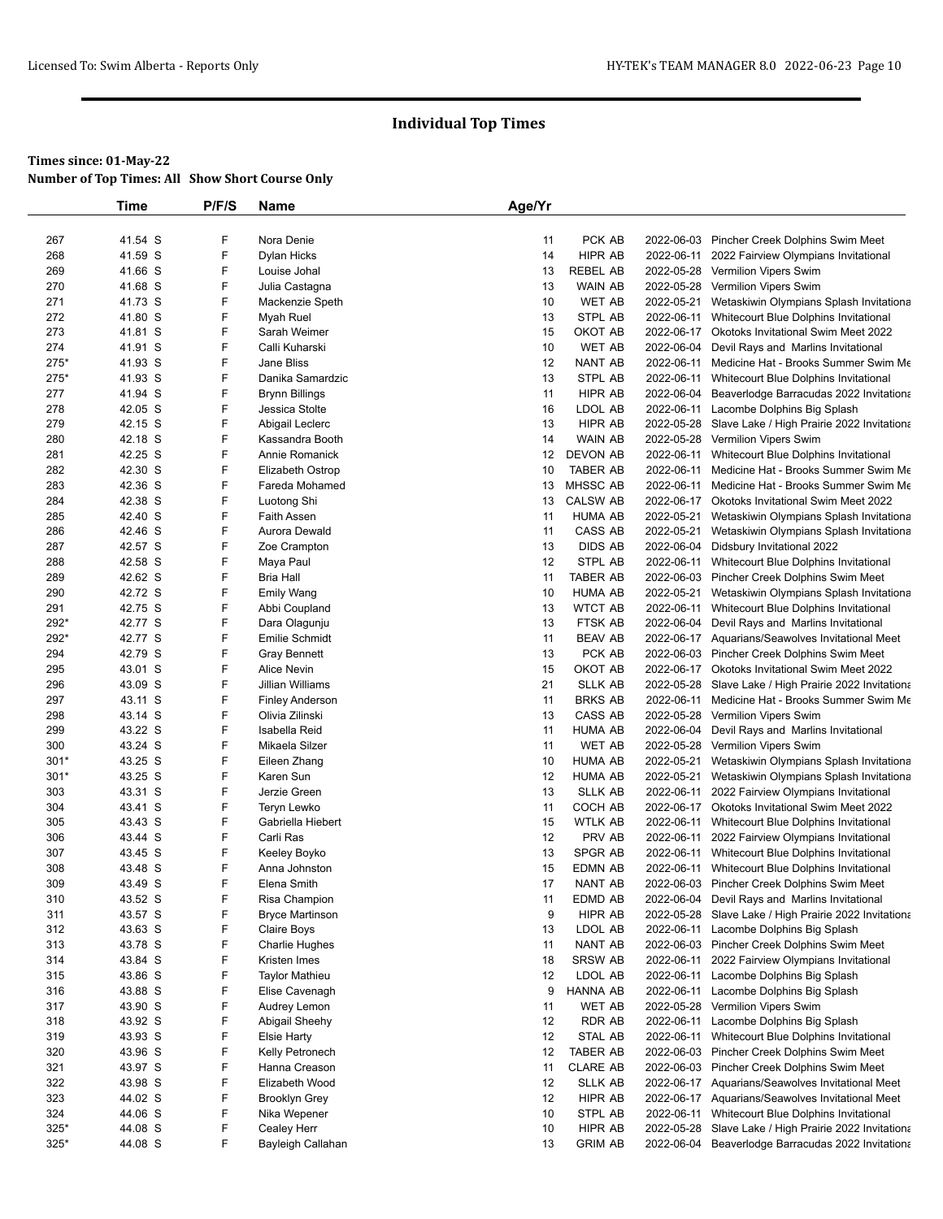# Individual Top Times

**Times since: 01-May-22**
**Number of Top Times: All Show Short Course Only**

| | Time | P/F/S | Name | Age/Yr | | | |
|---|---|---|---|---|---|---|---|
| 267 | 41.54 S | F | Nora Denie | 11 | PCK AB | 2022-06-03 | Pincher Creek Dolphins Swim Meet |
| 268 | 41.59 S | F | Dylan Hicks | 14 | HIPR AB | 2022-06-11 | 2022 Fairview Olympians Invitational |
| 269 | 41.66 S | F | Louise Johal | 13 | REBEL AB | 2022-05-28 | Vermilion Vipers Swim |
| 270 | 41.68 S | F | Julia Castagna | 13 | WAIN AB | 2022-05-28 | Vermilion Vipers Swim |
| 271 | 41.73 S | F | Mackenzie Speth | 10 | WET AB | 2022-05-21 | Wetaskiwin Olympians Splash Invitationa |
| 272 | 41.80 S | F | Myah Ruel | 13 | STPL AB | 2022-06-11 | Whitecourt Blue Dolphins Invitational |
| 273 | 41.81 S | F | Sarah Weimer | 15 | OKOT AB | 2022-06-17 | Okotoks Invitational Swim Meet 2022 |
| 274 | 41.91 S | F | Calli Kuharski | 10 | WET AB | 2022-06-04 | Devil Rays and Marlins Invitational |
| 275* | 41.93 S | F | Jane Bliss | 12 | NANT AB | 2022-06-11 | Medicine Hat - Brooks Summer Swim Me |
| 275* | 41.93 S | F | Danika Samardzic | 13 | STPL AB | 2022-06-11 | Whitecourt Blue Dolphins Invitational |
| 277 | 41.94 S | F | Brynn Billings | 11 | HIPR AB | 2022-06-04 | Beaverlodge Barracudas 2022 Invitationa |
| 278 | 42.05 S | F | Jessica Stolte | 16 | LDOL AB | 2022-06-11 | Lacombe Dolphins Big Splash |
| 279 | 42.15 S | F | Abigail Leclerc | 13 | HIPR AB | 2022-05-28 | Slave Lake / High Prairie 2022 Invitationa |
| 280 | 42.18 S | F | Kassandra Booth | 14 | WAIN AB | 2022-05-28 | Vermilion Vipers Swim |
| 281 | 42.25 S | F | Annie Romanick | 12 | DEVON AB | 2022-06-11 | Whitecourt Blue Dolphins Invitational |
| 282 | 42.30 S | F | Elizabeth Ostrop | 10 | TABER AB | 2022-06-11 | Medicine Hat - Brooks Summer Swim Me |
| 283 | 42.36 S | F | Fareda Mohamed | 13 | MHSSC AB | 2022-06-11 | Medicine Hat - Brooks Summer Swim Me |
| 284 | 42.38 S | F | Luotong Shi | 13 | CALSW AB | 2022-06-17 | Okotoks Invitational Swim Meet 2022 |
| 285 | 42.40 S | F | Faith Assen | 11 | HUMA AB | 2022-05-21 | Wetaskiwin Olympians Splash Invitationa |
| 286 | 42.46 S | F | Aurora Dewald | 11 | CASS AB | 2022-05-21 | Wetaskiwin Olympians Splash Invitationa |
| 287 | 42.57 S | F | Zoe Crampton | 13 | DIDS AB | 2022-06-04 | Didsbury Invitational 2022 |
| 288 | 42.58 S | F | Maya Paul | 12 | STPL AB | 2022-06-11 | Whitecourt Blue Dolphins Invitational |
| 289 | 42.62 S | F | Bria Hall | 11 | TABER AB | 2022-06-03 | Pincher Creek Dolphins Swim Meet |
| 290 | 42.72 S | F | Emily Wang | 10 | HUMA AB | 2022-05-21 | Wetaskiwin Olympians Splash Invitationa |
| 291 | 42.75 S | F | Abbi Coupland | 13 | WTCT AB | 2022-06-11 | Whitecourt Blue Dolphins Invitational |
| 292* | 42.77 S | F | Dara Olagunju | 13 | FTSK AB | 2022-06-04 | Devil Rays and Marlins Invitational |
| 292* | 42.77 S | F | Emilie Schmidt | 11 | BEAV AB | 2022-06-17 | Aquarians/Seawolves Invitational Meet |
| 294 | 42.79 S | F | Gray Bennett | 13 | PCK AB | 2022-06-03 | Pincher Creek Dolphins Swim Meet |
| 295 | 43.01 S | F | Alice Nevin | 15 | OKOT AB | 2022-06-17 | Okotoks Invitational Swim Meet 2022 |
| 296 | 43.09 S | F | Jillian Williams | 21 | SLLK AB | 2022-05-28 | Slave Lake / High Prairie 2022 Invitationa |
| 297 | 43.11 S | F | Finley Anderson | 11 | BRKS AB | 2022-06-11 | Medicine Hat - Brooks Summer Swim Me |
| 298 | 43.14 S | F | Olivia Zilinski | 13 | CASS AB | 2022-05-28 | Vermilion Vipers Swim |
| 299 | 43.22 S | F | Isabella Reid | 11 | HUMA AB | 2022-06-04 | Devil Rays and Marlins Invitational |
| 300 | 43.24 S | F | Mikaela Silzer | 11 | WET AB | 2022-05-28 | Vermilion Vipers Swim |
| 301* | 43.25 S | F | Eileen Zhang | 10 | HUMA AB | 2022-05-21 | Wetaskiwin Olympians Splash Invitationa |
| 301* | 43.25 S | F | Karen Sun | 12 | HUMA AB | 2022-05-21 | Wetaskiwin Olympians Splash Invitationa |
| 303 | 43.31 S | F | Jerzie Green | 13 | SLLK AB | 2022-06-11 | 2022 Fairview Olympians Invitational |
| 304 | 43.41 S | F | Teryn Lewko | 11 | COCH AB | 2022-06-17 | Okotoks Invitational Swim Meet 2022 |
| 305 | 43.43 S | F | Gabriella Hiebert | 15 | WTLK AB | 2022-06-11 | Whitecourt Blue Dolphins Invitational |
| 306 | 43.44 S | F | Carli Ras | 12 | PRV AB | 2022-06-11 | 2022 Fairview Olympians Invitational |
| 307 | 43.45 S | F | Keeley Boyko | 13 | SPGR AB | 2022-06-11 | Whitecourt Blue Dolphins Invitational |
| 308 | 43.48 S | F | Anna Johnston | 15 | EDMN AB | 2022-06-11 | Whitecourt Blue Dolphins Invitational |
| 309 | 43.49 S | F | Elena Smith | 17 | NANT AB | 2022-06-03 | Pincher Creek Dolphins Swim Meet |
| 310 | 43.52 S | F | Risa Champion | 11 | EDMD AB | 2022-06-04 | Devil Rays and Marlins Invitational |
| 311 | 43.57 S | F | Bryce Martinson | 9 | HIPR AB | 2022-05-28 | Slave Lake / High Prairie 2022 Invitationa |
| 312 | 43.63 S | F | Claire Boys | 13 | LDOL AB | 2022-06-11 | Lacombe Dolphins Big Splash |
| 313 | 43.78 S | F | Charlie Hughes | 11 | NANT AB | 2022-06-03 | Pincher Creek Dolphins Swim Meet |
| 314 | 43.84 S | F | Kristen Imes | 18 | SRSW AB | 2022-06-11 | 2022 Fairview Olympians Invitational |
| 315 | 43.86 S | F | Taylor Mathieu | 12 | LDOL AB | 2022-06-11 | Lacombe Dolphins Big Splash |
| 316 | 43.88 S | F | Elise Cavenagh | 9 | HANNA AB | 2022-06-11 | Lacombe Dolphins Big Splash |
| 317 | 43.90 S | F | Audrey Lemon | 11 | WET AB | 2022-05-28 | Vermilion Vipers Swim |
| 318 | 43.92 S | F | Abigail Sheehy | 12 | RDR AB | 2022-06-11 | Lacombe Dolphins Big Splash |
| 319 | 43.93 S | F | Elsie Harty | 12 | STAL AB | 2022-06-11 | Whitecourt Blue Dolphins Invitational |
| 320 | 43.96 S | F | Kelly Petronech | 12 | TABER AB | 2022-06-03 | Pincher Creek Dolphins Swim Meet |
| 321 | 43.97 S | F | Hanna Creason | 11 | CLARE AB | 2022-06-03 | Pincher Creek Dolphins Swim Meet |
| 322 | 43.98 S | F | Elizabeth Wood | 12 | SLLK AB | 2022-06-17 | Aquarians/Seawolves Invitational Meet |
| 323 | 44.02 S | F | Brooklyn Grey | 12 | HIPR AB | 2022-06-17 | Aquarians/Seawolves Invitational Meet |
| 324 | 44.06 S | F | Nika Wepener | 10 | STPL AB | 2022-06-11 | Whitecourt Blue Dolphins Invitational |
| 325* | 44.08 S | F | Cealey Herr | 10 | HIPR AB | 2022-05-28 | Slave Lake / High Prairie 2022 Invitationa |
| 325* | 44.08 S | F | Bayleigh Callahan | 13 | GRIM AB | 2022-06-04 | Beaverlodge Barracudas 2022 Invitationa |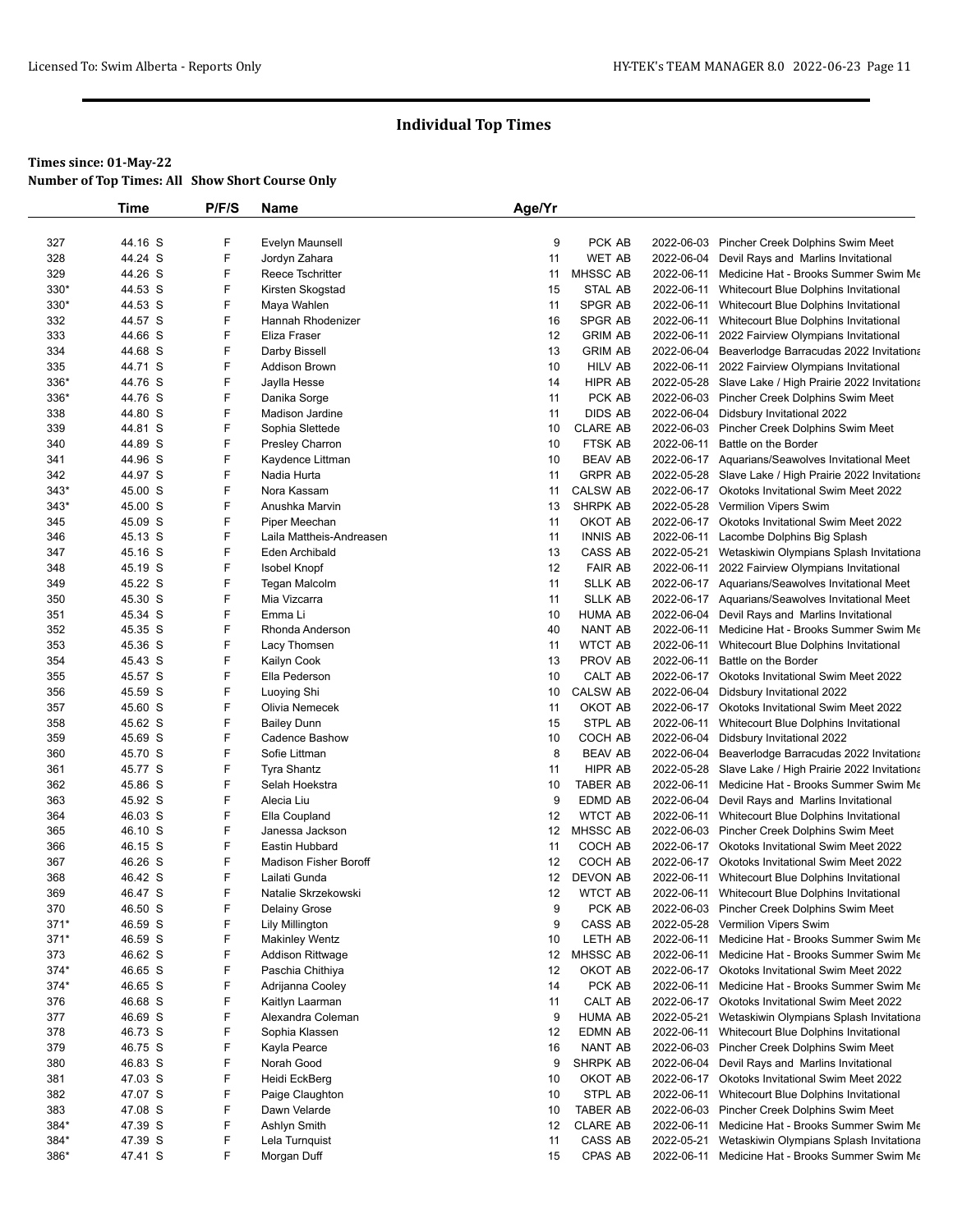# Individual Top Times

**Times since: 01-May-22**

**Number of Top Times: All Show Short Course Only**

| | Time | P/F/S | Name | Age/Yr | | | |
|---|---|---|---|---|---|---|---|
| 327 | 44.16 S | F | Evelyn Maunsell | 9 | PCK AB | 2022-06-03 | Pincher Creek Dolphins Swim Meet |
| 328 | 44.24 S | F | Jordyn Zahara | 11 | WET AB | 2022-06-04 | Devil Rays and Marlins Invitational |
| 329 | 44.26 S | F | Reece Tschritter | 11 | MHSSC AB | 2022-06-11 | Medicine Hat - Brooks Summer Swim Me |
| 330* | 44.53 S | F | Kirsten Skogstad | 15 | STAL AB | 2022-06-11 | Whitecourt Blue Dolphins Invitational |
| 330* | 44.53 S | F | Maya Wahlen | 11 | SPGR AB | 2022-06-11 | Whitecourt Blue Dolphins Invitational |
| 332 | 44.57 S | F | Hannah Rhodenizer | 16 | SPGR AB | 2022-06-11 | Whitecourt Blue Dolphins Invitational |
| 333 | 44.66 S | F | Eliza Fraser | 12 | GRIM AB | 2022-06-11 | 2022 Fairview Olympians Invitational |
| 334 | 44.68 S | F | Darby Bissell | 13 | GRIM AB | 2022-06-04 | Beaverlodge Barracudas 2022 Invitationa |
| 335 | 44.71 S | F | Addison Brown | 10 | HILV AB | 2022-06-11 | 2022 Fairview Olympians Invitational |
| 336* | 44.76 S | F | Jaylla Hesse | 14 | HIPR AB | 2022-05-28 | Slave Lake / High Prairie 2022 Invitationa |
| 336* | 44.76 S | F | Danika Sorge | 11 | PCK AB | 2022-06-03 | Pincher Creek Dolphins Swim Meet |
| 338 | 44.80 S | F | Madison Jardine | 11 | DIDS AB | 2022-06-04 | Didsbury Invitational 2022 |
| 339 | 44.81 S | F | Sophia Slettede | 10 | CLARE AB | 2022-06-03 | Pincher Creek Dolphins Swim Meet |
| 340 | 44.89 S | F | Presley Charron | 10 | FTSK AB | 2022-06-11 | Battle on the Border |
| 341 | 44.96 S | F | Kaydence Littman | 10 | BEAV AB | 2022-06-17 | Aquarians/Seawolves Invitational Meet |
| 342 | 44.97 S | F | Nadia Hurta | 11 | GRPR AB | 2022-05-28 | Slave Lake / High Prairie 2022 Invitationa |
| 343* | 45.00 S | F | Nora Kassam | 11 | CALSW AB | 2022-06-17 | Okotoks Invitational Swim Meet 2022 |
| 343* | 45.00 S | F | Anushka Marvin | 13 | SHRPK AB | 2022-05-28 | Vermilion Vipers Swim |
| 345 | 45.09 S | F | Piper Meechan | 11 | OKOT AB | 2022-06-17 | Okotoks Invitational Swim Meet 2022 |
| 346 | 45.13 S | F | Laila Mattheis-Andreasen | 11 | INNIS AB | 2022-06-11 | Lacombe Dolphins Big Splash |
| 347 | 45.16 S | F | Eden Archibald | 13 | CASS AB | 2022-05-21 | Wetaskiwin Olympians Splash Invitationa |
| 348 | 45.19 S | F | Isobel Knopf | 12 | FAIR AB | 2022-06-11 | 2022 Fairview Olympians Invitational |
| 349 | 45.22 S | F | Tegan Malcolm | 11 | SLLK AB | 2022-06-17 | Aquarians/Seawolves Invitational Meet |
| 350 | 45.30 S | F | Mia Vizcarra | 11 | SLLK AB | 2022-06-17 | Aquarians/Seawolves Invitational Meet |
| 351 | 45.34 S | F | Emma Li | 10 | HUMA AB | 2022-06-04 | Devil Rays and Marlins Invitational |
| 352 | 45.35 S | F | Rhonda Anderson | 40 | NANT AB | 2022-06-11 | Medicine Hat - Brooks Summer Swim Me |
| 353 | 45.36 S | F | Lacy Thomsen | 11 | WTCT AB | 2022-06-11 | Whitecourt Blue Dolphins Invitational |
| 354 | 45.43 S | F | Kailyn Cook | 13 | PROV AB | 2022-06-11 | Battle on the Border |
| 355 | 45.57 S | F | Ella Pederson | 10 | CALT AB | 2022-06-17 | Okotoks Invitational Swim Meet 2022 |
| 356 | 45.59 S | F | Luoying Shi | 10 | CALSW AB | 2022-06-04 | Didsbury Invitational 2022 |
| 357 | 45.60 S | F | Olivia Nemecek | 11 | OKOT AB | 2022-06-17 | Okotoks Invitational Swim Meet 2022 |
| 358 | 45.62 S | F | Bailey Dunn | 15 | STPL AB | 2022-06-11 | Whitecourt Blue Dolphins Invitational |
| 359 | 45.69 S | F | Cadence Bashow | 10 | COCH AB | 2022-06-04 | Didsbury Invitational 2022 |
| 360 | 45.70 S | F | Sofie Littman | 8 | BEAV AB | 2022-06-04 | Beaverlodge Barracudas 2022 Invitationa |
| 361 | 45.77 S | F | Tyra Shantz | 11 | HIPR AB | 2022-05-28 | Slave Lake / High Prairie 2022 Invitationa |
| 362 | 45.86 S | F | Selah Hoekstra | 10 | TABER AB | 2022-06-11 | Medicine Hat - Brooks Summer Swim Me |
| 363 | 45.92 S | F | Alecia Liu | 9 | EDMD AB | 2022-06-04 | Devil Rays and Marlins Invitational |
| 364 | 46.03 S | F | Ella Coupland | 12 | WTCT AB | 2022-06-11 | Whitecourt Blue Dolphins Invitational |
| 365 | 46.10 S | F | Janessa Jackson | 12 | MHSSC AB | 2022-06-03 | Pincher Creek Dolphins Swim Meet |
| 366 | 46.15 S | F | Eastin Hubbard | 11 | COCH AB | 2022-06-17 | Okotoks Invitational Swim Meet 2022 |
| 367 | 46.26 S | F | Madison Fisher Boroff | 12 | COCH AB | 2022-06-17 | Okotoks Invitational Swim Meet 2022 |
| 368 | 46.42 S | F | Lailati Gunda | 12 | DEVON AB | 2022-06-11 | Whitecourt Blue Dolphins Invitational |
| 369 | 46.47 S | F | Natalie Skrzekowski | 12 | WTCT AB | 2022-06-11 | Whitecourt Blue Dolphins Invitational |
| 370 | 46.50 S | F | Delainy Grose | 9 | PCK AB | 2022-06-03 | Pincher Creek Dolphins Swim Meet |
| 371* | 46.59 S | F | Lily Millington | 9 | CASS AB | 2022-05-28 | Vermilion Vipers Swim |
| 371* | 46.59 S | F | Makinley Wentz | 10 | LETH AB | 2022-06-11 | Medicine Hat - Brooks Summer Swim Me |
| 373 | 46.62 S | F | Addison Rittwage | 12 | MHSSC AB | 2022-06-11 | Medicine Hat - Brooks Summer Swim Me |
| 374* | 46.65 S | F | Paschia Chithiya | 12 | OKOT AB | 2022-06-17 | Okotoks Invitational Swim Meet 2022 |
| 374* | 46.65 S | F | Adrijanna Cooley | 14 | PCK AB | 2022-06-11 | Medicine Hat - Brooks Summer Swim Me |
| 376 | 46.68 S | F | Kaitlyn Laarman | 11 | CALT AB | 2022-06-17 | Okotoks Invitational Swim Meet 2022 |
| 377 | 46.69 S | F | Alexandra Coleman | 9 | HUMA AB | 2022-05-21 | Wetaskiwin Olympians Splash Invitationa |
| 378 | 46.73 S | F | Sophia Klassen | 12 | EDMN AB | 2022-06-11 | Whitecourt Blue Dolphins Invitational |
| 379 | 46.75 S | F | Kayla Pearce | 16 | NANT AB | 2022-06-03 | Pincher Creek Dolphins Swim Meet |
| 380 | 46.83 S | F | Norah Good | 9 | SHRPK AB | 2022-06-04 | Devil Rays and Marlins Invitational |
| 381 | 47.03 S | F | Heidi EckBerg | 10 | OKOT AB | 2022-06-17 | Okotoks Invitational Swim Meet 2022 |
| 382 | 47.07 S | F | Paige Claughton | 10 | STPL AB | 2022-06-11 | Whitecourt Blue Dolphins Invitational |
| 383 | 47.08 S | F | Dawn Velarde | 10 | TABER AB | 2022-06-03 | Pincher Creek Dolphins Swim Meet |
| 384* | 47.39 S | F | Ashlyn Smith | 12 | CLARE AB | 2022-06-11 | Medicine Hat - Brooks Summer Swim Me |
| 384* | 47.39 S | F | Lela Turnquist | 11 | CASS AB | 2022-05-21 | Wetaskiwin Olympians Splash Invitationa |
| 386* | 47.41 S | F | Morgan Duff | 15 | CPAS AB | 2022-06-11 | Medicine Hat - Brooks Summer Swim Me |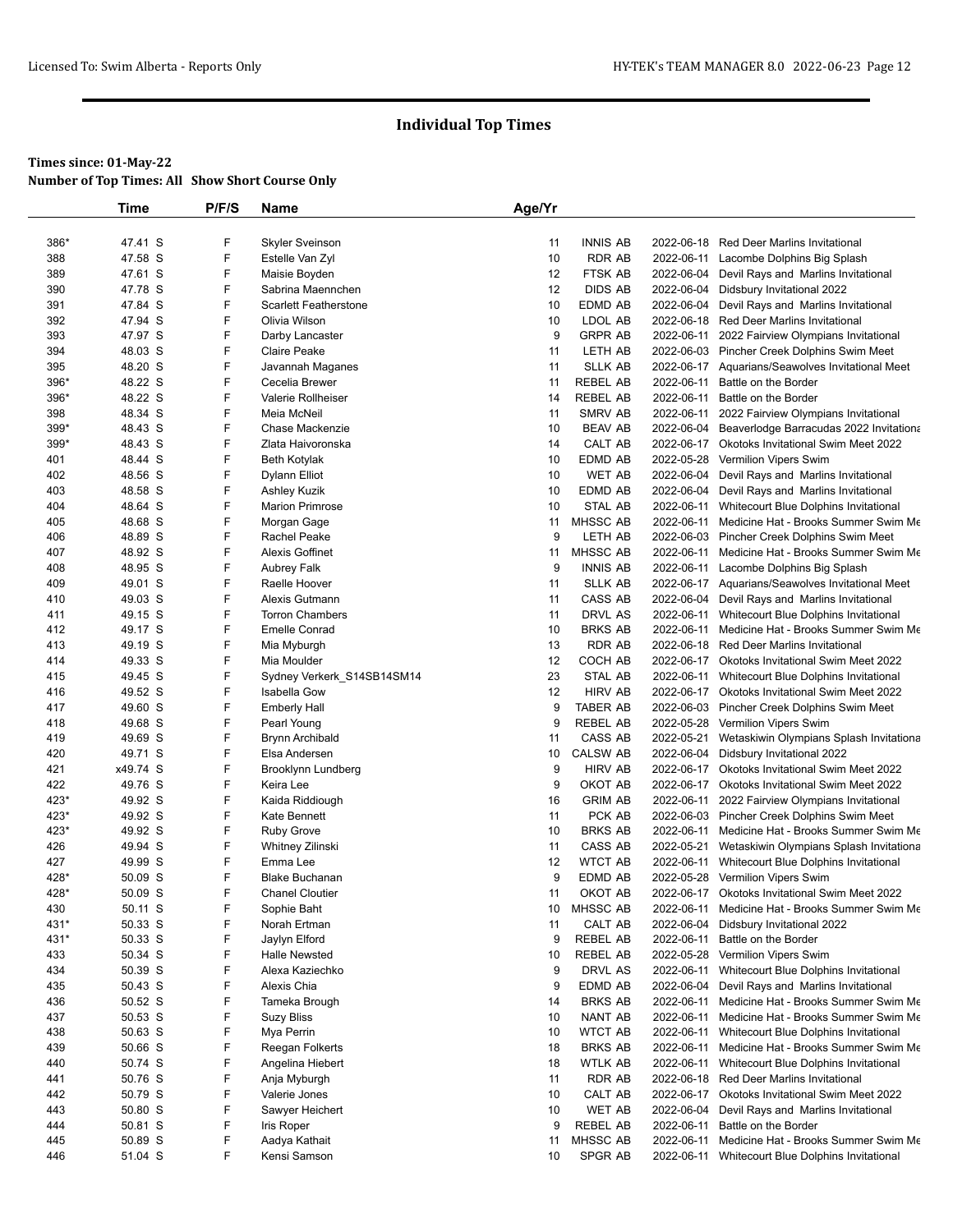# Individual Top Times

**Times since: 01-May-22**
**Number of Top Times: All Show Short Course Only**

| | Time | P/F/S | Name | Age/Yr | | | |
|---|---|---|---|---|---|---|---|
| 386* | 47.41 S | F | Skyler Sveinson | 11 | INNIS AB | 2022-06-18 | Red Deer Marlins Invitational |
| 388 | 47.58 S | F | Estelle Van Zyl | 10 | RDR AB | 2022-06-11 | Lacombe Dolphins Big Splash |
| 389 | 47.61 S | F | Maisie Boyden | 12 | FTSK AB | 2022-06-04 | Devil Rays and Marlins Invitational |
| 390 | 47.78 S | F | Sabrina Maennchen | 12 | DIDS AB | 2022-06-04 | Didsbury Invitational 2022 |
| 391 | 47.84 S | F | Scarlett Featherstone | 10 | EDMD AB | 2022-06-04 | Devil Rays and Marlins Invitational |
| 392 | 47.94 S | F | Olivia Wilson | 10 | LDOL AB | 2022-06-18 | Red Deer Marlins Invitational |
| 393 | 47.97 S | F | Darby Lancaster | 9 | GRPR AB | 2022-06-11 | 2022 Fairview Olympians Invitational |
| 394 | 48.03 S | F | Claire Peake | 11 | LETH AB | 2022-06-03 | Pincher Creek Dolphins Swim Meet |
| 395 | 48.20 S | F | Javannah Maganes | 11 | SLLK AB | 2022-06-17 | Aquarians/Seawolves Invitational Meet |
| 396* | 48.22 S | F | Cecelia Brewer | 11 | REBEL AB | 2022-06-11 | Battle on the Border |
| 396* | 48.22 S | F | Valerie Rollheiser | 14 | REBEL AB | 2022-06-11 | Battle on the Border |
| 398 | 48.34 S | F | Meia McNeil | 11 | SMRV AB | 2022-06-11 | 2022 Fairview Olympians Invitational |
| 399* | 48.43 S | F | Chase Mackenzie | 10 | BEAV AB | 2022-06-04 | Beaverlodge Barracudas 2022 Invitationa |
| 399* | 48.43 S | F | Zlata Haivoronska | 14 | CALT AB | 2022-06-17 | Okotoks Invitational Swim Meet 2022 |
| 401 | 48.44 S | F | Beth Kotylak | 10 | EDMD AB | 2022-05-28 | Vermilion Vipers Swim |
| 402 | 48.56 S | F | Dylann Elliot | 10 | WET AB | 2022-06-04 | Devil Rays and Marlins Invitational |
| 403 | 48.58 S | F | Ashley Kuzik | 10 | EDMD AB | 2022-06-04 | Devil Rays and Marlins Invitational |
| 404 | 48.64 S | F | Marion Primrose | 10 | STAL AB | 2022-06-11 | Whitecourt Blue Dolphins Invitational |
| 405 | 48.68 S | F | Morgan Gage | 11 | MHSSC AB | 2022-06-11 | Medicine Hat - Brooks Summer Swim Me |
| 406 | 48.89 S | F | Rachel Peake | 9 | LETH AB | 2022-06-03 | Pincher Creek Dolphins Swim Meet |
| 407 | 48.92 S | F | Alexis Goffinet | 11 | MHSSC AB | 2022-06-11 | Medicine Hat - Brooks Summer Swim Me |
| 408 | 48.95 S | F | Aubrey Falk | 9 | INNIS AB | 2022-06-11 | Lacombe Dolphins Big Splash |
| 409 | 49.01 S | F | Raelle Hoover | 11 | SLLK AB | 2022-06-17 | Aquarians/Seawolves Invitational Meet |
| 410 | 49.03 S | F | Alexis Gutmann | 11 | CASS AB | 2022-06-04 | Devil Rays and Marlins Invitational |
| 411 | 49.15 S | F | Torron Chambers | 11 | DRVL AS | 2022-06-11 | Whitecourt Blue Dolphins Invitational |
| 412 | 49.17 S | F | Emelle Conrad | 10 | BRKS AB | 2022-06-11 | Medicine Hat - Brooks Summer Swim Me |
| 413 | 49.19 S | F | Mia Myburgh | 13 | RDR AB | 2022-06-18 | Red Deer Marlins Invitational |
| 414 | 49.33 S | F | Mia Moulder | 12 | COCH AB | 2022-06-17 | Okotoks Invitational Swim Meet 2022 |
| 415 | 49.45 S | F | Sydney Verkerk_S14SB14SM14 | 23 | STAL AB | 2022-06-11 | Whitecourt Blue Dolphins Invitational |
| 416 | 49.52 S | F | Isabella Gow | 12 | HIRV AB | 2022-06-17 | Okotoks Invitational Swim Meet 2022 |
| 417 | 49.60 S | F | Emberly Hall | 9 | TABER AB | 2022-06-03 | Pincher Creek Dolphins Swim Meet |
| 418 | 49.68 S | F | Pearl Young | 9 | REBEL AB | 2022-05-28 | Vermilion Vipers Swim |
| 419 | 49.69 S | F | Brynn Archibald | 11 | CASS AB | 2022-05-21 | Wetaskiwin Olympians Splash Invitationa |
| 420 | 49.71 S | F | Elsa Andersen | 10 | CALSW AB | 2022-06-04 | Didsbury Invitational 2022 |
| 421 | x49.74 S | F | Brooklynn Lundberg | 9 | HIRV AB | 2022-06-17 | Okotoks Invitational Swim Meet 2022 |
| 422 | 49.76 S | F | Keira Lee | 9 | OKOT AB | 2022-06-17 | Okotoks Invitational Swim Meet 2022 |
| 423* | 49.92 S | F | Kaida Riddiough | 16 | GRIM AB | 2022-06-11 | 2022 Fairview Olympians Invitational |
| 423* | 49.92 S | F | Kate Bennett | 11 | PCK AB | 2022-06-03 | Pincher Creek Dolphins Swim Meet |
| 423* | 49.92 S | F | Ruby Grove | 10 | BRKS AB | 2022-06-11 | Medicine Hat - Brooks Summer Swim Me |
| 426 | 49.94 S | F | Whitney Zilinski | 11 | CASS AB | 2022-05-21 | Wetaskiwin Olympians Splash Invitationa |
| 427 | 49.99 S | F | Emma Lee | 12 | WTCT AB | 2022-06-11 | Whitecourt Blue Dolphins Invitational |
| 428* | 50.09 S | F | Blake Buchanan | 9 | EDMD AB | 2022-05-28 | Vermilion Vipers Swim |
| 428* | 50.09 S | F | Chanel Cloutier | 11 | OKOT AB | 2022-06-17 | Okotoks Invitational Swim Meet 2022 |
| 430 | 50.11 S | F | Sophie Baht | 10 | MHSSC AB | 2022-06-11 | Medicine Hat - Brooks Summer Swim Me |
| 431* | 50.33 S | F | Norah Ertman | 11 | CALT AB | 2022-06-04 | Didsbury Invitational 2022 |
| 431* | 50.33 S | F | Jaylyn Elford | 9 | REBEL AB | 2022-06-11 | Battle on the Border |
| 433 | 50.34 S | F | Halle Newsted | 10 | REBEL AB | 2022-05-28 | Vermilion Vipers Swim |
| 434 | 50.39 S | F | Alexa Kaziechko | 9 | DRVL AS | 2022-06-11 | Whitecourt Blue Dolphins Invitational |
| 435 | 50.43 S | F | Alexis Chia | 9 | EDMD AB | 2022-06-04 | Devil Rays and Marlins Invitational |
| 436 | 50.52 S | F | Tameka Brough | 14 | BRKS AB | 2022-06-11 | Medicine Hat - Brooks Summer Swim Me |
| 437 | 50.53 S | F | Suzy Bliss | 10 | NANT AB | 2022-06-11 | Medicine Hat - Brooks Summer Swim Me |
| 438 | 50.63 S | F | Mya Perrin | 10 | WTCT AB | 2022-06-11 | Whitecourt Blue Dolphins Invitational |
| 439 | 50.66 S | F | Reegan Folkerts | 18 | BRKS AB | 2022-06-11 | Medicine Hat - Brooks Summer Swim Me |
| 440 | 50.74 S | F | Angelina Hiebert | 18 | WTLK AB | 2022-06-11 | Whitecourt Blue Dolphins Invitational |
| 441 | 50.76 S | F | Anja Myburgh | 11 | RDR AB | 2022-06-18 | Red Deer Marlins Invitational |
| 442 | 50.79 S | F | Valerie Jones | 10 | CALT AB | 2022-06-17 | Okotoks Invitational Swim Meet 2022 |
| 443 | 50.80 S | F | Sawyer Heichert | 10 | WET AB | 2022-06-04 | Devil Rays and Marlins Invitational |
| 444 | 50.81 S | F | Iris Roper | 9 | REBEL AB | 2022-06-11 | Battle on the Border |
| 445 | 50.89 S | F | Aadya Kathait | 11 | MHSSC AB | 2022-06-11 | Medicine Hat - Brooks Summer Swim Me |
| 446 | 51.04 S | F | Kensi Samson | 10 | SPGR AB | 2022-06-11 | Whitecourt Blue Dolphins Invitational |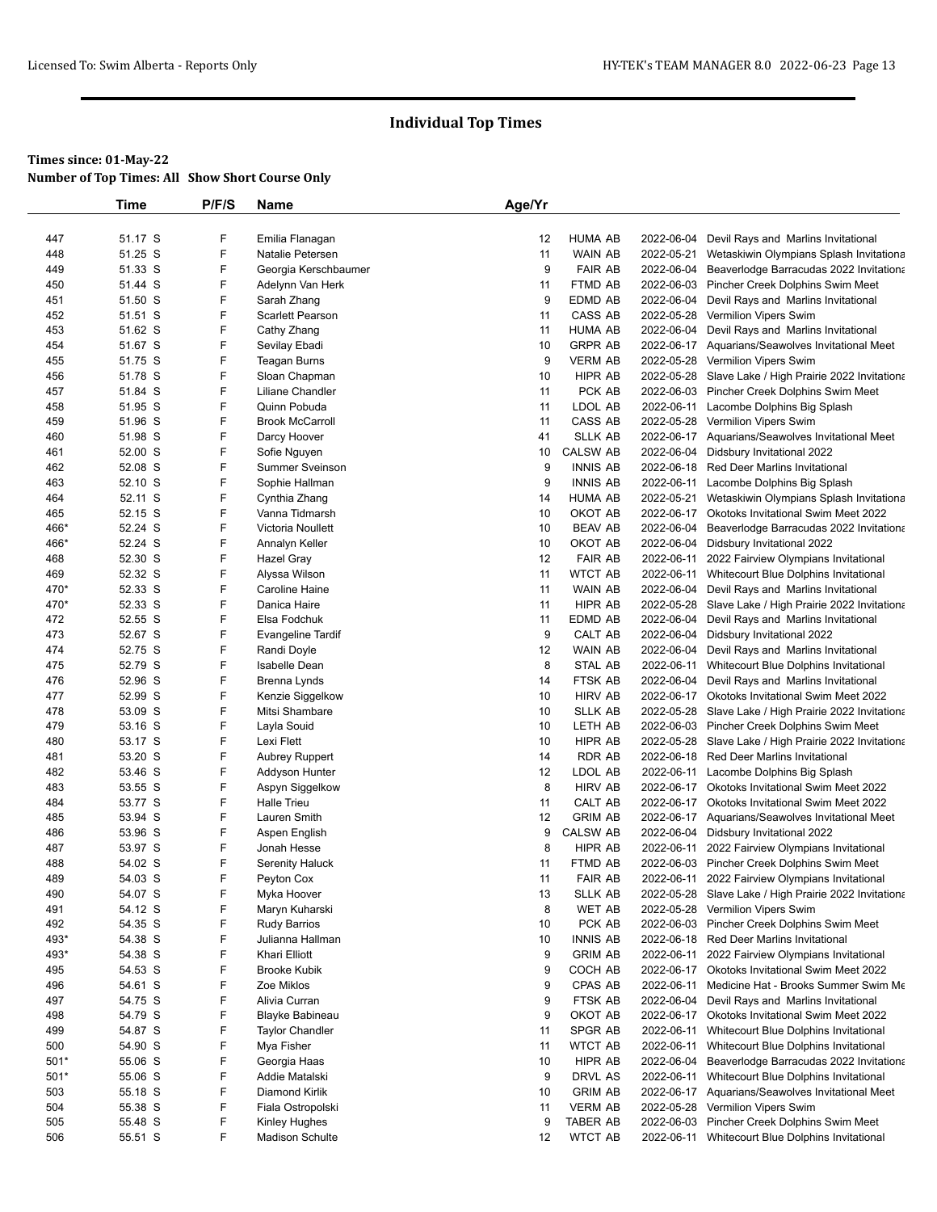## Individual Top Times

**Times since: 01-May-22**

**Number of Top Times: All Show Short Course Only**

| | Time | P/F/S | Name | Age/Yr | | | |
|---|---|---|---|---|---|---|---|
| 447 | 51.17 S | F | Emilia Flanagan | 12 | HUMA AB | 2022-06-04 | Devil Rays and Marlins Invitational |
| 448 | 51.25 S | F | Natalie Petersen | 11 | WAIN AB | 2022-05-21 | Wetaskiwin Olympians Splash Invitationa |
| 449 | 51.33 S | F | Georgia Kerschbaumer | 9 | FAIR AB | 2022-06-04 | Beaverlodge Barracudas 2022 Invitationa |
| 450 | 51.44 S | F | Adelynn Van Herk | 11 | FTMD AB | 2022-06-03 | Pincher Creek Dolphins Swim Meet |
| 451 | 51.50 S | F | Sarah Zhang | 9 | EDMD AB | 2022-06-04 | Devil Rays and Marlins Invitational |
| 452 | 51.51 S | F | Scarlett Pearson | 11 | CASS AB | 2022-05-28 | Vermilion Vipers Swim |
| 453 | 51.62 S | F | Cathy Zhang | 11 | HUMA AB | 2022-06-04 | Devil Rays and Marlins Invitational |
| 454 | 51.67 S | F | Sevilay Ebadi | 10 | GRPR AB | 2022-06-17 | Aquarians/Seawolves Invitational Meet |
| 455 | 51.75 S | F | Teagan Burns | 9 | VERM AB | 2022-05-28 | Vermilion Vipers Swim |
| 456 | 51.78 S | F | Sloan Chapman | 10 | HIPR AB | 2022-05-28 | Slave Lake / High Prairie 2022 Invitationa |
| 457 | 51.84 S | F | Liliane Chandler | 11 | PCK AB | 2022-06-03 | Pincher Creek Dolphins Swim Meet |
| 458 | 51.95 S | F | Quinn Pobuda | 11 | LDOL AB | 2022-06-11 | Lacombe Dolphins Big Splash |
| 459 | 51.96 S | F | Brook McCarroll | 11 | CASS AB | 2022-05-28 | Vermilion Vipers Swim |
| 460 | 51.98 S | F | Darcy Hoover | 41 | SLLK AB | 2022-06-17 | Aquarians/Seawolves Invitational Meet |
| 461 | 52.00 S | F | Sofie Nguyen | 10 | CALSW AB | 2022-06-04 | Didsbury Invitational 2022 |
| 462 | 52.08 S | F | Summer Sveinson | 9 | INNIS AB | 2022-06-18 | Red Deer Marlins Invitational |
| 463 | 52.10 S | F | Sophie Hallman | 9 | INNIS AB | 2022-06-11 | Lacombe Dolphins Big Splash |
| 464 | 52.11 S | F | Cynthia Zhang | 14 | HUMA AB | 2022-05-21 | Wetaskiwin Olympians Splash Invitationa |
| 465 | 52.15 S | F | Vanna Tidmarsh | 10 | OKOT AB | 2022-06-17 | Okotoks Invitational Swim Meet 2022 |
| 466* | 52.24 S | F | Victoria Noullett | 10 | BEAV AB | 2022-06-04 | Beaverlodge Barracudas 2022 Invitationa |
| 466* | 52.24 S | F | Annalyn Keller | 10 | OKOT AB | 2022-06-04 | Didsbury Invitational 2022 |
| 468 | 52.30 S | F | Hazel Gray | 12 | FAIR AB | 2022-06-11 | 2022 Fairview Olympians Invitational |
| 469 | 52.32 S | F | Alyssa Wilson | 11 | WTCT AB | 2022-06-11 | Whitecourt Blue Dolphins Invitational |
| 470* | 52.33 S | F | Caroline Haine | 11 | WAIN AB | 2022-06-04 | Devil Rays and Marlins Invitational |
| 470* | 52.33 S | F | Danica Haire | 11 | HIPR AB | 2022-05-28 | Slave Lake / High Prairie 2022 Invitationa |
| 472 | 52.55 S | F | Elsa Fodchuk | 11 | EDMD AB | 2022-06-04 | Devil Rays and Marlins Invitational |
| 473 | 52.67 S | F | Evangeline Tardif | 9 | CALT AB | 2022-06-04 | Didsbury Invitational 2022 |
| 474 | 52.75 S | F | Randi Doyle | 12 | WAIN AB | 2022-06-04 | Devil Rays and Marlins Invitational |
| 475 | 52.79 S | F | Isabelle Dean | 8 | STAL AB | 2022-06-11 | Whitecourt Blue Dolphins Invitational |
| 476 | 52.96 S | F | Brenna Lynds | 14 | FTSK AB | 2022-06-04 | Devil Rays and Marlins Invitational |
| 477 | 52.99 S | F | Kenzie Siggelkow | 10 | HIRV AB | 2022-06-17 | Okotoks Invitational Swim Meet 2022 |
| 478 | 53.09 S | F | Mitsi Shambare | 10 | SLLK AB | 2022-05-28 | Slave Lake / High Prairie 2022 Invitationa |
| 479 | 53.16 S | F | Layla Souid | 10 | LETH AB | 2022-06-03 | Pincher Creek Dolphins Swim Meet |
| 480 | 53.17 S | F | Lexi Flett | 10 | HIPR AB | 2022-05-28 | Slave Lake / High Prairie 2022 Invitationa |
| 481 | 53.20 S | F | Aubrey Ruppert | 14 | RDR AB | 2022-06-18 | Red Deer Marlins Invitational |
| 482 | 53.46 S | F | Addyson Hunter | 12 | LDOL AB | 2022-06-11 | Lacombe Dolphins Big Splash |
| 483 | 53.55 S | F | Aspyn Siggelkow | 8 | HIRV AB | 2022-06-17 | Okotoks Invitational Swim Meet 2022 |
| 484 | 53.77 S | F | Halle Trieu | 11 | CALT AB | 2022-06-17 | Okotoks Invitational Swim Meet 2022 |
| 485 | 53.94 S | F | Lauren Smith | 12 | GRIM AB | 2022-06-17 | Aquarians/Seawolves Invitational Meet |
| 486 | 53.96 S | F | Aspen English | 9 | CALSW AB | 2022-06-04 | Didsbury Invitational 2022 |
| 487 | 53.97 S | F | Jonah Hesse | 8 | HIPR AB | 2022-06-11 | 2022 Fairview Olympians Invitational |
| 488 | 54.02 S | F | Serenity Haluck | 11 | FTMD AB | 2022-06-03 | Pincher Creek Dolphins Swim Meet |
| 489 | 54.03 S | F | Peyton Cox | 11 | FAIR AB | 2022-06-11 | 2022 Fairview Olympians Invitational |
| 490 | 54.07 S | F | Myka Hoover | 13 | SLLK AB | 2022-05-28 | Slave Lake / High Prairie 2022 Invitationa |
| 491 | 54.12 S | F | Maryn Kuharski | 8 | WET AB | 2022-05-28 | Vermilion Vipers Swim |
| 492 | 54.35 S | F | Rudy Barrios | 10 | PCK AB | 2022-06-03 | Pincher Creek Dolphins Swim Meet |
| 493* | 54.38 S | F | Julianna Hallman | 10 | INNIS AB | 2022-06-18 | Red Deer Marlins Invitational |
| 493* | 54.38 S | F | Khari Elliott | 9 | GRIM AB | 2022-06-11 | 2022 Fairview Olympians Invitational |
| 495 | 54.53 S | F | Brooke Kubik | 9 | COCH AB | 2022-06-17 | Okotoks Invitational Swim Meet 2022 |
| 496 | 54.61 S | F | Zoe Miklos | 9 | CPAS AB | 2022-06-11 | Medicine Hat - Brooks Summer Swim Me |
| 497 | 54.75 S | F | Alivia Curran | 9 | FTSK AB | 2022-06-04 | Devil Rays and Marlins Invitational |
| 498 | 54.79 S | F | Blayke Babineau | 9 | OKOT AB | 2022-06-17 | Okotoks Invitational Swim Meet 2022 |
| 499 | 54.87 S | F | Taylor Chandler | 11 | SPGR AB | 2022-06-11 | Whitecourt Blue Dolphins Invitational |
| 500 | 54.90 S | F | Mya Fisher | 11 | WTCT AB | 2022-06-11 | Whitecourt Blue Dolphins Invitational |
| 501* | 55.06 S | F | Georgia Haas | 10 | HIPR AB | 2022-06-04 | Beaverlodge Barracudas 2022 Invitationa |
| 501* | 55.06 S | F | Addie Matalski | 9 | DRVL AS | 2022-06-11 | Whitecourt Blue Dolphins Invitational |
| 503 | 55.18 S | F | Diamond Kirlik | 10 | GRIM AB | 2022-06-17 | Aquarians/Seawolves Invitational Meet |
| 504 | 55.38 S | F | Fiala Ostropolski | 11 | VERM AB | 2022-05-28 | Vermilion Vipers Swim |
| 505 | 55.48 S | F | Kinley Hughes | 9 | TABER AB | 2022-06-03 | Pincher Creek Dolphins Swim Meet |
| 506 | 55.51 S | F | Madison Schulte | 12 | WTCT AB | 2022-06-11 | Whitecourt Blue Dolphins Invitational |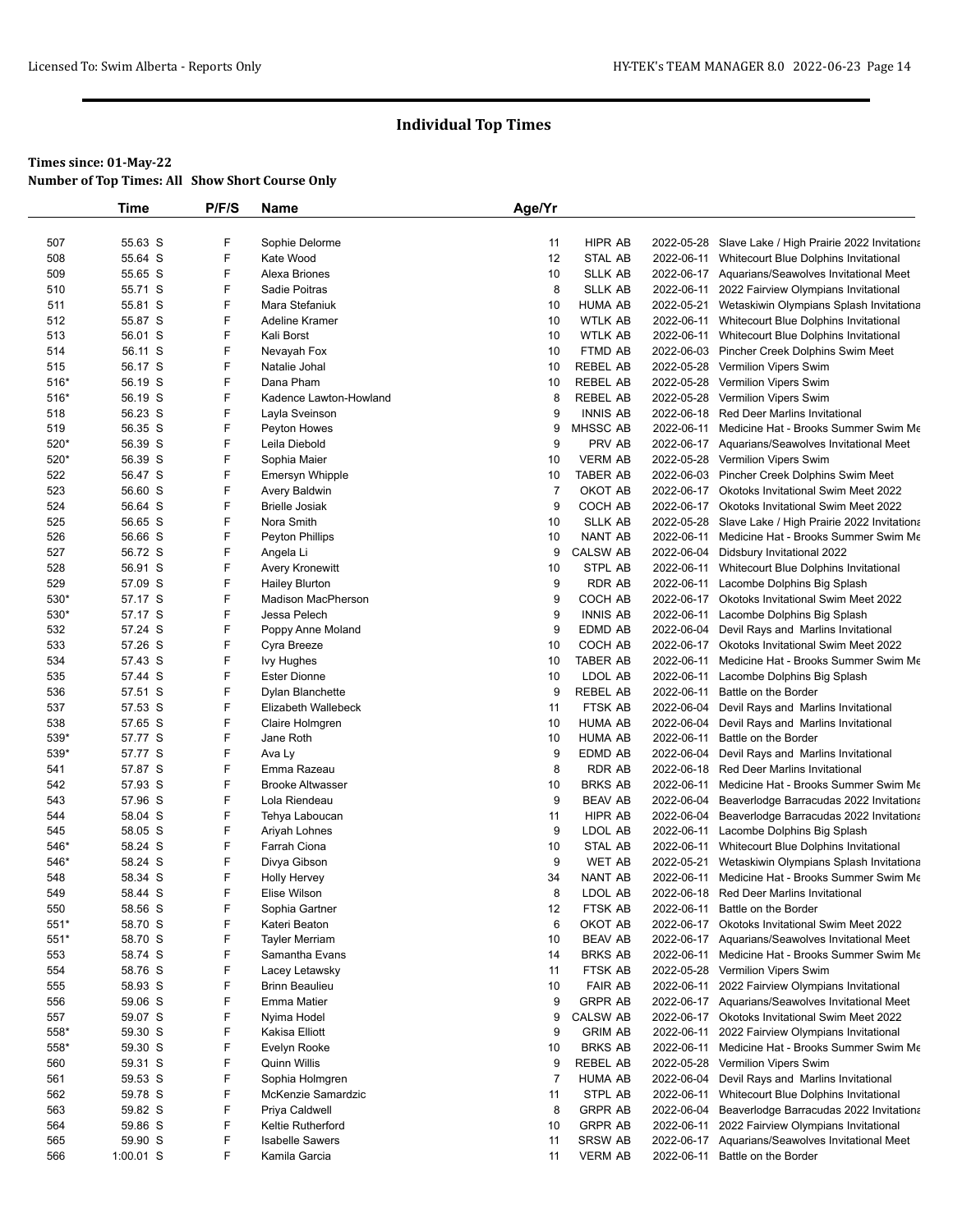# Individual Top Times

**Times since: 01-May-22**

**Number of Top Times: All Show Short Course Only**

| | Time | P/F/S | Name | Age/Yr | | | |
|---|---|---|---|---|---|---|---|
| 507 | 55.63 S | F | Sophie Delorme | 11 | HIPR AB | 2022-05-28 | Slave Lake / High Prairie 2022 Invitationa |
| 508 | 55.64 S | F | Kate Wood | 12 | STAL AB | 2022-06-11 | Whitecourt Blue Dolphins Invitational |
| 509 | 55.65 S | F | Alexa Briones | 10 | SLLK AB | 2022-06-17 | Aquarians/Seawolves Invitational Meet |
| 510 | 55.71 S | F | Sadie Poitras | 8 | SLLK AB | 2022-06-11 | 2022 Fairview Olympians Invitational |
| 511 | 55.81 S | F | Mara Stefaniuk | 10 | HUMA AB | 2022-05-21 | Wetaskiwin Olympians Splash Invitationa |
| 512 | 55.87 S | F | Adeline Kramer | 10 | WTLK AB | 2022-06-11 | Whitecourt Blue Dolphins Invitational |
| 513 | 56.01 S | F | Kali Borst | 10 | WTLK AB | 2022-06-11 | Whitecourt Blue Dolphins Invitational |
| 514 | 56.11 S | F | Nevayah Fox | 10 | FTMD AB | 2022-06-03 | Pincher Creek Dolphins Swim Meet |
| 515 | 56.17 S | F | Natalie Johal | 10 | REBEL AB | 2022-05-28 | Vermilion Vipers Swim |
| 516* | 56.19 S | F | Dana Pham | 10 | REBEL AB | 2022-05-28 | Vermilion Vipers Swim |
| 516* | 56.19 S | F | Kadence Lawton-Howland | 8 | REBEL AB | 2022-05-28 | Vermilion Vipers Swim |
| 518 | 56.23 S | F | Layla Sveinson | 9 | INNIS AB | 2022-06-18 | Red Deer Marlins Invitational |
| 519 | 56.35 S | F | Peyton Howes | 9 | MHSSC AB | 2022-06-11 | Medicine Hat - Brooks Summer Swim Me |
| 520* | 56.39 S | F | Leila Diebold | 9 | PRV AB | 2022-06-17 | Aquarians/Seawolves Invitational Meet |
| 520* | 56.39 S | F | Sophia Maier | 10 | VERM AB | 2022-05-28 | Vermilion Vipers Swim |
| 522 | 56.47 S | F | Emersyn Whipple | 10 | TABER AB | 2022-06-03 | Pincher Creek Dolphins Swim Meet |
| 523 | 56.60 S | F | Avery Baldwin | 7 | OKOT AB | 2022-06-17 | Okotoks Invitational Swim Meet 2022 |
| 524 | 56.64 S | F | Brielle Josiak | 9 | COCH AB | 2022-06-17 | Okotoks Invitational Swim Meet 2022 |
| 525 | 56.65 S | F | Nora Smith | 10 | SLLK AB | 2022-05-28 | Slave Lake / High Prairie 2022 Invitationa |
| 526 | 56.66 S | F | Peyton Phillips | 10 | NANT AB | 2022-06-11 | Medicine Hat - Brooks Summer Swim Me |
| 527 | 56.72 S | F | Angela Li | 9 | CALSW AB | 2022-06-04 | Didsbury Invitational 2022 |
| 528 | 56.91 S | F | Avery Kronewitt | 10 | STPL AB | 2022-06-11 | Whitecourt Blue Dolphins Invitational |
| 529 | 57.09 S | F | Hailey Blurton | 9 | RDR AB | 2022-06-11 | Lacombe Dolphins Big Splash |
| 530* | 57.17 S | F | Madison MacPherson | 9 | COCH AB | 2022-06-17 | Okotoks Invitational Swim Meet 2022 |
| 530* | 57.17 S | F | Jessa Pelech | 9 | INNIS AB | 2022-06-11 | Lacombe Dolphins Big Splash |
| 532 | 57.24 S | F | Poppy Anne Moland | 9 | EDMD AB | 2022-06-04 | Devil Rays and Marlins Invitational |
| 533 | 57.26 S | F | Cyra Breeze | 10 | COCH AB | 2022-06-17 | Okotoks Invitational Swim Meet 2022 |
| 534 | 57.43 S | F | Ivy Hughes | 10 | TABER AB | 2022-06-11 | Medicine Hat - Brooks Summer Swim Me |
| 535 | 57.44 S | F | Ester Dionne | 10 | LDOL AB | 2022-06-11 | Lacombe Dolphins Big Splash |
| 536 | 57.51 S | F | Dylan Blanchette | 9 | REBEL AB | 2022-06-11 | Battle on the Border |
| 537 | 57.53 S | F | Elizabeth Wallebeck | 11 | FTSK AB | 2022-06-04 | Devil Rays and Marlins Invitational |
| 538 | 57.65 S | F | Claire Holmgren | 10 | HUMA AB | 2022-06-04 | Devil Rays and Marlins Invitational |
| 539* | 57.77 S | F | Jane Roth | 10 | HUMA AB | 2022-06-11 | Battle on the Border |
| 539* | 57.77 S | F | Ava Ly | 9 | EDMD AB | 2022-06-04 | Devil Rays and Marlins Invitational |
| 541 | 57.87 S | F | Emma Razeau | 8 | RDR AB | 2022-06-18 | Red Deer Marlins Invitational |
| 542 | 57.93 S | F | Brooke Altwasser | 10 | BRKS AB | 2022-06-11 | Medicine Hat - Brooks Summer Swim Me |
| 543 | 57.96 S | F | Lola Riendeau | 9 | BEAV AB | 2022-06-04 | Beaverlodge Barracudas 2022 Invitationa |
| 544 | 58.04 S | F | Tehya Laboucan | 11 | HIPR AB | 2022-06-04 | Beaverlodge Barracudas 2022 Invitationa |
| 545 | 58.05 S | F | Ariyah Lohnes | 9 | LDOL AB | 2022-06-11 | Lacombe Dolphins Big Splash |
| 546* | 58.24 S | F | Farrah Ciona | 10 | STAL AB | 2022-06-11 | Whitecourt Blue Dolphins Invitational |
| 546* | 58.24 S | F | Divya Gibson | 9 | WET AB | 2022-05-21 | Wetaskiwin Olympians Splash Invitationa |
| 548 | 58.34 S | F | Holly Hervey | 34 | NANT AB | 2022-06-11 | Medicine Hat - Brooks Summer Swim Me |
| 549 | 58.44 S | F | Elise Wilson | 8 | LDOL AB | 2022-06-18 | Red Deer Marlins Invitational |
| 550 | 58.56 S | F | Sophia Gartner | 12 | FTSK AB | 2022-06-11 | Battle on the Border |
| 551* | 58.70 S | F | Kateri Beaton | 6 | OKOT AB | 2022-06-17 | Okotoks Invitational Swim Meet 2022 |
| 551* | 58.70 S | F | Tayler Merriam | 10 | BEAV AB | 2022-06-17 | Aquarians/Seawolves Invitational Meet |
| 553 | 58.74 S | F | Samantha Evans | 14 | BRKS AB | 2022-06-11 | Medicine Hat - Brooks Summer Swim Me |
| 554 | 58.76 S | F | Lacey Letawsky | 11 | FTSK AB | 2022-05-28 | Vermilion Vipers Swim |
| 555 | 58.93 S | F | Brinn Beaulieu | 10 | FAIR AB | 2022-06-11 | 2022 Fairview Olympians Invitational |
| 556 | 59.06 S | F | Emma Matier | 9 | GRPR AB | 2022-06-17 | Aquarians/Seawolves Invitational Meet |
| 557 | 59.07 S | F | Nyima Hodel | 9 | CALSW AB | 2022-06-17 | Okotoks Invitational Swim Meet 2022 |
| 558* | 59.30 S | F | Kakisa Elliott | 9 | GRIM AB | 2022-06-11 | 2022 Fairview Olympians Invitational |
| 558* | 59.30 S | F | Evelyn Rooke | 10 | BRKS AB | 2022-06-11 | Medicine Hat - Brooks Summer Swim Me |
| 560 | 59.31 S | F | Quinn Willis | 9 | REBEL AB | 2022-05-28 | Vermilion Vipers Swim |
| 561 | 59.53 S | F | Sophia Holmgren | 7 | HUMA AB | 2022-06-04 | Devil Rays and Marlins Invitational |
| 562 | 59.78 S | F | McKenzie Samardzic | 11 | STPL AB | 2022-06-11 | Whitecourt Blue Dolphins Invitational |
| 563 | 59.82 S | F | Priya Caldwell | 8 | GRPR AB | 2022-06-04 | Beaverlodge Barracudas 2022 Invitationa |
| 564 | 59.86 S | F | Keltie Rutherford | 10 | GRPR AB | 2022-06-11 | 2022 Fairview Olympians Invitational |
| 565 | 59.90 S | F | Isabelle Sawers | 11 | SRSW AB | 2022-06-17 | Aquarians/Seawolves Invitational Meet |
| 566 | 1:00.01 S | F | Kamila Garcia | 11 | VERM AB | 2022-06-11 | Battle on the Border |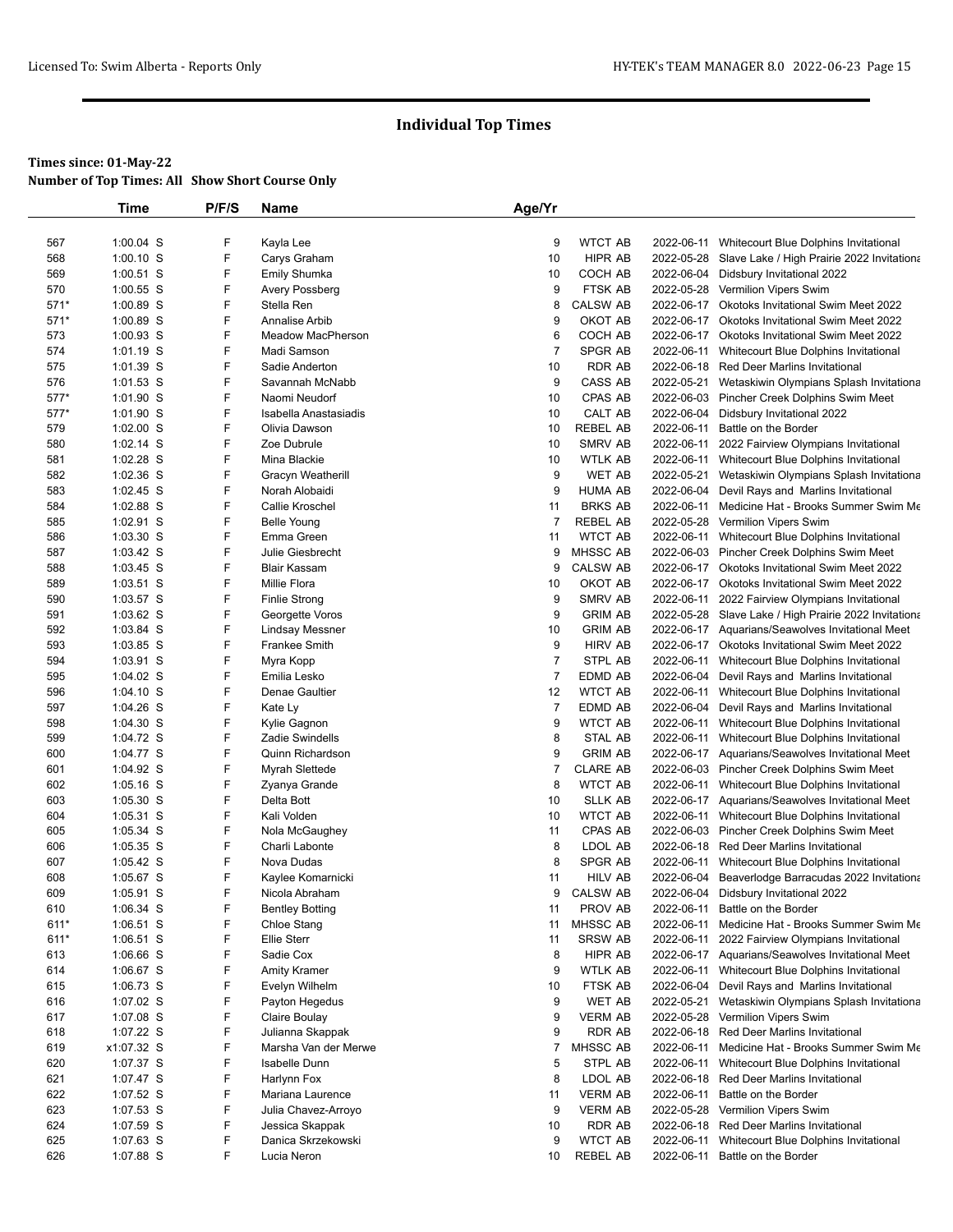# Individual Top Times

**Times since: 01-May-22**

**Number of Top Times: All Show Short Course Only**

| | Time | P/F/S | Name | Age/Yr | | | |
|---|---|---|---|---|---|---|---|
| 567 | 1:00.04 S | F | Kayla Lee | 9 | WTCT AB | 2022-06-11 | Whitecourt Blue Dolphins Invitational |
| 568 | 1:00.10 S | F | Carys Graham | 10 | HIPR AB | 2022-05-28 | Slave Lake / High Prairie 2022 Invitationa |
| 569 | 1:00.51 S | F | Emily Shumka | 10 | COCH AB | 2022-06-04 | Didsbury Invitational 2022 |
| 570 | 1:00.55 S | F | Avery Possberg | 9 | FTSK AB | 2022-05-28 | Vermilion Vipers Swim |
| 571* | 1:00.89 S | F | Stella Ren | 8 | CALSW AB | 2022-06-17 | Okotoks Invitational Swim Meet 2022 |
| 571* | 1:00.89 S | F | Annalise Arbib | 9 | OKOT AB | 2022-06-17 | Okotoks Invitational Swim Meet 2022 |
| 573 | 1:00.93 S | F | Meadow MacPherson | 6 | COCH AB | 2022-06-17 | Okotoks Invitational Swim Meet 2022 |
| 574 | 1:01.19 S | F | Madi Samson | 7 | SPGR AB | 2022-06-11 | Whitecourt Blue Dolphins Invitational |
| 575 | 1:01.39 S | F | Sadie Anderton | 10 | RDR AB | 2022-06-18 | Red Deer Marlins Invitational |
| 576 | 1:01.53 S | F | Savannah McNabb | 9 | CASS AB | 2022-05-21 | Wetaskiwin Olympians Splash Invitationa |
| 577* | 1:01.90 S | F | Naomi Neudorf | 10 | CPAS AB | 2022-06-03 | Pincher Creek Dolphins Swim Meet |
| 577* | 1:01.90 S | F | Isabella Anastasiadis | 10 | CALT AB | 2022-06-04 | Didsbury Invitational 2022 |
| 579 | 1:02.00 S | F | Olivia Dawson | 10 | REBEL AB | 2022-06-11 | Battle on the Border |
| 580 | 1:02.14 S | F | Zoe Dubrule | 10 | SMRV AB | 2022-06-11 | 2022 Fairview Olympians Invitational |
| 581 | 1:02.28 S | F | Mina Blackie | 10 | WTLK AB | 2022-06-11 | Whitecourt Blue Dolphins Invitational |
| 582 | 1:02.36 S | F | Gracyn Weatherill | 9 | WET AB | 2022-05-21 | Wetaskiwin Olympians Splash Invitationa |
| 583 | 1:02.45 S | F | Norah Alobaidi | 9 | HUMA AB | 2022-06-04 | Devil Rays and Marlins Invitational |
| 584 | 1:02.88 S | F | Callie Kroschel | 11 | BRKS AB | 2022-06-11 | Medicine Hat - Brooks Summer Swim Me |
| 585 | 1:02.91 S | F | Belle Young | 7 | REBEL AB | 2022-05-28 | Vermilion Vipers Swim |
| 586 | 1:03.30 S | F | Emma Green | 11 | WTCT AB | 2022-06-11 | Whitecourt Blue Dolphins Invitational |
| 587 | 1:03.42 S | F | Julie Giesbrecht | 9 | MHSSC AB | 2022-06-03 | Pincher Creek Dolphins Swim Meet |
| 588 | 1:03.45 S | F | Blair Kassam | 9 | CALSW AB | 2022-06-17 | Okotoks Invitational Swim Meet 2022 |
| 589 | 1:03.51 S | F | Millie Flora | 10 | OKOT AB | 2022-06-17 | Okotoks Invitational Swim Meet 2022 |
| 590 | 1:03.57 S | F | Finlie Strong | 9 | SMRV AB | 2022-06-11 | 2022 Fairview Olympians Invitational |
| 591 | 1:03.62 S | F | Georgette Voros | 9 | GRIM AB | 2022-05-28 | Slave Lake / High Prairie 2022 Invitationa |
| 592 | 1:03.84 S | F | Lindsay Messner | 10 | GRIM AB | 2022-06-17 | Aquarians/Seawolves Invitational Meet |
| 593 | 1:03.85 S | F | Frankee Smith | 9 | HIRV AB | 2022-06-17 | Okotoks Invitational Swim Meet 2022 |
| 594 | 1:03.91 S | F | Myra Kopp | 7 | STPL AB | 2022-06-11 | Whitecourt Blue Dolphins Invitational |
| 595 | 1:04.02 S | F | Emilia Lesko | 7 | EDMD AB | 2022-06-04 | Devil Rays and Marlins Invitational |
| 596 | 1:04.10 S | F | Denae Gaultier | 12 | WTCT AB | 2022-06-11 | Whitecourt Blue Dolphins Invitational |
| 597 | 1:04.26 S | F | Kate Ly | 7 | EDMD AB | 2022-06-04 | Devil Rays and Marlins Invitational |
| 598 | 1:04.30 S | F | Kylie Gagnon | 9 | WTCT AB | 2022-06-11 | Whitecourt Blue Dolphins Invitational |
| 599 | 1:04.72 S | F | Zadie Swindells | 8 | STAL AB | 2022-06-11 | Whitecourt Blue Dolphins Invitational |
| 600 | 1:04.77 S | F | Quinn Richardson | 9 | GRIM AB | 2022-06-17 | Aquarians/Seawolves Invitational Meet |
| 601 | 1:04.92 S | F | Myrah Slettede | 7 | CLARE AB | 2022-06-03 | Pincher Creek Dolphins Swim Meet |
| 602 | 1:05.16 S | F | Zyanya Grande | 8 | WTCT AB | 2022-06-11 | Whitecourt Blue Dolphins Invitational |
| 603 | 1:05.30 S | F | Delta Bott | 10 | SLLK AB | 2022-06-17 | Aquarians/Seawolves Invitational Meet |
| 604 | 1:05.31 S | F | Kali Volden | 10 | WTCT AB | 2022-06-11 | Whitecourt Blue Dolphins Invitational |
| 605 | 1:05.34 S | F | Nola McGaughey | 11 | CPAS AB | 2022-06-03 | Pincher Creek Dolphins Swim Meet |
| 606 | 1:05.35 S | F | Charli Labonte | 8 | LDOL AB | 2022-06-18 | Red Deer Marlins Invitational |
| 607 | 1:05.42 S | F | Nova Dudas | 8 | SPGR AB | 2022-06-11 | Whitecourt Blue Dolphins Invitational |
| 608 | 1:05.67 S | F | Kaylee Komarnicki | 11 | HILV AB | 2022-06-04 | Beaverlodge Barracudas 2022 Invitationa |
| 609 | 1:05.91 S | F | Nicola Abraham | 9 | CALSW AB | 2022-06-04 | Didsbury Invitational 2022 |
| 610 | 1:06.34 S | F | Bentley Botting | 11 | PROV AB | 2022-06-11 | Battle on the Border |
| 611* | 1:06.51 S | F | Chloe Stang | 11 | MHSSC AB | 2022-06-11 | Medicine Hat - Brooks Summer Swim Me |
| 611* | 1:06.51 S | F | Ellie Sterr | 11 | SRSW AB | 2022-06-11 | 2022 Fairview Olympians Invitational |
| 613 | 1:06.66 S | F | Sadie Cox | 8 | HIPR AB | 2022-06-17 | Aquarians/Seawolves Invitational Meet |
| 614 | 1:06.67 S | F | Amity Kramer | 9 | WTLK AB | 2022-06-11 | Whitecourt Blue Dolphins Invitational |
| 615 | 1:06.73 S | F | Evelyn Wilhelm | 10 | FTSK AB | 2022-06-04 | Devil Rays and Marlins Invitational |
| 616 | 1:07.02 S | F | Payton Hegedus | 9 | WET AB | 2022-05-21 | Wetaskiwin Olympians Splash Invitationa |
| 617 | 1:07.08 S | F | Claire Boulay | 9 | VERM AB | 2022-05-28 | Vermilion Vipers Swim |
| 618 | 1:07.22 S | F | Julianna Skappak | 9 | RDR AB | 2022-06-18 | Red Deer Marlins Invitational |
| 619 | x1:07.32 S | F | Marsha Van der Merwe | 7 | MHSSC AB | 2022-06-11 | Medicine Hat - Brooks Summer Swim Me |
| 620 | 1:07.37 S | F | Isabelle Dunn | 5 | STPL AB | 2022-06-11 | Whitecourt Blue Dolphins Invitational |
| 621 | 1:07.47 S | F | Harlynn Fox | 8 | LDOL AB | 2022-06-18 | Red Deer Marlins Invitational |
| 622 | 1:07.52 S | F | Mariana Laurence | 11 | VERM AB | 2022-06-11 | Battle on the Border |
| 623 | 1:07.53 S | F | Julia Chavez-Arroyo | 9 | VERM AB | 2022-05-28 | Vermilion Vipers Swim |
| 624 | 1:07.59 S | F | Jessica Skappak | 10 | RDR AB | 2022-06-18 | Red Deer Marlins Invitational |
| 625 | 1:07.63 S | F | Danica Skrzekowski | 9 | WTCT AB | 2022-06-11 | Whitecourt Blue Dolphins Invitational |
| 626 | 1:07.88 S | F | Lucia Neron | 10 | REBEL AB | 2022-06-11 | Battle on the Border |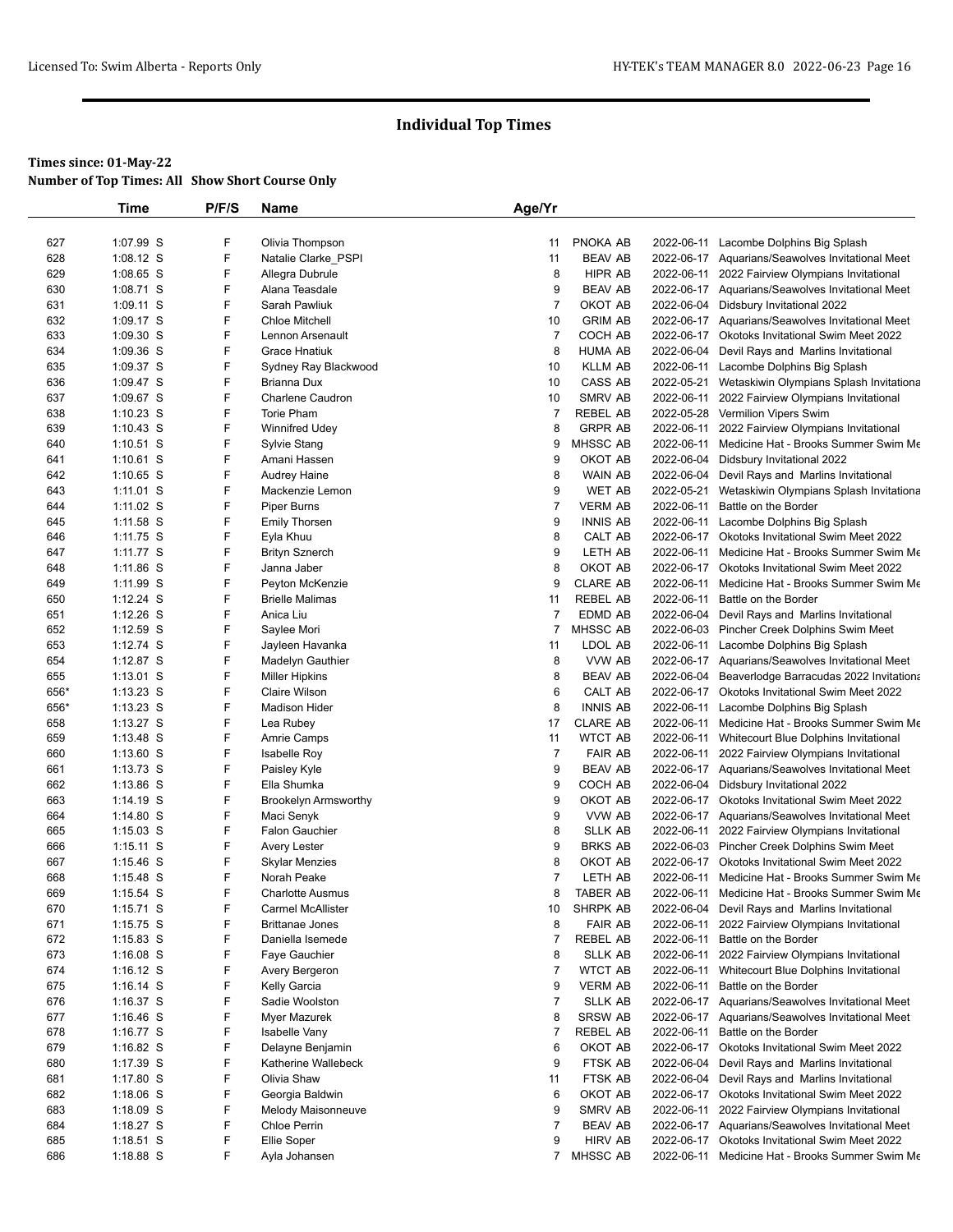# Individual Top Times

**Times since: 01-May-22**

**Number of Top Times: All Show Short Course Only**

| | Time | P/F/S | Name | Age/Yr | | | |
|---|---|---|---|---|---|---|---|
| 627 | 1:07.99 S | F | Olivia Thompson | 11 | PNOKA AB | 2022-06-11 | Lacombe Dolphins Big Splash |
| 628 | 1:08.12 S | F | Natalie Clarke_PSPI | 11 | BEAV AB | 2022-06-17 | Aquarians/Seawolves Invitational Meet |
| 629 | 1:08.65 S | F | Allegra Dubrule | 8 | HIPR AB | 2022-06-11 | 2022 Fairview Olympians Invitational |
| 630 | 1:08.71 S | F | Alana Teasdale | 9 | BEAV AB | 2022-06-17 | Aquarians/Seawolves Invitational Meet |
| 631 | 1:09.11 S | F | Sarah Pawliuk | 7 | OKOT AB | 2022-06-04 | Didsbury Invitational 2022 |
| 632 | 1:09.17 S | F | Chloe Mitchell | 10 | GRIM AB | 2022-06-17 | Aquarians/Seawolves Invitational Meet |
| 633 | 1:09.30 S | F | Lennon Arsenault | 7 | COCH AB | 2022-06-17 | Okotoks Invitational Swim Meet 2022 |
| 634 | 1:09.36 S | F | Grace Hnatiuk | 8 | HUMA AB | 2022-06-04 | Devil Rays and Marlins Invitational |
| 635 | 1:09.37 S | F | Sydney Ray Blackwood | 10 | KLLM AB | 2022-06-11 | Lacombe Dolphins Big Splash |
| 636 | 1:09.47 S | F | Brianna Dux | 10 | CASS AB | 2022-05-21 | Wetaskiwin Olympians Splash Invitationa |
| 637 | 1:09.67 S | F | Charlene Caudron | 10 | SMRV AB | 2022-06-11 | 2022 Fairview Olympians Invitational |
| 638 | 1:10.23 S | F | Torie Pham | 7 | REBEL AB | 2022-05-28 | Vermilion Vipers Swim |
| 639 | 1:10.43 S | F | Winnifred Udey | 8 | GRPR AB | 2022-06-11 | 2022 Fairview Olympians Invitational |
| 640 | 1:10.51 S | F | Sylvie Stang | 9 | MHSSC AB | 2022-06-11 | Medicine Hat - Brooks Summer Swim Me |
| 641 | 1:10.61 S | F | Amani Hassen | 9 | OKOT AB | 2022-06-04 | Didsbury Invitational 2022 |
| 642 | 1:10.65 S | F | Audrey Haine | 8 | WAIN AB | 2022-06-04 | Devil Rays and Marlins Invitational |
| 643 | 1:11.01 S | F | Mackenzie Lemon | 9 | WET AB | 2022-05-21 | Wetaskiwin Olympians Splash Invitationa |
| 644 | 1:11.02 S | F | Piper Burns | 7 | VERM AB | 2022-06-11 | Battle on the Border |
| 645 | 1:11.58 S | F | Emily Thorsen | 9 | INNIS AB | 2022-06-11 | Lacombe Dolphins Big Splash |
| 646 | 1:11.75 S | F | Eyla Khuu | 8 | CALT AB | 2022-06-17 | Okotoks Invitational Swim Meet 2022 |
| 647 | 1:11.77 S | F | Brityn Sznerch | 9 | LETH AB | 2022-06-11 | Medicine Hat - Brooks Summer Swim Me |
| 648 | 1:11.86 S | F | Janna Jaber | 8 | OKOT AB | 2022-06-17 | Okotoks Invitational Swim Meet 2022 |
| 649 | 1:11.99 S | F | Peyton McKenzie | 9 | CLARE AB | 2022-06-11 | Medicine Hat - Brooks Summer Swim Me |
| 650 | 1:12.24 S | F | Brielle Malimas | 11 | REBEL AB | 2022-06-11 | Battle on the Border |
| 651 | 1:12.26 S | F | Anica Liu | 7 | EDMD AB | 2022-06-04 | Devil Rays and Marlins Invitational |
| 652 | 1:12.59 S | F | Saylee Mori | 7 | MHSSC AB | 2022-06-03 | Pincher Creek Dolphins Swim Meet |
| 653 | 1:12.74 S | F | Jayleen Havanka | 11 | LDOL AB | 2022-06-11 | Lacombe Dolphins Big Splash |
| 654 | 1:12.87 S | F | Madelyn Gauthier | 8 | VVW AB | 2022-06-17 | Aquarians/Seawolves Invitational Meet |
| 655 | 1:13.01 S | F | Miller Hipkins | 8 | BEAV AB | 2022-06-04 | Beaverlodge Barracudas 2022 Invitationa |
| 656* | 1:13.23 S | F | Claire Wilson | 6 | CALT AB | 2022-06-17 | Okotoks Invitational Swim Meet 2022 |
| 656* | 1:13.23 S | F | Madison Hider | 8 | INNIS AB | 2022-06-11 | Lacombe Dolphins Big Splash |
| 658 | 1:13.27 S | F | Lea Rubey | 17 | CLARE AB | 2022-06-11 | Medicine Hat - Brooks Summer Swim Me |
| 659 | 1:13.48 S | F | Amrie Camps | 11 | WTCT AB | 2022-06-11 | Whitecourt Blue Dolphins Invitational |
| 660 | 1:13.60 S | F | Isabelle Roy | 7 | FAIR AB | 2022-06-11 | 2022 Fairview Olympians Invitational |
| 661 | 1:13.73 S | F | Paisley Kyle | 9 | BEAV AB | 2022-06-17 | Aquarians/Seawolves Invitational Meet |
| 662 | 1:13.86 S | F | Ella Shumka | 9 | COCH AB | 2022-06-04 | Didsbury Invitational 2022 |
| 663 | 1:14.19 S | F | Brookelyn Armsworthy | 9 | OKOT AB | 2022-06-17 | Okotoks Invitational Swim Meet 2022 |
| 664 | 1:14.80 S | F | Maci Senyk | 9 | VVW AB | 2022-06-17 | Aquarians/Seawolves Invitational Meet |
| 665 | 1:15.03 S | F | Falon Gauchier | 8 | SLLK AB | 2022-06-11 | 2022 Fairview Olympians Invitational |
| 666 | 1:15.11 S | F | Avery Lester | 9 | BRKS AB | 2022-06-03 | Pincher Creek Dolphins Swim Meet |
| 667 | 1:15.46 S | F | Skylar Menzies | 8 | OKOT AB | 2022-06-17 | Okotoks Invitational Swim Meet 2022 |
| 668 | 1:15.48 S | F | Norah Peake | 7 | LETH AB | 2022-06-11 | Medicine Hat - Brooks Summer Swim Me |
| 669 | 1:15.54 S | F | Charlotte Ausmus | 8 | TABER AB | 2022-06-11 | Medicine Hat - Brooks Summer Swim Me |
| 670 | 1:15.71 S | F | Carmel McAllister | 10 | SHRPK AB | 2022-06-04 | Devil Rays and Marlins Invitational |
| 671 | 1:15.75 S | F | Brittanae Jones | 8 | FAIR AB | 2022-06-11 | 2022 Fairview Olympians Invitational |
| 672 | 1:15.83 S | F | Daniella Isemede | 7 | REBEL AB | 2022-06-11 | Battle on the Border |
| 673 | 1:16.08 S | F | Faye Gauchier | 8 | SLLK AB | 2022-06-11 | 2022 Fairview Olympians Invitational |
| 674 | 1:16.12 S | F | Avery Bergeron | 7 | WTCT AB | 2022-06-11 | Whitecourt Blue Dolphins Invitational |
| 675 | 1:16.14 S | F | Kelly Garcia | 9 | VERM AB | 2022-06-11 | Battle on the Border |
| 676 | 1:16.37 S | F | Sadie Woolston | 7 | SLLK AB | 2022-06-17 | Aquarians/Seawolves Invitational Meet |
| 677 | 1:16.46 S | F | Myer Mazurek | 8 | SRSW AB | 2022-06-17 | Aquarians/Seawolves Invitational Meet |
| 678 | 1:16.77 S | F | Isabelle Vany | 7 | REBEL AB | 2022-06-11 | Battle on the Border |
| 679 | 1:16.82 S | F | Delayne Benjamin | 6 | OKOT AB | 2022-06-17 | Okotoks Invitational Swim Meet 2022 |
| 680 | 1:17.39 S | F | Katherine Wallebeck | 9 | FTSK AB | 2022-06-04 | Devil Rays and Marlins Invitational |
| 681 | 1:17.80 S | F | Olivia Shaw | 11 | FTSK AB | 2022-06-04 | Devil Rays and Marlins Invitational |
| 682 | 1:18.06 S | F | Georgia Baldwin | 6 | OKOT AB | 2022-06-17 | Okotoks Invitational Swim Meet 2022 |
| 683 | 1:18.09 S | F | Melody Maisonneuve | 9 | SMRV AB | 2022-06-11 | 2022 Fairview Olympians Invitational |
| 684 | 1:18.27 S | F | Chloe Perrin | 7 | BEAV AB | 2022-06-17 | Aquarians/Seawolves Invitational Meet |
| 685 | 1:18.51 S | F | Ellie Soper | 9 | HIRV AB | 2022-06-17 | Okotoks Invitational Swim Meet 2022 |
| 686 | 1:18.88 S | F | Ayla Johansen | 7 | MHSSC AB | 2022-06-11 | Medicine Hat - Brooks Summer Swim Me |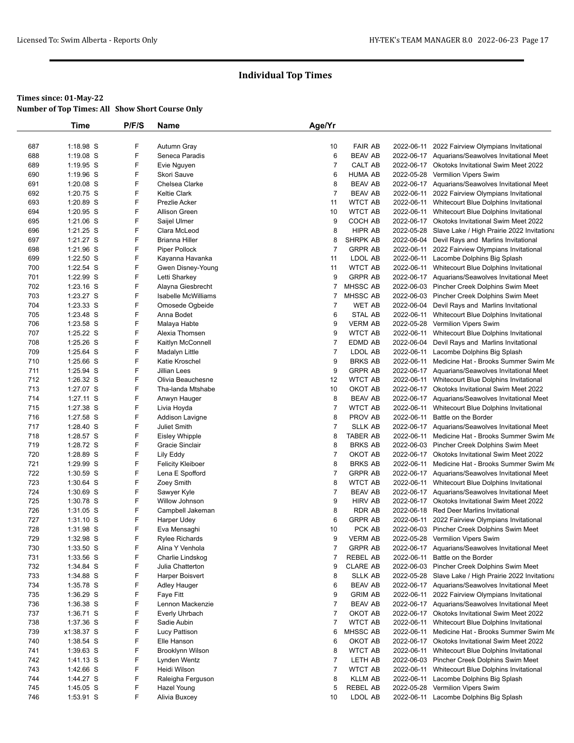# Individual Top Times

**Times since: 01-May-22**

**Number of Top Times: All Show Short Course Only**

| | Time | P/F/S | Name | Age/Yr | | | |
|---|---|---|---|---|---|---|---|
| 687 | 1:18.98 S | F | Autumn Gray | 10 | FAIR AB | 2022-06-11 | 2022 Fairview Olympians Invitational |
| 688 | 1:19.08 S | F | Seneca Paradis | 6 | BEAV AB | 2022-06-17 | Aquarians/Seawolves Invitational Meet |
| 689 | 1:19.95 S | F | Evie Nguyen | 7 | CALT AB | 2022-06-17 | Okotoks Invitational Swim Meet 2022 |
| 690 | 1:19.96 S | F | Skori Sauve | 6 | HUMA AB | 2022-05-28 | Vermilion Vipers Swim |
| 691 | 1:20.08 S | F | Chelsea Clarke | 8 | BEAV AB | 2022-06-17 | Aquarians/Seawolves Invitational Meet |
| 692 | 1:20.75 S | F | Keltie Clark | 7 | BEAV AB | 2022-06-11 | 2022 Fairview Olympians Invitational |
| 693 | 1:20.89 S | F | Prezlie Acker | 11 | WTCT AB | 2022-06-11 | Whitecourt Blue Dolphins Invitational |
| 694 | 1:20.95 S | F | Allison Green | 10 | WTCT AB | 2022-06-11 | Whitecourt Blue Dolphins Invitational |
| 695 | 1:21.06 S | F | Saijel Ulmer | 9 | COCH AB | 2022-06-17 | Okotoks Invitational Swim Meet 2022 |
| 696 | 1:21.25 S | F | Clara McLeod | 8 | HIPR AB | 2022-05-28 | Slave Lake / High Prairie 2022 Invitationa |
| 697 | 1:21.27 S | F | Brianna Hiller | 8 | SHRPK AB | 2022-06-04 | Devil Rays and Marlins Invitational |
| 698 | 1:21.96 S | F | Piper Pollock | 7 | GRPR AB | 2022-06-11 | 2022 Fairview Olympians Invitational |
| 699 | 1:22.50 S | F | Kayanna Havanka | 11 | LDOL AB | 2022-06-11 | Lacombe Dolphins Big Splash |
| 700 | 1:22.54 S | F | Gwen Disney-Young | 11 | WTCT AB | 2022-06-11 | Whitecourt Blue Dolphins Invitational |
| 701 | 1:22.99 S | F | Letti Sharkey | 9 | GRPR AB | 2022-06-17 | Aquarians/Seawolves Invitational Meet |
| 702 | 1:23.16 S | F | Alayna Giesbrecht | 7 | MHSSC AB | 2022-06-03 | Pincher Creek Dolphins Swim Meet |
| 703 | 1:23.27 S | F | Isabelle McWilliams | 7 | MHSSC AB | 2022-06-03 | Pincher Creek Dolphins Swim Meet |
| 704 | 1:23.33 S | F | Omosede Ogbeide | 7 | WET AB | 2022-06-04 | Devil Rays and Marlins Invitational |
| 705 | 1:23.48 S | F | Anna Bodet | 6 | STAL AB | 2022-06-11 | Whitecourt Blue Dolphins Invitational |
| 706 | 1:23.58 S | F | Malaya Habte | 9 | VERM AB | 2022-05-28 | Vermilion Vipers Swim |
| 707 | 1:25.22 S | F | Alexia Thomsen | 9 | WTCT AB | 2022-06-11 | Whitecourt Blue Dolphins Invitational |
| 708 | 1:25.26 S | F | Kaitlyn McConnell | 7 | EDMD AB | 2022-06-04 | Devil Rays and Marlins Invitational |
| 709 | 1:25.64 S | F | Madalyn Little | 7 | LDOL AB | 2022-06-11 | Lacombe Dolphins Big Splash |
| 710 | 1:25.66 S | F | Katie Kroschel | 9 | BRKS AB | 2022-06-11 | Medicine Hat - Brooks Summer Swim Me |
| 711 | 1:25.94 S | F | Jillian Lees | 9 | GRPR AB | 2022-06-17 | Aquarians/Seawolves Invitational Meet |
| 712 | 1:26.32 S | F | Olivia Beauchesne | 12 | WTCT AB | 2022-06-11 | Whitecourt Blue Dolphins Invitational |
| 713 | 1:27.07 S | F | Tha-landa Mtshabe | 10 | OKOT AB | 2022-06-17 | Okotoks Invitational Swim Meet 2022 |
| 714 | 1:27.11 S | F | Anwyn Hauger | 8 | BEAV AB | 2022-06-17 | Aquarians/Seawolves Invitational Meet |
| 715 | 1:27.38 S | F | Livia Hoyda | 7 | WTCT AB | 2022-06-11 | Whitecourt Blue Dolphins Invitational |
| 716 | 1:27.58 S | F | Addison Lavigne | 8 | PROV AB | 2022-06-11 | Battle on the Border |
| 717 | 1:28.40 S | F | Juliet Smith | 7 | SLLK AB | 2022-06-17 | Aquarians/Seawolves Invitational Meet |
| 718 | 1:28.57 S | F | Eisley Whipple | 8 | TABER AB | 2022-06-11 | Medicine Hat - Brooks Summer Swim Me |
| 719 | 1:28.72 S | F | Gracie Sinclair | 8 | BRKS AB | 2022-06-03 | Pincher Creek Dolphins Swim Meet |
| 720 | 1:28.89 S | F | Lily Eddy | 7 | OKOT AB | 2022-06-17 | Okotoks Invitational Swim Meet 2022 |
| 721 | 1:29.99 S | F | Felicity Kleiboer | 8 | BRKS AB | 2022-06-11 | Medicine Hat - Brooks Summer Swim Me |
| 722 | 1:30.59 S | F | Lena E Spofford | 7 | GRPR AB | 2022-06-17 | Aquarians/Seawolves Invitational Meet |
| 723 | 1:30.64 S | F | Zoey Smith | 8 | WTCT AB | 2022-06-11 | Whitecourt Blue Dolphins Invitational |
| 724 | 1:30.69 S | F | Sawyer Kyle | 7 | BEAV AB | 2022-06-17 | Aquarians/Seawolves Invitational Meet |
| 725 | 1:30.78 S | F | Willow Johnson | 9 | HIRV AB | 2022-06-17 | Okotoks Invitational Swim Meet 2022 |
| 726 | 1:31.05 S | F | Campbell Jakeman | 8 | RDR AB | 2022-06-18 | Red Deer Marlins Invitational |
| 727 | 1:31.10 S | F | Harper Udey | 6 | GRPR AB | 2022-06-11 | 2022 Fairview Olympians Invitational |
| 728 | 1:31.98 S | F | Eva Mensaghi | 10 | PCK AB | 2022-06-03 | Pincher Creek Dolphins Swim Meet |
| 729 | 1:32.98 S | F | Rylee Richards | 9 | VERM AB | 2022-05-28 | Vermilion Vipers Swim |
| 730 | 1:33.50 S | F | Alina Y Venhola | 7 | GRPR AB | 2022-06-17 | Aquarians/Seawolves Invitational Meet |
| 731 | 1:33.56 S | F | Charlie Lindskog | 7 | REBEL AB | 2022-06-11 | Battle on the Border |
| 732 | 1:34.84 S | F | Julia Chatterton | 9 | CLARE AB | 2022-06-03 | Pincher Creek Dolphins Swim Meet |
| 733 | 1:34.88 S | F | Harper Boisvert | 8 | SLLK AB | 2022-05-28 | Slave Lake / High Prairie 2022 Invitationa |
| 734 | 1:35.78 S | F | Adley Hauger | 6 | BEAV AB | 2022-06-17 | Aquarians/Seawolves Invitational Meet |
| 735 | 1:36.29 S | F | Faye Fitt | 9 | GRIM AB | 2022-06-11 | 2022 Fairview Olympians Invitational |
| 736 | 1:36.38 S | F | Lennon Mackenzie | 7 | BEAV AB | 2022-06-17 | Aquarians/Seawolves Invitational Meet |
| 737 | 1:36.71 S | F | Everly Uhrbach | 7 | OKOT AB | 2022-06-17 | Okotoks Invitational Swim Meet 2022 |
| 738 | 1:37.36 S | F | Sadie Aubin | 7 | WTCT AB | 2022-06-11 | Whitecourt Blue Dolphins Invitational |
| 739 | x1:38.37 S | F | Lucy Pattison | 6 | MHSSC AB | 2022-06-11 | Medicine Hat - Brooks Summer Swim Me |
| 740 | 1:38.54 S | F | Elle Hanson | 6 | OKOT AB | 2022-06-17 | Okotoks Invitational Swim Meet 2022 |
| 741 | 1:39.63 S | F | Brooklynn Wilson | 8 | WTCT AB | 2022-06-11 | Whitecourt Blue Dolphins Invitational |
| 742 | 1:41.13 S | F | Lynden Wentz | 7 | LETH AB | 2022-06-03 | Pincher Creek Dolphins Swim Meet |
| 743 | 1:42.66 S | F | Heidi Wilson | 7 | WTCT AB | 2022-06-11 | Whitecourt Blue Dolphins Invitational |
| 744 | 1:44.27 S | F | Raleigha Ferguson | 8 | KLLM AB | 2022-06-11 | Lacombe Dolphins Big Splash |
| 745 | 1:45.05 S | F | Hazel Young | 5 | REBEL AB | 2022-05-28 | Vermilion Vipers Swim |
| 746 | 1:53.91 S | F | Alivia Buxcey | 10 | LDOL AB | 2022-06-11 | Lacombe Dolphins Big Splash |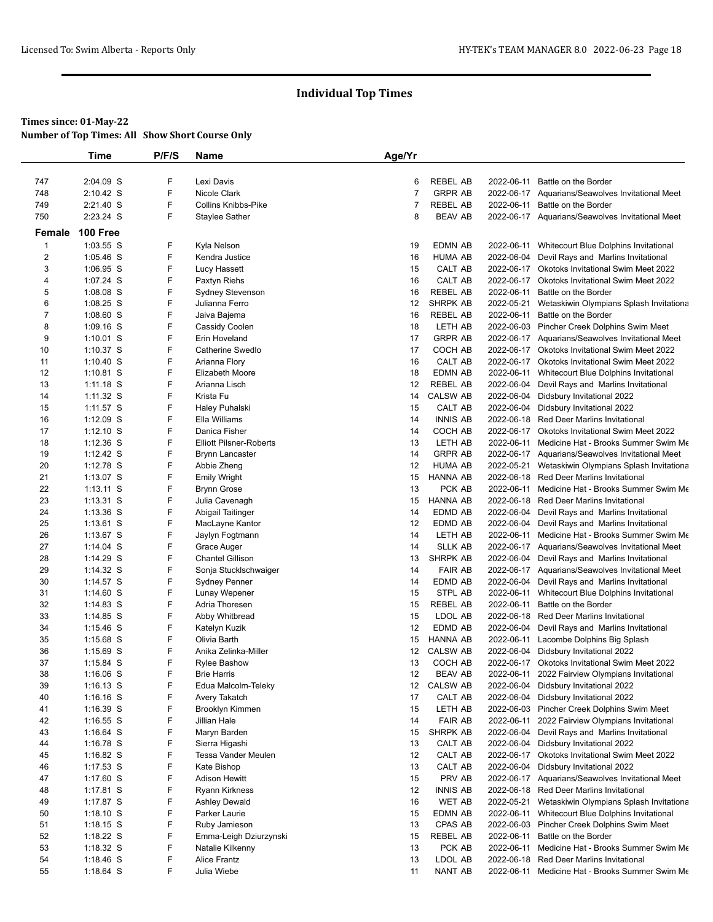# Individual Top Times

**Times since: 01-May-22**

**Number of Top Times: All Show Short Course Only**

| | Time | P/F/S | Name | Age/Yr | | | |
|---|---|---|---|---|---|---|---|
| 747 | 2:04.09 S | F | Lexi Davis | 6 | REBEL AB | 2022-06-11 | Battle on the Border |
| 748 | 2:10.42 S | F | Nicole Clark | 7 | GRPR AB | 2022-06-17 | Aquarians/Seawolves Invitational Meet |
| 749 | 2:21.40 S | F | Collins Knibbs-Pike | 7 | REBEL AB | 2022-06-11 | Battle on the Border |
| 750 | 2:23.24 S | F | Staylee Sather | 8 | BEAV AB | 2022-06-17 | Aquarians/Seawolves Invitational Meet |

**Female 100 Free**

| | Time | P/F/S | Name | Age/Yr | | | |
|---|---|---|---|---|---|---|---|
| 1 | 1:03.55 S | F | Kyla Nelson | 19 | EDMN AB | 2022-06-11 | Whitecourt Blue Dolphins Invitational |
| 2 | 1:05.46 S | F | Kendra Justice | 16 | HUMA AB | 2022-06-04 | Devil Rays and Marlins Invitational |
| 3 | 1:06.95 S | F | Lucy Hassett | 15 | CALT AB | 2022-06-17 | Okotoks Invitational Swim Meet 2022 |
| 4 | 1:07.24 S | F | Paxtyn Riehs | 16 | CALT AB | 2022-06-17 | Okotoks Invitational Swim Meet 2022 |
| 5 | 1:08.08 S | F | Sydney Stevenson | 16 | REBEL AB | 2022-06-11 | Battle on the Border |
| 6 | 1:08.25 S | F | Julianna Ferro | 12 | SHRPK AB | 2022-05-21 | Wetaskiwin Olympians Splash Invitationa |
| 7 | 1:08.60 S | F | Jaiva Bajema | 16 | REBEL AB | 2022-06-11 | Battle on the Border |
| 8 | 1:09.16 S | F | Cassidy Coolen | 18 | LETH AB | 2022-06-03 | Pincher Creek Dolphins Swim Meet |
| 9 | 1:10.01 S | F | Erin Hoveland | 17 | GRPR AB | 2022-06-17 | Aquarians/Seawolves Invitational Meet |
| 10 | 1:10.37 S | F | Catherine Swedlo | 17 | COCH AB | 2022-06-17 | Okotoks Invitational Swim Meet 2022 |
| 11 | 1:10.40 S | F | Arianna Flory | 16 | CALT AB | 2022-06-17 | Okotoks Invitational Swim Meet 2022 |
| 12 | 1:10.81 S | F | Elizabeth Moore | 18 | EDMN AB | 2022-06-11 | Whitecourt Blue Dolphins Invitational |
| 13 | 1:11.18 S | F | Arianna Lisch | 12 | REBEL AB | 2022-06-04 | Devil Rays and Marlins Invitational |
| 14 | 1:11.32 S | F | Krista Fu | 14 | CALSW AB | 2022-06-04 | Didsbury Invitational 2022 |
| 15 | 1:11.57 S | F | Haley Puhalski | 15 | CALT AB | 2022-06-04 | Didsbury Invitational 2022 |
| 16 | 1:12.09 S | F | Ella Williams | 14 | INNIS AB | 2022-06-18 | Red Deer Marlins Invitational |
| 17 | 1:12.10 S | F | Danica Fisher | 14 | COCH AB | 2022-06-17 | Okotoks Invitational Swim Meet 2022 |
| 18 | 1:12.36 S | F | Elliott Pilsner-Roberts | 13 | LETH AB | 2022-06-11 | Medicine Hat - Brooks Summer Swim Me |
| 19 | 1:12.42 S | F | Brynn Lancaster | 14 | GRPR AB | 2022-06-17 | Aquarians/Seawolves Invitational Meet |
| 20 | 1:12.78 S | F | Abbie Zheng | 12 | HUMA AB | 2022-05-21 | Wetaskiwin Olympians Splash Invitationa |
| 21 | 1:13.07 S | F | Emily Wright | 15 | HANNA AB | 2022-06-18 | Red Deer Marlins Invitational |
| 22 | 1:13.11 S | F | Brynn Grose | 13 | PCK AB | 2022-06-11 | Medicine Hat - Brooks Summer Swim Me |
| 23 | 1:13.31 S | F | Julia Cavenagh | 15 | HANNA AB | 2022-06-18 | Red Deer Marlins Invitational |
| 24 | 1:13.36 S | F | Abigail Taitinger | 14 | EDMD AB | 2022-06-04 | Devil Rays and Marlins Invitational |
| 25 | 1:13.61 S | F | MacLayne Kantor | 12 | EDMD AB | 2022-06-04 | Devil Rays and Marlins Invitational |
| 26 | 1:13.67 S | F | Jaylyn Fogtmann | 14 | LETH AB | 2022-06-11 | Medicine Hat - Brooks Summer Swim Me |
| 27 | 1:14.04 S | F | Grace Auger | 14 | SLLK AB | 2022-06-17 | Aquarians/Seawolves Invitational Meet |
| 28 | 1:14.29 S | F | Chantel Gillison | 13 | SHRPK AB | 2022-06-04 | Devil Rays and Marlins Invitational |
| 29 | 1:14.32 S | F | Sonja Stucklschwaiger | 14 | FAIR AB | 2022-06-17 | Aquarians/Seawolves Invitational Meet |
| 30 | 1:14.57 S | F | Sydney Penner | 14 | EDMD AB | 2022-06-04 | Devil Rays and Marlins Invitational |
| 31 | 1:14.60 S | F | Lunay Wepener | 15 | STPL AB | 2022-06-11 | Whitecourt Blue Dolphins Invitational |
| 32 | 1:14.83 S | F | Adria Thoresen | 15 | REBEL AB | 2022-06-11 | Battle on the Border |
| 33 | 1:14.85 S | F | Abby Whitbread | 15 | LDOL AB | 2022-06-18 | Red Deer Marlins Invitational |
| 34 | 1:15.46 S | F | Katelyn Kuzik | 12 | EDMD AB | 2022-06-04 | Devil Rays and Marlins Invitational |
| 35 | 1:15.68 S | F | Olivia Barth | 15 | HANNA AB | 2022-06-11 | Lacombe Dolphins Big Splash |
| 36 | 1:15.69 S | F | Anika Zelinka-Miller | 12 | CALSW AB | 2022-06-04 | Didsbury Invitational 2022 |
| 37 | 1:15.84 S | F | Rylee Bashow | 13 | COCH AB | 2022-06-17 | Okotoks Invitational Swim Meet 2022 |
| 38 | 1:16.06 S | F | Brie Harris | 12 | BEAV AB | 2022-06-11 | 2022 Fairview Olympians Invitational |
| 39 | 1:16.13 S | F | Edua Malcolm-Teleky | 12 | CALSW AB | 2022-06-04 | Didsbury Invitational 2022 |
| 40 | 1:16.16 S | F | Avery Takatch | 17 | CALT AB | 2022-06-04 | Didsbury Invitational 2022 |
| 41 | 1:16.39 S | F | Brooklyn Kimmen | 15 | LETH AB | 2022-06-03 | Pincher Creek Dolphins Swim Meet |
| 42 | 1:16.55 S | F | Jillian Hale | 14 | FAIR AB | 2022-06-11 | 2022 Fairview Olympians Invitational |
| 43 | 1:16.64 S | F | Maryn Barden | 15 | SHRPK AB | 2022-06-04 | Devil Rays and Marlins Invitational |
| 44 | 1:16.78 S | F | Sierra Higashi | 13 | CALT AB | 2022-06-04 | Didsbury Invitational 2022 |
| 45 | 1:16.82 S | F | Tessa Vander Meulen | 12 | CALT AB | 2022-06-17 | Okotoks Invitational Swim Meet 2022 |
| 46 | 1:17.53 S | F | Kate Bishop | 13 | CALT AB | 2022-06-04 | Didsbury Invitational 2022 |
| 47 | 1:17.60 S | F | Adison Hewitt | 15 | PRV AB | 2022-06-17 | Aquarians/Seawolves Invitational Meet |
| 48 | 1:17.81 S | F | Ryann Kirkness | 12 | INNIS AB | 2022-06-18 | Red Deer Marlins Invitational |
| 49 | 1:17.87 S | F | Ashley Dewald | 16 | WET AB | 2022-05-21 | Wetaskiwin Olympians Splash Invitationa |
| 50 | 1:18.10 S | F | Parker Laurie | 15 | EDMN AB | 2022-06-11 | Whitecourt Blue Dolphins Invitational |
| 51 | 1:18.15 S | F | Ruby Jamieson | 13 | CPAS AB | 2022-06-03 | Pincher Creek Dolphins Swim Meet |
| 52 | 1:18.22 S | F | Emma-Leigh Dziurzynski | 15 | REBEL AB | 2022-06-11 | Battle on the Border |
| 53 | 1:18.32 S | F | Natalie Kilkenny | 13 | PCK AB | 2022-06-11 | Medicine Hat - Brooks Summer Swim Me |
| 54 | 1:18.46 S | F | Alice Frantz | 13 | LDOL AB | 2022-06-18 | Red Deer Marlins Invitational |
| 55 | 1:18.64 S | F | Julia Wiebe | 11 | NANT AB | 2022-06-11 | Medicine Hat - Brooks Summer Swim Me |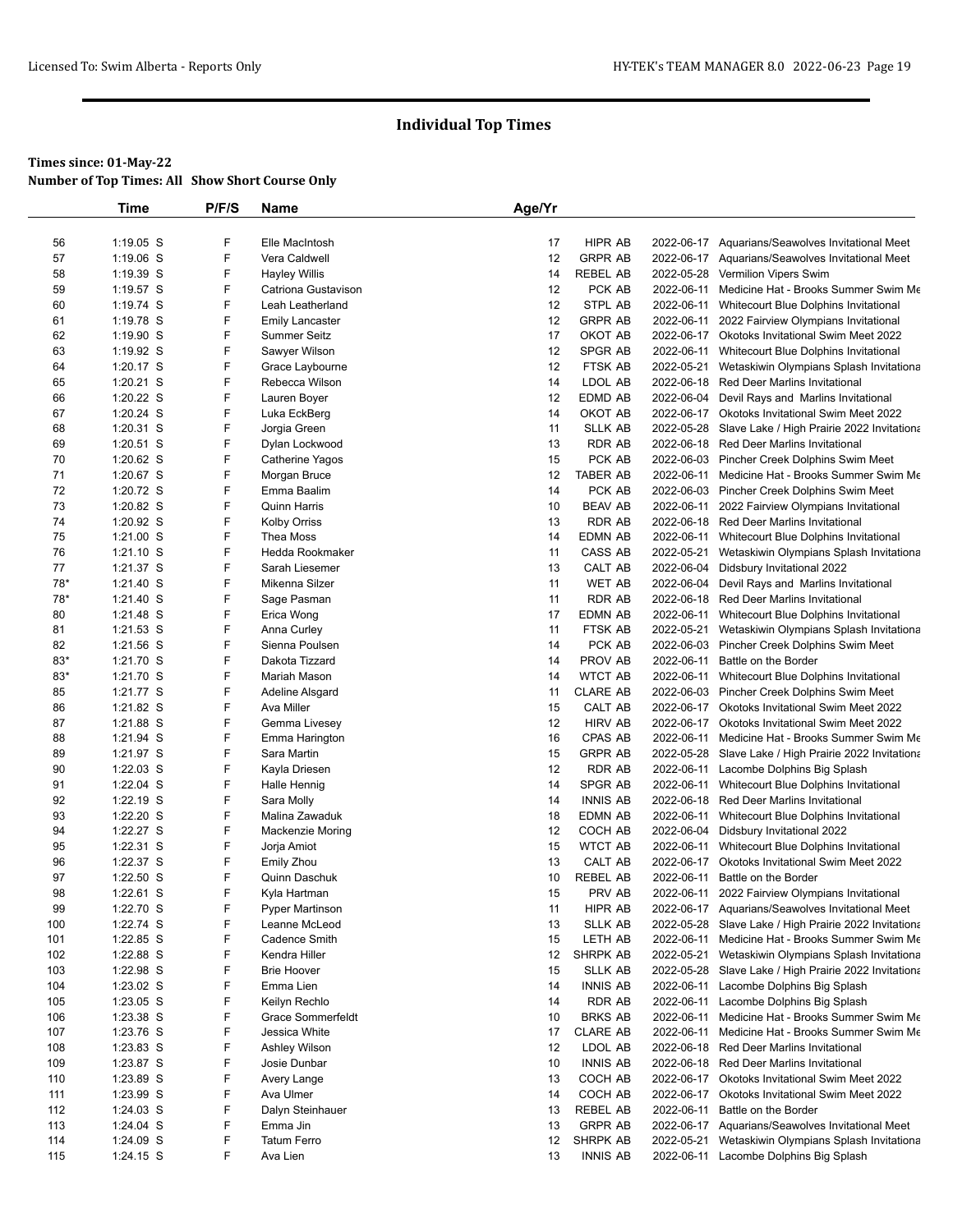# Individual Top Times

**Times since: 01-May-22**

**Number of Top Times: All Show Short Course Only**

| | Time | P/F/S | Name | Age/Yr | | | |
|---|---|---|---|---|---|---|---|
| 56 | 1:19.05 S | F | Elle MacIntosh | 17 | HIPR AB | 2022-06-17 | Aquarians/Seawolves Invitational Meet |
| 57 | 1:19.06 S | F | Vera Caldwell | 12 | GRPR AB | 2022-06-17 | Aquarians/Seawolves Invitational Meet |
| 58 | 1:19.39 S | F | Hayley Willis | 14 | REBEL AB | 2022-05-28 | Vermilion Vipers Swim |
| 59 | 1:19.57 S | F | Catriona Gustavison | 12 | PCK AB | 2022-06-11 | Medicine Hat - Brooks Summer Swim Me |
| 60 | 1:19.74 S | F | Leah Leatherland | 12 | STPL AB | 2022-06-11 | Whitecourt Blue Dolphins Invitational |
| 61 | 1:19.78 S | F | Emily Lancaster | 12 | GRPR AB | 2022-06-11 | 2022 Fairview Olympians Invitational |
| 62 | 1:19.90 S | F | Summer Seitz | 17 | OKOT AB | 2022-06-17 | Okotoks Invitational Swim Meet 2022 |
| 63 | 1:19.92 S | F | Sawyer Wilson | 12 | SPGR AB | 2022-06-11 | Whitecourt Blue Dolphins Invitational |
| 64 | 1:20.17 S | F | Grace Laybourne | 12 | FTSK AB | 2022-05-21 | Wetaskiwin Olympians Splash Invitationa |
| 65 | 1:20.21 S | F | Rebecca Wilson | 14 | LDOL AB | 2022-06-18 | Red Deer Marlins Invitational |
| 66 | 1:20.22 S | F | Lauren Boyer | 12 | EDMD AB | 2022-06-04 | Devil Rays and Marlins Invitational |
| 67 | 1:20.24 S | F | Luka EckBerg | 14 | OKOT AB | 2022-06-17 | Okotoks Invitational Swim Meet 2022 |
| 68 | 1:20.31 S | F | Jorgia Green | 11 | SLLK AB | 2022-05-28 | Slave Lake / High Prairie 2022 Invitationa |
| 69 | 1:20.51 S | F | Dylan Lockwood | 13 | RDR AB | 2022-06-18 | Red Deer Marlins Invitational |
| 70 | 1:20.62 S | F | Catherine Yagos | 15 | PCK AB | 2022-06-03 | Pincher Creek Dolphins Swim Meet |
| 71 | 1:20.67 S | F | Morgan Bruce | 12 | TABER AB | 2022-06-11 | Medicine Hat - Brooks Summer Swim Me |
| 72 | 1:20.72 S | F | Emma Baalim | 14 | PCK AB | 2022-06-03 | Pincher Creek Dolphins Swim Meet |
| 73 | 1:20.82 S | F | Quinn Harris | 10 | BEAV AB | 2022-06-11 | 2022 Fairview Olympians Invitational |
| 74 | 1:20.92 S | F | Kolby Orriss | 13 | RDR AB | 2022-06-18 | Red Deer Marlins Invitational |
| 75 | 1:21.00 S | F | Thea Moss | 14 | EDMN AB | 2022-06-11 | Whitecourt Blue Dolphins Invitational |
| 76 | 1:21.10 S | F | Hedda Rookmaker | 11 | CASS AB | 2022-05-21 | Wetaskiwin Olympians Splash Invitationa |
| 77 | 1:21.37 S | F | Sarah Liesemer | 13 | CALT AB | 2022-06-04 | Didsbury Invitational 2022 |
| 78* | 1:21.40 S | F | Mikenna Silzer | 11 | WET AB | 2022-06-04 | Devil Rays and Marlins Invitational |
| 78* | 1:21.40 S | F | Sage Pasman | 11 | RDR AB | 2022-06-18 | Red Deer Marlins Invitational |
| 80 | 1:21.48 S | F | Erica Wong | 17 | EDMN AB | 2022-06-11 | Whitecourt Blue Dolphins Invitational |
| 81 | 1:21.53 S | F | Anna Curley | 11 | FTSK AB | 2022-05-21 | Wetaskiwin Olympians Splash Invitationa |
| 82 | 1:21.56 S | F | Sienna Poulsen | 14 | PCK AB | 2022-06-03 | Pincher Creek Dolphins Swim Meet |
| 83* | 1:21.70 S | F | Dakota Tizzard | 14 | PROV AB | 2022-06-11 | Battle on the Border |
| 83* | 1:21.70 S | F | Mariah Mason | 14 | WTCT AB | 2022-06-11 | Whitecourt Blue Dolphins Invitational |
| 85 | 1:21.77 S | F | Adeline Alsgard | 11 | CLARE AB | 2022-06-03 | Pincher Creek Dolphins Swim Meet |
| 86 | 1:21.82 S | F | Ava Miller | 15 | CALT AB | 2022-06-17 | Okotoks Invitational Swim Meet 2022 |
| 87 | 1:21.88 S | F | Gemma Livesey | 12 | HIRV AB | 2022-06-17 | Okotoks Invitational Swim Meet 2022 |
| 88 | 1:21.94 S | F | Emma Harington | 16 | CPAS AB | 2022-06-11 | Medicine Hat - Brooks Summer Swim Me |
| 89 | 1:21.97 S | F | Sara Martin | 15 | GRPR AB | 2022-05-28 | Slave Lake / High Prairie 2022 Invitationa |
| 90 | 1:22.03 S | F | Kayla Driesen | 12 | RDR AB | 2022-06-11 | Lacombe Dolphins Big Splash |
| 91 | 1:22.04 S | F | Halle Hennig | 14 | SPGR AB | 2022-06-11 | Whitecourt Blue Dolphins Invitational |
| 92 | 1:22.19 S | F | Sara Molly | 14 | INNIS AB | 2022-06-18 | Red Deer Marlins Invitational |
| 93 | 1:22.20 S | F | Malina Zawaduk | 18 | EDMN AB | 2022-06-11 | Whitecourt Blue Dolphins Invitational |
| 94 | 1:22.27 S | F | Mackenzie Moring | 12 | COCH AB | 2022-06-04 | Didsbury Invitational 2022 |
| 95 | 1:22.31 S | F | Jorja Amiot | 15 | WTCT AB | 2022-06-11 | Whitecourt Blue Dolphins Invitational |
| 96 | 1:22.37 S | F | Emily Zhou | 13 | CALT AB | 2022-06-17 | Okotoks Invitational Swim Meet 2022 |
| 97 | 1:22.50 S | F | Quinn Daschuk | 10 | REBEL AB | 2022-06-11 | Battle on the Border |
| 98 | 1:22.61 S | F | Kyla Hartman | 15 | PRV AB | 2022-06-11 | 2022 Fairview Olympians Invitational |
| 99 | 1:22.70 S | F | Pyper Martinson | 11 | HIPR AB | 2022-06-17 | Aquarians/Seawolves Invitational Meet |
| 100 | 1:22.74 S | F | Leanne McLeod | 13 | SLLK AB | 2022-05-28 | Slave Lake / High Prairie 2022 Invitationa |
| 101 | 1:22.85 S | F | Cadence Smith | 15 | LETH AB | 2022-06-11 | Medicine Hat - Brooks Summer Swim Me |
| 102 | 1:22.88 S | F | Kendra Hiller | 12 | SHRPK AB | 2022-05-21 | Wetaskiwin Olympians Splash Invitationa |
| 103 | 1:22.98 S | F | Brie Hoover | 15 | SLLK AB | 2022-05-28 | Slave Lake / High Prairie 2022 Invitationa |
| 104 | 1:23.02 S | F | Emma Lien | 14 | INNIS AB | 2022-06-11 | Lacombe Dolphins Big Splash |
| 105 | 1:23.05 S | F | Keilyn Rechlo | 14 | RDR AB | 2022-06-11 | Lacombe Dolphins Big Splash |
| 106 | 1:23.38 S | F | Grace Sommerfeldt | 10 | BRKS AB | 2022-06-11 | Medicine Hat - Brooks Summer Swim Me |
| 107 | 1:23.76 S | F | Jessica White | 17 | CLARE AB | 2022-06-11 | Medicine Hat - Brooks Summer Swim Me |
| 108 | 1:23.83 S | F | Ashley Wilson | 12 | LDOL AB | 2022-06-18 | Red Deer Marlins Invitational |
| 109 | 1:23.87 S | F | Josie Dunbar | 10 | INNIS AB | 2022-06-18 | Red Deer Marlins Invitational |
| 110 | 1:23.89 S | F | Avery Lange | 13 | COCH AB | 2022-06-17 | Okotoks Invitational Swim Meet 2022 |
| 111 | 1:23.99 S | F | Ava Ulmer | 14 | COCH AB | 2022-06-17 | Okotoks Invitational Swim Meet 2022 |
| 112 | 1:24.03 S | F | Dalyn Steinhauer | 13 | REBEL AB | 2022-06-11 | Battle on the Border |
| 113 | 1:24.04 S | F | Emma Jin | 13 | GRPR AB | 2022-06-17 | Aquarians/Seawolves Invitational Meet |
| 114 | 1:24.09 S | F | Tatum Ferro | 12 | SHRPK AB | 2022-05-21 | Wetaskiwin Olympians Splash Invitationa |
| 115 | 1:24.15 S | F | Ava Lien | 13 | INNIS AB | 2022-06-11 | Lacombe Dolphins Big Splash |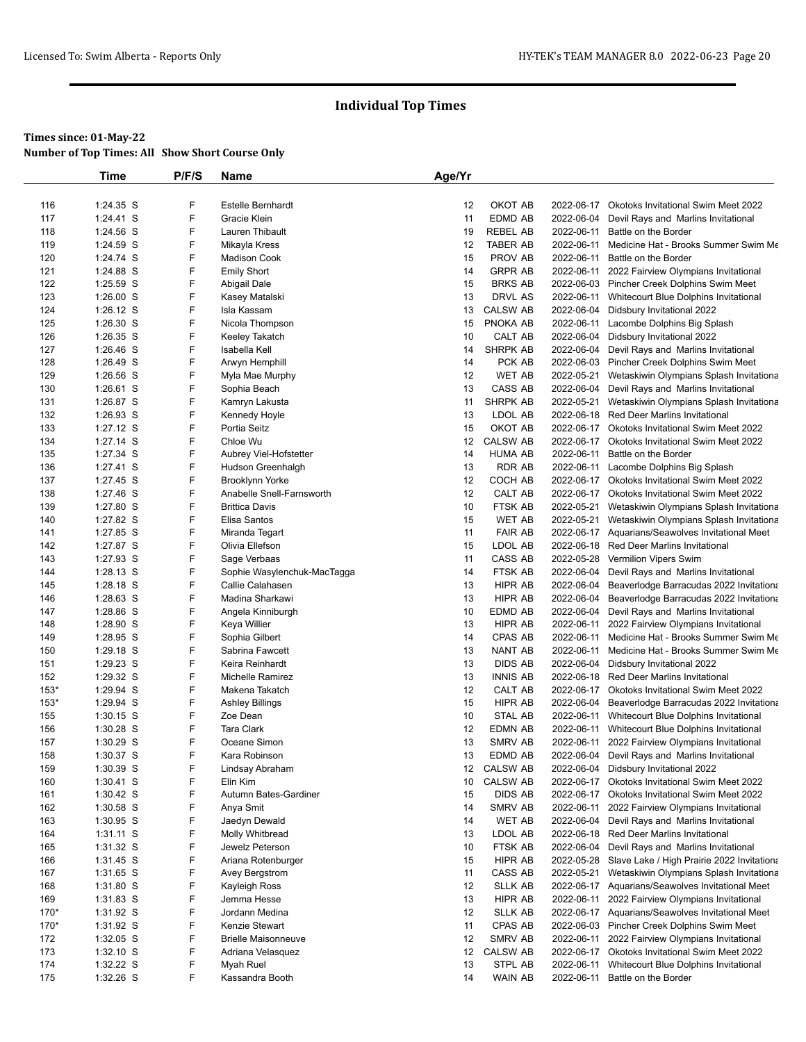## Individual Top Times

**Times since: 01-May-22**

**Number of Top Times: All Show Short Course Only**

| | Time | P/F/S | Name | Age/Yr | | | |
|---|---|---|---|---|---|---|---|
| 116 | 1:24.35 S | F | Estelle Bernhardt | 12 | OKOT AB | 2022-06-17 | Okotoks Invitational Swim Meet 2022 |
| 117 | 1:24.41 S | F | Gracie Klein | 11 | EDMD AB | 2022-06-04 | Devil Rays and Marlins Invitational |
| 118 | 1:24.56 S | F | Lauren Thibault | 19 | REBEL AB | 2022-06-11 | Battle on the Border |
| 119 | 1:24.59 S | F | Mikayla Kress | 12 | TABER AB | 2022-06-11 | Medicine Hat - Brooks Summer Swim Me |
| 120 | 1:24.74 S | F | Madison Cook | 15 | PROV AB | 2022-06-11 | Battle on the Border |
| 121 | 1:24.88 S | F | Emily Short | 14 | GRPR AB | 2022-06-11 | 2022 Fairview Olympians Invitational |
| 122 | 1:25.59 S | F | Abigail Dale | 15 | BRKS AB | 2022-06-03 | Pincher Creek Dolphins Swim Meet |
| 123 | 1:26.00 S | F | Kasey Matalski | 13 | DRVL AS | 2022-06-11 | Whitecourt Blue Dolphins Invitational |
| 124 | 1:26.12 S | F | Isla Kassam | 13 | CALSW AB | 2022-06-04 | Didsbury Invitational 2022 |
| 125 | 1:26.30 S | F | Nicola Thompson | 15 | PNOKA AB | 2022-06-11 | Lacombe Dolphins Big Splash |
| 126 | 1:26.35 S | F | Keeley Takatch | 10 | CALT AB | 2022-06-04 | Didsbury Invitational 2022 |
| 127 | 1:26.46 S | F | Isabella Kell | 14 | SHRPK AB | 2022-06-04 | Devil Rays and Marlins Invitational |
| 128 | 1:26.49 S | F | Arwyn Hemphill | 14 | PCK AB | 2022-06-03 | Pincher Creek Dolphins Swim Meet |
| 129 | 1:26.56 S | F | Myla Mae Murphy | 12 | WET AB | 2022-05-21 | Wetaskiwin Olympians Splash Invitationa |
| 130 | 1:26.61 S | F | Sophia Beach | 13 | CASS AB | 2022-06-04 | Devil Rays and Marlins Invitational |
| 131 | 1:26.87 S | F | Kamryn Lakusta | 11 | SHRPK AB | 2022-05-21 | Wetaskiwin Olympians Splash Invitationa |
| 132 | 1:26.93 S | F | Kennedy Hoyle | 13 | LDOL AB | 2022-06-18 | Red Deer Marlins Invitational |
| 133 | 1:27.12 S | F | Portia Seitz | 15 | OKOT AB | 2022-06-17 | Okotoks Invitational Swim Meet 2022 |
| 134 | 1:27.14 S | F | Chloe Wu | 12 | CALSW AB | 2022-06-17 | Okotoks Invitational Swim Meet 2022 |
| 135 | 1:27.34 S | F | Aubrey Viel-Hofstetter | 14 | HUMA AB | 2022-06-11 | Battle on the Border |
| 136 | 1:27.41 S | F | Hudson Greenhalgh | 13 | RDR AB | 2022-06-11 | Lacombe Dolphins Big Splash |
| 137 | 1:27.45 S | F | Brooklynn Yorke | 12 | COCH AB | 2022-06-17 | Okotoks Invitational Swim Meet 2022 |
| 138 | 1:27.46 S | F | Anabelle Snell-Farnsworth | 12 | CALT AB | 2022-06-17 | Okotoks Invitational Swim Meet 2022 |
| 139 | 1:27.80 S | F | Brittica Davis | 10 | FTSK AB | 2022-05-21 | Wetaskiwin Olympians Splash Invitationa |
| 140 | 1:27.82 S | F | Elisa Santos | 15 | WET AB | 2022-05-21 | Wetaskiwin Olympians Splash Invitationa |
| 141 | 1:27.85 S | F | Miranda Tegart | 11 | FAIR AB | 2022-06-17 | Aquarians/Seawolves Invitational Meet |
| 142 | 1:27.87 S | F | Olivia Ellefson | 15 | LDOL AB | 2022-06-18 | Red Deer Marlins Invitational |
| 143 | 1:27.93 S | F | Sage Verbaas | 11 | CASS AB | 2022-05-28 | Vermilion Vipers Swim |
| 144 | 1:28.13 S | F | Sophie Wasylenchuk-MacTagga | 14 | FTSK AB | 2022-06-04 | Devil Rays and Marlins Invitational |
| 145 | 1:28.18 S | F | Callie Calahasen | 13 | HIPR AB | 2022-06-04 | Beaverlodge Barracudas 2022 Invitationa |
| 146 | 1:28.63 S | F | Madina Sharkawi | 13 | HIPR AB | 2022-06-04 | Beaverlodge Barracudas 2022 Invitationa |
| 147 | 1:28.86 S | F | Angela Kinniburgh | 10 | EDMD AB | 2022-06-04 | Devil Rays and Marlins Invitational |
| 148 | 1:28.90 S | F | Keya Willier | 13 | HIPR AB | 2022-06-11 | 2022 Fairview Olympians Invitational |
| 149 | 1:28.95 S | F | Sophia Gilbert | 14 | CPAS AB | 2022-06-11 | Medicine Hat - Brooks Summer Swim Me |
| 150 | 1:29.18 S | F | Sabrina Fawcett | 13 | NANT AB | 2022-06-11 | Medicine Hat - Brooks Summer Swim Me |
| 151 | 1:29.23 S | F | Keira Reinhardt | 13 | DIDS AB | 2022-06-04 | Didsbury Invitational 2022 |
| 152 | 1:29.32 S | F | Michelle Ramirez | 13 | INNIS AB | 2022-06-18 | Red Deer Marlins Invitational |
| 153* | 1:29.94 S | F | Makena Takatch | 12 | CALT AB | 2022-06-17 | Okotoks Invitational Swim Meet 2022 |
| 153* | 1:29.94 S | F | Ashley Billings | 15 | HIPR AB | 2022-06-04 | Beaverlodge Barracudas 2022 Invitationa |
| 155 | 1:30.15 S | F | Zoe Dean | 10 | STAL AB | 2022-06-11 | Whitecourt Blue Dolphins Invitational |
| 156 | 1:30.28 S | F | Tara Clark | 12 | EDMN AB | 2022-06-11 | Whitecourt Blue Dolphins Invitational |
| 157 | 1:30.29 S | F | Oceane Simon | 13 | SMRV AB | 2022-06-11 | 2022 Fairview Olympians Invitational |
| 158 | 1:30.37 S | F | Kara Robinson | 13 | EDMD AB | 2022-06-04 | Devil Rays and Marlins Invitational |
| 159 | 1:30.39 S | F | Lindsay Abraham | 12 | CALSW AB | 2022-06-04 | Didsbury Invitational 2022 |
| 160 | 1:30.41 S | F | Elin Kim | 10 | CALSW AB | 2022-06-17 | Okotoks Invitational Swim Meet 2022 |
| 161 | 1:30.42 S | F | Autumn Bates-Gardiner | 15 | DIDS AB | 2022-06-17 | Okotoks Invitational Swim Meet 2022 |
| 162 | 1:30.58 S | F | Anya Smit | 14 | SMRV AB | 2022-06-11 | 2022 Fairview Olympians Invitational |
| 163 | 1:30.95 S | F | Jaedyn Dewald | 14 | WET AB | 2022-06-04 | Devil Rays and Marlins Invitational |
| 164 | 1:31.11 S | F | Molly Whitbread | 13 | LDOL AB | 2022-06-18 | Red Deer Marlins Invitational |
| 165 | 1:31.32 S | F | Jewelz Peterson | 10 | FTSK AB | 2022-06-04 | Devil Rays and Marlins Invitational |
| 166 | 1:31.45 S | F | Ariana Rotenburger | 15 | HIPR AB | 2022-05-28 | Slave Lake / High Prairie 2022 Invitationa |
| 167 | 1:31.65 S | F | Avey Bergstrom | 11 | CASS AB | 2022-05-21 | Wetaskiwin Olympians Splash Invitationa |
| 168 | 1:31.80 S | F | Kayleigh Ross | 12 | SLLK AB | 2022-06-17 | Aquarians/Seawolves Invitational Meet |
| 169 | 1:31.83 S | F | Jemma Hesse | 13 | HIPR AB | 2022-06-11 | 2022 Fairview Olympians Invitational |
| 170* | 1:31.92 S | F | Jordann Medina | 12 | SLLK AB | 2022-06-17 | Aquarians/Seawolves Invitational Meet |
| 170* | 1:31.92 S | F | Kenzie Stewart | 11 | CPAS AB | 2022-06-03 | Pincher Creek Dolphins Swim Meet |
| 172 | 1:32.05 S | F | Brielle Maisonneuve | 12 | SMRV AB | 2022-06-11 | 2022 Fairview Olympians Invitational |
| 173 | 1:32.10 S | F | Adriana Velasquez | 12 | CALSW AB | 2022-06-17 | Okotoks Invitational Swim Meet 2022 |
| 174 | 1:32.22 S | F | Myah Ruel | 13 | STPL AB | 2022-06-11 | Whitecourt Blue Dolphins Invitational |
| 175 | 1:32.26 S | F | Kassandra Booth | 14 | WAIN AB | 2022-06-11 | Battle on the Border |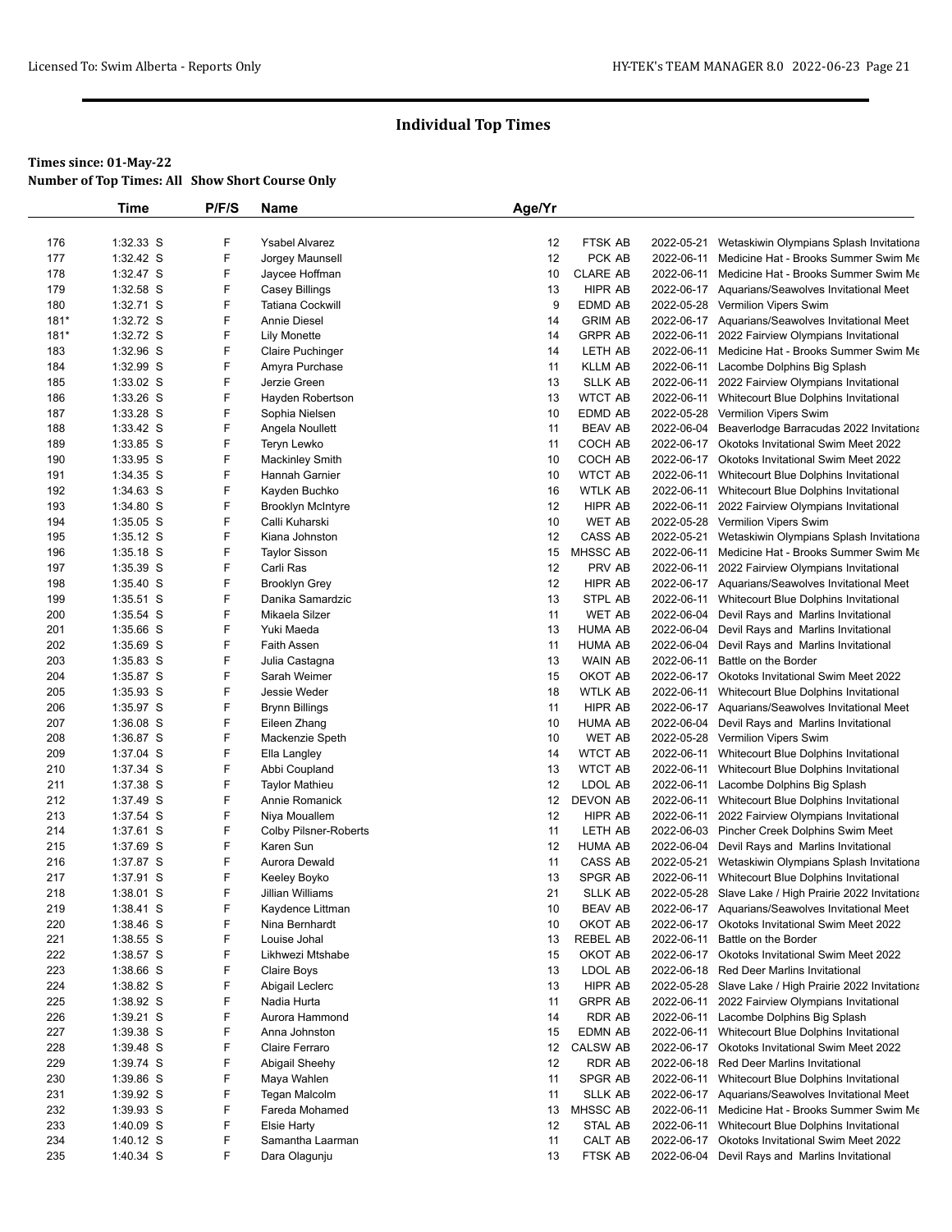# Individual Top Times

**Times since: 01-May-22**

**Number of Top Times: All Show Short Course Only**

| | Time | P/F/S | Name | Age/Yr | | | |
|---|---|---|---|---|---|---|---|
| 176 | 1:32.33 S | F | Ysabel Alvarez | 12 | FTSK AB | 2022-05-21 | Wetaskiwin Olympians Splash Invitationa |
| 177 | 1:32.42 S | F | Jorgey Maunsell | 12 | PCK AB | 2022-06-11 | Medicine Hat - Brooks Summer Swim Me |
| 178 | 1:32.47 S | F | Jaycee Hoffman | 10 | CLARE AB | 2022-06-11 | Medicine Hat - Brooks Summer Swim Me |
| 179 | 1:32.58 S | F | Casey Billings | 13 | HIPR AB | 2022-06-17 | Aquarians/Seawolves Invitational Meet |
| 180 | 1:32.71 S | F | Tatiana Cockwill | 9 | EDMD AB | 2022-05-28 | Vermilion Vipers Swim |
| 181* | 1:32.72 S | F | Annie Diesel | 14 | GRIM AB | 2022-06-17 | Aquarians/Seawolves Invitational Meet |
| 181* | 1:32.72 S | F | Lily Monette | 14 | GRPR AB | 2022-06-11 | 2022 Fairview Olympians Invitational |
| 183 | 1:32.96 S | F | Claire Puchinger | 14 | LETH AB | 2022-06-11 | Medicine Hat - Brooks Summer Swim Me |
| 184 | 1:32.99 S | F | Amyra Purchase | 11 | KLLM AB | 2022-06-11 | Lacombe Dolphins Big Splash |
| 185 | 1:33.02 S | F | Jerzie Green | 13 | SLLK AB | 2022-06-11 | 2022 Fairview Olympians Invitational |
| 186 | 1:33.26 S | F | Hayden Robertson | 13 | WTCT AB | 2022-06-11 | Whitecourt Blue Dolphins Invitational |
| 187 | 1:33.28 S | F | Sophia Nielsen | 10 | EDMD AB | 2022-05-28 | Vermilion Vipers Swim |
| 188 | 1:33.42 S | F | Angela Noullett | 11 | BEAV AB | 2022-06-04 | Beaverlodge Barracudas 2022 Invitationa |
| 189 | 1:33.85 S | F | Teryn Lewko | 11 | COCH AB | 2022-06-17 | Okotoks Invitational Swim Meet 2022 |
| 190 | 1:33.95 S | F | Mackinley Smith | 10 | COCH AB | 2022-06-17 | Okotoks Invitational Swim Meet 2022 |
| 191 | 1:34.35 S | F | Hannah Garnier | 10 | WTCT AB | 2022-06-11 | Whitecourt Blue Dolphins Invitational |
| 192 | 1:34.63 S | F | Kayden Buchko | 16 | WTLK AB | 2022-06-11 | Whitecourt Blue Dolphins Invitational |
| 193 | 1:34.80 S | F | Brooklyn McIntyre | 12 | HIPR AB | 2022-06-11 | 2022 Fairview Olympians Invitational |
| 194 | 1:35.05 S | F | Calli Kuharski | 10 | WET AB | 2022-05-28 | Vermilion Vipers Swim |
| 195 | 1:35.12 S | F | Kiana Johnston | 12 | CASS AB | 2022-05-21 | Wetaskiwin Olympians Splash Invitationa |
| 196 | 1:35.18 S | F | Taylor Sisson | 15 | MHSSC AB | 2022-06-11 | Medicine Hat - Brooks Summer Swim Me |
| 197 | 1:35.39 S | F | Carli Ras | 12 | PRV AB | 2022-06-11 | 2022 Fairview Olympians Invitational |
| 198 | 1:35.40 S | F | Brooklyn Grey | 12 | HIPR AB | 2022-06-17 | Aquarians/Seawolves Invitational Meet |
| 199 | 1:35.51 S | F | Danika Samardzic | 13 | STPL AB | 2022-06-11 | Whitecourt Blue Dolphins Invitational |
| 200 | 1:35.54 S | F | Mikaela Silzer | 11 | WET AB | 2022-06-04 | Devil Rays and Marlins Invitational |
| 201 | 1:35.66 S | F | Yuki Maeda | 13 | HUMA AB | 2022-06-04 | Devil Rays and Marlins Invitational |
| 202 | 1:35.69 S | F | Faith Assen | 11 | HUMA AB | 2022-06-04 | Devil Rays and Marlins Invitational |
| 203 | 1:35.83 S | F | Julia Castagna | 13 | WAIN AB | 2022-06-11 | Battle on the Border |
| 204 | 1:35.87 S | F | Sarah Weimer | 15 | OKOT AB | 2022-06-17 | Okotoks Invitational Swim Meet 2022 |
| 205 | 1:35.93 S | F | Jessie Weder | 18 | WTLK AB | 2022-06-11 | Whitecourt Blue Dolphins Invitational |
| 206 | 1:35.97 S | F | Brynn Billings | 11 | HIPR AB | 2022-06-17 | Aquarians/Seawolves Invitational Meet |
| 207 | 1:36.08 S | F | Eileen Zhang | 10 | HUMA AB | 2022-06-04 | Devil Rays and Marlins Invitational |
| 208 | 1:36.87 S | F | Mackenzie Speth | 10 | WET AB | 2022-05-28 | Vermilion Vipers Swim |
| 209 | 1:37.04 S | F | Ella Langley | 14 | WTCT AB | 2022-06-11 | Whitecourt Blue Dolphins Invitational |
| 210 | 1:37.34 S | F | Abbi Coupland | 13 | WTCT AB | 2022-06-11 | Whitecourt Blue Dolphins Invitational |
| 211 | 1:37.38 S | F | Taylor Mathieu | 12 | LDOL AB | 2022-06-11 | Lacombe Dolphins Big Splash |
| 212 | 1:37.49 S | F | Annie Romanick | 12 | DEVON AB | 2022-06-11 | Whitecourt Blue Dolphins Invitational |
| 213 | 1:37.54 S | F | Niya Mouallem | 12 | HIPR AB | 2022-06-11 | 2022 Fairview Olympians Invitational |
| 214 | 1:37.61 S | F | Colby Pilsner-Roberts | 11 | LETH AB | 2022-06-03 | Pincher Creek Dolphins Swim Meet |
| 215 | 1:37.69 S | F | Karen Sun | 12 | HUMA AB | 2022-06-04 | Devil Rays and Marlins Invitational |
| 216 | 1:37.87 S | F | Aurora Dewald | 11 | CASS AB | 2022-05-21 | Wetaskiwin Olympians Splash Invitationa |
| 217 | 1:37.91 S | F | Keeley Boyko | 13 | SPGR AB | 2022-06-11 | Whitecourt Blue Dolphins Invitational |
| 218 | 1:38.01 S | F | Jillian Williams | 21 | SLLK AB | 2022-05-28 | Slave Lake / High Prairie 2022 Invitationa |
| 219 | 1:38.41 S | F | Kaydence Littman | 10 | BEAV AB | 2022-06-17 | Aquarians/Seawolves Invitational Meet |
| 220 | 1:38.46 S | F | Nina Bernhardt | 10 | OKOT AB | 2022-06-17 | Okotoks Invitational Swim Meet 2022 |
| 221 | 1:38.55 S | F | Louise Johal | 13 | REBEL AB | 2022-06-11 | Battle on the Border |
| 222 | 1:38.57 S | F | Likhwezi Mtshabe | 15 | OKOT AB | 2022-06-17 | Okotoks Invitational Swim Meet 2022 |
| 223 | 1:38.66 S | F | Claire Boys | 13 | LDOL AB | 2022-06-18 | Red Deer Marlins Invitational |
| 224 | 1:38.82 S | F | Abigail Leclerc | 13 | HIPR AB | 2022-05-28 | Slave Lake / High Prairie 2022 Invitationa |
| 225 | 1:38.92 S | F | Nadia Hurta | 11 | GRPR AB | 2022-06-11 | 2022 Fairview Olympians Invitational |
| 226 | 1:39.21 S | F | Aurora Hammond | 14 | RDR AB | 2022-06-11 | Lacombe Dolphins Big Splash |
| 227 | 1:39.38 S | F | Anna Johnston | 15 | EDMN AB | 2022-06-11 | Whitecourt Blue Dolphins Invitational |
| 228 | 1:39.48 S | F | Claire Ferraro | 12 | CALSW AB | 2022-06-17 | Okotoks Invitational Swim Meet 2022 |
| 229 | 1:39.74 S | F | Abigail Sheehy | 12 | RDR AB | 2022-06-18 | Red Deer Marlins Invitational |
| 230 | 1:39.86 S | F | Maya Wahlen | 11 | SPGR AB | 2022-06-11 | Whitecourt Blue Dolphins Invitational |
| 231 | 1:39.92 S | F | Tegan Malcolm | 11 | SLLK AB | 2022-06-17 | Aquarians/Seawolves Invitational Meet |
| 232 | 1:39.93 S | F | Fareda Mohamed | 13 | MHSSC AB | 2022-06-11 | Medicine Hat - Brooks Summer Swim Me |
| 233 | 1:40.09 S | F | Elsie Harty | 12 | STAL AB | 2022-06-11 | Whitecourt Blue Dolphins Invitational |
| 234 | 1:40.12 S | F | Samantha Laarman | 11 | CALT AB | 2022-06-17 | Okotoks Invitational Swim Meet 2022 |
| 235 | 1:40.34 S | F | Dara Olagunju | 13 | FTSK AB | 2022-06-04 | Devil Rays and Marlins Invitational |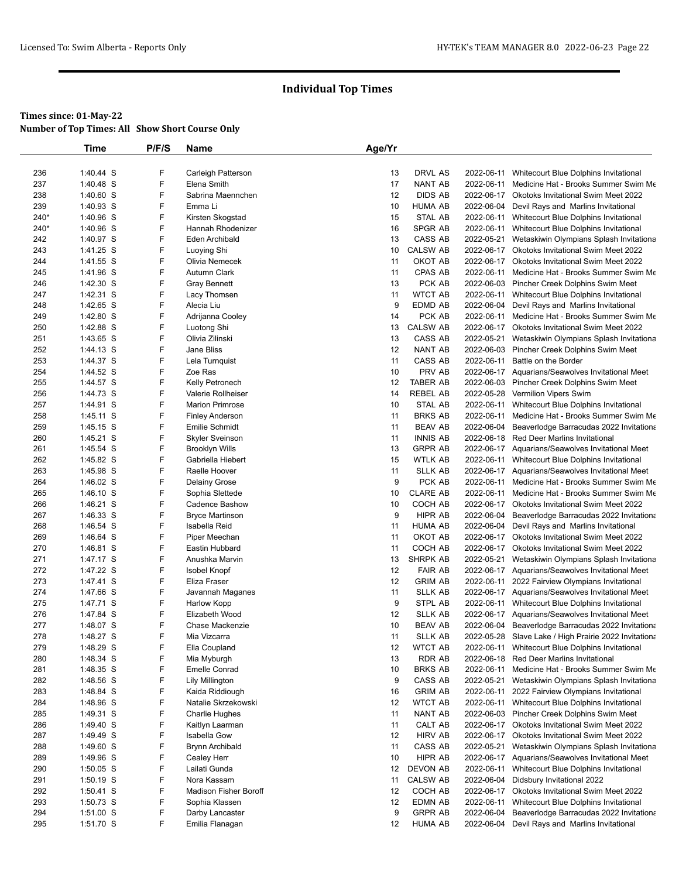# Individual Top Times

**Times since: 01-May-22**

**Number of Top Times: All Show Short Course Only**

| | Time | P/F/S | Name | Age/Yr | | | |
|---|---|---|---|---|---|---|---|
| 236 | 1:40.44 S | F | Carleigh Patterson | 13 | DRVL AS | 2022-06-11 | Whitecourt Blue Dolphins Invitational |
| 237 | 1:40.48 S | F | Elena Smith | 17 | NANT AB | 2022-06-11 | Medicine Hat - Brooks Summer Swim Me |
| 238 | 1:40.60 S | F | Sabrina Maennchen | 12 | DIDS AB | 2022-06-17 | Okotoks Invitational Swim Meet 2022 |
| 239 | 1:40.93 S | F | Emma Li | 10 | HUMA AB | 2022-06-04 | Devil Rays and Marlins Invitational |
| 240* | 1:40.96 S | F | Kirsten Skogstad | 15 | STAL AB | 2022-06-11 | Whitecourt Blue Dolphins Invitational |
| 240* | 1:40.96 S | F | Hannah Rhodenizer | 16 | SPGR AB | 2022-06-11 | Whitecourt Blue Dolphins Invitational |
| 242 | 1:40.97 S | F | Eden Archibald | 13 | CASS AB | 2022-05-21 | Wetaskiwin Olympians Splash Invitationa |
| 243 | 1:41.25 S | F | Luoying Shi | 10 | CALSW AB | 2022-06-17 | Okotoks Invitational Swim Meet 2022 |
| 244 | 1:41.55 S | F | Olivia Nemecek | 11 | OKOT AB | 2022-06-17 | Okotoks Invitational Swim Meet 2022 |
| 245 | 1:41.96 S | F | Autumn Clark | 11 | CPAS AB | 2022-06-11 | Medicine Hat - Brooks Summer Swim Me |
| 246 | 1:42.30 S | F | Gray Bennett | 13 | PCK AB | 2022-06-03 | Pincher Creek Dolphins Swim Meet |
| 247 | 1:42.31 S | F | Lacy Thomsen | 11 | WTCT AB | 2022-06-11 | Whitecourt Blue Dolphins Invitational |
| 248 | 1:42.65 S | F | Alecia Liu | 9 | EDMD AB | 2022-06-04 | Devil Rays and Marlins Invitational |
| 249 | 1:42.80 S | F | Adrijanna Cooley | 14 | PCK AB | 2022-06-11 | Medicine Hat - Brooks Summer Swim Me |
| 250 | 1:42.88 S | F | Luotong Shi | 13 | CALSW AB | 2022-06-17 | Okotoks Invitational Swim Meet 2022 |
| 251 | 1:43.65 S | F | Olivia Zilinski | 13 | CASS AB | 2022-05-21 | Wetaskiwin Olympians Splash Invitationa |
| 252 | 1:44.13 S | F | Jane Bliss | 12 | NANT AB | 2022-06-03 | Pincher Creek Dolphins Swim Meet |
| 253 | 1:44.37 S | F | Lela Turnquist | 11 | CASS AB | 2022-06-11 | Battle on the Border |
| 254 | 1:44.52 S | F | Zoe Ras | 10 | PRV AB | 2022-06-17 | Aquarians/Seawolves Invitational Meet |
| 255 | 1:44.57 S | F | Kelly Petronech | 12 | TABER AB | 2022-06-03 | Pincher Creek Dolphins Swim Meet |
| 256 | 1:44.73 S | F | Valerie Rollheiser | 14 | REBEL AB | 2022-05-28 | Vermilion Vipers Swim |
| 257 | 1:44.91 S | F | Marion Primrose | 10 | STAL AB | 2022-06-11 | Whitecourt Blue Dolphins Invitational |
| 258 | 1:45.11 S | F | Finley Anderson | 11 | BRKS AB | 2022-06-11 | Medicine Hat - Brooks Summer Swim Me |
| 259 | 1:45.15 S | F | Emilie Schmidt | 11 | BEAV AB | 2022-06-04 | Beaverlodge Barracudas 2022 Invitationa |
| 260 | 1:45.21 S | F | Skyler Sveinson | 11 | INNIS AB | 2022-06-18 | Red Deer Marlins Invitational |
| 261 | 1:45.54 S | F | Brooklyn Wills | 13 | GRPR AB | 2022-06-17 | Aquarians/Seawolves Invitational Meet |
| 262 | 1:45.82 S | F | Gabriella Hiebert | 15 | WTLK AB | 2022-06-11 | Whitecourt Blue Dolphins Invitational |
| 263 | 1:45.98 S | F | Raelle Hoover | 11 | SLLK AB | 2022-06-17 | Aquarians/Seawolves Invitational Meet |
| 264 | 1:46.02 S | F | Delainy Grose | 9 | PCK AB | 2022-06-11 | Medicine Hat - Brooks Summer Swim Me |
| 265 | 1:46.10 S | F | Sophia Slettede | 10 | CLARE AB | 2022-06-11 | Medicine Hat - Brooks Summer Swim Me |
| 266 | 1:46.21 S | F | Cadence Bashow | 10 | COCH AB | 2022-06-17 | Okotoks Invitational Swim Meet 2022 |
| 267 | 1:46.33 S | F | Bryce Martinson | 9 | HIPR AB | 2022-06-04 | Beaverlodge Barracudas 2022 Invitationa |
| 268 | 1:46.54 S | F | Isabella Reid | 11 | HUMA AB | 2022-06-04 | Devil Rays and Marlins Invitational |
| 269 | 1:46.64 S | F | Piper Meechan | 11 | OKOT AB | 2022-06-17 | Okotoks Invitational Swim Meet 2022 |
| 270 | 1:46.81 S | F | Eastin Hubbard | 11 | COCH AB | 2022-06-17 | Okotoks Invitational Swim Meet 2022 |
| 271 | 1:47.17 S | F | Anushka Marvin | 13 | SHRPK AB | 2022-05-21 | Wetaskiwin Olympians Splash Invitationa |
| 272 | 1:47.22 S | F | Isobel Knopf | 12 | FAIR AB | 2022-06-17 | Aquarians/Seawolves Invitational Meet |
| 273 | 1:47.41 S | F | Eliza Fraser | 12 | GRIM AB | 2022-06-11 | 2022 Fairview Olympians Invitational |
| 274 | 1:47.66 S | F | Javannah Maganes | 11 | SLLK AB | 2022-06-17 | Aquarians/Seawolves Invitational Meet |
| 275 | 1:47.71 S | F | Harlow Kopp | 9 | STPL AB | 2022-06-11 | Whitecourt Blue Dolphins Invitational |
| 276 | 1:47.84 S | F | Elizabeth Wood | 12 | SLLK AB | 2022-06-17 | Aquarians/Seawolves Invitational Meet |
| 277 | 1:48.07 S | F | Chase Mackenzie | 10 | BEAV AB | 2022-06-04 | Beaverlodge Barracudas 2022 Invitationa |
| 278 | 1:48.27 S | F | Mia Vizcarra | 11 | SLLK AB | 2022-05-28 | Slave Lake / High Prairie 2022 Invitationa |
| 279 | 1:48.29 S | F | Ella Coupland | 12 | WTCT AB | 2022-06-11 | Whitecourt Blue Dolphins Invitational |
| 280 | 1:48.34 S | F | Mia Myburgh | 13 | RDR AB | 2022-06-18 | Red Deer Marlins Invitational |
| 281 | 1:48.35 S | F | Emelle Conrad | 10 | BRKS AB | 2022-06-11 | Medicine Hat - Brooks Summer Swim Me |
| 282 | 1:48.56 S | F | Lily Millington | 9 | CASS AB | 2022-05-21 | Wetaskiwin Olympians Splash Invitationa |
| 283 | 1:48.84 S | F | Kaida Riddiough | 16 | GRIM AB | 2022-06-11 | 2022 Fairview Olympians Invitational |
| 284 | 1:48.96 S | F | Natalie Skrzekowski | 12 | WTCT AB | 2022-06-11 | Whitecourt Blue Dolphins Invitational |
| 285 | 1:49.31 S | F | Charlie Hughes | 11 | NANT AB | 2022-06-03 | Pincher Creek Dolphins Swim Meet |
| 286 | 1:49.40 S | F | Kaitlyn Laarman | 11 | CALT AB | 2022-06-17 | Okotoks Invitational Swim Meet 2022 |
| 287 | 1:49.49 S | F | Isabella Gow | 12 | HIRV AB | 2022-06-17 | Okotoks Invitational Swim Meet 2022 |
| 288 | 1:49.60 S | F | Brynn Archibald | 11 | CASS AB | 2022-05-21 | Wetaskiwin Olympians Splash Invitationa |
| 289 | 1:49.96 S | F | Cealey Herr | 10 | HIPR AB | 2022-06-17 | Aquarians/Seawolves Invitational Meet |
| 290 | 1:50.05 S | F | Lailati Gunda | 12 | DEVON AB | 2022-06-11 | Whitecourt Blue Dolphins Invitational |
| 291 | 1:50.19 S | F | Nora Kassam | 11 | CALSW AB | 2022-06-04 | Didsbury Invitational 2022 |
| 292 | 1:50.41 S | F | Madison Fisher Boroff | 12 | COCH AB | 2022-06-17 | Okotoks Invitational Swim Meet 2022 |
| 293 | 1:50.73 S | F | Sophia Klassen | 12 | EDMN AB | 2022-06-11 | Whitecourt Blue Dolphins Invitational |
| 294 | 1:51.00 S | F | Darby Lancaster | 9 | GRPR AB | 2022-06-04 | Beaverlodge Barracudas 2022 Invitationa |
| 295 | 1:51.70 S | F | Emilia Flanagan | 12 | HUMA AB | 2022-06-04 | Devil Rays and Marlins Invitational |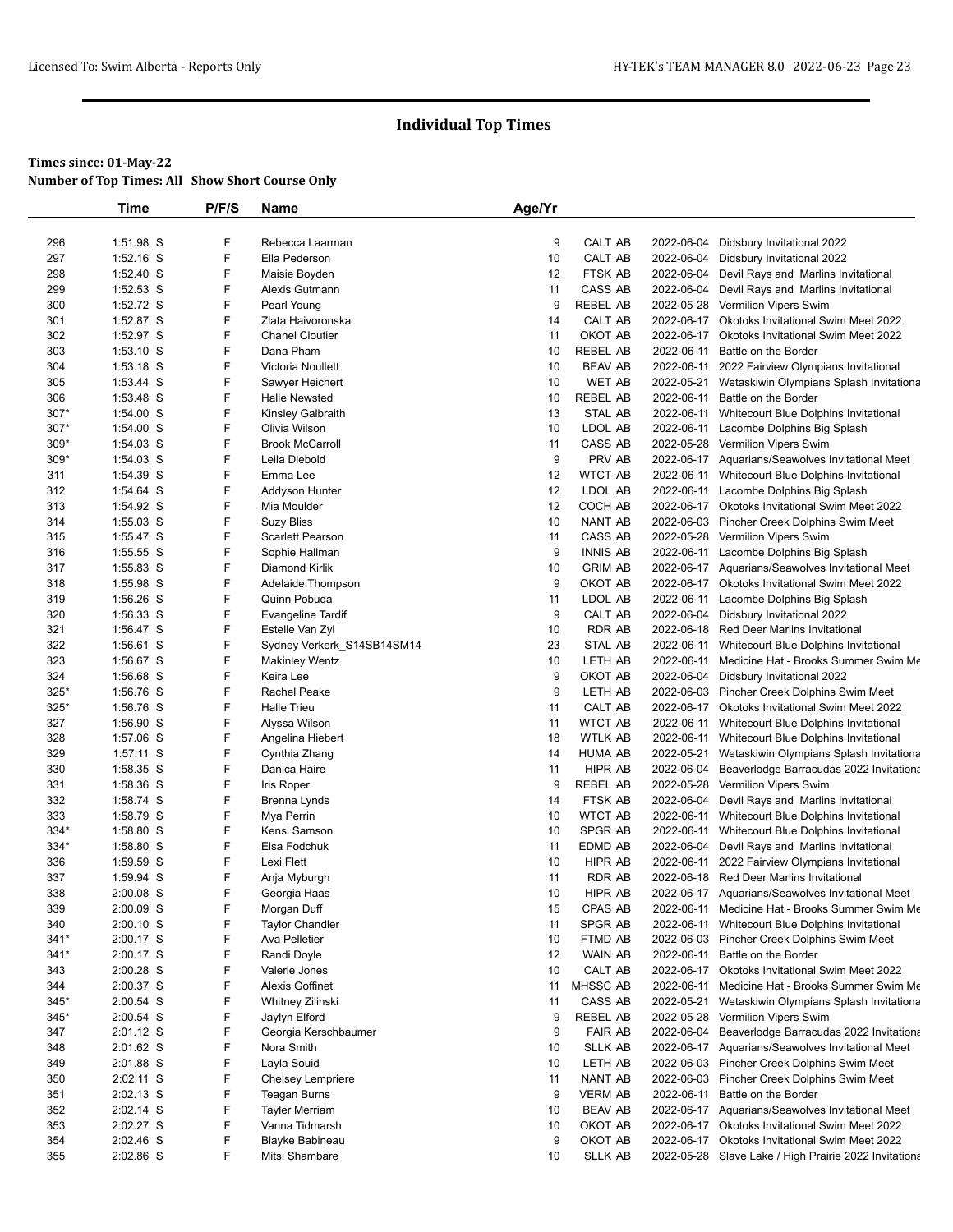# Individual Top Times

**Times since: 01-May-22**

**Number of Top Times: All   Show Short Course Only**

| | Time | P/F/S | Name | Age/Yr | | | |
|---|---|---|---|---|---|---|---|
| 296 | 1:51.98 S | F | Rebecca Laarman | 9 | CALT AB | 2022-06-04 | Didsbury Invitational 2022 |
| 297 | 1:52.16 S | F | Ella Pederson | 10 | CALT AB | 2022-06-04 | Didsbury Invitational 2022 |
| 298 | 1:52.40 S | F | Maisie Boyden | 12 | FTSK AB | 2022-06-04 | Devil Rays and Marlins Invitational |
| 299 | 1:52.53 S | F | Alexis Gutmann | 11 | CASS AB | 2022-06-04 | Devil Rays and Marlins Invitational |
| 300 | 1:52.72 S | F | Pearl Young | 9 | REBEL AB | 2022-05-28 | Vermilion Vipers Swim |
| 301 | 1:52.87 S | F | Zlata Haivoronska | 14 | CALT AB | 2022-06-17 | Okotoks Invitational Swim Meet 2022 |
| 302 | 1:52.97 S | F | Chanel Cloutier | 11 | OKOT AB | 2022-06-17 | Okotoks Invitational Swim Meet 2022 |
| 303 | 1:53.10 S | F | Dana Pham | 10 | REBEL AB | 2022-06-11 | Battle on the Border |
| 304 | 1:53.18 S | F | Victoria Noullett | 10 | BEAV AB | 2022-06-11 | 2022 Fairview Olympians Invitational |
| 305 | 1:53.44 S | F | Sawyer Heichert | 10 | WET AB | 2022-05-21 | Wetaskiwin Olympians Splash Invitationa |
| 306 | 1:53.48 S | F | Halle Newsted | 10 | REBEL AB | 2022-06-11 | Battle on the Border |
| 307* | 1:54.00 S | F | Kinsley Galbraith | 13 | STAL AB | 2022-06-11 | Whitecourt Blue Dolphins Invitational |
| 307* | 1:54.00 S | F | Olivia Wilson | 10 | LDOL AB | 2022-06-11 | Lacombe Dolphins Big Splash |
| 309* | 1:54.03 S | F | Brook McCarroll | 11 | CASS AB | 2022-05-28 | Vermilion Vipers Swim |
| 309* | 1:54.03 S | F | Leila Diebold | 9 | PRV AB | 2022-06-17 | Aquarians/Seawolves Invitational Meet |
| 311 | 1:54.39 S | F | Emma Lee | 12 | WTCT AB | 2022-06-11 | Whitecourt Blue Dolphins Invitational |
| 312 | 1:54.64 S | F | Addyson Hunter | 12 | LDOL AB | 2022-06-11 | Lacombe Dolphins Big Splash |
| 313 | 1:54.92 S | F | Mia Moulder | 12 | COCH AB | 2022-06-17 | Okotoks Invitational Swim Meet 2022 |
| 314 | 1:55.03 S | F | Suzy Bliss | 10 | NANT AB | 2022-06-03 | Pincher Creek Dolphins Swim Meet |
| 315 | 1:55.47 S | F | Scarlett Pearson | 11 | CASS AB | 2022-05-28 | Vermilion Vipers Swim |
| 316 | 1:55.55 S | F | Sophie Hallman | 9 | INNIS AB | 2022-06-11 | Lacombe Dolphins Big Splash |
| 317 | 1:55.83 S | F | Diamond Kirlik | 10 | GRIM AB | 2022-06-17 | Aquarians/Seawolves Invitational Meet |
| 318 | 1:55.98 S | F | Adelaide Thompson | 9 | OKOT AB | 2022-06-17 | Okotoks Invitational Swim Meet 2022 |
| 319 | 1:56.26 S | F | Quinn Pobuda | 11 | LDOL AB | 2022-06-11 | Lacombe Dolphins Big Splash |
| 320 | 1:56.33 S | F | Evangeline Tardif | 9 | CALT AB | 2022-06-04 | Didsbury Invitational 2022 |
| 321 | 1:56.47 S | F | Estelle Van Zyl | 10 | RDR AB | 2022-06-18 | Red Deer Marlins Invitational |
| 322 | 1:56.61 S | F | Sydney Verkerk_S14SB14SM14 | 23 | STAL AB | 2022-06-11 | Whitecourt Blue Dolphins Invitational |
| 323 | 1:56.67 S | F | Makinley Wentz | 10 | LETH AB | 2022-06-11 | Medicine Hat - Brooks Summer Swim Me |
| 324 | 1:56.68 S | F | Keira Lee | 9 | OKOT AB | 2022-06-04 | Didsbury Invitational 2022 |
| 325* | 1:56.76 S | F | Rachel Peake | 9 | LETH AB | 2022-06-03 | Pincher Creek Dolphins Swim Meet |
| 325* | 1:56.76 S | F | Halle Trieu | 11 | CALT AB | 2022-06-17 | Okotoks Invitational Swim Meet 2022 |
| 327 | 1:56.90 S | F | Alyssa Wilson | 11 | WTCT AB | 2022-06-11 | Whitecourt Blue Dolphins Invitational |
| 328 | 1:57.06 S | F | Angelina Hiebert | 18 | WTLK AB | 2022-06-11 | Whitecourt Blue Dolphins Invitational |
| 329 | 1:57.11 S | F | Cynthia Zhang | 14 | HUMA AB | 2022-05-21 | Wetaskiwin Olympians Splash Invitationa |
| 330 | 1:58.35 S | F | Danica Haire | 11 | HIPR AB | 2022-06-04 | Beaverlodge Barracudas 2022 Invitationa |
| 331 | 1:58.36 S | F | Iris Roper | 9 | REBEL AB | 2022-05-28 | Vermilion Vipers Swim |
| 332 | 1:58.74 S | F | Brenna Lynds | 14 | FTSK AB | 2022-06-04 | Devil Rays and Marlins Invitational |
| 333 | 1:58.79 S | F | Mya Perrin | 10 | WTCT AB | 2022-06-11 | Whitecourt Blue Dolphins Invitational |
| 334* | 1:58.80 S | F | Kensi Samson | 10 | SPGR AB | 2022-06-11 | Whitecourt Blue Dolphins Invitational |
| 334* | 1:58.80 S | F | Elsa Fodchuk | 11 | EDMD AB | 2022-06-04 | Devil Rays and Marlins Invitational |
| 336 | 1:59.59 S | F | Lexi Flett | 10 | HIPR AB | 2022-06-11 | 2022 Fairview Olympians Invitational |
| 337 | 1:59.94 S | F | Anja Myburgh | 11 | RDR AB | 2022-06-18 | Red Deer Marlins Invitational |
| 338 | 2:00.08 S | F | Georgia Haas | 10 | HIPR AB | 2022-06-17 | Aquarians/Seawolves Invitational Meet |
| 339 | 2:00.09 S | F | Morgan Duff | 15 | CPAS AB | 2022-06-11 | Medicine Hat - Brooks Summer Swim Me |
| 340 | 2:00.10 S | F | Taylor Chandler | 11 | SPGR AB | 2022-06-11 | Whitecourt Blue Dolphins Invitational |
| 341* | 2:00.17 S | F | Ava Pelletier | 10 | FTMD AB | 2022-06-03 | Pincher Creek Dolphins Swim Meet |
| 341* | 2:00.17 S | F | Randi Doyle | 12 | WAIN AB | 2022-06-11 | Battle on the Border |
| 343 | 2:00.28 S | F | Valerie Jones | 10 | CALT AB | 2022-06-17 | Okotoks Invitational Swim Meet 2022 |
| 344 | 2:00.37 S | F | Alexis Goffinet | 11 | MHSSC AB | 2022-06-11 | Medicine Hat - Brooks Summer Swim Me |
| 345* | 2:00.54 S | F | Whitney Zilinski | 11 | CASS AB | 2022-05-21 | Wetaskiwin Olympians Splash Invitationa |
| 345* | 2:00.54 S | F | Jaylyn Elford | 9 | REBEL AB | 2022-05-28 | Vermilion Vipers Swim |
| 347 | 2:01.12 S | F | Georgia Kerschbaumer | 9 | FAIR AB | 2022-06-04 | Beaverlodge Barracudas 2022 Invitationa |
| 348 | 2:01.62 S | F | Nora Smith | 10 | SLLK AB | 2022-06-17 | Aquarians/Seawolves Invitational Meet |
| 349 | 2:01.88 S | F | Layla Souid | 10 | LETH AB | 2022-06-03 | Pincher Creek Dolphins Swim Meet |
| 350 | 2:02.11 S | F | Chelsey Lempriere | 11 | NANT AB | 2022-06-03 | Pincher Creek Dolphins Swim Meet |
| 351 | 2:02.13 S | F | Teagan Burns | 9 | VERM AB | 2022-06-11 | Battle on the Border |
| 352 | 2:02.14 S | F | Tayler Merriam | 10 | BEAV AB | 2022-06-17 | Aquarians/Seawolves Invitational Meet |
| 353 | 2:02.27 S | F | Vanna Tidmarsh | 10 | OKOT AB | 2022-06-17 | Okotoks Invitational Swim Meet 2022 |
| 354 | 2:02.46 S | F | Blayke Babineau | 9 | OKOT AB | 2022-06-17 | Okotoks Invitational Swim Meet 2022 |
| 355 | 2:02.86 S | F | Mitsi Shambare | 10 | SLLK AB | 2022-05-28 | Slave Lake / High Prairie 2022 Invitationa |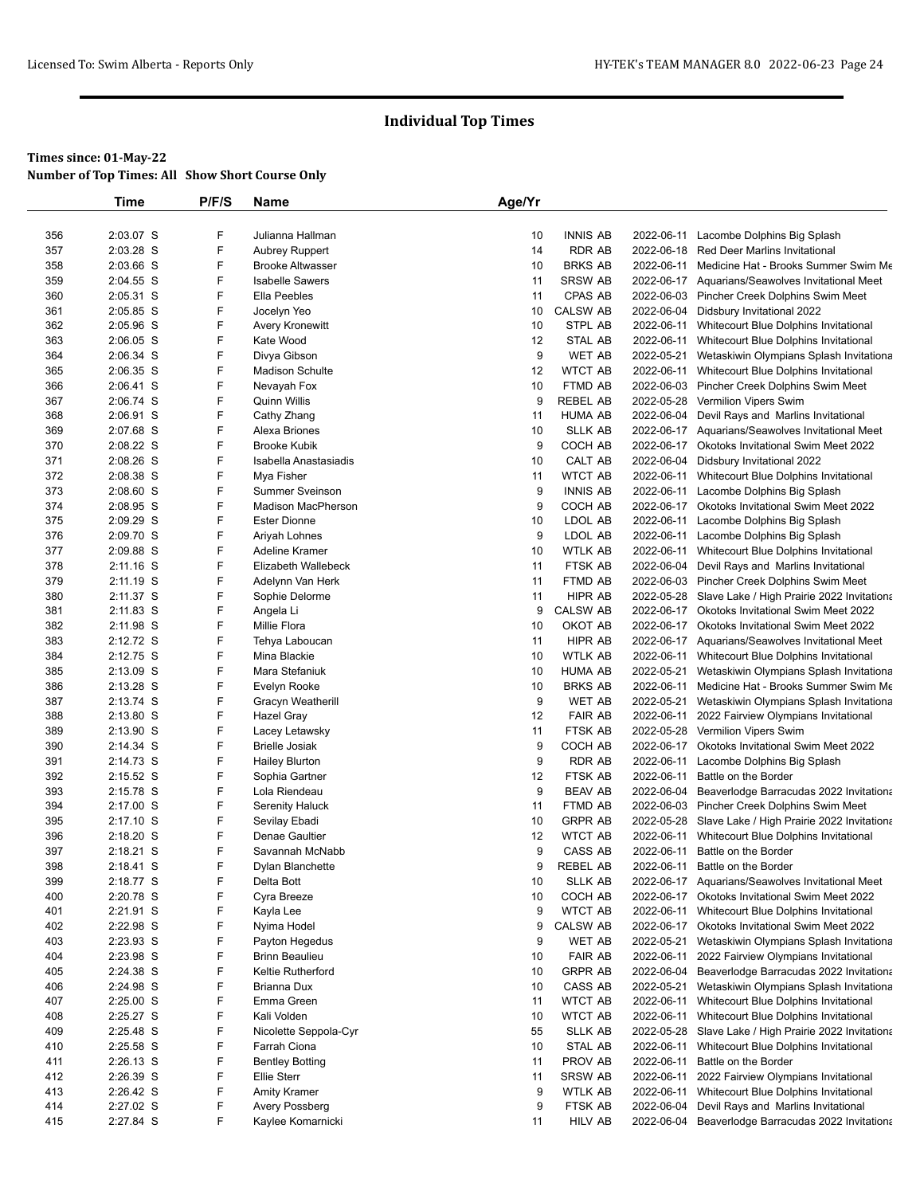# Individual Top Times

**Times since: 01-May-22**

**Number of Top Times: All Show Short Course Only**

| | Time | P/F/S | Name | Age/Yr | | | |
|---|---|---|---|---|---|---|---|
| 356 | 2:03.07 S | F | Julianna Hallman | 10 | INNIS AB | 2022-06-11 | Lacombe Dolphins Big Splash |
| 357 | 2:03.28 S | F | Aubrey Ruppert | 14 | RDR AB | 2022-06-18 | Red Deer Marlins Invitational |
| 358 | 2:03.66 S | F | Brooke Altwasser | 10 | BRKS AB | 2022-06-11 | Medicine Hat - Brooks Summer Swim Me |
| 359 | 2:04.55 S | F | Isabelle Sawers | 11 | SRSW AB | 2022-06-17 | Aquarians/Seawolves Invitational Meet |
| 360 | 2:05.31 S | F | Ella Peebles | 11 | CPAS AB | 2022-06-03 | Pincher Creek Dolphins Swim Meet |
| 361 | 2:05.85 S | F | Jocelyn Yeo | 10 | CALSW AB | 2022-06-04 | Didsbury Invitational 2022 |
| 362 | 2:05.96 S | F | Avery Kronewitt | 10 | STPL AB | 2022-06-11 | Whitecourt Blue Dolphins Invitational |
| 363 | 2:06.05 S | F | Kate Wood | 12 | STAL AB | 2022-06-11 | Whitecourt Blue Dolphins Invitational |
| 364 | 2:06.34 S | F | Divya Gibson | 9 | WET AB | 2022-05-21 | Wetaskiwin Olympians Splash Invitationa |
| 365 | 2:06.35 S | F | Madison Schulte | 12 | WTCT AB | 2022-06-11 | Whitecourt Blue Dolphins Invitational |
| 366 | 2:06.41 S | F | Nevayah Fox | 10 | FTMD AB | 2022-06-03 | Pincher Creek Dolphins Swim Meet |
| 367 | 2:06.74 S | F | Quinn Willis | 9 | REBEL AB | 2022-05-28 | Vermilion Vipers Swim |
| 368 | 2:06.91 S | F | Cathy Zhang | 11 | HUMA AB | 2022-06-04 | Devil Rays and Marlins Invitational |
| 369 | 2:07.68 S | F | Alexa Briones | 10 | SLLK AB | 2022-06-17 | Aquarians/Seawolves Invitational Meet |
| 370 | 2:08.22 S | F | Brooke Kubik | 9 | COCH AB | 2022-06-17 | Okotoks Invitational Swim Meet 2022 |
| 371 | 2:08.26 S | F | Isabella Anastasiadis | 10 | CALT AB | 2022-06-04 | Didsbury Invitational 2022 |
| 372 | 2:08.38 S | F | Mya Fisher | 11 | WTCT AB | 2022-06-11 | Whitecourt Blue Dolphins Invitational |
| 373 | 2:08.60 S | F | Summer Sveinson | 9 | INNIS AB | 2022-06-11 | Lacombe Dolphins Big Splash |
| 374 | 2:08.95 S | F | Madison MacPherson | 9 | COCH AB | 2022-06-17 | Okotoks Invitational Swim Meet 2022 |
| 375 | 2:09.29 S | F | Ester Dionne | 10 | LDOL AB | 2022-06-11 | Lacombe Dolphins Big Splash |
| 376 | 2:09.70 S | F | Ariyah Lohnes | 9 | LDOL AB | 2022-06-11 | Lacombe Dolphins Big Splash |
| 377 | 2:09.88 S | F | Adeline Kramer | 10 | WTLK AB | 2022-06-11 | Whitecourt Blue Dolphins Invitational |
| 378 | 2:11.16 S | F | Elizabeth Wallebeck | 11 | FTSK AB | 2022-06-04 | Devil Rays and Marlins Invitational |
| 379 | 2:11.19 S | F | Adelynn Van Herk | 11 | FTMD AB | 2022-06-03 | Pincher Creek Dolphins Swim Meet |
| 380 | 2:11.37 S | F | Sophie Delorme | 11 | HIPR AB | 2022-05-28 | Slave Lake / High Prairie 2022 Invitationa |
| 381 | 2:11.83 S | F | Angela Li | 9 | CALSW AB | 2022-06-17 | Okotoks Invitational Swim Meet 2022 |
| 382 | 2:11.98 S | F | Millie Flora | 10 | OKOT AB | 2022-06-17 | Okotoks Invitational Swim Meet 2022 |
| 383 | 2:12.72 S | F | Tehya Laboucan | 11 | HIPR AB | 2022-06-17 | Aquarians/Seawolves Invitational Meet |
| 384 | 2:12.75 S | F | Mina Blackie | 10 | WTLK AB | 2022-06-11 | Whitecourt Blue Dolphins Invitational |
| 385 | 2:13.09 S | F | Mara Stefaniuk | 10 | HUMA AB | 2022-05-21 | Wetaskiwin Olympians Splash Invitationa |
| 386 | 2:13.28 S | F | Evelyn Rooke | 10 | BRKS AB | 2022-06-11 | Medicine Hat - Brooks Summer Swim Me |
| 387 | 2:13.74 S | F | Gracyn Weatherill | 9 | WET AB | 2022-05-21 | Wetaskiwin Olympians Splash Invitationa |
| 388 | 2:13.80 S | F | Hazel Gray | 12 | FAIR AB | 2022-06-11 | 2022 Fairview Olympians Invitational |
| 389 | 2:13.90 S | F | Lacey Letawsky | 11 | FTSK AB | 2022-05-28 | Vermilion Vipers Swim |
| 390 | 2:14.34 S | F | Brielle Josiak | 9 | COCH AB | 2022-06-17 | Okotoks Invitational Swim Meet 2022 |
| 391 | 2:14.73 S | F | Hailey Blurton | 9 | RDR AB | 2022-06-11 | Lacombe Dolphins Big Splash |
| 392 | 2:15.52 S | F | Sophia Gartner | 12 | FTSK AB | 2022-06-11 | Battle on the Border |
| 393 | 2:15.78 S | F | Lola Riendeau | 9 | BEAV AB | 2022-06-04 | Beaverlodge Barracudas 2022 Invitationa |
| 394 | 2:17.00 S | F | Serenity Haluck | 11 | FTMD AB | 2022-06-03 | Pincher Creek Dolphins Swim Meet |
| 395 | 2:17.10 S | F | Sevilay Ebadi | 10 | GRPR AB | 2022-05-28 | Slave Lake / High Prairie 2022 Invitationa |
| 396 | 2:18.20 S | F | Denae Gaultier | 12 | WTCT AB | 2022-06-11 | Whitecourt Blue Dolphins Invitational |
| 397 | 2:18.21 S | F | Savannah McNabb | 9 | CASS AB | 2022-06-11 | Battle on the Border |
| 398 | 2:18.41 S | F | Dylan Blanchette | 9 | REBEL AB | 2022-06-11 | Battle on the Border |
| 399 | 2:18.77 S | F | Delta Bott | 10 | SLLK AB | 2022-06-17 | Aquarians/Seawolves Invitational Meet |
| 400 | 2:20.78 S | F | Cyra Breeze | 10 | COCH AB | 2022-06-17 | Okotoks Invitational Swim Meet 2022 |
| 401 | 2:21.91 S | F | Kayla Lee | 9 | WTCT AB | 2022-06-11 | Whitecourt Blue Dolphins Invitational |
| 402 | 2:22.98 S | F | Nyima Hodel | 9 | CALSW AB | 2022-06-17 | Okotoks Invitational Swim Meet 2022 |
| 403 | 2:23.93 S | F | Payton Hegedus | 9 | WET AB | 2022-05-21 | Wetaskiwin Olympians Splash Invitationa |
| 404 | 2:23.98 S | F | Brinn Beaulieu | 10 | FAIR AB | 2022-06-11 | 2022 Fairview Olympians Invitational |
| 405 | 2:24.38 S | F | Keltie Rutherford | 10 | GRPR AB | 2022-06-04 | Beaverlodge Barracudas 2022 Invitationa |
| 406 | 2:24.98 S | F | Brianna Dux | 10 | CASS AB | 2022-05-21 | Wetaskiwin Olympians Splash Invitationa |
| 407 | 2:25.00 S | F | Emma Green | 11 | WTCT AB | 2022-06-11 | Whitecourt Blue Dolphins Invitational |
| 408 | 2:25.27 S | F | Kali Volden | 10 | WTCT AB | 2022-06-11 | Whitecourt Blue Dolphins Invitational |
| 409 | 2:25.48 S | F | Nicolette Seppola-Cyr | 55 | SLLK AB | 2022-05-28 | Slave Lake / High Prairie 2022 Invitationa |
| 410 | 2:25.58 S | F | Farrah Ciona | 10 | STAL AB | 2022-06-11 | Whitecourt Blue Dolphins Invitational |
| 411 | 2:26.13 S | F | Bentley Botting | 11 | PROV AB | 2022-06-11 | Battle on the Border |
| 412 | 2:26.39 S | F | Ellie Sterr | 11 | SRSW AB | 2022-06-11 | 2022 Fairview Olympians Invitational |
| 413 | 2:26.42 S | F | Amity Kramer | 9 | WTLK AB | 2022-06-11 | Whitecourt Blue Dolphins Invitational |
| 414 | 2:27.02 S | F | Avery Possberg | 9 | FTSK AB | 2022-06-04 | Devil Rays and Marlins Invitational |
| 415 | 2:27.84 S | F | Kaylee Komarnicki | 11 | HILV AB | 2022-06-04 | Beaverlodge Barracudas 2022 Invitationa |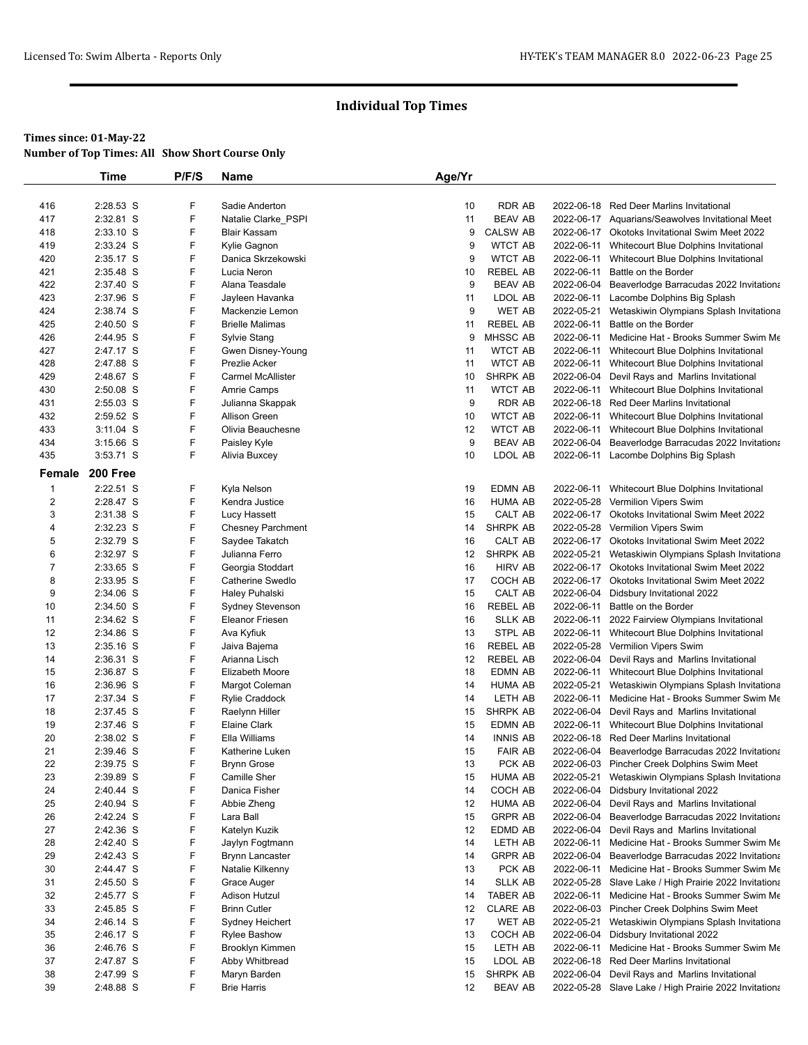# Individual Top Times

**Times since: 01-May-22**

**Number of Top Times: All Show Short Course Only**

| | Time | P/F/S | Name | Age/Yr | | | |
|---|---|---|---|---|---|---|---|
| 416 | 2:28.53 S | F | Sadie Anderton | 10 | RDR AB | 2022-06-18 | Red Deer Marlins Invitational |
| 417 | 2:32.81 S | F | Natalie Clarke_PSPI | 11 | BEAV AB | 2022-06-17 | Aquarians/Seawolves Invitational Meet |
| 418 | 2:33.10 S | F | Blair Kassam | 9 | CALSW AB | 2022-06-17 | Okotoks Invitational Swim Meet 2022 |
| 419 | 2:33.24 S | F | Kylie Gagnon | 9 | WTCT AB | 2022-06-11 | Whitecourt Blue Dolphins Invitational |
| 420 | 2:35.17 S | F | Danica Skrzekowski | 9 | WTCT AB | 2022-06-11 | Whitecourt Blue Dolphins Invitational |
| 421 | 2:35.48 S | F | Lucia Neron | 10 | REBEL AB | 2022-06-11 | Battle on the Border |
| 422 | 2:37.40 S | F | Alana Teasdale | 9 | BEAV AB | 2022-06-04 | Beaverlodge Barracudas 2022 Invitationa |
| 423 | 2:37.96 S | F | Jayleen Havanka | 11 | LDOL AB | 2022-06-11 | Lacombe Dolphins Big Splash |
| 424 | 2:38.74 S | F | Mackenzie Lemon | 9 | WET AB | 2022-05-21 | Wetaskiwin Olympians Splash Invitationa |
| 425 | 2:40.50 S | F | Brielle Malimas | 11 | REBEL AB | 2022-06-11 | Battle on the Border |
| 426 | 2:44.95 S | F | Sylvie Stang | 9 | MHSSC AB | 2022-06-11 | Medicine Hat - Brooks Summer Swim Me |
| 427 | 2:47.17 S | F | Gwen Disney-Young | 11 | WTCT AB | 2022-06-11 | Whitecourt Blue Dolphins Invitational |
| 428 | 2:47.88 S | F | Prezlie Acker | 11 | WTCT AB | 2022-06-11 | Whitecourt Blue Dolphins Invitational |
| 429 | 2:48.67 S | F | Carmel McAllister | 10 | SHRPK AB | 2022-06-04 | Devil Rays and Marlins Invitational |
| 430 | 2:50.08 S | F | Amrie Camps | 11 | WTCT AB | 2022-06-11 | Whitecourt Blue Dolphins Invitational |
| 431 | 2:55.03 S | F | Julianna Skappak | 9 | RDR AB | 2022-06-18 | Red Deer Marlins Invitational |
| 432 | 2:59.52 S | F | Allison Green | 10 | WTCT AB | 2022-06-11 | Whitecourt Blue Dolphins Invitational |
| 433 | 3:11.04 S | F | Olivia Beauchesne | 12 | WTCT AB | 2022-06-11 | Whitecourt Blue Dolphins Invitational |
| 434 | 3:15.66 S | F | Paisley Kyle | 9 | BEAV AB | 2022-06-04 | Beaverlodge Barracudas 2022 Invitationa |
| 435 | 3:53.71 S | F | Alivia Buxcey | 10 | LDOL AB | 2022-06-11 | Lacombe Dolphins Big Splash |

## Female 200 Free

| | Time | P/F/S | Name | Age/Yr | | | |
|---|---|---|---|---|---|---|---|
| 1 | 2:22.51 S | F | Kyla Nelson | 19 | EDMN AB | 2022-06-11 | Whitecourt Blue Dolphins Invitational |
| 2 | 2:28.47 S | F | Kendra Justice | 16 | HUMA AB | 2022-05-28 | Vermilion Vipers Swim |
| 3 | 2:31.38 S | F | Lucy Hassett | 15 | CALT AB | 2022-06-17 | Okotoks Invitational Swim Meet 2022 |
| 4 | 2:32.23 S | F | Chesney Parchment | 14 | SHRPK AB | 2022-05-28 | Vermilion Vipers Swim |
| 5 | 2:32.79 S | F | Saydee Takatch | 16 | CALT AB | 2022-06-17 | Okotoks Invitational Swim Meet 2022 |
| 6 | 2:32.97 S | F | Julianna Ferro | 12 | SHRPK AB | 2022-05-21 | Wetaskiwin Olympians Splash Invitationa |
| 7 | 2:33.65 S | F | Georgia Stoddart | 16 | HIRV AB | 2022-06-17 | Okotoks Invitational Swim Meet 2022 |
| 8 | 2:33.95 S | F | Catherine Swedlo | 17 | COCH AB | 2022-06-17 | Okotoks Invitational Swim Meet 2022 |
| 9 | 2:34.06 S | F | Haley Puhalski | 15 | CALT AB | 2022-06-04 | Didsbury Invitational 2022 |
| 10 | 2:34.50 S | F | Sydney Stevenson | 16 | REBEL AB | 2022-06-11 | Battle on the Border |
| 11 | 2:34.62 S | F | Eleanor Friesen | 16 | SLLK AB | 2022-06-11 | 2022 Fairview Olympians Invitational |
| 12 | 2:34.86 S | F | Ava Kyfiuk | 13 | STPL AB | 2022-06-11 | Whitecourt Blue Dolphins Invitational |
| 13 | 2:35.16 S | F | Jaiva Bajema | 16 | REBEL AB | 2022-05-28 | Vermilion Vipers Swim |
| 14 | 2:36.31 S | F | Arianna Lisch | 12 | REBEL AB | 2022-06-04 | Devil Rays and Marlins Invitational |
| 15 | 2:36.87 S | F | Elizabeth Moore | 18 | EDMN AB | 2022-06-11 | Whitecourt Blue Dolphins Invitational |
| 16 | 2:36.96 S | F | Margot Coleman | 14 | HUMA AB | 2022-05-21 | Wetaskiwin Olympians Splash Invitationa |
| 17 | 2:37.34 S | F | Rylie Craddock | 14 | LETH AB | 2022-06-11 | Medicine Hat - Brooks Summer Swim Me |
| 18 | 2:37.45 S | F | Raelynn Hiller | 15 | SHRPK AB | 2022-06-04 | Devil Rays and Marlins Invitational |
| 19 | 2:37.46 S | F | Elaine Clark | 15 | EDMN AB | 2022-06-11 | Whitecourt Blue Dolphins Invitational |
| 20 | 2:38.02 S | F | Ella Williams | 14 | INNIS AB | 2022-06-18 | Red Deer Marlins Invitational |
| 21 | 2:39.46 S | F | Katherine Luken | 15 | FAIR AB | 2022-06-04 | Beaverlodge Barracudas 2022 Invitationa |
| 22 | 2:39.75 S | F | Brynn Grose | 13 | PCK AB | 2022-06-03 | Pincher Creek Dolphins Swim Meet |
| 23 | 2:39.89 S | F | Camille Sher | 15 | HUMA AB | 2022-05-21 | Wetaskiwin Olympians Splash Invitationa |
| 24 | 2:40.44 S | F | Danica Fisher | 14 | COCH AB | 2022-06-04 | Didsbury Invitational 2022 |
| 25 | 2:40.94 S | F | Abbie Zheng | 12 | HUMA AB | 2022-06-04 | Devil Rays and Marlins Invitational |
| 26 | 2:42.24 S | F | Lara Ball | 15 | GRPR AB | 2022-06-04 | Beaverlodge Barracudas 2022 Invitationa |
| 27 | 2:42.36 S | F | Katelyn Kuzik | 12 | EDMD AB | 2022-06-04 | Devil Rays and Marlins Invitational |
| 28 | 2:42.40 S | F | Jaylyn Fogtmann | 14 | LETH AB | 2022-06-11 | Medicine Hat - Brooks Summer Swim Me |
| 29 | 2:42.43 S | F | Brynn Lancaster | 14 | GRPR AB | 2022-06-04 | Beaverlodge Barracudas 2022 Invitationa |
| 30 | 2:44.47 S | F | Natalie Kilkenny | 13 | PCK AB | 2022-06-11 | Medicine Hat - Brooks Summer Swim Me |
| 31 | 2:45.50 S | F | Grace Auger | 14 | SLLK AB | 2022-05-28 | Slave Lake / High Prairie 2022 Invitationa |
| 32 | 2:45.77 S | F | Adison Hutzul | 14 | TABER AB | 2022-06-11 | Medicine Hat - Brooks Summer Swim Me |
| 33 | 2:45.85 S | F | Brinn Cutler | 12 | CLARE AB | 2022-06-03 | Pincher Creek Dolphins Swim Meet |
| 34 | 2:46.14 S | F | Sydney Heichert | 17 | WET AB | 2022-05-21 | Wetaskiwin Olympians Splash Invitationa |
| 35 | 2:46.17 S | F | Rylee Bashow | 13 | COCH AB | 2022-06-04 | Didsbury Invitational 2022 |
| 36 | 2:46.76 S | F | Brooklyn Kimmen | 15 | LETH AB | 2022-06-11 | Medicine Hat - Brooks Summer Swim Me |
| 37 | 2:47.87 S | F | Abby Whitbread | 15 | LDOL AB | 2022-06-18 | Red Deer Marlins Invitational |
| 38 | 2:47.99 S | F | Maryn Barden | 15 | SHRPK AB | 2022-06-04 | Devil Rays and Marlins Invitational |
| 39 | 2:48.88 S | F | Brie Harris | 12 | BEAV AB | 2022-05-28 | Slave Lake / High Prairie 2022 Invitationa |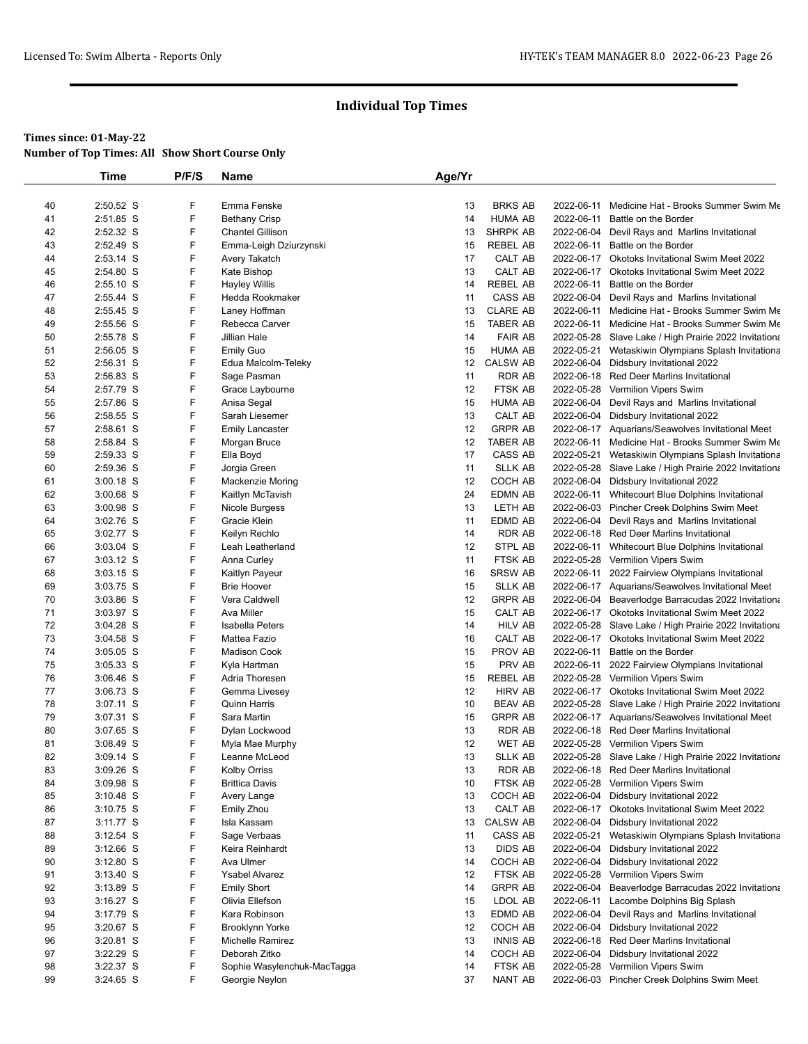# Individual Top Times

**Times since: 01-May-22**

**Number of Top Times: All Show Short Course Only**

| | Time | P/F/S | Name | Age/Yr | | | |
|---|---|---|---|---|---|---|---|
| 40 | 2:50.52 S | F | Emma Fenske | 13 | BRKS AB | 2022-06-11 | Medicine Hat - Brooks Summer Swim Me |
| 41 | 2:51.85 S | F | Bethany Crisp | 14 | HUMA AB | 2022-06-11 | Battle on the Border |
| 42 | 2:52.32 S | F | Chantel Gillison | 13 | SHRPK AB | 2022-06-04 | Devil Rays and Marlins Invitational |
| 43 | 2:52.49 S | F | Emma-Leigh Dziurzynski | 15 | REBEL AB | 2022-06-11 | Battle on the Border |
| 44 | 2:53.14 S | F | Avery Takatch | 17 | CALT AB | 2022-06-17 | Okotoks Invitational Swim Meet 2022 |
| 45 | 2:54.80 S | F | Kate Bishop | 13 | CALT AB | 2022-06-17 | Okotoks Invitational Swim Meet 2022 |
| 46 | 2:55.10 S | F | Hayley Willis | 14 | REBEL AB | 2022-06-11 | Battle on the Border |
| 47 | 2:55.44 S | F | Hedda Rookmaker | 11 | CASS AB | 2022-06-04 | Devil Rays and Marlins Invitational |
| 48 | 2:55.45 S | F | Laney Hoffman | 13 | CLARE AB | 2022-06-11 | Medicine Hat - Brooks Summer Swim Me |
| 49 | 2:55.56 S | F | Rebecca Carver | 15 | TABER AB | 2022-06-11 | Medicine Hat - Brooks Summer Swim Me |
| 50 | 2:55.78 S | F | Jillian Hale | 14 | FAIR AB | 2022-05-28 | Slave Lake / High Prairie 2022 Invitationa |
| 51 | 2:56.05 S | F | Emily Guo | 15 | HUMA AB | 2022-05-21 | Wetaskiwin Olympians Splash Invitationa |
| 52 | 2:56.31 S | F | Edua Malcolm-Teleky | 12 | CALSW AB | 2022-06-04 | Didsbury Invitational 2022 |
| 53 | 2:56.83 S | F | Sage Pasman | 11 | RDR AB | 2022-06-18 | Red Deer Marlins Invitational |
| 54 | 2:57.79 S | F | Grace Laybourne | 12 | FTSK AB | 2022-05-28 | Vermilion Vipers Swim |
| 55 | 2:57.86 S | F | Anisa Segal | 15 | HUMA AB | 2022-06-04 | Devil Rays and Marlins Invitational |
| 56 | 2:58.55 S | F | Sarah Liesemer | 13 | CALT AB | 2022-06-04 | Didsbury Invitational 2022 |
| 57 | 2:58.61 S | F | Emily Lancaster | 12 | GRPR AB | 2022-06-17 | Aquarians/Seawolves Invitational Meet |
| 58 | 2:58.84 S | F | Morgan Bruce | 12 | TABER AB | 2022-06-11 | Medicine Hat - Brooks Summer Swim Me |
| 59 | 2:59.33 S | F | Ella Boyd | 17 | CASS AB | 2022-05-21 | Wetaskiwin Olympians Splash Invitationa |
| 60 | 2:59.36 S | F | Jorgia Green | 11 | SLLK AB | 2022-05-28 | Slave Lake / High Prairie 2022 Invitationa |
| 61 | 3:00.18 S | F | Mackenzie Moring | 12 | COCH AB | 2022-06-04 | Didsbury Invitational 2022 |
| 62 | 3:00.68 S | F | Kaitlyn McTavish | 24 | EDMN AB | 2022-06-11 | Whitecourt Blue Dolphins Invitational |
| 63 | 3:00.98 S | F | Nicole Burgess | 13 | LETH AB | 2022-06-03 | Pincher Creek Dolphins Swim Meet |
| 64 | 3:02.76 S | F | Gracie Klein | 11 | EDMD AB | 2022-06-04 | Devil Rays and Marlins Invitational |
| 65 | 3:02.77 S | F | Keilyn Rechlo | 14 | RDR AB | 2022-06-18 | Red Deer Marlins Invitational |
| 66 | 3:03.04 S | F | Leah Leatherland | 12 | STPL AB | 2022-06-11 | Whitecourt Blue Dolphins Invitational |
| 67 | 3:03.12 S | F | Anna Curley | 11 | FTSK AB | 2022-05-28 | Vermilion Vipers Swim |
| 68 | 3:03.15 S | F | Kaitlyn Payeur | 16 | SRSW AB | 2022-06-11 | 2022 Fairview Olympians Invitational |
| 69 | 3:03.75 S | F | Brie Hoover | 15 | SLLK AB | 2022-06-17 | Aquarians/Seawolves Invitational Meet |
| 70 | 3:03.86 S | F | Vera Caldwell | 12 | GRPR AB | 2022-06-04 | Beaverlodge Barracudas 2022 Invitationa |
| 71 | 3:03.97 S | F | Ava Miller | 15 | CALT AB | 2022-06-17 | Okotoks Invitational Swim Meet 2022 |
| 72 | 3:04.28 S | F | Isabella Peters | 14 | HILV AB | 2022-05-28 | Slave Lake / High Prairie 2022 Invitationa |
| 73 | 3:04.58 S | F | Mattea Fazio | 16 | CALT AB | 2022-06-17 | Okotoks Invitational Swim Meet 2022 |
| 74 | 3:05.05 S | F | Madison Cook | 15 | PROV AB | 2022-06-11 | Battle on the Border |
| 75 | 3:05.33 S | F | Kyla Hartman | 15 | PRV AB | 2022-06-11 | 2022 Fairview Olympians Invitational |
| 76 | 3:06.46 S | F | Adria Thoresen | 15 | REBEL AB | 2022-05-28 | Vermilion Vipers Swim |
| 77 | 3:06.73 S | F | Gemma Livesey | 12 | HIRV AB | 2022-06-17 | Okotoks Invitational Swim Meet 2022 |
| 78 | 3:07.11 S | F | Quinn Harris | 10 | BEAV AB | 2022-05-28 | Slave Lake / High Prairie 2022 Invitationa |
| 79 | 3:07.31 S | F | Sara Martin | 15 | GRPR AB | 2022-06-17 | Aquarians/Seawolves Invitational Meet |
| 80 | 3:07.65 S | F | Dylan Lockwood | 13 | RDR AB | 2022-06-18 | Red Deer Marlins Invitational |
| 81 | 3:08.49 S | F | Myla Mae Murphy | 12 | WET AB | 2022-05-28 | Vermilion Vipers Swim |
| 82 | 3:09.14 S | F | Leanne McLeod | 13 | SLLK AB | 2022-05-28 | Slave Lake / High Prairie 2022 Invitationa |
| 83 | 3:09.26 S | F | Kolby Orriss | 13 | RDR AB | 2022-06-18 | Red Deer Marlins Invitational |
| 84 | 3:09.98 S | F | Brittica Davis | 10 | FTSK AB | 2022-05-28 | Vermilion Vipers Swim |
| 85 | 3:10.48 S | F | Avery Lange | 13 | COCH AB | 2022-06-04 | Didsbury Invitational 2022 |
| 86 | 3:10.75 S | F | Emily Zhou | 13 | CALT AB | 2022-06-17 | Okotoks Invitational Swim Meet 2022 |
| 87 | 3:11.77 S | F | Isla Kassam | 13 | CALSW AB | 2022-06-04 | Didsbury Invitational 2022 |
| 88 | 3:12.54 S | F | Sage Verbaas | 11 | CASS AB | 2022-05-21 | Wetaskiwin Olympians Splash Invitationa |
| 89 | 3:12.66 S | F | Keira Reinhardt | 13 | DIDS AB | 2022-06-04 | Didsbury Invitational 2022 |
| 90 | 3:12.80 S | F | Ava Ulmer | 14 | COCH AB | 2022-06-04 | Didsbury Invitational 2022 |
| 91 | 3:13.40 S | F | Ysabel Alvarez | 12 | FTSK AB | 2022-05-28 | Vermilion Vipers Swim |
| 92 | 3:13.89 S | F | Emily Short | 14 | GRPR AB | 2022-06-04 | Beaverlodge Barracudas 2022 Invitationa |
| 93 | 3:16.27 S | F | Olivia Ellefson | 15 | LDOL AB | 2022-06-11 | Lacombe Dolphins Big Splash |
| 94 | 3:17.79 S | F | Kara Robinson | 13 | EDMD AB | 2022-06-04 | Devil Rays and Marlins Invitational |
| 95 | 3:20.67 S | F | Brooklynn Yorke | 12 | COCH AB | 2022-06-04 | Didsbury Invitational 2022 |
| 96 | 3:20.81 S | F | Michelle Ramirez | 13 | INNIS AB | 2022-06-18 | Red Deer Marlins Invitational |
| 97 | 3:22.29 S | F | Deborah Zitko | 14 | COCH AB | 2022-06-04 | Didsbury Invitational 2022 |
| 98 | 3:22.37 S | F | Sophie Wasylenchuk-MacTagga | 14 | FTSK AB | 2022-05-28 | Vermilion Vipers Swim |
| 99 | 3:24.65 S | F | Georgie Neylon | 37 | NANT AB | 2022-06-03 | Pincher Creek Dolphins Swim Meet |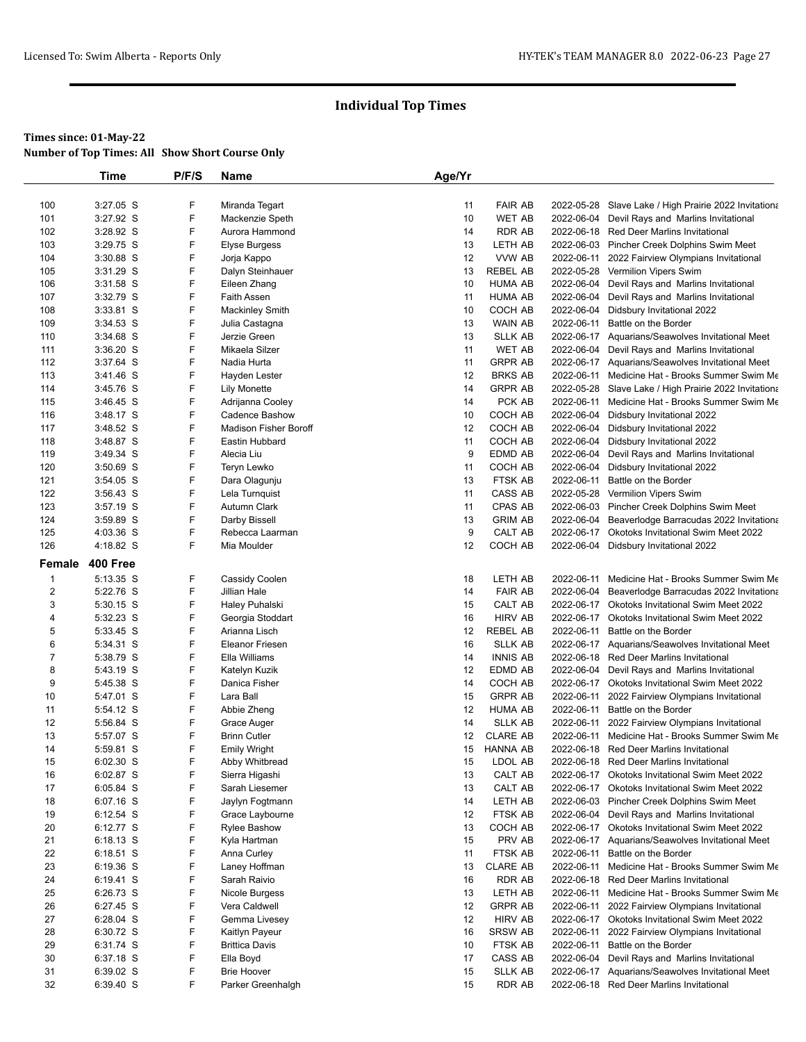## Individual Top Times

**Times since: 01-May-22**
**Number of Top Times: All Show Short Course Only**

| | Time | P/F/S | Name | Age/Yr | | | |
|---|---|---|---|---|---|---|---|
| 100 | 3:27.05 S | F | Miranda Tegart | 11 | FAIR AB | 2022-05-28 | Slave Lake / High Prairie 2022 Invitationa |
| 101 | 3:27.92 S | F | Mackenzie Speth | 10 | WET AB | 2022-06-04 | Devil Rays and Marlins Invitational |
| 102 | 3:28.92 S | F | Aurora Hammond | 14 | RDR AB | 2022-06-18 | Red Deer Marlins Invitational |
| 103 | 3:29.75 S | F | Elyse Burgess | 13 | LETH AB | 2022-06-03 | Pincher Creek Dolphins Swim Meet |
| 104 | 3:30.88 S | F | Jorja Kappo | 12 | VVW AB | 2022-06-11 | 2022 Fairview Olympians Invitational |
| 105 | 3:31.29 S | F | Dalyn Steinhauer | 13 | REBEL AB | 2022-05-28 | Vermilion Vipers Swim |
| 106 | 3:31.58 S | F | Eileen Zhang | 10 | HUMA AB | 2022-06-04 | Devil Rays and Marlins Invitational |
| 107 | 3:32.79 S | F | Faith Assen | 11 | HUMA AB | 2022-06-04 | Devil Rays and Marlins Invitational |
| 108 | 3:33.81 S | F | Mackinley Smith | 10 | COCH AB | 2022-06-04 | Didsbury Invitational 2022 |
| 109 | 3:34.53 S | F | Julia Castagna | 13 | WAIN AB | 2022-06-11 | Battle on the Border |
| 110 | 3:34.68 S | F | Jerzie Green | 13 | SLLK AB | 2022-06-17 | Aquarians/Seawolves Invitational Meet |
| 111 | 3:36.20 S | F | Mikaela Silzer | 11 | WET AB | 2022-06-04 | Devil Rays and Marlins Invitational |
| 112 | 3:37.64 S | F | Nadia Hurta | 11 | GRPR AB | 2022-06-17 | Aquarians/Seawolves Invitational Meet |
| 113 | 3:41.46 S | F | Hayden Lester | 12 | BRKS AB | 2022-06-11 | Medicine Hat - Brooks Summer Swim Me |
| 114 | 3:45.76 S | F | Lily Monette | 14 | GRPR AB | 2022-05-28 | Slave Lake / High Prairie 2022 Invitationa |
| 115 | 3:46.45 S | F | Adrijanna Cooley | 14 | PCK AB | 2022-06-11 | Medicine Hat - Brooks Summer Swim Me |
| 116 | 3:48.17 S | F | Cadence Bashow | 10 | COCH AB | 2022-06-04 | Didsbury Invitational 2022 |
| 117 | 3:48.52 S | F | Madison Fisher Boroff | 12 | COCH AB | 2022-06-04 | Didsbury Invitational 2022 |
| 118 | 3:48.87 S | F | Eastin Hubbard | 11 | COCH AB | 2022-06-04 | Didsbury Invitational 2022 |
| 119 | 3:49.34 S | F | Alecia Liu | 9 | EDMD AB | 2022-06-04 | Devil Rays and Marlins Invitational |
| 120 | 3:50.69 S | F | Teryn Lewko | 11 | COCH AB | 2022-06-04 | Didsbury Invitational 2022 |
| 121 | 3:54.05 S | F | Dara Olagunju | 13 | FTSK AB | 2022-06-11 | Battle on the Border |
| 122 | 3:56.43 S | F | Lela Turnquist | 11 | CASS AB | 2022-05-28 | Vermilion Vipers Swim |
| 123 | 3:57.19 S | F | Autumn Clark | 11 | CPAS AB | 2022-06-03 | Pincher Creek Dolphins Swim Meet |
| 124 | 3:59.89 S | F | Darby Bissell | 13 | GRIM AB | 2022-06-04 | Beaverlodge Barracudas 2022 Invitationa |
| 125 | 4:03.36 S | F | Rebecca Laarman | 9 | CALT AB | 2022-06-17 | Okotoks Invitational Swim Meet 2022 |
| 126 | 4:18.82 S | F | Mia Moulder | 12 | COCH AB | 2022-06-04 | Didsbury Invitational 2022 |
| **Female** | **400 Free** | | | | | | |
| 1 | 5:13.35 S | F | Cassidy Coolen | 18 | LETH AB | 2022-06-11 | Medicine Hat - Brooks Summer Swim Me |
| 2 | 5:22.76 S | F | Jillian Hale | 14 | FAIR AB | 2022-06-04 | Beaverlodge Barracudas 2022 Invitationa |
| 3 | 5:30.15 S | F | Haley Puhalski | 15 | CALT AB | 2022-06-17 | Okotoks Invitational Swim Meet 2022 |
| 4 | 5:32.23 S | F | Georgia Stoddart | 16 | HIRV AB | 2022-06-17 | Okotoks Invitational Swim Meet 2022 |
| 5 | 5:33.45 S | F | Arianna Lisch | 12 | REBEL AB | 2022-06-11 | Battle on the Border |
| 6 | 5:34.31 S | F | Eleanor Friesen | 16 | SLLK AB | 2022-06-17 | Aquarians/Seawolves Invitational Meet |
| 7 | 5:38.79 S | F | Ella Williams | 14 | INNIS AB | 2022-06-18 | Red Deer Marlins Invitational |
| 8 | 5:43.19 S | F | Katelyn Kuzik | 12 | EDMD AB | 2022-06-04 | Devil Rays and Marlins Invitational |
| 9 | 5:45.38 S | F | Danica Fisher | 14 | COCH AB | 2022-06-17 | Okotoks Invitational Swim Meet 2022 |
| 10 | 5:47.01 S | F | Lara Ball | 15 | GRPR AB | 2022-06-11 | 2022 Fairview Olympians Invitational |
| 11 | 5:54.12 S | F | Abbie Zheng | 12 | HUMA AB | 2022-06-11 | Battle on the Border |
| 12 | 5:56.84 S | F | Grace Auger | 14 | SLLK AB | 2022-06-11 | 2022 Fairview Olympians Invitational |
| 13 | 5:57.07 S | F | Brinn Cutler | 12 | CLARE AB | 2022-06-11 | Medicine Hat - Brooks Summer Swim Me |
| 14 | 5:59.81 S | F | Emily Wright | 15 | HANNA AB | 2022-06-18 | Red Deer Marlins Invitational |
| 15 | 6:02.30 S | F | Abby Whitbread | 15 | LDOL AB | 2022-06-18 | Red Deer Marlins Invitational |
| 16 | 6:02.87 S | F | Sierra Higashi | 13 | CALT AB | 2022-06-17 | Okotoks Invitational Swim Meet 2022 |
| 17 | 6:05.84 S | F | Sarah Liesemer | 13 | CALT AB | 2022-06-17 | Okotoks Invitational Swim Meet 2022 |
| 18 | 6:07.16 S | F | Jaylyn Fogtmann | 14 | LETH AB | 2022-06-03 | Pincher Creek Dolphins Swim Meet |
| 19 | 6:12.54 S | F | Grace Laybourne | 12 | FTSK AB | 2022-06-04 | Devil Rays and Marlins Invitational |
| 20 | 6:12.77 S | F | Rylee Bashow | 13 | COCH AB | 2022-06-17 | Okotoks Invitational Swim Meet 2022 |
| 21 | 6:18.13 S | F | Kyla Hartman | 15 | PRV AB | 2022-06-17 | Aquarians/Seawolves Invitational Meet |
| 22 | 6:18.51 S | F | Anna Curley | 11 | FTSK AB | 2022-06-11 | Battle on the Border |
| 23 | 6:19.36 S | F | Laney Hoffman | 13 | CLARE AB | 2022-06-11 | Medicine Hat - Brooks Summer Swim Me |
| 24 | 6:19.41 S | F | Sarah Raivio | 16 | RDR AB | 2022-06-18 | Red Deer Marlins Invitational |
| 25 | 6:26.73 S | F | Nicole Burgess | 13 | LETH AB | 2022-06-11 | Medicine Hat - Brooks Summer Swim Me |
| 26 | 6:27.45 S | F | Vera Caldwell | 12 | GRPR AB | 2022-06-11 | 2022 Fairview Olympians Invitational |
| 27 | 6:28.04 S | F | Gemma Livesey | 12 | HIRV AB | 2022-06-17 | Okotoks Invitational Swim Meet 2022 |
| 28 | 6:30.72 S | F | Kaitlyn Payeur | 16 | SRSW AB | 2022-06-11 | 2022 Fairview Olympians Invitational |
| 29 | 6:31.74 S | F | Brittica Davis | 10 | FTSK AB | 2022-06-11 | Battle on the Border |
| 30 | 6:37.18 S | F | Ella Boyd | 17 | CASS AB | 2022-06-04 | Devil Rays and Marlins Invitational |
| 31 | 6:39.02 S | F | Brie Hoover | 15 | SLLK AB | 2022-06-17 | Aquarians/Seawolves Invitational Meet |
| 32 | 6:39.40 S | F | Parker Greenhalgh | 15 | RDR AB | 2022-06-18 | Red Deer Marlins Invitational |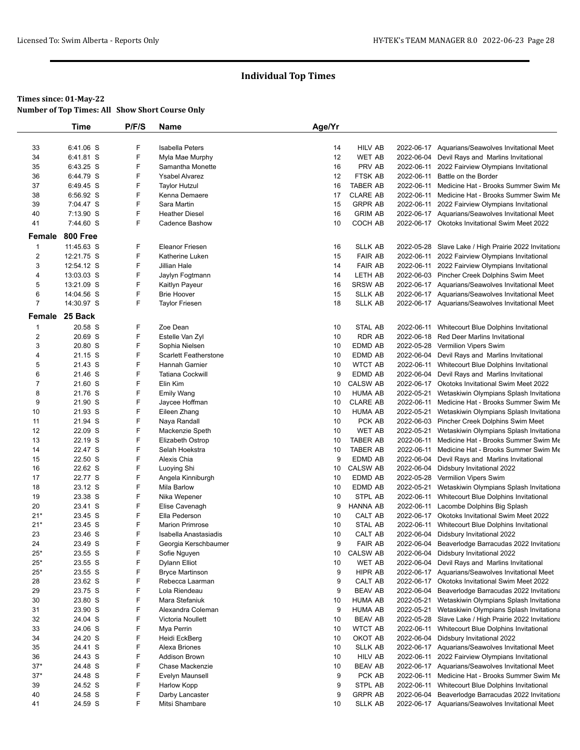## Individual Top Times

**Times since: 01-May-22**
**Number of Top Times: All Show Short Course Only**

| | Time | P/F/S | Name | Age/Yr | | | |
|---|---|---|---|---|---|---|---|
| 33 | 6:41.06 S | F | Isabella Peters | 14 | HILV AB | 2022-06-17 | Aquarians/Seawolves Invitational Meet |
| 34 | 6:41.81 S | F | Myla Mae Murphy | 12 | WET AB | 2022-06-04 | Devil Rays and Marlins Invitational |
| 35 | 6:43.25 S | F | Samantha Monette | 16 | PRV AB | 2022-06-11 | 2022 Fairview Olympians Invitational |
| 36 | 6:44.79 S | F | Ysabel Alvarez | 12 | FTSK AB | 2022-06-11 | Battle on the Border |
| 37 | 6:49.45 S | F | Taylor Hutzul | 16 | TABER AB | 2022-06-11 | Medicine Hat - Brooks Summer Swim Me |
| 38 | 6:56.92 S | F | Kenna Demaere | 17 | CLARE AB | 2022-06-11 | Medicine Hat - Brooks Summer Swim Me |
| 39 | 7:04.47 S | F | Sara Martin | 15 | GRPR AB | 2022-06-11 | 2022 Fairview Olympians Invitational |
| 40 | 7:13.90 S | F | Heather Diesel | 16 | GRIM AB | 2022-06-17 | Aquarians/Seawolves Invitational Meet |
| 41 | 7:44.60 S | F | Cadence Bashow | 10 | COCH AB | 2022-06-17 | Okotoks Invitational Swim Meet 2022 |

**Female 800 Free**

| | Time | P/F/S | Name | Age/Yr | | | |
|---|---|---|---|---|---|---|---|
| 1 | 11:45.63 S | F | Eleanor Friesen | 16 | SLLK AB | 2022-05-28 | Slave Lake / High Prairie 2022 Invitationa |
| 2 | 12:21.75 S | F | Katherine Luken | 15 | FAIR AB | 2022-06-11 | 2022 Fairview Olympians Invitational |
| 3 | 12:54.12 S | F | Jillian Hale | 14 | FAIR AB | 2022-06-11 | 2022 Fairview Olympians Invitational |
| 4 | 13:03.03 S | F | Jaylyn Fogtmann | 14 | LETH AB | 2022-06-03 | Pincher Creek Dolphins Swim Meet |
| 5 | 13:21.09 S | F | Kaitlyn Payeur | 16 | SRSW AB | 2022-06-17 | Aquarians/Seawolves Invitational Meet |
| 6 | 14:04.56 S | F | Brie Hoover | 15 | SLLK AB | 2022-06-17 | Aquarians/Seawolves Invitational Meet |
| 7 | 14:30.97 S | F | Taylor Friesen | 18 | SLLK AB | 2022-06-17 | Aquarians/Seawolves Invitational Meet |

**Female 25 Back**

| | Time | P/F/S | Name | Age/Yr | | | |
|---|---|---|---|---|---|---|---|
| 1 | 20.58 S | F | Zoe Dean | 10 | STAL AB | 2022-06-11 | Whitecourt Blue Dolphins Invitational |
| 2 | 20.69 S | F | Estelle Van Zyl | 10 | RDR AB | 2022-06-18 | Red Deer Marlins Invitational |
| 3 | 20.80 S | F | Sophia Nielsen | 10 | EDMD AB | 2022-05-28 | Vermilion Vipers Swim |
| 4 | 21.15 S | F | Scarlett Featherstone | 10 | EDMD AB | 2022-06-04 | Devil Rays and Marlins Invitational |
| 5 | 21.43 S | F | Hannah Garnier | 10 | WTCT AB | 2022-06-11 | Whitecourt Blue Dolphins Invitational |
| 6 | 21.46 S | F | Tatiana Cockwill | 9 | EDMD AB | 2022-06-04 | Devil Rays and Marlins Invitational |
| 7 | 21.60 S | F | Elin Kim | 10 | CALSW AB | 2022-06-17 | Okotoks Invitational Swim Meet 2022 |
| 8 | 21.76 S | F | Emily Wang | 10 | HUMA AB | 2022-05-21 | Wetaskiwin Olympians Splash Invitationa |
| 9 | 21.90 S | F | Jaycee Hoffman | 10 | CLARE AB | 2022-06-11 | Medicine Hat - Brooks Summer Swim Me |
| 10 | 21.93 S | F | Eileen Zhang | 10 | HUMA AB | 2022-05-21 | Wetaskiwin Olympians Splash Invitationa |
| 11 | 21.94 S | F | Naya Randall | 10 | PCK AB | 2022-06-03 | Pincher Creek Dolphins Swim Meet |
| 12 | 22.09 S | F | Mackenzie Speth | 10 | WET AB | 2022-05-21 | Wetaskiwin Olympians Splash Invitationa |
| 13 | 22.19 S | F | Elizabeth Ostrop | 10 | TABER AB | 2022-06-11 | Medicine Hat - Brooks Summer Swim Me |
| 14 | 22.47 S | F | Selah Hoekstra | 10 | TABER AB | 2022-06-11 | Medicine Hat - Brooks Summer Swim Me |
| 15 | 22.50 S | F | Alexis Chia | 9 | EDMD AB | 2022-06-04 | Devil Rays and Marlins Invitational |
| 16 | 22.62 S | F | Luoying Shi | 10 | CALSW AB | 2022-06-04 | Didsbury Invitational 2022 |
| 17 | 22.77 S | F | Angela Kinniburgh | 10 | EDMD AB | 2022-05-28 | Vermilion Vipers Swim |
| 18 | 23.12 S | F | Mila Barlow | 10 | EDMD AB | 2022-05-21 | Wetaskiwin Olympians Splash Invitationa |
| 19 | 23.38 S | F | Nika Wepener | 10 | STPL AB | 2022-06-11 | Whitecourt Blue Dolphins Invitational |
| 20 | 23.41 S | F | Elise Cavenagh | 9 | HANNA AB | 2022-06-11 | Lacombe Dolphins Big Splash |
| 21* | 23.45 S | F | Ella Pederson | 10 | CALT AB | 2022-06-17 | Okotoks Invitational Swim Meet 2022 |
| 21* | 23.45 S | F | Marion Primrose | 10 | STAL AB | 2022-06-11 | Whitecourt Blue Dolphins Invitational |
| 23 | 23.46 S | F | Isabella Anastasiadis | 10 | CALT AB | 2022-06-04 | Didsbury Invitational 2022 |
| 24 | 23.49 S | F | Georgia Kerschbaumer | 9 | FAIR AB | 2022-06-04 | Beaverlodge Barracudas 2022 Invitationa |
| 25* | 23.55 S | F | Sofie Nguyen | 10 | CALSW AB | 2022-06-04 | Didsbury Invitational 2022 |
| 25* | 23.55 S | F | Dylann Elliot | 10 | WET AB | 2022-06-04 | Devil Rays and Marlins Invitational |
| 25* | 23.55 S | F | Bryce Martinson | 9 | HIPR AB | 2022-06-17 | Aquarians/Seawolves Invitational Meet |
| 28 | 23.62 S | F | Rebecca Laarman | 9 | CALT AB | 2022-06-17 | Okotoks Invitational Swim Meet 2022 |
| 29 | 23.75 S | F | Lola Riendeau | 9 | BEAV AB | 2022-06-04 | Beaverlodge Barracudas 2022 Invitationa |
| 30 | 23.80 S | F | Mara Stefaniuk | 10 | HUMA AB | 2022-05-21 | Wetaskiwin Olympians Splash Invitationa |
| 31 | 23.90 S | F | Alexandra Coleman | 9 | HUMA AB | 2022-05-21 | Wetaskiwin Olympians Splash Invitationa |
| 32 | 24.04 S | F | Victoria Noullett | 10 | BEAV AB | 2022-05-28 | Slave Lake / High Prairie 2022 Invitationa |
| 33 | 24.06 S | F | Mya Perrin | 10 | WTCT AB | 2022-06-11 | Whitecourt Blue Dolphins Invitational |
| 34 | 24.20 S | F | Heidi EckBerg | 10 | OKOT AB | 2022-06-04 | Didsbury Invitational 2022 |
| 35 | 24.41 S | F | Alexa Briones | 10 | SLLK AB | 2022-06-17 | Aquarians/Seawolves Invitational Meet |
| 36 | 24.43 S | F | Addison Brown | 10 | HILV AB | 2022-06-11 | 2022 Fairview Olympians Invitational |
| 37* | 24.48 S | F | Chase Mackenzie | 10 | BEAV AB | 2022-06-17 | Aquarians/Seawolves Invitational Meet |
| 37* | 24.48 S | F | Evelyn Maunsell | 9 | PCK AB | 2022-06-11 | Medicine Hat - Brooks Summer Swim Me |
| 39 | 24.52 S | F | Harlow Kopp | 9 | STPL AB | 2022-06-11 | Whitecourt Blue Dolphins Invitational |
| 40 | 24.58 S | F | Darby Lancaster | 9 | GRPR AB | 2022-06-04 | Beaverlodge Barracudas 2022 Invitationa |
| 41 | 24.59 S | F | Mitsi Shambare | 10 | SLLK AB | 2022-06-17 | Aquarians/Seawolves Invitational Meet |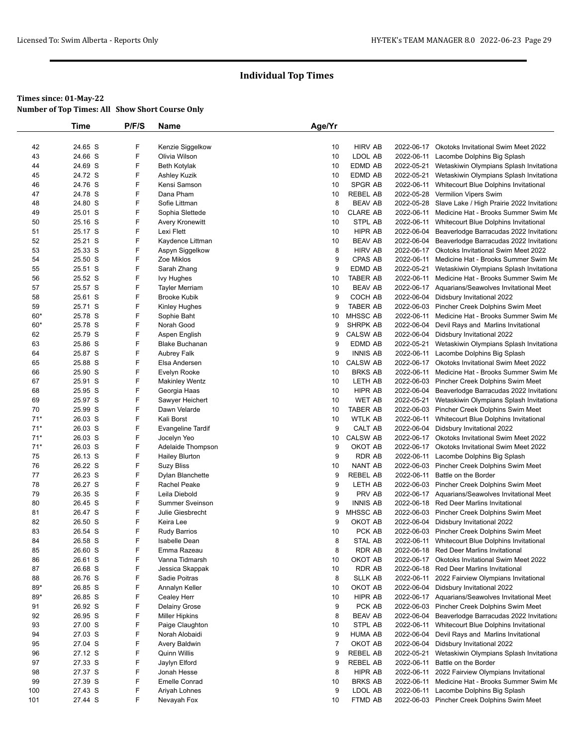# Individual Top Times

**Times since: 01-May-22**

**Number of Top Times: All Show Short Course Only**

| | Time | P/F/S | Name | Age/Yr | | | |
|---|---|---|---|---|---|---|---|
| 42 | 24.65 S | F | Kenzie Siggelkow | 10 | HIRV AB | 2022-06-17 | Okotoks Invitational Swim Meet 2022 |
| 43 | 24.66 S | F | Olivia Wilson | 10 | LDOL AB | 2022-06-11 | Lacombe Dolphins Big Splash |
| 44 | 24.69 S | F | Beth Kotylak | 10 | EDMD AB | 2022-05-21 | Wetaskiwin Olympians Splash Invitationa |
| 45 | 24.72 S | F | Ashley Kuzik | 10 | EDMD AB | 2022-05-21 | Wetaskiwin Olympians Splash Invitationa |
| 46 | 24.76 S | F | Kensi Samson | 10 | SPGR AB | 2022-06-11 | Whitecourt Blue Dolphins Invitational |
| 47 | 24.78 S | F | Dana Pham | 10 | REBEL AB | 2022-05-28 | Vermilion Vipers Swim |
| 48 | 24.80 S | F | Sofie Littman | 8 | BEAV AB | 2022-05-28 | Slave Lake / High Prairie 2022 Invitationa |
| 49 | 25.01 S | F | Sophia Slettede | 10 | CLARE AB | 2022-06-11 | Medicine Hat - Brooks Summer Swim Me |
| 50 | 25.16 S | F | Avery Kronewitt | 10 | STPL AB | 2022-06-11 | Whitecourt Blue Dolphins Invitational |
| 51 | 25.17 S | F | Lexi Flett | 10 | HIPR AB | 2022-06-04 | Beaverlodge Barracudas 2022 Invitationa |
| 52 | 25.21 S | F | Kaydence Littman | 10 | BEAV AB | 2022-06-04 | Beaverlodge Barracudas 2022 Invitationa |
| 53 | 25.33 S | F | Aspyn Siggelkow | 8 | HIRV AB | 2022-06-17 | Okotoks Invitational Swim Meet 2022 |
| 54 | 25.50 S | F | Zoe Miklos | 9 | CPAS AB | 2022-06-11 | Medicine Hat - Brooks Summer Swim Me |
| 55 | 25.51 S | F | Sarah Zhang | 9 | EDMD AB | 2022-05-21 | Wetaskiwin Olympians Splash Invitationa |
| 56 | 25.52 S | F | Ivy Hughes | 10 | TABER AB | 2022-06-11 | Medicine Hat - Brooks Summer Swim Me |
| 57 | 25.57 S | F | Tayler Merriam | 10 | BEAV AB | 2022-06-17 | Aquarians/Seawolves Invitational Meet |
| 58 | 25.61 S | F | Brooke Kubik | 9 | COCH AB | 2022-06-04 | Didsbury Invitational 2022 |
| 59 | 25.71 S | F | Kinley Hughes | 9 | TABER AB | 2022-06-03 | Pincher Creek Dolphins Swim Meet |
| 60* | 25.78 S | F | Sophie Baht | 10 | MHSSC AB | 2022-06-11 | Medicine Hat - Brooks Summer Swim Me |
| 60* | 25.78 S | F | Norah Good | 9 | SHRPK AB | 2022-06-04 | Devil Rays and Marlins Invitational |
| 62 | 25.79 S | F | Aspen English | 9 | CALSW AB | 2022-06-04 | Didsbury Invitational 2022 |
| 63 | 25.86 S | F | Blake Buchanan | 9 | EDMD AB | 2022-05-21 | Wetaskiwin Olympians Splash Invitationa |
| 64 | 25.87 S | F | Aubrey Falk | 9 | INNIS AB | 2022-06-11 | Lacombe Dolphins Big Splash |
| 65 | 25.88 S | F | Elsa Andersen | 10 | CALSW AB | 2022-06-17 | Okotoks Invitational Swim Meet 2022 |
| 66 | 25.90 S | F | Evelyn Rooke | 10 | BRKS AB | 2022-06-11 | Medicine Hat - Brooks Summer Swim Me |
| 67 | 25.91 S | F | Makinley Wentz | 10 | LETH AB | 2022-06-03 | Pincher Creek Dolphins Swim Meet |
| 68 | 25.95 S | F | Georgia Haas | 10 | HIPR AB | 2022-06-04 | Beaverlodge Barracudas 2022 Invitationa |
| 69 | 25.97 S | F | Sawyer Heichert | 10 | WET AB | 2022-05-21 | Wetaskiwin Olympians Splash Invitationa |
| 70 | 25.99 S | F | Dawn Velarde | 10 | TABER AB | 2022-06-03 | Pincher Creek Dolphins Swim Meet |
| 71* | 26.03 S | F | Kali Borst | 10 | WTLK AB | 2022-06-11 | Whitecourt Blue Dolphins Invitational |
| 71* | 26.03 S | F | Evangeline Tardif | 9 | CALT AB | 2022-06-04 | Didsbury Invitational 2022 |
| 71* | 26.03 S | F | Jocelyn Yeo | 10 | CALSW AB | 2022-06-17 | Okotoks Invitational Swim Meet 2022 |
| 71* | 26.03 S | F | Adelaide Thompson | 9 | OKOT AB | 2022-06-17 | Okotoks Invitational Swim Meet 2022 |
| 75 | 26.13 S | F | Hailey Blurton | 9 | RDR AB | 2022-06-11 | Lacombe Dolphins Big Splash |
| 76 | 26.22 S | F | Suzy Bliss | 10 | NANT AB | 2022-06-03 | Pincher Creek Dolphins Swim Meet |
| 77 | 26.23 S | F | Dylan Blanchette | 9 | REBEL AB | 2022-06-11 | Battle on the Border |
| 78 | 26.27 S | F | Rachel Peake | 9 | LETH AB | 2022-06-03 | Pincher Creek Dolphins Swim Meet |
| 79 | 26.35 S | F | Leila Diebold | 9 | PRV AB | 2022-06-17 | Aquarians/Seawolves Invitational Meet |
| 80 | 26.45 S | F | Summer Sveinson | 9 | INNIS AB | 2022-06-18 | Red Deer Marlins Invitational |
| 81 | 26.47 S | F | Julie Giesbrecht | 9 | MHSSC AB | 2022-06-03 | Pincher Creek Dolphins Swim Meet |
| 82 | 26.50 S | F | Keira Lee | 9 | OKOT AB | 2022-06-04 | Didsbury Invitational 2022 |
| 83 | 26.54 S | F | Rudy Barrios | 10 | PCK AB | 2022-06-03 | Pincher Creek Dolphins Swim Meet |
| 84 | 26.58 S | F | Isabelle Dean | 8 | STAL AB | 2022-06-11 | Whitecourt Blue Dolphins Invitational |
| 85 | 26.60 S | F | Emma Razeau | 8 | RDR AB | 2022-06-18 | Red Deer Marlins Invitational |
| 86 | 26.61 S | F | Vanna Tidmarsh | 10 | OKOT AB | 2022-06-17 | Okotoks Invitational Swim Meet 2022 |
| 87 | 26.68 S | F | Jessica Skappak | 10 | RDR AB | 2022-06-18 | Red Deer Marlins Invitational |
| 88 | 26.76 S | F | Sadie Poitras | 8 | SLLK AB | 2022-06-11 | 2022 Fairview Olympians Invitational |
| 89* | 26.85 S | F | Annalyn Keller | 10 | OKOT AB | 2022-06-04 | Didsbury Invitational 2022 |
| 89* | 26.85 S | F | Cealey Herr | 10 | HIPR AB | 2022-06-17 | Aquarians/Seawolves Invitational Meet |
| 91 | 26.92 S | F | Delainy Grose | 9 | PCK AB | 2022-06-03 | Pincher Creek Dolphins Swim Meet |
| 92 | 26.95 S | F | Miller Hipkins | 8 | BEAV AB | 2022-06-04 | Beaverlodge Barracudas 2022 Invitationa |
| 93 | 27.00 S | F | Paige Claughton | 10 | STPL AB | 2022-06-11 | Whitecourt Blue Dolphins Invitational |
| 94 | 27.03 S | F | Norah Alobaidi | 9 | HUMA AB | 2022-06-04 | Devil Rays and Marlins Invitational |
| 95 | 27.04 S | F | Avery Baldwin | 7 | OKOT AB | 2022-06-04 | Didsbury Invitational 2022 |
| 96 | 27.12 S | F | Quinn Willis | 9 | REBEL AB | 2022-05-21 | Wetaskiwin Olympians Splash Invitationa |
| 97 | 27.33 S | F | Jaylyn Elford | 9 | REBEL AB | 2022-06-11 | Battle on the Border |
| 98 | 27.37 S | F | Jonah Hesse | 8 | HIPR AB | 2022-06-11 | 2022 Fairview Olympians Invitational |
| 99 | 27.39 S | F | Emelle Conrad | 10 | BRKS AB | 2022-06-11 | Medicine Hat - Brooks Summer Swim Me |
| 100 | 27.43 S | F | Ariyah Lohnes | 9 | LDOL AB | 2022-06-11 | Lacombe Dolphins Big Splash |
| 101 | 27.44 S | F | Nevayah Fox | 10 | FTMD AB | 2022-06-03 | Pincher Creek Dolphins Swim Meet |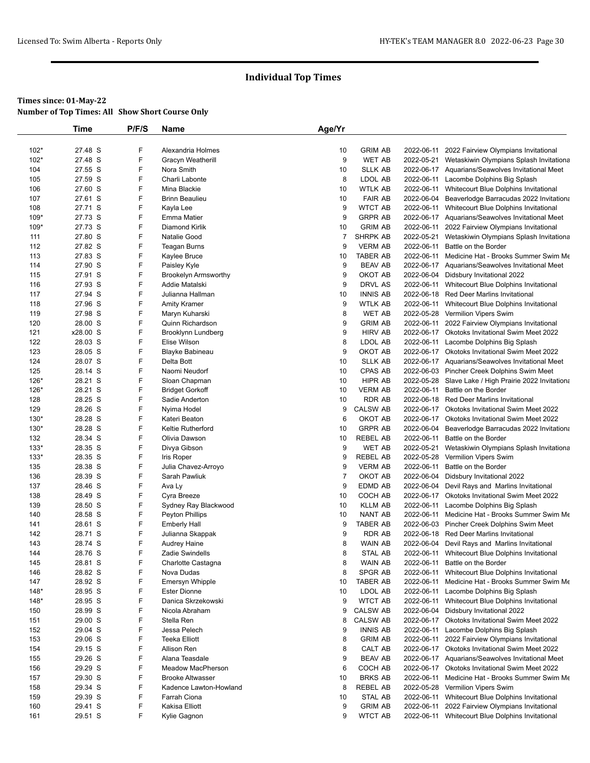# Individual Top Times

**Times since: 01-May-22**

**Number of Top Times: All Show Short Course Only**

| | Time | P/F/S | Name | Age/Yr | | | |
|---|---|---|---|---|---|---|---|
| 102* | 27.48 S | F | Alexandria Holmes | 10 | GRIM AB | 2022-06-11 | 2022 Fairview Olympians Invitational |
| 102* | 27.48 S | F | Gracyn Weatherill | 9 | WET AB | 2022-05-21 | Wetaskiwin Olympians Splash Invitationa |
| 104 | 27.55 S | F | Nora Smith | 10 | SLLK AB | 2022-06-17 | Aquarians/Seawolves Invitational Meet |
| 105 | 27.59 S | F | Charli Labonte | 8 | LDOL AB | 2022-06-11 | Lacombe Dolphins Big Splash |
| 106 | 27.60 S | F | Mina Blackie | 10 | WTLK AB | 2022-06-11 | Whitecourt Blue Dolphins Invitational |
| 107 | 27.61 S | F | Brinn Beaulieu | 10 | FAIR AB | 2022-06-04 | Beaverlodge Barracudas 2022 Invitationa |
| 108 | 27.71 S | F | Kayla Lee | 9 | WTCT AB | 2022-06-11 | Whitecourt Blue Dolphins Invitational |
| 109* | 27.73 S | F | Emma Matier | 9 | GRPR AB | 2022-06-17 | Aquarians/Seawolves Invitational Meet |
| 109* | 27.73 S | F | Diamond Kirlik | 10 | GRIM AB | 2022-06-11 | 2022 Fairview Olympians Invitational |
| 111 | 27.80 S | F | Natalie Good | 7 | SHRPK AB | 2022-05-21 | Wetaskiwin Olympians Splash Invitationa |
| 112 | 27.82 S | F | Teagan Burns | 9 | VERM AB | 2022-06-11 | Battle on the Border |
| 113 | 27.83 S | F | Kaylee Bruce | 10 | TABER AB | 2022-06-11 | Medicine Hat - Brooks Summer Swim Me |
| 114 | 27.90 S | F | Paisley Kyle | 9 | BEAV AB | 2022-06-17 | Aquarians/Seawolves Invitational Meet |
| 115 | 27.91 S | F | Brookelyn Armsworthy | 9 | OKOT AB | 2022-06-04 | Didsbury Invitational 2022 |
| 116 | 27.93 S | F | Addie Matalski | 9 | DRVL AS | 2022-06-11 | Whitecourt Blue Dolphins Invitational |
| 117 | 27.94 S | F | Julianna Hallman | 10 | INNIS AB | 2022-06-18 | Red Deer Marlins Invitational |
| 118 | 27.96 S | F | Amity Kramer | 9 | WTLK AB | 2022-06-11 | Whitecourt Blue Dolphins Invitational |
| 119 | 27.98 S | F | Maryn Kuharski | 8 | WET AB | 2022-05-28 | Vermilion Vipers Swim |
| 120 | 28.00 S | F | Quinn Richardson | 9 | GRIM AB | 2022-06-11 | 2022 Fairview Olympians Invitational |
| 121 | x28.00 S | F | Brooklynn Lundberg | 9 | HIRV AB | 2022-06-17 | Okotoks Invitational Swim Meet 2022 |
| 122 | 28.03 S | F | Elise Wilson | 8 | LDOL AB | 2022-06-11 | Lacombe Dolphins Big Splash |
| 123 | 28.05 S | F | Blayke Babineau | 9 | OKOT AB | 2022-06-17 | Okotoks Invitational Swim Meet 2022 |
| 124 | 28.07 S | F | Delta Bott | 10 | SLLK AB | 2022-06-17 | Aquarians/Seawolves Invitational Meet |
| 125 | 28.14 S | F | Naomi Neudorf | 10 | CPAS AB | 2022-06-03 | Pincher Creek Dolphins Swim Meet |
| 126* | 28.21 S | F | Sloan Chapman | 10 | HIPR AB | 2022-05-28 | Slave Lake / High Prairie 2022 Invitationa |
| 126* | 28.21 S | F | Bridget Gorkoff | 10 | VERM AB | 2022-06-11 | Battle on the Border |
| 128 | 28.25 S | F | Sadie Anderton | 10 | RDR AB | 2022-06-18 | Red Deer Marlins Invitational |
| 129 | 28.26 S | F | Nyima Hodel | 9 | CALSW AB | 2022-06-17 | Okotoks Invitational Swim Meet 2022 |
| 130* | 28.28 S | F | Kateri Beaton | 6 | OKOT AB | 2022-06-17 | Okotoks Invitational Swim Meet 2022 |
| 130* | 28.28 S | F | Keltie Rutherford | 10 | GRPR AB | 2022-06-04 | Beaverlodge Barracudas 2022 Invitationa |
| 132 | 28.34 S | F | Olivia Dawson | 10 | REBEL AB | 2022-06-11 | Battle on the Border |
| 133* | 28.35 S | F | Divya Gibson | 9 | WET AB | 2022-05-21 | Wetaskiwin Olympians Splash Invitationa |
| 133* | 28.35 S | F | Iris Roper | 9 | REBEL AB | 2022-05-28 | Vermilion Vipers Swim |
| 135 | 28.38 S | F | Julia Chavez-Arroyo | 9 | VERM AB | 2022-06-11 | Battle on the Border |
| 136 | 28.39 S | F | Sarah Pawliuk | 7 | OKOT AB | 2022-06-04 | Didsbury Invitational 2022 |
| 137 | 28.46 S | F | Ava Ly | 9 | EDMD AB | 2022-06-04 | Devil Rays and Marlins Invitational |
| 138 | 28.49 S | F | Cyra Breeze | 10 | COCH AB | 2022-06-17 | Okotoks Invitational Swim Meet 2022 |
| 139 | 28.50 S | F | Sydney Ray Blackwood | 10 | KLLM AB | 2022-06-11 | Lacombe Dolphins Big Splash |
| 140 | 28.58 S | F | Peyton Phillips | 10 | NANT AB | 2022-06-11 | Medicine Hat - Brooks Summer Swim Me |
| 141 | 28.61 S | F | Emberly Hall | 9 | TABER AB | 2022-06-03 | Pincher Creek Dolphins Swim Meet |
| 142 | 28.71 S | F | Julianna Skappak | 9 | RDR AB | 2022-06-18 | Red Deer Marlins Invitational |
| 143 | 28.74 S | F | Audrey Haine | 8 | WAIN AB | 2022-06-04 | Devil Rays and Marlins Invitational |
| 144 | 28.76 S | F | Zadie Swindells | 8 | STAL AB | 2022-06-11 | Whitecourt Blue Dolphins Invitational |
| 145 | 28.81 S | F | Charlotte Castagna | 8 | WAIN AB | 2022-06-11 | Battle on the Border |
| 146 | 28.82 S | F | Nova Dudas | 8 | SPGR AB | 2022-06-11 | Whitecourt Blue Dolphins Invitational |
| 147 | 28.92 S | F | Emersyn Whipple | 10 | TABER AB | 2022-06-11 | Medicine Hat - Brooks Summer Swim Me |
| 148* | 28.95 S | F | Ester Dionne | 10 | LDOL AB | 2022-06-11 | Lacombe Dolphins Big Splash |
| 148* | 28.95 S | F | Danica Skrzekowski | 9 | WTCT AB | 2022-06-11 | Whitecourt Blue Dolphins Invitational |
| 150 | 28.99 S | F | Nicola Abraham | 9 | CALSW AB | 2022-06-04 | Didsbury Invitational 2022 |
| 151 | 29.00 S | F | Stella Ren | 8 | CALSW AB | 2022-06-17 | Okotoks Invitational Swim Meet 2022 |
| 152 | 29.04 S | F | Jessa Pelech | 9 | INNIS AB | 2022-06-11 | Lacombe Dolphins Big Splash |
| 153 | 29.06 S | F | Teeka Elliott | 8 | GRIM AB | 2022-06-11 | 2022 Fairview Olympians Invitational |
| 154 | 29.15 S | F | Allison Ren | 8 | CALT AB | 2022-06-17 | Okotoks Invitational Swim Meet 2022 |
| 155 | 29.26 S | F | Alana Teasdale | 9 | BEAV AB | 2022-06-17 | Aquarians/Seawolves Invitational Meet |
| 156 | 29.29 S | F | Meadow MacPherson | 6 | COCH AB | 2022-06-17 | Okotoks Invitational Swim Meet 2022 |
| 157 | 29.30 S | F | Brooke Altwasser | 10 | BRKS AB | 2022-06-11 | Medicine Hat - Brooks Summer Swim Me |
| 158 | 29.34 S | F | Kadence Lawton-Howland | 8 | REBEL AB | 2022-05-28 | Vermilion Vipers Swim |
| 159 | 29.39 S | F | Farrah Ciona | 10 | STAL AB | 2022-06-11 | Whitecourt Blue Dolphins Invitational |
| 160 | 29.41 S | F | Kakisa Elliott | 9 | GRIM AB | 2022-06-11 | 2022 Fairview Olympians Invitational |
| 161 | 29.51 S | F | Kylie Gagnon | 9 | WTCT AB | 2022-06-11 | Whitecourt Blue Dolphins Invitational |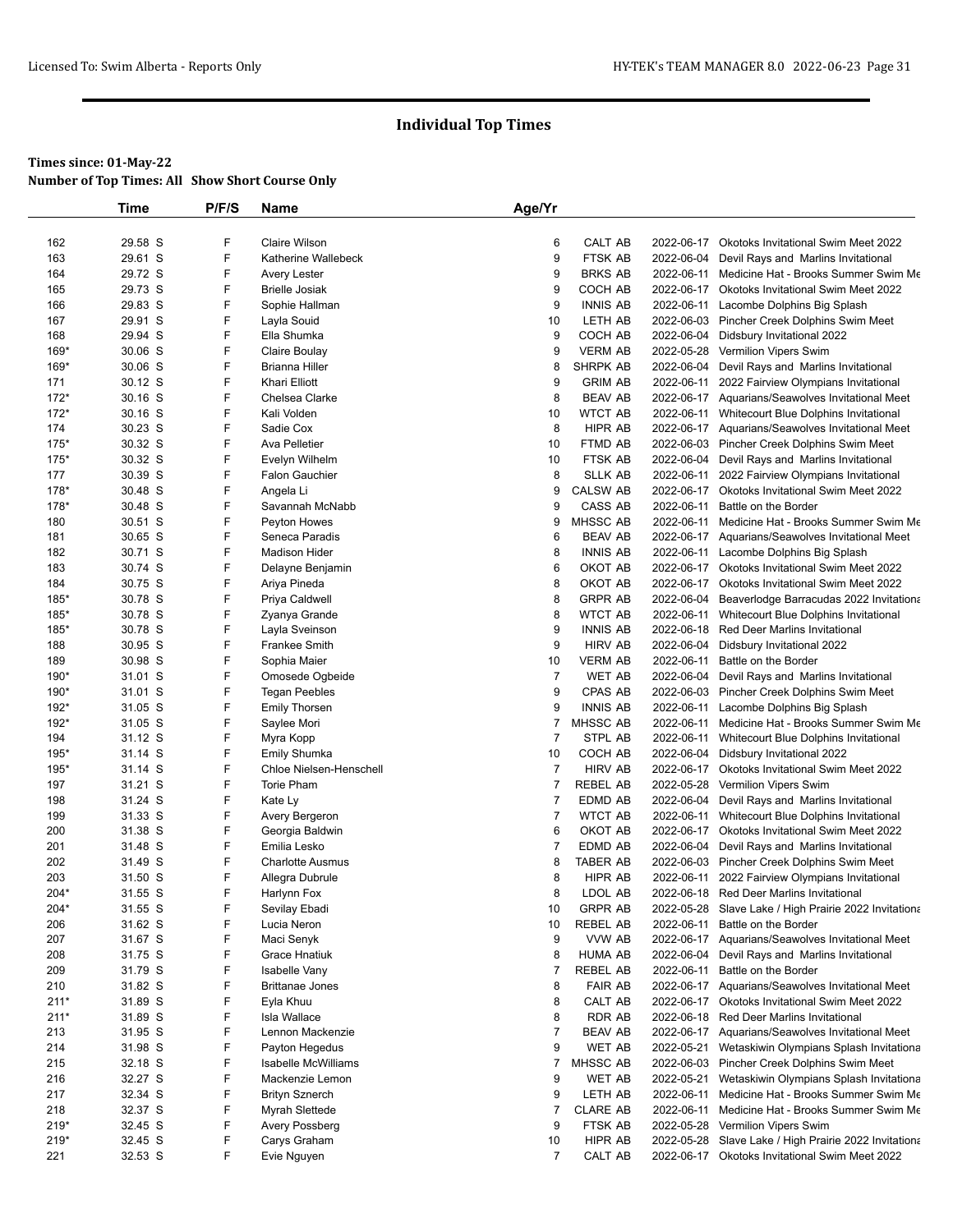# Individual Top Times

**Times since: 01-May-22**
**Number of Top Times: All Show Short Course Only**

| | Time | P/F/S | Name | Age/Yr | | | |
|---|---|---|---|---|---|---|---|
| 162 | 29.58 S | F | Claire Wilson | 6 | CALT AB | 2022-06-17 | Okotoks Invitational Swim Meet 2022 |
| 163 | 29.61 S | F | Katherine Wallebeck | 9 | FTSK AB | 2022-06-04 | Devil Rays and Marlins Invitational |
| 164 | 29.72 S | F | Avery Lester | 9 | BRKS AB | 2022-06-11 | Medicine Hat - Brooks Summer Swim Me |
| 165 | 29.73 S | F | Brielle Josiak | 9 | COCH AB | 2022-06-17 | Okotoks Invitational Swim Meet 2022 |
| 166 | 29.83 S | F | Sophie Hallman | 9 | INNIS AB | 2022-06-11 | Lacombe Dolphins Big Splash |
| 167 | 29.91 S | F | Layla Souid | 10 | LETH AB | 2022-06-03 | Pincher Creek Dolphins Swim Meet |
| 168 | 29.94 S | F | Ella Shumka | 9 | COCH AB | 2022-06-04 | Didsbury Invitational 2022 |
| 169* | 30.06 S | F | Claire Boulay | 9 | VERM AB | 2022-05-28 | Vermilion Vipers Swim |
| 169* | 30.06 S | F | Brianna Hiller | 8 | SHRPK AB | 2022-06-04 | Devil Rays and Marlins Invitational |
| 171 | 30.12 S | F | Khari Elliott | 9 | GRIM AB | 2022-06-11 | 2022 Fairview Olympians Invitational |
| 172* | 30.16 S | F | Chelsea Clarke | 8 | BEAV AB | 2022-06-17 | Aquarians/Seawolves Invitational Meet |
| 172* | 30.16 S | F | Kali Volden | 10 | WTCT AB | 2022-06-11 | Whitecourt Blue Dolphins Invitational |
| 174 | 30.23 S | F | Sadie Cox | 8 | HIPR AB | 2022-06-17 | Aquarians/Seawolves Invitational Meet |
| 175* | 30.32 S | F | Ava Pelletier | 10 | FTMD AB | 2022-06-03 | Pincher Creek Dolphins Swim Meet |
| 175* | 30.32 S | F | Evelyn Wilhelm | 10 | FTSK AB | 2022-06-04 | Devil Rays and Marlins Invitational |
| 177 | 30.39 S | F | Falon Gauchier | 8 | SLLK AB | 2022-06-11 | 2022 Fairview Olympians Invitational |
| 178* | 30.48 S | F | Angela Li | 9 | CALSW AB | 2022-06-17 | Okotoks Invitational Swim Meet 2022 |
| 178* | 30.48 S | F | Savannah McNabb | 9 | CASS AB | 2022-06-11 | Battle on the Border |
| 180 | 30.51 S | F | Peyton Howes | 9 | MHSSC AB | 2022-06-11 | Medicine Hat - Brooks Summer Swim Me |
| 181 | 30.65 S | F | Seneca Paradis | 6 | BEAV AB | 2022-06-17 | Aquarians/Seawolves Invitational Meet |
| 182 | 30.71 S | F | Madison Hider | 8 | INNIS AB | 2022-06-11 | Lacombe Dolphins Big Splash |
| 183 | 30.74 S | F | Delayne Benjamin | 6 | OKOT AB | 2022-06-17 | Okotoks Invitational Swim Meet 2022 |
| 184 | 30.75 S | F | Ariya Pineda | 8 | OKOT AB | 2022-06-17 | Okotoks Invitational Swim Meet 2022 |
| 185* | 30.78 S | F | Priya Caldwell | 8 | GRPR AB | 2022-06-04 | Beaverlodge Barracudas 2022 Invitationa |
| 185* | 30.78 S | F | Zyanya Grande | 8 | WTCT AB | 2022-06-11 | Whitecourt Blue Dolphins Invitational |
| 185* | 30.78 S | F | Layla Sveinson | 9 | INNIS AB | 2022-06-18 | Red Deer Marlins Invitational |
| 188 | 30.95 S | F | Frankee Smith | 9 | HIRV AB | 2022-06-04 | Didsbury Invitational 2022 |
| 189 | 30.98 S | F | Sophia Maier | 10 | VERM AB | 2022-06-11 | Battle on the Border |
| 190* | 31.01 S | F | Omosede Ogbeide | 7 | WET AB | 2022-06-04 | Devil Rays and Marlins Invitational |
| 190* | 31.01 S | F | Tegan Peebles | 9 | CPAS AB | 2022-06-03 | Pincher Creek Dolphins Swim Meet |
| 192* | 31.05 S | F | Emily Thorsen | 9 | INNIS AB | 2022-06-11 | Lacombe Dolphins Big Splash |
| 192* | 31.05 S | F | Saylee Mori | 7 | MHSSC AB | 2022-06-11 | Medicine Hat - Brooks Summer Swim Me |
| 194 | 31.12 S | F | Myra Kopp | 7 | STPL AB | 2022-06-11 | Whitecourt Blue Dolphins Invitational |
| 195* | 31.14 S | F | Emily Shumka | 10 | COCH AB | 2022-06-04 | Didsbury Invitational 2022 |
| 195* | 31.14 S | F | Chloe Nielsen-Henschell | 7 | HIRV AB | 2022-06-17 | Okotoks Invitational Swim Meet 2022 |
| 197 | 31.21 S | F | Torie Pham | 7 | REBEL AB | 2022-05-28 | Vermilion Vipers Swim |
| 198 | 31.24 S | F | Kate Ly | 7 | EDMD AB | 2022-06-04 | Devil Rays and Marlins Invitational |
| 199 | 31.33 S | F | Avery Bergeron | 7 | WTCT AB | 2022-06-11 | Whitecourt Blue Dolphins Invitational |
| 200 | 31.38 S | F | Georgia Baldwin | 6 | OKOT AB | 2022-06-17 | Okotoks Invitational Swim Meet 2022 |
| 201 | 31.48 S | F | Emilia Lesko | 7 | EDMD AB | 2022-06-04 | Devil Rays and Marlins Invitational |
| 202 | 31.49 S | F | Charlotte Ausmus | 8 | TABER AB | 2022-06-03 | Pincher Creek Dolphins Swim Meet |
| 203 | 31.50 S | F | Allegra Dubrule | 8 | HIPR AB | 2022-06-11 | 2022 Fairview Olympians Invitational |
| 204* | 31.55 S | F | Harlynn Fox | 8 | LDOL AB | 2022-06-18 | Red Deer Marlins Invitational |
| 204* | 31.55 S | F | Sevilay Ebadi | 10 | GRPR AB | 2022-05-28 | Slave Lake / High Prairie 2022 Invitationa |
| 206 | 31.62 S | F | Lucia Neron | 10 | REBEL AB | 2022-06-11 | Battle on the Border |
| 207 | 31.67 S | F | Maci Senyk | 9 | VVW AB | 2022-06-17 | Aquarians/Seawolves Invitational Meet |
| 208 | 31.75 S | F | Grace Hnatiuk | 8 | HUMA AB | 2022-06-04 | Devil Rays and Marlins Invitational |
| 209 | 31.79 S | F | Isabelle Vany | 7 | REBEL AB | 2022-06-11 | Battle on the Border |
| 210 | 31.82 S | F | Brittanae Jones | 8 | FAIR AB | 2022-06-17 | Aquarians/Seawolves Invitational Meet |
| 211* | 31.89 S | F | Eyla Khuu | 8 | CALT AB | 2022-06-17 | Okotoks Invitational Swim Meet 2022 |
| 211* | 31.89 S | F | Isla Wallace | 8 | RDR AB | 2022-06-18 | Red Deer Marlins Invitational |
| 213 | 31.95 S | F | Lennon Mackenzie | 7 | BEAV AB | 2022-06-17 | Aquarians/Seawolves Invitational Meet |
| 214 | 31.98 S | F | Payton Hegedus | 9 | WET AB | 2022-05-21 | Wetaskiwin Olympians Splash Invitationa |
| 215 | 32.18 S | F | Isabelle McWilliams | 7 | MHSSC AB | 2022-06-03 | Pincher Creek Dolphins Swim Meet |
| 216 | 32.27 S | F | Mackenzie Lemon | 9 | WET AB | 2022-05-21 | Wetaskiwin Olympians Splash Invitationa |
| 217 | 32.34 S | F | Brityn Sznerch | 9 | LETH AB | 2022-06-11 | Medicine Hat - Brooks Summer Swim Me |
| 218 | 32.37 S | F | Myrah Slettede | 7 | CLARE AB | 2022-06-11 | Medicine Hat - Brooks Summer Swim Me |
| 219* | 32.45 S | F | Avery Possberg | 9 | FTSK AB | 2022-05-28 | Vermilion Vipers Swim |
| 219* | 32.45 S | F | Carys Graham | 10 | HIPR AB | 2022-05-28 | Slave Lake / High Prairie 2022 Invitationa |
| 221 | 32.53 S | F | Evie Nguyen | 7 | CALT AB | 2022-06-17 | Okotoks Invitational Swim Meet 2022 |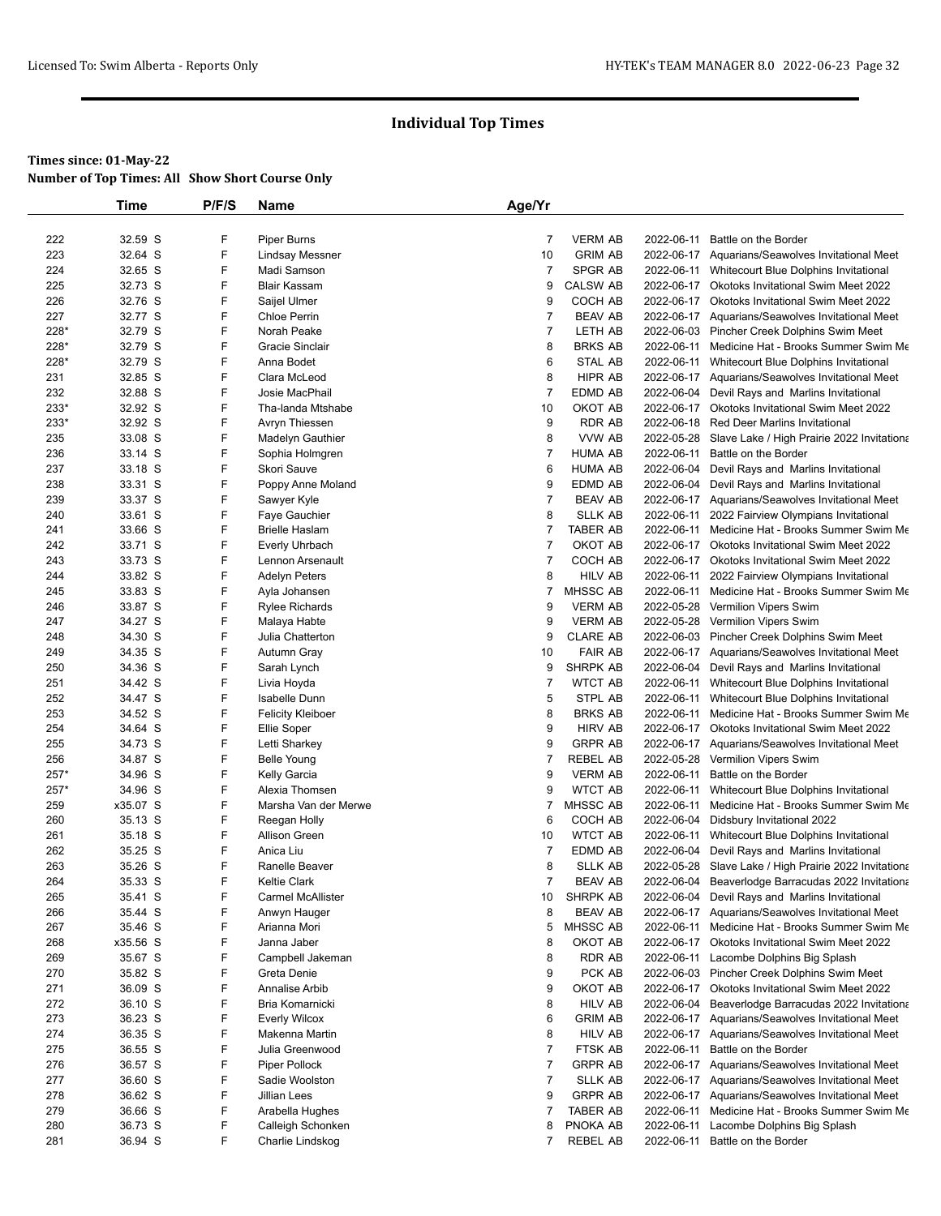# Individual Top Times

**Times since: 01-May-22**
**Number of Top Times: All Show Short Course Only**

| | Time | P/F/S | Name | Age/Yr | | | |
|---|---|---|---|---|---|---|---|
| 222 | 32.59 S | F | Piper Burns | 7 | VERM AB | 2022-06-11 | Battle on the Border |
| 223 | 32.64 S | F | Lindsay Messner | 10 | GRIM AB | 2022-06-17 | Aquarians/Seawolves Invitational Meet |
| 224 | 32.65 S | F | Madi Samson | 7 | SPGR AB | 2022-06-11 | Whitecourt Blue Dolphins Invitational |
| 225 | 32.73 S | F | Blair Kassam | 9 | CALSW AB | 2022-06-17 | Okotoks Invitational Swim Meet 2022 |
| 226 | 32.76 S | F | Saijel Ulmer | 9 | COCH AB | 2022-06-17 | Okotoks Invitational Swim Meet 2022 |
| 227 | 32.77 S | F | Chloe Perrin | 7 | BEAV AB | 2022-06-17 | Aquarians/Seawolves Invitational Meet |
| 228* | 32.79 S | F | Norah Peake | 7 | LETH AB | 2022-06-03 | Pincher Creek Dolphins Swim Meet |
| 228* | 32.79 S | F | Gracie Sinclair | 8 | BRKS AB | 2022-06-11 | Medicine Hat - Brooks Summer Swim Me |
| 228* | 32.79 S | F | Anna Bodet | 6 | STAL AB | 2022-06-11 | Whitecourt Blue Dolphins Invitational |
| 231 | 32.85 S | F | Clara McLeod | 8 | HIPR AB | 2022-06-17 | Aquarians/Seawolves Invitational Meet |
| 232 | 32.88 S | F | Josie MacPhail | 7 | EDMD AB | 2022-06-04 | Devil Rays and Marlins Invitational |
| 233* | 32.92 S | F | Tha-landa Mtshabe | 10 | OKOT AB | 2022-06-17 | Okotoks Invitational Swim Meet 2022 |
| 233* | 32.92 S | F | Avryn Thiessen | 9 | RDR AB | 2022-06-18 | Red Deer Marlins Invitational |
| 235 | 33.08 S | F | Madelyn Gauthier | 8 | VVW AB | 2022-05-28 | Slave Lake / High Prairie 2022 Invitationa |
| 236 | 33.14 S | F | Sophia Holmgren | 7 | HUMA AB | 2022-06-11 | Battle on the Border |
| 237 | 33.18 S | F | Skori Sauve | 6 | HUMA AB | 2022-06-04 | Devil Rays and Marlins Invitational |
| 238 | 33.31 S | F | Poppy Anne Moland | 9 | EDMD AB | 2022-06-04 | Devil Rays and Marlins Invitational |
| 239 | 33.37 S | F | Sawyer Kyle | 7 | BEAV AB | 2022-06-17 | Aquarians/Seawolves Invitational Meet |
| 240 | 33.61 S | F | Faye Gauchier | 8 | SLLK AB | 2022-06-11 | 2022 Fairview Olympians Invitational |
| 241 | 33.66 S | F | Brielle Haslam | 7 | TABER AB | 2022-06-11 | Medicine Hat - Brooks Summer Swim Me |
| 242 | 33.71 S | F | Everly Uhrbach | 7 | OKOT AB | 2022-06-17 | Okotoks Invitational Swim Meet 2022 |
| 243 | 33.73 S | F | Lennon Arsenault | 7 | COCH AB | 2022-06-17 | Okotoks Invitational Swim Meet 2022 |
| 244 | 33.82 S | F | Adelyn Peters | 8 | HILV AB | 2022-06-11 | 2022 Fairview Olympians Invitational |
| 245 | 33.83 S | F | Ayla Johansen | 7 | MHSSC AB | 2022-06-11 | Medicine Hat - Brooks Summer Swim Me |
| 246 | 33.87 S | F | Rylee Richards | 9 | VERM AB | 2022-05-28 | Vermilion Vipers Swim |
| 247 | 34.27 S | F | Malaya Habte | 9 | VERM AB | 2022-05-28 | Vermilion Vipers Swim |
| 248 | 34.30 S | F | Julia Chatterton | 9 | CLARE AB | 2022-06-03 | Pincher Creek Dolphins Swim Meet |
| 249 | 34.35 S | F | Autumn Gray | 10 | FAIR AB | 2022-06-17 | Aquarians/Seawolves Invitational Meet |
| 250 | 34.36 S | F | Sarah Lynch | 9 | SHRPK AB | 2022-06-04 | Devil Rays and Marlins Invitational |
| 251 | 34.42 S | F | Livia Hoyda | 7 | WTCT AB | 2022-06-11 | Whitecourt Blue Dolphins Invitational |
| 252 | 34.47 S | F | Isabelle Dunn | 5 | STPL AB | 2022-06-11 | Whitecourt Blue Dolphins Invitational |
| 253 | 34.52 S | F | Felicity Kleiboer | 8 | BRKS AB | 2022-06-11 | Medicine Hat - Brooks Summer Swim Me |
| 254 | 34.64 S | F | Ellie Soper | 9 | HIRV AB | 2022-06-17 | Okotoks Invitational Swim Meet 2022 |
| 255 | 34.73 S | F | Letti Sharkey | 9 | GRPR AB | 2022-06-17 | Aquarians/Seawolves Invitational Meet |
| 256 | 34.87 S | F | Belle Young | 7 | REBEL AB | 2022-05-28 | Vermilion Vipers Swim |
| 257* | 34.96 S | F | Kelly Garcia | 9 | VERM AB | 2022-06-11 | Battle on the Border |
| 257* | 34.96 S | F | Alexia Thomsen | 9 | WTCT AB | 2022-06-11 | Whitecourt Blue Dolphins Invitational |
| 259 | x35.07 S | F | Marsha Van der Merwe | 7 | MHSSC AB | 2022-06-11 | Medicine Hat - Brooks Summer Swim Me |
| 260 | 35.13 S | F | Reegan Holly | 6 | COCH AB | 2022-06-04 | Didsbury Invitational 2022 |
| 261 | 35.18 S | F | Allison Green | 10 | WTCT AB | 2022-06-11 | Whitecourt Blue Dolphins Invitational |
| 262 | 35.25 S | F | Anica Liu | 7 | EDMD AB | 2022-06-04 | Devil Rays and Marlins Invitational |
| 263 | 35.26 S | F | Ranelle Beaver | 8 | SLLK AB | 2022-05-28 | Slave Lake / High Prairie 2022 Invitationa |
| 264 | 35.33 S | F | Keltie Clark | 7 | BEAV AB | 2022-06-04 | Beaverlodge Barracudas 2022 Invitationa |
| 265 | 35.41 S | F | Carmel McAllister | 10 | SHRPK AB | 2022-06-04 | Devil Rays and Marlins Invitational |
| 266 | 35.44 S | F | Anwyn Hauger | 8 | BEAV AB | 2022-06-17 | Aquarians/Seawolves Invitational Meet |
| 267 | 35.46 S | F | Arianna Mori | 5 | MHSSC AB | 2022-06-11 | Medicine Hat - Brooks Summer Swim Me |
| 268 | x35.56 S | F | Janna Jaber | 8 | OKOT AB | 2022-06-17 | Okotoks Invitational Swim Meet 2022 |
| 269 | 35.67 S | F | Campbell Jakeman | 8 | RDR AB | 2022-06-11 | Lacombe Dolphins Big Splash |
| 270 | 35.82 S | F | Greta Denie | 9 | PCK AB | 2022-06-03 | Pincher Creek Dolphins Swim Meet |
| 271 | 36.09 S | F | Annalise Arbib | 9 | OKOT AB | 2022-06-17 | Okotoks Invitational Swim Meet 2022 |
| 272 | 36.10 S | F | Bria Komarnicki | 8 | HILV AB | 2022-06-04 | Beaverlodge Barracudas 2022 Invitationa |
| 273 | 36.23 S | F | Everly Wilcox | 6 | GRIM AB | 2022-06-17 | Aquarians/Seawolves Invitational Meet |
| 274 | 36.35 S | F | Makenna Martin | 8 | HILV AB | 2022-06-17 | Aquarians/Seawolves Invitational Meet |
| 275 | 36.55 S | F | Julia Greenwood | 7 | FTSK AB | 2022-06-11 | Battle on the Border |
| 276 | 36.57 S | F | Piper Pollock | 7 | GRPR AB | 2022-06-17 | Aquarians/Seawolves Invitational Meet |
| 277 | 36.60 S | F | Sadie Woolston | 7 | SLLK AB | 2022-06-17 | Aquarians/Seawolves Invitational Meet |
| 278 | 36.62 S | F | Jillian Lees | 9 | GRPR AB | 2022-06-17 | Aquarians/Seawolves Invitational Meet |
| 279 | 36.66 S | F | Arabella Hughes | 7 | TABER AB | 2022-06-11 | Medicine Hat - Brooks Summer Swim Me |
| 280 | 36.73 S | F | Calleigh Schonken | 8 | PNOKA AB | 2022-06-11 | Lacombe Dolphins Big Splash |
| 281 | 36.94 S | F | Charlie Lindskog | 7 | REBEL AB | 2022-06-11 | Battle on the Border |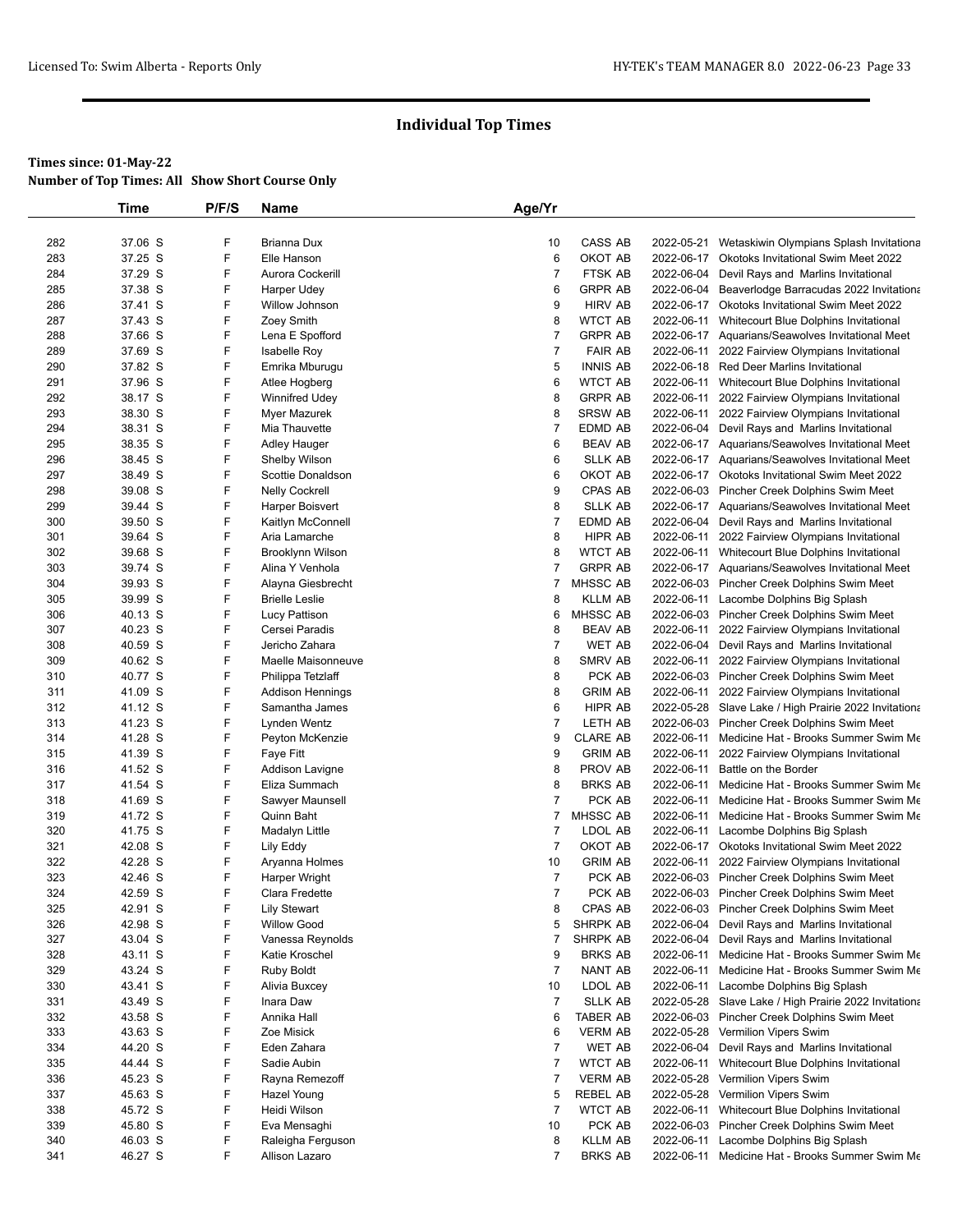# Individual Top Times

**Times since: 01-May-22**
**Number of Top Times: All Show Short Course Only**

| | Time | P/F/S | Name | Age/Yr | | | |
|---|---|---|---|---|---|---|---|
| 282 | 37.06 S | F | Brianna Dux | 10 | CASS AB | 2022-05-21 | Wetaskiwin Olympians Splash Invitationa |
| 283 | 37.25 S | F | Elle Hanson | 6 | OKOT AB | 2022-06-17 | Okotoks Invitational Swim Meet 2022 |
| 284 | 37.29 S | F | Aurora Cockerill | 7 | FTSK AB | 2022-06-04 | Devil Rays and Marlins Invitational |
| 285 | 37.38 S | F | Harper Udey | 6 | GRPR AB | 2022-06-04 | Beaverlodge Barracudas 2022 Invitationa |
| 286 | 37.41 S | F | Willow Johnson | 9 | HIRV AB | 2022-06-17 | Okotoks Invitational Swim Meet 2022 |
| 287 | 37.43 S | F | Zoey Smith | 8 | WTCT AB | 2022-06-11 | Whitecourt Blue Dolphins Invitational |
| 288 | 37.66 S | F | Lena E Spofford | 7 | GRPR AB | 2022-06-17 | Aquarians/Seawolves Invitational Meet |
| 289 | 37.69 S | F | Isabelle Roy | 7 | FAIR AB | 2022-06-11 | 2022 Fairview Olympians Invitational |
| 290 | 37.82 S | F | Emrika Mburugu | 5 | INNIS AB | 2022-06-18 | Red Deer Marlins Invitational |
| 291 | 37.96 S | F | Atlee Hogberg | 6 | WTCT AB | 2022-06-11 | Whitecourt Blue Dolphins Invitational |
| 292 | 38.17 S | F | Winnifred Udey | 8 | GRPR AB | 2022-06-11 | 2022 Fairview Olympians Invitational |
| 293 | 38.30 S | F | Myer Mazurek | 8 | SRSW AB | 2022-06-11 | 2022 Fairview Olympians Invitational |
| 294 | 38.31 S | F | Mia Thauvette | 7 | EDMD AB | 2022-06-04 | Devil Rays and Marlins Invitational |
| 295 | 38.35 S | F | Adley Hauger | 6 | BEAV AB | 2022-06-17 | Aquarians/Seawolves Invitational Meet |
| 296 | 38.45 S | F | Shelby Wilson | 6 | SLLK AB | 2022-06-17 | Aquarians/Seawolves Invitational Meet |
| 297 | 38.49 S | F | Scottie Donaldson | 6 | OKOT AB | 2022-06-17 | Okotoks Invitational Swim Meet 2022 |
| 298 | 39.08 S | F | Nelly Cockrell | 9 | CPAS AB | 2022-06-03 | Pincher Creek Dolphins Swim Meet |
| 299 | 39.44 S | F | Harper Boisvert | 8 | SLLK AB | 2022-06-17 | Aquarians/Seawolves Invitational Meet |
| 300 | 39.50 S | F | Kaitlyn McConnell | 7 | EDMD AB | 2022-06-04 | Devil Rays and Marlins Invitational |
| 301 | 39.64 S | F | Aria Lamarche | 8 | HIPR AB | 2022-06-11 | 2022 Fairview Olympians Invitational |
| 302 | 39.68 S | F | Brooklynn Wilson | 8 | WTCT AB | 2022-06-11 | Whitecourt Blue Dolphins Invitational |
| 303 | 39.74 S | F | Alina Y Venhola | 7 | GRPR AB | 2022-06-17 | Aquarians/Seawolves Invitational Meet |
| 304 | 39.93 S | F | Alayna Giesbrecht | 7 | MHSSC AB | 2022-06-03 | Pincher Creek Dolphins Swim Meet |
| 305 | 39.99 S | F | Brielle Leslie | 8 | KLLM AB | 2022-06-11 | Lacombe Dolphins Big Splash |
| 306 | 40.13 S | F | Lucy Pattison | 6 | MHSSC AB | 2022-06-03 | Pincher Creek Dolphins Swim Meet |
| 307 | 40.23 S | F | Cersei Paradis | 8 | BEAV AB | 2022-06-11 | 2022 Fairview Olympians Invitational |
| 308 | 40.59 S | F | Jericho Zahara | 7 | WET AB | 2022-06-04 | Devil Rays and Marlins Invitational |
| 309 | 40.62 S | F | Maelle Maisonneuve | 8 | SMRV AB | 2022-06-11 | 2022 Fairview Olympians Invitational |
| 310 | 40.77 S | F | Philippa Tetzlaff | 8 | PCK AB | 2022-06-03 | Pincher Creek Dolphins Swim Meet |
| 311 | 41.09 S | F | Addison Hennings | 8 | GRIM AB | 2022-06-11 | 2022 Fairview Olympians Invitational |
| 312 | 41.12 S | F | Samantha James | 6 | HIPR AB | 2022-05-28 | Slave Lake / High Prairie 2022 Invitationa |
| 313 | 41.23 S | F | Lynden Wentz | 7 | LETH AB | 2022-06-03 | Pincher Creek Dolphins Swim Meet |
| 314 | 41.28 S | F | Peyton McKenzie | 9 | CLARE AB | 2022-06-11 | Medicine Hat - Brooks Summer Swim Me |
| 315 | 41.39 S | F | Faye Fitt | 9 | GRIM AB | 2022-06-11 | 2022 Fairview Olympians Invitational |
| 316 | 41.52 S | F | Addison Lavigne | 8 | PROV AB | 2022-06-11 | Battle on the Border |
| 317 | 41.54 S | F | Eliza Summach | 8 | BRKS AB | 2022-06-11 | Medicine Hat - Brooks Summer Swim Me |
| 318 | 41.69 S | F | Sawyer Maunsell | 7 | PCK AB | 2022-06-11 | Medicine Hat - Brooks Summer Swim Me |
| 319 | 41.72 S | F | Quinn Baht | 7 | MHSSC AB | 2022-06-11 | Medicine Hat - Brooks Summer Swim Me |
| 320 | 41.75 S | F | Madalyn Little | 7 | LDOL AB | 2022-06-11 | Lacombe Dolphins Big Splash |
| 321 | 42.08 S | F | Lily Eddy | 7 | OKOT AB | 2022-06-17 | Okotoks Invitational Swim Meet 2022 |
| 322 | 42.28 S | F | Aryanna Holmes | 10 | GRIM AB | 2022-06-11 | 2022 Fairview Olympians Invitational |
| 323 | 42.46 S | F | Harper Wright | 7 | PCK AB | 2022-06-03 | Pincher Creek Dolphins Swim Meet |
| 324 | 42.59 S | F | Clara Fredette | 7 | PCK AB | 2022-06-03 | Pincher Creek Dolphins Swim Meet |
| 325 | 42.91 S | F | Lily Stewart | 8 | CPAS AB | 2022-06-03 | Pincher Creek Dolphins Swim Meet |
| 326 | 42.98 S | F | Willow Good | 5 | SHRPK AB | 2022-06-04 | Devil Rays and Marlins Invitational |
| 327 | 43.04 S | F | Vanessa Reynolds | 7 | SHRPK AB | 2022-06-04 | Devil Rays and Marlins Invitational |
| 328 | 43.11 S | F | Katie Kroschel | 9 | BRKS AB | 2022-06-11 | Medicine Hat - Brooks Summer Swim Me |
| 329 | 43.24 S | F | Ruby Boldt | 7 | NANT AB | 2022-06-11 | Medicine Hat - Brooks Summer Swim Me |
| 330 | 43.41 S | F | Alivia Buxcey | 10 | LDOL AB | 2022-06-11 | Lacombe Dolphins Big Splash |
| 331 | 43.49 S | F | Inara Daw | 7 | SLLK AB | 2022-05-28 | Slave Lake / High Prairie 2022 Invitationa |
| 332 | 43.58 S | F | Annika Hall | 6 | TABER AB | 2022-06-03 | Pincher Creek Dolphins Swim Meet |
| 333 | 43.63 S | F | Zoe Misick | 6 | VERM AB | 2022-05-28 | Vermilion Vipers Swim |
| 334 | 44.20 S | F | Eden Zahara | 7 | WET AB | 2022-06-04 | Devil Rays and Marlins Invitational |
| 335 | 44.44 S | F | Sadie Aubin | 7 | WTCT AB | 2022-06-11 | Whitecourt Blue Dolphins Invitational |
| 336 | 45.23 S | F | Rayna Remezoff | 7 | VERM AB | 2022-05-28 | Vermilion Vipers Swim |
| 337 | 45.63 S | F | Hazel Young | 5 | REBEL AB | 2022-05-28 | Vermilion Vipers Swim |
| 338 | 45.72 S | F | Heidi Wilson | 7 | WTCT AB | 2022-06-11 | Whitecourt Blue Dolphins Invitational |
| 339 | 45.80 S | F | Eva Mensaghi | 10 | PCK AB | 2022-06-03 | Pincher Creek Dolphins Swim Meet |
| 340 | 46.03 S | F | Raleigha Ferguson | 8 | KLLM AB | 2022-06-11 | Lacombe Dolphins Big Splash |
| 341 | 46.27 S | F | Allison Lazaro | 7 | BRKS AB | 2022-06-11 | Medicine Hat - Brooks Summer Swim Me |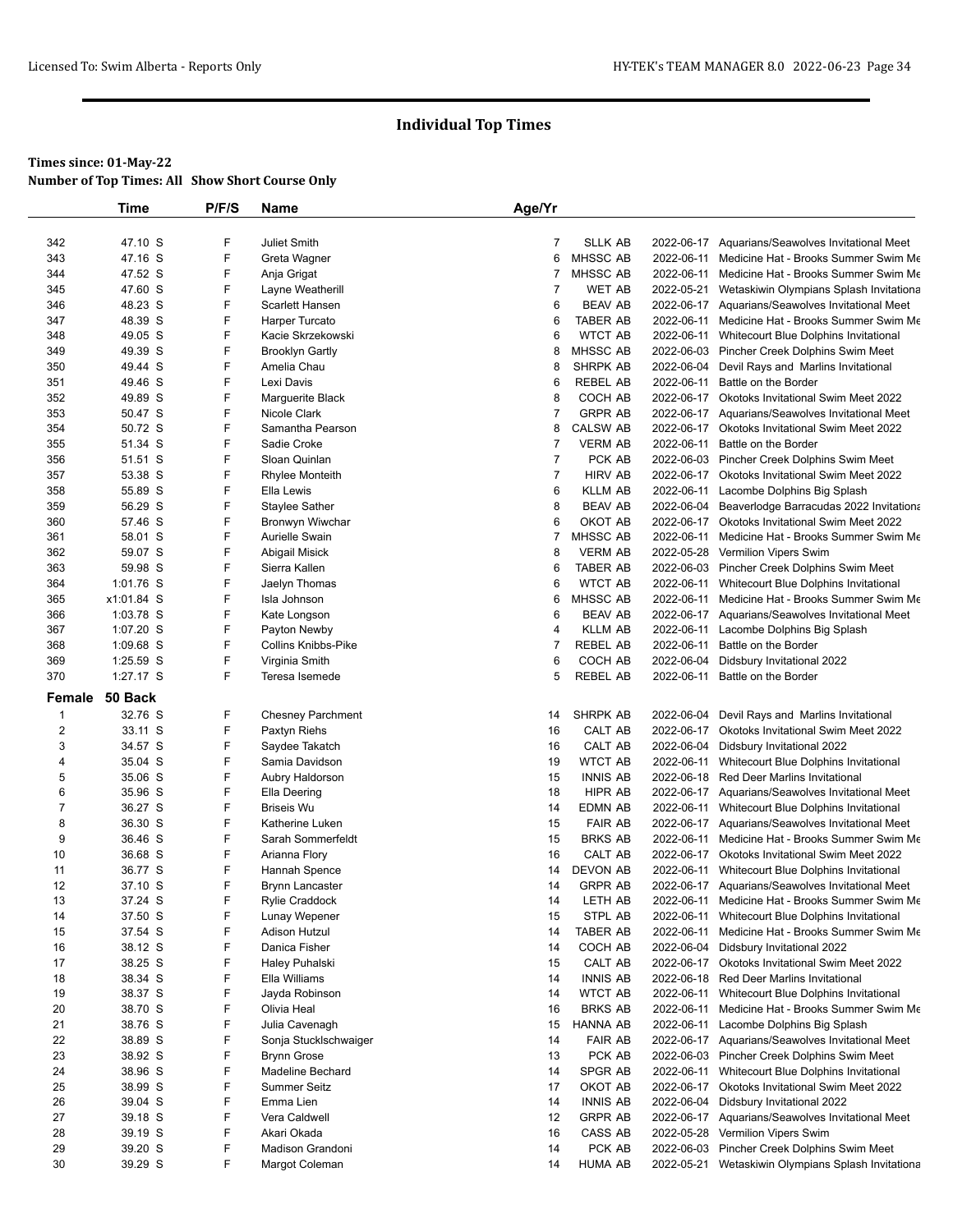## Individual Top Times

**Times since: 01-May-22**
**Number of Top Times: All Show Short Course Only**

| | Time | P/F/S | Name | Age/Yr | | | |
|---|---|---|---|---|---|---|---|
| 342 | 47.10 S | F | Juliet Smith | 7 | SLLK AB | 2022-06-17 | Aquarians/Seawolves Invitational Meet |
| 343 | 47.16 S | F | Greta Wagner | 6 | MHSSC AB | 2022-06-11 | Medicine Hat - Brooks Summer Swim Me |
| 344 | 47.52 S | F | Anja Grigat | 7 | MHSSC AB | 2022-06-11 | Medicine Hat - Brooks Summer Swim Me |
| 345 | 47.60 S | F | Layne Weatherill | 7 | WET AB | 2022-05-21 | Wetaskiwin Olympians Splash Invitationa |
| 346 | 48.23 S | F | Scarlett Hansen | 6 | BEAV AB | 2022-06-17 | Aquarians/Seawolves Invitational Meet |
| 347 | 48.39 S | F | Harper Turcato | 6 | TABER AB | 2022-06-11 | Medicine Hat - Brooks Summer Swim Me |
| 348 | 49.05 S | F | Kacie Skrzekowski | 6 | WTCT AB | 2022-06-11 | Whitecourt Blue Dolphins Invitational |
| 349 | 49.39 S | F | Brooklyn Gartly | 8 | MHSSC AB | 2022-06-03 | Pincher Creek Dolphins Swim Meet |
| 350 | 49.44 S | F | Amelia Chau | 8 | SHRPK AB | 2022-06-04 | Devil Rays and Marlins Invitational |
| 351 | 49.46 S | F | Lexi Davis | 6 | REBEL AB | 2022-06-11 | Battle on the Border |
| 352 | 49.89 S | F | Marguerite Black | 8 | COCH AB | 2022-06-17 | Okotoks Invitational Swim Meet 2022 |
| 353 | 50.47 S | F | Nicole Clark | 7 | GRPR AB | 2022-06-17 | Aquarians/Seawolves Invitational Meet |
| 354 | 50.72 S | F | Samantha Pearson | 8 | CALSW AB | 2022-06-17 | Okotoks Invitational Swim Meet 2022 |
| 355 | 51.34 S | F | Sadie Croke | 7 | VERM AB | 2022-06-11 | Battle on the Border |
| 356 | 51.51 S | F | Sloan Quinlan | 7 | PCK AB | 2022-06-03 | Pincher Creek Dolphins Swim Meet |
| 357 | 53.38 S | F | Rhylee Monteith | 7 | HIRV AB | 2022-06-17 | Okotoks Invitational Swim Meet 2022 |
| 358 | 55.89 S | F | Ella Lewis | 6 | KLLM AB | 2022-06-11 | Lacombe Dolphins Big Splash |
| 359 | 56.29 S | F | Staylee Sather | 8 | BEAV AB | 2022-06-04 | Beaverlodge Barracudas 2022 Invitationa |
| 360 | 57.46 S | F | Bronwyn Wiwchar | 6 | OKOT AB | 2022-06-17 | Okotoks Invitational Swim Meet 2022 |
| 361 | 58.01 S | F | Aurielle Swain | 7 | MHSSC AB | 2022-06-11 | Medicine Hat - Brooks Summer Swim Me |
| 362 | 59.07 S | F | Abigail Misick | 8 | VERM AB | 2022-05-28 | Vermilion Vipers Swim |
| 363 | 59.98 S | F | Sierra Kallen | 6 | TABER AB | 2022-06-03 | Pincher Creek Dolphins Swim Meet |
| 364 | 1:01.76 S | F | Jaelyn Thomas | 6 | WTCT AB | 2022-06-11 | Whitecourt Blue Dolphins Invitational |
| 365 | x1:01.84 S | F | Isla Johnson | 6 | MHSSC AB | 2022-06-11 | Medicine Hat - Brooks Summer Swim Me |
| 366 | 1:03.78 S | F | Kate Longson | 6 | BEAV AB | 2022-06-17 | Aquarians/Seawolves Invitational Meet |
| 367 | 1:07.20 S | F | Payton Newby | 4 | KLLM AB | 2022-06-11 | Lacombe Dolphins Big Splash |
| 368 | 1:09.68 S | F | Collins Knibbs-Pike | 7 | REBEL AB | 2022-06-11 | Battle on the Border |
| 369 | 1:25.59 S | F | Virginia Smith | 6 | COCH AB | 2022-06-04 | Didsbury Invitational 2022 |
| 370 | 1:27.17 S | F | Teresa Isemede | 5 | REBEL AB | 2022-06-11 | Battle on the Border |

### Female 50 Back

| | Time | P/F/S | Name | Age/Yr | | | |
|---|---|---|---|---|---|---|---|
| 1 | 32.76 S | F | Chesney Parchment | 14 | SHRPK AB | 2022-06-04 | Devil Rays and Marlins Invitational |
| 2 | 33.11 S | F | Paxtyn Riehs | 16 | CALT AB | 2022-06-17 | Okotoks Invitational Swim Meet 2022 |
| 3 | 34.57 S | F | Saydee Takatch | 16 | CALT AB | 2022-06-04 | Didsbury Invitational 2022 |
| 4 | 35.04 S | F | Samia Davidson | 19 | WTCT AB | 2022-06-11 | Whitecourt Blue Dolphins Invitational |
| 5 | 35.06 S | F | Aubry Haldorson | 15 | INNIS AB | 2022-06-18 | Red Deer Marlins Invitational |
| 6 | 35.96 S | F | Ella Deering | 18 | HIPR AB | 2022-06-17 | Aquarians/Seawolves Invitational Meet |
| 7 | 36.27 S | F | Briseis Wu | 14 | EDMN AB | 2022-06-11 | Whitecourt Blue Dolphins Invitational |
| 8 | 36.30 S | F | Katherine Luken | 15 | FAIR AB | 2022-06-17 | Aquarians/Seawolves Invitational Meet |
| 9 | 36.46 S | F | Sarah Sommerfeldt | 15 | BRKS AB | 2022-06-11 | Medicine Hat - Brooks Summer Swim Me |
| 10 | 36.68 S | F | Arianna Flory | 16 | CALT AB | 2022-06-17 | Okotoks Invitational Swim Meet 2022 |
| 11 | 36.77 S | F | Hannah Spence | 14 | DEVON AB | 2022-06-11 | Whitecourt Blue Dolphins Invitational |
| 12 | 37.10 S | F | Brynn Lancaster | 14 | GRPR AB | 2022-06-17 | Aquarians/Seawolves Invitational Meet |
| 13 | 37.24 S | F | Rylie Craddock | 14 | LETH AB | 2022-06-11 | Medicine Hat - Brooks Summer Swim Me |
| 14 | 37.50 S | F | Lunay Wepener | 15 | STPL AB | 2022-06-11 | Whitecourt Blue Dolphins Invitational |
| 15 | 37.54 S | F | Adison Hutzul | 14 | TABER AB | 2022-06-11 | Medicine Hat - Brooks Summer Swim Me |
| 16 | 38.12 S | F | Danica Fisher | 14 | COCH AB | 2022-06-04 | Didsbury Invitational 2022 |
| 17 | 38.25 S | F | Haley Puhalski | 15 | CALT AB | 2022-06-17 | Okotoks Invitational Swim Meet 2022 |
| 18 | 38.34 S | F | Ella Williams | 14 | INNIS AB | 2022-06-18 | Red Deer Marlins Invitational |
| 19 | 38.37 S | F | Jayda Robinson | 14 | WTCT AB | 2022-06-11 | Whitecourt Blue Dolphins Invitational |
| 20 | 38.70 S | F | Olivia Heal | 16 | BRKS AB | 2022-06-11 | Medicine Hat - Brooks Summer Swim Me |
| 21 | 38.76 S | F | Julia Cavenagh | 15 | HANNA AB | 2022-06-11 | Lacombe Dolphins Big Splash |
| 22 | 38.89 S | F | Sonja Stucklschwaiger | 14 | FAIR AB | 2022-06-17 | Aquarians/Seawolves Invitational Meet |
| 23 | 38.92 S | F | Brynn Grose | 13 | PCK AB | 2022-06-03 | Pincher Creek Dolphins Swim Meet |
| 24 | 38.96 S | F | Madeline Bechard | 14 | SPGR AB | 2022-06-11 | Whitecourt Blue Dolphins Invitational |
| 25 | 38.99 S | F | Summer Seitz | 17 | OKOT AB | 2022-06-17 | Okotoks Invitational Swim Meet 2022 |
| 26 | 39.04 S | F | Emma Lien | 14 | INNIS AB | 2022-06-04 | Didsbury Invitational 2022 |
| 27 | 39.18 S | F | Vera Caldwell | 12 | GRPR AB | 2022-06-17 | Aquarians/Seawolves Invitational Meet |
| 28 | 39.19 S | F | Akari Okada | 16 | CASS AB | 2022-05-28 | Vermilion Vipers Swim |
| 29 | 39.20 S | F | Madison Grandoni | 14 | PCK AB | 2022-06-03 | Pincher Creek Dolphins Swim Meet |
| 30 | 39.29 S | F | Margot Coleman | 14 | HUMA AB | 2022-05-21 | Wetaskiwin Olympians Splash Invitationa |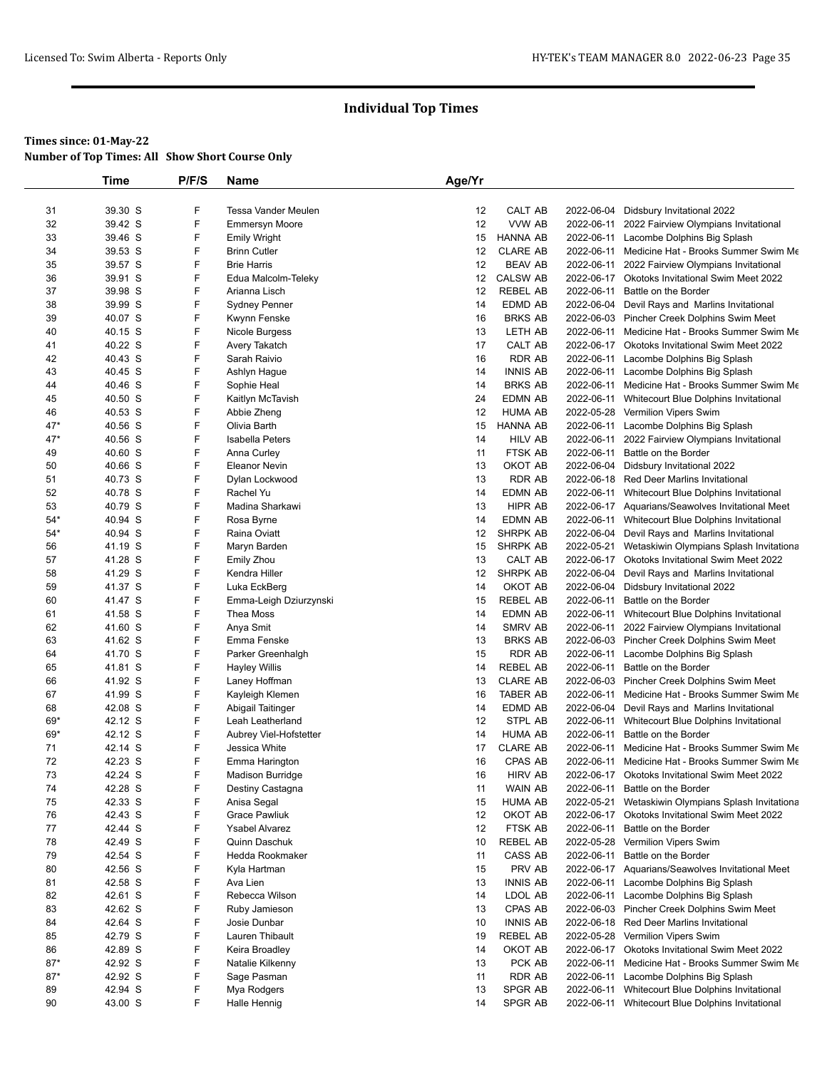# Individual Top Times

**Times since: 01-May-22**

**Number of Top Times: All Show Short Course Only**

| | Time | P/F/S | Name | Age/Yr | | | |
|---|---|---|---|---|---|---|---|
| 31 | 39.30 S | F | Tessa Vander Meulen | 12 | CALT AB | 2022-06-04 | Didsbury Invitational 2022 |
| 32 | 39.42 S | F | Emmersyn Moore | 12 | VVW AB | 2022-06-11 | 2022 Fairview Olympians Invitational |
| 33 | 39.46 S | F | Emily Wright | 15 | HANNA AB | 2022-06-11 | Lacombe Dolphins Big Splash |
| 34 | 39.53 S | F | Brinn Cutler | 12 | CLARE AB | 2022-06-11 | Medicine Hat - Brooks Summer Swim Me |
| 35 | 39.57 S | F | Brie Harris | 12 | BEAV AB | 2022-06-11 | 2022 Fairview Olympians Invitational |
| 36 | 39.91 S | F | Edua Malcolm-Teleky | 12 | CALSW AB | 2022-06-17 | Okotoks Invitational Swim Meet 2022 |
| 37 | 39.98 S | F | Arianna Lisch | 12 | REBEL AB | 2022-06-11 | Battle on the Border |
| 38 | 39.99 S | F | Sydney Penner | 14 | EDMD AB | 2022-06-04 | Devil Rays and Marlins Invitational |
| 39 | 40.07 S | F | Kwynn Fenske | 16 | BRKS AB | 2022-06-03 | Pincher Creek Dolphins Swim Meet |
| 40 | 40.15 S | F | Nicole Burgess | 13 | LETH AB | 2022-06-11 | Medicine Hat - Brooks Summer Swim Me |
| 41 | 40.22 S | F | Avery Takatch | 17 | CALT AB | 2022-06-17 | Okotoks Invitational Swim Meet 2022 |
| 42 | 40.43 S | F | Sarah Raivio | 16 | RDR AB | 2022-06-11 | Lacombe Dolphins Big Splash |
| 43 | 40.45 S | F | Ashlyn Hague | 14 | INNIS AB | 2022-06-11 | Lacombe Dolphins Big Splash |
| 44 | 40.46 S | F | Sophie Heal | 14 | BRKS AB | 2022-06-11 | Medicine Hat - Brooks Summer Swim Me |
| 45 | 40.50 S | F | Kaitlyn McTavish | 24 | EDMN AB | 2022-06-11 | Whitecourt Blue Dolphins Invitational |
| 46 | 40.53 S | F | Abbie Zheng | 12 | HUMA AB | 2022-05-28 | Vermilion Vipers Swim |
| 47* | 40.56 S | F | Olivia Barth | 15 | HANNA AB | 2022-06-11 | Lacombe Dolphins Big Splash |
| 47* | 40.56 S | F | Isabella Peters | 14 | HILV AB | 2022-06-11 | 2022 Fairview Olympians Invitational |
| 49 | 40.60 S | F | Anna Curley | 11 | FTSK AB | 2022-06-11 | Battle on the Border |
| 50 | 40.66 S | F | Eleanor Nevin | 13 | OKOT AB | 2022-06-04 | Didsbury Invitational 2022 |
| 51 | 40.73 S | F | Dylan Lockwood | 13 | RDR AB | 2022-06-18 | Red Deer Marlins Invitational |
| 52 | 40.78 S | F | Rachel Yu | 14 | EDMN AB | 2022-06-11 | Whitecourt Blue Dolphins Invitational |
| 53 | 40.79 S | F | Madina Sharkawi | 13 | HIPR AB | 2022-06-17 | Aquarians/Seawolves Invitational Meet |
| 54* | 40.94 S | F | Rosa Byrne | 14 | EDMN AB | 2022-06-11 | Whitecourt Blue Dolphins Invitational |
| 54* | 40.94 S | F | Raina Oviatt | 12 | SHRPK AB | 2022-06-04 | Devil Rays and Marlins Invitational |
| 56 | 41.19 S | F | Maryn Barden | 15 | SHRPK AB | 2022-05-21 | Wetaskiwin Olympians Splash Invitationa |
| 57 | 41.28 S | F | Emily Zhou | 13 | CALT AB | 2022-06-17 | Okotoks Invitational Swim Meet 2022 |
| 58 | 41.29 S | F | Kendra Hiller | 12 | SHRPK AB | 2022-06-04 | Devil Rays and Marlins Invitational |
| 59 | 41.37 S | F | Luka EckBerg | 14 | OKOT AB | 2022-06-04 | Didsbury Invitational 2022 |
| 60 | 41.47 S | F | Emma-Leigh Dziurzynski | 15 | REBEL AB | 2022-06-11 | Battle on the Border |
| 61 | 41.58 S | F | Thea Moss | 14 | EDMN AB | 2022-06-11 | Whitecourt Blue Dolphins Invitational |
| 62 | 41.60 S | F | Anya Smit | 14 | SMRV AB | 2022-06-11 | 2022 Fairview Olympians Invitational |
| 63 | 41.62 S | F | Emma Fenske | 13 | BRKS AB | 2022-06-03 | Pincher Creek Dolphins Swim Meet |
| 64 | 41.70 S | F | Parker Greenhalgh | 15 | RDR AB | 2022-06-11 | Lacombe Dolphins Big Splash |
| 65 | 41.81 S | F | Hayley Willis | 14 | REBEL AB | 2022-06-11 | Battle on the Border |
| 66 | 41.92 S | F | Laney Hoffman | 13 | CLARE AB | 2022-06-03 | Pincher Creek Dolphins Swim Meet |
| 67 | 41.99 S | F | Kayleigh Klemen | 16 | TABER AB | 2022-06-11 | Medicine Hat - Brooks Summer Swim Me |
| 68 | 42.08 S | F | Abigail Taitinger | 14 | EDMD AB | 2022-06-04 | Devil Rays and Marlins Invitational |
| 69* | 42.12 S | F | Leah Leatherland | 12 | STPL AB | 2022-06-11 | Whitecourt Blue Dolphins Invitational |
| 69* | 42.12 S | F | Aubrey Viel-Hofstetter | 14 | HUMA AB | 2022-06-11 | Battle on the Border |
| 71 | 42.14 S | F | Jessica White | 17 | CLARE AB | 2022-06-11 | Medicine Hat - Brooks Summer Swim Me |
| 72 | 42.23 S | F | Emma Harington | 16 | CPAS AB | 2022-06-11 | Medicine Hat - Brooks Summer Swim Me |
| 73 | 42.24 S | F | Madison Burridge | 16 | HIRV AB | 2022-06-17 | Okotoks Invitational Swim Meet 2022 |
| 74 | 42.28 S | F | Destiny Castagna | 11 | WAIN AB | 2022-06-11 | Battle on the Border |
| 75 | 42.33 S | F | Anisa Segal | 15 | HUMA AB | 2022-05-21 | Wetaskiwin Olympians Splash Invitationa |
| 76 | 42.43 S | F | Grace Pawliuk | 12 | OKOT AB | 2022-06-17 | Okotoks Invitational Swim Meet 2022 |
| 77 | 42.44 S | F | Ysabel Alvarez | 12 | FTSK AB | 2022-06-11 | Battle on the Border |
| 78 | 42.49 S | F | Quinn Daschuk | 10 | REBEL AB | 2022-05-28 | Vermilion Vipers Swim |
| 79 | 42.54 S | F | Hedda Rookmaker | 11 | CASS AB | 2022-06-11 | Battle on the Border |
| 80 | 42.56 S | F | Kyla Hartman | 15 | PRV AB | 2022-06-17 | Aquarians/Seawolves Invitational Meet |
| 81 | 42.58 S | F | Ava Lien | 13 | INNIS AB | 2022-06-11 | Lacombe Dolphins Big Splash |
| 82 | 42.61 S | F | Rebecca Wilson | 14 | LDOL AB | 2022-06-11 | Lacombe Dolphins Big Splash |
| 83 | 42.62 S | F | Ruby Jamieson | 13 | CPAS AB | 2022-06-03 | Pincher Creek Dolphins Swim Meet |
| 84 | 42.64 S | F | Josie Dunbar | 10 | INNIS AB | 2022-06-18 | Red Deer Marlins Invitational |
| 85 | 42.79 S | F | Lauren Thibault | 19 | REBEL AB | 2022-05-28 | Vermilion Vipers Swim |
| 86 | 42.89 S | F | Keira Broadley | 14 | OKOT AB | 2022-06-17 | Okotoks Invitational Swim Meet 2022 |
| 87* | 42.92 S | F | Natalie Kilkenny | 13 | PCK AB | 2022-06-11 | Medicine Hat - Brooks Summer Swim Me |
| 87* | 42.92 S | F | Sage Pasman | 11 | RDR AB | 2022-06-11 | Lacombe Dolphins Big Splash |
| 89 | 42.94 S | F | Mya Rodgers | 13 | SPGR AB | 2022-06-11 | Whitecourt Blue Dolphins Invitational |
| 90 | 43.00 S | F | Halle Hennig | 14 | SPGR AB | 2022-06-11 | Whitecourt Blue Dolphins Invitational |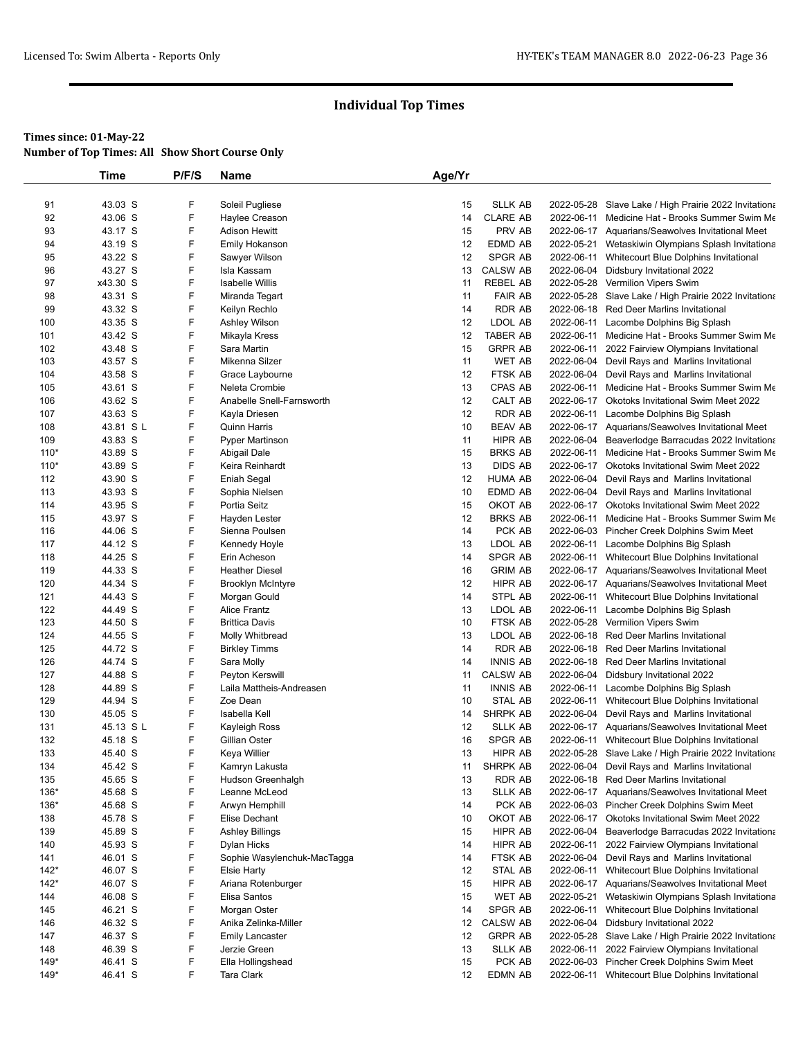## Individual Top Times

**Times since: 01-May-22**

**Number of Top Times: All Show Short Course Only**

| | Time | P/F/S | Name | Age/Yr | | | |
|---|---|---|---|---|---|---|---|
| 91 | 43.03 S | F | Soleil Pugliese | 15 | SLLK AB | 2022-05-28 | Slave Lake / High Prairie 2022 Invitationa |
| 92 | 43.06 S | F | Haylee Creason | 14 | CLARE AB | 2022-06-11 | Medicine Hat - Brooks Summer Swim Me |
| 93 | 43.17 S | F | Adison Hewitt | 15 | PRV AB | 2022-06-17 | Aquarians/Seawolves Invitational Meet |
| 94 | 43.19 S | F | Emily Hokanson | 12 | EDMD AB | 2022-05-21 | Wetaskiwin Olympians Splash Invitationa |
| 95 | 43.22 S | F | Sawyer Wilson | 12 | SPGR AB | 2022-06-11 | Whitecourt Blue Dolphins Invitational |
| 96 | 43.27 S | F | Isla Kassam | 13 | CALSW AB | 2022-06-04 | Didsbury Invitational 2022 |
| 97 | x43.30 S | F | Isabelle Willis | 11 | REBEL AB | 2022-05-28 | Vermilion Vipers Swim |
| 98 | 43.31 S | F | Miranda Tegart | 11 | FAIR AB | 2022-05-28 | Slave Lake / High Prairie 2022 Invitationa |
| 99 | 43.32 S | F | Keilyn Rechlo | 14 | RDR AB | 2022-06-18 | Red Deer Marlins Invitational |
| 100 | 43.35 S | F | Ashley Wilson | 12 | LDOL AB | 2022-06-11 | Lacombe Dolphins Big Splash |
| 101 | 43.42 S | F | Mikayla Kress | 12 | TABER AB | 2022-06-11 | Medicine Hat - Brooks Summer Swim Me |
| 102 | 43.48 S | F | Sara Martin | 15 | GRPR AB | 2022-06-11 | 2022 Fairview Olympians Invitational |
| 103 | 43.57 S | F | Mikenna Silzer | 11 | WET AB | 2022-06-04 | Devil Rays and Marlins Invitational |
| 104 | 43.58 S | F | Grace Laybourne | 12 | FTSK AB | 2022-06-04 | Devil Rays and Marlins Invitational |
| 105 | 43.61 S | F | Neleta Crombie | 13 | CPAS AB | 2022-06-11 | Medicine Hat - Brooks Summer Swim Me |
| 106 | 43.62 S | F | Anabelle Snell-Farnsworth | 12 | CALT AB | 2022-06-17 | Okotoks Invitational Swim Meet 2022 |
| 107 | 43.63 S | F | Kayla Driesen | 12 | RDR AB | 2022-06-11 | Lacombe Dolphins Big Splash |
| 108 | 43.81 S L | F | Quinn Harris | 10 | BEAV AB | 2022-06-17 | Aquarians/Seawolves Invitational Meet |
| 109 | 43.83 S | F | Pyper Martinson | 11 | HIPR AB | 2022-06-04 | Beaverlodge Barracudas 2022 Invitationa |
| 110* | 43.89 S | F | Abigail Dale | 15 | BRKS AB | 2022-06-11 | Medicine Hat - Brooks Summer Swim Me |
| 110* | 43.89 S | F | Keira Reinhardt | 13 | DIDS AB | 2022-06-17 | Okotoks Invitational Swim Meet 2022 |
| 112 | 43.90 S | F | Eniah Segal | 12 | HUMA AB | 2022-06-04 | Devil Rays and Marlins Invitational |
| 113 | 43.93 S | F | Sophia Nielsen | 10 | EDMD AB | 2022-06-04 | Devil Rays and Marlins Invitational |
| 114 | 43.95 S | F | Portia Seitz | 15 | OKOT AB | 2022-06-17 | Okotoks Invitational Swim Meet 2022 |
| 115 | 43.97 S | F | Hayden Lester | 12 | BRKS AB | 2022-06-11 | Medicine Hat - Brooks Summer Swim Me |
| 116 | 44.06 S | F | Sienna Poulsen | 14 | PCK AB | 2022-06-03 | Pincher Creek Dolphins Swim Meet |
| 117 | 44.12 S | F | Kennedy Hoyle | 13 | LDOL AB | 2022-06-11 | Lacombe Dolphins Big Splash |
| 118 | 44.25 S | F | Erin Acheson | 14 | SPGR AB | 2022-06-11 | Whitecourt Blue Dolphins Invitational |
| 119 | 44.33 S | F | Heather Diesel | 16 | GRIM AB | 2022-06-17 | Aquarians/Seawolves Invitational Meet |
| 120 | 44.34 S | F | Brooklyn McIntyre | 12 | HIPR AB | 2022-06-17 | Aquarians/Seawolves Invitational Meet |
| 121 | 44.43 S | F | Morgan Gould | 14 | STPL AB | 2022-06-11 | Whitecourt Blue Dolphins Invitational |
| 122 | 44.49 S | F | Alice Frantz | 13 | LDOL AB | 2022-06-11 | Lacombe Dolphins Big Splash |
| 123 | 44.50 S | F | Brittica Davis | 10 | FTSK AB | 2022-05-28 | Vermilion Vipers Swim |
| 124 | 44.55 S | F | Molly Whitbread | 13 | LDOL AB | 2022-06-18 | Red Deer Marlins Invitational |
| 125 | 44.72 S | F | Birkley Timms | 14 | RDR AB | 2022-06-18 | Red Deer Marlins Invitational |
| 126 | 44.74 S | F | Sara Molly | 14 | INNIS AB | 2022-06-18 | Red Deer Marlins Invitational |
| 127 | 44.88 S | F | Peyton Kerswill | 11 | CALSW AB | 2022-06-04 | Didsbury Invitational 2022 |
| 128 | 44.89 S | F | Laila Mattheis-Andreasen | 11 | INNIS AB | 2022-06-11 | Lacombe Dolphins Big Splash |
| 129 | 44.94 S | F | Zoe Dean | 10 | STAL AB | 2022-06-11 | Whitecourt Blue Dolphins Invitational |
| 130 | 45.05 S | F | Isabella Kell | 14 | SHRPK AB | 2022-06-04 | Devil Rays and Marlins Invitational |
| 131 | 45.13 S L | F | Kayleigh Ross | 12 | SLLK AB | 2022-06-17 | Aquarians/Seawolves Invitational Meet |
| 132 | 45.18 S | F | Gillian Oster | 16 | SPGR AB | 2022-06-11 | Whitecourt Blue Dolphins Invitational |
| 133 | 45.40 S | F | Keya Willier | 13 | HIPR AB | 2022-05-28 | Slave Lake / High Prairie 2022 Invitationa |
| 134 | 45.42 S | F | Kamryn Lakusta | 11 | SHRPK AB | 2022-06-04 | Devil Rays and Marlins Invitational |
| 135 | 45.65 S | F | Hudson Greenhalgh | 13 | RDR AB | 2022-06-18 | Red Deer Marlins Invitational |
| 136* | 45.68 S | F | Leanne McLeod | 13 | SLLK AB | 2022-06-17 | Aquarians/Seawolves Invitational Meet |
| 136* | 45.68 S | F | Arwyn Hemphill | 14 | PCK AB | 2022-06-03 | Pincher Creek Dolphins Swim Meet |
| 138 | 45.78 S | F | Elise Dechant | 10 | OKOT AB | 2022-06-17 | Okotoks Invitational Swim Meet 2022 |
| 139 | 45.89 S | F | Ashley Billings | 15 | HIPR AB | 2022-06-04 | Beaverlodge Barracudas 2022 Invitationa |
| 140 | 45.93 S | F | Dylan Hicks | 14 | HIPR AB | 2022-06-11 | 2022 Fairview Olympians Invitational |
| 141 | 46.01 S | F | Sophie Wasylenchuk-MacTagga | 14 | FTSK AB | 2022-06-04 | Devil Rays and Marlins Invitational |
| 142* | 46.07 S | F | Elsie Harty | 12 | STAL AB | 2022-06-11 | Whitecourt Blue Dolphins Invitational |
| 142* | 46.07 S | F | Ariana Rotenburger | 15 | HIPR AB | 2022-06-17 | Aquarians/Seawolves Invitational Meet |
| 144 | 46.08 S | F | Elisa Santos | 15 | WET AB | 2022-05-21 | Wetaskiwin Olympians Splash Invitationa |
| 145 | 46.21 S | F | Morgan Oster | 14 | SPGR AB | 2022-06-11 | Whitecourt Blue Dolphins Invitational |
| 146 | 46.32 S | F | Anika Zelinka-Miller | 12 | CALSW AB | 2022-06-04 | Didsbury Invitational 2022 |
| 147 | 46.37 S | F | Emily Lancaster | 12 | GRPR AB | 2022-05-28 | Slave Lake / High Prairie 2022 Invitationa |
| 148 | 46.39 S | F | Jerzie Green | 13 | SLLK AB | 2022-06-11 | 2022 Fairview Olympians Invitational |
| 149* | 46.41 S | F | Ella Hollingshead | 15 | PCK AB | 2022-06-03 | Pincher Creek Dolphins Swim Meet |
| 149* | 46.41 S | F | Tara Clark | 12 | EDMN AB | 2022-06-11 | Whitecourt Blue Dolphins Invitational |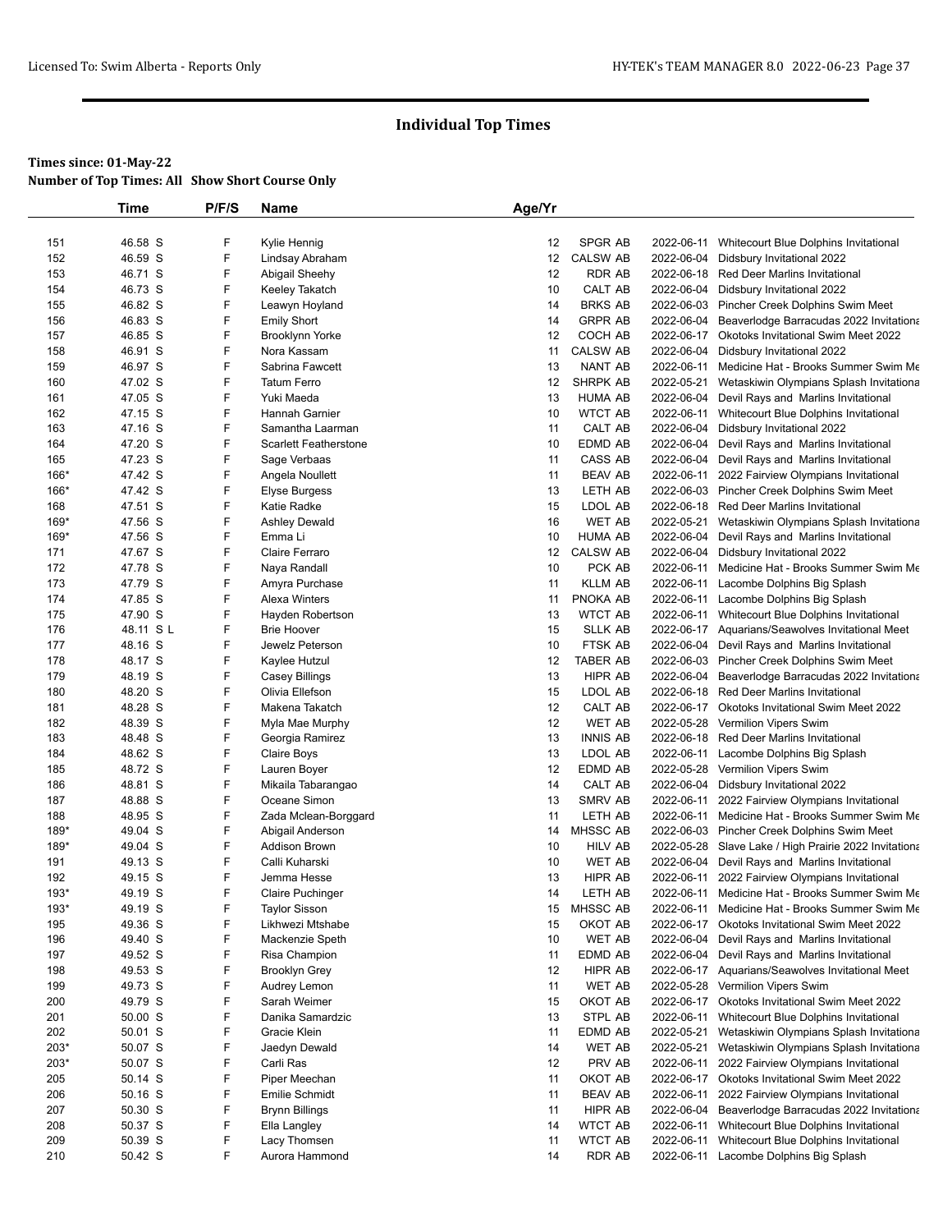# Individual Top Times

**Times since: 01-May-22**

**Number of Top Times: All Show Short Course Only**

| | Time | P/F/S | Name | Age/Yr | | | |
|---|---|---|---|---|---|---|---|
| 151 | 46.58 S | F | Kylie Hennig | 12 | SPGR AB | 2022-06-11 | Whitecourt Blue Dolphins Invitational |
| 152 | 46.59 S | F | Lindsay Abraham | 12 | CALSW AB | 2022-06-04 | Didsbury Invitational 2022 |
| 153 | 46.71 S | F | Abigail Sheehy | 12 | RDR AB | 2022-06-18 | Red Deer Marlins Invitational |
| 154 | 46.73 S | F | Keeley Takatch | 10 | CALT AB | 2022-06-04 | Didsbury Invitational 2022 |
| 155 | 46.82 S | F | Leawyn Hoyland | 14 | BRKS AB | 2022-06-03 | Pincher Creek Dolphins Swim Meet |
| 156 | 46.83 S | F | Emily Short | 14 | GRPR AB | 2022-06-04 | Beaverlodge Barracudas 2022 Invitationa |
| 157 | 46.85 S | F | Brooklynn Yorke | 12 | COCH AB | 2022-06-17 | Okotoks Invitational Swim Meet 2022 |
| 158 | 46.91 S | F | Nora Kassam | 11 | CALSW AB | 2022-06-04 | Didsbury Invitational 2022 |
| 159 | 46.97 S | F | Sabrina Fawcett | 13 | NANT AB | 2022-06-11 | Medicine Hat - Brooks Summer Swim Me |
| 160 | 47.02 S | F | Tatum Ferro | 12 | SHRPK AB | 2022-05-21 | Wetaskiwin Olympians Splash Invitationa |
| 161 | 47.05 S | F | Yuki Maeda | 13 | HUMA AB | 2022-06-04 | Devil Rays and Marlins Invitational |
| 162 | 47.15 S | F | Hannah Garnier | 10 | WTCT AB | 2022-06-11 | Whitecourt Blue Dolphins Invitational |
| 163 | 47.16 S | F | Samantha Laarman | 11 | CALT AB | 2022-06-04 | Didsbury Invitational 2022 |
| 164 | 47.20 S | F | Scarlett Featherstone | 10 | EDMD AB | 2022-06-04 | Devil Rays and Marlins Invitational |
| 165 | 47.23 S | F | Sage Verbaas | 11 | CASS AB | 2022-06-04 | Devil Rays and Marlins Invitational |
| 166* | 47.42 S | F | Angela Noullett | 11 | BEAV AB | 2022-06-11 | 2022 Fairview Olympians Invitational |
| 166* | 47.42 S | F | Elyse Burgess | 13 | LETH AB | 2022-06-03 | Pincher Creek Dolphins Swim Meet |
| 168 | 47.51 S | F | Katie Radke | 15 | LDOL AB | 2022-06-18 | Red Deer Marlins Invitational |
| 169* | 47.56 S | F | Ashley Dewald | 16 | WET AB | 2022-05-21 | Wetaskiwin Olympians Splash Invitationa |
| 169* | 47.56 S | F | Emma Li | 10 | HUMA AB | 2022-06-04 | Devil Rays and Marlins Invitational |
| 171 | 47.67 S | F | Claire Ferraro | 12 | CALSW AB | 2022-06-04 | Didsbury Invitational 2022 |
| 172 | 47.78 S | F | Naya Randall | 10 | PCK AB | 2022-06-11 | Medicine Hat - Brooks Summer Swim Me |
| 173 | 47.79 S | F | Amyra Purchase | 11 | KLLM AB | 2022-06-11 | Lacombe Dolphins Big Splash |
| 174 | 47.85 S | F | Alexa Winters | 11 | PNOKA AB | 2022-06-11 | Lacombe Dolphins Big Splash |
| 175 | 47.90 S | F | Hayden Robertson | 13 | WTCT AB | 2022-06-11 | Whitecourt Blue Dolphins Invitational |
| 176 | 48.11 S L | F | Brie Hoover | 15 | SLLK AB | 2022-06-17 | Aquarians/Seawolves Invitational Meet |
| 177 | 48.16 S | F | Jewelz Peterson | 10 | FTSK AB | 2022-06-04 | Devil Rays and Marlins Invitational |
| 178 | 48.17 S | F | Kaylee Hutzul | 12 | TABER AB | 2022-06-03 | Pincher Creek Dolphins Swim Meet |
| 179 | 48.19 S | F | Casey Billings | 13 | HIPR AB | 2022-06-04 | Beaverlodge Barracudas 2022 Invitationa |
| 180 | 48.20 S | F | Olivia Ellefson | 15 | LDOL AB | 2022-06-18 | Red Deer Marlins Invitational |
| 181 | 48.28 S | F | Makena Takatch | 12 | CALT AB | 2022-06-17 | Okotoks Invitational Swim Meet 2022 |
| 182 | 48.39 S | F | Myla Mae Murphy | 12 | WET AB | 2022-05-28 | Vermilion Vipers Swim |
| 183 | 48.48 S | F | Georgia Ramirez | 13 | INNIS AB | 2022-06-18 | Red Deer Marlins Invitational |
| 184 | 48.62 S | F | Claire Boys | 13 | LDOL AB | 2022-06-11 | Lacombe Dolphins Big Splash |
| 185 | 48.72 S | F | Lauren Boyer | 12 | EDMD AB | 2022-05-28 | Vermilion Vipers Swim |
| 186 | 48.81 S | F | Mikaila Tabarangao | 14 | CALT AB | 2022-06-04 | Didsbury Invitational 2022 |
| 187 | 48.88 S | F | Oceane Simon | 13 | SMRV AB | 2022-06-11 | 2022 Fairview Olympians Invitational |
| 188 | 48.95 S | F | Zada Mclean-Borggard | 11 | LETH AB | 2022-06-11 | Medicine Hat - Brooks Summer Swim Me |
| 189* | 49.04 S | F | Abigail Anderson | 14 | MHSSC AB | 2022-06-03 | Pincher Creek Dolphins Swim Meet |
| 189* | 49.04 S | F | Addison Brown | 10 | HILV AB | 2022-05-28 | Slave Lake / High Prairie 2022 Invitationa |
| 191 | 49.13 S | F | Calli Kuharski | 10 | WET AB | 2022-06-04 | Devil Rays and Marlins Invitational |
| 192 | 49.15 S | F | Jemma Hesse | 13 | HIPR AB | 2022-06-11 | 2022 Fairview Olympians Invitational |
| 193* | 49.19 S | F | Claire Puchinger | 14 | LETH AB | 2022-06-11 | Medicine Hat - Brooks Summer Swim Me |
| 193* | 49.19 S | F | Taylor Sisson | 15 | MHSSC AB | 2022-06-11 | Medicine Hat - Brooks Summer Swim Me |
| 195 | 49.36 S | F | Likhwezi Mtshabe | 15 | OKOT AB | 2022-06-17 | Okotoks Invitational Swim Meet 2022 |
| 196 | 49.40 S | F | Mackenzie Speth | 10 | WET AB | 2022-06-04 | Devil Rays and Marlins Invitational |
| 197 | 49.52 S | F | Risa Champion | 11 | EDMD AB | 2022-06-04 | Devil Rays and Marlins Invitational |
| 198 | 49.53 S | F | Brooklyn Grey | 12 | HIPR AB | 2022-06-17 | Aquarians/Seawolves Invitational Meet |
| 199 | 49.73 S | F | Audrey Lemon | 11 | WET AB | 2022-05-28 | Vermilion Vipers Swim |
| 200 | 49.79 S | F | Sarah Weimer | 15 | OKOT AB | 2022-06-17 | Okotoks Invitational Swim Meet 2022 |
| 201 | 50.00 S | F | Danika Samardzic | 13 | STPL AB | 2022-06-11 | Whitecourt Blue Dolphins Invitational |
| 202 | 50.01 S | F | Gracie Klein | 11 | EDMD AB | 2022-05-21 | Wetaskiwin Olympians Splash Invitationa |
| 203* | 50.07 S | F | Jaedyn Dewald | 14 | WET AB | 2022-05-21 | Wetaskiwin Olympians Splash Invitationa |
| 203* | 50.07 S | F | Carli Ras | 12 | PRV AB | 2022-06-11 | 2022 Fairview Olympians Invitational |
| 205 | 50.14 S | F | Piper Meechan | 11 | OKOT AB | 2022-06-17 | Okotoks Invitational Swim Meet 2022 |
| 206 | 50.16 S | F | Emilie Schmidt | 11 | BEAV AB | 2022-06-11 | 2022 Fairview Olympians Invitational |
| 207 | 50.30 S | F | Brynn Billings | 11 | HIPR AB | 2022-06-04 | Beaverlodge Barracudas 2022 Invitationa |
| 208 | 50.37 S | F | Ella Langley | 14 | WTCT AB | 2022-06-11 | Whitecourt Blue Dolphins Invitational |
| 209 | 50.39 S | F | Lacy Thomsen | 11 | WTCT AB | 2022-06-11 | Whitecourt Blue Dolphins Invitational |
| 210 | 50.42 S | F | Aurora Hammond | 14 | RDR AB | 2022-06-11 | Lacombe Dolphins Big Splash |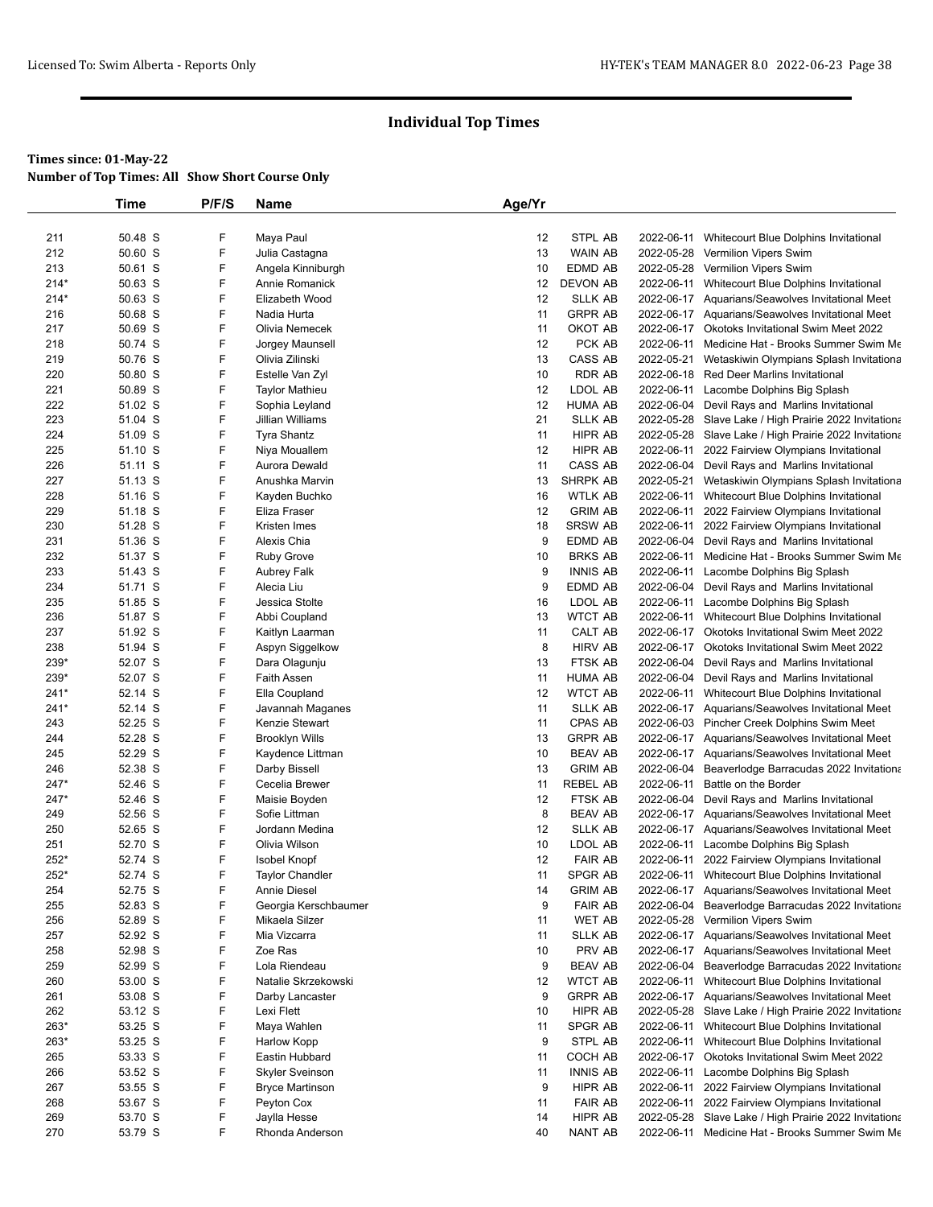# Individual Top Times

**Times since: 01-May-22**
**Number of Top Times: All Show Short Course Only**

| | Time | P/F/S | Name | Age/Yr | | | |
|---|---|---|---|---|---|---|---|
| 211 | 50.48 S | F | Maya Paul | 12 | STPL AB | 2022-06-11 | Whitecourt Blue Dolphins Invitational |
| 212 | 50.60 S | F | Julia Castagna | 13 | WAIN AB | 2022-05-28 | Vermilion Vipers Swim |
| 213 | 50.61 S | F | Angela Kinniburgh | 10 | EDMD AB | 2022-05-28 | Vermilion Vipers Swim |
| 214* | 50.63 S | F | Annie Romanick | 12 | DEVON AB | 2022-06-11 | Whitecourt Blue Dolphins Invitational |
| 214* | 50.63 S | F | Elizabeth Wood | 12 | SLLK AB | 2022-06-17 | Aquarians/Seawolves Invitational Meet |
| 216 | 50.68 S | F | Nadia Hurta | 11 | GRPR AB | 2022-06-17 | Aquarians/Seawolves Invitational Meet |
| 217 | 50.69 S | F | Olivia Nemecek | 11 | OKOT AB | 2022-06-17 | Okotoks Invitational Swim Meet 2022 |
| 218 | 50.74 S | F | Jorgey Maunsell | 12 | PCK AB | 2022-06-11 | Medicine Hat - Brooks Summer Swim Me |
| 219 | 50.76 S | F | Olivia Zilinski | 13 | CASS AB | 2022-05-21 | Wetaskiwin Olympians Splash Invitationa |
| 220 | 50.80 S | F | Estelle Van Zyl | 10 | RDR AB | 2022-06-18 | Red Deer Marlins Invitational |
| 221 | 50.89 S | F | Taylor Mathieu | 12 | LDOL AB | 2022-06-11 | Lacombe Dolphins Big Splash |
| 222 | 51.02 S | F | Sophia Leyland | 12 | HUMA AB | 2022-06-04 | Devil Rays and Marlins Invitational |
| 223 | 51.04 S | F | Jillian Williams | 21 | SLLK AB | 2022-05-28 | Slave Lake / High Prairie 2022 Invitationa |
| 224 | 51.09 S | F | Tyra Shantz | 11 | HIPR AB | 2022-05-28 | Slave Lake / High Prairie 2022 Invitationa |
| 225 | 51.10 S | F | Niya Mouallem | 12 | HIPR AB | 2022-06-11 | 2022 Fairview Olympians Invitational |
| 226 | 51.11 S | F | Aurora Dewald | 11 | CASS AB | 2022-06-04 | Devil Rays and Marlins Invitational |
| 227 | 51.13 S | F | Anushka Marvin | 13 | SHRPK AB | 2022-05-21 | Wetaskiwin Olympians Splash Invitationa |
| 228 | 51.16 S | F | Kayden Buchko | 16 | WTLK AB | 2022-06-11 | Whitecourt Blue Dolphins Invitational |
| 229 | 51.18 S | F | Eliza Fraser | 12 | GRIM AB | 2022-06-11 | 2022 Fairview Olympians Invitational |
| 230 | 51.28 S | F | Kristen Imes | 18 | SRSW AB | 2022-06-11 | 2022 Fairview Olympians Invitational |
| 231 | 51.36 S | F | Alexis Chia | 9 | EDMD AB | 2022-06-04 | Devil Rays and Marlins Invitational |
| 232 | 51.37 S | F | Ruby Grove | 10 | BRKS AB | 2022-06-11 | Medicine Hat - Brooks Summer Swim Me |
| 233 | 51.43 S | F | Aubrey Falk | 9 | INNIS AB | 2022-06-11 | Lacombe Dolphins Big Splash |
| 234 | 51.71 S | F | Alecia Liu | 9 | EDMD AB | 2022-06-04 | Devil Rays and Marlins Invitational |
| 235 | 51.85 S | F | Jessica Stolte | 16 | LDOL AB | 2022-06-11 | Lacombe Dolphins Big Splash |
| 236 | 51.87 S | F | Abbi Coupland | 13 | WTCT AB | 2022-06-11 | Whitecourt Blue Dolphins Invitational |
| 237 | 51.92 S | F | Kaitlyn Laarman | 11 | CALT AB | 2022-06-17 | Okotoks Invitational Swim Meet 2022 |
| 238 | 51.94 S | F | Aspyn Siggelkow | 8 | HIRV AB | 2022-06-17 | Okotoks Invitational Swim Meet 2022 |
| 239* | 52.07 S | F | Dara Olagunju | 13 | FTSK AB | 2022-06-04 | Devil Rays and Marlins Invitational |
| 239* | 52.07 S | F | Faith Assen | 11 | HUMA AB | 2022-06-04 | Devil Rays and Marlins Invitational |
| 241* | 52.14 S | F | Ella Coupland | 12 | WTCT AB | 2022-06-11 | Whitecourt Blue Dolphins Invitational |
| 241* | 52.14 S | F | Javannah Maganes | 11 | SLLK AB | 2022-06-17 | Aquarians/Seawolves Invitational Meet |
| 243 | 52.25 S | F | Kenzie Stewart | 11 | CPAS AB | 2022-06-03 | Pincher Creek Dolphins Swim Meet |
| 244 | 52.28 S | F | Brooklyn Wills | 13 | GRPR AB | 2022-06-17 | Aquarians/Seawolves Invitational Meet |
| 245 | 52.29 S | F | Kaydence Littman | 10 | BEAV AB | 2022-06-17 | Aquarians/Seawolves Invitational Meet |
| 246 | 52.38 S | F | Darby Bissell | 13 | GRIM AB | 2022-06-04 | Beaverlodge Barracudas 2022 Invitationa |
| 247* | 52.46 S | F | Cecelia Brewer | 11 | REBEL AB | 2022-06-11 | Battle on the Border |
| 247* | 52.46 S | F | Maisie Boyden | 12 | FTSK AB | 2022-06-04 | Devil Rays and Marlins Invitational |
| 249 | 52.56 S | F | Sofie Littman | 8 | BEAV AB | 2022-06-17 | Aquarians/Seawolves Invitational Meet |
| 250 | 52.65 S | F | Jordann Medina | 12 | SLLK AB | 2022-06-17 | Aquarians/Seawolves Invitational Meet |
| 251 | 52.70 S | F | Olivia Wilson | 10 | LDOL AB | 2022-06-11 | Lacombe Dolphins Big Splash |
| 252* | 52.74 S | F | Isobel Knopf | 12 | FAIR AB | 2022-06-11 | 2022 Fairview Olympians Invitational |
| 252* | 52.74 S | F | Taylor Chandler | 11 | SPGR AB | 2022-06-11 | Whitecourt Blue Dolphins Invitational |
| 254 | 52.75 S | F | Annie Diesel | 14 | GRIM AB | 2022-06-17 | Aquarians/Seawolves Invitational Meet |
| 255 | 52.83 S | F | Georgia Kerschbaumer | 9 | FAIR AB | 2022-06-04 | Beaverlodge Barracudas 2022 Invitationa |
| 256 | 52.89 S | F | Mikaela Silzer | 11 | WET AB | 2022-05-28 | Vermilion Vipers Swim |
| 257 | 52.92 S | F | Mia Vizcarra | 11 | SLLK AB | 2022-06-17 | Aquarians/Seawolves Invitational Meet |
| 258 | 52.98 S | F | Zoe Ras | 10 | PRV AB | 2022-06-17 | Aquarians/Seawolves Invitational Meet |
| 259 | 52.99 S | F | Lola Riendeau | 9 | BEAV AB | 2022-06-04 | Beaverlodge Barracudas 2022 Invitationa |
| 260 | 53.00 S | F | Natalie Skrzekowski | 12 | WTCT AB | 2022-06-11 | Whitecourt Blue Dolphins Invitational |
| 261 | 53.08 S | F | Darby Lancaster | 9 | GRPR AB | 2022-06-17 | Aquarians/Seawolves Invitational Meet |
| 262 | 53.12 S | F | Lexi Flett | 10 | HIPR AB | 2022-05-28 | Slave Lake / High Prairie 2022 Invitationa |
| 263* | 53.25 S | F | Maya Wahlen | 11 | SPGR AB | 2022-06-11 | Whitecourt Blue Dolphins Invitational |
| 263* | 53.25 S | F | Harlow Kopp | 9 | STPL AB | 2022-06-11 | Whitecourt Blue Dolphins Invitational |
| 265 | 53.33 S | F | Eastin Hubbard | 11 | COCH AB | 2022-06-17 | Okotoks Invitational Swim Meet 2022 |
| 266 | 53.52 S | F | Skyler Sveinson | 11 | INNIS AB | 2022-06-11 | Lacombe Dolphins Big Splash |
| 267 | 53.55 S | F | Bryce Martinson | 9 | HIPR AB | 2022-06-11 | 2022 Fairview Olympians Invitational |
| 268 | 53.67 S | F | Peyton Cox | 11 | FAIR AB | 2022-06-11 | 2022 Fairview Olympians Invitational |
| 269 | 53.70 S | F | Jaylla Hesse | 14 | HIPR AB | 2022-05-28 | Slave Lake / High Prairie 2022 Invitationa |
| 270 | 53.79 S | F | Rhonda Anderson | 40 | NANT AB | 2022-06-11 | Medicine Hat - Brooks Summer Swim Me |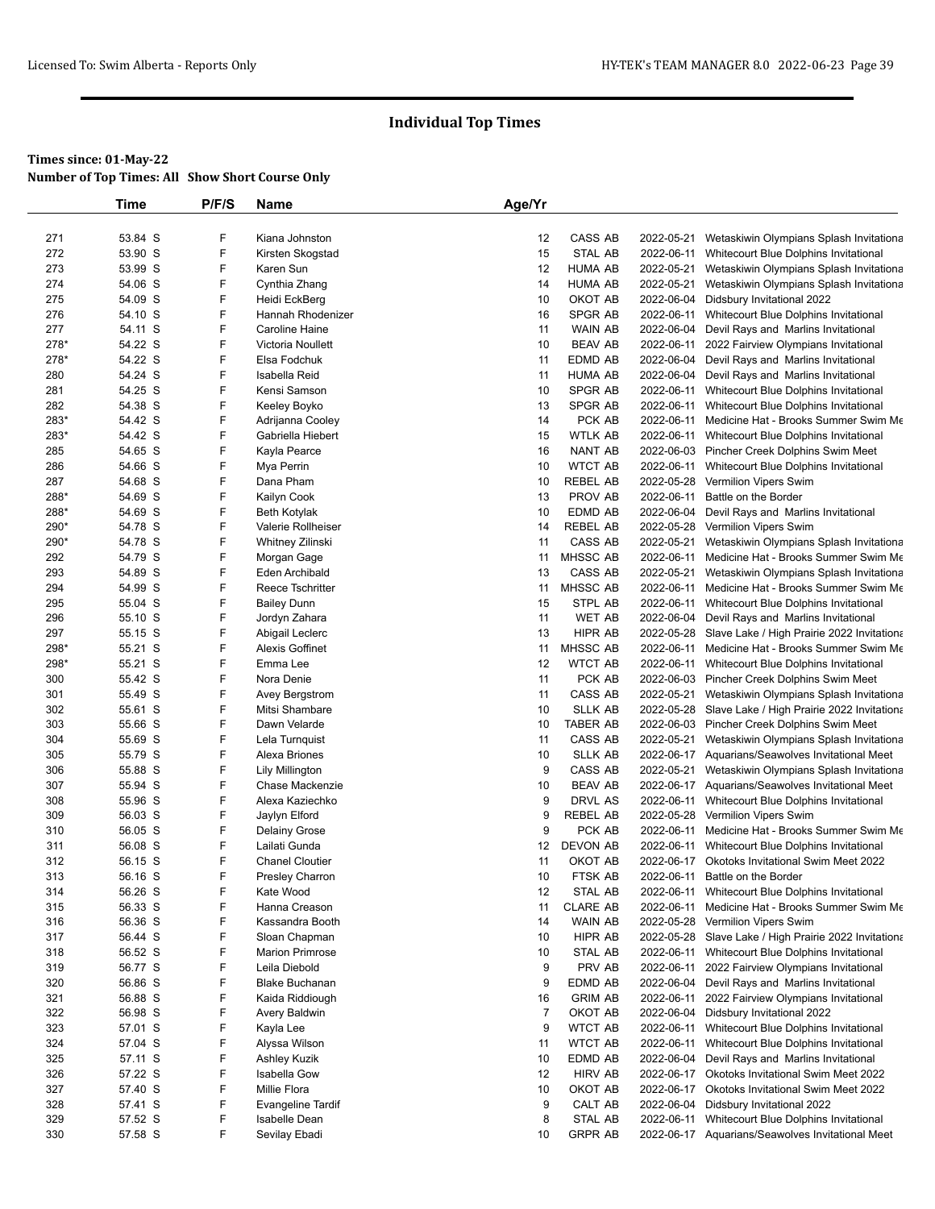# Individual Top Times

**Times since: 01-May-22**

**Number of Top Times: All Show Short Course Only**

| | Time | P/F/S | Name | Age/Yr | | | |
|---|---|---|---|---|---|---|---|
| 271 | 53.84 S | F | Kiana Johnston | 12 | CASS AB | 2022-05-21 | Wetaskiwin Olympians Splash Invitationa |
| 272 | 53.90 S | F | Kirsten Skogstad | 15 | STAL AB | 2022-06-11 | Whitecourt Blue Dolphins Invitational |
| 273 | 53.99 S | F | Karen Sun | 12 | HUMA AB | 2022-05-21 | Wetaskiwin Olympians Splash Invitationa |
| 274 | 54.06 S | F | Cynthia Zhang | 14 | HUMA AB | 2022-05-21 | Wetaskiwin Olympians Splash Invitationa |
| 275 | 54.09 S | F | Heidi EckBerg | 10 | OKOT AB | 2022-06-04 | Didsbury Invitational 2022 |
| 276 | 54.10 S | F | Hannah Rhodenizer | 16 | SPGR AB | 2022-06-11 | Whitecourt Blue Dolphins Invitational |
| 277 | 54.11 S | F | Caroline Haine | 11 | WAIN AB | 2022-06-04 | Devil Rays and Marlins Invitational |
| 278* | 54.22 S | F | Victoria Noullett | 10 | BEAV AB | 2022-06-11 | 2022 Fairview Olympians Invitational |
| 278* | 54.22 S | F | Elsa Fodchuk | 11 | EDMD AB | 2022-06-04 | Devil Rays and Marlins Invitational |
| 280 | 54.24 S | F | Isabella Reid | 11 | HUMA AB | 2022-06-04 | Devil Rays and Marlins Invitational |
| 281 | 54.25 S | F | Kensi Samson | 10 | SPGR AB | 2022-06-11 | Whitecourt Blue Dolphins Invitational |
| 282 | 54.38 S | F | Keeley Boyko | 13 | SPGR AB | 2022-06-11 | Whitecourt Blue Dolphins Invitational |
| 283* | 54.42 S | F | Adrijanna Cooley | 14 | PCK AB | 2022-06-11 | Medicine Hat - Brooks Summer Swim Me |
| 283* | 54.42 S | F | Gabriella Hiebert | 15 | WTLK AB | 2022-06-11 | Whitecourt Blue Dolphins Invitational |
| 285 | 54.65 S | F | Kayla Pearce | 16 | NANT AB | 2022-06-03 | Pincher Creek Dolphins Swim Meet |
| 286 | 54.66 S | F | Mya Perrin | 10 | WTCT AB | 2022-06-11 | Whitecourt Blue Dolphins Invitational |
| 287 | 54.68 S | F | Dana Pham | 10 | REBEL AB | 2022-05-28 | Vermilion Vipers Swim |
| 288* | 54.69 S | F | Kailyn Cook | 13 | PROV AB | 2022-06-11 | Battle on the Border |
| 288* | 54.69 S | F | Beth Kotylak | 10 | EDMD AB | 2022-06-04 | Devil Rays and Marlins Invitational |
| 290* | 54.78 S | F | Valerie Rollheiser | 14 | REBEL AB | 2022-05-28 | Vermilion Vipers Swim |
| 290* | 54.78 S | F | Whitney Zilinski | 11 | CASS AB | 2022-05-21 | Wetaskiwin Olympians Splash Invitationa |
| 292 | 54.79 S | F | Morgan Gage | 11 | MHSSC AB | 2022-06-11 | Medicine Hat - Brooks Summer Swim Me |
| 293 | 54.89 S | F | Eden Archibald | 13 | CASS AB | 2022-05-21 | Wetaskiwin Olympians Splash Invitationa |
| 294 | 54.99 S | F | Reece Tschritter | 11 | MHSSC AB | 2022-06-11 | Medicine Hat - Brooks Summer Swim Me |
| 295 | 55.04 S | F | Bailey Dunn | 15 | STPL AB | 2022-06-11 | Whitecourt Blue Dolphins Invitational |
| 296 | 55.10 S | F | Jordyn Zahara | 11 | WET AB | 2022-06-04 | Devil Rays and Marlins Invitational |
| 297 | 55.15 S | F | Abigail Leclerc | 13 | HIPR AB | 2022-05-28 | Slave Lake / High Prairie 2022 Invitationa |
| 298* | 55.21 S | F | Alexis Goffinet | 11 | MHSSC AB | 2022-06-11 | Medicine Hat - Brooks Summer Swim Me |
| 298* | 55.21 S | F | Emma Lee | 12 | WTCT AB | 2022-06-11 | Whitecourt Blue Dolphins Invitational |
| 300 | 55.42 S | F | Nora Denie | 11 | PCK AB | 2022-06-03 | Pincher Creek Dolphins Swim Meet |
| 301 | 55.49 S | F | Avey Bergstrom | 11 | CASS AB | 2022-05-21 | Wetaskiwin Olympians Splash Invitationa |
| 302 | 55.61 S | F | Mitsi Shambare | 10 | SLLK AB | 2022-05-28 | Slave Lake / High Prairie 2022 Invitationa |
| 303 | 55.66 S | F | Dawn Velarde | 10 | TABER AB | 2022-06-03 | Pincher Creek Dolphins Swim Meet |
| 304 | 55.69 S | F | Lela Turnquist | 11 | CASS AB | 2022-05-21 | Wetaskiwin Olympians Splash Invitationa |
| 305 | 55.79 S | F | Alexa Briones | 10 | SLLK AB | 2022-06-17 | Aquarians/Seawolves Invitational Meet |
| 306 | 55.88 S | F | Lily Millington | 9 | CASS AB | 2022-05-21 | Wetaskiwin Olympians Splash Invitationa |
| 307 | 55.94 S | F | Chase Mackenzie | 10 | BEAV AB | 2022-06-17 | Aquarians/Seawolves Invitational Meet |
| 308 | 55.96 S | F | Alexa Kaziechko | 9 | DRVL AS | 2022-06-11 | Whitecourt Blue Dolphins Invitational |
| 309 | 56.03 S | F | Jaylyn Elford | 9 | REBEL AB | 2022-05-28 | Vermilion Vipers Swim |
| 310 | 56.05 S | F | Delainy Grose | 9 | PCK AB | 2022-06-11 | Medicine Hat - Brooks Summer Swim Me |
| 311 | 56.08 S | F | Lailati Gunda | 12 | DEVON AB | 2022-06-11 | Whitecourt Blue Dolphins Invitational |
| 312 | 56.15 S | F | Chanel Cloutier | 11 | OKOT AB | 2022-06-17 | Okotoks Invitational Swim Meet 2022 |
| 313 | 56.16 S | F | Presley Charron | 10 | FTSK AB | 2022-06-11 | Battle on the Border |
| 314 | 56.26 S | F | Kate Wood | 12 | STAL AB | 2022-06-11 | Whitecourt Blue Dolphins Invitational |
| 315 | 56.33 S | F | Hanna Creason | 11 | CLARE AB | 2022-06-11 | Medicine Hat - Brooks Summer Swim Me |
| 316 | 56.36 S | F | Kassandra Booth | 14 | WAIN AB | 2022-05-28 | Vermilion Vipers Swim |
| 317 | 56.44 S | F | Sloan Chapman | 10 | HIPR AB | 2022-05-28 | Slave Lake / High Prairie 2022 Invitationa |
| 318 | 56.52 S | F | Marion Primrose | 10 | STAL AB | 2022-06-11 | Whitecourt Blue Dolphins Invitational |
| 319 | 56.77 S | F | Leila Diebold | 9 | PRV AB | 2022-06-11 | 2022 Fairview Olympians Invitational |
| 320 | 56.86 S | F | Blake Buchanan | 9 | EDMD AB | 2022-06-04 | Devil Rays and Marlins Invitational |
| 321 | 56.88 S | F | Kaida Riddiough | 16 | GRIM AB | 2022-06-11 | 2022 Fairview Olympians Invitational |
| 322 | 56.98 S | F | Avery Baldwin | 7 | OKOT AB | 2022-06-04 | Didsbury Invitational 2022 |
| 323 | 57.01 S | F | Kayla Lee | 9 | WTCT AB | 2022-06-11 | Whitecourt Blue Dolphins Invitational |
| 324 | 57.04 S | F | Alyssa Wilson | 11 | WTCT AB | 2022-06-11 | Whitecourt Blue Dolphins Invitational |
| 325 | 57.11 S | F | Ashley Kuzik | 10 | EDMD AB | 2022-06-04 | Devil Rays and Marlins Invitational |
| 326 | 57.22 S | F | Isabella Gow | 12 | HIRV AB | 2022-06-17 | Okotoks Invitational Swim Meet 2022 |
| 327 | 57.40 S | F | Millie Flora | 10 | OKOT AB | 2022-06-17 | Okotoks Invitational Swim Meet 2022 |
| 328 | 57.41 S | F | Evangeline Tardif | 9 | CALT AB | 2022-06-04 | Didsbury Invitational 2022 |
| 329 | 57.52 S | F | Isabelle Dean | 8 | STAL AB | 2022-06-11 | Whitecourt Blue Dolphins Invitational |
| 330 | 57.58 S | F | Sevilay Ebadi | 10 | GRPR AB | 2022-06-17 | Aquarians/Seawolves Invitational Meet |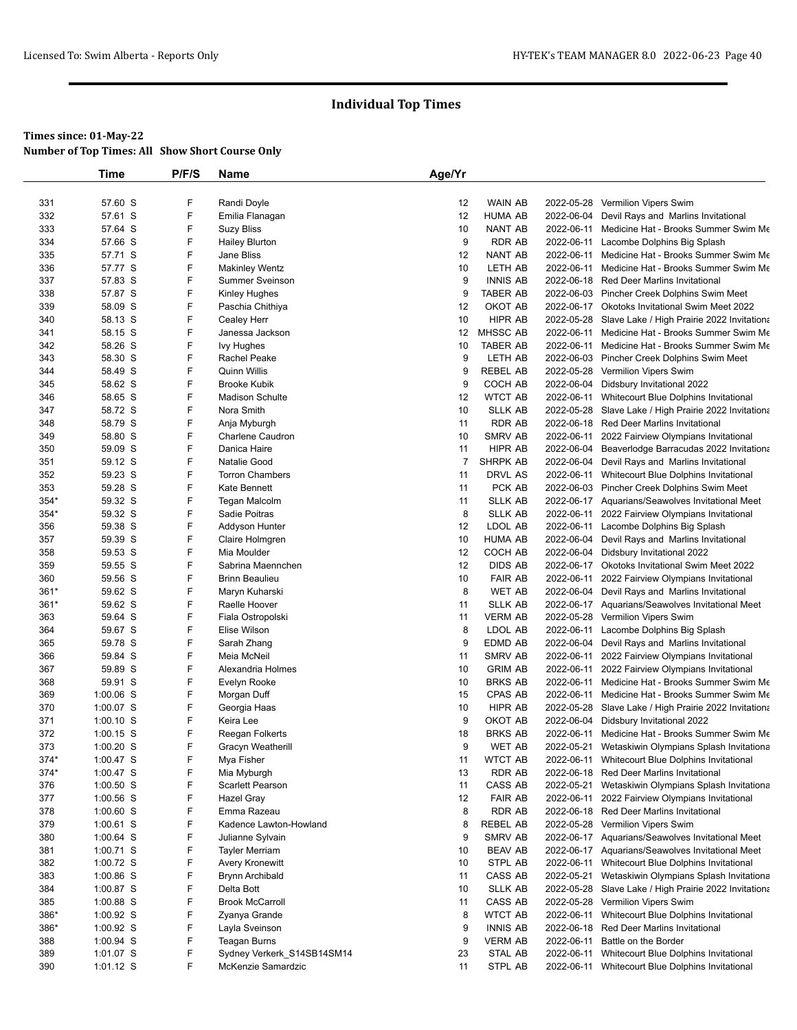# Individual Top Times

**Times since: 01-May-22**
**Number of Top Times: All Show Short Course Only**

| | Time | P/F/S | Name | Age/Yr | | | |
|---|---|---|---|---|---|---|---|
| 331 | 57.60 S | F | Randi Doyle | 12 | WAIN AB | 2022-05-28 | Vermilion Vipers Swim |
| 332 | 57.61 S | F | Emilia Flanagan | 12 | HUMA AB | 2022-06-04 | Devil Rays and Marlins Invitational |
| 333 | 57.64 S | F | Suzy Bliss | 10 | NANT AB | 2022-06-11 | Medicine Hat - Brooks Summer Swim Me |
| 334 | 57.66 S | F | Hailey Blurton | 9 | RDR AB | 2022-06-11 | Lacombe Dolphins Big Splash |
| 335 | 57.71 S | F | Jane Bliss | 12 | NANT AB | 2022-06-11 | Medicine Hat - Brooks Summer Swim Me |
| 336 | 57.77 S | F | Makinley Wentz | 10 | LETH AB | 2022-06-11 | Medicine Hat - Brooks Summer Swim Me |
| 337 | 57.83 S | F | Summer Sveinson | 9 | INNIS AB | 2022-06-18 | Red Deer Marlins Invitational |
| 338 | 57.87 S | F | Kinley Hughes | 9 | TABER AB | 2022-06-03 | Pincher Creek Dolphins Swim Meet |
| 339 | 58.09 S | F | Paschia Chithiya | 12 | OKOT AB | 2022-06-17 | Okotoks Invitational Swim Meet 2022 |
| 340 | 58.13 S | F | Cealey Herr | 10 | HIPR AB | 2022-05-28 | Slave Lake / High Prairie 2022 Invitationa |
| 341 | 58.15 S | F | Janessa Jackson | 12 | MHSSC AB | 2022-06-11 | Medicine Hat - Brooks Summer Swim Me |
| 342 | 58.26 S | F | Ivy Hughes | 10 | TABER AB | 2022-06-11 | Medicine Hat - Brooks Summer Swim Me |
| 343 | 58.30 S | F | Rachel Peake | 9 | LETH AB | 2022-06-03 | Pincher Creek Dolphins Swim Meet |
| 344 | 58.49 S | F | Quinn Willis | 9 | REBEL AB | 2022-05-28 | Vermilion Vipers Swim |
| 345 | 58.62 S | F | Brooke Kubik | 9 | COCH AB | 2022-06-04 | Didsbury Invitational 2022 |
| 346 | 58.65 S | F | Madison Schulte | 12 | WTCT AB | 2022-06-11 | Whitecourt Blue Dolphins Invitational |
| 347 | 58.72 S | F | Nora Smith | 10 | SLLK AB | 2022-05-28 | Slave Lake / High Prairie 2022 Invitationa |
| 348 | 58.79 S | F | Anja Myburgh | 11 | RDR AB | 2022-06-18 | Red Deer Marlins Invitational |
| 349 | 58.80 S | F | Charlene Caudron | 10 | SMRV AB | 2022-06-11 | 2022 Fairview Olympians Invitational |
| 350 | 59.09 S | F | Danica Haire | 11 | HIPR AB | 2022-06-04 | Beaverlodge Barracudas 2022 Invitationa |
| 351 | 59.12 S | F | Natalie Good | 7 | SHRPK AB | 2022-06-04 | Devil Rays and Marlins Invitational |
| 352 | 59.23 S | F | Torron Chambers | 11 | DRVL AS | 2022-06-11 | Whitecourt Blue Dolphins Invitational |
| 353 | 59.28 S | F | Kate Bennett | 11 | PCK AB | 2022-06-03 | Pincher Creek Dolphins Swim Meet |
| 354* | 59.32 S | F | Tegan Malcolm | 11 | SLLK AB | 2022-06-17 | Aquarians/Seawolves Invitational Meet |
| 354* | 59.32 S | F | Sadie Poitras | 8 | SLLK AB | 2022-06-11 | 2022 Fairview Olympians Invitational |
| 356 | 59.38 S | F | Addyson Hunter | 12 | LDOL AB | 2022-06-11 | Lacombe Dolphins Big Splash |
| 357 | 59.39 S | F | Claire Holmgren | 10 | HUMA AB | 2022-06-04 | Devil Rays and Marlins Invitational |
| 358 | 59.53 S | F | Mia Moulder | 12 | COCH AB | 2022-06-04 | Didsbury Invitational 2022 |
| 359 | 59.55 S | F | Sabrina Maennchen | 12 | DIDS AB | 2022-06-17 | Okotoks Invitational Swim Meet 2022 |
| 360 | 59.56 S | F | Brinn Beaulieu | 10 | FAIR AB | 2022-06-11 | 2022 Fairview Olympians Invitational |
| 361* | 59.62 S | F | Maryn Kuharski | 8 | WET AB | 2022-06-04 | Devil Rays and Marlins Invitational |
| 361* | 59.62 S | F | Raelle Hoover | 11 | SLLK AB | 2022-06-17 | Aquarians/Seawolves Invitational Meet |
| 363 | 59.64 S | F | Fiala Ostropolski | 11 | VERM AB | 2022-05-28 | Vermilion Vipers Swim |
| 364 | 59.67 S | F | Elise Wilson | 8 | LDOL AB | 2022-06-11 | Lacombe Dolphins Big Splash |
| 365 | 59.78 S | F | Sarah Zhang | 9 | EDMD AB | 2022-06-04 | Devil Rays and Marlins Invitational |
| 366 | 59.84 S | F | Meia McNeil | 11 | SMRV AB | 2022-06-11 | 2022 Fairview Olympians Invitational |
| 367 | 59.89 S | F | Alexandria Holmes | 10 | GRIM AB | 2022-06-11 | 2022 Fairview Olympians Invitational |
| 368 | 59.91 S | F | Evelyn Rooke | 10 | BRKS AB | 2022-06-11 | Medicine Hat - Brooks Summer Swim Me |
| 369 | 1:00.06 S | F | Morgan Duff | 15 | CPAS AB | 2022-06-11 | Medicine Hat - Brooks Summer Swim Me |
| 370 | 1:00.07 S | F | Georgia Haas | 10 | HIPR AB | 2022-05-28 | Slave Lake / High Prairie 2022 Invitationa |
| 371 | 1:00.10 S | F | Keira Lee | 9 | OKOT AB | 2022-06-04 | Didsbury Invitational 2022 |
| 372 | 1:00.15 S | F | Reegan Folkerts | 18 | BRKS AB | 2022-06-11 | Medicine Hat - Brooks Summer Swim Me |
| 373 | 1:00.20 S | F | Gracyn Weatherill | 9 | WET AB | 2022-05-21 | Wetaskiwin Olympians Splash Invitationa |
| 374* | 1:00.47 S | F | Mya Fisher | 11 | WTCT AB | 2022-06-11 | Whitecourt Blue Dolphins Invitational |
| 374* | 1:00.47 S | F | Mia Myburgh | 13 | RDR AB | 2022-06-18 | Red Deer Marlins Invitational |
| 376 | 1:00.50 S | F | Scarlett Pearson | 11 | CASS AB | 2022-05-21 | Wetaskiwin Olympians Splash Invitationa |
| 377 | 1:00.56 S | F | Hazel Gray | 12 | FAIR AB | 2022-06-11 | 2022 Fairview Olympians Invitational |
| 378 | 1:00.60 S | F | Emma Razeau | 8 | RDR AB | 2022-06-18 | Red Deer Marlins Invitational |
| 379 | 1:00.61 S | F | Kadence Lawton-Howland | 8 | REBEL AB | 2022-05-28 | Vermilion Vipers Swim |
| 380 | 1:00.64 S | F | Julianne Sylvain | 9 | SMRV AB | 2022-06-17 | Aquarians/Seawolves Invitational Meet |
| 381 | 1:00.71 S | F | Tayler Merriam | 10 | BEAV AB | 2022-06-17 | Aquarians/Seawolves Invitational Meet |
| 382 | 1:00.72 S | F | Avery Kronewitt | 10 | STPL AB | 2022-06-11 | Whitecourt Blue Dolphins Invitational |
| 383 | 1:00.86 S | F | Brynn Archibald | 11 | CASS AB | 2022-05-21 | Wetaskiwin Olympians Splash Invitationa |
| 384 | 1:00.87 S | F | Delta Bott | 10 | SLLK AB | 2022-05-28 | Slave Lake / High Prairie 2022 Invitationa |
| 385 | 1:00.88 S | F | Brook McCarroll | 11 | CASS AB | 2022-05-28 | Vermilion Vipers Swim |
| 386* | 1:00.92 S | F | Zyanya Grande | 8 | WTCT AB | 2022-06-11 | Whitecourt Blue Dolphins Invitational |
| 386* | 1:00.92 S | F | Layla Sveinson | 9 | INNIS AB | 2022-06-18 | Red Deer Marlins Invitational |
| 388 | 1:00.94 S | F | Teagan Burns | 9 | VERM AB | 2022-06-11 | Battle on the Border |
| 389 | 1:01.07 S | F | Sydney Verkerk_S14SB14SM14 | 23 | STAL AB | 2022-06-11 | Whitecourt Blue Dolphins Invitational |
| 390 | 1:01.12 S | F | McKenzie Samardzic | 11 | STPL AB | 2022-06-11 | Whitecourt Blue Dolphins Invitational |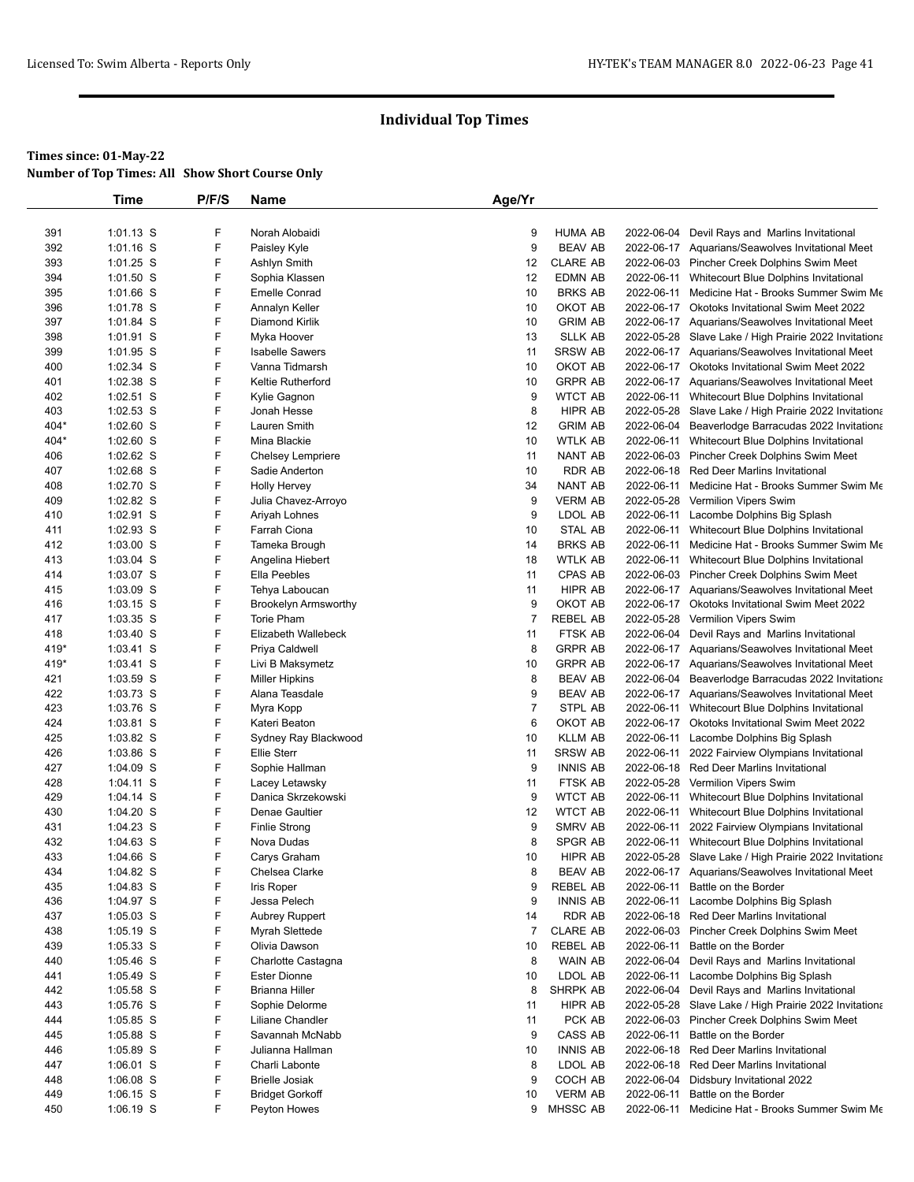# Individual Top Times

**Times since: 01-May-22**

**Number of Top Times: All Show Short Course Only**

| | Time | P/F/S | Name | Age/Yr | | | |
|---|---|---|---|---|---|---|---|
| 391 | 1:01.13 S | F | Norah Alobaidi | 9 | HUMA AB | 2022-06-04 | Devil Rays and Marlins Invitational |
| 392 | 1:01.16 S | F | Paisley Kyle | 9 | BEAV AB | 2022-06-17 | Aquarians/Seawolves Invitational Meet |
| 393 | 1:01.25 S | F | Ashlyn Smith | 12 | CLARE AB | 2022-06-03 | Pincher Creek Dolphins Swim Meet |
| 394 | 1:01.50 S | F | Sophia Klassen | 12 | EDMN AB | 2022-06-11 | Whitecourt Blue Dolphins Invitational |
| 395 | 1:01.66 S | F | Emelle Conrad | 10 | BRKS AB | 2022-06-11 | Medicine Hat - Brooks Summer Swim Me |
| 396 | 1:01.78 S | F | Annalyn Keller | 10 | OKOT AB | 2022-06-17 | Okotoks Invitational Swim Meet 2022 |
| 397 | 1:01.84 S | F | Diamond Kirlik | 10 | GRIM AB | 2022-06-17 | Aquarians/Seawolves Invitational Meet |
| 398 | 1:01.91 S | F | Myka Hoover | 13 | SLLK AB | 2022-05-28 | Slave Lake / High Prairie 2022 Invitationa |
| 399 | 1:01.95 S | F | Isabelle Sawers | 11 | SRSW AB | 2022-06-17 | Aquarians/Seawolves Invitational Meet |
| 400 | 1:02.34 S | F | Vanna Tidmarsh | 10 | OKOT AB | 2022-06-17 | Okotoks Invitational Swim Meet 2022 |
| 401 | 1:02.38 S | F | Keltie Rutherford | 10 | GRPR AB | 2022-06-17 | Aquarians/Seawolves Invitational Meet |
| 402 | 1:02.51 S | F | Kylie Gagnon | 9 | WTCT AB | 2022-06-11 | Whitecourt Blue Dolphins Invitational |
| 403 | 1:02.53 S | F | Jonah Hesse | 8 | HIPR AB | 2022-05-28 | Slave Lake / High Prairie 2022 Invitationa |
| 404* | 1:02.60 S | F | Lauren Smith | 12 | GRIM AB | 2022-06-04 | Beaverlodge Barracudas 2022 Invitationa |
| 404* | 1:02.60 S | F | Mina Blackie | 10 | WTLK AB | 2022-06-11 | Whitecourt Blue Dolphins Invitational |
| 406 | 1:02.62 S | F | Chelsey Lempriere | 11 | NANT AB | 2022-06-03 | Pincher Creek Dolphins Swim Meet |
| 407 | 1:02.68 S | F | Sadie Anderton | 10 | RDR AB | 2022-06-18 | Red Deer Marlins Invitational |
| 408 | 1:02.70 S | F | Holly Hervey | 34 | NANT AB | 2022-06-11 | Medicine Hat - Brooks Summer Swim Me |
| 409 | 1:02.82 S | F | Julia Chavez-Arroyo | 9 | VERM AB | 2022-05-28 | Vermilion Vipers Swim |
| 410 | 1:02.91 S | F | Ariyah Lohnes | 9 | LDOL AB | 2022-06-11 | Lacombe Dolphins Big Splash |
| 411 | 1:02.93 S | F | Farrah Ciona | 10 | STAL AB | 2022-06-11 | Whitecourt Blue Dolphins Invitational |
| 412 | 1:03.00 S | F | Tameka Brough | 14 | BRKS AB | 2022-06-11 | Medicine Hat - Brooks Summer Swim Me |
| 413 | 1:03.04 S | F | Angelina Hiebert | 18 | WTLK AB | 2022-06-11 | Whitecourt Blue Dolphins Invitational |
| 414 | 1:03.07 S | F | Ella Peebles | 11 | CPAS AB | 2022-06-03 | Pincher Creek Dolphins Swim Meet |
| 415 | 1:03.09 S | F | Tehya Laboucan | 11 | HIPR AB | 2022-06-17 | Aquarians/Seawolves Invitational Meet |
| 416 | 1:03.15 S | F | Brookelyn Armsworthy | 9 | OKOT AB | 2022-06-17 | Okotoks Invitational Swim Meet 2022 |
| 417 | 1:03.35 S | F | Torie Pham | 7 | REBEL AB | 2022-05-28 | Vermilion Vipers Swim |
| 418 | 1:03.40 S | F | Elizabeth Wallebeck | 11 | FTSK AB | 2022-06-04 | Devil Rays and Marlins Invitational |
| 419* | 1:03.41 S | F | Priya Caldwell | 8 | GRPR AB | 2022-06-17 | Aquarians/Seawolves Invitational Meet |
| 419* | 1:03.41 S | F | Livi B Maksymetz | 10 | GRPR AB | 2022-06-17 | Aquarians/Seawolves Invitational Meet |
| 421 | 1:03.59 S | F | Miller Hipkins | 8 | BEAV AB | 2022-06-04 | Beaverlodge Barracudas 2022 Invitationa |
| 422 | 1:03.73 S | F | Alana Teasdale | 9 | BEAV AB | 2022-06-17 | Aquarians/Seawolves Invitational Meet |
| 423 | 1:03.76 S | F | Myra Kopp | 7 | STPL AB | 2022-06-11 | Whitecourt Blue Dolphins Invitational |
| 424 | 1:03.81 S | F | Kateri Beaton | 6 | OKOT AB | 2022-06-17 | Okotoks Invitational Swim Meet 2022 |
| 425 | 1:03.82 S | F | Sydney Ray Blackwood | 10 | KLLM AB | 2022-06-11 | Lacombe Dolphins Big Splash |
| 426 | 1:03.86 S | F | Ellie Sterr | 11 | SRSW AB | 2022-06-11 | 2022 Fairview Olympians Invitational |
| 427 | 1:04.09 S | F | Sophie Hallman | 9 | INNIS AB | 2022-06-18 | Red Deer Marlins Invitational |
| 428 | 1:04.11 S | F | Lacey Letawsky | 11 | FTSK AB | 2022-05-28 | Vermilion Vipers Swim |
| 429 | 1:04.14 S | F | Danica Skrzekowski | 9 | WTCT AB | 2022-06-11 | Whitecourt Blue Dolphins Invitational |
| 430 | 1:04.20 S | F | Denae Gaultier | 12 | WTCT AB | 2022-06-11 | Whitecourt Blue Dolphins Invitational |
| 431 | 1:04.23 S | F | Finlie Strong | 9 | SMRV AB | 2022-06-11 | 2022 Fairview Olympians Invitational |
| 432 | 1:04.63 S | F | Nova Dudas | 8 | SPGR AB | 2022-06-11 | Whitecourt Blue Dolphins Invitational |
| 433 | 1:04.66 S | F | Carys Graham | 10 | HIPR AB | 2022-05-28 | Slave Lake / High Prairie 2022 Invitationa |
| 434 | 1:04.82 S | F | Chelsea Clarke | 8 | BEAV AB | 2022-06-17 | Aquarians/Seawolves Invitational Meet |
| 435 | 1:04.83 S | F | Iris Roper | 9 | REBEL AB | 2022-06-11 | Battle on the Border |
| 436 | 1:04.97 S | F | Jessa Pelech | 9 | INNIS AB | 2022-06-11 | Lacombe Dolphins Big Splash |
| 437 | 1:05.03 S | F | Aubrey Ruppert | 14 | RDR AB | 2022-06-18 | Red Deer Marlins Invitational |
| 438 | 1:05.19 S | F | Myrah Slettede | 7 | CLARE AB | 2022-06-03 | Pincher Creek Dolphins Swim Meet |
| 439 | 1:05.33 S | F | Olivia Dawson | 10 | REBEL AB | 2022-06-11 | Battle on the Border |
| 440 | 1:05.46 S | F | Charlotte Castagna | 8 | WAIN AB | 2022-06-04 | Devil Rays and Marlins Invitational |
| 441 | 1:05.49 S | F | Ester Dionne | 10 | LDOL AB | 2022-06-11 | Lacombe Dolphins Big Splash |
| 442 | 1:05.58 S | F | Brianna Hiller | 8 | SHRPK AB | 2022-06-04 | Devil Rays and Marlins Invitational |
| 443 | 1:05.76 S | F | Sophie Delorme | 11 | HIPR AB | 2022-05-28 | Slave Lake / High Prairie 2022 Invitationa |
| 444 | 1:05.85 S | F | Liliane Chandler | 11 | PCK AB | 2022-06-03 | Pincher Creek Dolphins Swim Meet |
| 445 | 1:05.88 S | F | Savannah McNabb | 9 | CASS AB | 2022-06-11 | Battle on the Border |
| 446 | 1:05.89 S | F | Julianna Hallman | 10 | INNIS AB | 2022-06-18 | Red Deer Marlins Invitational |
| 447 | 1:06.01 S | F | Charli Labonte | 8 | LDOL AB | 2022-06-18 | Red Deer Marlins Invitational |
| 448 | 1:06.08 S | F | Brielle Josiak | 9 | COCH AB | 2022-06-04 | Didsbury Invitational 2022 |
| 449 | 1:06.15 S | F | Bridget Gorkoff | 10 | VERM AB | 2022-06-11 | Battle on the Border |
| 450 | 1:06.19 S | F | Peyton Howes | 9 | MHSSC AB | 2022-06-11 | Medicine Hat - Brooks Summer Swim Me |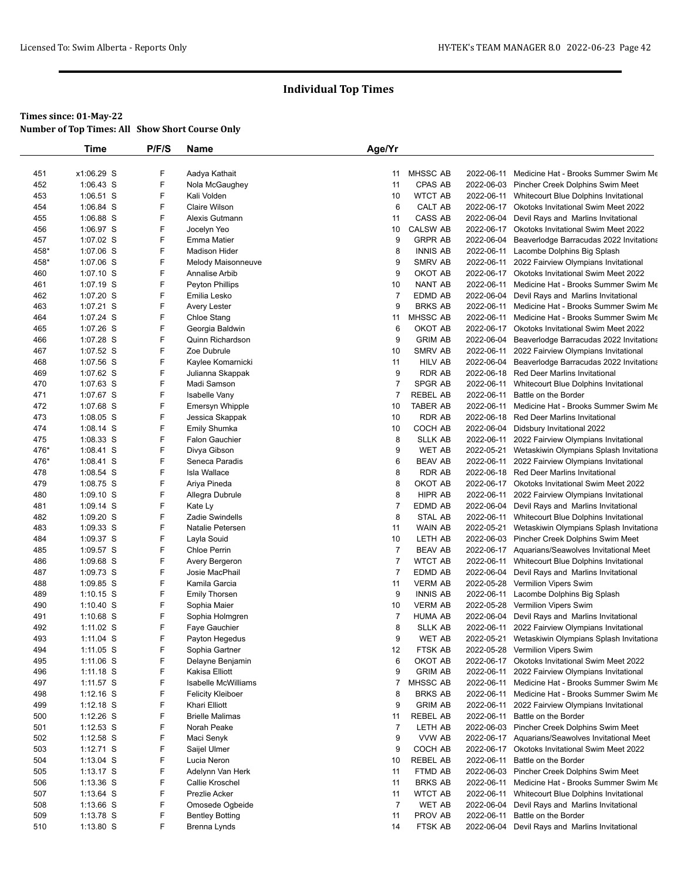## Individual Top Times

**Times since: 01-May-22**
**Number of Top Times: All Show Short Course Only**

| | Time | P/F/S | Name | Age/Yr | | | |
|---|---|---|---|---|---|---|---|
| 451 | x1:06.29 S | F | Aadya Kathait | 11 | MHSSC AB | 2022-06-11 | Medicine Hat - Brooks Summer Swim Me |
| 452 | 1:06.43 S | F | Nola McGaughey | 11 | CPAS AB | 2022-06-03 | Pincher Creek Dolphins Swim Meet |
| 453 | 1:06.51 S | F | Kali Volden | 10 | WTCT AB | 2022-06-11 | Whitecourt Blue Dolphins Invitational |
| 454 | 1:06.84 S | F | Claire Wilson | 6 | CALT AB | 2022-06-17 | Okotoks Invitational Swim Meet 2022 |
| 455 | 1:06.88 S | F | Alexis Gutmann | 11 | CASS AB | 2022-06-04 | Devil Rays and Marlins Invitational |
| 456 | 1:06.97 S | F | Jocelyn Yeo | 10 | CALSW AB | 2022-06-17 | Okotoks Invitational Swim Meet 2022 |
| 457 | 1:07.02 S | F | Emma Matier | 9 | GRPR AB | 2022-06-04 | Beaverlodge Barracudas 2022 Invitationa |
| 458* | 1:07.06 S | F | Madison Hider | 8 | INNIS AB | 2022-06-11 | Lacombe Dolphins Big Splash |
| 458* | 1:07.06 S | F | Melody Maisonneuve | 9 | SMRV AB | 2022-06-11 | 2022 Fairview Olympians Invitational |
| 460 | 1:07.10 S | F | Annalise Arbib | 9 | OKOT AB | 2022-06-17 | Okotoks Invitational Swim Meet 2022 |
| 461 | 1:07.19 S | F | Peyton Phillips | 10 | NANT AB | 2022-06-11 | Medicine Hat - Brooks Summer Swim Me |
| 462 | 1:07.20 S | F | Emilia Lesko | 7 | EDMD AB | 2022-06-04 | Devil Rays and Marlins Invitational |
| 463 | 1:07.21 S | F | Avery Lester | 9 | BRKS AB | 2022-06-11 | Medicine Hat - Brooks Summer Swim Me |
| 464 | 1:07.24 S | F | Chloe Stang | 11 | MHSSC AB | 2022-06-11 | Medicine Hat - Brooks Summer Swim Me |
| 465 | 1:07.26 S | F | Georgia Baldwin | 6 | OKOT AB | 2022-06-17 | Okotoks Invitational Swim Meet 2022 |
| 466 | 1:07.28 S | F | Quinn Richardson | 9 | GRIM AB | 2022-06-04 | Beaverlodge Barracudas 2022 Invitationa |
| 467 | 1:07.52 S | F | Zoe Dubrule | 10 | SMRV AB | 2022-06-11 | 2022 Fairview Olympians Invitational |
| 468 | 1:07.56 S | F | Kaylee Komarnicki | 11 | HILV AB | 2022-06-04 | Beaverlodge Barracudas 2022 Invitationa |
| 469 | 1:07.62 S | F | Julianna Skappak | 9 | RDR AB | 2022-06-18 | Red Deer Marlins Invitational |
| 470 | 1:07.63 S | F | Madi Samson | 7 | SPGR AB | 2022-06-11 | Whitecourt Blue Dolphins Invitational |
| 471 | 1:07.67 S | F | Isabelle Vany | 7 | REBEL AB | 2022-06-11 | Battle on the Border |
| 472 | 1:07.68 S | F | Emersyn Whipple | 10 | TABER AB | 2022-06-11 | Medicine Hat - Brooks Summer Swim Me |
| 473 | 1:08.05 S | F | Jessica Skappak | 10 | RDR AB | 2022-06-18 | Red Deer Marlins Invitational |
| 474 | 1:08.14 S | F | Emily Shumka | 10 | COCH AB | 2022-06-04 | Didsbury Invitational 2022 |
| 475 | 1:08.33 S | F | Falon Gauchier | 8 | SLLK AB | 2022-06-11 | 2022 Fairview Olympians Invitational |
| 476* | 1:08.41 S | F | Divya Gibson | 9 | WET AB | 2022-05-21 | Wetaskiwin Olympians Splash Invitationa |
| 476* | 1:08.41 S | F | Seneca Paradis | 6 | BEAV AB | 2022-06-11 | 2022 Fairview Olympians Invitational |
| 478 | 1:08.54 S | F | Isla Wallace | 8 | RDR AB | 2022-06-18 | Red Deer Marlins Invitational |
| 479 | 1:08.75 S | F | Ariya Pineda | 8 | OKOT AB | 2022-06-17 | Okotoks Invitational Swim Meet 2022 |
| 480 | 1:09.10 S | F | Allegra Dubrule | 8 | HIPR AB | 2022-06-11 | 2022 Fairview Olympians Invitational |
| 481 | 1:09.14 S | F | Kate Ly | 7 | EDMD AB | 2022-06-04 | Devil Rays and Marlins Invitational |
| 482 | 1:09.20 S | F | Zadie Swindells | 8 | STAL AB | 2022-06-11 | Whitecourt Blue Dolphins Invitational |
| 483 | 1:09.33 S | F | Natalie Petersen | 11 | WAIN AB | 2022-05-21 | Wetaskiwin Olympians Splash Invitationa |
| 484 | 1:09.37 S | F | Layla Souid | 10 | LETH AB | 2022-06-03 | Pincher Creek Dolphins Swim Meet |
| 485 | 1:09.57 S | F | Chloe Perrin | 7 | BEAV AB | 2022-06-17 | Aquarians/Seawolves Invitational Meet |
| 486 | 1:09.68 S | F | Avery Bergeron | 7 | WTCT AB | 2022-06-11 | Whitecourt Blue Dolphins Invitational |
| 487 | 1:09.73 S | F | Josie MacPhail | 7 | EDMD AB | 2022-06-04 | Devil Rays and Marlins Invitational |
| 488 | 1:09.85 S | F | Kamila Garcia | 11 | VERM AB | 2022-05-28 | Vermilion Vipers Swim |
| 489 | 1:10.15 S | F | Emily Thorsen | 9 | INNIS AB | 2022-06-11 | Lacombe Dolphins Big Splash |
| 490 | 1:10.40 S | F | Sophia Maier | 10 | VERM AB | 2022-05-28 | Vermilion Vipers Swim |
| 491 | 1:10.68 S | F | Sophia Holmgren | 7 | HUMA AB | 2022-06-04 | Devil Rays and Marlins Invitational |
| 492 | 1:11.02 S | F | Faye Gauchier | 8 | SLLK AB | 2022-06-11 | 2022 Fairview Olympians Invitational |
| 493 | 1:11.04 S | F | Payton Hegedus | 9 | WET AB | 2022-05-21 | Wetaskiwin Olympians Splash Invitationa |
| 494 | 1:11.05 S | F | Sophia Gartner | 12 | FTSK AB | 2022-05-28 | Vermilion Vipers Swim |
| 495 | 1:11.06 S | F | Delayne Benjamin | 6 | OKOT AB | 2022-06-17 | Okotoks Invitational Swim Meet 2022 |
| 496 | 1:11.18 S | F | Kakisa Elliott | 9 | GRIM AB | 2022-06-11 | 2022 Fairview Olympians Invitational |
| 497 | 1:11.57 S | F | Isabelle McWilliams | 7 | MHSSC AB | 2022-06-11 | Medicine Hat - Brooks Summer Swim Me |
| 498 | 1:12.16 S | F | Felicity Kleiboer | 8 | BRKS AB | 2022-06-11 | Medicine Hat - Brooks Summer Swim Me |
| 499 | 1:12.18 S | F | Khari Elliott | 9 | GRIM AB | 2022-06-11 | 2022 Fairview Olympians Invitational |
| 500 | 1:12.26 S | F | Brielle Malimas | 11 | REBEL AB | 2022-06-11 | Battle on the Border |
| 501 | 1:12.53 S | F | Norah Peake | 7 | LETH AB | 2022-06-03 | Pincher Creek Dolphins Swim Meet |
| 502 | 1:12.58 S | F | Maci Senyk | 9 | VVW AB | 2022-06-17 | Aquarians/Seawolves Invitational Meet |
| 503 | 1:12.71 S | F | Saijel Ulmer | 9 | COCH AB | 2022-06-17 | Okotoks Invitational Swim Meet 2022 |
| 504 | 1:13.04 S | F | Lucia Neron | 10 | REBEL AB | 2022-06-11 | Battle on the Border |
| 505 | 1:13.17 S | F | Adelynn Van Herk | 11 | FTMD AB | 2022-06-03 | Pincher Creek Dolphins Swim Meet |
| 506 | 1:13.36 S | F | Callie Kroschel | 11 | BRKS AB | 2022-06-11 | Medicine Hat - Brooks Summer Swim Me |
| 507 | 1:13.64 S | F | Prezlie Acker | 11 | WTCT AB | 2022-06-11 | Whitecourt Blue Dolphins Invitational |
| 508 | 1:13.66 S | F | Omosede Ogbeide | 7 | WET AB | 2022-06-04 | Devil Rays and Marlins Invitational |
| 509 | 1:13.78 S | F | Bentley Botting | 11 | PROV AB | 2022-06-11 | Battle on the Border |
| 510 | 1:13.80 S | F | Brenna Lynds | 14 | FTSK AB | 2022-06-04 | Devil Rays and Marlins Invitational |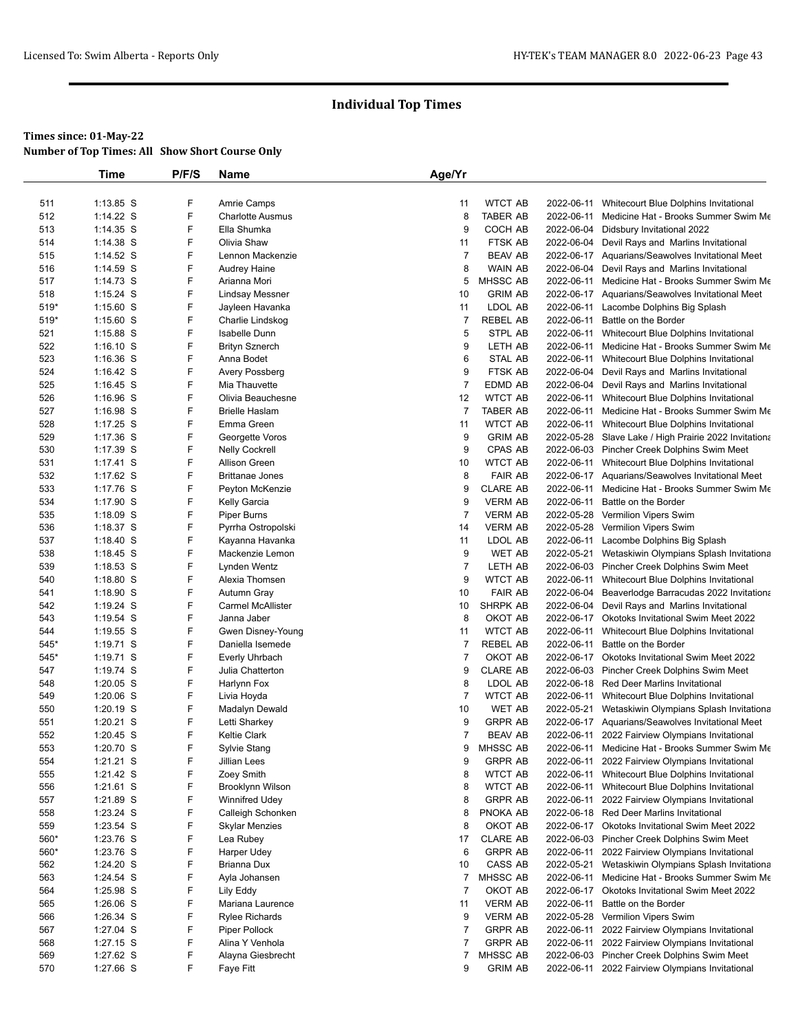## Individual Top Times

**Times since: 01-May-22**

**Number of Top Times: All Show Short Course Only**

| | Time | P/F/S | Name | Age/Yr | | | |
|---|---|---|---|---|---|---|---|
| 511 | 1:13.85 S | F | Amrie Camps | 11 | WTCT AB | 2022-06-11 | Whitecourt Blue Dolphins Invitational |
| 512 | 1:14.22 S | F | Charlotte Ausmus | 8 | TABER AB | 2022-06-11 | Medicine Hat - Brooks Summer Swim Me |
| 513 | 1:14.35 S | F | Ella Shumka | 9 | COCH AB | 2022-06-04 | Didsbury Invitational 2022 |
| 514 | 1:14.38 S | F | Olivia Shaw | 11 | FTSK AB | 2022-06-04 | Devil Rays and Marlins Invitational |
| 515 | 1:14.52 S | F | Lennon Mackenzie | 7 | BEAV AB | 2022-06-17 | Aquarians/Seawolves Invitational Meet |
| 516 | 1:14.59 S | F | Audrey Haine | 8 | WAIN AB | 2022-06-04 | Devil Rays and Marlins Invitational |
| 517 | 1:14.73 S | F | Arianna Mori | 5 | MHSSC AB | 2022-06-11 | Medicine Hat - Brooks Summer Swim Me |
| 518 | 1:15.24 S | F | Lindsay Messner | 10 | GRIM AB | 2022-06-17 | Aquarians/Seawolves Invitational Meet |
| 519* | 1:15.60 S | F | Jayleen Havanka | 11 | LDOL AB | 2022-06-11 | Lacombe Dolphins Big Splash |
| 519* | 1:15.60 S | F | Charlie Lindskog | 7 | REBEL AB | 2022-06-11 | Battle on the Border |
| 521 | 1:15.88 S | F | Isabelle Dunn | 5 | STPL AB | 2022-06-11 | Whitecourt Blue Dolphins Invitational |
| 522 | 1:16.10 S | F | Brityn Sznerch | 9 | LETH AB | 2022-06-11 | Medicine Hat - Brooks Summer Swim Me |
| 523 | 1:16.36 S | F | Anna Bodet | 6 | STAL AB | 2022-06-11 | Whitecourt Blue Dolphins Invitational |
| 524 | 1:16.42 S | F | Avery Possberg | 9 | FTSK AB | 2022-06-04 | Devil Rays and Marlins Invitational |
| 525 | 1:16.45 S | F | Mia Thauvette | 7 | EDMD AB | 2022-06-04 | Devil Rays and Marlins Invitational |
| 526 | 1:16.96 S | F | Olivia Beauchesne | 12 | WTCT AB | 2022-06-11 | Whitecourt Blue Dolphins Invitational |
| 527 | 1:16.98 S | F | Brielle Haslam | 7 | TABER AB | 2022-06-11 | Medicine Hat - Brooks Summer Swim Me |
| 528 | 1:17.25 S | F | Emma Green | 11 | WTCT AB | 2022-06-11 | Whitecourt Blue Dolphins Invitational |
| 529 | 1:17.36 S | F | Georgette Voros | 9 | GRIM AB | 2022-05-28 | Slave Lake / High Prairie 2022 Invitationa |
| 530 | 1:17.39 S | F | Nelly Cockrell | 9 | CPAS AB | 2022-06-03 | Pincher Creek Dolphins Swim Meet |
| 531 | 1:17.41 S | F | Allison Green | 10 | WTCT AB | 2022-06-11 | Whitecourt Blue Dolphins Invitational |
| 532 | 1:17.62 S | F | Brittanae Jones | 8 | FAIR AB | 2022-06-17 | Aquarians/Seawolves Invitational Meet |
| 533 | 1:17.76 S | F | Peyton McKenzie | 9 | CLARE AB | 2022-06-11 | Medicine Hat - Brooks Summer Swim Me |
| 534 | 1:17.90 S | F | Kelly Garcia | 9 | VERM AB | 2022-06-11 | Battle on the Border |
| 535 | 1:18.09 S | F | Piper Burns | 7 | VERM AB | 2022-05-28 | Vermilion Vipers Swim |
| 536 | 1:18.37 S | F | Pyrrha Ostropolski | 14 | VERM AB | 2022-05-28 | Vermilion Vipers Swim |
| 537 | 1:18.40 S | F | Kayanna Havanka | 11 | LDOL AB | 2022-06-11 | Lacombe Dolphins Big Splash |
| 538 | 1:18.45 S | F | Mackenzie Lemon | 9 | WET AB | 2022-05-21 | Wetaskiwin Olympians Splash Invitationa |
| 539 | 1:18.53 S | F | Lynden Wentz | 7 | LETH AB | 2022-06-03 | Pincher Creek Dolphins Swim Meet |
| 540 | 1:18.80 S | F | Alexia Thomsen | 9 | WTCT AB | 2022-06-11 | Whitecourt Blue Dolphins Invitational |
| 541 | 1:18.90 S | F | Autumn Gray | 10 | FAIR AB | 2022-06-04 | Beaverlodge Barracudas 2022 Invitationa |
| 542 | 1:19.24 S | F | Carmel McAllister | 10 | SHRPK AB | 2022-06-04 | Devil Rays and Marlins Invitational |
| 543 | 1:19.54 S | F | Janna Jaber | 8 | OKOT AB | 2022-06-17 | Okotoks Invitational Swim Meet 2022 |
| 544 | 1:19.55 S | F | Gwen Disney-Young | 11 | WTCT AB | 2022-06-11 | Whitecourt Blue Dolphins Invitational |
| 545* | 1:19.71 S | F | Daniella Isemede | 7 | REBEL AB | 2022-06-11 | Battle on the Border |
| 545* | 1:19.71 S | F | Everly Uhrbach | 7 | OKOT AB | 2022-06-17 | Okotoks Invitational Swim Meet 2022 |
| 547 | 1:19.74 S | F | Julia Chatterton | 9 | CLARE AB | 2022-06-03 | Pincher Creek Dolphins Swim Meet |
| 548 | 1:20.05 S | F | Harlynn Fox | 8 | LDOL AB | 2022-06-18 | Red Deer Marlins Invitational |
| 549 | 1:20.06 S | F | Livia Hoyda | 7 | WTCT AB | 2022-06-11 | Whitecourt Blue Dolphins Invitational |
| 550 | 1:20.19 S | F | Madalyn Dewald | 10 | WET AB | 2022-05-21 | Wetaskiwin Olympians Splash Invitationa |
| 551 | 1:20.21 S | F | Letti Sharkey | 9 | GRPR AB | 2022-06-17 | Aquarians/Seawolves Invitational Meet |
| 552 | 1:20.45 S | F | Keltie Clark | 7 | BEAV AB | 2022-06-11 | 2022 Fairview Olympians Invitational |
| 553 | 1:20.70 S | F | Sylvie Stang | 9 | MHSSC AB | 2022-06-11 | Medicine Hat - Brooks Summer Swim Me |
| 554 | 1:21.21 S | F | Jillian Lees | 9 | GRPR AB | 2022-06-11 | 2022 Fairview Olympians Invitational |
| 555 | 1:21.42 S | F | Zoey Smith | 8 | WTCT AB | 2022-06-11 | Whitecourt Blue Dolphins Invitational |
| 556 | 1:21.61 S | F | Brooklynn Wilson | 8 | WTCT AB | 2022-06-11 | Whitecourt Blue Dolphins Invitational |
| 557 | 1:21.89 S | F | Winnifred Udey | 8 | GRPR AB | 2022-06-11 | 2022 Fairview Olympians Invitational |
| 558 | 1:23.24 S | F | Calleigh Schonken | 8 | PNOKA AB | 2022-06-18 | Red Deer Marlins Invitational |
| 559 | 1:23.54 S | F | Skylar Menzies | 8 | OKOT AB | 2022-06-17 | Okotoks Invitational Swim Meet 2022 |
| 560* | 1:23.76 S | F | Lea Rubey | 17 | CLARE AB | 2022-06-03 | Pincher Creek Dolphins Swim Meet |
| 560* | 1:23.76 S | F | Harper Udey | 6 | GRPR AB | 2022-06-11 | 2022 Fairview Olympians Invitational |
| 562 | 1:24.20 S | F | Brianna Dux | 10 | CASS AB | 2022-05-21 | Wetaskiwin Olympians Splash Invitationa |
| 563 | 1:24.54 S | F | Ayla Johansen | 7 | MHSSC AB | 2022-06-11 | Medicine Hat - Brooks Summer Swim Me |
| 564 | 1:25.98 S | F | Lily Eddy | 7 | OKOT AB | 2022-06-17 | Okotoks Invitational Swim Meet 2022 |
| 565 | 1:26.06 S | F | Mariana Laurence | 11 | VERM AB | 2022-06-11 | Battle on the Border |
| 566 | 1:26.34 S | F | Rylee Richards | 9 | VERM AB | 2022-05-28 | Vermilion Vipers Swim |
| 567 | 1:27.04 S | F | Piper Pollock | 7 | GRPR AB | 2022-06-11 | 2022 Fairview Olympians Invitational |
| 568 | 1:27.15 S | F | Alina Y Venhola | 7 | GRPR AB | 2022-06-11 | 2022 Fairview Olympians Invitational |
| 569 | 1:27.62 S | F | Alayna Giesbrecht | 7 | MHSSC AB | 2022-06-03 | Pincher Creek Dolphins Swim Meet |
| 570 | 1:27.66 S | F | Faye Fitt | 9 | GRIM AB | 2022-06-11 | 2022 Fairview Olympians Invitational |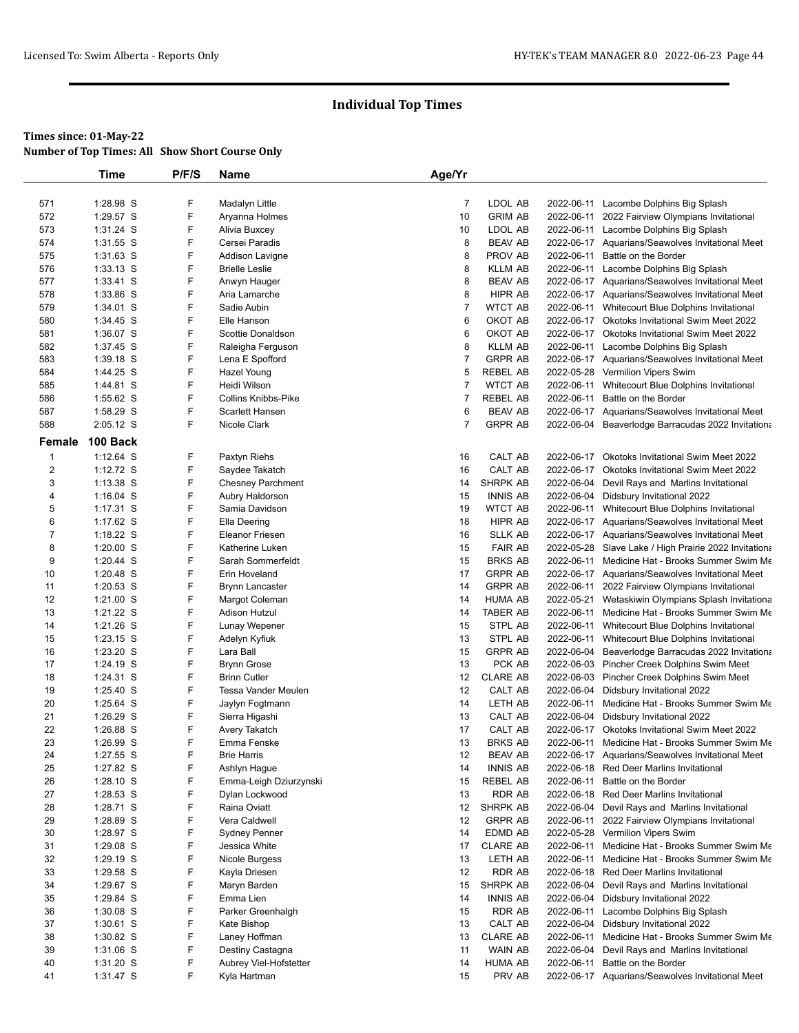## Individual Top Times

**Times since: 01-May-22**
**Number of Top Times: All Show Short Course Only**

| | Time | P/F/S | Name | Age/Yr | | | |
|---|---|---|---|---|---|---|---|
| 571 | 1:28.98 S | F | Madalyn Little | 7 | LDOL AB | 2022-06-11 | Lacombe Dolphins Big Splash |
| 572 | 1:29.57 S | F | Aryanna Holmes | 10 | GRIM AB | 2022-06-11 | 2022 Fairview Olympians Invitational |
| 573 | 1:31.24 S | F | Alivia Buxcey | 10 | LDOL AB | 2022-06-11 | Lacombe Dolphins Big Splash |
| 574 | 1:31.55 S | F | Cersei Paradis | 8 | BEAV AB | 2022-06-17 | Aquarians/Seawolves Invitational Meet |
| 575 | 1:31.63 S | F | Addison Lavigne | 8 | PROV AB | 2022-06-11 | Battle on the Border |
| 576 | 1:33.13 S | F | Brielle Leslie | 8 | KLLM AB | 2022-06-11 | Lacombe Dolphins Big Splash |
| 577 | 1:33.41 S | F | Anwyn Hauger | 8 | BEAV AB | 2022-06-17 | Aquarians/Seawolves Invitational Meet |
| 578 | 1:33.86 S | F | Aria Lamarche | 8 | HIPR AB | 2022-06-17 | Aquarians/Seawolves Invitational Meet |
| 579 | 1:34.01 S | F | Sadie Aubin | 7 | WTCT AB | 2022-06-11 | Whitecourt Blue Dolphins Invitational |
| 580 | 1:34.45 S | F | Elle Hanson | 6 | OKOT AB | 2022-06-17 | Okotoks Invitational Swim Meet 2022 |
| 581 | 1:36.07 S | F | Scottie Donaldson | 6 | OKOT AB | 2022-06-17 | Okotoks Invitational Swim Meet 2022 |
| 582 | 1:37.45 S | F | Raleigha Ferguson | 8 | KLLM AB | 2022-06-11 | Lacombe Dolphins Big Splash |
| 583 | 1:39.18 S | F | Lena E Spofford | 7 | GRPR AB | 2022-06-17 | Aquarians/Seawolves Invitational Meet |
| 584 | 1:44.25 S | F | Hazel Young | 5 | REBEL AB | 2022-05-28 | Vermilion Vipers Swim |
| 585 | 1:44.81 S | F | Heidi Wilson | 7 | WTCT AB | 2022-06-11 | Whitecourt Blue Dolphins Invitational |
| 586 | 1:55.62 S | F | Collins Knibbs-Pike | 7 | REBEL AB | 2022-06-11 | Battle on the Border |
| 587 | 1:58.29 S | F | Scarlett Hansen | 6 | BEAV AB | 2022-06-17 | Aquarians/Seawolves Invitational Meet |
| 588 | 2:05.12 S | F | Nicole Clark | 7 | GRPR AB | 2022-06-04 | Beaverlodge Barracudas 2022 Invitationa |
| **Female** | **100 Back** | | | | | | |
| 1 | 1:12.64 S | F | Paxtyn Riehs | 16 | CALT AB | 2022-06-17 | Okotoks Invitational Swim Meet 2022 |
| 2 | 1:12.72 S | F | Saydee Takatch | 16 | CALT AB | 2022-06-17 | Okotoks Invitational Swim Meet 2022 |
| 3 | 1:13.38 S | F | Chesney Parchment | 14 | SHRPK AB | 2022-06-04 | Devil Rays and Marlins Invitational |
| 4 | 1:16.04 S | F | Aubry Haldorson | 15 | INNIS AB | 2022-06-04 | Didsbury Invitational 2022 |
| 5 | 1:17.31 S | F | Samia Davidson | 19 | WTCT AB | 2022-06-11 | Whitecourt Blue Dolphins Invitational |
| 6 | 1:17.62 S | F | Ella Deering | 18 | HIPR AB | 2022-06-17 | Aquarians/Seawolves Invitational Meet |
| 7 | 1:18.22 S | F | Eleanor Friesen | 16 | SLLK AB | 2022-06-17 | Aquarians/Seawolves Invitational Meet |
| 8 | 1:20.00 S | F | Katherine Luken | 15 | FAIR AB | 2022-05-28 | Slave Lake / High Prairie 2022 Invitationa |
| 9 | 1:20.44 S | F | Sarah Sommerfeldt | 15 | BRKS AB | 2022-06-11 | Medicine Hat - Brooks Summer Swim Me |
| 10 | 1:20.48 S | F | Erin Hoveland | 17 | GRPR AB | 2022-06-17 | Aquarians/Seawolves Invitational Meet |
| 11 | 1:20.53 S | F | Brynn Lancaster | 14 | GRPR AB | 2022-06-11 | 2022 Fairview Olympians Invitational |
| 12 | 1:21.00 S | F | Margot Coleman | 14 | HUMA AB | 2022-05-21 | Wetaskiwin Olympians Splash Invitationa |
| 13 | 1:21.22 S | F | Adison Hutzul | 14 | TABER AB | 2022-06-11 | Medicine Hat - Brooks Summer Swim Me |
| 14 | 1:21.26 S | F | Lunay Wepener | 15 | STPL AB | 2022-06-11 | Whitecourt Blue Dolphins Invitational |
| 15 | 1:23.15 S | F | Adelyn Kyfiuk | 13 | STPL AB | 2022-06-11 | Whitecourt Blue Dolphins Invitational |
| 16 | 1:23.20 S | F | Lara Ball | 15 | GRPR AB | 2022-06-04 | Beaverlodge Barracudas 2022 Invitationa |
| 17 | 1:24.19 S | F | Brynn Grose | 13 | PCK AB | 2022-06-03 | Pincher Creek Dolphins Swim Meet |
| 18 | 1:24.31 S | F | Brinn Cutler | 12 | CLARE AB | 2022-06-03 | Pincher Creek Dolphins Swim Meet |
| 19 | 1:25.40 S | F | Tessa Vander Meulen | 12 | CALT AB | 2022-06-04 | Didsbury Invitational 2022 |
| 20 | 1:25.64 S | F | Jaylyn Fogtmann | 14 | LETH AB | 2022-06-11 | Medicine Hat - Brooks Summer Swim Me |
| 21 | 1:26.29 S | F | Sierra Higashi | 13 | CALT AB | 2022-06-04 | Didsbury Invitational 2022 |
| 22 | 1:26.88 S | F | Avery Takatch | 17 | CALT AB | 2022-06-17 | Okotoks Invitational Swim Meet 2022 |
| 23 | 1:26.99 S | F | Emma Fenske | 13 | BRKS AB | 2022-06-11 | Medicine Hat - Brooks Summer Swim Me |
| 24 | 1:27.55 S | F | Brie Harris | 12 | BEAV AB | 2022-06-17 | Aquarians/Seawolves Invitational Meet |
| 25 | 1:27.82 S | F | Ashlyn Hague | 14 | INNIS AB | 2022-06-18 | Red Deer Marlins Invitational |
| 26 | 1:28.10 S | F | Emma-Leigh Dziurzynski | 15 | REBEL AB | 2022-06-11 | Battle on the Border |
| 27 | 1:28.53 S | F | Dylan Lockwood | 13 | RDR AB | 2022-06-18 | Red Deer Marlins Invitational |
| 28 | 1:28.71 S | F | Raina Oviatt | 12 | SHRPK AB | 2022-06-04 | Devil Rays and Marlins Invitational |
| 29 | 1:28.89 S | F | Vera Caldwell | 12 | GRPR AB | 2022-06-11 | 2022 Fairview Olympians Invitational |
| 30 | 1:28.97 S | F | Sydney Penner | 14 | EDMD AB | 2022-05-28 | Vermilion Vipers Swim |
| 31 | 1:29.08 S | F | Jessica White | 17 | CLARE AB | 2022-06-11 | Medicine Hat - Brooks Summer Swim Me |
| 32 | 1:29.19 S | F | Nicole Burgess | 13 | LETH AB | 2022-06-11 | Medicine Hat - Brooks Summer Swim Me |
| 33 | 1:29.58 S | F | Kayla Driesen | 12 | RDR AB | 2022-06-18 | Red Deer Marlins Invitational |
| 34 | 1:29.67 S | F | Maryn Barden | 15 | SHRPK AB | 2022-06-04 | Devil Rays and Marlins Invitational |
| 35 | 1:29.84 S | F | Emma Lien | 14 | INNIS AB | 2022-06-04 | Didsbury Invitational 2022 |
| 36 | 1:30.08 S | F | Parker Greenhalgh | 15 | RDR AB | 2022-06-11 | Lacombe Dolphins Big Splash |
| 37 | 1:30.61 S | F | Kate Bishop | 13 | CALT AB | 2022-06-04 | Didsbury Invitational 2022 |
| 38 | 1:30.82 S | F | Laney Hoffman | 13 | CLARE AB | 2022-06-11 | Medicine Hat - Brooks Summer Swim Me |
| 39 | 1:31.06 S | F | Destiny Castagna | 11 | WAIN AB | 2022-06-04 | Devil Rays and Marlins Invitational |
| 40 | 1:31.20 S | F | Aubrey Viel-Hofstetter | 14 | HUMA AB | 2022-06-11 | Battle on the Border |
| 41 | 1:31.47 S | F | Kyla Hartman | 15 | PRV AB | 2022-06-17 | Aquarians/Seawolves Invitational Meet |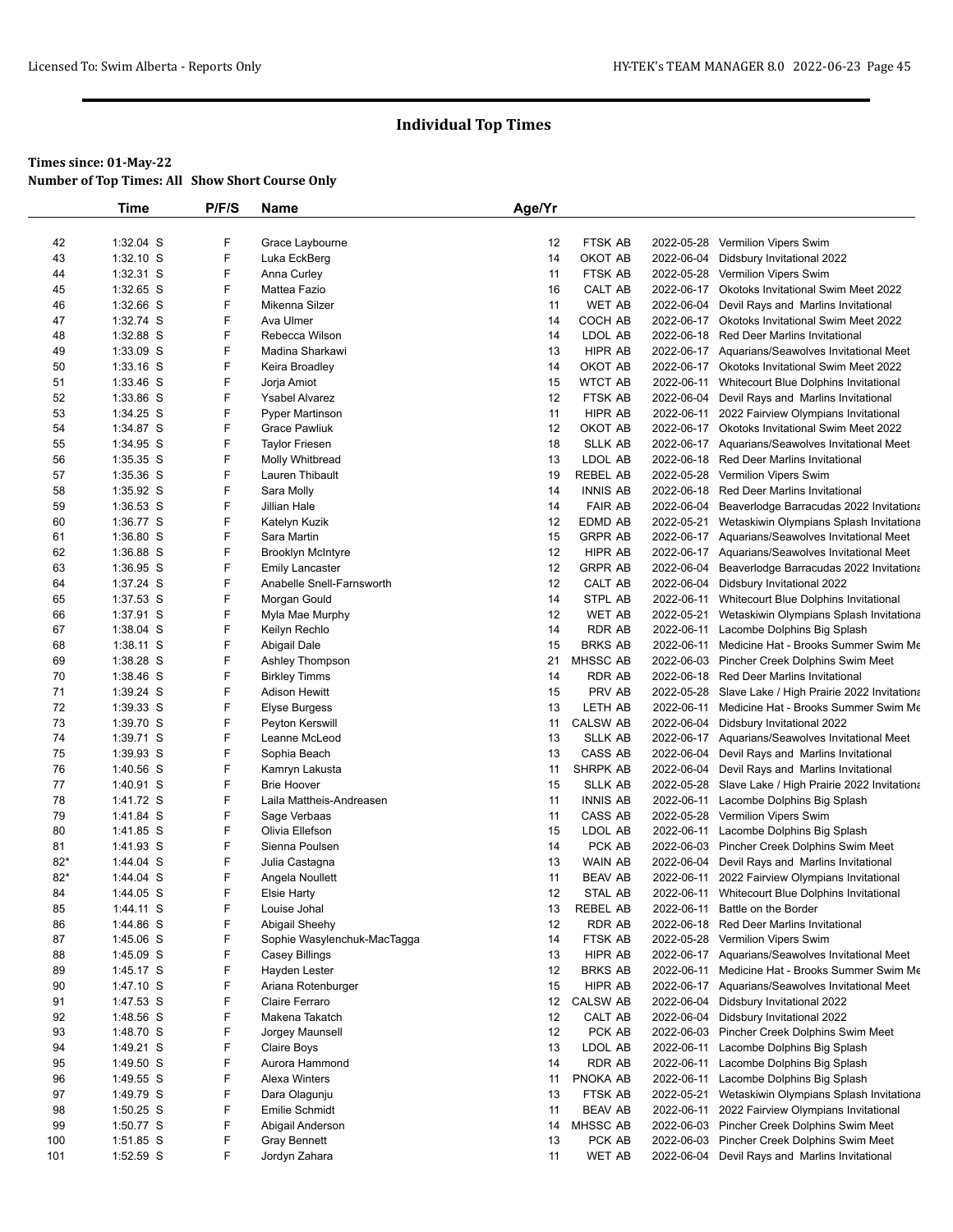# Individual Top Times

**Times since: 01-May-22**
**Number of Top Times: All Show Short Course Only**

| | Time | P/F/S | Name | Age/Yr | | | |
|---|---|---|---|---|---|---|---|
| 42 | 1:32.04 S | F | Grace Laybourne | 12 | FTSK AB | 2022-05-28 | Vermilion Vipers Swim |
| 43 | 1:32.10 S | F | Luka EckBerg | 14 | OKOT AB | 2022-06-04 | Didsbury Invitational 2022 |
| 44 | 1:32.31 S | F | Anna Curley | 11 | FTSK AB | 2022-05-28 | Vermilion Vipers Swim |
| 45 | 1:32.65 S | F | Mattea Fazio | 16 | CALT AB | 2022-06-17 | Okotoks Invitational Swim Meet 2022 |
| 46 | 1:32.66 S | F | Mikenna Silzer | 11 | WET AB | 2022-06-04 | Devil Rays and Marlins Invitational |
| 47 | 1:32.74 S | F | Ava Ulmer | 14 | COCH AB | 2022-06-17 | Okotoks Invitational Swim Meet 2022 |
| 48 | 1:32.88 S | F | Rebecca Wilson | 14 | LDOL AB | 2022-06-18 | Red Deer Marlins Invitational |
| 49 | 1:33.09 S | F | Madina Sharkawi | 13 | HIPR AB | 2022-06-17 | Aquarians/Seawolves Invitational Meet |
| 50 | 1:33.16 S | F | Keira Broadley | 14 | OKOT AB | 2022-06-17 | Okotoks Invitational Swim Meet 2022 |
| 51 | 1:33.46 S | F | Jorja Amiot | 15 | WTCT AB | 2022-06-11 | Whitecourt Blue Dolphins Invitational |
| 52 | 1:33.86 S | F | Ysabel Alvarez | 12 | FTSK AB | 2022-06-04 | Devil Rays and Marlins Invitational |
| 53 | 1:34.25 S | F | Pyper Martinson | 11 | HIPR AB | 2022-06-11 | 2022 Fairview Olympians Invitational |
| 54 | 1:34.87 S | F | Grace Pawliuk | 12 | OKOT AB | 2022-06-17 | Okotoks Invitational Swim Meet 2022 |
| 55 | 1:34.95 S | F | Taylor Friesen | 18 | SLLK AB | 2022-06-17 | Aquarians/Seawolves Invitational Meet |
| 56 | 1:35.35 S | F | Molly Whitbread | 13 | LDOL AB | 2022-06-18 | Red Deer Marlins Invitational |
| 57 | 1:35.36 S | F | Lauren Thibault | 19 | REBEL AB | 2022-05-28 | Vermilion Vipers Swim |
| 58 | 1:35.92 S | F | Sara Molly | 14 | INNIS AB | 2022-06-18 | Red Deer Marlins Invitational |
| 59 | 1:36.53 S | F | Jillian Hale | 14 | FAIR AB | 2022-06-04 | Beaverlodge Barracudas 2022 Invitationa |
| 60 | 1:36.77 S | F | Katelyn Kuzik | 12 | EDMD AB | 2022-05-21 | Wetaskiwin Olympians Splash Invitationa |
| 61 | 1:36.80 S | F | Sara Martin | 15 | GRPR AB | 2022-06-17 | Aquarians/Seawolves Invitational Meet |
| 62 | 1:36.88 S | F | Brooklyn McIntyre | 12 | HIPR AB | 2022-06-17 | Aquarians/Seawolves Invitational Meet |
| 63 | 1:36.95 S | F | Emily Lancaster | 12 | GRPR AB | 2022-06-04 | Beaverlodge Barracudas 2022 Invitationa |
| 64 | 1:37.24 S | F | Anabelle Snell-Farnsworth | 12 | CALT AB | 2022-06-04 | Didsbury Invitational 2022 |
| 65 | 1:37.53 S | F | Morgan Gould | 14 | STPL AB | 2022-06-11 | Whitecourt Blue Dolphins Invitational |
| 66 | 1:37.91 S | F | Myla Mae Murphy | 12 | WET AB | 2022-05-21 | Wetaskiwin Olympians Splash Invitationa |
| 67 | 1:38.04 S | F | Keilyn Rechlo | 14 | RDR AB | 2022-06-11 | Lacombe Dolphins Big Splash |
| 68 | 1:38.11 S | F | Abigail Dale | 15 | BRKS AB | 2022-06-11 | Medicine Hat - Brooks Summer Swim Me |
| 69 | 1:38.28 S | F | Ashley Thompson | 21 | MHSSC AB | 2022-06-03 | Pincher Creek Dolphins Swim Meet |
| 70 | 1:38.46 S | F | Birkley Timms | 14 | RDR AB | 2022-06-18 | Red Deer Marlins Invitational |
| 71 | 1:39.24 S | F | Adison Hewitt | 15 | PRV AB | 2022-05-28 | Slave Lake / High Prairie 2022 Invitationa |
| 72 | 1:39.33 S | F | Elyse Burgess | 13 | LETH AB | 2022-06-11 | Medicine Hat - Brooks Summer Swim Me |
| 73 | 1:39.70 S | F | Peyton Kerswill | 11 | CALSW AB | 2022-06-04 | Didsbury Invitational 2022 |
| 74 | 1:39.71 S | F | Leanne McLeod | 13 | SLLK AB | 2022-06-17 | Aquarians/Seawolves Invitational Meet |
| 75 | 1:39.93 S | F | Sophia Beach | 13 | CASS AB | 2022-06-04 | Devil Rays and Marlins Invitational |
| 76 | 1:40.56 S | F | Kamryn Lakusta | 11 | SHRPK AB | 2022-06-04 | Devil Rays and Marlins Invitational |
| 77 | 1:40.91 S | F | Brie Hoover | 15 | SLLK AB | 2022-05-28 | Slave Lake / High Prairie 2022 Invitationa |
| 78 | 1:41.72 S | F | Laila Mattheis-Andreasen | 11 | INNIS AB | 2022-06-11 | Lacombe Dolphins Big Splash |
| 79 | 1:41.84 S | F | Sage Verbaas | 11 | CASS AB | 2022-05-28 | Vermilion Vipers Swim |
| 80 | 1:41.85 S | F | Olivia Ellefson | 15 | LDOL AB | 2022-06-11 | Lacombe Dolphins Big Splash |
| 81 | 1:41.93 S | F | Sienna Poulsen | 14 | PCK AB | 2022-06-03 | Pincher Creek Dolphins Swim Meet |
| 82* | 1:44.04 S | F | Julia Castagna | 13 | WAIN AB | 2022-06-04 | Devil Rays and Marlins Invitational |
| 82* | 1:44.04 S | F | Angela Noullett | 11 | BEAV AB | 2022-06-11 | 2022 Fairview Olympians Invitational |
| 84 | 1:44.05 S | F | Elsie Harty | 12 | STAL AB | 2022-06-11 | Whitecourt Blue Dolphins Invitational |
| 85 | 1:44.11 S | F | Louise Johal | 13 | REBEL AB | 2022-06-11 | Battle on the Border |
| 86 | 1:44.86 S | F | Abigail Sheehy | 12 | RDR AB | 2022-06-18 | Red Deer Marlins Invitational |
| 87 | 1:45.06 S | F | Sophie Wasylenchuk-MacTagga | 14 | FTSK AB | 2022-05-28 | Vermilion Vipers Swim |
| 88 | 1:45.09 S | F | Casey Billings | 13 | HIPR AB | 2022-06-17 | Aquarians/Seawolves Invitational Meet |
| 89 | 1:45.17 S | F | Hayden Lester | 12 | BRKS AB | 2022-06-11 | Medicine Hat - Brooks Summer Swim Me |
| 90 | 1:47.10 S | F | Ariana Rotenburger | 15 | HIPR AB | 2022-06-17 | Aquarians/Seawolves Invitational Meet |
| 91 | 1:47.53 S | F | Claire Ferraro | 12 | CALSW AB | 2022-06-04 | Didsbury Invitational 2022 |
| 92 | 1:48.56 S | F | Makena Takatch | 12 | CALT AB | 2022-06-04 | Didsbury Invitational 2022 |
| 93 | 1:48.70 S | F | Jorgey Maunsell | 12 | PCK AB | 2022-06-03 | Pincher Creek Dolphins Swim Meet |
| 94 | 1:49.21 S | F | Claire Boys | 13 | LDOL AB | 2022-06-11 | Lacombe Dolphins Big Splash |
| 95 | 1:49.50 S | F | Aurora Hammond | 14 | RDR AB | 2022-06-11 | Lacombe Dolphins Big Splash |
| 96 | 1:49.55 S | F | Alexa Winters | 11 | PNOKA AB | 2022-06-11 | Lacombe Dolphins Big Splash |
| 97 | 1:49.79 S | F | Dara Olagunju | 13 | FTSK AB | 2022-05-21 | Wetaskiwin Olympians Splash Invitationa |
| 98 | 1:50.25 S | F | Emilie Schmidt | 11 | BEAV AB | 2022-06-11 | 2022 Fairview Olympians Invitational |
| 99 | 1:50.77 S | F | Abigail Anderson | 14 | MHSSC AB | 2022-06-03 | Pincher Creek Dolphins Swim Meet |
| 100 | 1:51.85 S | F | Gray Bennett | 13 | PCK AB | 2022-06-03 | Pincher Creek Dolphins Swim Meet |
| 101 | 1:52.59 S | F | Jordyn Zahara | 11 | WET AB | 2022-06-04 | Devil Rays and Marlins Invitational |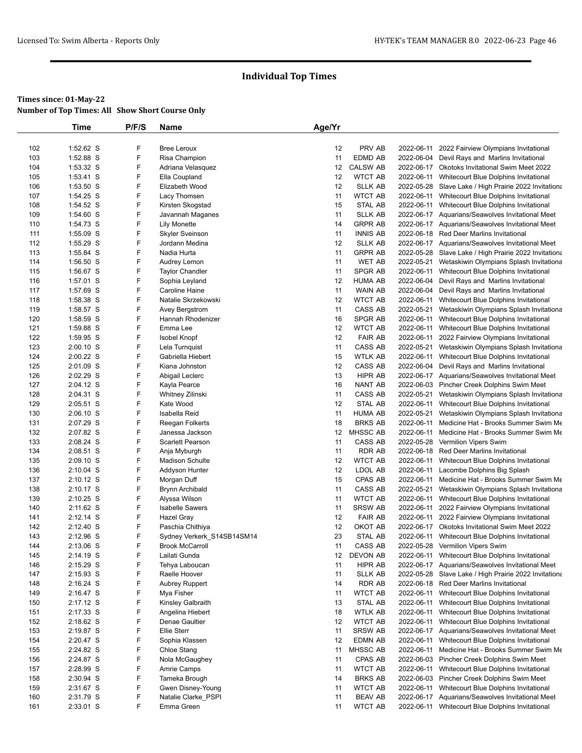# Individual Top Times

**Times since: 01-May-22**

**Number of Top Times: All   Show Short Course Only**

| | Time | P/F/S | Name | Age/Yr | | | |
|---|---|---|---|---|---|---|---|
| 102 | 1:52.62 S | F | Bree Leroux | 12 | PRV AB | 2022-06-11 | 2022 Fairview Olympians Invitational |
| 103 | 1:52.88 S | F | Risa Champion | 11 | EDMD AB | 2022-06-04 | Devil Rays and Marlins Invitational |
| 104 | 1:53.32 S | F | Adriana Velasquez | 12 | CALSW AB | 2022-06-17 | Okotoks Invitational Swim Meet 2022 |
| 105 | 1:53.41 S | F | Ella Coupland | 12 | WTCT AB | 2022-06-11 | Whitecourt Blue Dolphins Invitational |
| 106 | 1:53.50 S | F | Elizabeth Wood | 12 | SLLK AB | 2022-05-28 | Slave Lake / High Prairie 2022 Invitationa |
| 107 | 1:54.25 S | F | Lacy Thomsen | 11 | WTCT AB | 2022-06-11 | Whitecourt Blue Dolphins Invitational |
| 108 | 1:54.52 S | F | Kirsten Skogstad | 15 | STAL AB | 2022-06-11 | Whitecourt Blue Dolphins Invitational |
| 109 | 1:54.60 S | F | Javannah Maganes | 11 | SLLK AB | 2022-06-17 | Aquarians/Seawolves Invitational Meet |
| 110 | 1:54.73 S | F | Lily Monette | 14 | GRPR AB | 2022-06-17 | Aquarians/Seawolves Invitational Meet |
| 111 | 1:55.09 S | F | Skyler Sveinson | 11 | INNIS AB | 2022-06-18 | Red Deer Marlins Invitational |
| 112 | 1:55.29 S | F | Jordann Medina | 12 | SLLK AB | 2022-06-17 | Aquarians/Seawolves Invitational Meet |
| 113 | 1:55.84 S | F | Nadia Hurta | 11 | GRPR AB | 2022-05-28 | Slave Lake / High Prairie 2022 Invitationa |
| 114 | 1:56.50 S | F | Audrey Lemon | 11 | WET AB | 2022-05-21 | Wetaskiwin Olympians Splash Invitationa |
| 115 | 1:56.67 S | F | Taylor Chandler | 11 | SPGR AB | 2022-06-11 | Whitecourt Blue Dolphins Invitational |
| 116 | 1:57.01 S | F | Sophia Leyland | 12 | HUMA AB | 2022-06-04 | Devil Rays and Marlins Invitational |
| 117 | 1:57.69 S | F | Caroline Haine | 11 | WAIN AB | 2022-06-04 | Devil Rays and Marlins Invitational |
| 118 | 1:58.38 S | F | Natalie Skrzekowski | 12 | WTCT AB | 2022-06-11 | Whitecourt Blue Dolphins Invitational |
| 119 | 1:58.57 S | F | Avey Bergstrom | 11 | CASS AB | 2022-05-21 | Wetaskiwin Olympians Splash Invitationa |
| 120 | 1:58.59 S | F | Hannah Rhodenizer | 16 | SPGR AB | 2022-06-11 | Whitecourt Blue Dolphins Invitational |
| 121 | 1:59.88 S | F | Emma Lee | 12 | WTCT AB | 2022-06-11 | Whitecourt Blue Dolphins Invitational |
| 122 | 1:59.95 S | F | Isobel Knopf | 12 | FAIR AB | 2022-06-11 | 2022 Fairview Olympians Invitational |
| 123 | 2:00.10 S | F | Lela Turnquist | 11 | CASS AB | 2022-05-21 | Wetaskiwin Olympians Splash Invitationa |
| 124 | 2:00.22 S | F | Gabriella Hiebert | 15 | WTLK AB | 2022-06-11 | Whitecourt Blue Dolphins Invitational |
| 125 | 2:01.09 S | F | Kiana Johnston | 12 | CASS AB | 2022-06-04 | Devil Rays and Marlins Invitational |
| 126 | 2:02.29 S | F | Abigail Leclerc | 13 | HIPR AB | 2022-06-17 | Aquarians/Seawolves Invitational Meet |
| 127 | 2:04.12 S | F | Kayla Pearce | 16 | NANT AB | 2022-06-03 | Pincher Creek Dolphins Swim Meet |
| 128 | 2:04.31 S | F | Whitney Zilinski | 11 | CASS AB | 2022-05-21 | Wetaskiwin Olympians Splash Invitationa |
| 129 | 2:05.51 S | F | Kate Wood | 12 | STAL AB | 2022-06-11 | Whitecourt Blue Dolphins Invitational |
| 130 | 2:06.10 S | F | Isabella Reid | 11 | HUMA AB | 2022-05-21 | Wetaskiwin Olympians Splash Invitationa |
| 131 | 2:07.29 S | F | Reegan Folkerts | 18 | BRKS AB | 2022-06-11 | Medicine Hat - Brooks Summer Swim Me |
| 132 | 2:07.82 S | F | Janessa Jackson | 12 | MHSSC AB | 2022-06-11 | Medicine Hat - Brooks Summer Swim Me |
| 133 | 2:08.24 S | F | Scarlett Pearson | 11 | CASS AB | 2022-05-28 | Vermilion Vipers Swim |
| 134 | 2:08.51 S | F | Anja Myburgh | 11 | RDR AB | 2022-06-18 | Red Deer Marlins Invitational |
| 135 | 2:09.10 S | F | Madison Schulte | 12 | WTCT AB | 2022-06-11 | Whitecourt Blue Dolphins Invitational |
| 136 | 2:10.04 S | F | Addyson Hunter | 12 | LDOL AB | 2022-06-11 | Lacombe Dolphins Big Splash |
| 137 | 2:10.12 S | F | Morgan Duff | 15 | CPAS AB | 2022-06-11 | Medicine Hat - Brooks Summer Swim Me |
| 138 | 2:10.17 S | F | Brynn Archibald | 11 | CASS AB | 2022-05-21 | Wetaskiwin Olympians Splash Invitationa |
| 139 | 2:10.25 S | F | Alyssa Wilson | 11 | WTCT AB | 2022-06-11 | Whitecourt Blue Dolphins Invitational |
| 140 | 2:11.62 S | F | Isabelle Sawers | 11 | SRSW AB | 2022-06-11 | 2022 Fairview Olympians Invitational |
| 141 | 2:12.14 S | F | Hazel Gray | 12 | FAIR AB | 2022-06-11 | 2022 Fairview Olympians Invitational |
| 142 | 2:12.40 S | F | Paschia Chithiya | 12 | OKOT AB | 2022-06-17 | Okotoks Invitational Swim Meet 2022 |
| 143 | 2:12.96 S | F | Sydney Verkerk_S14SB14SM14 | 23 | STAL AB | 2022-06-11 | Whitecourt Blue Dolphins Invitational |
| 144 | 2:13.06 S | F | Brook McCarroll | 11 | CASS AB | 2022-05-28 | Vermilion Vipers Swim |
| 145 | 2:14.19 S | F | Lailati Gunda | 12 | DEVON AB | 2022-06-11 | Whitecourt Blue Dolphins Invitational |
| 146 | 2:15.29 S | F | Tehya Laboucan | 11 | HIPR AB | 2022-06-17 | Aquarians/Seawolves Invitational Meet |
| 147 | 2:15.93 S | F | Raelle Hoover | 11 | SLLK AB | 2022-05-28 | Slave Lake / High Prairie 2022 Invitationa |
| 148 | 2:16.24 S | F | Aubrey Ruppert | 14 | RDR AB | 2022-06-18 | Red Deer Marlins Invitational |
| 149 | 2:16.47 S | F | Mya Fisher | 11 | WTCT AB | 2022-06-11 | Whitecourt Blue Dolphins Invitational |
| 150 | 2:17.12 S | F | Kinsley Galbraith | 13 | STAL AB | 2022-06-11 | Whitecourt Blue Dolphins Invitational |
| 151 | 2:17.33 S | F | Angelina Hiebert | 18 | WTLK AB | 2022-06-11 | Whitecourt Blue Dolphins Invitational |
| 152 | 2:18.62 S | F | Denae Gaultier | 12 | WTCT AB | 2022-06-11 | Whitecourt Blue Dolphins Invitational |
| 153 | 2:19.87 S | F | Ellie Sterr | 11 | SRSW AB | 2022-06-17 | Aquarians/Seawolves Invitational Meet |
| 154 | 2:20.47 S | F | Sophia Klassen | 12 | EDMN AB | 2022-06-11 | Whitecourt Blue Dolphins Invitational |
| 155 | 2:24.82 S | F | Chloe Stang | 11 | MHSSC AB | 2022-06-11 | Medicine Hat - Brooks Summer Swim Me |
| 156 | 2:24.87 S | F | Nola McGaughey | 11 | CPAS AB | 2022-06-03 | Pincher Creek Dolphins Swim Meet |
| 157 | 2:28.99 S | F | Amrie Camps | 11 | WTCT AB | 2022-06-11 | Whitecourt Blue Dolphins Invitational |
| 158 | 2:30.94 S | F | Tameka Brough | 14 | BRKS AB | 2022-06-03 | Pincher Creek Dolphins Swim Meet |
| 159 | 2:31.67 S | F | Gwen Disney-Young | 11 | WTCT AB | 2022-06-11 | Whitecourt Blue Dolphins Invitational |
| 160 | 2:31.79 S | F | Natalie Clarke_PSPI | 11 | BEAV AB | 2022-06-17 | Aquarians/Seawolves Invitational Meet |
| 161 | 2:33.01 S | F | Emma Green | 11 | WTCT AB | 2022-06-11 | Whitecourt Blue Dolphins Invitational |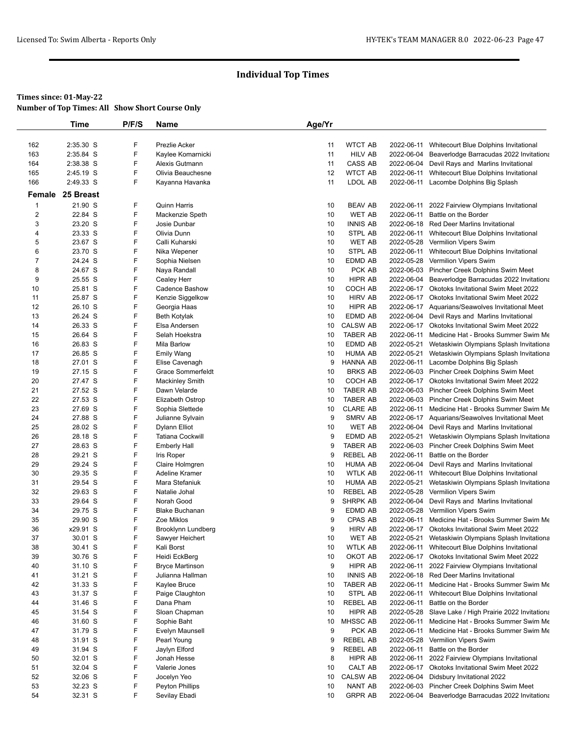## Individual Top Times

**Times since: 01-May-22**

**Number of Top Times: All Show Short Course Only**

| | Time | P/F/S | Name | Age/Yr | | | |
|---|---|---|---|---|---|---|---|
| 162 | 2:35.30 S | F | Prezlie Acker | 11 | WTCT AB | 2022-06-11 | Whitecourt Blue Dolphins Invitational |
| 163 | 2:35.84 S | F | Kaylee Komarnicki | 11 | HILV AB | 2022-06-04 | Beaverlodge Barracudas 2022 Invitationa |
| 164 | 2:38.38 S | F | Alexis Gutmann | 11 | CASS AB | 2022-06-04 | Devil Rays and Marlins Invitational |
| 165 | 2:45.19 S | F | Olivia Beauchesne | 12 | WTCT AB | 2022-06-11 | Whitecourt Blue Dolphins Invitational |
| 166 | 2:49.33 S | F | Kayanna Havanka | 11 | LDOL AB | 2022-06-11 | Lacombe Dolphins Big Splash |

**Female 25 Breast**

| | Time | P/F/S | Name | Age/Yr | | | |
|---|---|---|---|---|---|---|---|
| 1 | 21.90 S | F | Quinn Harris | 10 | BEAV AB | 2022-06-11 | 2022 Fairview Olympians Invitational |
| 2 | 22.84 S | F | Mackenzie Speth | 10 | WET AB | 2022-06-11 | Battle on the Border |
| 3 | 23.20 S | F | Josie Dunbar | 10 | INNIS AB | 2022-06-18 | Red Deer Marlins Invitational |
| 4 | 23.33 S | F | Olivia Dunn | 10 | STPL AB | 2022-06-11 | Whitecourt Blue Dolphins Invitational |
| 5 | 23.67 S | F | Calli Kuharski | 10 | WET AB | 2022-05-28 | Vermilion Vipers Swim |
| 6 | 23.70 S | F | Nika Wepener | 10 | STPL AB | 2022-06-11 | Whitecourt Blue Dolphins Invitational |
| 7 | 24.24 S | F | Sophia Nielsen | 10 | EDMD AB | 2022-05-28 | Vermilion Vipers Swim |
| 8 | 24.67 S | F | Naya Randall | 10 | PCK AB | 2022-06-03 | Pincher Creek Dolphins Swim Meet |
| 9 | 25.55 S | F | Cealey Herr | 10 | HIPR AB | 2022-06-04 | Beaverlodge Barracudas 2022 Invitationa |
| 10 | 25.81 S | F | Cadence Bashow | 10 | COCH AB | 2022-06-17 | Okotoks Invitational Swim Meet 2022 |
| 11 | 25.87 S | F | Kenzie Siggelkow | 10 | HIRV AB | 2022-06-17 | Okotoks Invitational Swim Meet 2022 |
| 12 | 26.10 S | F | Georgia Haas | 10 | HIPR AB | 2022-06-17 | Aquarians/Seawolves Invitational Meet |
| 13 | 26.24 S | F | Beth Kotylak | 10 | EDMD AB | 2022-06-04 | Devil Rays and Marlins Invitational |
| 14 | 26.33 S | F | Elsa Andersen | 10 | CALSW AB | 2022-06-17 | Okotoks Invitational Swim Meet 2022 |
| 15 | 26.64 S | F | Selah Hoekstra | 10 | TABER AB | 2022-06-11 | Medicine Hat - Brooks Summer Swim Me |
| 16 | 26.83 S | F | Mila Barlow | 10 | EDMD AB | 2022-05-21 | Wetaskiwin Olympians Splash Invitationa |
| 17 | 26.85 S | F | Emily Wang | 10 | HUMA AB | 2022-05-21 | Wetaskiwin Olympians Splash Invitationa |
| 18 | 27.01 S | F | Elise Cavenagh | 9 | HANNA AB | 2022-06-11 | Lacombe Dolphins Big Splash |
| 19 | 27.15 S | F | Grace Sommerfeldt | 10 | BRKS AB | 2022-06-03 | Pincher Creek Dolphins Swim Meet |
| 20 | 27.47 S | F | Mackinley Smith | 10 | COCH AB | 2022-06-17 | Okotoks Invitational Swim Meet 2022 |
| 21 | 27.52 S | F | Dawn Velarde | 10 | TABER AB | 2022-06-03 | Pincher Creek Dolphins Swim Meet |
| 22 | 27.53 S | F | Elizabeth Ostrop | 10 | TABER AB | 2022-06-03 | Pincher Creek Dolphins Swim Meet |
| 23 | 27.69 S | F | Sophia Slettede | 10 | CLARE AB | 2022-06-11 | Medicine Hat - Brooks Summer Swim Me |
| 24 | 27.88 S | F | Julianne Sylvain | 9 | SMRV AB | 2022-06-17 | Aquarians/Seawolves Invitational Meet |
| 25 | 28.02 S | F | Dylann Elliot | 10 | WET AB | 2022-06-04 | Devil Rays and Marlins Invitational |
| 26 | 28.18 S | F | Tatiana Cockwill | 9 | EDMD AB | 2022-05-21 | Wetaskiwin Olympians Splash Invitationa |
| 27 | 28.63 S | F | Emberly Hall | 9 | TABER AB | 2022-06-03 | Pincher Creek Dolphins Swim Meet |
| 28 | 29.21 S | F | Iris Roper | 9 | REBEL AB | 2022-06-11 | Battle on the Border |
| 29 | 29.24 S | F | Claire Holmgren | 10 | HUMA AB | 2022-06-04 | Devil Rays and Marlins Invitational |
| 30 | 29.35 S | F | Adeline Kramer | 10 | WTLK AB | 2022-06-11 | Whitecourt Blue Dolphins Invitational |
| 31 | 29.54 S | F | Mara Stefaniuk | 10 | HUMA AB | 2022-05-21 | Wetaskiwin Olympians Splash Invitationa |
| 32 | 29.63 S | F | Natalie Johal | 10 | REBEL AB | 2022-05-28 | Vermilion Vipers Swim |
| 33 | 29.64 S | F | Norah Good | 9 | SHRPK AB | 2022-06-04 | Devil Rays and Marlins Invitational |
| 34 | 29.75 S | F | Blake Buchanan | 9 | EDMD AB | 2022-05-28 | Vermilion Vipers Swim |
| 35 | 29.90 S | F | Zoe Miklos | 9 | CPAS AB | 2022-06-11 | Medicine Hat - Brooks Summer Swim Me |
| 36 | x29.91 S | F | Brooklynn Lundberg | 9 | HIRV AB | 2022-06-17 | Okotoks Invitational Swim Meet 2022 |
| 37 | 30.01 S | F | Sawyer Heichert | 10 | WET AB | 2022-05-21 | Wetaskiwin Olympians Splash Invitationa |
| 38 | 30.41 S | F | Kali Borst | 10 | WTLK AB | 2022-06-11 | Whitecourt Blue Dolphins Invitational |
| 39 | 30.76 S | F | Heidi EckBerg | 10 | OKOT AB | 2022-06-17 | Okotoks Invitational Swim Meet 2022 |
| 40 | 31.10 S | F | Bryce Martinson | 9 | HIPR AB | 2022-06-11 | 2022 Fairview Olympians Invitational |
| 41 | 31.21 S | F | Julianna Hallman | 10 | INNIS AB | 2022-06-18 | Red Deer Marlins Invitational |
| 42 | 31.33 S | F | Kaylee Bruce | 10 | TABER AB | 2022-06-11 | Medicine Hat - Brooks Summer Swim Me |
| 43 | 31.37 S | F | Paige Claughton | 10 | STPL AB | 2022-06-11 | Whitecourt Blue Dolphins Invitational |
| 44 | 31.46 S | F | Dana Pham | 10 | REBEL AB | 2022-06-11 | Battle on the Border |
| 45 | 31.54 S | F | Sloan Chapman | 10 | HIPR AB | 2022-05-28 | Slave Lake / High Prairie 2022 Invitationa |
| 46 | 31.60 S | F | Sophie Baht | 10 | MHSSC AB | 2022-06-11 | Medicine Hat - Brooks Summer Swim Me |
| 47 | 31.79 S | F | Evelyn Maunsell | 9 | PCK AB | 2022-06-11 | Medicine Hat - Brooks Summer Swim Me |
| 48 | 31.91 S | F | Pearl Young | 9 | REBEL AB | 2022-05-28 | Vermilion Vipers Swim |
| 49 | 31.94 S | F | Jaylyn Elford | 9 | REBEL AB | 2022-06-11 | Battle on the Border |
| 50 | 32.01 S | F | Jonah Hesse | 8 | HIPR AB | 2022-06-11 | 2022 Fairview Olympians Invitational |
| 51 | 32.04 S | F | Valerie Jones | 10 | CALT AB | 2022-06-17 | Okotoks Invitational Swim Meet 2022 |
| 52 | 32.06 S | F | Jocelyn Yeo | 10 | CALSW AB | 2022-06-04 | Didsbury Invitational 2022 |
| 53 | 32.23 S | F | Peyton Phillips | 10 | NANT AB | 2022-06-03 | Pincher Creek Dolphins Swim Meet |
| 54 | 32.31 S | F | Sevilay Ebadi | 10 | GRPR AB | 2022-06-04 | Beaverlodge Barracudas 2022 Invitationa |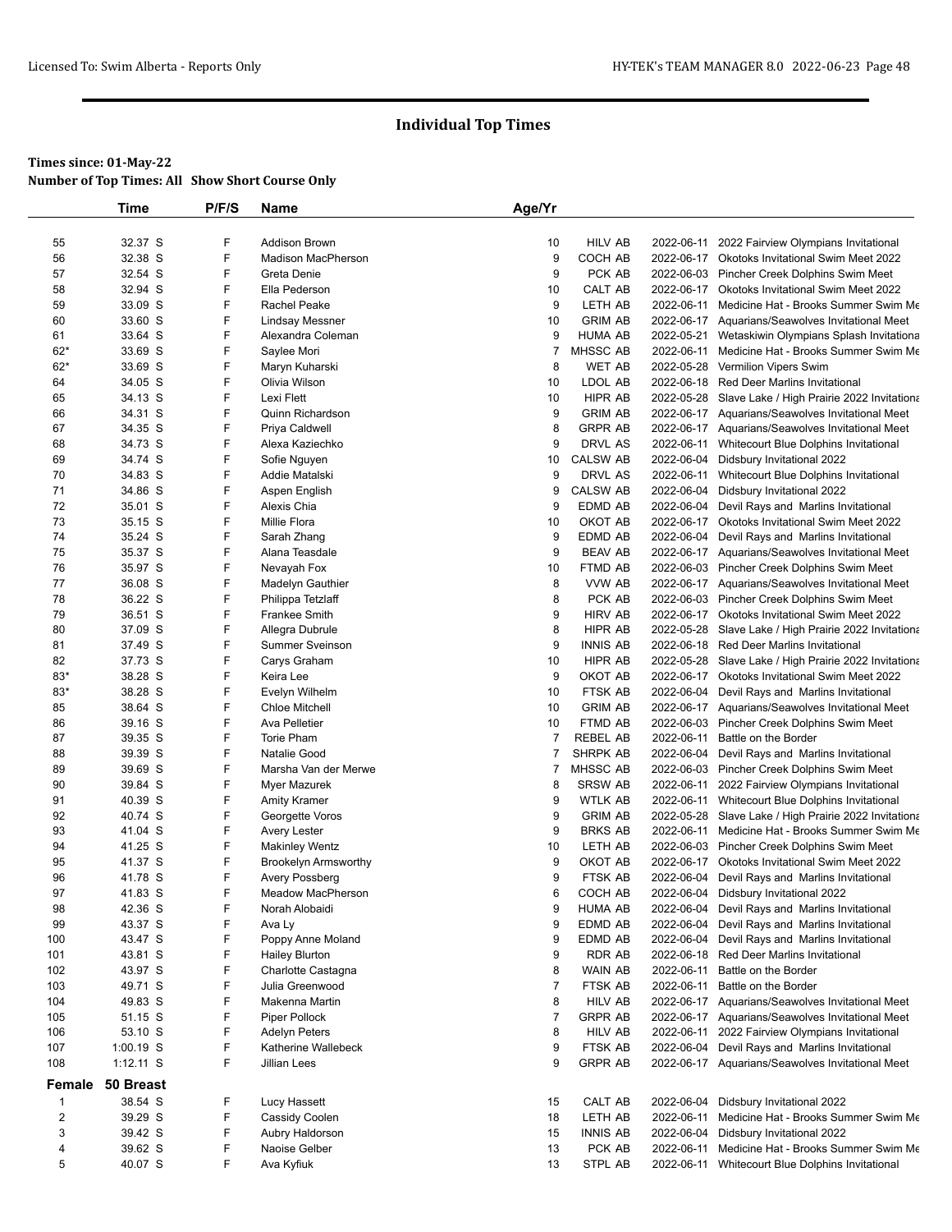# Individual Top Times

**Times since: 01-May-22**
**Number of Top Times: All Show Short Course Only**

| | Time | P/F/S | Name | Age/Yr | | | |
|---|---|---|---|---|---|---|---|
| 55 | 32.37 S | F | Addison Brown | 10 | HILV AB | 2022-06-11 | 2022 Fairview Olympians Invitational |
| 56 | 32.38 S | F | Madison MacPherson | 9 | COCH AB | 2022-06-17 | Okotoks Invitational Swim Meet 2022 |
| 57 | 32.54 S | F | Greta Denie | 9 | PCK AB | 2022-06-03 | Pincher Creek Dolphins Swim Meet |
| 58 | 32.94 S | F | Ella Pederson | 10 | CALT AB | 2022-06-17 | Okotoks Invitational Swim Meet 2022 |
| 59 | 33.09 S | F | Rachel Peake | 9 | LETH AB | 2022-06-11 | Medicine Hat - Brooks Summer Swim Me |
| 60 | 33.60 S | F | Lindsay Messner | 10 | GRIM AB | 2022-06-17 | Aquarians/Seawolves Invitational Meet |
| 61 | 33.64 S | F | Alexandra Coleman | 9 | HUMA AB | 2022-05-21 | Wetaskiwin Olympians Splash Invitationa |
| 62* | 33.69 S | F | Saylee Mori | 7 | MHSSC AB | 2022-06-11 | Medicine Hat - Brooks Summer Swim Me |
| 62* | 33.69 S | F | Maryn Kuharski | 8 | WET AB | 2022-05-28 | Vermilion Vipers Swim |
| 64 | 34.05 S | F | Olivia Wilson | 10 | LDOL AB | 2022-06-18 | Red Deer Marlins Invitational |
| 65 | 34.13 S | F | Lexi Flett | 10 | HIPR AB | 2022-05-28 | Slave Lake / High Prairie 2022 Invitationa |
| 66 | 34.31 S | F | Quinn Richardson | 9 | GRIM AB | 2022-06-17 | Aquarians/Seawolves Invitational Meet |
| 67 | 34.35 S | F | Priya Caldwell | 8 | GRPR AB | 2022-06-17 | Aquarians/Seawolves Invitational Meet |
| 68 | 34.73 S | F | Alexa Kaziechko | 9 | DRVL AS | 2022-06-11 | Whitecourt Blue Dolphins Invitational |
| 69 | 34.74 S | F | Sofie Nguyen | 10 | CALSW AB | 2022-06-04 | Didsbury Invitational 2022 |
| 70 | 34.83 S | F | Addie Matalski | 9 | DRVL AS | 2022-06-11 | Whitecourt Blue Dolphins Invitational |
| 71 | 34.86 S | F | Aspen English | 9 | CALSW AB | 2022-06-04 | Didsbury Invitational 2022 |
| 72 | 35.01 S | F | Alexis Chia | 9 | EDMD AB | 2022-06-04 | Devil Rays and Marlins Invitational |
| 73 | 35.15 S | F | Millie Flora | 10 | OKOT AB | 2022-06-17 | Okotoks Invitational Swim Meet 2022 |
| 74 | 35.24 S | F | Sarah Zhang | 9 | EDMD AB | 2022-06-04 | Devil Rays and Marlins Invitational |
| 75 | 35.37 S | F | Alana Teasdale | 9 | BEAV AB | 2022-06-17 | Aquarians/Seawolves Invitational Meet |
| 76 | 35.97 S | F | Nevayah Fox | 10 | FTMD AB | 2022-06-03 | Pincher Creek Dolphins Swim Meet |
| 77 | 36.08 S | F | Madelyn Gauthier | 8 | VVW AB | 2022-06-17 | Aquarians/Seawolves Invitational Meet |
| 78 | 36.22 S | F | Philippa Tetzlaff | 8 | PCK AB | 2022-06-03 | Pincher Creek Dolphins Swim Meet |
| 79 | 36.51 S | F | Frankee Smith | 9 | HIRV AB | 2022-06-17 | Okotoks Invitational Swim Meet 2022 |
| 80 | 37.09 S | F | Allegra Dubrule | 8 | HIPR AB | 2022-05-28 | Slave Lake / High Prairie 2022 Invitationa |
| 81 | 37.49 S | F | Summer Sveinson | 9 | INNIS AB | 2022-06-18 | Red Deer Marlins Invitational |
| 82 | 37.73 S | F | Carys Graham | 10 | HIPR AB | 2022-05-28 | Slave Lake / High Prairie 2022 Invitationa |
| 83* | 38.28 S | F | Keira Lee | 9 | OKOT AB | 2022-06-17 | Okotoks Invitational Swim Meet 2022 |
| 83* | 38.28 S | F | Evelyn Wilhelm | 10 | FTSK AB | 2022-06-04 | Devil Rays and Marlins Invitational |
| 85 | 38.64 S | F | Chloe Mitchell | 10 | GRIM AB | 2022-06-17 | Aquarians/Seawolves Invitational Meet |
| 86 | 39.16 S | F | Ava Pelletier | 10 | FTMD AB | 2022-06-03 | Pincher Creek Dolphins Swim Meet |
| 87 | 39.35 S | F | Torie Pham | 7 | REBEL AB | 2022-06-11 | Battle on the Border |
| 88 | 39.39 S | F | Natalie Good | 7 | SHRPK AB | 2022-06-04 | Devil Rays and Marlins Invitational |
| 89 | 39.69 S | F | Marsha Van der Merwe | 7 | MHSSC AB | 2022-06-03 | Pincher Creek Dolphins Swim Meet |
| 90 | 39.84 S | F | Myer Mazurek | 8 | SRSW AB | 2022-06-11 | 2022 Fairview Olympians Invitational |
| 91 | 40.39 S | F | Amity Kramer | 9 | WTLK AB | 2022-06-11 | Whitecourt Blue Dolphins Invitational |
| 92 | 40.74 S | F | Georgette Voros | 9 | GRIM AB | 2022-05-28 | Slave Lake / High Prairie 2022 Invitationa |
| 93 | 41.04 S | F | Avery Lester | 9 | BRKS AB | 2022-06-11 | Medicine Hat - Brooks Summer Swim Me |
| 94 | 41.25 S | F | Makinley Wentz | 10 | LETH AB | 2022-06-03 | Pincher Creek Dolphins Swim Meet |
| 95 | 41.37 S | F | Brookelyn Armsworthy | 9 | OKOT AB | 2022-06-17 | Okotoks Invitational Swim Meet 2022 |
| 96 | 41.78 S | F | Avery Possberg | 9 | FTSK AB | 2022-06-04 | Devil Rays and Marlins Invitational |
| 97 | 41.83 S | F | Meadow MacPherson | 6 | COCH AB | 2022-06-04 | Didsbury Invitational 2022 |
| 98 | 42.36 S | F | Norah Alobaidi | 9 | HUMA AB | 2022-06-04 | Devil Rays and Marlins Invitational |
| 99 | 43.37 S | F | Ava Ly | 9 | EDMD AB | 2022-06-04 | Devil Rays and Marlins Invitational |
| 100 | 43.47 S | F | Poppy Anne Moland | 9 | EDMD AB | 2022-06-04 | Devil Rays and Marlins Invitational |
| 101 | 43.81 S | F | Hailey Blurton | 9 | RDR AB | 2022-06-18 | Red Deer Marlins Invitational |
| 102 | 43.97 S | F | Charlotte Castagna | 8 | WAIN AB | 2022-06-11 | Battle on the Border |
| 103 | 49.71 S | F | Julia Greenwood | 7 | FTSK AB | 2022-06-11 | Battle on the Border |
| 104 | 49.83 S | F | Makenna Martin | 8 | HILV AB | 2022-06-17 | Aquarians/Seawolves Invitational Meet |
| 105 | 51.15 S | F | Piper Pollock | 7 | GRPR AB | 2022-06-17 | Aquarians/Seawolves Invitational Meet |
| 106 | 53.10 S | F | Adelyn Peters | 8 | HILV AB | 2022-06-11 | 2022 Fairview Olympians Invitational |
| 107 | 1:00.19 S | F | Katherine Wallebeck | 9 | FTSK AB | 2022-06-04 | Devil Rays and Marlins Invitational |
| 108 | 1:12.11 S | F | Jillian Lees | 9 | GRPR AB | 2022-06-17 | Aquarians/Seawolves Invitational Meet |

**Female 50 Breast**

| | Time | P/F/S | Name | Age/Yr | | | |
|---|---|---|---|---|---|---|---|
| 1 | 38.54 S | F | Lucy Hassett | 15 | CALT AB | 2022-06-04 | Didsbury Invitational 2022 |
| 2 | 39.29 S | F | Cassidy Coolen | 18 | LETH AB | 2022-06-11 | Medicine Hat - Brooks Summer Swim Me |
| 3 | 39.42 S | F | Aubry Haldorson | 15 | INNIS AB | 2022-06-04 | Didsbury Invitational 2022 |
| 4 | 39.62 S | F | Naoise Gelber | 13 | PCK AB | 2022-06-11 | Medicine Hat - Brooks Summer Swim Me |
| 5 | 40.07 S | F | Ava Kyfiuk | 13 | STPL AB | 2022-06-11 | Whitecourt Blue Dolphins Invitational |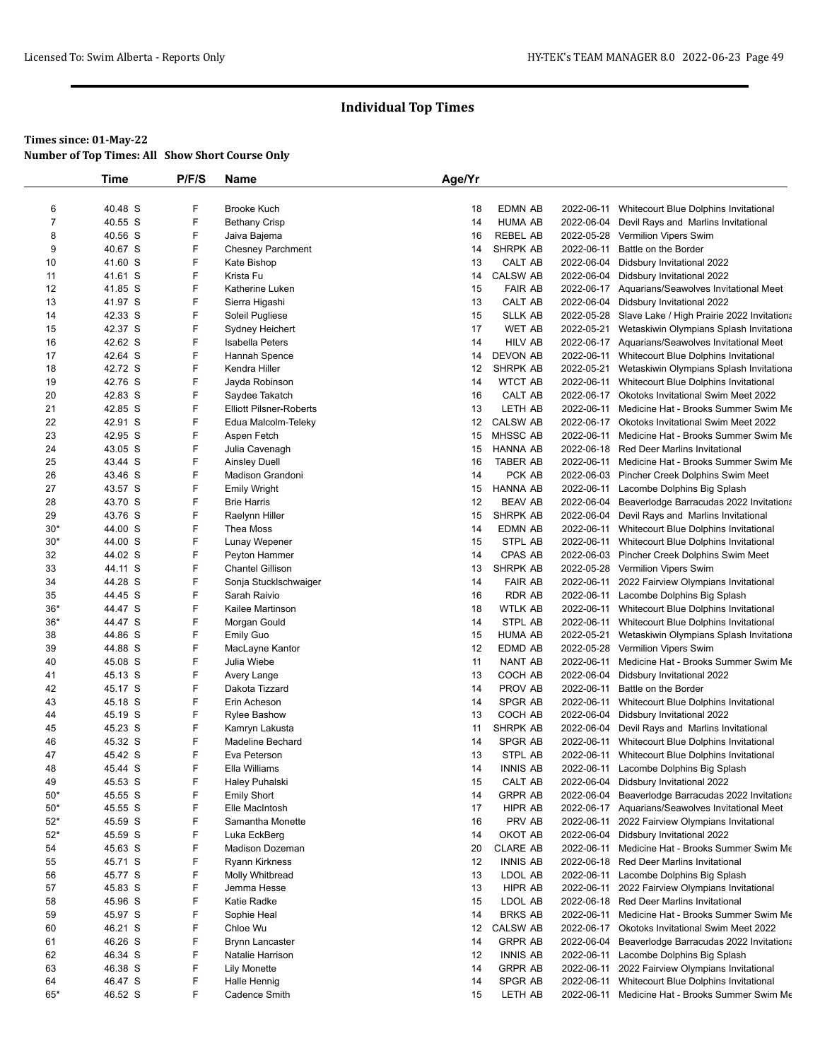## Individual Top Times

**Times since: 01-May-22**
**Number of Top Times: All   Show Short Course Only**

| | Time | P/F/S | Name | Age/Yr | | | |
|---|---|---|---|---|---|---|---|
| 6 | 40.48 S | F | Brooke Kuch | 18 | EDMN AB | 2022-06-11 | Whitecourt Blue Dolphins Invitational |
| 7 | 40.55 S | F | Bethany Crisp | 14 | HUMA AB | 2022-06-04 | Devil Rays and Marlins Invitational |
| 8 | 40.56 S | F | Jaiva Bajema | 16 | REBEL AB | 2022-05-28 | Vermilion Vipers Swim |
| 9 | 40.67 S | F | Chesney Parchment | 14 | SHRPK AB | 2022-06-11 | Battle on the Border |
| 10 | 41.60 S | F | Kate Bishop | 13 | CALT AB | 2022-06-04 | Didsbury Invitational 2022 |
| 11 | 41.61 S | F | Krista Fu | 14 | CALSW AB | 2022-06-04 | Didsbury Invitational 2022 |
| 12 | 41.85 S | F | Katherine Luken | 15 | FAIR AB | 2022-06-17 | Aquarians/Seawolves Invitational Meet |
| 13 | 41.97 S | F | Sierra Higashi | 13 | CALT AB | 2022-06-04 | Didsbury Invitational 2022 |
| 14 | 42.33 S | F | Soleil Pugliese | 15 | SLLK AB | 2022-05-28 | Slave Lake / High Prairie 2022 Invitationa |
| 15 | 42.37 S | F | Sydney Heichert | 17 | WET AB | 2022-05-21 | Wetaskiwin Olympians Splash Invitationa |
| 16 | 42.62 S | F | Isabella Peters | 14 | HILV AB | 2022-06-17 | Aquarians/Seawolves Invitational Meet |
| 17 | 42.64 S | F | Hannah Spence | 14 | DEVON AB | 2022-06-11 | Whitecourt Blue Dolphins Invitational |
| 18 | 42.72 S | F | Kendra Hiller | 12 | SHRPK AB | 2022-05-21 | Wetaskiwin Olympians Splash Invitationa |
| 19 | 42.76 S | F | Jayda Robinson | 14 | WTCT AB | 2022-06-11 | Whitecourt Blue Dolphins Invitational |
| 20 | 42.83 S | F | Saydee Takatch | 16 | CALT AB | 2022-06-17 | Okotoks Invitational Swim Meet 2022 |
| 21 | 42.85 S | F | Elliott Pilsner-Roberts | 13 | LETH AB | 2022-06-11 | Medicine Hat - Brooks Summer Swim Me |
| 22 | 42.91 S | F | Edua Malcolm-Teleky | 12 | CALSW AB | 2022-06-17 | Okotoks Invitational Swim Meet 2022 |
| 23 | 42.95 S | F | Aspen Fetch | 15 | MHSSC AB | 2022-06-11 | Medicine Hat - Brooks Summer Swim Me |
| 24 | 43.05 S | F | Julia Cavenagh | 15 | HANNA AB | 2022-06-18 | Red Deer Marlins Invitational |
| 25 | 43.44 S | F | Ainsley Duell | 16 | TABER AB | 2022-06-11 | Medicine Hat - Brooks Summer Swim Me |
| 26 | 43.46 S | F | Madison Grandoni | 14 | PCK AB | 2022-06-03 | Pincher Creek Dolphins Swim Meet |
| 27 | 43.57 S | F | Emily Wright | 15 | HANNA AB | 2022-06-11 | Lacombe Dolphins Big Splash |
| 28 | 43.70 S | F | Brie Harris | 12 | BEAV AB | 2022-06-04 | Beaverlodge Barracudas 2022 Invitationa |
| 29 | 43.76 S | F | Raelynn Hiller | 15 | SHRPK AB | 2022-06-04 | Devil Rays and Marlins Invitational |
| 30* | 44.00 S | F | Thea Moss | 14 | EDMN AB | 2022-06-11 | Whitecourt Blue Dolphins Invitational |
| 30* | 44.00 S | F | Lunay Wepener | 15 | STPL AB | 2022-06-11 | Whitecourt Blue Dolphins Invitational |
| 32 | 44.02 S | F | Peyton Hammer | 14 | CPAS AB | 2022-06-03 | Pincher Creek Dolphins Swim Meet |
| 33 | 44.11 S | F | Chantel Gillison | 13 | SHRPK AB | 2022-05-28 | Vermilion Vipers Swim |
| 34 | 44.28 S | F | Sonja Stucklschwaiger | 14 | FAIR AB | 2022-06-11 | 2022 Fairview Olympians Invitational |
| 35 | 44.45 S | F | Sarah Raivio | 16 | RDR AB | 2022-06-11 | Lacombe Dolphins Big Splash |
| 36* | 44.47 S | F | Kailee Martinson | 18 | WTLK AB | 2022-06-11 | Whitecourt Blue Dolphins Invitational |
| 36* | 44.47 S | F | Morgan Gould | 14 | STPL AB | 2022-06-11 | Whitecourt Blue Dolphins Invitational |
| 38 | 44.86 S | F | Emily Guo | 15 | HUMA AB | 2022-05-21 | Wetaskiwin Olympians Splash Invitationa |
| 39 | 44.88 S | F | MacLayne Kantor | 12 | EDMD AB | 2022-05-28 | Vermilion Vipers Swim |
| 40 | 45.08 S | F | Julia Wiebe | 11 | NANT AB | 2022-06-11 | Medicine Hat - Brooks Summer Swim Me |
| 41 | 45.13 S | F | Avery Lange | 13 | COCH AB | 2022-06-04 | Didsbury Invitational 2022 |
| 42 | 45.17 S | F | Dakota Tizzard | 14 | PROV AB | 2022-06-11 | Battle on the Border |
| 43 | 45.18 S | F | Erin Acheson | 14 | SPGR AB | 2022-06-11 | Whitecourt Blue Dolphins Invitational |
| 44 | 45.19 S | F | Rylee Bashow | 13 | COCH AB | 2022-06-04 | Didsbury Invitational 2022 |
| 45 | 45.23 S | F | Kamryn Lakusta | 11 | SHRPK AB | 2022-06-04 | Devil Rays and Marlins Invitational |
| 46 | 45.32 S | F | Madeline Bechard | 14 | SPGR AB | 2022-06-11 | Whitecourt Blue Dolphins Invitational |
| 47 | 45.42 S | F | Eva Peterson | 13 | STPL AB | 2022-06-11 | Whitecourt Blue Dolphins Invitational |
| 48 | 45.44 S | F | Ella Williams | 14 | INNIS AB | 2022-06-11 | Lacombe Dolphins Big Splash |
| 49 | 45.53 S | F | Haley Puhalski | 15 | CALT AB | 2022-06-04 | Didsbury Invitational 2022 |
| 50* | 45.55 S | F | Emily Short | 14 | GRPR AB | 2022-06-04 | Beaverlodge Barracudas 2022 Invitationa |
| 50* | 45.55 S | F | Elle MacIntosh | 17 | HIPR AB | 2022-06-17 | Aquarians/Seawolves Invitational Meet |
| 52* | 45.59 S | F | Samantha Monette | 16 | PRV AB | 2022-06-11 | 2022 Fairview Olympians Invitational |
| 52* | 45.59 S | F | Luka EckBerg | 14 | OKOT AB | 2022-06-04 | Didsbury Invitational 2022 |
| 54 | 45.63 S | F | Madison Dozeman | 20 | CLARE AB | 2022-06-11 | Medicine Hat - Brooks Summer Swim Me |
| 55 | 45.71 S | F | Ryann Kirkness | 12 | INNIS AB | 2022-06-18 | Red Deer Marlins Invitational |
| 56 | 45.77 S | F | Molly Whitbread | 13 | LDOL AB | 2022-06-11 | Lacombe Dolphins Big Splash |
| 57 | 45.83 S | F | Jemma Hesse | 13 | HIPR AB | 2022-06-11 | 2022 Fairview Olympians Invitational |
| 58 | 45.96 S | F | Katie Radke | 15 | LDOL AB | 2022-06-18 | Red Deer Marlins Invitational |
| 59 | 45.97 S | F | Sophie Heal | 14 | BRKS AB | 2022-06-11 | Medicine Hat - Brooks Summer Swim Me |
| 60 | 46.21 S | F | Chloe Wu | 12 | CALSW AB | 2022-06-17 | Okotoks Invitational Swim Meet 2022 |
| 61 | 46.26 S | F | Brynn Lancaster | 14 | GRPR AB | 2022-06-04 | Beaverlodge Barracudas 2022 Invitationa |
| 62 | 46.34 S | F | Natalie Harrison | 12 | INNIS AB | 2022-06-11 | Lacombe Dolphins Big Splash |
| 63 | 46.38 S | F | Lily Monette | 14 | GRPR AB | 2022-06-11 | 2022 Fairview Olympians Invitational |
| 64 | 46.47 S | F | Halle Hennig | 14 | SPGR AB | 2022-06-11 | Whitecourt Blue Dolphins Invitational |
| 65* | 46.52 S | F | Cadence Smith | 15 | LETH AB | 2022-06-11 | Medicine Hat - Brooks Summer Swim Me |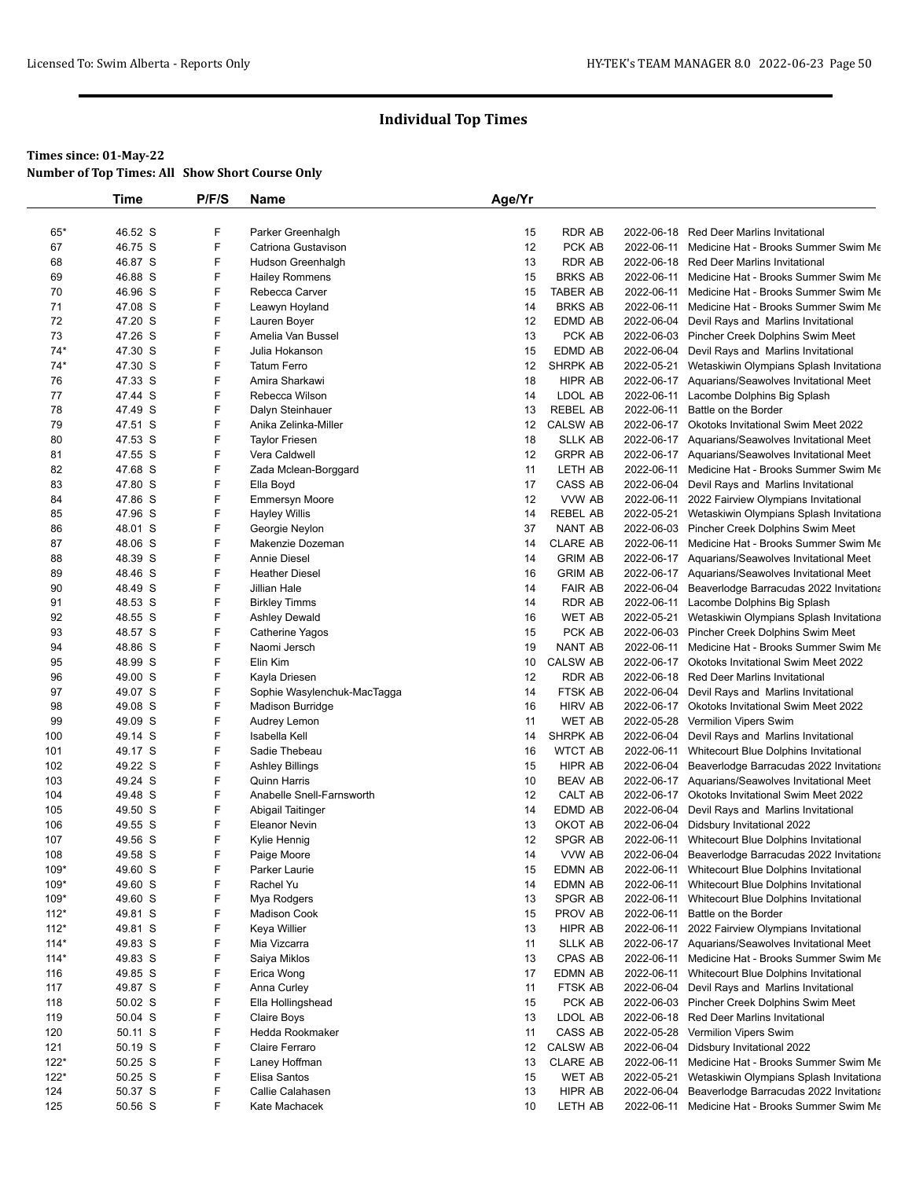# Individual Top Times

**Times since: 01-May-22**
**Number of Top Times: All Show Short Course Only**

| | Time | P/F/S | Name | Age/Yr | | | |
|---|---|---|---|---|---|---|---|
| 65* | 46.52 S | F | Parker Greenhalgh | 15 | RDR AB | 2022-06-18 | Red Deer Marlins Invitational |
| 67 | 46.75 S | F | Catriona Gustavison | 12 | PCK AB | 2022-06-11 | Medicine Hat - Brooks Summer Swim Me |
| 68 | 46.87 S | F | Hudson Greenhalgh | 13 | RDR AB | 2022-06-18 | Red Deer Marlins Invitational |
| 69 | 46.88 S | F | Hailey Rommens | 15 | BRKS AB | 2022-06-11 | Medicine Hat - Brooks Summer Swim Me |
| 70 | 46.96 S | F | Rebecca Carver | 15 | TABER AB | 2022-06-11 | Medicine Hat - Brooks Summer Swim Me |
| 71 | 47.08 S | F | Leawyn Hoyland | 14 | BRKS AB | 2022-06-11 | Medicine Hat - Brooks Summer Swim Me |
| 72 | 47.20 S | F | Lauren Boyer | 12 | EDMD AB | 2022-06-04 | Devil Rays and Marlins Invitational |
| 73 | 47.26 S | F | Amelia Van Bussel | 13 | PCK AB | 2022-06-03 | Pincher Creek Dolphins Swim Meet |
| 74* | 47.30 S | F | Julia Hokanson | 15 | EDMD AB | 2022-06-04 | Devil Rays and Marlins Invitational |
| 74* | 47.30 S | F | Tatum Ferro | 12 | SHRPK AB | 2022-05-21 | Wetaskiwin Olympians Splash Invitationa |
| 76 | 47.33 S | F | Amira Sharkawi | 18 | HIPR AB | 2022-06-17 | Aquarians/Seawolves Invitational Meet |
| 77 | 47.44 S | F | Rebecca Wilson | 14 | LDOL AB | 2022-06-11 | Lacombe Dolphins Big Splash |
| 78 | 47.49 S | F | Dalyn Steinhauer | 13 | REBEL AB | 2022-06-11 | Battle on the Border |
| 79 | 47.51 S | F | Anika Zelinka-Miller | 12 | CALSW AB | 2022-06-17 | Okotoks Invitational Swim Meet 2022 |
| 80 | 47.53 S | F | Taylor Friesen | 18 | SLLK AB | 2022-06-17 | Aquarians/Seawolves Invitational Meet |
| 81 | 47.55 S | F | Vera Caldwell | 12 | GRPR AB | 2022-06-17 | Aquarians/Seawolves Invitational Meet |
| 82 | 47.68 S | F | Zada Mclean-Borggard | 11 | LETH AB | 2022-06-11 | Medicine Hat - Brooks Summer Swim Me |
| 83 | 47.80 S | F | Ella Boyd | 17 | CASS AB | 2022-06-04 | Devil Rays and Marlins Invitational |
| 84 | 47.86 S | F | Emmersyn Moore | 12 | VVW AB | 2022-06-11 | 2022 Fairview Olympians Invitational |
| 85 | 47.96 S | F | Hayley Willis | 14 | REBEL AB | 2022-05-21 | Wetaskiwin Olympians Splash Invitationa |
| 86 | 48.01 S | F | Georgie Neylon | 37 | NANT AB | 2022-06-03 | Pincher Creek Dolphins Swim Meet |
| 87 | 48.06 S | F | Makenzie Dozeman | 14 | CLARE AB | 2022-06-11 | Medicine Hat - Brooks Summer Swim Me |
| 88 | 48.39 S | F | Annie Diesel | 14 | GRIM AB | 2022-06-17 | Aquarians/Seawolves Invitational Meet |
| 89 | 48.46 S | F | Heather Diesel | 16 | GRIM AB | 2022-06-17 | Aquarians/Seawolves Invitational Meet |
| 90 | 48.49 S | F | Jillian Hale | 14 | FAIR AB | 2022-06-04 | Beaverlodge Barracudas 2022 Invitationa |
| 91 | 48.53 S | F | Birkley Timms | 14 | RDR AB | 2022-06-11 | Lacombe Dolphins Big Splash |
| 92 | 48.55 S | F | Ashley Dewald | 16 | WET AB | 2022-05-21 | Wetaskiwin Olympians Splash Invitationa |
| 93 | 48.57 S | F | Catherine Yagos | 15 | PCK AB | 2022-06-03 | Pincher Creek Dolphins Swim Meet |
| 94 | 48.86 S | F | Naomi Jersch | 19 | NANT AB | 2022-06-11 | Medicine Hat - Brooks Summer Swim Me |
| 95 | 48.99 S | F | Elin Kim | 10 | CALSW AB | 2022-06-17 | Okotoks Invitational Swim Meet 2022 |
| 96 | 49.00 S | F | Kayla Driesen | 12 | RDR AB | 2022-06-18 | Red Deer Marlins Invitational |
| 97 | 49.07 S | F | Sophie Wasylenchuk-MacTagga | 14 | FTSK AB | 2022-06-04 | Devil Rays and Marlins Invitational |
| 98 | 49.08 S | F | Madison Burridge | 16 | HIRV AB | 2022-06-17 | Okotoks Invitational Swim Meet 2022 |
| 99 | 49.09 S | F | Audrey Lemon | 11 | WET AB | 2022-05-28 | Vermilion Vipers Swim |
| 100 | 49.14 S | F | Isabella Kell | 14 | SHRPK AB | 2022-06-04 | Devil Rays and Marlins Invitational |
| 101 | 49.17 S | F | Sadie Thebeau | 16 | WTCT AB | 2022-06-11 | Whitecourt Blue Dolphins Invitational |
| 102 | 49.22 S | F | Ashley Billings | 15 | HIPR AB | 2022-06-04 | Beaverlodge Barracudas 2022 Invitationa |
| 103 | 49.24 S | F | Quinn Harris | 10 | BEAV AB | 2022-06-17 | Aquarians/Seawolves Invitational Meet |
| 104 | 49.48 S | F | Anabelle Snell-Farnsworth | 12 | CALT AB | 2022-06-17 | Okotoks Invitational Swim Meet 2022 |
| 105 | 49.50 S | F | Abigail Taitinger | 14 | EDMD AB | 2022-06-04 | Devil Rays and Marlins Invitational |
| 106 | 49.55 S | F | Eleanor Nevin | 13 | OKOT AB | 2022-06-04 | Didsbury Invitational 2022 |
| 107 | 49.56 S | F | Kylie Hennig | 12 | SPGR AB | 2022-06-11 | Whitecourt Blue Dolphins Invitational |
| 108 | 49.58 S | F | Paige Moore | 14 | VVW AB | 2022-06-04 | Beaverlodge Barracudas 2022 Invitationa |
| 109* | 49.60 S | F | Parker Laurie | 15 | EDMN AB | 2022-06-11 | Whitecourt Blue Dolphins Invitational |
| 109* | 49.60 S | F | Rachel Yu | 14 | EDMN AB | 2022-06-11 | Whitecourt Blue Dolphins Invitational |
| 109* | 49.60 S | F | Mya Rodgers | 13 | SPGR AB | 2022-06-11 | Whitecourt Blue Dolphins Invitational |
| 112* | 49.81 S | F | Madison Cook | 15 | PROV AB | 2022-06-11 | Battle on the Border |
| 112* | 49.81 S | F | Keya Willier | 13 | HIPR AB | 2022-06-11 | 2022 Fairview Olympians Invitational |
| 114* | 49.83 S | F | Mia Vizcarra | 11 | SLLK AB | 2022-06-17 | Aquarians/Seawolves Invitational Meet |
| 114* | 49.83 S | F | Saiya Miklos | 13 | CPAS AB | 2022-06-11 | Medicine Hat - Brooks Summer Swim Me |
| 116 | 49.85 S | F | Erica Wong | 17 | EDMN AB | 2022-06-11 | Whitecourt Blue Dolphins Invitational |
| 117 | 49.87 S | F | Anna Curley | 11 | FTSK AB | 2022-06-04 | Devil Rays and Marlins Invitational |
| 118 | 50.02 S | F | Ella Hollingshead | 15 | PCK AB | 2022-06-03 | Pincher Creek Dolphins Swim Meet |
| 119 | 50.04 S | F | Claire Boys | 13 | LDOL AB | 2022-06-18 | Red Deer Marlins Invitational |
| 120 | 50.11 S | F | Hedda Rookmaker | 11 | CASS AB | 2022-05-28 | Vermilion Vipers Swim |
| 121 | 50.19 S | F | Claire Ferraro | 12 | CALSW AB | 2022-06-04 | Didsbury Invitational 2022 |
| 122* | 50.25 S | F | Laney Hoffman | 13 | CLARE AB | 2022-06-11 | Medicine Hat - Brooks Summer Swim Me |
| 122* | 50.25 S | F | Elisa Santos | 15 | WET AB | 2022-05-21 | Wetaskiwin Olympians Splash Invitationa |
| 124 | 50.37 S | F | Callie Calahasen | 13 | HIPR AB | 2022-06-04 | Beaverlodge Barracudas 2022 Invitationa |
| 125 | 50.56 S | F | Kate Machacek | 10 | LETH AB | 2022-06-11 | Medicine Hat - Brooks Summer Swim Me |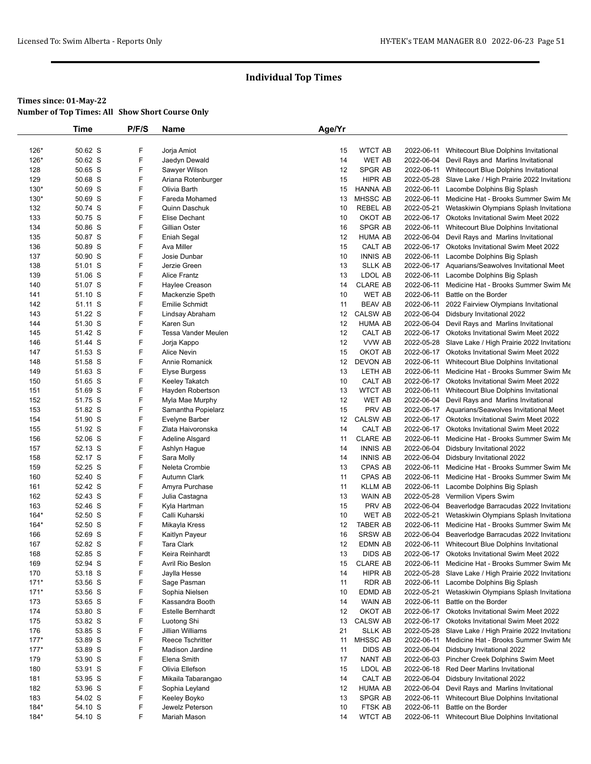# Individual Top Times

**Times since: 01-May-22**

**Number of Top Times: All Show Short Course Only**

| | Time | P/F/S | Name | Age/Yr | | | |
|---|---|---|---|---|---|---|---|
| 126* | 50.62 S | F | Jorja Amiot | 15 | WTCT AB | 2022-06-11 | Whitecourt Blue Dolphins Invitational |
| 126* | 50.62 S | F | Jaedyn Dewald | 14 | WET AB | 2022-06-04 | Devil Rays and Marlins Invitational |
| 128 | 50.65 S | F | Sawyer Wilson | 12 | SPGR AB | 2022-06-11 | Whitecourt Blue Dolphins Invitational |
| 129 | 50.68 S | F | Ariana Rotenburger | 15 | HIPR AB | 2022-05-28 | Slave Lake / High Prairie 2022 Invitationa |
| 130* | 50.69 S | F | Olivia Barth | 15 | HANNA AB | 2022-06-11 | Lacombe Dolphins Big Splash |
| 130* | 50.69 S | F | Fareda Mohamed | 13 | MHSSC AB | 2022-06-11 | Medicine Hat - Brooks Summer Swim Me |
| 132 | 50.74 S | F | Quinn Daschuk | 10 | REBEL AB | 2022-05-21 | Wetaskiwin Olympians Splash Invitationa |
| 133 | 50.75 S | F | Elise Dechant | 10 | OKOT AB | 2022-06-17 | Okotoks Invitational Swim Meet 2022 |
| 134 | 50.86 S | F | Gillian Oster | 16 | SPGR AB | 2022-06-11 | Whitecourt Blue Dolphins Invitational |
| 135 | 50.87 S | F | Eniah Segal | 12 | HUMA AB | 2022-06-04 | Devil Rays and Marlins Invitational |
| 136 | 50.89 S | F | Ava Miller | 15 | CALT AB | 2022-06-17 | Okotoks Invitational Swim Meet 2022 |
| 137 | 50.90 S | F | Josie Dunbar | 10 | INNIS AB | 2022-06-11 | Lacombe Dolphins Big Splash |
| 138 | 51.01 S | F | Jerzie Green | 13 | SLLK AB | 2022-06-17 | Aquarians/Seawolves Invitational Meet |
| 139 | 51.06 S | F | Alice Frantz | 13 | LDOL AB | 2022-06-11 | Lacombe Dolphins Big Splash |
| 140 | 51.07 S | F | Haylee Creason | 14 | CLARE AB | 2022-06-11 | Medicine Hat - Brooks Summer Swim Me |
| 141 | 51.10 S | F | Mackenzie Speth | 10 | WET AB | 2022-06-11 | Battle on the Border |
| 142 | 51.11 S | F | Emilie Schmidt | 11 | BEAV AB | 2022-06-11 | 2022 Fairview Olympians Invitational |
| 143 | 51.22 S | F | Lindsay Abraham | 12 | CALSW AB | 2022-06-04 | Didsbury Invitational 2022 |
| 144 | 51.30 S | F | Karen Sun | 12 | HUMA AB | 2022-06-04 | Devil Rays and Marlins Invitational |
| 145 | 51.42 S | F | Tessa Vander Meulen | 12 | CALT AB | 2022-06-17 | Okotoks Invitational Swim Meet 2022 |
| 146 | 51.44 S | F | Jorja Kappo | 12 | VVW AB | 2022-05-28 | Slave Lake / High Prairie 2022 Invitationa |
| 147 | 51.53 S | F | Alice Nevin | 15 | OKOT AB | 2022-06-17 | Okotoks Invitational Swim Meet 2022 |
| 148 | 51.58 S | F | Annie Romanick | 12 | DEVON AB | 2022-06-11 | Whitecourt Blue Dolphins Invitational |
| 149 | 51.63 S | F | Elyse Burgess | 13 | LETH AB | 2022-06-11 | Medicine Hat - Brooks Summer Swim Me |
| 150 | 51.65 S | F | Keeley Takatch | 10 | CALT AB | 2022-06-17 | Okotoks Invitational Swim Meet 2022 |
| 151 | 51.69 S | F | Hayden Robertson | 13 | WTCT AB | 2022-06-11 | Whitecourt Blue Dolphins Invitational |
| 152 | 51.75 S | F | Myla Mae Murphy | 12 | WET AB | 2022-06-04 | Devil Rays and Marlins Invitational |
| 153 | 51.82 S | F | Samantha Popielarz | 15 | PRV AB | 2022-06-17 | Aquarians/Seawolves Invitational Meet |
| 154 | 51.90 S | F | Evelyne Barber | 12 | CALSW AB | 2022-06-17 | Okotoks Invitational Swim Meet 2022 |
| 155 | 51.92 S | F | Zlata Haivoronska | 14 | CALT AB | 2022-06-17 | Okotoks Invitational Swim Meet 2022 |
| 156 | 52.06 S | F | Adeline Alsgard | 11 | CLARE AB | 2022-06-11 | Medicine Hat - Brooks Summer Swim Me |
| 157 | 52.13 S | F | Ashlyn Hague | 14 | INNIS AB | 2022-06-04 | Didsbury Invitational 2022 |
| 158 | 52.17 S | F | Sara Molly | 14 | INNIS AB | 2022-06-04 | Didsbury Invitational 2022 |
| 159 | 52.25 S | F | Neleta Crombie | 13 | CPAS AB | 2022-06-11 | Medicine Hat - Brooks Summer Swim Me |
| 160 | 52.40 S | F | Autumn Clark | 11 | CPAS AB | 2022-06-11 | Medicine Hat - Brooks Summer Swim Me |
| 161 | 52.42 S | F | Amyra Purchase | 11 | KLLM AB | 2022-06-11 | Lacombe Dolphins Big Splash |
| 162 | 52.43 S | F | Julia Castagna | 13 | WAIN AB | 2022-05-28 | Vermilion Vipers Swim |
| 163 | 52.46 S | F | Kyla Hartman | 15 | PRV AB | 2022-06-04 | Beaverlodge Barracudas 2022 Invitationa |
| 164* | 52.50 S | F | Calli Kuharski | 10 | WET AB | 2022-05-21 | Wetaskiwin Olympians Splash Invitationa |
| 164* | 52.50 S | F | Mikayla Kress | 12 | TABER AB | 2022-06-11 | Medicine Hat - Brooks Summer Swim Me |
| 166 | 52.69 S | F | Kaitlyn Payeur | 16 | SRSW AB | 2022-06-04 | Beaverlodge Barracudas 2022 Invitationa |
| 167 | 52.82 S | F | Tara Clark | 12 | EDMN AB | 2022-06-11 | Whitecourt Blue Dolphins Invitational |
| 168 | 52.85 S | F | Keira Reinhardt | 13 | DIDS AB | 2022-06-17 | Okotoks Invitational Swim Meet 2022 |
| 169 | 52.94 S | F | Avril Rio Beslon | 15 | CLARE AB | 2022-06-11 | Medicine Hat - Brooks Summer Swim Me |
| 170 | 53.18 S | F | Jaylla Hesse | 14 | HIPR AB | 2022-05-28 | Slave Lake / High Prairie 2022 Invitationa |
| 171* | 53.56 S | F | Sage Pasman | 11 | RDR AB | 2022-06-11 | Lacombe Dolphins Big Splash |
| 171* | 53.56 S | F | Sophia Nielsen | 10 | EDMD AB | 2022-05-21 | Wetaskiwin Olympians Splash Invitationa |
| 173 | 53.65 S | F | Kassandra Booth | 14 | WAIN AB | 2022-06-11 | Battle on the Border |
| 174 | 53.80 S | F | Estelle Bernhardt | 12 | OKOT AB | 2022-06-17 | Okotoks Invitational Swim Meet 2022 |
| 175 | 53.82 S | F | Luotong Shi | 13 | CALSW AB | 2022-06-17 | Okotoks Invitational Swim Meet 2022 |
| 176 | 53.85 S | F | Jillian Williams | 21 | SLLK AB | 2022-05-28 | Slave Lake / High Prairie 2022 Invitationa |
| 177* | 53.89 S | F | Reece Tschritter | 11 | MHSSC AB | 2022-06-11 | Medicine Hat - Brooks Summer Swim Me |
| 177* | 53.89 S | F | Madison Jardine | 11 | DIDS AB | 2022-06-04 | Didsbury Invitational 2022 |
| 179 | 53.90 S | F | Elena Smith | 17 | NANT AB | 2022-06-03 | Pincher Creek Dolphins Swim Meet |
| 180 | 53.91 S | F | Olivia Ellefson | 15 | LDOL AB | 2022-06-18 | Red Deer Marlins Invitational |
| 181 | 53.95 S | F | Mikaila Tabarangao | 14 | CALT AB | 2022-06-04 | Didsbury Invitational 2022 |
| 182 | 53.96 S | F | Sophia Leyland | 12 | HUMA AB | 2022-06-04 | Devil Rays and Marlins Invitational |
| 183 | 54.02 S | F | Keeley Boyko | 13 | SPGR AB | 2022-06-11 | Whitecourt Blue Dolphins Invitational |
| 184* | 54.10 S | F | Jewelz Peterson | 10 | FTSK AB | 2022-06-11 | Battle on the Border |
| 184* | 54.10 S | F | Mariah Mason | 14 | WTCT AB | 2022-06-11 | Whitecourt Blue Dolphins Invitational |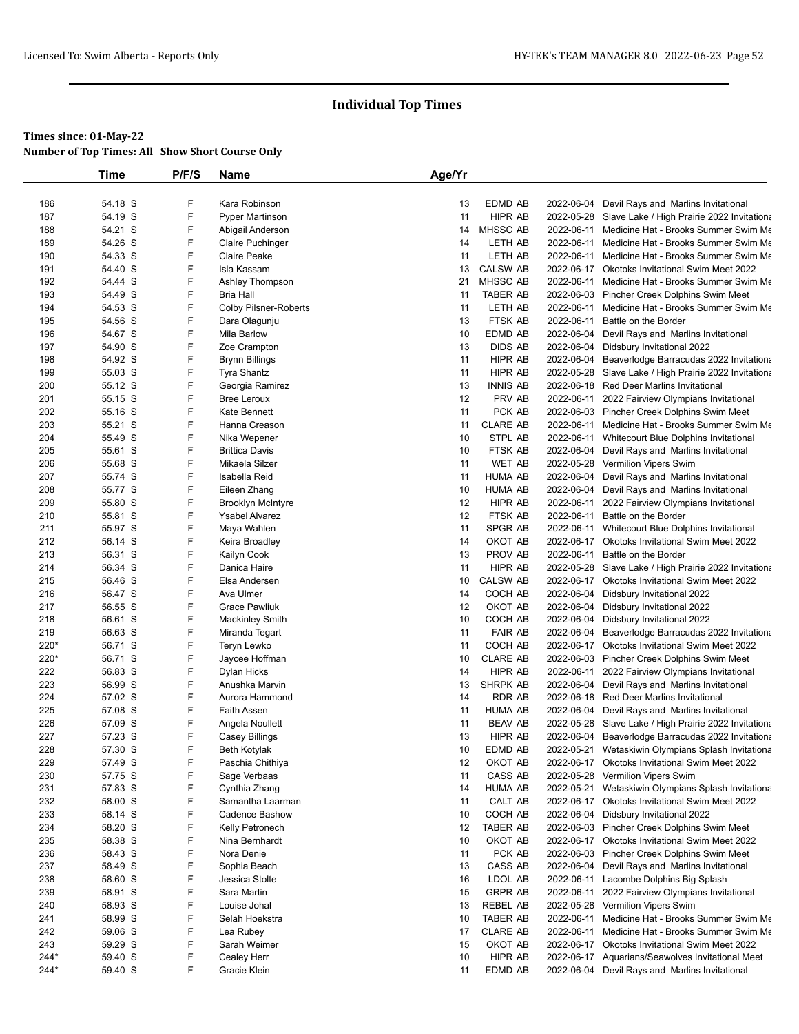# Individual Top Times

**Times since: 01-May-22**

**Number of Top Times: All Show Short Course Only**

| | Time | P/F/S | Name | Age/Yr | | | |
|---|---|---|---|---|---|---|---|
| 186 | 54.18 S | F | Kara Robinson | 13 | EDMD AB | 2022-06-04 | Devil Rays and Marlins Invitational |
| 187 | 54.19 S | F | Pyper Martinson | 11 | HIPR AB | 2022-05-28 | Slave Lake / High Prairie 2022 Invitationa |
| 188 | 54.21 S | F | Abigail Anderson | 14 | MHSSC AB | 2022-06-11 | Medicine Hat - Brooks Summer Swim Me |
| 189 | 54.26 S | F | Claire Puchinger | 14 | LETH AB | 2022-06-11 | Medicine Hat - Brooks Summer Swim Me |
| 190 | 54.33 S | F | Claire Peake | 11 | LETH AB | 2022-06-11 | Medicine Hat - Brooks Summer Swim Me |
| 191 | 54.40 S | F | Isla Kassam | 13 | CALSW AB | 2022-06-17 | Okotoks Invitational Swim Meet 2022 |
| 192 | 54.44 S | F | Ashley Thompson | 21 | MHSSC AB | 2022-06-11 | Medicine Hat - Brooks Summer Swim Me |
| 193 | 54.49 S | F | Bria Hall | 11 | TABER AB | 2022-06-03 | Pincher Creek Dolphins Swim Meet |
| 194 | 54.53 S | F | Colby Pilsner-Roberts | 11 | LETH AB | 2022-06-11 | Medicine Hat - Brooks Summer Swim Me |
| 195 | 54.56 S | F | Dara Olagunju | 13 | FTSK AB | 2022-06-11 | Battle on the Border |
| 196 | 54.67 S | F | Mila Barlow | 10 | EDMD AB | 2022-06-04 | Devil Rays and Marlins Invitational |
| 197 | 54.90 S | F | Zoe Crampton | 13 | DIDS AB | 2022-06-04 | Didsbury Invitational 2022 |
| 198 | 54.92 S | F | Brynn Billings | 11 | HIPR AB | 2022-06-04 | Beaverlodge Barracudas 2022 Invitationa |
| 199 | 55.03 S | F | Tyra Shantz | 11 | HIPR AB | 2022-05-28 | Slave Lake / High Prairie 2022 Invitationa |
| 200 | 55.12 S | F | Georgia Ramirez | 13 | INNIS AB | 2022-06-18 | Red Deer Marlins Invitational |
| 201 | 55.15 S | F | Bree Leroux | 12 | PRV AB | 2022-06-11 | 2022 Fairview Olympians Invitational |
| 202 | 55.16 S | F | Kate Bennett | 11 | PCK AB | 2022-06-03 | Pincher Creek Dolphins Swim Meet |
| 203 | 55.21 S | F | Hanna Creason | 11 | CLARE AB | 2022-06-11 | Medicine Hat - Brooks Summer Swim Me |
| 204 | 55.49 S | F | Nika Wepener | 10 | STPL AB | 2022-06-11 | Whitecourt Blue Dolphins Invitational |
| 205 | 55.61 S | F | Brittica Davis | 10 | FTSK AB | 2022-06-04 | Devil Rays and Marlins Invitational |
| 206 | 55.68 S | F | Mikaela Silzer | 11 | WET AB | 2022-05-28 | Vermilion Vipers Swim |
| 207 | 55.74 S | F | Isabella Reid | 11 | HUMA AB | 2022-06-04 | Devil Rays and Marlins Invitational |
| 208 | 55.77 S | F | Eileen Zhang | 10 | HUMA AB | 2022-06-04 | Devil Rays and Marlins Invitational |
| 209 | 55.80 S | F | Brooklyn McIntyre | 12 | HIPR AB | 2022-06-11 | 2022 Fairview Olympians Invitational |
| 210 | 55.81 S | F | Ysabel Alvarez | 12 | FTSK AB | 2022-06-11 | Battle on the Border |
| 211 | 55.97 S | F | Maya Wahlen | 11 | SPGR AB | 2022-06-11 | Whitecourt Blue Dolphins Invitational |
| 212 | 56.14 S | F | Keira Broadley | 14 | OKOT AB | 2022-06-17 | Okotoks Invitational Swim Meet 2022 |
| 213 | 56.31 S | F | Kailyn Cook | 13 | PROV AB | 2022-06-11 | Battle on the Border |
| 214 | 56.34 S | F | Danica Haire | 11 | HIPR AB | 2022-05-28 | Slave Lake / High Prairie 2022 Invitationa |
| 215 | 56.46 S | F | Elsa Andersen | 10 | CALSW AB | 2022-06-17 | Okotoks Invitational Swim Meet 2022 |
| 216 | 56.47 S | F | Ava Ulmer | 14 | COCH AB | 2022-06-04 | Didsbury Invitational 2022 |
| 217 | 56.55 S | F | Grace Pawliuk | 12 | OKOT AB | 2022-06-04 | Didsbury Invitational 2022 |
| 218 | 56.61 S | F | Mackinley Smith | 10 | COCH AB | 2022-06-04 | Didsbury Invitational 2022 |
| 219 | 56.63 S | F | Miranda Tegart | 11 | FAIR AB | 2022-06-04 | Beaverlodge Barracudas 2022 Invitationa |
| 220* | 56.71 S | F | Teryn Lewko | 11 | COCH AB | 2022-06-17 | Okotoks Invitational Swim Meet 2022 |
| 220* | 56.71 S | F | Jaycee Hoffman | 10 | CLARE AB | 2022-06-03 | Pincher Creek Dolphins Swim Meet |
| 222 | 56.83 S | F | Dylan Hicks | 14 | HIPR AB | 2022-06-11 | 2022 Fairview Olympians Invitational |
| 223 | 56.99 S | F | Anushka Marvin | 13 | SHRPK AB | 2022-06-04 | Devil Rays and Marlins Invitational |
| 224 | 57.02 S | F | Aurora Hammond | 14 | RDR AB | 2022-06-18 | Red Deer Marlins Invitational |
| 225 | 57.08 S | F | Faith Assen | 11 | HUMA AB | 2022-06-04 | Devil Rays and Marlins Invitational |
| 226 | 57.09 S | F | Angela Noullett | 11 | BEAV AB | 2022-05-28 | Slave Lake / High Prairie 2022 Invitationa |
| 227 | 57.23 S | F | Casey Billings | 13 | HIPR AB | 2022-06-04 | Beaverlodge Barracudas 2022 Invitationa |
| 228 | 57.30 S | F | Beth Kotylak | 10 | EDMD AB | 2022-05-21 | Wetaskiwin Olympians Splash Invitationa |
| 229 | 57.49 S | F | Paschia Chithiya | 12 | OKOT AB | 2022-06-17 | Okotoks Invitational Swim Meet 2022 |
| 230 | 57.75 S | F | Sage Verbaas | 11 | CASS AB | 2022-05-28 | Vermilion Vipers Swim |
| 231 | 57.83 S | F | Cynthia Zhang | 14 | HUMA AB | 2022-05-21 | Wetaskiwin Olympians Splash Invitationa |
| 232 | 58.00 S | F | Samantha Laarman | 11 | CALT AB | 2022-06-17 | Okotoks Invitational Swim Meet 2022 |
| 233 | 58.14 S | F | Cadence Bashow | 10 | COCH AB | 2022-06-04 | Didsbury Invitational 2022 |
| 234 | 58.20 S | F | Kelly Petronech | 12 | TABER AB | 2022-06-03 | Pincher Creek Dolphins Swim Meet |
| 235 | 58.38 S | F | Nina Bernhardt | 10 | OKOT AB | 2022-06-17 | Okotoks Invitational Swim Meet 2022 |
| 236 | 58.43 S | F | Nora Denie | 11 | PCK AB | 2022-06-03 | Pincher Creek Dolphins Swim Meet |
| 237 | 58.49 S | F | Sophia Beach | 13 | CASS AB | 2022-06-04 | Devil Rays and Marlins Invitational |
| 238 | 58.60 S | F | Jessica Stolte | 16 | LDOL AB | 2022-06-11 | Lacombe Dolphins Big Splash |
| 239 | 58.91 S | F | Sara Martin | 15 | GRPR AB | 2022-06-11 | 2022 Fairview Olympians Invitational |
| 240 | 58.93 S | F | Louise Johal | 13 | REBEL AB | 2022-05-28 | Vermilion Vipers Swim |
| 241 | 58.99 S | F | Selah Hoekstra | 10 | TABER AB | 2022-06-11 | Medicine Hat - Brooks Summer Swim Me |
| 242 | 59.06 S | F | Lea Rubey | 17 | CLARE AB | 2022-06-11 | Medicine Hat - Brooks Summer Swim Me |
| 243 | 59.29 S | F | Sarah Weimer | 15 | OKOT AB | 2022-06-17 | Okotoks Invitational Swim Meet 2022 |
| 244* | 59.40 S | F | Cealey Herr | 10 | HIPR AB | 2022-06-17 | Aquarians/Seawolves Invitational Meet |
| 244* | 59.40 S | F | Gracie Klein | 11 | EDMD AB | 2022-06-04 | Devil Rays and Marlins Invitational |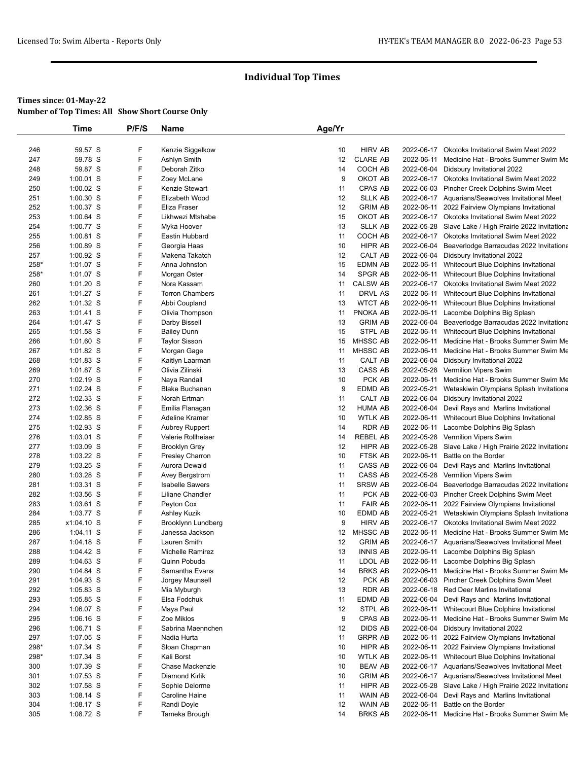## Individual Top Times

**Times since: 01-May-22**
**Number of Top Times: All Show Short Course Only**

| | Time | P/F/S | Name | Age/Yr | | | |
|---|---|---|---|---|---|---|---|
| 246 | 59.57 S | F | Kenzie Siggelkow | 10 | HIRV AB | 2022-06-17 | Okotoks Invitational Swim Meet 2022 |
| 247 | 59.78 S | F | Ashlyn Smith | 12 | CLARE AB | 2022-06-11 | Medicine Hat - Brooks Summer Swim Me |
| 248 | 59.87 S | F | Deborah Zitko | 14 | COCH AB | 2022-06-04 | Didsbury Invitational 2022 |
| 249 | 1:00.01 S | F | Zoey McLane | 9 | OKOT AB | 2022-06-17 | Okotoks Invitational Swim Meet 2022 |
| 250 | 1:00.02 S | F | Kenzie Stewart | 11 | CPAS AB | 2022-06-03 | Pincher Creek Dolphins Swim Meet |
| 251 | 1:00.30 S | F | Elizabeth Wood | 12 | SLLK AB | 2022-06-17 | Aquarians/Seawolves Invitational Meet |
| 252 | 1:00.37 S | F | Eliza Fraser | 12 | GRIM AB | 2022-06-11 | 2022 Fairview Olympians Invitational |
| 253 | 1:00.64 S | F | Likhwezi Mtshabe | 15 | OKOT AB | 2022-06-17 | Okotoks Invitational Swim Meet 2022 |
| 254 | 1:00.77 S | F | Myka Hoover | 13 | SLLK AB | 2022-05-28 | Slave Lake / High Prairie 2022 Invitationa |
| 255 | 1:00.81 S | F | Eastin Hubbard | 11 | COCH AB | 2022-06-17 | Okotoks Invitational Swim Meet 2022 |
| 256 | 1:00.89 S | F | Georgia Haas | 10 | HIPR AB | 2022-06-04 | Beaverlodge Barracudas 2022 Invitationa |
| 257 | 1:00.92 S | F | Makena Takatch | 12 | CALT AB | 2022-06-04 | Didsbury Invitational 2022 |
| 258* | 1:01.07 S | F | Anna Johnston | 15 | EDMN AB | 2022-06-11 | Whitecourt Blue Dolphins Invitational |
| 258* | 1:01.07 S | F | Morgan Oster | 14 | SPGR AB | 2022-06-11 | Whitecourt Blue Dolphins Invitational |
| 260 | 1:01.20 S | F | Nora Kassam | 11 | CALSW AB | 2022-06-17 | Okotoks Invitational Swim Meet 2022 |
| 261 | 1:01.27 S | F | Torron Chambers | 11 | DRVL AS | 2022-06-11 | Whitecourt Blue Dolphins Invitational |
| 262 | 1:01.32 S | F | Abbi Coupland | 13 | WTCT AB | 2022-06-11 | Whitecourt Blue Dolphins Invitational |
| 263 | 1:01.41 S | F | Olivia Thompson | 11 | PNOKA AB | 2022-06-11 | Lacombe Dolphins Big Splash |
| 264 | 1:01.47 S | F | Darby Bissell | 13 | GRIM AB | 2022-06-04 | Beaverlodge Barracudas 2022 Invitationa |
| 265 | 1:01.58 S | F | Bailey Dunn | 15 | STPL AB | 2022-06-11 | Whitecourt Blue Dolphins Invitational |
| 266 | 1:01.60 S | F | Taylor Sisson | 15 | MHSSC AB | 2022-06-11 | Medicine Hat - Brooks Summer Swim Me |
| 267 | 1:01.82 S | F | Morgan Gage | 11 | MHSSC AB | 2022-06-11 | Medicine Hat - Brooks Summer Swim Me |
| 268 | 1:01.83 S | F | Kaitlyn Laarman | 11 | CALT AB | 2022-06-04 | Didsbury Invitational 2022 |
| 269 | 1:01.87 S | F | Olivia Zilinski | 13 | CASS AB | 2022-05-28 | Vermilion Vipers Swim |
| 270 | 1:02.19 S | F | Naya Randall | 10 | PCK AB | 2022-06-11 | Medicine Hat - Brooks Summer Swim Me |
| 271 | 1:02.24 S | F | Blake Buchanan | 9 | EDMD AB | 2022-05-21 | Wetaskiwin Olympians Splash Invitationa |
| 272 | 1:02.33 S | F | Norah Ertman | 11 | CALT AB | 2022-06-04 | Didsbury Invitational 2022 |
| 273 | 1:02.36 S | F | Emilia Flanagan | 12 | HUMA AB | 2022-06-04 | Devil Rays and Marlins Invitational |
| 274 | 1:02.85 S | F | Adeline Kramer | 10 | WTLK AB | 2022-06-11 | Whitecourt Blue Dolphins Invitational |
| 275 | 1:02.93 S | F | Aubrey Ruppert | 14 | RDR AB | 2022-06-11 | Lacombe Dolphins Big Splash |
| 276 | 1:03.01 S | F | Valerie Rollheiser | 14 | REBEL AB | 2022-05-28 | Vermilion Vipers Swim |
| 277 | 1:03.09 S | F | Brooklyn Grey | 12 | HIPR AB | 2022-05-28 | Slave Lake / High Prairie 2022 Invitationa |
| 278 | 1:03.22 S | F | Presley Charron | 10 | FTSK AB | 2022-06-11 | Battle on the Border |
| 279 | 1:03.25 S | F | Aurora Dewald | 11 | CASS AB | 2022-06-04 | Devil Rays and Marlins Invitational |
| 280 | 1:03.28 S | F | Avey Bergstrom | 11 | CASS AB | 2022-05-28 | Vermilion Vipers Swim |
| 281 | 1:03.31 S | F | Isabelle Sawers | 11 | SRSW AB | 2022-06-04 | Beaverlodge Barracudas 2022 Invitationa |
| 282 | 1:03.56 S | F | Liliane Chandler | 11 | PCK AB | 2022-06-03 | Pincher Creek Dolphins Swim Meet |
| 283 | 1:03.61 S | F | Peyton Cox | 11 | FAIR AB | 2022-06-11 | 2022 Fairview Olympians Invitational |
| 284 | 1:03.77 S | F | Ashley Kuzik | 10 | EDMD AB | 2022-05-21 | Wetaskiwin Olympians Splash Invitationa |
| 285 | x1:04.10 S | F | Brooklynn Lundberg | 9 | HIRV AB | 2022-06-17 | Okotoks Invitational Swim Meet 2022 |
| 286 | 1:04.11 S | F | Janessa Jackson | 12 | MHSSC AB | 2022-06-11 | Medicine Hat - Brooks Summer Swim Me |
| 287 | 1:04.18 S | F | Lauren Smith | 12 | GRIM AB | 2022-06-17 | Aquarians/Seawolves Invitational Meet |
| 288 | 1:04.42 S | F | Michelle Ramirez | 13 | INNIS AB | 2022-06-11 | Lacombe Dolphins Big Splash |
| 289 | 1:04.63 S | F | Quinn Pobuda | 11 | LDOL AB | 2022-06-11 | Lacombe Dolphins Big Splash |
| 290 | 1:04.84 S | F | Samantha Evans | 14 | BRKS AB | 2022-06-11 | Medicine Hat - Brooks Summer Swim Me |
| 291 | 1:04.93 S | F | Jorgey Maunsell | 12 | PCK AB | 2022-06-03 | Pincher Creek Dolphins Swim Meet |
| 292 | 1:05.83 S | F | Mia Myburgh | 13 | RDR AB | 2022-06-18 | Red Deer Marlins Invitational |
| 293 | 1:05.85 S | F | Elsa Fodchuk | 11 | EDMD AB | 2022-06-04 | Devil Rays and Marlins Invitational |
| 294 | 1:06.07 S | F | Maya Paul | 12 | STPL AB | 2022-06-11 | Whitecourt Blue Dolphins Invitational |
| 295 | 1:06.16 S | F | Zoe Miklos | 9 | CPAS AB | 2022-06-11 | Medicine Hat - Brooks Summer Swim Me |
| 296 | 1:06.71 S | F | Sabrina Maennchen | 12 | DIDS AB | 2022-06-04 | Didsbury Invitational 2022 |
| 297 | 1:07.05 S | F | Nadia Hurta | 11 | GRPR AB | 2022-06-11 | 2022 Fairview Olympians Invitational |
| 298* | 1:07.34 S | F | Sloan Chapman | 10 | HIPR AB | 2022-06-11 | 2022 Fairview Olympians Invitational |
| 298* | 1:07.34 S | F | Kali Borst | 10 | WTLK AB | 2022-06-11 | Whitecourt Blue Dolphins Invitational |
| 300 | 1:07.39 S | F | Chase Mackenzie | 10 | BEAV AB | 2022-06-17 | Aquarians/Seawolves Invitational Meet |
| 301 | 1:07.53 S | F | Diamond Kirlik | 10 | GRIM AB | 2022-06-17 | Aquarians/Seawolves Invitational Meet |
| 302 | 1:07.58 S | F | Sophie Delorme | 11 | HIPR AB | 2022-05-28 | Slave Lake / High Prairie 2022 Invitationa |
| 303 | 1:08.14 S | F | Caroline Haine | 11 | WAIN AB | 2022-06-04 | Devil Rays and Marlins Invitational |
| 304 | 1:08.17 S | F | Randi Doyle | 12 | WAIN AB | 2022-06-11 | Battle on the Border |
| 305 | 1:08.72 S | F | Tameka Brough | 14 | BRKS AB | 2022-06-11 | Medicine Hat - Brooks Summer Swim Me |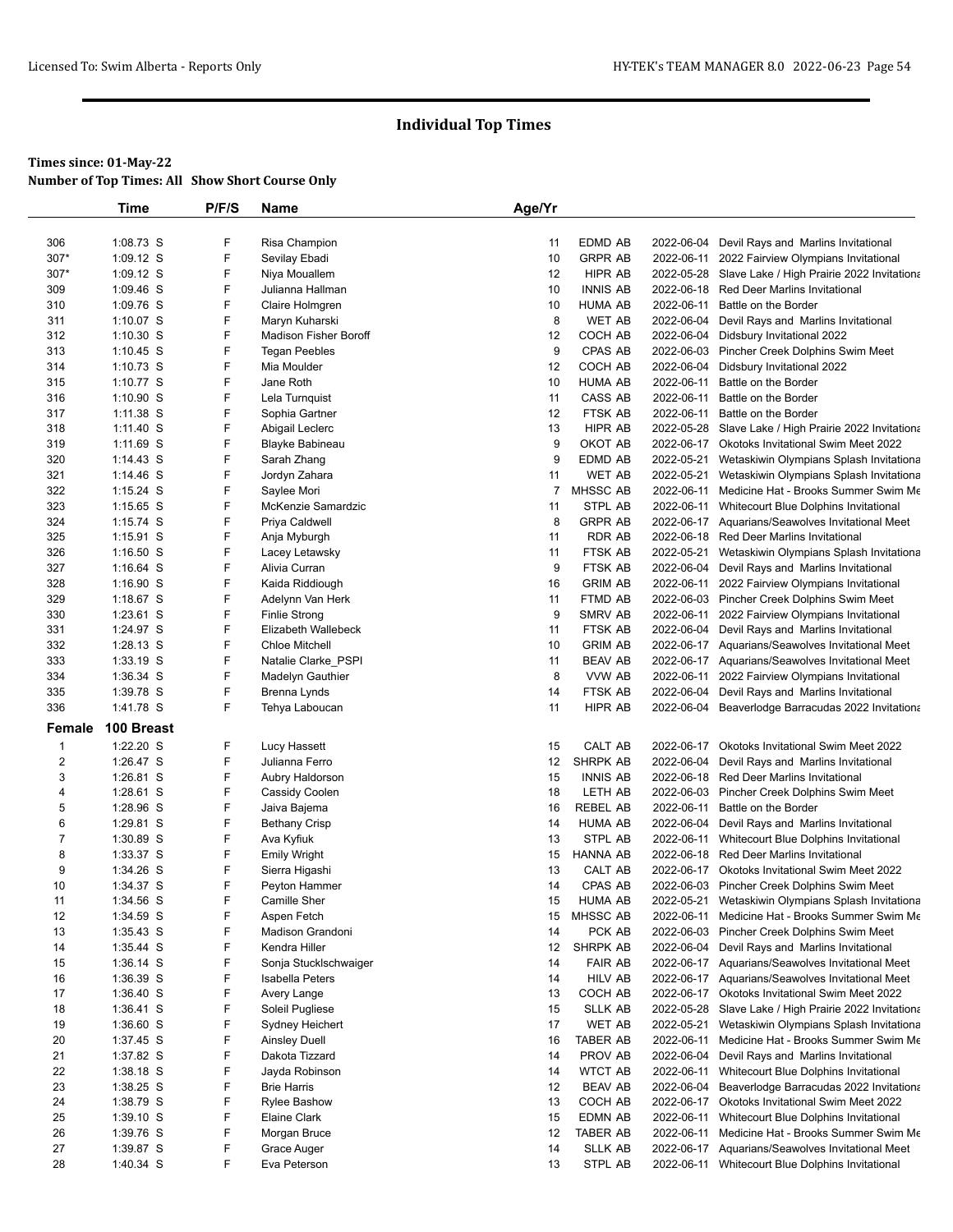## Individual Top Times

**Times since: 01-May-22**

**Number of Top Times: All Show Short Course Only**

| | Time | P/F/S | Name | Age/Yr | | | |
|---|---|---|---|---|---|---|---|
| 306 | 1:08.73 S | F | Risa Champion | 11 | EDMD AB | 2022-06-04 | Devil Rays and Marlins Invitational |
| 307* | 1:09.12 S | F | Sevilay Ebadi | 10 | GRPR AB | 2022-06-11 | 2022 Fairview Olympians Invitational |
| 307* | 1:09.12 S | F | Niya Mouallem | 12 | HIPR AB | 2022-05-28 | Slave Lake / High Prairie 2022 Invitationa |
| 309 | 1:09.46 S | F | Julianna Hallman | 10 | INNIS AB | 2022-06-18 | Red Deer Marlins Invitational |
| 310 | 1:09.76 S | F | Claire Holmgren | 10 | HUMA AB | 2022-06-11 | Battle on the Border |
| 311 | 1:10.07 S | F | Maryn Kuharski | 8 | WET AB | 2022-06-04 | Devil Rays and Marlins Invitational |
| 312 | 1:10.30 S | F | Madison Fisher Boroff | 12 | COCH AB | 2022-06-04 | Didsbury Invitational 2022 |
| 313 | 1:10.45 S | F | Tegan Peebles | 9 | CPAS AB | 2022-06-03 | Pincher Creek Dolphins Swim Meet |
| 314 | 1:10.73 S | F | Mia Moulder | 12 | COCH AB | 2022-06-04 | Didsbury Invitational 2022 |
| 315 | 1:10.77 S | F | Jane Roth | 10 | HUMA AB | 2022-06-11 | Battle on the Border |
| 316 | 1:10.90 S | F | Lela Turnquist | 11 | CASS AB | 2022-06-11 | Battle on the Border |
| 317 | 1:11.38 S | F | Sophia Gartner | 12 | FTSK AB | 2022-06-11 | Battle on the Border |
| 318 | 1:11.40 S | F | Abigail Leclerc | 13 | HIPR AB | 2022-05-28 | Slave Lake / High Prairie 2022 Invitationa |
| 319 | 1:11.69 S | F | Blayke Babineau | 9 | OKOT AB | 2022-06-17 | Okotoks Invitational Swim Meet 2022 |
| 320 | 1:14.43 S | F | Sarah Zhang | 9 | EDMD AB | 2022-05-21 | Wetaskiwin Olympians Splash Invitationa |
| 321 | 1:14.46 S | F | Jordyn Zahara | 11 | WET AB | 2022-05-21 | Wetaskiwin Olympians Splash Invitationa |
| 322 | 1:15.24 S | F | Saylee Mori | 7 | MHSSC AB | 2022-06-11 | Medicine Hat - Brooks Summer Swim Me |
| 323 | 1:15.65 S | F | McKenzie Samardzic | 11 | STPL AB | 2022-06-11 | Whitecourt Blue Dolphins Invitational |
| 324 | 1:15.74 S | F | Priya Caldwell | 8 | GRPR AB | 2022-06-17 | Aquarians/Seawolves Invitational Meet |
| 325 | 1:15.91 S | F | Anja Myburgh | 11 | RDR AB | 2022-06-18 | Red Deer Marlins Invitational |
| 326 | 1:16.50 S | F | Lacey Letawsky | 11 | FTSK AB | 2022-05-21 | Wetaskiwin Olympians Splash Invitationa |
| 327 | 1:16.64 S | F | Alivia Curran | 9 | FTSK AB | 2022-06-04 | Devil Rays and Marlins Invitational |
| 328 | 1:16.90 S | F | Kaida Riddiough | 16 | GRIM AB | 2022-06-11 | 2022 Fairview Olympians Invitational |
| 329 | 1:18.67 S | F | Adelynn Van Herk | 11 | FTMD AB | 2022-06-03 | Pincher Creek Dolphins Swim Meet |
| 330 | 1:23.61 S | F | Finlie Strong | 9 | SMRV AB | 2022-06-11 | 2022 Fairview Olympians Invitational |
| 331 | 1:24.97 S | F | Elizabeth Wallebeck | 11 | FTSK AB | 2022-06-04 | Devil Rays and Marlins Invitational |
| 332 | 1:28.13 S | F | Chloe Mitchell | 10 | GRIM AB | 2022-06-17 | Aquarians/Seawolves Invitational Meet |
| 333 | 1:33.19 S | F | Natalie Clarke_PSPI | 11 | BEAV AB | 2022-06-17 | Aquarians/Seawolves Invitational Meet |
| 334 | 1:36.34 S | F | Madelyn Gauthier | 8 | VVW AB | 2022-06-11 | 2022 Fairview Olympians Invitational |
| 335 | 1:39.78 S | F | Brenna Lynds | 14 | FTSK AB | 2022-06-04 | Devil Rays and Marlins Invitational |
| 336 | 1:41.78 S | F | Tehya Laboucan | 11 | HIPR AB | 2022-06-04 | Beaverlodge Barracudas 2022 Invitationa |
| **Female** | **100 Breast** | | | | | | |
| 1 | 1:22.20 S | F | Lucy Hassett | 15 | CALT AB | 2022-06-17 | Okotoks Invitational Swim Meet 2022 |
| 2 | 1:26.47 S | F | Julianna Ferro | 12 | SHRPK AB | 2022-06-04 | Devil Rays and Marlins Invitational |
| 3 | 1:26.81 S | F | Aubry Haldorson | 15 | INNIS AB | 2022-06-18 | Red Deer Marlins Invitational |
| 4 | 1:28.61 S | F | Cassidy Coolen | 18 | LETH AB | 2022-06-03 | Pincher Creek Dolphins Swim Meet |
| 5 | 1:28.96 S | F | Jaiva Bajema | 16 | REBEL AB | 2022-06-11 | Battle on the Border |
| 6 | 1:29.81 S | F | Bethany Crisp | 14 | HUMA AB | 2022-06-04 | Devil Rays and Marlins Invitational |
| 7 | 1:30.89 S | F | Ava Kyfiuk | 13 | STPL AB | 2022-06-11 | Whitecourt Blue Dolphins Invitational |
| 8 | 1:33.37 S | F | Emily Wright | 15 | HANNA AB | 2022-06-18 | Red Deer Marlins Invitational |
| 9 | 1:34.26 S | F | Sierra Higashi | 13 | CALT AB | 2022-06-17 | Okotoks Invitational Swim Meet 2022 |
| 10 | 1:34.37 S | F | Peyton Hammer | 14 | CPAS AB | 2022-06-03 | Pincher Creek Dolphins Swim Meet |
| 11 | 1:34.56 S | F | Camille Sher | 15 | HUMA AB | 2022-05-21 | Wetaskiwin Olympians Splash Invitationa |
| 12 | 1:34.59 S | F | Aspen Fetch | 15 | MHSSC AB | 2022-06-11 | Medicine Hat - Brooks Summer Swim Me |
| 13 | 1:35.43 S | F | Madison Grandoni | 14 | PCK AB | 2022-06-03 | Pincher Creek Dolphins Swim Meet |
| 14 | 1:35.44 S | F | Kendra Hiller | 12 | SHRPK AB | 2022-06-04 | Devil Rays and Marlins Invitational |
| 15 | 1:36.14 S | F | Sonja Stucklschwaiger | 14 | FAIR AB | 2022-06-17 | Aquarians/Seawolves Invitational Meet |
| 16 | 1:36.39 S | F | Isabella Peters | 14 | HILV AB | 2022-06-17 | Aquarians/Seawolves Invitational Meet |
| 17 | 1:36.40 S | F | Avery Lange | 13 | COCH AB | 2022-06-17 | Okotoks Invitational Swim Meet 2022 |
| 18 | 1:36.41 S | F | Soleil Pugliese | 15 | SLLK AB | 2022-05-28 | Slave Lake / High Prairie 2022 Invitationa |
| 19 | 1:36.60 S | F | Sydney Heichert | 17 | WET AB | 2022-05-21 | Wetaskiwin Olympians Splash Invitationa |
| 20 | 1:37.45 S | F | Ainsley Duell | 16 | TABER AB | 2022-06-11 | Medicine Hat - Brooks Summer Swim Me |
| 21 | 1:37.82 S | F | Dakota Tizzard | 14 | PROV AB | 2022-06-04 | Devil Rays and Marlins Invitational |
| 22 | 1:38.18 S | F | Jayda Robinson | 14 | WTCT AB | 2022-06-11 | Whitecourt Blue Dolphins Invitational |
| 23 | 1:38.25 S | F | Brie Harris | 12 | BEAV AB | 2022-06-04 | Beaverlodge Barracudas 2022 Invitationa |
| 24 | 1:38.79 S | F | Rylee Bashow | 13 | COCH AB | 2022-06-17 | Okotoks Invitational Swim Meet 2022 |
| 25 | 1:39.10 S | F | Elaine Clark | 15 | EDMN AB | 2022-06-11 | Whitecourt Blue Dolphins Invitational |
| 26 | 1:39.76 S | F | Morgan Bruce | 12 | TABER AB | 2022-06-11 | Medicine Hat - Brooks Summer Swim Me |
| 27 | 1:39.87 S | F | Grace Auger | 14 | SLLK AB | 2022-06-17 | Aquarians/Seawolves Invitational Meet |
| 28 | 1:40.34 S | F | Eva Peterson | 13 | STPL AB | 2022-06-11 | Whitecourt Blue Dolphins Invitational |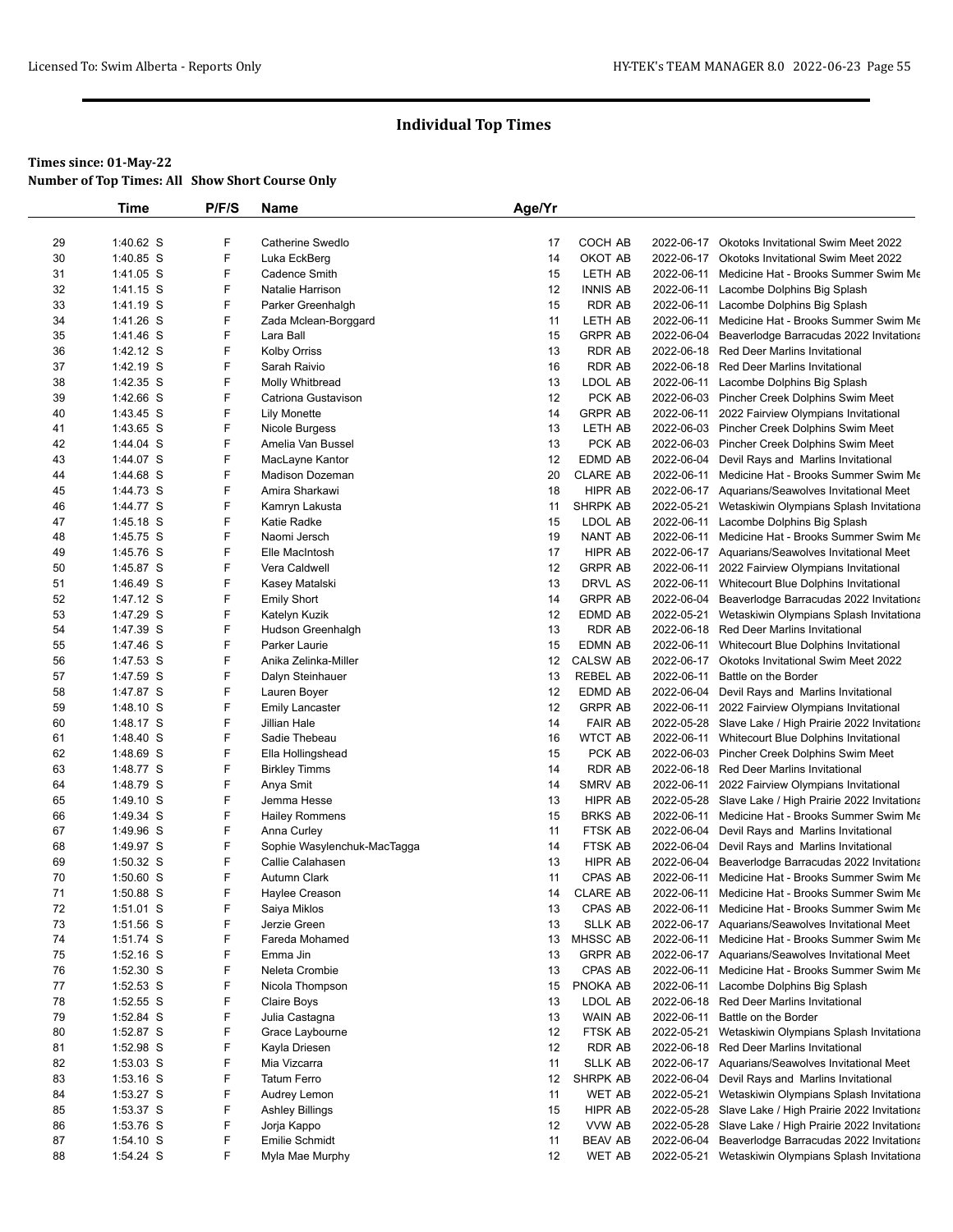# Individual Top Times

**Times since: 01-May-22**
**Number of Top Times: All Show Short Course Only**

| | Time | P/F/S | Name | Age/Yr | | | |
|---|---|---|---|---|---|---|---|
| 29 | 1:40.62 S | F | Catherine Swedlo | 17 | COCH AB | 2022-06-17 | Okotoks Invitational Swim Meet 2022 |
| 30 | 1:40.85 S | F | Luka EckBerg | 14 | OKOT AB | 2022-06-17 | Okotoks Invitational Swim Meet 2022 |
| 31 | 1:41.05 S | F | Cadence Smith | 15 | LETH AB | 2022-06-11 | Medicine Hat - Brooks Summer Swim Me |
| 32 | 1:41.15 S | F | Natalie Harrison | 12 | INNIS AB | 2022-06-11 | Lacombe Dolphins Big Splash |
| 33 | 1:41.19 S | F | Parker Greenhalgh | 15 | RDR AB | 2022-06-11 | Lacombe Dolphins Big Splash |
| 34 | 1:41.26 S | F | Zada Mclean-Borggard | 11 | LETH AB | 2022-06-11 | Medicine Hat - Brooks Summer Swim Me |
| 35 | 1:41.46 S | F | Lara Ball | 15 | GRPR AB | 2022-06-04 | Beaverlodge Barracudas 2022 Invitationa |
| 36 | 1:42.12 S | F | Kolby Orriss | 13 | RDR AB | 2022-06-18 | Red Deer Marlins Invitational |
| 37 | 1:42.19 S | F | Sarah Raivio | 16 | RDR AB | 2022-06-18 | Red Deer Marlins Invitational |
| 38 | 1:42.35 S | F | Molly Whitbread | 13 | LDOL AB | 2022-06-11 | Lacombe Dolphins Big Splash |
| 39 | 1:42.66 S | F | Catriona Gustavison | 12 | PCK AB | 2022-06-03 | Pincher Creek Dolphins Swim Meet |
| 40 | 1:43.45 S | F | Lily Monette | 14 | GRPR AB | 2022-06-11 | 2022 Fairview Olympians Invitational |
| 41 | 1:43.65 S | F | Nicole Burgess | 13 | LETH AB | 2022-06-03 | Pincher Creek Dolphins Swim Meet |
| 42 | 1:44.04 S | F | Amelia Van Bussel | 13 | PCK AB | 2022-06-03 | Pincher Creek Dolphins Swim Meet |
| 43 | 1:44.07 S | F | MacLayne Kantor | 12 | EDMD AB | 2022-06-04 | Devil Rays and Marlins Invitational |
| 44 | 1:44.68 S | F | Madison Dozeman | 20 | CLARE AB | 2022-06-11 | Medicine Hat - Brooks Summer Swim Me |
| 45 | 1:44.73 S | F | Amira Sharkawi | 18 | HIPR AB | 2022-06-17 | Aquarians/Seawolves Invitational Meet |
| 46 | 1:44.77 S | F | Kamryn Lakusta | 11 | SHRPK AB | 2022-05-21 | Wetaskiwin Olympians Splash Invitationa |
| 47 | 1:45.18 S | F | Katie Radke | 15 | LDOL AB | 2022-06-11 | Lacombe Dolphins Big Splash |
| 48 | 1:45.75 S | F | Naomi Jersch | 19 | NANT AB | 2022-06-11 | Medicine Hat - Brooks Summer Swim Me |
| 49 | 1:45.76 S | F | Elle MacIntosh | 17 | HIPR AB | 2022-06-17 | Aquarians/Seawolves Invitational Meet |
| 50 | 1:45.87 S | F | Vera Caldwell | 12 | GRPR AB | 2022-06-11 | 2022 Fairview Olympians Invitational |
| 51 | 1:46.49 S | F | Kasey Matalski | 13 | DRVL AS | 2022-06-11 | Whitecourt Blue Dolphins Invitational |
| 52 | 1:47.12 S | F | Emily Short | 14 | GRPR AB | 2022-06-04 | Beaverlodge Barracudas 2022 Invitationa |
| 53 | 1:47.29 S | F | Katelyn Kuzik | 12 | EDMD AB | 2022-05-21 | Wetaskiwin Olympians Splash Invitationa |
| 54 | 1:47.39 S | F | Hudson Greenhalgh | 13 | RDR AB | 2022-06-18 | Red Deer Marlins Invitational |
| 55 | 1:47.46 S | F | Parker Laurie | 15 | EDMN AB | 2022-06-11 | Whitecourt Blue Dolphins Invitational |
| 56 | 1:47.53 S | F | Anika Zelinka-Miller | 12 | CALSW AB | 2022-06-17 | Okotoks Invitational Swim Meet 2022 |
| 57 | 1:47.59 S | F | Dalyn Steinhauer | 13 | REBEL AB | 2022-06-11 | Battle on the Border |
| 58 | 1:47.87 S | F | Lauren Boyer | 12 | EDMD AB | 2022-06-04 | Devil Rays and Marlins Invitational |
| 59 | 1:48.10 S | F | Emily Lancaster | 12 | GRPR AB | 2022-06-11 | 2022 Fairview Olympians Invitational |
| 60 | 1:48.17 S | F | Jillian Hale | 14 | FAIR AB | 2022-05-28 | Slave Lake / High Prairie 2022 Invitationa |
| 61 | 1:48.40 S | F | Sadie Thebeau | 16 | WTCT AB | 2022-06-11 | Whitecourt Blue Dolphins Invitational |
| 62 | 1:48.69 S | F | Ella Hollingshead | 15 | PCK AB | 2022-06-03 | Pincher Creek Dolphins Swim Meet |
| 63 | 1:48.77 S | F | Birkley Timms | 14 | RDR AB | 2022-06-18 | Red Deer Marlins Invitational |
| 64 | 1:48.79 S | F | Anya Smit | 14 | SMRV AB | 2022-06-11 | 2022 Fairview Olympians Invitational |
| 65 | 1:49.10 S | F | Jemma Hesse | 13 | HIPR AB | 2022-05-28 | Slave Lake / High Prairie 2022 Invitationa |
| 66 | 1:49.34 S | F | Hailey Rommens | 15 | BRKS AB | 2022-06-11 | Medicine Hat - Brooks Summer Swim Me |
| 67 | 1:49.96 S | F | Anna Curley | 11 | FTSK AB | 2022-06-04 | Devil Rays and Marlins Invitational |
| 68 | 1:49.97 S | F | Sophie Wasylenchuk-MacTagga | 14 | FTSK AB | 2022-06-04 | Devil Rays and Marlins Invitational |
| 69 | 1:50.32 S | F | Callie Calahasen | 13 | HIPR AB | 2022-06-04 | Beaverlodge Barracudas 2022 Invitationa |
| 70 | 1:50.60 S | F | Autumn Clark | 11 | CPAS AB | 2022-06-11 | Medicine Hat - Brooks Summer Swim Me |
| 71 | 1:50.88 S | F | Haylee Creason | 14 | CLARE AB | 2022-06-11 | Medicine Hat - Brooks Summer Swim Me |
| 72 | 1:51.01 S | F | Saiya Miklos | 13 | CPAS AB | 2022-06-11 | Medicine Hat - Brooks Summer Swim Me |
| 73 | 1:51.56 S | F | Jerzie Green | 13 | SLLK AB | 2022-06-17 | Aquarians/Seawolves Invitational Meet |
| 74 | 1:51.74 S | F | Fareda Mohamed | 13 | MHSSC AB | 2022-06-11 | Medicine Hat - Brooks Summer Swim Me |
| 75 | 1:52.16 S | F | Emma Jin | 13 | GRPR AB | 2022-06-17 | Aquarians/Seawolves Invitational Meet |
| 76 | 1:52.30 S | F | Neleta Crombie | 13 | CPAS AB | 2022-06-11 | Medicine Hat - Brooks Summer Swim Me |
| 77 | 1:52.53 S | F | Nicola Thompson | 15 | PNOKA AB | 2022-06-11 | Lacombe Dolphins Big Splash |
| 78 | 1:52.55 S | F | Claire Boys | 13 | LDOL AB | 2022-06-18 | Red Deer Marlins Invitational |
| 79 | 1:52.84 S | F | Julia Castagna | 13 | WAIN AB | 2022-06-11 | Battle on the Border |
| 80 | 1:52.87 S | F | Grace Laybourne | 12 | FTSK AB | 2022-05-21 | Wetaskiwin Olympians Splash Invitationa |
| 81 | 1:52.98 S | F | Kayla Driesen | 12 | RDR AB | 2022-06-18 | Red Deer Marlins Invitational |
| 82 | 1:53.03 S | F | Mia Vizcarra | 11 | SLLK AB | 2022-06-17 | Aquarians/Seawolves Invitational Meet |
| 83 | 1:53.16 S | F | Tatum Ferro | 12 | SHRPK AB | 2022-06-04 | Devil Rays and Marlins Invitational |
| 84 | 1:53.27 S | F | Audrey Lemon | 11 | WET AB | 2022-05-21 | Wetaskiwin Olympians Splash Invitationa |
| 85 | 1:53.37 S | F | Ashley Billings | 15 | HIPR AB | 2022-05-28 | Slave Lake / High Prairie 2022 Invitationa |
| 86 | 1:53.76 S | F | Jorja Kappo | 12 | VVW AB | 2022-05-28 | Slave Lake / High Prairie 2022 Invitationa |
| 87 | 1:54.10 S | F | Emilie Schmidt | 11 | BEAV AB | 2022-06-04 | Beaverlodge Barracudas 2022 Invitationa |
| 88 | 1:54.24 S | F | Myla Mae Murphy | 12 | WET AB | 2022-05-21 | Wetaskiwin Olympians Splash Invitationa |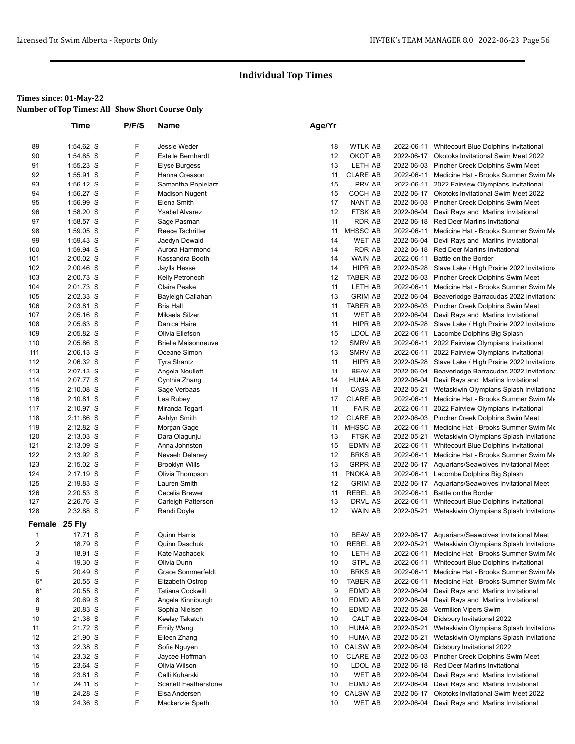## Individual Top Times

**Times since: 01-May-22**
**Number of Top Times: All Show Short Course Only**

| | Time | P/F/S | Name | Age/Yr | | | |
|---|---|---|---|---|---|---|---|
| 89 | 1:54.62 S | F | Jessie Weder | 18 | WTLK AB | 2022-06-11 | Whitecourt Blue Dolphins Invitational |
| 90 | 1:54.85 S | F | Estelle Bernhardt | 12 | OKOT AB | 2022-06-17 | Okotoks Invitational Swim Meet 2022 |
| 91 | 1:55.23 S | F | Elyse Burgess | 13 | LETH AB | 2022-06-03 | Pincher Creek Dolphins Swim Meet |
| 92 | 1:55.91 S | F | Hanna Creason | 11 | CLARE AB | 2022-06-11 | Medicine Hat - Brooks Summer Swim Me |
| 93 | 1:56.12 S | F | Samantha Popielarz | 15 | PRV AB | 2022-06-11 | 2022 Fairview Olympians Invitational |
| 94 | 1:56.27 S | F | Madison Nugent | 15 | COCH AB | 2022-06-17 | Okotoks Invitational Swim Meet 2022 |
| 95 | 1:56.99 S | F | Elena Smith | 17 | NANT AB | 2022-06-03 | Pincher Creek Dolphins Swim Meet |
| 96 | 1:58.20 S | F | Ysabel Alvarez | 12 | FTSK AB | 2022-06-04 | Devil Rays and Marlins Invitational |
| 97 | 1:58.57 S | F | Sage Pasman | 11 | RDR AB | 2022-06-18 | Red Deer Marlins Invitational |
| 98 | 1:59.05 S | F | Reece Tschritter | 11 | MHSSC AB | 2022-06-11 | Medicine Hat - Brooks Summer Swim Me |
| 99 | 1:59.43 S | F | Jaedyn Dewald | 14 | WET AB | 2022-06-04 | Devil Rays and Marlins Invitational |
| 100 | 1:59.94 S | F | Aurora Hammond | 14 | RDR AB | 2022-06-18 | Red Deer Marlins Invitational |
| 101 | 2:00.02 S | F | Kassandra Booth | 14 | WAIN AB | 2022-06-11 | Battle on the Border |
| 102 | 2:00.46 S | F | Jaylla Hesse | 14 | HIPR AB | 2022-05-28 | Slave Lake / High Prairie 2022 Invitationa |
| 103 | 2:00.73 S | F | Kelly Petronech | 12 | TABER AB | 2022-06-03 | Pincher Creek Dolphins Swim Meet |
| 104 | 2:01.73 S | F | Claire Peake | 11 | LETH AB | 2022-06-11 | Medicine Hat - Brooks Summer Swim Me |
| 105 | 2:02.33 S | F | Bayleigh Callahan | 13 | GRIM AB | 2022-06-04 | Beaverlodge Barracudas 2022 Invitationa |
| 106 | 2:03.81 S | F | Bria Hall | 11 | TABER AB | 2022-06-03 | Pincher Creek Dolphins Swim Meet |
| 107 | 2:05.16 S | F | Mikaela Silzer | 11 | WET AB | 2022-06-04 | Devil Rays and Marlins Invitational |
| 108 | 2:05.63 S | F | Danica Haire | 11 | HIPR AB | 2022-05-28 | Slave Lake / High Prairie 2022 Invitationa |
| 109 | 2:05.82 S | F | Olivia Ellefson | 15 | LDOL AB | 2022-06-11 | Lacombe Dolphins Big Splash |
| 110 | 2:05.86 S | F | Brielle Maisonneuve | 12 | SMRV AB | 2022-06-11 | 2022 Fairview Olympians Invitational |
| 111 | 2:06.13 S | F | Oceane Simon | 13 | SMRV AB | 2022-06-11 | 2022 Fairview Olympians Invitational |
| 112 | 2:06.32 S | F | Tyra Shantz | 11 | HIPR AB | 2022-05-28 | Slave Lake / High Prairie 2022 Invitationa |
| 113 | 2:07.13 S | F | Angela Noullett | 11 | BEAV AB | 2022-06-04 | Beaverlodge Barracudas 2022 Invitationa |
| 114 | 2:07.77 S | F | Cynthia Zhang | 14 | HUMA AB | 2022-06-04 | Devil Rays and Marlins Invitational |
| 115 | 2:10.08 S | F | Sage Verbaas | 11 | CASS AB | 2022-05-21 | Wetaskiwin Olympians Splash Invitationa |
| 116 | 2:10.81 S | F | Lea Rubey | 17 | CLARE AB | 2022-06-11 | Medicine Hat - Brooks Summer Swim Me |
| 117 | 2:10.97 S | F | Miranda Tegart | 11 | FAIR AB | 2022-06-11 | 2022 Fairview Olympians Invitational |
| 118 | 2:11.86 S | F | Ashlyn Smith | 12 | CLARE AB | 2022-06-03 | Pincher Creek Dolphins Swim Meet |
| 119 | 2:12.82 S | F | Morgan Gage | 11 | MHSSC AB | 2022-06-11 | Medicine Hat - Brooks Summer Swim Me |
| 120 | 2:13.03 S | F | Dara Olagunju | 13 | FTSK AB | 2022-05-21 | Wetaskiwin Olympians Splash Invitationa |
| 121 | 2:13.09 S | F | Anna Johnston | 15 | EDMN AB | 2022-06-11 | Whitecourt Blue Dolphins Invitational |
| 122 | 2:13.92 S | F | Nevaeh Delaney | 12 | BRKS AB | 2022-06-11 | Medicine Hat - Brooks Summer Swim Me |
| 123 | 2:15.02 S | F | Brooklyn Wills | 13 | GRPR AB | 2022-06-17 | Aquarians/Seawolves Invitational Meet |
| 124 | 2:17.19 S | F | Olivia Thompson | 11 | PNOKA AB | 2022-06-11 | Lacombe Dolphins Big Splash |
| 125 | 2:19.83 S | F | Lauren Smith | 12 | GRIM AB | 2022-06-17 | Aquarians/Seawolves Invitational Meet |
| 126 | 2:20.53 S | F | Cecelia Brewer | 11 | REBEL AB | 2022-06-11 | Battle on the Border |
| 127 | 2:26.76 S | F | Carleigh Patterson | 13 | DRVL AS | 2022-06-11 | Whitecourt Blue Dolphins Invitational |
| 128 | 2:32.88 S | F | Randi Doyle | 12 | WAIN AB | 2022-05-21 | Wetaskiwin Olympians Splash Invitationa |

### Female 25 Fly

| | Time | P/F/S | Name | Age/Yr | | | |
|---|---|---|---|---|---|---|---|
| 1 | 17.71 S | F | Quinn Harris | 10 | BEAV AB | 2022-06-17 | Aquarians/Seawolves Invitational Meet |
| 2 | 18.79 S | F | Quinn Daschuk | 10 | REBEL AB | 2022-05-21 | Wetaskiwin Olympians Splash Invitationa |
| 3 | 18.91 S | F | Kate Machacek | 10 | LETH AB | 2022-06-11 | Medicine Hat - Brooks Summer Swim Me |
| 4 | 19.30 S | F | Olivia Dunn | 10 | STPL AB | 2022-06-11 | Whitecourt Blue Dolphins Invitational |
| 5 | 20.49 S | F | Grace Sommerfeldt | 10 | BRKS AB | 2022-06-11 | Medicine Hat - Brooks Summer Swim Me |
| 6* | 20.55 S | F | Elizabeth Ostrop | 10 | TABER AB | 2022-06-11 | Medicine Hat - Brooks Summer Swim Me |
| 6* | 20.55 S | F | Tatiana Cockwill | 9 | EDMD AB | 2022-06-04 | Devil Rays and Marlins Invitational |
| 8 | 20.69 S | F | Angela Kinniburgh | 10 | EDMD AB | 2022-06-04 | Devil Rays and Marlins Invitational |
| 9 | 20.83 S | F | Sophia Nielsen | 10 | EDMD AB | 2022-05-28 | Vermilion Vipers Swim |
| 10 | 21.38 S | F | Keeley Takatch | 10 | CALT AB | 2022-06-04 | Didsbury Invitational 2022 |
| 11 | 21.72 S | F | Emily Wang | 10 | HUMA AB | 2022-05-21 | Wetaskiwin Olympians Splash Invitationa |
| 12 | 21.90 S | F | Eileen Zhang | 10 | HUMA AB | 2022-05-21 | Wetaskiwin Olympians Splash Invitationa |
| 13 | 22.38 S | F | Sofie Nguyen | 10 | CALSW AB | 2022-06-04 | Didsbury Invitational 2022 |
| 14 | 23.32 S | F | Jaycee Hoffman | 10 | CLARE AB | 2022-06-03 | Pincher Creek Dolphins Swim Meet |
| 15 | 23.64 S | F | Olivia Wilson | 10 | LDOL AB | 2022-06-18 | Red Deer Marlins Invitational |
| 16 | 23.81 S | F | Calli Kuharski | 10 | WET AB | 2022-06-04 | Devil Rays and Marlins Invitational |
| 17 | 24.11 S | F | Scarlett Featherstone | 10 | EDMD AB | 2022-06-04 | Devil Rays and Marlins Invitational |
| 18 | 24.28 S | F | Elsa Andersen | 10 | CALSW AB | 2022-06-17 | Okotoks Invitational Swim Meet 2022 |
| 19 | 24.36 S | F | Mackenzie Speth | 10 | WET AB | 2022-06-04 | Devil Rays and Marlins Invitational |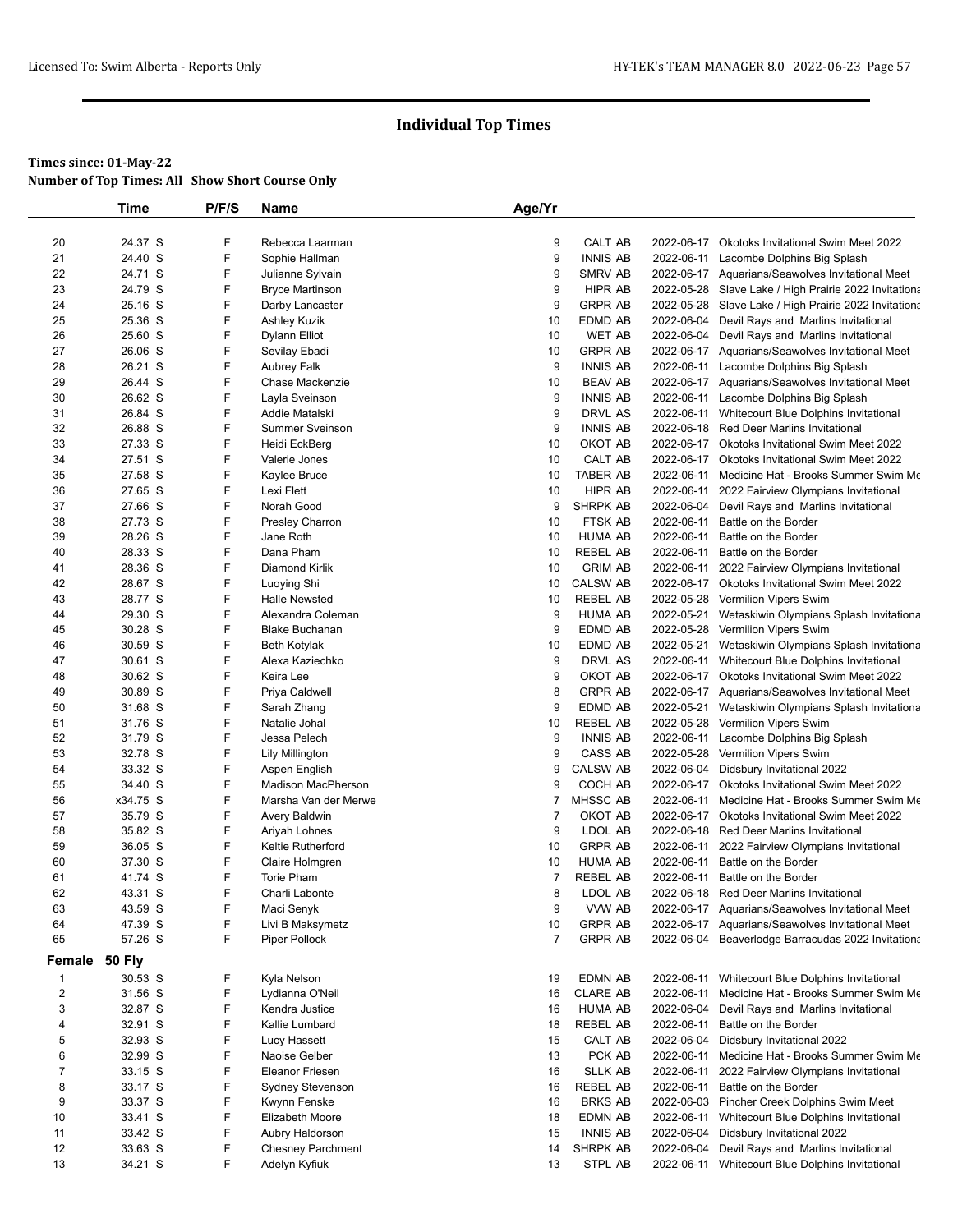# Individual Top Times

**Times since: 01-May-22**

**Number of Top Times: All Show Short Course Only**

| | Time | P/F/S | Name | Age/Yr | | | |
|---|---|---|---|---|---|---|---|
| 20 | 24.37 S | F | Rebecca Laarman | 9 | CALT AB | 2022-06-17 | Okotoks Invitational Swim Meet 2022 |
| 21 | 24.40 S | F | Sophie Hallman | 9 | INNIS AB | 2022-06-11 | Lacombe Dolphins Big Splash |
| 22 | 24.71 S | F | Julianne Sylvain | 9 | SMRV AB | 2022-06-17 | Aquarians/Seawolves Invitational Meet |
| 23 | 24.79 S | F | Bryce Martinson | 9 | HIPR AB | 2022-05-28 | Slave Lake / High Prairie 2022 Invitationa |
| 24 | 25.16 S | F | Darby Lancaster | 9 | GRPR AB | 2022-05-28 | Slave Lake / High Prairie 2022 Invitationa |
| 25 | 25.36 S | F | Ashley Kuzik | 10 | EDMD AB | 2022-06-04 | Devil Rays and Marlins Invitational |
| 26 | 25.60 S | F | Dylann Elliot | 10 | WET AB | 2022-06-04 | Devil Rays and Marlins Invitational |
| 27 | 26.06 S | F | Sevilay Ebadi | 10 | GRPR AB | 2022-06-17 | Aquarians/Seawolves Invitational Meet |
| 28 | 26.21 S | F | Aubrey Falk | 9 | INNIS AB | 2022-06-11 | Lacombe Dolphins Big Splash |
| 29 | 26.44 S | F | Chase Mackenzie | 10 | BEAV AB | 2022-06-17 | Aquarians/Seawolves Invitational Meet |
| 30 | 26.62 S | F | Layla Sveinson | 9 | INNIS AB | 2022-06-11 | Lacombe Dolphins Big Splash |
| 31 | 26.84 S | F | Addie Matalski | 9 | DRVL AS | 2022-06-11 | Whitecourt Blue Dolphins Invitational |
| 32 | 26.88 S | F | Summer Sveinson | 9 | INNIS AB | 2022-06-18 | Red Deer Marlins Invitational |
| 33 | 27.33 S | F | Heidi EckBerg | 10 | OKOT AB | 2022-06-17 | Okotoks Invitational Swim Meet 2022 |
| 34 | 27.51 S | F | Valerie Jones | 10 | CALT AB | 2022-06-17 | Okotoks Invitational Swim Meet 2022 |
| 35 | 27.58 S | F | Kaylee Bruce | 10 | TABER AB | 2022-06-11 | Medicine Hat - Brooks Summer Swim Me |
| 36 | 27.65 S | F | Lexi Flett | 10 | HIPR AB | 2022-06-11 | 2022 Fairview Olympians Invitational |
| 37 | 27.66 S | F | Norah Good | 9 | SHRPK AB | 2022-06-04 | Devil Rays and Marlins Invitational |
| 38 | 27.73 S | F | Presley Charron | 10 | FTSK AB | 2022-06-11 | Battle on the Border |
| 39 | 28.26 S | F | Jane Roth | 10 | HUMA AB | 2022-06-11 | Battle on the Border |
| 40 | 28.33 S | F | Dana Pham | 10 | REBEL AB | 2022-06-11 | Battle on the Border |
| 41 | 28.36 S | F | Diamond Kirlik | 10 | GRIM AB | 2022-06-11 | 2022 Fairview Olympians Invitational |
| 42 | 28.67 S | F | Luoying Shi | 10 | CALSW AB | 2022-06-17 | Okotoks Invitational Swim Meet 2022 |
| 43 | 28.77 S | F | Halle Newsted | 10 | REBEL AB | 2022-05-28 | Vermilion Vipers Swim |
| 44 | 29.30 S | F | Alexandra Coleman | 9 | HUMA AB | 2022-05-21 | Wetaskiwin Olympians Splash Invitationa |
| 45 | 30.28 S | F | Blake Buchanan | 9 | EDMD AB | 2022-05-28 | Vermilion Vipers Swim |
| 46 | 30.59 S | F | Beth Kotylak | 10 | EDMD AB | 2022-05-21 | Wetaskiwin Olympians Splash Invitationa |
| 47 | 30.61 S | F | Alexa Kaziechko | 9 | DRVL AS | 2022-06-11 | Whitecourt Blue Dolphins Invitational |
| 48 | 30.62 S | F | Keira Lee | 9 | OKOT AB | 2022-06-17 | Okotoks Invitational Swim Meet 2022 |
| 49 | 30.89 S | F | Priya Caldwell | 8 | GRPR AB | 2022-06-17 | Aquarians/Seawolves Invitational Meet |
| 50 | 31.68 S | F | Sarah Zhang | 9 | EDMD AB | 2022-05-21 | Wetaskiwin Olympians Splash Invitationa |
| 51 | 31.76 S | F | Natalie Johal | 10 | REBEL AB | 2022-05-28 | Vermilion Vipers Swim |
| 52 | 31.79 S | F | Jessa Pelech | 9 | INNIS AB | 2022-06-11 | Lacombe Dolphins Big Splash |
| 53 | 32.78 S | F | Lily Millington | 9 | CASS AB | 2022-05-28 | Vermilion Vipers Swim |
| 54 | 33.32 S | F | Aspen English | 9 | CALSW AB | 2022-06-04 | Didsbury Invitational 2022 |
| 55 | 34.40 S | F | Madison MacPherson | 9 | COCH AB | 2022-06-17 | Okotoks Invitational Swim Meet 2022 |
| 56 | x34.75 S | F | Marsha Van der Merwe | 7 | MHSSC AB | 2022-06-11 | Medicine Hat - Brooks Summer Swim Me |
| 57 | 35.79 S | F | Avery Baldwin | 7 | OKOT AB | 2022-06-17 | Okotoks Invitational Swim Meet 2022 |
| 58 | 35.82 S | F | Ariyah Lohnes | 9 | LDOL AB | 2022-06-18 | Red Deer Marlins Invitational |
| 59 | 36.05 S | F | Keltie Rutherford | 10 | GRPR AB | 2022-06-11 | 2022 Fairview Olympians Invitational |
| 60 | 37.30 S | F | Claire Holmgren | 10 | HUMA AB | 2022-06-11 | Battle on the Border |
| 61 | 41.74 S | F | Torie Pham | 7 | REBEL AB | 2022-06-11 | Battle on the Border |
| 62 | 43.31 S | F | Charli Labonte | 8 | LDOL AB | 2022-06-18 | Red Deer Marlins Invitational |
| 63 | 43.59 S | F | Maci Senyk | 9 | VVW AB | 2022-06-17 | Aquarians/Seawolves Invitational Meet |
| 64 | 47.39 S | F | Livi B Maksymetz | 10 | GRPR AB | 2022-06-17 | Aquarians/Seawolves Invitational Meet |
| 65 | 57.26 S | F | Piper Pollock | 7 | GRPR AB | 2022-06-04 | Beaverlodge Barracudas 2022 Invitationa |

## Female 50 Fly

| | Time | P/F/S | Name | Age/Yr | | | |
|---|---|---|---|---|---|---|---|
| 1 | 30.53 S | F | Kyla Nelson | 19 | EDMN AB | 2022-06-11 | Whitecourt Blue Dolphins Invitational |
| 2 | 31.56 S | F | Lydianna O'Neil | 16 | CLARE AB | 2022-06-11 | Medicine Hat - Brooks Summer Swim Me |
| 3 | 32.87 S | F | Kendra Justice | 16 | HUMA AB | 2022-06-04 | Devil Rays and Marlins Invitational |
| 4 | 32.91 S | F | Kallie Lumbard | 18 | REBEL AB | 2022-06-11 | Battle on the Border |
| 5 | 32.93 S | F | Lucy Hassett | 15 | CALT AB | 2022-06-04 | Didsbury Invitational 2022 |
| 6 | 32.99 S | F | Naoise Gelber | 13 | PCK AB | 2022-06-11 | Medicine Hat - Brooks Summer Swim Me |
| 7 | 33.15 S | F | Eleanor Friesen | 16 | SLLK AB | 2022-06-11 | 2022 Fairview Olympians Invitational |
| 8 | 33.17 S | F | Sydney Stevenson | 16 | REBEL AB | 2022-06-11 | Battle on the Border |
| 9 | 33.37 S | F | Kwynn Fenske | 16 | BRKS AB | 2022-06-03 | Pincher Creek Dolphins Swim Meet |
| 10 | 33.41 S | F | Elizabeth Moore | 18 | EDMN AB | 2022-06-11 | Whitecourt Blue Dolphins Invitational |
| 11 | 33.42 S | F | Aubry Haldorson | 15 | INNIS AB | 2022-06-04 | Didsbury Invitational 2022 |
| 12 | 33.63 S | F | Chesney Parchment | 14 | SHRPK AB | 2022-06-04 | Devil Rays and Marlins Invitational |
| 13 | 34.21 S | F | Adelyn Kyfiuk | 13 | STPL AB | 2022-06-11 | Whitecourt Blue Dolphins Invitational |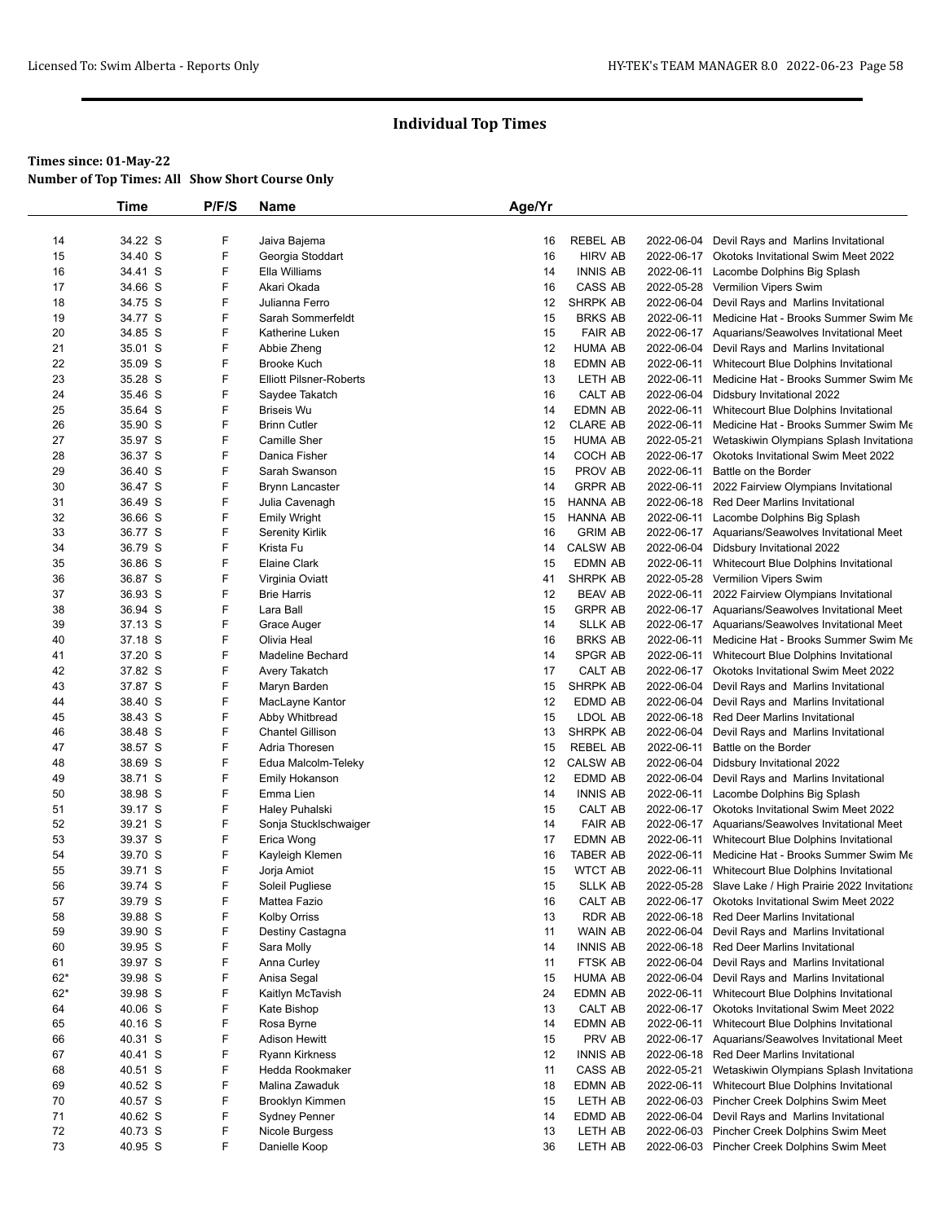# Individual Top Times

**Times since: 01-May-22**
**Number of Top Times: All Show Short Course Only**

| | Time | P/F/S | Name | Age/Yr | | | |
|---|---|---|---|---|---|---|---|
| 14 | 34.22 S | F | Jaiva Bajema | 16 | REBEL AB | 2022-06-04 | Devil Rays and Marlins Invitational |
| 15 | 34.40 S | F | Georgia Stoddart | 16 | HIRV AB | 2022-06-17 | Okotoks Invitational Swim Meet 2022 |
| 16 | 34.41 S | F | Ella Williams | 14 | INNIS AB | 2022-06-11 | Lacombe Dolphins Big Splash |
| 17 | 34.66 S | F | Akari Okada | 16 | CASS AB | 2022-05-28 | Vermilion Vipers Swim |
| 18 | 34.75 S | F | Julianna Ferro | 12 | SHRPK AB | 2022-06-04 | Devil Rays and Marlins Invitational |
| 19 | 34.77 S | F | Sarah Sommerfeldt | 15 | BRKS AB | 2022-06-11 | Medicine Hat - Brooks Summer Swim Me |
| 20 | 34.85 S | F | Katherine Luken | 15 | FAIR AB | 2022-06-17 | Aquarians/Seawolves Invitational Meet |
| 21 | 35.01 S | F | Abbie Zheng | 12 | HUMA AB | 2022-06-04 | Devil Rays and Marlins Invitational |
| 22 | 35.09 S | F | Brooke Kuch | 18 | EDMN AB | 2022-06-11 | Whitecourt Blue Dolphins Invitational |
| 23 | 35.28 S | F | Elliott Pilsner-Roberts | 13 | LETH AB | 2022-06-11 | Medicine Hat - Brooks Summer Swim Me |
| 24 | 35.46 S | F | Saydee Takatch | 16 | CALT AB | 2022-06-04 | Didsbury Invitational 2022 |
| 25 | 35.64 S | F | Briseis Wu | 14 | EDMN AB | 2022-06-11 | Whitecourt Blue Dolphins Invitational |
| 26 | 35.90 S | F | Brinn Cutler | 12 | CLARE AB | 2022-06-11 | Medicine Hat - Brooks Summer Swim Me |
| 27 | 35.97 S | F | Camille Sher | 15 | HUMA AB | 2022-05-21 | Wetaskiwin Olympians Splash Invitationa |
| 28 | 36.37 S | F | Danica Fisher | 14 | COCH AB | 2022-06-17 | Okotoks Invitational Swim Meet 2022 |
| 29 | 36.40 S | F | Sarah Swanson | 15 | PROV AB | 2022-06-11 | Battle on the Border |
| 30 | 36.47 S | F | Brynn Lancaster | 14 | GRPR AB | 2022-06-11 | 2022 Fairview Olympians Invitational |
| 31 | 36.49 S | F | Julia Cavenagh | 15 | HANNA AB | 2022-06-18 | Red Deer Marlins Invitational |
| 32 | 36.66 S | F | Emily Wright | 15 | HANNA AB | 2022-06-11 | Lacombe Dolphins Big Splash |
| 33 | 36.77 S | F | Serenity Kirlik | 16 | GRIM AB | 2022-06-17 | Aquarians/Seawolves Invitational Meet |
| 34 | 36.79 S | F | Krista Fu | 14 | CALSW AB | 2022-06-04 | Didsbury Invitational 2022 |
| 35 | 36.86 S | F | Elaine Clark | 15 | EDMN AB | 2022-06-11 | Whitecourt Blue Dolphins Invitational |
| 36 | 36.87 S | F | Virginia Oviatt | 41 | SHRPK AB | 2022-05-28 | Vermilion Vipers Swim |
| 37 | 36.93 S | F | Brie Harris | 12 | BEAV AB | 2022-06-11 | 2022 Fairview Olympians Invitational |
| 38 | 36.94 S | F | Lara Ball | 15 | GRPR AB | 2022-06-17 | Aquarians/Seawolves Invitational Meet |
| 39 | 37.13 S | F | Grace Auger | 14 | SLLK AB | 2022-06-17 | Aquarians/Seawolves Invitational Meet |
| 40 | 37.18 S | F | Olivia Heal | 16 | BRKS AB | 2022-06-11 | Medicine Hat - Brooks Summer Swim Me |
| 41 | 37.20 S | F | Madeline Bechard | 14 | SPGR AB | 2022-06-11 | Whitecourt Blue Dolphins Invitational |
| 42 | 37.82 S | F | Avery Takatch | 17 | CALT AB | 2022-06-17 | Okotoks Invitational Swim Meet 2022 |
| 43 | 37.87 S | F | Maryn Barden | 15 | SHRPK AB | 2022-06-04 | Devil Rays and Marlins Invitational |
| 44 | 38.40 S | F | MacLayne Kantor | 12 | EDMD AB | 2022-06-04 | Devil Rays and Marlins Invitational |
| 45 | 38.43 S | F | Abby Whitbread | 15 | LDOL AB | 2022-06-18 | Red Deer Marlins Invitational |
| 46 | 38.48 S | F | Chantel Gillison | 13 | SHRPK AB | 2022-06-04 | Devil Rays and Marlins Invitational |
| 47 | 38.57 S | F | Adria Thoresen | 15 | REBEL AB | 2022-06-11 | Battle on the Border |
| 48 | 38.69 S | F | Edua Malcolm-Teleky | 12 | CALSW AB | 2022-06-04 | Didsbury Invitational 2022 |
| 49 | 38.71 S | F | Emily Hokanson | 12 | EDMD AB | 2022-06-04 | Devil Rays and Marlins Invitational |
| 50 | 38.98 S | F | Emma Lien | 14 | INNIS AB | 2022-06-11 | Lacombe Dolphins Big Splash |
| 51 | 39.17 S | F | Haley Puhalski | 15 | CALT AB | 2022-06-17 | Okotoks Invitational Swim Meet 2022 |
| 52 | 39.21 S | F | Sonja Stucklschwaiger | 14 | FAIR AB | 2022-06-17 | Aquarians/Seawolves Invitational Meet |
| 53 | 39.37 S | F | Erica Wong | 17 | EDMN AB | 2022-06-11 | Whitecourt Blue Dolphins Invitational |
| 54 | 39.70 S | F | Kayleigh Klemen | 16 | TABER AB | 2022-06-11 | Medicine Hat - Brooks Summer Swim Me |
| 55 | 39.71 S | F | Jorja Amiot | 15 | WTCT AB | 2022-06-11 | Whitecourt Blue Dolphins Invitational |
| 56 | 39.74 S | F | Soleil Pugliese | 15 | SLLK AB | 2022-05-28 | Slave Lake / High Prairie 2022 Invitationa |
| 57 | 39.79 S | F | Mattea Fazio | 16 | CALT AB | 2022-06-17 | Okotoks Invitational Swim Meet 2022 |
| 58 | 39.88 S | F | Kolby Orriss | 13 | RDR AB | 2022-06-18 | Red Deer Marlins Invitational |
| 59 | 39.90 S | F | Destiny Castagna | 11 | WAIN AB | 2022-06-04 | Devil Rays and Marlins Invitational |
| 60 | 39.95 S | F | Sara Molly | 14 | INNIS AB | 2022-06-18 | Red Deer Marlins Invitational |
| 61 | 39.97 S | F | Anna Curley | 11 | FTSK AB | 2022-06-04 | Devil Rays and Marlins Invitational |
| 62* | 39.98 S | F | Anisa Segal | 15 | HUMA AB | 2022-06-04 | Devil Rays and Marlins Invitational |
| 62* | 39.98 S | F | Kaitlyn McTavish | 24 | EDMN AB | 2022-06-11 | Whitecourt Blue Dolphins Invitational |
| 64 | 40.06 S | F | Kate Bishop | 13 | CALT AB | 2022-06-17 | Okotoks Invitational Swim Meet 2022 |
| 65 | 40.16 S | F | Rosa Byrne | 14 | EDMN AB | 2022-06-11 | Whitecourt Blue Dolphins Invitational |
| 66 | 40.31 S | F | Adison Hewitt | 15 | PRV AB | 2022-06-17 | Aquarians/Seawolves Invitational Meet |
| 67 | 40.41 S | F | Ryann Kirkness | 12 | INNIS AB | 2022-06-18 | Red Deer Marlins Invitational |
| 68 | 40.51 S | F | Hedda Rookmaker | 11 | CASS AB | 2022-05-21 | Wetaskiwin Olympians Splash Invitationa |
| 69 | 40.52 S | F | Malina Zawaduk | 18 | EDMN AB | 2022-06-11 | Whitecourt Blue Dolphins Invitational |
| 70 | 40.57 S | F | Brooklyn Kimmen | 15 | LETH AB | 2022-06-03 | Pincher Creek Dolphins Swim Meet |
| 71 | 40.62 S | F | Sydney Penner | 14 | EDMD AB | 2022-06-04 | Devil Rays and Marlins Invitational |
| 72 | 40.73 S | F | Nicole Burgess | 13 | LETH AB | 2022-06-03 | Pincher Creek Dolphins Swim Meet |
| 73 | 40.95 S | F | Danielle Koop | 36 | LETH AB | 2022-06-03 | Pincher Creek Dolphins Swim Meet |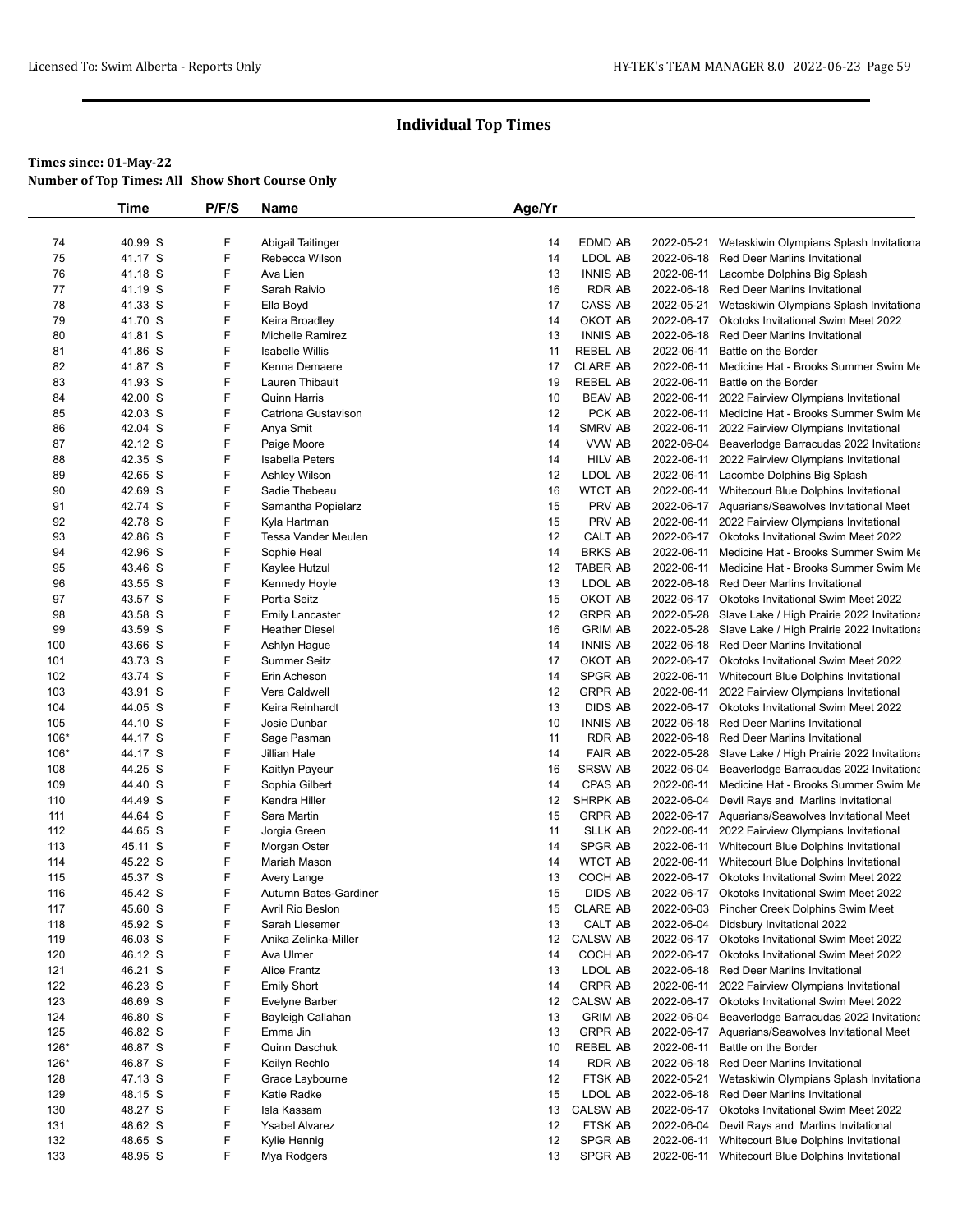## Individual Top Times

**Times since: 01-May-22**
**Number of Top Times: All Show Short Course Only**

| | Time | P/F/S | Name | Age/Yr | | | |
|---|---|---|---|---|---|---|---|
| 74 | 40.99 S | F | Abigail Taitinger | 14 | EDMD AB | 2022-05-21 | Wetaskiwin Olympians Splash Invitationa |
| 75 | 41.17 S | F | Rebecca Wilson | 14 | LDOL AB | 2022-06-18 | Red Deer Marlins Invitational |
| 76 | 41.18 S | F | Ava Lien | 13 | INNIS AB | 2022-06-11 | Lacombe Dolphins Big Splash |
| 77 | 41.19 S | F | Sarah Raivio | 16 | RDR AB | 2022-06-18 | Red Deer Marlins Invitational |
| 78 | 41.33 S | F | Ella Boyd | 17 | CASS AB | 2022-05-21 | Wetaskiwin Olympians Splash Invitationa |
| 79 | 41.70 S | F | Keira Broadley | 14 | OKOT AB | 2022-06-17 | Okotoks Invitational Swim Meet 2022 |
| 80 | 41.81 S | F | Michelle Ramirez | 13 | INNIS AB | 2022-06-18 | Red Deer Marlins Invitational |
| 81 | 41.86 S | F | Isabelle Willis | 11 | REBEL AB | 2022-06-11 | Battle on the Border |
| 82 | 41.87 S | F | Kenna Demaere | 17 | CLARE AB | 2022-06-11 | Medicine Hat - Brooks Summer Swim Me |
| 83 | 41.93 S | F | Lauren Thibault | 19 | REBEL AB | 2022-06-11 | Battle on the Border |
| 84 | 42.00 S | F | Quinn Harris | 10 | BEAV AB | 2022-06-11 | 2022 Fairview Olympians Invitational |
| 85 | 42.03 S | F | Catriona Gustavison | 12 | PCK AB | 2022-06-11 | Medicine Hat - Brooks Summer Swim Me |
| 86 | 42.04 S | F | Anya Smit | 14 | SMRV AB | 2022-06-11 | 2022 Fairview Olympians Invitational |
| 87 | 42.12 S | F | Paige Moore | 14 | VVW AB | 2022-06-04 | Beaverlodge Barracudas 2022 Invitationa |
| 88 | 42.35 S | F | Isabella Peters | 14 | HILV AB | 2022-06-11 | 2022 Fairview Olympians Invitational |
| 89 | 42.65 S | F | Ashley Wilson | 12 | LDOL AB | 2022-06-11 | Lacombe Dolphins Big Splash |
| 90 | 42.69 S | F | Sadie Thebeau | 16 | WTCT AB | 2022-06-11 | Whitecourt Blue Dolphins Invitational |
| 91 | 42.74 S | F | Samantha Popielarz | 15 | PRV AB | 2022-06-17 | Aquarians/Seawolves Invitational Meet |
| 92 | 42.78 S | F | Kyla Hartman | 15 | PRV AB | 2022-06-11 | 2022 Fairview Olympians Invitational |
| 93 | 42.86 S | F | Tessa Vander Meulen | 12 | CALT AB | 2022-06-17 | Okotoks Invitational Swim Meet 2022 |
| 94 | 42.96 S | F | Sophie Heal | 14 | BRKS AB | 2022-06-11 | Medicine Hat - Brooks Summer Swim Me |
| 95 | 43.46 S | F | Kaylee Hutzul | 12 | TABER AB | 2022-06-11 | Medicine Hat - Brooks Summer Swim Me |
| 96 | 43.55 S | F | Kennedy Hoyle | 13 | LDOL AB | 2022-06-18 | Red Deer Marlins Invitational |
| 97 | 43.57 S | F | Portia Seitz | 15 | OKOT AB | 2022-06-17 | Okotoks Invitational Swim Meet 2022 |
| 98 | 43.58 S | F | Emily Lancaster | 12 | GRPR AB | 2022-05-28 | Slave Lake / High Prairie 2022 Invitationa |
| 99 | 43.59 S | F | Heather Diesel | 16 | GRIM AB | 2022-05-28 | Slave Lake / High Prairie 2022 Invitationa |
| 100 | 43.66 S | F | Ashlyn Hague | 14 | INNIS AB | 2022-06-18 | Red Deer Marlins Invitational |
| 101 | 43.73 S | F | Summer Seitz | 17 | OKOT AB | 2022-06-17 | Okotoks Invitational Swim Meet 2022 |
| 102 | 43.74 S | F | Erin Acheson | 14 | SPGR AB | 2022-06-11 | Whitecourt Blue Dolphins Invitational |
| 103 | 43.91 S | F | Vera Caldwell | 12 | GRPR AB | 2022-06-11 | 2022 Fairview Olympians Invitational |
| 104 | 44.05 S | F | Keira Reinhardt | 13 | DIDS AB | 2022-06-17 | Okotoks Invitational Swim Meet 2022 |
| 105 | 44.10 S | F | Josie Dunbar | 10 | INNIS AB | 2022-06-18 | Red Deer Marlins Invitational |
| 106* | 44.17 S | F | Sage Pasman | 11 | RDR AB | 2022-06-18 | Red Deer Marlins Invitational |
| 106* | 44.17 S | F | Jillian Hale | 14 | FAIR AB | 2022-05-28 | Slave Lake / High Prairie 2022 Invitationa |
| 108 | 44.25 S | F | Kaitlyn Payeur | 16 | SRSW AB | 2022-06-04 | Beaverlodge Barracudas 2022 Invitationa |
| 109 | 44.40 S | F | Sophia Gilbert | 14 | CPAS AB | 2022-06-11 | Medicine Hat - Brooks Summer Swim Me |
| 110 | 44.49 S | F | Kendra Hiller | 12 | SHRPK AB | 2022-06-04 | Devil Rays and Marlins Invitational |
| 111 | 44.64 S | F | Sara Martin | 15 | GRPR AB | 2022-06-17 | Aquarians/Seawolves Invitational Meet |
| 112 | 44.65 S | F | Jorgia Green | 11 | SLLK AB | 2022-06-11 | 2022 Fairview Olympians Invitational |
| 113 | 45.11 S | F | Morgan Oster | 14 | SPGR AB | 2022-06-11 | Whitecourt Blue Dolphins Invitational |
| 114 | 45.22 S | F | Mariah Mason | 14 | WTCT AB | 2022-06-11 | Whitecourt Blue Dolphins Invitational |
| 115 | 45.37 S | F | Avery Lange | 13 | COCH AB | 2022-06-17 | Okotoks Invitational Swim Meet 2022 |
| 116 | 45.42 S | F | Autumn Bates-Gardiner | 15 | DIDS AB | 2022-06-17 | Okotoks Invitational Swim Meet 2022 |
| 117 | 45.60 S | F | Avril Rio Beslon | 15 | CLARE AB | 2022-06-03 | Pincher Creek Dolphins Swim Meet |
| 118 | 45.92 S | F | Sarah Liesemer | 13 | CALT AB | 2022-06-04 | Didsbury Invitational 2022 |
| 119 | 46.03 S | F | Anika Zelinka-Miller | 12 | CALSW AB | 2022-06-17 | Okotoks Invitational Swim Meet 2022 |
| 120 | 46.12 S | F | Ava Ulmer | 14 | COCH AB | 2022-06-17 | Okotoks Invitational Swim Meet 2022 |
| 121 | 46.21 S | F | Alice Frantz | 13 | LDOL AB | 2022-06-18 | Red Deer Marlins Invitational |
| 122 | 46.23 S | F | Emily Short | 14 | GRPR AB | 2022-06-11 | 2022 Fairview Olympians Invitational |
| 123 | 46.69 S | F | Evelyne Barber | 12 | CALSW AB | 2022-06-17 | Okotoks Invitational Swim Meet 2022 |
| 124 | 46.80 S | F | Bayleigh Callahan | 13 | GRIM AB | 2022-06-04 | Beaverlodge Barracudas 2022 Invitationa |
| 125 | 46.82 S | F | Emma Jin | 13 | GRPR AB | 2022-06-17 | Aquarians/Seawolves Invitational Meet |
| 126* | 46.87 S | F | Quinn Daschuk | 10 | REBEL AB | 2022-06-11 | Battle on the Border |
| 126* | 46.87 S | F | Keilyn Rechlo | 14 | RDR AB | 2022-06-18 | Red Deer Marlins Invitational |
| 128 | 47.13 S | F | Grace Laybourne | 12 | FTSK AB | 2022-05-21 | Wetaskiwin Olympians Splash Invitationa |
| 129 | 48.15 S | F | Katie Radke | 15 | LDOL AB | 2022-06-18 | Red Deer Marlins Invitational |
| 130 | 48.27 S | F | Isla Kassam | 13 | CALSW AB | 2022-06-17 | Okotoks Invitational Swim Meet 2022 |
| 131 | 48.62 S | F | Ysabel Alvarez | 12 | FTSK AB | 2022-06-04 | Devil Rays and Marlins Invitational |
| 132 | 48.65 S | F | Kylie Hennig | 12 | SPGR AB | 2022-06-11 | Whitecourt Blue Dolphins Invitational |
| 133 | 48.95 S | F | Mya Rodgers | 13 | SPGR AB | 2022-06-11 | Whitecourt Blue Dolphins Invitational |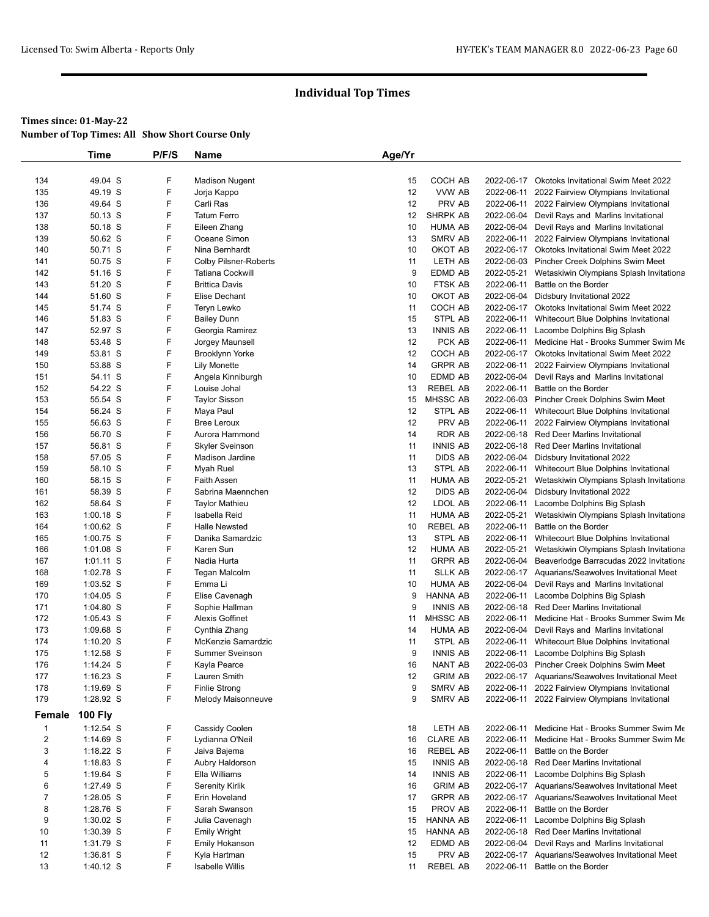# Individual Top Times

**Times since: 01-May-22**
**Number of Top Times: All Show Short Course Only**

| | Time | P/F/S | Name | Age/Yr | | | |
|---|---|---|---|---|---|---|---|
| 134 | 49.04 S | F | Madison Nugent | 15 | COCH AB | 2022-06-17 | Okotoks Invitational Swim Meet 2022 |
| 135 | 49.19 S | F | Jorja Kappo | 12 | VVW AB | 2022-06-11 | 2022 Fairview Olympians Invitational |
| 136 | 49.64 S | F | Carli Ras | 12 | PRV AB | 2022-06-11 | 2022 Fairview Olympians Invitational |
| 137 | 50.13 S | F | Tatum Ferro | 12 | SHRPK AB | 2022-06-04 | Devil Rays and Marlins Invitational |
| 138 | 50.18 S | F | Eileen Zhang | 10 | HUMA AB | 2022-06-04 | Devil Rays and Marlins Invitational |
| 139 | 50.62 S | F | Oceane Simon | 13 | SMRV AB | 2022-06-11 | 2022 Fairview Olympians Invitational |
| 140 | 50.71 S | F | Nina Bernhardt | 10 | OKOT AB | 2022-06-17 | Okotoks Invitational Swim Meet 2022 |
| 141 | 50.75 S | F | Colby Pilsner-Roberts | 11 | LETH AB | 2022-06-03 | Pincher Creek Dolphins Swim Meet |
| 142 | 51.16 S | F | Tatiana Cockwill | 9 | EDMD AB | 2022-05-21 | Wetaskiwin Olympians Splash Invitationa |
| 143 | 51.20 S | F | Brittica Davis | 10 | FTSK AB | 2022-06-11 | Battle on the Border |
| 144 | 51.60 S | F | Elise Dechant | 10 | OKOT AB | 2022-06-04 | Didsbury Invitational 2022 |
| 145 | 51.74 S | F | Teryn Lewko | 11 | COCH AB | 2022-06-17 | Okotoks Invitational Swim Meet 2022 |
| 146 | 51.83 S | F | Bailey Dunn | 15 | STPL AB | 2022-06-11 | Whitecourt Blue Dolphins Invitational |
| 147 | 52.97 S | F | Georgia Ramirez | 13 | INNIS AB | 2022-06-11 | Lacombe Dolphins Big Splash |
| 148 | 53.48 S | F | Jorgey Maunsell | 12 | PCK AB | 2022-06-11 | Medicine Hat - Brooks Summer Swim Me |
| 149 | 53.81 S | F | Brooklynn Yorke | 12 | COCH AB | 2022-06-17 | Okotoks Invitational Swim Meet 2022 |
| 150 | 53.88 S | F | Lily Monette | 14 | GRPR AB | 2022-06-11 | 2022 Fairview Olympians Invitational |
| 151 | 54.11 S | F | Angela Kinniburgh | 10 | EDMD AB | 2022-06-04 | Devil Rays and Marlins Invitational |
| 152 | 54.22 S | F | Louise Johal | 13 | REBEL AB | 2022-06-11 | Battle on the Border |
| 153 | 55.54 S | F | Taylor Sisson | 15 | MHSSC AB | 2022-06-03 | Pincher Creek Dolphins Swim Meet |
| 154 | 56.24 S | F | Maya Paul | 12 | STPL AB | 2022-06-11 | Whitecourt Blue Dolphins Invitational |
| 155 | 56.63 S | F | Bree Leroux | 12 | PRV AB | 2022-06-11 | 2022 Fairview Olympians Invitational |
| 156 | 56.70 S | F | Aurora Hammond | 14 | RDR AB | 2022-06-18 | Red Deer Marlins Invitational |
| 157 | 56.81 S | F | Skyler Sveinson | 11 | INNIS AB | 2022-06-18 | Red Deer Marlins Invitational |
| 158 | 57.05 S | F | Madison Jardine | 11 | DIDS AB | 2022-06-04 | Didsbury Invitational 2022 |
| 159 | 58.10 S | F | Myah Ruel | 13 | STPL AB | 2022-06-11 | Whitecourt Blue Dolphins Invitational |
| 160 | 58.15 S | F | Faith Assen | 11 | HUMA AB | 2022-05-21 | Wetaskiwin Olympians Splash Invitationa |
| 161 | 58.39 S | F | Sabrina Maennchen | 12 | DIDS AB | 2022-06-04 | Didsbury Invitational 2022 |
| 162 | 58.64 S | F | Taylor Mathieu | 12 | LDOL AB | 2022-06-11 | Lacombe Dolphins Big Splash |
| 163 | 1:00.18 S | F | Isabella Reid | 11 | HUMA AB | 2022-05-21 | Wetaskiwin Olympians Splash Invitationa |
| 164 | 1:00.62 S | F | Halle Newsted | 10 | REBEL AB | 2022-06-11 | Battle on the Border |
| 165 | 1:00.75 S | F | Danika Samardzic | 13 | STPL AB | 2022-06-11 | Whitecourt Blue Dolphins Invitational |
| 166 | 1:01.08 S | F | Karen Sun | 12 | HUMA AB | 2022-05-21 | Wetaskiwin Olympians Splash Invitationa |
| 167 | 1:01.11 S | F | Nadia Hurta | 11 | GRPR AB | 2022-06-04 | Beaverlodge Barracudas 2022 Invitationa |
| 168 | 1:02.78 S | F | Tegan Malcolm | 11 | SLLK AB | 2022-06-17 | Aquarians/Seawolves Invitational Meet |
| 169 | 1:03.52 S | F | Emma Li | 10 | HUMA AB | 2022-06-04 | Devil Rays and Marlins Invitational |
| 170 | 1:04.05 S | F | Elise Cavenagh | 9 | HANNA AB | 2022-06-11 | Lacombe Dolphins Big Splash |
| 171 | 1:04.80 S | F | Sophie Hallman | 9 | INNIS AB | 2022-06-18 | Red Deer Marlins Invitational |
| 172 | 1:05.43 S | F | Alexis Goffinet | 11 | MHSSC AB | 2022-06-11 | Medicine Hat - Brooks Summer Swim Me |
| 173 | 1:09.68 S | F | Cynthia Zhang | 14 | HUMA AB | 2022-06-04 | Devil Rays and Marlins Invitational |
| 174 | 1:10.20 S | F | McKenzie Samardzic | 11 | STPL AB | 2022-06-11 | Whitecourt Blue Dolphins Invitational |
| 175 | 1:12.58 S | F | Summer Sveinson | 9 | INNIS AB | 2022-06-11 | Lacombe Dolphins Big Splash |
| 176 | 1:14.24 S | F | Kayla Pearce | 16 | NANT AB | 2022-06-03 | Pincher Creek Dolphins Swim Meet |
| 177 | 1:16.23 S | F | Lauren Smith | 12 | GRIM AB | 2022-06-17 | Aquarians/Seawolves Invitational Meet |
| 178 | 1:19.69 S | F | Finlie Strong | 9 | SMRV AB | 2022-06-11 | 2022 Fairview Olympians Invitational |
| 179 | 1:28.92 S | F | Melody Maisonneuve | 9 | SMRV AB | 2022-06-11 | 2022 Fairview Olympians Invitational |

**Female 100 Fly**

| | Time | P/F/S | Name | Age/Yr | | | |
|---|---|---|---|---|---|---|---|
| 1 | 1:12.54 S | F | Cassidy Coolen | 18 | LETH AB | 2022-06-11 | Medicine Hat - Brooks Summer Swim Me |
| 2 | 1:14.69 S | F | Lydianna O'Neil | 16 | CLARE AB | 2022-06-11 | Medicine Hat - Brooks Summer Swim Me |
| 3 | 1:18.22 S | F | Jaiva Bajema | 16 | REBEL AB | 2022-06-11 | Battle on the Border |
| 4 | 1:18.83 S | F | Aubry Haldorson | 15 | INNIS AB | 2022-06-18 | Red Deer Marlins Invitational |
| 5 | 1:19.64 S | F | Ella Williams | 14 | INNIS AB | 2022-06-11 | Lacombe Dolphins Big Splash |
| 6 | 1:27.49 S | F | Serenity Kirlik | 16 | GRIM AB | 2022-06-17 | Aquarians/Seawolves Invitational Meet |
| 7 | 1:28.05 S | F | Erin Hoveland | 17 | GRPR AB | 2022-06-17 | Aquarians/Seawolves Invitational Meet |
| 8 | 1:28.76 S | F | Sarah Swanson | 15 | PROV AB | 2022-06-11 | Battle on the Border |
| 9 | 1:30.02 S | F | Julia Cavenagh | 15 | HANNA AB | 2022-06-11 | Lacombe Dolphins Big Splash |
| 10 | 1:30.39 S | F | Emily Wright | 15 | HANNA AB | 2022-06-18 | Red Deer Marlins Invitational |
| 11 | 1:31.79 S | F | Emily Hokanson | 12 | EDMD AB | 2022-06-04 | Devil Rays and Marlins Invitational |
| 12 | 1:36.81 S | F | Kyla Hartman | 15 | PRV AB | 2022-06-17 | Aquarians/Seawolves Invitational Meet |
| 13 | 1:40.12 S | F | Isabelle Willis | 11 | REBEL AB | 2022-06-11 | Battle on the Border |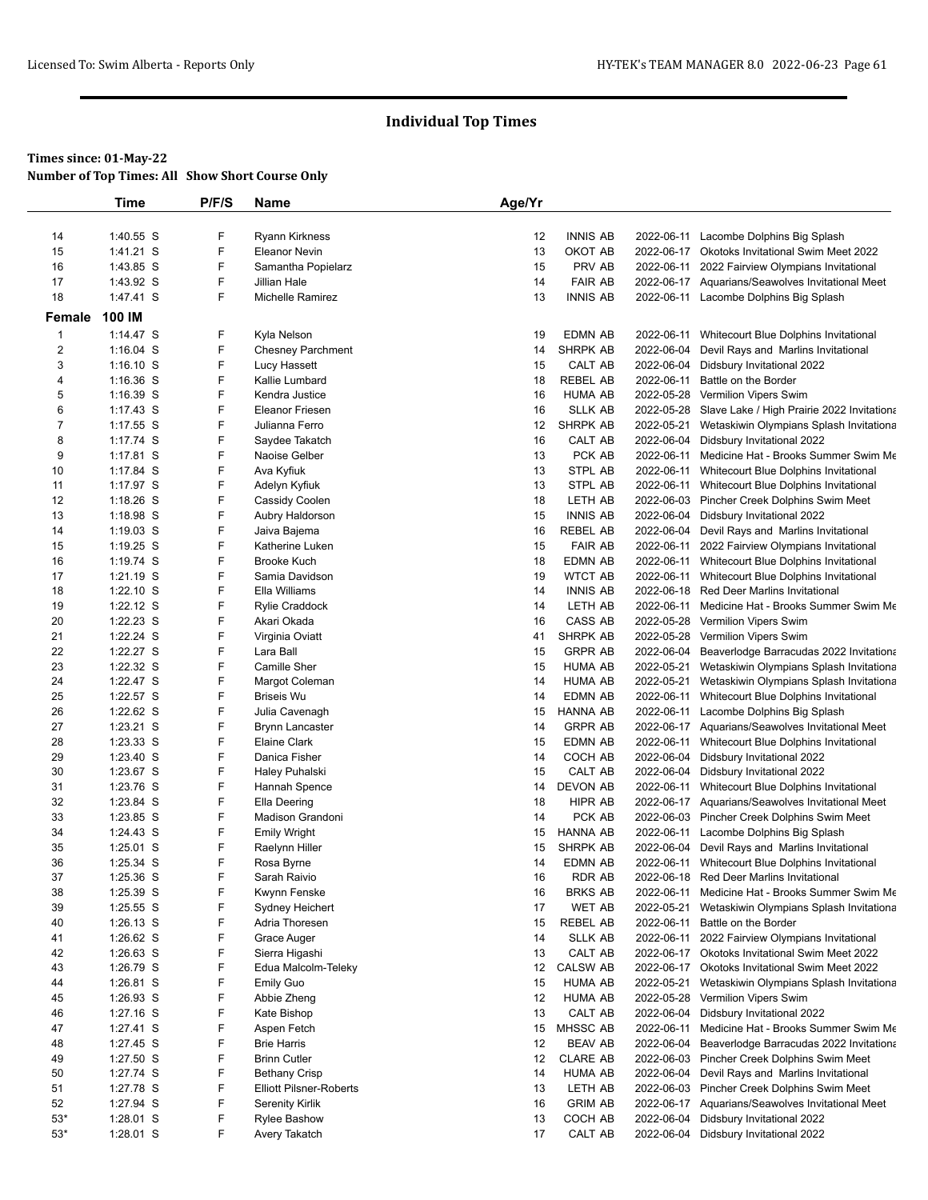## Individual Top Times

**Times since: 01-May-22**
**Number of Top Times: All Show Short Course Only**

| | Time | P/F/S | Name | Age/Yr | | | |
|---|---|---|---|---|---|---|---|
| 14 | 1:40.55 S | F | Ryann Kirkness | 12 | INNIS AB | 2022-06-11 | Lacombe Dolphins Big Splash |
| 15 | 1:41.21 S | F | Eleanor Nevin | 13 | OKOT AB | 2022-06-17 | Okotoks Invitational Swim Meet 2022 |
| 16 | 1:43.85 S | F | Samantha Popielarz | 15 | PRV AB | 2022-06-11 | 2022 Fairview Olympians Invitational |
| 17 | 1:43.92 S | F | Jillian Hale | 14 | FAIR AB | 2022-06-17 | Aquarians/Seawolves Invitational Meet |
| 18 | 1:47.41 S | F | Michelle Ramirez | 13 | INNIS AB | 2022-06-11 | Lacombe Dolphins Big Splash |
| **Female** | **100 IM** | | | | | | |
| 1 | 1:14.47 S | F | Kyla Nelson | 19 | EDMN AB | 2022-06-11 | Whitecourt Blue Dolphins Invitational |
| 2 | 1:16.04 S | F | Chesney Parchment | 14 | SHRPK AB | 2022-06-04 | Devil Rays and Marlins Invitational |
| 3 | 1:16.10 S | F | Lucy Hassett | 15 | CALT AB | 2022-06-04 | Didsbury Invitational 2022 |
| 4 | 1:16.36 S | F | Kallie Lumbard | 18 | REBEL AB | 2022-06-11 | Battle on the Border |
| 5 | 1:16.39 S | F | Kendra Justice | 16 | HUMA AB | 2022-05-28 | Vermilion Vipers Swim |
| 6 | 1:17.43 S | F | Eleanor Friesen | 16 | SLLK AB | 2022-05-28 | Slave Lake / High Prairie 2022 Invitationa |
| 7 | 1:17.55 S | F | Julianna Ferro | 12 | SHRPK AB | 2022-05-21 | Wetaskiwin Olympians Splash Invitationa |
| 8 | 1:17.74 S | F | Saydee Takatch | 16 | CALT AB | 2022-06-04 | Didsbury Invitational 2022 |
| 9 | 1:17.81 S | F | Naoise Gelber | 13 | PCK AB | 2022-06-11 | Medicine Hat - Brooks Summer Swim Me |
| 10 | 1:17.84 S | F | Ava Kyfiuk | 13 | STPL AB | 2022-06-11 | Whitecourt Blue Dolphins Invitational |
| 11 | 1:17.97 S | F | Adelyn Kyfiuk | 13 | STPL AB | 2022-06-11 | Whitecourt Blue Dolphins Invitational |
| 12 | 1:18.26 S | F | Cassidy Coolen | 18 | LETH AB | 2022-06-03 | Pincher Creek Dolphins Swim Meet |
| 13 | 1:18.98 S | F | Aubry Haldorson | 15 | INNIS AB | 2022-06-04 | Didsbury Invitational 2022 |
| 14 | 1:19.03 S | F | Jaiva Bajema | 16 | REBEL AB | 2022-06-04 | Devil Rays and Marlins Invitational |
| 15 | 1:19.25 S | F | Katherine Luken | 15 | FAIR AB | 2022-06-11 | 2022 Fairview Olympians Invitational |
| 16 | 1:19.74 S | F | Brooke Kuch | 18 | EDMN AB | 2022-06-11 | Whitecourt Blue Dolphins Invitational |
| 17 | 1:21.19 S | F | Samia Davidson | 19 | WTCT AB | 2022-06-11 | Whitecourt Blue Dolphins Invitational |
| 18 | 1:22.10 S | F | Ella Williams | 14 | INNIS AB | 2022-06-18 | Red Deer Marlins Invitational |
| 19 | 1:22.12 S | F | Rylie Craddock | 14 | LETH AB | 2022-06-11 | Medicine Hat - Brooks Summer Swim Me |
| 20 | 1:22.23 S | F | Akari Okada | 16 | CASS AB | 2022-05-28 | Vermilion Vipers Swim |
| 21 | 1:22.24 S | F | Virginia Oviatt | 41 | SHRPK AB | 2022-05-28 | Vermilion Vipers Swim |
| 22 | 1:22.27 S | F | Lara Ball | 15 | GRPR AB | 2022-06-04 | Beaverlodge Barracudas 2022 Invitationa |
| 23 | 1:22.32 S | F | Camille Sher | 15 | HUMA AB | 2022-05-21 | Wetaskiwin Olympians Splash Invitationa |
| 24 | 1:22.47 S | F | Margot Coleman | 14 | HUMA AB | 2022-05-21 | Wetaskiwin Olympians Splash Invitationa |
| 25 | 1:22.57 S | F | Briseis Wu | 14 | EDMN AB | 2022-06-11 | Whitecourt Blue Dolphins Invitational |
| 26 | 1:22.62 S | F | Julia Cavenagh | 15 | HANNA AB | 2022-06-11 | Lacombe Dolphins Big Splash |
| 27 | 1:23.21 S | F | Brynn Lancaster | 14 | GRPR AB | 2022-06-17 | Aquarians/Seawolves Invitational Meet |
| 28 | 1:23.33 S | F | Elaine Clark | 15 | EDMN AB | 2022-06-11 | Whitecourt Blue Dolphins Invitational |
| 29 | 1:23.40 S | F | Danica Fisher | 14 | COCH AB | 2022-06-04 | Didsbury Invitational 2022 |
| 30 | 1:23.67 S | F | Haley Puhalski | 15 | CALT AB | 2022-06-04 | Didsbury Invitational 2022 |
| 31 | 1:23.76 S | F | Hannah Spence | 14 | DEVON AB | 2022-06-11 | Whitecourt Blue Dolphins Invitational |
| 32 | 1:23.84 S | F | Ella Deering | 18 | HIPR AB | 2022-06-17 | Aquarians/Seawolves Invitational Meet |
| 33 | 1:23.85 S | F | Madison Grandoni | 14 | PCK AB | 2022-06-03 | Pincher Creek Dolphins Swim Meet |
| 34 | 1:24.43 S | F | Emily Wright | 15 | HANNA AB | 2022-06-11 | Lacombe Dolphins Big Splash |
| 35 | 1:25.01 S | F | Raelynn Hiller | 15 | SHRPK AB | 2022-06-04 | Devil Rays and Marlins Invitational |
| 36 | 1:25.34 S | F | Rosa Byrne | 14 | EDMN AB | 2022-06-11 | Whitecourt Blue Dolphins Invitational |
| 37 | 1:25.36 S | F | Sarah Raivio | 16 | RDR AB | 2022-06-18 | Red Deer Marlins Invitational |
| 38 | 1:25.39 S | F | Kwynn Fenske | 16 | BRKS AB | 2022-06-11 | Medicine Hat - Brooks Summer Swim Me |
| 39 | 1:25.55 S | F | Sydney Heichert | 17 | WET AB | 2022-05-21 | Wetaskiwin Olympians Splash Invitationa |
| 40 | 1:26.13 S | F | Adria Thoresen | 15 | REBEL AB | 2022-06-11 | Battle on the Border |
| 41 | 1:26.62 S | F | Grace Auger | 14 | SLLK AB | 2022-06-11 | 2022 Fairview Olympians Invitational |
| 42 | 1:26.63 S | F | Sierra Higashi | 13 | CALT AB | 2022-06-17 | Okotoks Invitational Swim Meet 2022 |
| 43 | 1:26.79 S | F | Edua Malcolm-Teleky | 12 | CALSW AB | 2022-06-17 | Okotoks Invitational Swim Meet 2022 |
| 44 | 1:26.81 S | F | Emily Guo | 15 | HUMA AB | 2022-05-21 | Wetaskiwin Olympians Splash Invitationa |
| 45 | 1:26.93 S | F | Abbie Zheng | 12 | HUMA AB | 2022-05-28 | Vermilion Vipers Swim |
| 46 | 1:27.16 S | F | Kate Bishop | 13 | CALT AB | 2022-06-04 | Didsbury Invitational 2022 |
| 47 | 1:27.41 S | F | Aspen Fetch | 15 | MHSSC AB | 2022-06-11 | Medicine Hat - Brooks Summer Swim Me |
| 48 | 1:27.45 S | F | Brie Harris | 12 | BEAV AB | 2022-06-04 | Beaverlodge Barracudas 2022 Invitationa |
| 49 | 1:27.50 S | F | Brinn Cutler | 12 | CLARE AB | 2022-06-03 | Pincher Creek Dolphins Swim Meet |
| 50 | 1:27.74 S | F | Bethany Crisp | 14 | HUMA AB | 2022-06-04 | Devil Rays and Marlins Invitational |
| 51 | 1:27.78 S | F | Elliott Pilsner-Roberts | 13 | LETH AB | 2022-06-03 | Pincher Creek Dolphins Swim Meet |
| 52 | 1:27.94 S | F | Serenity Kirlik | 16 | GRIM AB | 2022-06-17 | Aquarians/Seawolves Invitational Meet |
| 53* | 1:28.01 S | F | Rylee Bashow | 13 | COCH AB | 2022-06-04 | Didsbury Invitational 2022 |
| 53* | 1:28.01 S | F | Avery Takatch | 17 | CALT AB | 2022-06-04 | Didsbury Invitational 2022 |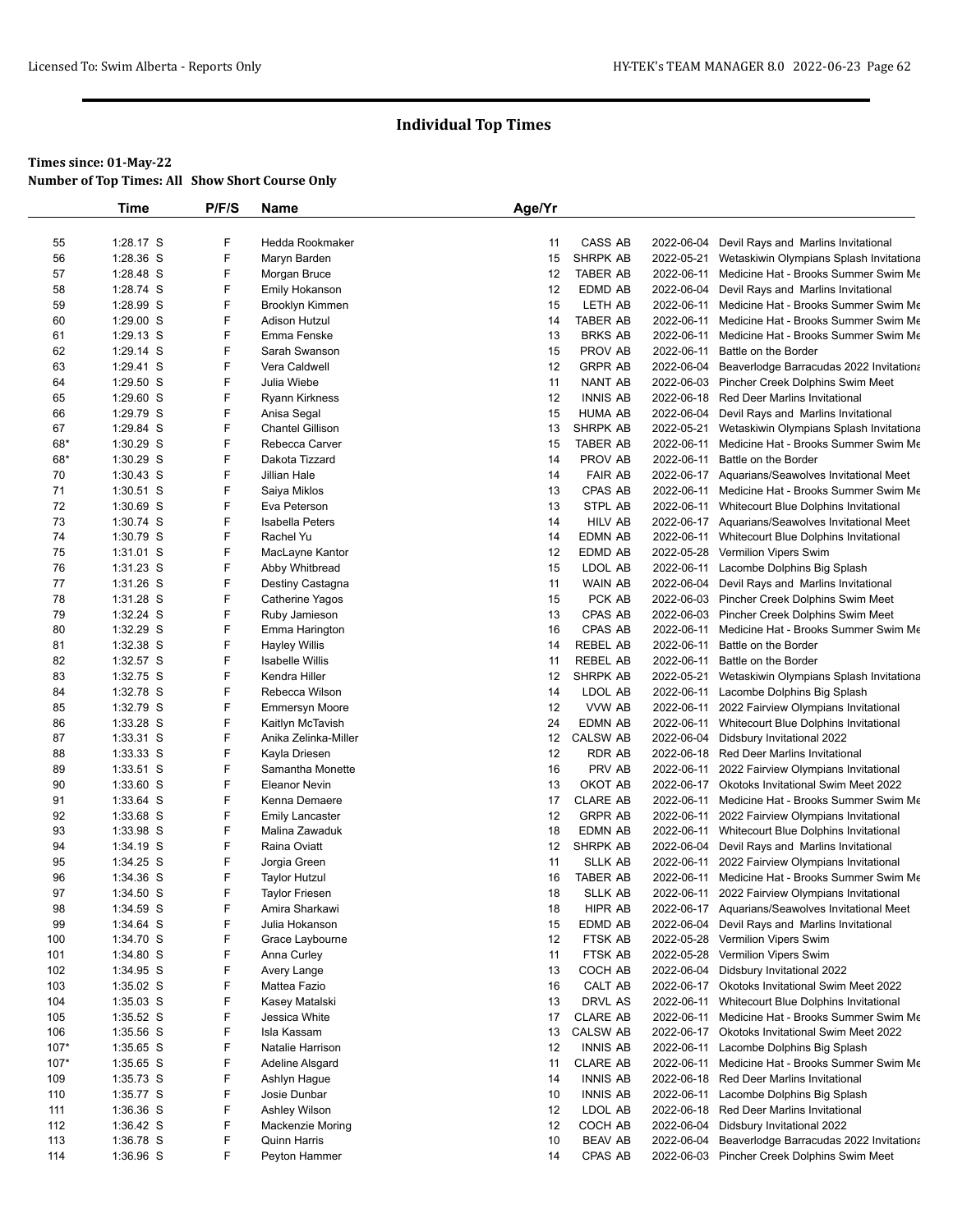## Individual Top Times

**Times since: 01-May-22**
**Number of Top Times: All Show Short Course Only**

| | Time | P/F/S | Name | Age/Yr | | | |
|---|---|---|---|---|---|---|---|
| 55 | 1:28.17 S | F | Hedda Rookmaker | 11 | CASS AB | 2022-06-04 | Devil Rays and Marlins Invitational |
| 56 | 1:28.36 S | F | Maryn Barden | 15 | SHRPK AB | 2022-05-21 | Wetaskiwin Olympians Splash Invitationa |
| 57 | 1:28.48 S | F | Morgan Bruce | 12 | TABER AB | 2022-06-11 | Medicine Hat - Brooks Summer Swim Me |
| 58 | 1:28.74 S | F | Emily Hokanson | 12 | EDMD AB | 2022-06-04 | Devil Rays and Marlins Invitational |
| 59 | 1:28.99 S | F | Brooklyn Kimmen | 15 | LETH AB | 2022-06-11 | Medicine Hat - Brooks Summer Swim Me |
| 60 | 1:29.00 S | F | Adison Hutzul | 14 | TABER AB | 2022-06-11 | Medicine Hat - Brooks Summer Swim Me |
| 61 | 1:29.13 S | F | Emma Fenske | 13 | BRKS AB | 2022-06-11 | Medicine Hat - Brooks Summer Swim Me |
| 62 | 1:29.14 S | F | Sarah Swanson | 15 | PROV AB | 2022-06-11 | Battle on the Border |
| 63 | 1:29.41 S | F | Vera Caldwell | 12 | GRPR AB | 2022-06-04 | Beaverlodge Barracudas 2022 Invitationa |
| 64 | 1:29.50 S | F | Julia Wiebe | 11 | NANT AB | 2022-06-03 | Pincher Creek Dolphins Swim Meet |
| 65 | 1:29.60 S | F | Ryann Kirkness | 12 | INNIS AB | 2022-06-18 | Red Deer Marlins Invitational |
| 66 | 1:29.79 S | F | Anisa Segal | 15 | HUMA AB | 2022-06-04 | Devil Rays and Marlins Invitational |
| 67 | 1:29.84 S | F | Chantel Gillison | 13 | SHRPK AB | 2022-05-21 | Wetaskiwin Olympians Splash Invitationa |
| 68* | 1:30.29 S | F | Rebecca Carver | 15 | TABER AB | 2022-06-11 | Medicine Hat - Brooks Summer Swim Me |
| 68* | 1:30.29 S | F | Dakota Tizzard | 14 | PROV AB | 2022-06-11 | Battle on the Border |
| 70 | 1:30.43 S | F | Jillian Hale | 14 | FAIR AB | 2022-06-17 | Aquarians/Seawolves Invitational Meet |
| 71 | 1:30.51 S | F | Saiya Miklos | 13 | CPAS AB | 2022-06-11 | Medicine Hat - Brooks Summer Swim Me |
| 72 | 1:30.69 S | F | Eva Peterson | 13 | STPL AB | 2022-06-11 | Whitecourt Blue Dolphins Invitational |
| 73 | 1:30.74 S | F | Isabella Peters | 14 | HILV AB | 2022-06-17 | Aquarians/Seawolves Invitational Meet |
| 74 | 1:30.79 S | F | Rachel Yu | 14 | EDMN AB | 2022-06-11 | Whitecourt Blue Dolphins Invitational |
| 75 | 1:31.01 S | F | MacLayne Kantor | 12 | EDMD AB | 2022-05-28 | Vermilion Vipers Swim |
| 76 | 1:31.23 S | F | Abby Whitbread | 15 | LDOL AB | 2022-06-11 | Lacombe Dolphins Big Splash |
| 77 | 1:31.26 S | F | Destiny Castagna | 11 | WAIN AB | 2022-06-04 | Devil Rays and Marlins Invitational |
| 78 | 1:31.28 S | F | Catherine Yagos | 15 | PCK AB | 2022-06-03 | Pincher Creek Dolphins Swim Meet |
| 79 | 1:32.24 S | F | Ruby Jamieson | 13 | CPAS AB | 2022-06-03 | Pincher Creek Dolphins Swim Meet |
| 80 | 1:32.29 S | F | Emma Harington | 16 | CPAS AB | 2022-06-11 | Medicine Hat - Brooks Summer Swim Me |
| 81 | 1:32.38 S | F | Hayley Willis | 14 | REBEL AB | 2022-06-11 | Battle on the Border |
| 82 | 1:32.57 S | F | Isabelle Willis | 11 | REBEL AB | 2022-06-11 | Battle on the Border |
| 83 | 1:32.75 S | F | Kendra Hiller | 12 | SHRPK AB | 2022-05-21 | Wetaskiwin Olympians Splash Invitationa |
| 84 | 1:32.78 S | F | Rebecca Wilson | 14 | LDOL AB | 2022-06-11 | Lacombe Dolphins Big Splash |
| 85 | 1:32.79 S | F | Emmersyn Moore | 12 | VVW AB | 2022-06-11 | 2022 Fairview Olympians Invitational |
| 86 | 1:33.28 S | F | Kaitlyn McTavish | 24 | EDMN AB | 2022-06-11 | Whitecourt Blue Dolphins Invitational |
| 87 | 1:33.31 S | F | Anika Zelinka-Miller | 12 | CALSW AB | 2022-06-04 | Didsbury Invitational 2022 |
| 88 | 1:33.33 S | F | Kayla Driesen | 12 | RDR AB | 2022-06-18 | Red Deer Marlins Invitational |
| 89 | 1:33.51 S | F | Samantha Monette | 16 | PRV AB | 2022-06-11 | 2022 Fairview Olympians Invitational |
| 90 | 1:33.60 S | F | Eleanor Nevin | 13 | OKOT AB | 2022-06-17 | Okotoks Invitational Swim Meet 2022 |
| 91 | 1:33.64 S | F | Kenna Demaere | 17 | CLARE AB | 2022-06-11 | Medicine Hat - Brooks Summer Swim Me |
| 92 | 1:33.68 S | F | Emily Lancaster | 12 | GRPR AB | 2022-06-11 | 2022 Fairview Olympians Invitational |
| 93 | 1:33.98 S | F | Malina Zawaduk | 18 | EDMN AB | 2022-06-11 | Whitecourt Blue Dolphins Invitational |
| 94 | 1:34.19 S | F | Raina Oviatt | 12 | SHRPK AB | 2022-06-04 | Devil Rays and Marlins Invitational |
| 95 | 1:34.25 S | F | Jorgia Green | 11 | SLLK AB | 2022-06-11 | 2022 Fairview Olympians Invitational |
| 96 | 1:34.36 S | F | Taylor Hutzul | 16 | TABER AB | 2022-06-11 | Medicine Hat - Brooks Summer Swim Me |
| 97 | 1:34.50 S | F | Taylor Friesen | 18 | SLLK AB | 2022-06-11 | 2022 Fairview Olympians Invitational |
| 98 | 1:34.59 S | F | Amira Sharkawi | 18 | HIPR AB | 2022-06-17 | Aquarians/Seawolves Invitational Meet |
| 99 | 1:34.64 S | F | Julia Hokanson | 15 | EDMD AB | 2022-06-04 | Devil Rays and Marlins Invitational |
| 100 | 1:34.70 S | F | Grace Laybourne | 12 | FTSK AB | 2022-05-28 | Vermilion Vipers Swim |
| 101 | 1:34.80 S | F | Anna Curley | 11 | FTSK AB | 2022-05-28 | Vermilion Vipers Swim |
| 102 | 1:34.95 S | F | Avery Lange | 13 | COCH AB | 2022-06-04 | Didsbury Invitational 2022 |
| 103 | 1:35.02 S | F | Mattea Fazio | 16 | CALT AB | 2022-06-17 | Okotoks Invitational Swim Meet 2022 |
| 104 | 1:35.03 S | F | Kasey Matalski | 13 | DRVL AS | 2022-06-11 | Whitecourt Blue Dolphins Invitational |
| 105 | 1:35.52 S | F | Jessica White | 17 | CLARE AB | 2022-06-11 | Medicine Hat - Brooks Summer Swim Me |
| 106 | 1:35.56 S | F | Isla Kassam | 13 | CALSW AB | 2022-06-17 | Okotoks Invitational Swim Meet 2022 |
| 107* | 1:35.65 S | F | Natalie Harrison | 12 | INNIS AB | 2022-06-11 | Lacombe Dolphins Big Splash |
| 107* | 1:35.65 S | F | Adeline Alsgard | 11 | CLARE AB | 2022-06-11 | Medicine Hat - Brooks Summer Swim Me |
| 109 | 1:35.73 S | F | Ashlyn Hague | 14 | INNIS AB | 2022-06-18 | Red Deer Marlins Invitational |
| 110 | 1:35.77 S | F | Josie Dunbar | 10 | INNIS AB | 2022-06-11 | Lacombe Dolphins Big Splash |
| 111 | 1:36.36 S | F | Ashley Wilson | 12 | LDOL AB | 2022-06-18 | Red Deer Marlins Invitational |
| 112 | 1:36.42 S | F | Mackenzie Moring | 12 | COCH AB | 2022-06-04 | Didsbury Invitational 2022 |
| 113 | 1:36.78 S | F | Quinn Harris | 10 | BEAV AB | 2022-06-04 | Beaverlodge Barracudas 2022 Invitationa |
| 114 | 1:36.96 S | F | Peyton Hammer | 14 | CPAS AB | 2022-06-03 | Pincher Creek Dolphins Swim Meet |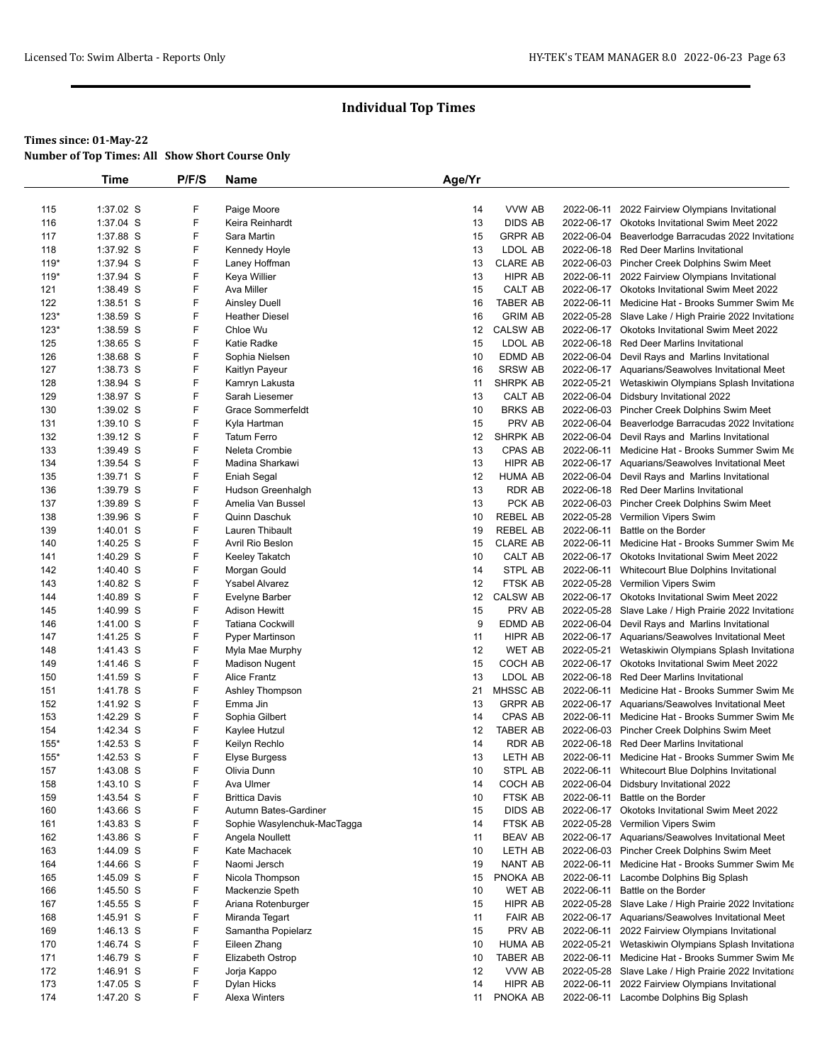# Individual Top Times

**Times since: 01-May-22**

**Number of Top Times: All Show Short Course Only**

| | Time | P/F/S | Name | Age/Yr | | | |
|---|---|---|---|---|---|---|---|
| 115 | 1:37.02 S | F | Paige Moore | 14 | VVW AB | 2022-06-11 | 2022 Fairview Olympians Invitational |
| 116 | 1:37.04 S | F | Keira Reinhardt | 13 | DIDS AB | 2022-06-17 | Okotoks Invitational Swim Meet 2022 |
| 117 | 1:37.88 S | F | Sara Martin | 15 | GRPR AB | 2022-06-04 | Beaverlodge Barracudas 2022 Invitationa |
| 118 | 1:37.92 S | F | Kennedy Hoyle | 13 | LDOL AB | 2022-06-18 | Red Deer Marlins Invitational |
| 119* | 1:37.94 S | F | Laney Hoffman | 13 | CLARE AB | 2022-06-03 | Pincher Creek Dolphins Swim Meet |
| 119* | 1:37.94 S | F | Keya Willier | 13 | HIPR AB | 2022-06-11 | 2022 Fairview Olympians Invitational |
| 121 | 1:38.49 S | F | Ava Miller | 15 | CALT AB | 2022-06-17 | Okotoks Invitational Swim Meet 2022 |
| 122 | 1:38.51 S | F | Ainsley Duell | 16 | TABER AB | 2022-06-11 | Medicine Hat - Brooks Summer Swim Me |
| 123* | 1:38.59 S | F | Heather Diesel | 16 | GRIM AB | 2022-05-28 | Slave Lake / High Prairie 2022 Invitationa |
| 123* | 1:38.59 S | F | Chloe Wu | 12 | CALSW AB | 2022-06-17 | Okotoks Invitational Swim Meet 2022 |
| 125 | 1:38.65 S | F | Katie Radke | 15 | LDOL AB | 2022-06-18 | Red Deer Marlins Invitational |
| 126 | 1:38.68 S | F | Sophia Nielsen | 10 | EDMD AB | 2022-06-04 | Devil Rays and Marlins Invitational |
| 127 | 1:38.73 S | F | Kaitlyn Payeur | 16 | SRSW AB | 2022-06-17 | Aquarians/Seawolves Invitational Meet |
| 128 | 1:38.94 S | F | Kamryn Lakusta | 11 | SHRPK AB | 2022-05-21 | Wetaskiwin Olympians Splash Invitationa |
| 129 | 1:38.97 S | F | Sarah Liesemer | 13 | CALT AB | 2022-06-04 | Didsbury Invitational 2022 |
| 130 | 1:39.02 S | F | Grace Sommerfeldt | 10 | BRKS AB | 2022-06-03 | Pincher Creek Dolphins Swim Meet |
| 131 | 1:39.10 S | F | Kyla Hartman | 15 | PRV AB | 2022-06-04 | Beaverlodge Barracudas 2022 Invitationa |
| 132 | 1:39.12 S | F | Tatum Ferro | 12 | SHRPK AB | 2022-06-04 | Devil Rays and Marlins Invitational |
| 133 | 1:39.49 S | F | Neleta Crombie | 13 | CPAS AB | 2022-06-11 | Medicine Hat - Brooks Summer Swim Me |
| 134 | 1:39.54 S | F | Madina Sharkawi | 13 | HIPR AB | 2022-06-17 | Aquarians/Seawolves Invitational Meet |
| 135 | 1:39.71 S | F | Eniah Segal | 12 | HUMA AB | 2022-06-04 | Devil Rays and Marlins Invitational |
| 136 | 1:39.79 S | F | Hudson Greenhalgh | 13 | RDR AB | 2022-06-18 | Red Deer Marlins Invitational |
| 137 | 1:39.89 S | F | Amelia Van Bussel | 13 | PCK AB | 2022-06-03 | Pincher Creek Dolphins Swim Meet |
| 138 | 1:39.96 S | F | Quinn Daschuk | 10 | REBEL AB | 2022-05-28 | Vermilion Vipers Swim |
| 139 | 1:40.01 S | F | Lauren Thibault | 19 | REBEL AB | 2022-06-11 | Battle on the Border |
| 140 | 1:40.25 S | F | Avril Rio Beslon | 15 | CLARE AB | 2022-06-11 | Medicine Hat - Brooks Summer Swim Me |
| 141 | 1:40.29 S | F | Keeley Takatch | 10 | CALT AB | 2022-06-17 | Okotoks Invitational Swim Meet 2022 |
| 142 | 1:40.40 S | F | Morgan Gould | 14 | STPL AB | 2022-06-11 | Whitecourt Blue Dolphins Invitational |
| 143 | 1:40.82 S | F | Ysabel Alvarez | 12 | FTSK AB | 2022-05-28 | Vermilion Vipers Swim |
| 144 | 1:40.89 S | F | Evelyne Barber | 12 | CALSW AB | 2022-06-17 | Okotoks Invitational Swim Meet 2022 |
| 145 | 1:40.99 S | F | Adison Hewitt | 15 | PRV AB | 2022-05-28 | Slave Lake / High Prairie 2022 Invitationa |
| 146 | 1:41.00 S | F | Tatiana Cockwill | 9 | EDMD AB | 2022-06-04 | Devil Rays and Marlins Invitational |
| 147 | 1:41.25 S | F | Pyper Martinson | 11 | HIPR AB | 2022-06-17 | Aquarians/Seawolves Invitational Meet |
| 148 | 1:41.43 S | F | Myla Mae Murphy | 12 | WET AB | 2022-05-21 | Wetaskiwin Olympians Splash Invitationa |
| 149 | 1:41.46 S | F | Madison Nugent | 15 | COCH AB | 2022-06-17 | Okotoks Invitational Swim Meet 2022 |
| 150 | 1:41.59 S | F | Alice Frantz | 13 | LDOL AB | 2022-06-18 | Red Deer Marlins Invitational |
| 151 | 1:41.78 S | F | Ashley Thompson | 21 | MHSSC AB | 2022-06-11 | Medicine Hat - Brooks Summer Swim Me |
| 152 | 1:41.92 S | F | Emma Jin | 13 | GRPR AB | 2022-06-17 | Aquarians/Seawolves Invitational Meet |
| 153 | 1:42.29 S | F | Sophia Gilbert | 14 | CPAS AB | 2022-06-11 | Medicine Hat - Brooks Summer Swim Me |
| 154 | 1:42.34 S | F | Kaylee Hutzul | 12 | TABER AB | 2022-06-03 | Pincher Creek Dolphins Swim Meet |
| 155* | 1:42.53 S | F | Keilyn Rechlo | 14 | RDR AB | 2022-06-18 | Red Deer Marlins Invitational |
| 155* | 1:42.53 S | F | Elyse Burgess | 13 | LETH AB | 2022-06-11 | Medicine Hat - Brooks Summer Swim Me |
| 157 | 1:43.08 S | F | Olivia Dunn | 10 | STPL AB | 2022-06-11 | Whitecourt Blue Dolphins Invitational |
| 158 | 1:43.10 S | F | Ava Ulmer | 14 | COCH AB | 2022-06-04 | Didsbury Invitational 2022 |
| 159 | 1:43.54 S | F | Brittica Davis | 10 | FTSK AB | 2022-06-11 | Battle on the Border |
| 160 | 1:43.66 S | F | Autumn Bates-Gardiner | 15 | DIDS AB | 2022-06-17 | Okotoks Invitational Swim Meet 2022 |
| 161 | 1:43.83 S | F | Sophie Wasylenchuk-MacTagga | 14 | FTSK AB | 2022-05-28 | Vermilion Vipers Swim |
| 162 | 1:43.86 S | F | Angela Noullett | 11 | BEAV AB | 2022-06-17 | Aquarians/Seawolves Invitational Meet |
| 163 | 1:44.09 S | F | Kate Machacek | 10 | LETH AB | 2022-06-03 | Pincher Creek Dolphins Swim Meet |
| 164 | 1:44.66 S | F | Naomi Jersch | 19 | NANT AB | 2022-06-11 | Medicine Hat - Brooks Summer Swim Me |
| 165 | 1:45.09 S | F | Nicola Thompson | 15 | PNOKA AB | 2022-06-11 | Lacombe Dolphins Big Splash |
| 166 | 1:45.50 S | F | Mackenzie Speth | 10 | WET AB | 2022-06-11 | Battle on the Border |
| 167 | 1:45.55 S | F | Ariana Rotenburger | 15 | HIPR AB | 2022-05-28 | Slave Lake / High Prairie 2022 Invitationa |
| 168 | 1:45.91 S | F | Miranda Tegart | 11 | FAIR AB | 2022-06-17 | Aquarians/Seawolves Invitational Meet |
| 169 | 1:46.13 S | F | Samantha Popielarz | 15 | PRV AB | 2022-06-11 | 2022 Fairview Olympians Invitational |
| 170 | 1:46.74 S | F | Eileen Zhang | 10 | HUMA AB | 2022-05-21 | Wetaskiwin Olympians Splash Invitationa |
| 171 | 1:46.79 S | F | Elizabeth Ostrop | 10 | TABER AB | 2022-06-11 | Medicine Hat - Brooks Summer Swim Me |
| 172 | 1:46.91 S | F | Jorja Kappo | 12 | VVW AB | 2022-05-28 | Slave Lake / High Prairie 2022 Invitationa |
| 173 | 1:47.05 S | F | Dylan Hicks | 14 | HIPR AB | 2022-06-11 | 2022 Fairview Olympians Invitational |
| 174 | 1:47.20 S | F | Alexa Winters | 11 | PNOKA AB | 2022-06-11 | Lacombe Dolphins Big Splash |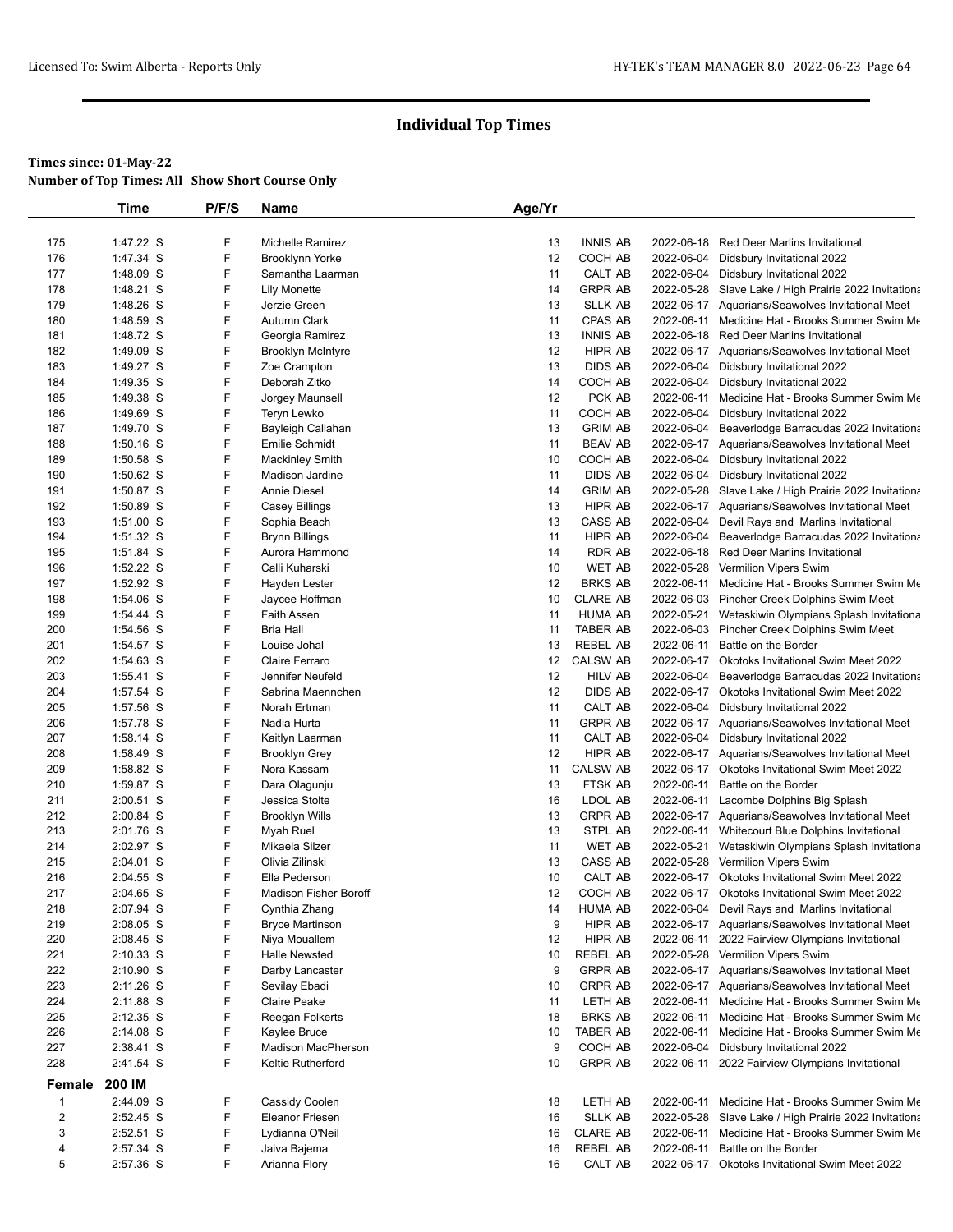## Individual Top Times

**Times since: 01-May-22**
**Number of Top Times: All Show Short Course Only**

| | Time | P/F/S | Name | Age/Yr | | | |
|---|---|---|---|---|---|---|---|
| 175 | 1:47.22 S | F | Michelle Ramirez | 13 | INNIS AB | 2022-06-18 | Red Deer Marlins Invitational |
| 176 | 1:47.34 S | F | Brooklynn Yorke | 12 | COCH AB | 2022-06-04 | Didsbury Invitational 2022 |
| 177 | 1:48.09 S | F | Samantha Laarman | 11 | CALT AB | 2022-06-04 | Didsbury Invitational 2022 |
| 178 | 1:48.21 S | F | Lily Monette | 14 | GRPR AB | 2022-05-28 | Slave Lake / High Prairie 2022 Invitationa |
| 179 | 1:48.26 S | F | Jerzie Green | 13 | SLLK AB | 2022-06-17 | Aquarians/Seawolves Invitational Meet |
| 180 | 1:48.59 S | F | Autumn Clark | 11 | CPAS AB | 2022-06-11 | Medicine Hat - Brooks Summer Swim Me |
| 181 | 1:48.72 S | F | Georgia Ramirez | 13 | INNIS AB | 2022-06-18 | Red Deer Marlins Invitational |
| 182 | 1:49.09 S | F | Brooklyn McIntyre | 12 | HIPR AB | 2022-06-17 | Aquarians/Seawolves Invitational Meet |
| 183 | 1:49.27 S | F | Zoe Crampton | 13 | DIDS AB | 2022-06-04 | Didsbury Invitational 2022 |
| 184 | 1:49.35 S | F | Deborah Zitko | 14 | COCH AB | 2022-06-04 | Didsbury Invitational 2022 |
| 185 | 1:49.38 S | F | Jorgey Maunsell | 12 | PCK AB | 2022-06-11 | Medicine Hat - Brooks Summer Swim Me |
| 186 | 1:49.69 S | F | Teryn Lewko | 11 | COCH AB | 2022-06-04 | Didsbury Invitational 2022 |
| 187 | 1:49.70 S | F | Bayleigh Callahan | 13 | GRIM AB | 2022-06-04 | Beaverlodge Barracudas 2022 Invitationa |
| 188 | 1:50.16 S | F | Emilie Schmidt | 11 | BEAV AB | 2022-06-17 | Aquarians/Seawolves Invitational Meet |
| 189 | 1:50.58 S | F | Mackinley Smith | 10 | COCH AB | 2022-06-04 | Didsbury Invitational 2022 |
| 190 | 1:50.62 S | F | Madison Jardine | 11 | DIDS AB | 2022-06-04 | Didsbury Invitational 2022 |
| 191 | 1:50.87 S | F | Annie Diesel | 14 | GRIM AB | 2022-05-28 | Slave Lake / High Prairie 2022 Invitationa |
| 192 | 1:50.89 S | F | Casey Billings | 13 | HIPR AB | 2022-06-17 | Aquarians/Seawolves Invitational Meet |
| 193 | 1:51.00 S | F | Sophia Beach | 13 | CASS AB | 2022-06-04 | Devil Rays and Marlins Invitational |
| 194 | 1:51.32 S | F | Brynn Billings | 11 | HIPR AB | 2022-06-04 | Beaverlodge Barracudas 2022 Invitationa |
| 195 | 1:51.84 S | F | Aurora Hammond | 14 | RDR AB | 2022-06-18 | Red Deer Marlins Invitational |
| 196 | 1:52.22 S | F | Calli Kuharski | 10 | WET AB | 2022-05-28 | Vermilion Vipers Swim |
| 197 | 1:52.92 S | F | Hayden Lester | 12 | BRKS AB | 2022-06-11 | Medicine Hat - Brooks Summer Swim Me |
| 198 | 1:54.06 S | F | Jaycee Hoffman | 10 | CLARE AB | 2022-06-03 | Pincher Creek Dolphins Swim Meet |
| 199 | 1:54.44 S | F | Faith Assen | 11 | HUMA AB | 2022-05-21 | Wetaskiwin Olympians Splash Invitationa |
| 200 | 1:54.56 S | F | Bria Hall | 11 | TABER AB | 2022-06-03 | Pincher Creek Dolphins Swim Meet |
| 201 | 1:54.57 S | F | Louise Johal | 13 | REBEL AB | 2022-06-11 | Battle on the Border |
| 202 | 1:54.63 S | F | Claire Ferraro | 12 | CALSW AB | 2022-06-17 | Okotoks Invitational Swim Meet 2022 |
| 203 | 1:55.41 S | F | Jennifer Neufeld | 12 | HILV AB | 2022-06-04 | Beaverlodge Barracudas 2022 Invitationa |
| 204 | 1:57.54 S | F | Sabrina Maennchen | 12 | DIDS AB | 2022-06-17 | Okotoks Invitational Swim Meet 2022 |
| 205 | 1:57.56 S | F | Norah Ertman | 11 | CALT AB | 2022-06-04 | Didsbury Invitational 2022 |
| 206 | 1:57.78 S | F | Nadia Hurta | 11 | GRPR AB | 2022-06-17 | Aquarians/Seawolves Invitational Meet |
| 207 | 1:58.14 S | F | Kaitlyn Laarman | 11 | CALT AB | 2022-06-04 | Didsbury Invitational 2022 |
| 208 | 1:58.49 S | F | Brooklyn Grey | 12 | HIPR AB | 2022-06-17 | Aquarians/Seawolves Invitational Meet |
| 209 | 1:58.82 S | F | Nora Kassam | 11 | CALSW AB | 2022-06-17 | Okotoks Invitational Swim Meet 2022 |
| 210 | 1:59.87 S | F | Dara Olagunju | 13 | FTSK AB | 2022-06-11 | Battle on the Border |
| 211 | 2:00.51 S | F | Jessica Stolte | 16 | LDOL AB | 2022-06-11 | Lacombe Dolphins Big Splash |
| 212 | 2:00.84 S | F | Brooklyn Wills | 13 | GRPR AB | 2022-06-17 | Aquarians/Seawolves Invitational Meet |
| 213 | 2:01.76 S | F | Myah Ruel | 13 | STPL AB | 2022-06-11 | Whitecourt Blue Dolphins Invitational |
| 214 | 2:02.97 S | F | Mikaela Silzer | 11 | WET AB | 2022-05-21 | Wetaskiwin Olympians Splash Invitationa |
| 215 | 2:04.01 S | F | Olivia Zilinski | 13 | CASS AB | 2022-05-28 | Vermilion Vipers Swim |
| 216 | 2:04.55 S | F | Ella Pederson | 10 | CALT AB | 2022-06-17 | Okotoks Invitational Swim Meet 2022 |
| 217 | 2:04.65 S | F | Madison Fisher Boroff | 12 | COCH AB | 2022-06-17 | Okotoks Invitational Swim Meet 2022 |
| 218 | 2:07.94 S | F | Cynthia Zhang | 14 | HUMA AB | 2022-06-04 | Devil Rays and Marlins Invitational |
| 219 | 2:08.05 S | F | Bryce Martinson | 9 | HIPR AB | 2022-06-17 | Aquarians/Seawolves Invitational Meet |
| 220 | 2:08.45 S | F | Niya Mouallem | 12 | HIPR AB | 2022-06-11 | 2022 Fairview Olympians Invitational |
| 221 | 2:10.33 S | F | Halle Newsted | 10 | REBEL AB | 2022-05-28 | Vermilion Vipers Swim |
| 222 | 2:10.90 S | F | Darby Lancaster | 9 | GRPR AB | 2022-06-17 | Aquarians/Seawolves Invitational Meet |
| 223 | 2:11.26 S | F | Sevilay Ebadi | 10 | GRPR AB | 2022-06-17 | Aquarians/Seawolves Invitational Meet |
| 224 | 2:11.88 S | F | Claire Peake | 11 | LETH AB | 2022-06-11 | Medicine Hat - Brooks Summer Swim Me |
| 225 | 2:12.35 S | F | Reegan Folkerts | 18 | BRKS AB | 2022-06-11 | Medicine Hat - Brooks Summer Swim Me |
| 226 | 2:14.08 S | F | Kaylee Bruce | 10 | TABER AB | 2022-06-11 | Medicine Hat - Brooks Summer Swim Me |
| 227 | 2:38.41 S | F | Madison MacPherson | 9 | COCH AB | 2022-06-04 | Didsbury Invitational 2022 |
| 228 | 2:41.54 S | F | Keltie Rutherford | 10 | GRPR AB | 2022-06-11 | 2022 Fairview Olympians Invitational |

**Female 200 IM**

| | Time | P/F/S | Name | Age/Yr | | | |
|---|---|---|---|---|---|---|---|
| 1 | 2:44.09 S | F | Cassidy Coolen | 18 | LETH AB | 2022-06-11 | Medicine Hat - Brooks Summer Swim Me |
| 2 | 2:52.45 S | F | Eleanor Friesen | 16 | SLLK AB | 2022-05-28 | Slave Lake / High Prairie 2022 Invitationa |
| 3 | 2:52.51 S | F | Lydianna O'Neil | 16 | CLARE AB | 2022-06-11 | Medicine Hat - Brooks Summer Swim Me |
| 4 | 2:57.34 S | F | Jaiva Bajema | 16 | REBEL AB | 2022-06-11 | Battle on the Border |
| 5 | 2:57.36 S | F | Arianna Flory | 16 | CALT AB | 2022-06-17 | Okotoks Invitational Swim Meet 2022 |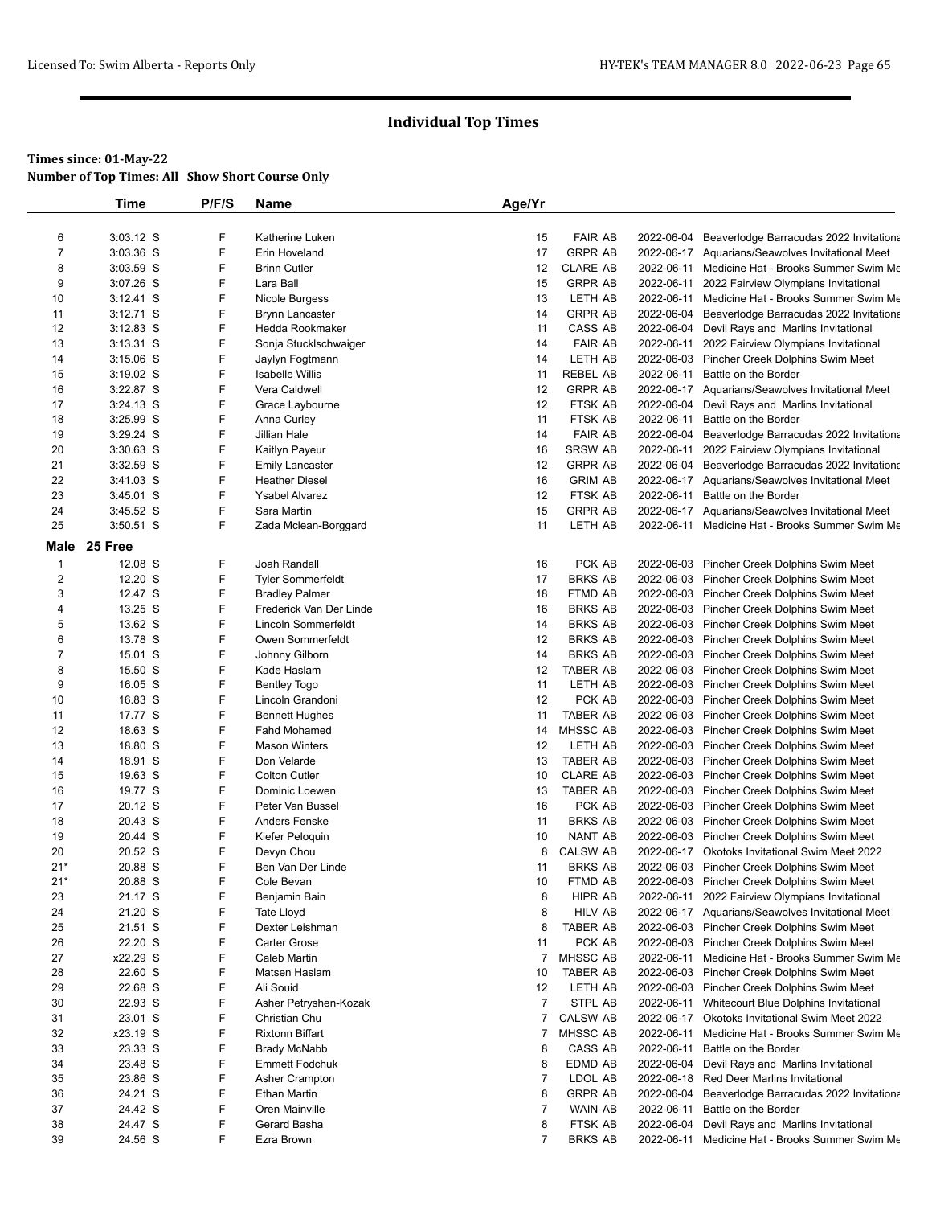## Individual Top Times

**Times since: 01-May-22**
**Number of Top Times: All Show Short Course Only**

| | Time | P/F/S | Name | Age/Yr | | | |
|---|---|---|---|---|---|---|---|
| 6 | 3:03.12 S | F | Katherine Luken | 15 | FAIR AB | 2022-06-04 | Beaverlodge Barracudas 2022 Invitationa |
| 7 | 3:03.36 S | F | Erin Hoveland | 17 | GRPR AB | 2022-06-17 | Aquarians/Seawolves Invitational Meet |
| 8 | 3:03.59 S | F | Brinn Cutler | 12 | CLARE AB | 2022-06-11 | Medicine Hat - Brooks Summer Swim Me |
| 9 | 3:07.26 S | F | Lara Ball | 15 | GRPR AB | 2022-06-11 | 2022 Fairview Olympians Invitational |
| 10 | 3:12.41 S | F | Nicole Burgess | 13 | LETH AB | 2022-06-11 | Medicine Hat - Brooks Summer Swim Me |
| 11 | 3:12.71 S | F | Brynn Lancaster | 14 | GRPR AB | 2022-06-04 | Beaverlodge Barracudas 2022 Invitationa |
| 12 | 3:12.83 S | F | Hedda Rookmaker | 11 | CASS AB | 2022-06-04 | Devil Rays and Marlins Invitational |
| 13 | 3:13.31 S | F | Sonja Stucklschwaiger | 14 | FAIR AB | 2022-06-11 | 2022 Fairview Olympians Invitational |
| 14 | 3:15.06 S | F | Jaylyn Fogtmann | 14 | LETH AB | 2022-06-03 | Pincher Creek Dolphins Swim Meet |
| 15 | 3:19.02 S | F | Isabelle Willis | 11 | REBEL AB | 2022-06-11 | Battle on the Border |
| 16 | 3:22.87 S | F | Vera Caldwell | 12 | GRPR AB | 2022-06-17 | Aquarians/Seawolves Invitational Meet |
| 17 | 3:24.13 S | F | Grace Laybourne | 12 | FTSK AB | 2022-06-04 | Devil Rays and Marlins Invitational |
| 18 | 3:25.99 S | F | Anna Curley | 11 | FTSK AB | 2022-06-11 | Battle on the Border |
| 19 | 3:29.24 S | F | Jillian Hale | 14 | FAIR AB | 2022-06-04 | Beaverlodge Barracudas 2022 Invitationa |
| 20 | 3:30.63 S | F | Kaitlyn Payeur | 16 | SRSW AB | 2022-06-11 | 2022 Fairview Olympians Invitational |
| 21 | 3:32.59 S | F | Emily Lancaster | 12 | GRPR AB | 2022-06-04 | Beaverlodge Barracudas 2022 Invitationa |
| 22 | 3:41.03 S | F | Heather Diesel | 16 | GRIM AB | 2022-06-17 | Aquarians/Seawolves Invitational Meet |
| 23 | 3:45.01 S | F | Ysabel Alvarez | 12 | FTSK AB | 2022-06-11 | Battle on the Border |
| 24 | 3:45.52 S | F | Sara Martin | 15 | GRPR AB | 2022-06-17 | Aquarians/Seawolves Invitational Meet |
| 25 | 3:50.51 S | F | Zada Mclean-Borggard | 11 | LETH AB | 2022-06-11 | Medicine Hat - Brooks Summer Swim Me |

### Male 25 Free

| | Time | P/F/S | Name | Age/Yr | | | |
|---|---|---|---|---|---|---|---|
| 1 | 12.08 S | F | Joah Randall | 16 | PCK AB | 2022-06-03 | Pincher Creek Dolphins Swim Meet |
| 2 | 12.20 S | F | Tyler Sommerfeldt | 17 | BRKS AB | 2022-06-03 | Pincher Creek Dolphins Swim Meet |
| 3 | 12.47 S | F | Bradley Palmer | 18 | FTMD AB | 2022-06-03 | Pincher Creek Dolphins Swim Meet |
| 4 | 13.25 S | F | Frederick Van Der Linde | 16 | BRKS AB | 2022-06-03 | Pincher Creek Dolphins Swim Meet |
| 5 | 13.62 S | F | Lincoln Sommerfeldt | 14 | BRKS AB | 2022-06-03 | Pincher Creek Dolphins Swim Meet |
| 6 | 13.78 S | F | Owen Sommerfeldt | 12 | BRKS AB | 2022-06-03 | Pincher Creek Dolphins Swim Meet |
| 7 | 15.01 S | F | Johnny Gilborn | 14 | BRKS AB | 2022-06-03 | Pincher Creek Dolphins Swim Meet |
| 8 | 15.50 S | F | Kade Haslam | 12 | TABER AB | 2022-06-03 | Pincher Creek Dolphins Swim Meet |
| 9 | 16.05 S | F | Bentley Togo | 11 | LETH AB | 2022-06-03 | Pincher Creek Dolphins Swim Meet |
| 10 | 16.83 S | F | Lincoln Grandoni | 12 | PCK AB | 2022-06-03 | Pincher Creek Dolphins Swim Meet |
| 11 | 17.77 S | F | Bennett Hughes | 11 | TABER AB | 2022-06-03 | Pincher Creek Dolphins Swim Meet |
| 12 | 18.63 S | F | Fahd Mohamed | 14 | MHSSC AB | 2022-06-03 | Pincher Creek Dolphins Swim Meet |
| 13 | 18.80 S | F | Mason Winters | 12 | LETH AB | 2022-06-03 | Pincher Creek Dolphins Swim Meet |
| 14 | 18.91 S | F | Don Velarde | 13 | TABER AB | 2022-06-03 | Pincher Creek Dolphins Swim Meet |
| 15 | 19.63 S | F | Colton Cutler | 10 | CLARE AB | 2022-06-03 | Pincher Creek Dolphins Swim Meet |
| 16 | 19.77 S | F | Dominic Loewen | 13 | TABER AB | 2022-06-03 | Pincher Creek Dolphins Swim Meet |
| 17 | 20.12 S | F | Peter Van Bussel | 16 | PCK AB | 2022-06-03 | Pincher Creek Dolphins Swim Meet |
| 18 | 20.43 S | F | Anders Fenske | 11 | BRKS AB | 2022-06-03 | Pincher Creek Dolphins Swim Meet |
| 19 | 20.44 S | F | Kiefer Peloquin | 10 | NANT AB | 2022-06-03 | Pincher Creek Dolphins Swim Meet |
| 20 | 20.52 S | F | Devyn Chou | 8 | CALSW AB | 2022-06-17 | Okotoks Invitational Swim Meet 2022 |
| 21* | 20.88 S | F | Ben Van Der Linde | 11 | BRKS AB | 2022-06-03 | Pincher Creek Dolphins Swim Meet |
| 21* | 20.88 S | F | Cole Bevan | 10 | FTMD AB | 2022-06-03 | Pincher Creek Dolphins Swim Meet |
| 23 | 21.17 S | F | Benjamin Bain | 8 | HIPR AB | 2022-06-11 | 2022 Fairview Olympians Invitational |
| 24 | 21.20 S | F | Tate Lloyd | 8 | HILV AB | 2022-06-17 | Aquarians/Seawolves Invitational Meet |
| 25 | 21.51 S | F | Dexter Leishman | 8 | TABER AB | 2022-06-03 | Pincher Creek Dolphins Swim Meet |
| 26 | 22.20 S | F | Carter Grose | 11 | PCK AB | 2022-06-03 | Pincher Creek Dolphins Swim Meet |
| 27 | x22.29 S | F | Caleb Martin | 7 | MHSSC AB | 2022-06-11 | Medicine Hat - Brooks Summer Swim Me |
| 28 | 22.60 S | F | Matsen Haslam | 10 | TABER AB | 2022-06-03 | Pincher Creek Dolphins Swim Meet |
| 29 | 22.68 S | F | Ali Souid | 12 | LETH AB | 2022-06-03 | Pincher Creek Dolphins Swim Meet |
| 30 | 22.93 S | F | Asher Petryshen-Kozak | 7 | STPL AB | 2022-06-11 | Whitecourt Blue Dolphins Invitational |
| 31 | 23.01 S | F | Christian Chu | 7 | CALSW AB | 2022-06-17 | Okotoks Invitational Swim Meet 2022 |
| 32 | x23.19 S | F | Rixtonn Biffart | 7 | MHSSC AB | 2022-06-11 | Medicine Hat - Brooks Summer Swim Me |
| 33 | 23.33 S | F | Brady McNabb | 8 | CASS AB | 2022-06-11 | Battle on the Border |
| 34 | 23.48 S | F | Emmett Fodchuk | 8 | EDMD AB | 2022-06-04 | Devil Rays and Marlins Invitational |
| 35 | 23.86 S | F | Asher Crampton | 7 | LDOL AB | 2022-06-18 | Red Deer Marlins Invitational |
| 36 | 24.21 S | F | Ethan Martin | 8 | GRPR AB | 2022-06-04 | Beaverlodge Barracudas 2022 Invitationa |
| 37 | 24.42 S | F | Oren Mainville | 7 | WAIN AB | 2022-06-11 | Battle on the Border |
| 38 | 24.47 S | F | Gerard Basha | 8 | FTSK AB | 2022-06-04 | Devil Rays and Marlins Invitational |
| 39 | 24.56 S | F | Ezra Brown | 7 | BRKS AB | 2022-06-11 | Medicine Hat - Brooks Summer Swim Me |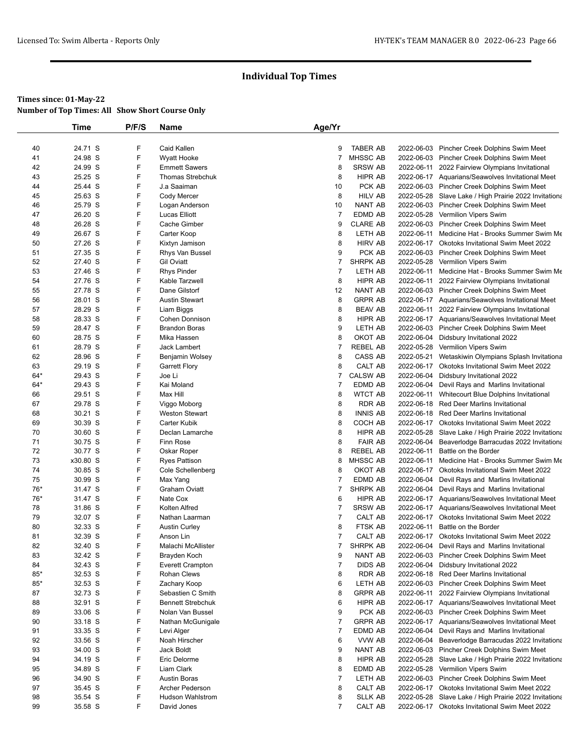## Individual Top Times

**Times since: 01-May-22**

**Number of Top Times: All Show Short Course Only**

| | Time | P/F/S | Name | Age/Yr | | | |
|---|---|---|---|---|---|---|---|
| 40 | 24.71 S | F | Caid Kallen | 9 | TABER AB | 2022-06-03 | Pincher Creek Dolphins Swim Meet |
| 41 | 24.98 S | F | Wyatt Hooke | 7 | MHSSC AB | 2022-06-03 | Pincher Creek Dolphins Swim Meet |
| 42 | 24.99 S | F | Emmett Sawers | 8 | SRSW AB | 2022-06-11 | 2022 Fairview Olympians Invitational |
| 43 | 25.25 S | F | Thomas Strebchuk | 8 | HIPR AB | 2022-06-17 | Aquarians/Seawolves Invitational Meet |
| 44 | 25.44 S | F | J.a Saaiman | 10 | PCK AB | 2022-06-03 | Pincher Creek Dolphins Swim Meet |
| 45 | 25.63 S | F | Cody Mercer | 8 | HILV AB | 2022-05-28 | Slave Lake / High Prairie 2022 Invitationa |
| 46 | 25.79 S | F | Logan Anderson | 10 | NANT AB | 2022-06-03 | Pincher Creek Dolphins Swim Meet |
| 47 | 26.20 S | F | Lucas Elliott | 7 | EDMD AB | 2022-05-28 | Vermilion Vipers Swim |
| 48 | 26.28 S | F | Cache Gimber | 9 | CLARE AB | 2022-06-03 | Pincher Creek Dolphins Swim Meet |
| 49 | 26.67 S | F | Carter Koop | 8 | LETH AB | 2022-06-11 | Medicine Hat - Brooks Summer Swim Me |
| 50 | 27.26 S | F | Kixtyn Jamison | 8 | HIRV AB | 2022-06-17 | Okotoks Invitational Swim Meet 2022 |
| 51 | 27.35 S | F | Rhys Van Bussel | 9 | PCK AB | 2022-06-03 | Pincher Creek Dolphins Swim Meet |
| 52 | 27.40 S | F | Gil Oviatt | 7 | SHRPK AB | 2022-05-28 | Vermilion Vipers Swim |
| 53 | 27.46 S | F | Rhys Pinder | 7 | LETH AB | 2022-06-11 | Medicine Hat - Brooks Summer Swim Me |
| 54 | 27.76 S | F | Kable Tarzwell | 8 | HIPR AB | 2022-06-11 | 2022 Fairview Olympians Invitational |
| 55 | 27.78 S | F | Dane Gilstorf | 12 | NANT AB | 2022-06-03 | Pincher Creek Dolphins Swim Meet |
| 56 | 28.01 S | F | Austin Stewart | 8 | GRPR AB | 2022-06-17 | Aquarians/Seawolves Invitational Meet |
| 57 | 28.29 S | F | Liam Biggs | 8 | BEAV AB | 2022-06-11 | 2022 Fairview Olympians Invitational |
| 58 | 28.33 S | F | Cohen Donnison | 8 | HIPR AB | 2022-06-17 | Aquarians/Seawolves Invitational Meet |
| 59 | 28.47 S | F | Brandon Boras | 9 | LETH AB | 2022-06-03 | Pincher Creek Dolphins Swim Meet |
| 60 | 28.75 S | F | Mika Hassen | 8 | OKOT AB | 2022-06-04 | Didsbury Invitational 2022 |
| 61 | 28.79 S | F | Jack Lambert | 7 | REBEL AB | 2022-05-28 | Vermilion Vipers Swim |
| 62 | 28.96 S | F | Benjamin Wolsey | 8 | CASS AB | 2022-05-21 | Wetaskiwin Olympians Splash Invitationa |
| 63 | 29.19 S | F | Garrett Flory | 8 | CALT AB | 2022-06-17 | Okotoks Invitational Swim Meet 2022 |
| 64* | 29.43 S | F | Joe Li | 7 | CALSW AB | 2022-06-04 | Didsbury Invitational 2022 |
| 64* | 29.43 S | F | Kai Moland | 7 | EDMD AB | 2022-06-04 | Devil Rays and Marlins Invitational |
| 66 | 29.51 S | F | Max Hill | 8 | WTCT AB | 2022-06-11 | Whitecourt Blue Dolphins Invitational |
| 67 | 29.78 S | F | Viggo Moborg | 8 | RDR AB | 2022-06-18 | Red Deer Marlins Invitational |
| 68 | 30.21 S | F | Weston Stewart | 8 | INNIS AB | 2022-06-18 | Red Deer Marlins Invitational |
| 69 | 30.39 S | F | Carter Kubik | 8 | COCH AB | 2022-06-17 | Okotoks Invitational Swim Meet 2022 |
| 70 | 30.60 S | F | Declan Lamarche | 8 | HIPR AB | 2022-05-28 | Slave Lake / High Prairie 2022 Invitationa |
| 71 | 30.75 S | F | Finn Rose | 8 | FAIR AB | 2022-06-04 | Beaverlodge Barracudas 2022 Invitationa |
| 72 | 30.77 S | F | Oskar Roper | 8 | REBEL AB | 2022-06-11 | Battle on the Border |
| 73 | x30.80 S | F | Ryes Pattison | 8 | MHSSC AB | 2022-06-11 | Medicine Hat - Brooks Summer Swim Me |
| 74 | 30.85 S | F | Cole Schellenberg | 8 | OKOT AB | 2022-06-17 | Okotoks Invitational Swim Meet 2022 |
| 75 | 30.99 S | F | Max Yang | 7 | EDMD AB | 2022-06-04 | Devil Rays and Marlins Invitational |
| 76* | 31.47 S | F | Graham Oviatt | 7 | SHRPK AB | 2022-06-04 | Devil Rays and Marlins Invitational |
| 76* | 31.47 S | F | Nate Cox | 6 | HIPR AB | 2022-06-17 | Aquarians/Seawolves Invitational Meet |
| 78 | 31.86 S | F | Kolten Alfred | 7 | SRSW AB | 2022-06-17 | Aquarians/Seawolves Invitational Meet |
| 79 | 32.07 S | F | Nathan Laarman | 7 | CALT AB | 2022-06-17 | Okotoks Invitational Swim Meet 2022 |
| 80 | 32.33 S | F | Austin Curley | 8 | FTSK AB | 2022-06-11 | Battle on the Border |
| 81 | 32.39 S | F | Anson Lin | 7 | CALT AB | 2022-06-17 | Okotoks Invitational Swim Meet 2022 |
| 82 | 32.40 S | F | Malachi McAllister | 7 | SHRPK AB | 2022-06-04 | Devil Rays and Marlins Invitational |
| 83 | 32.42 S | F | Brayden Koch | 9 | NANT AB | 2022-06-03 | Pincher Creek Dolphins Swim Meet |
| 84 | 32.43 S | F | Everett Crampton | 7 | DIDS AB | 2022-06-04 | Didsbury Invitational 2022 |
| 85* | 32.53 S | F | Rohan Clews | 8 | RDR AB | 2022-06-18 | Red Deer Marlins Invitational |
| 85* | 32.53 S | F | Zachary Koop | 6 | LETH AB | 2022-06-03 | Pincher Creek Dolphins Swim Meet |
| 87 | 32.73 S | F | Sebastien C Smith | 8 | GRPR AB | 2022-06-11 | 2022 Fairview Olympians Invitational |
| 88 | 32.91 S | F | Bennett Strebchuk | 6 | HIPR AB | 2022-06-17 | Aquarians/Seawolves Invitational Meet |
| 89 | 33.06 S | F | Nolan Van Bussel | 9 | PCK AB | 2022-06-03 | Pincher Creek Dolphins Swim Meet |
| 90 | 33.18 S | F | Nathan McGunigale | 7 | GRPR AB | 2022-06-17 | Aquarians/Seawolves Invitational Meet |
| 91 | 33.35 S | F | Levi Alger | 7 | EDMD AB | 2022-06-04 | Devil Rays and Marlins Invitational |
| 92 | 33.56 S | F | Noah Hirscher | 6 | VVW AB | 2022-06-04 | Beaverlodge Barracudas 2022 Invitationa |
| 93 | 34.00 S | F | Jack Boldt | 9 | NANT AB | 2022-06-03 | Pincher Creek Dolphins Swim Meet |
| 94 | 34.19 S | F | Eric Delorme | 8 | HIPR AB | 2022-05-28 | Slave Lake / High Prairie 2022 Invitationa |
| 95 | 34.89 S | F | Liam Clark | 8 | EDMD AB | 2022-05-28 | Vermilion Vipers Swim |
| 96 | 34.90 S | F | Austin Boras | 7 | LETH AB | 2022-06-03 | Pincher Creek Dolphins Swim Meet |
| 97 | 35.45 S | F | Archer Pederson | 8 | CALT AB | 2022-06-17 | Okotoks Invitational Swim Meet 2022 |
| 98 | 35.54 S | F | Hudson Wahlstrom | 8 | SLLK AB | 2022-05-28 | Slave Lake / High Prairie 2022 Invitationa |
| 99 | 35.58 S | F | David Jones | 7 | CALT AB | 2022-06-17 | Okotoks Invitational Swim Meet 2022 |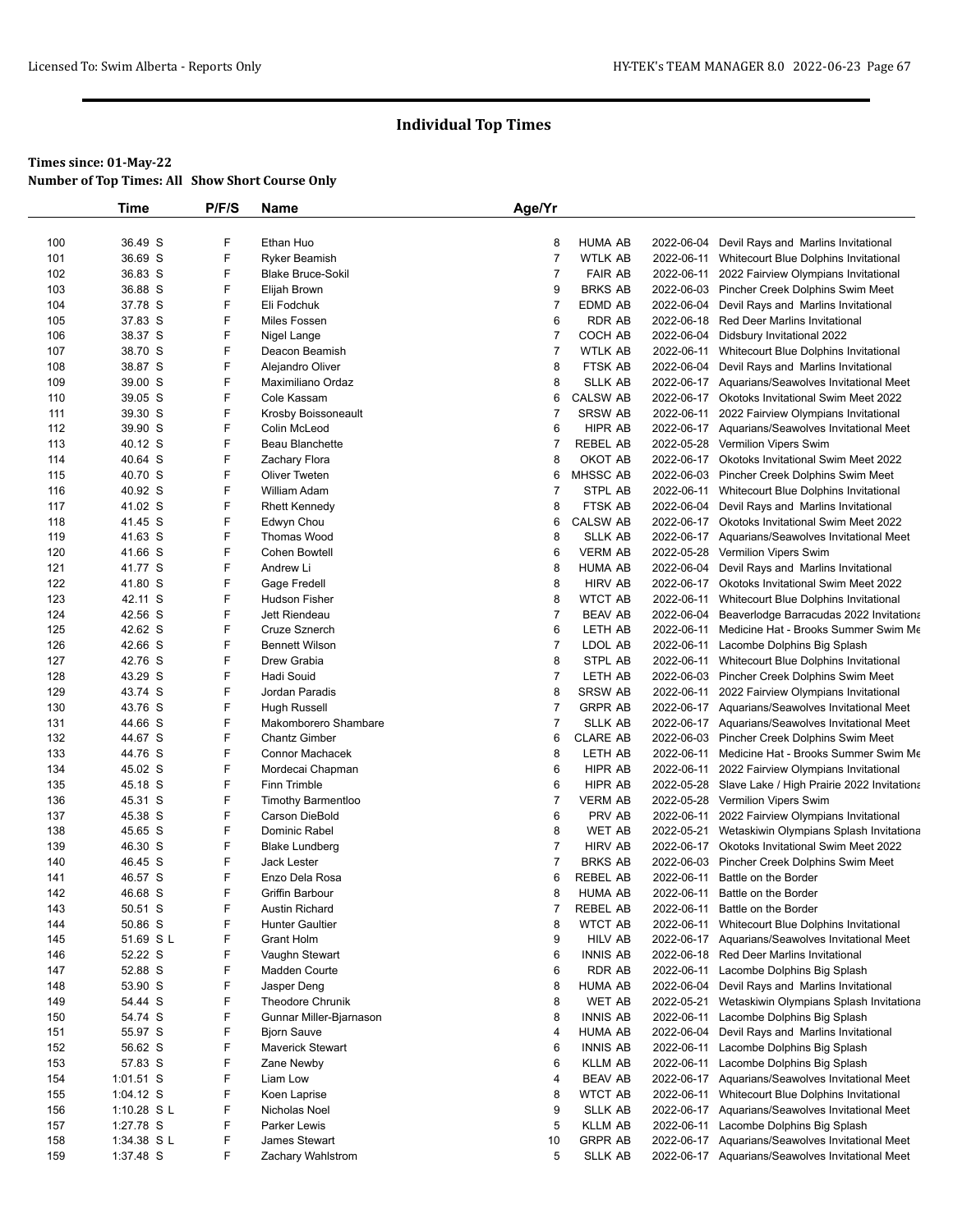# Individual Top Times

**Times since: 01-May-22**
**Number of Top Times: All Show Short Course Only**

| | Time | P/F/S | Name | Age/Yr | | | |
|---|---|---|---|---|---|---|---|
| 100 | 36.49 S | F | Ethan Huo | 8 | HUMA AB | 2022-06-04 | Devil Rays and Marlins Invitational |
| 101 | 36.69 S | F | Ryker Beamish | 7 | WTLK AB | 2022-06-11 | Whitecourt Blue Dolphins Invitational |
| 102 | 36.83 S | F | Blake Bruce-Sokil | 7 | FAIR AB | 2022-06-11 | 2022 Fairview Olympians Invitational |
| 103 | 36.88 S | F | Elijah Brown | 9 | BRKS AB | 2022-06-03 | Pincher Creek Dolphins Swim Meet |
| 104 | 37.78 S | F | Eli Fodchuk | 7 | EDMD AB | 2022-06-04 | Devil Rays and Marlins Invitational |
| 105 | 37.83 S | F | Miles Fossen | 6 | RDR AB | 2022-06-18 | Red Deer Marlins Invitational |
| 106 | 38.37 S | F | Nigel Lange | 7 | COCH AB | 2022-06-04 | Didsbury Invitational 2022 |
| 107 | 38.70 S | F | Deacon Beamish | 7 | WTLK AB | 2022-06-11 | Whitecourt Blue Dolphins Invitational |
| 108 | 38.87 S | F | Alejandro Oliver | 8 | FTSK AB | 2022-06-04 | Devil Rays and Marlins Invitational |
| 109 | 39.00 S | F | Maximiliano Ordaz | 8 | SLLK AB | 2022-06-17 | Aquarians/Seawolves Invitational Meet |
| 110 | 39.05 S | F | Cole Kassam | 6 | CALSW AB | 2022-06-17 | Okotoks Invitational Swim Meet 2022 |
| 111 | 39.30 S | F | Krosby Boissoneault | 7 | SRSW AB | 2022-06-11 | 2022 Fairview Olympians Invitational |
| 112 | 39.90 S | F | Colin McLeod | 6 | HIPR AB | 2022-06-17 | Aquarians/Seawolves Invitational Meet |
| 113 | 40.12 S | F | Beau Blanchette | 7 | REBEL AB | 2022-05-28 | Vermilion Vipers Swim |
| 114 | 40.64 S | F | Zachary Flora | 8 | OKOT AB | 2022-06-17 | Okotoks Invitational Swim Meet 2022 |
| 115 | 40.70 S | F | Oliver Tweten | 6 | MHSSC AB | 2022-06-03 | Pincher Creek Dolphins Swim Meet |
| 116 | 40.92 S | F | William Adam | 7 | STPL AB | 2022-06-11 | Whitecourt Blue Dolphins Invitational |
| 117 | 41.02 S | F | Rhett Kennedy | 8 | FTSK AB | 2022-06-04 | Devil Rays and Marlins Invitational |
| 118 | 41.45 S | F | Edwyn Chou | 6 | CALSW AB | 2022-06-17 | Okotoks Invitational Swim Meet 2022 |
| 119 | 41.63 S | F | Thomas Wood | 8 | SLLK AB | 2022-06-17 | Aquarians/Seawolves Invitational Meet |
| 120 | 41.66 S | F | Cohen Bowtell | 6 | VERM AB | 2022-05-28 | Vermilion Vipers Swim |
| 121 | 41.77 S | F | Andrew Li | 8 | HUMA AB | 2022-06-04 | Devil Rays and Marlins Invitational |
| 122 | 41.80 S | F | Gage Fredell | 8 | HIRV AB | 2022-06-17 | Okotoks Invitational Swim Meet 2022 |
| 123 | 42.11 S | F | Hudson Fisher | 8 | WTCT AB | 2022-06-11 | Whitecourt Blue Dolphins Invitational |
| 124 | 42.56 S | F | Jett Riendeau | 7 | BEAV AB | 2022-06-04 | Beaverlodge Barracudas 2022 Invitationa |
| 125 | 42.62 S | F | Cruze Sznerch | 6 | LETH AB | 2022-06-11 | Medicine Hat - Brooks Summer Swim Me |
| 126 | 42.66 S | F | Bennett Wilson | 7 | LDOL AB | 2022-06-11 | Lacombe Dolphins Big Splash |
| 127 | 42.76 S | F | Drew Grabia | 8 | STPL AB | 2022-06-11 | Whitecourt Blue Dolphins Invitational |
| 128 | 43.29 S | F | Hadi Souid | 7 | LETH AB | 2022-06-03 | Pincher Creek Dolphins Swim Meet |
| 129 | 43.74 S | F | Jordan Paradis | 8 | SRSW AB | 2022-06-11 | 2022 Fairview Olympians Invitational |
| 130 | 43.76 S | F | Hugh Russell | 7 | GRPR AB | 2022-06-17 | Aquarians/Seawolves Invitational Meet |
| 131 | 44.66 S | F | Makomborero Shambare | 7 | SLLK AB | 2022-06-17 | Aquarians/Seawolves Invitational Meet |
| 132 | 44.67 S | F | Chantz Gimber | 6 | CLARE AB | 2022-06-03 | Pincher Creek Dolphins Swim Meet |
| 133 | 44.76 S | F | Connor Machacek | 8 | LETH AB | 2022-06-11 | Medicine Hat - Brooks Summer Swim Me |
| 134 | 45.02 S | F | Mordecai Chapman | 6 | HIPR AB | 2022-06-11 | 2022 Fairview Olympians Invitational |
| 135 | 45.18 S | F | Finn Trimble | 6 | HIPR AB | 2022-05-28 | Slave Lake / High Prairie 2022 Invitationa |
| 136 | 45.31 S | F | Timothy Barmentloo | 7 | VERM AB | 2022-05-28 | Vermilion Vipers Swim |
| 137 | 45.38 S | F | Carson DieBold | 6 | PRV AB | 2022-06-11 | 2022 Fairview Olympians Invitational |
| 138 | 45.65 S | F | Dominic Rabel | 8 | WET AB | 2022-05-21 | Wetaskiwin Olympians Splash Invitationa |
| 139 | 46.30 S | F | Blake Lundberg | 7 | HIRV AB | 2022-06-17 | Okotoks Invitational Swim Meet 2022 |
| 140 | 46.45 S | F | Jack Lester | 7 | BRKS AB | 2022-06-03 | Pincher Creek Dolphins Swim Meet |
| 141 | 46.57 S | F | Enzo Dela Rosa | 6 | REBEL AB | 2022-06-11 | Battle on the Border |
| 142 | 46.68 S | F | Griffin Barbour | 8 | HUMA AB | 2022-06-11 | Battle on the Border |
| 143 | 50.51 S | F | Austin Richard | 7 | REBEL AB | 2022-06-11 | Battle on the Border |
| 144 | 50.86 S | F | Hunter Gaultier | 8 | WTCT AB | 2022-06-11 | Whitecourt Blue Dolphins Invitational |
| 145 | 51.69 S L | F | Grant Holm | 9 | HILV AB | 2022-06-17 | Aquarians/Seawolves Invitational Meet |
| 146 | 52.22 S | F | Vaughn Stewart | 6 | INNIS AB | 2022-06-18 | Red Deer Marlins Invitational |
| 147 | 52.88 S | F | Madden Courte | 6 | RDR AB | 2022-06-11 | Lacombe Dolphins Big Splash |
| 148 | 53.90 S | F | Jasper Deng | 8 | HUMA AB | 2022-06-04 | Devil Rays and Marlins Invitational |
| 149 | 54.44 S | F | Theodore Chrunik | 8 | WET AB | 2022-05-21 | Wetaskiwin Olympians Splash Invitationa |
| 150 | 54.74 S | F | Gunnar Miller-Bjarnason | 8 | INNIS AB | 2022-06-11 | Lacombe Dolphins Big Splash |
| 151 | 55.97 S | F | Bjorn Sauve | 4 | HUMA AB | 2022-06-04 | Devil Rays and Marlins Invitational |
| 152 | 56.62 S | F | Maverick Stewart | 6 | INNIS AB | 2022-06-11 | Lacombe Dolphins Big Splash |
| 153 | 57.83 S | F | Zane Newby | 6 | KLLM AB | 2022-06-11 | Lacombe Dolphins Big Splash |
| 154 | 1:01.51 S | F | Liam Low | 4 | BEAV AB | 2022-06-17 | Aquarians/Seawolves Invitational Meet |
| 155 | 1:04.12 S | F | Koen Laprise | 8 | WTCT AB | 2022-06-11 | Whitecourt Blue Dolphins Invitational |
| 156 | 1:10.28 S L | F | Nicholas Noel | 9 | SLLK AB | 2022-06-17 | Aquarians/Seawolves Invitational Meet |
| 157 | 1:27.78 S | F | Parker Lewis | 5 | KLLM AB | 2022-06-11 | Lacombe Dolphins Big Splash |
| 158 | 1:34.38 S L | F | James Stewart | 10 | GRPR AB | 2022-06-17 | Aquarians/Seawolves Invitational Meet |
| 159 | 1:37.48 S | F | Zachary Wahlstrom | 5 | SLLK AB | 2022-06-17 | Aquarians/Seawolves Invitational Meet |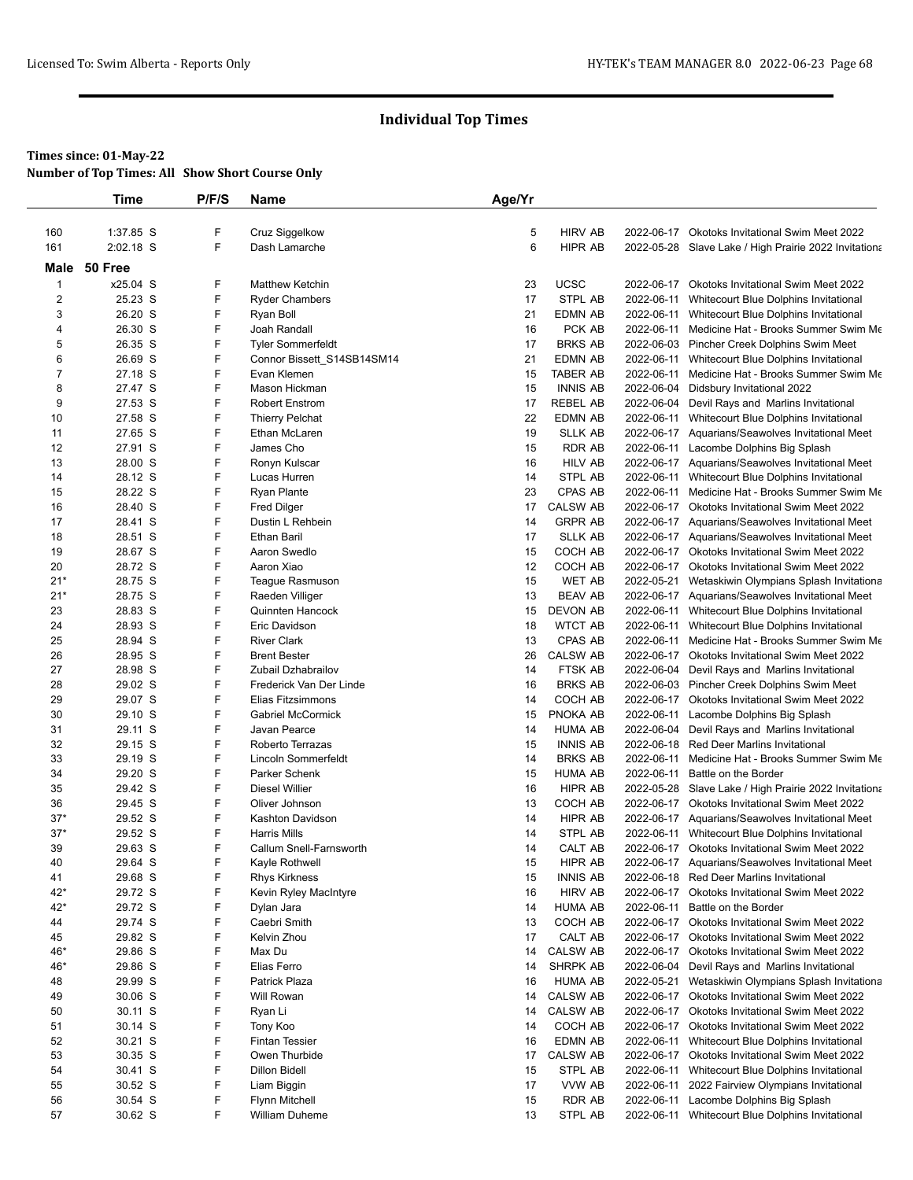# Individual Top Times

**Times since: 01-May-22**

**Number of Top Times: All Show Short Course Only**

| | Time | P/F/S | Name | Age/Yr | | | |
|---|---|---|---|---|---|---|---|
| 160 | 1:37.85 S | F | Cruz Siggelkow | 5 | HIRV AB | 2022-06-17 | Okotoks Invitational Swim Meet 2022 |
| 161 | 2:02.18 S | F | Dash Lamarche | 6 | HIPR AB | 2022-05-28 | Slave Lake / High Prairie 2022 Invitationa |
| **Male** | **50 Free** | | | | | | |
| 1 | x25.04 S | F | Matthew Ketchin | 23 | UCSC | 2022-06-17 | Okotoks Invitational Swim Meet 2022 |
| 2 | 25.23 S | F | Ryder Chambers | 17 | STPL AB | 2022-06-11 | Whitecourt Blue Dolphins Invitational |
| 3 | 26.20 S | F | Ryan Boll | 21 | EDMN AB | 2022-06-11 | Whitecourt Blue Dolphins Invitational |
| 4 | 26.30 S | F | Joah Randall | 16 | PCK AB | 2022-06-11 | Medicine Hat - Brooks Summer Swim Me |
| 5 | 26.35 S | F | Tyler Sommerfeldt | 17 | BRKS AB | 2022-06-03 | Pincher Creek Dolphins Swim Meet |
| 6 | 26.69 S | F | Connor Bissett_S14SB14SM14 | 21 | EDMN AB | 2022-06-11 | Whitecourt Blue Dolphins Invitational |
| 7 | 27.18 S | F | Evan Klemen | 15 | TABER AB | 2022-06-11 | Medicine Hat - Brooks Summer Swim Me |
| 8 | 27.47 S | F | Mason Hickman | 15 | INNIS AB | 2022-06-04 | Didsbury Invitational 2022 |
| 9 | 27.53 S | F | Robert Enstrom | 17 | REBEL AB | 2022-06-04 | Devil Rays and Marlins Invitational |
| 10 | 27.58 S | F | Thierry Pelchat | 22 | EDMN AB | 2022-06-11 | Whitecourt Blue Dolphins Invitational |
| 11 | 27.65 S | F | Ethan McLaren | 19 | SLLK AB | 2022-06-17 | Aquarians/Seawolves Invitational Meet |
| 12 | 27.91 S | F | James Cho | 15 | RDR AB | 2022-06-11 | Lacombe Dolphins Big Splash |
| 13 | 28.00 S | F | Ronyn Kulscar | 16 | HILV AB | 2022-06-17 | Aquarians/Seawolves Invitational Meet |
| 14 | 28.12 S | F | Lucas Hurren | 14 | STPL AB | 2022-06-11 | Whitecourt Blue Dolphins Invitational |
| 15 | 28.22 S | F | Ryan Plante | 23 | CPAS AB | 2022-06-11 | Medicine Hat - Brooks Summer Swim Me |
| 16 | 28.40 S | F | Fred Dilger | 17 | CALSW AB | 2022-06-17 | Okotoks Invitational Swim Meet 2022 |
| 17 | 28.41 S | F | Dustin L Rehbein | 14 | GRPR AB | 2022-06-17 | Aquarians/Seawolves Invitational Meet |
| 18 | 28.51 S | F | Ethan Baril | 17 | SLLK AB | 2022-06-17 | Aquarians/Seawolves Invitational Meet |
| 19 | 28.67 S | F | Aaron Swedlo | 15 | COCH AB | 2022-06-17 | Okotoks Invitational Swim Meet 2022 |
| 20 | 28.72 S | F | Aaron Xiao | 12 | COCH AB | 2022-06-17 | Okotoks Invitational Swim Meet 2022 |
| 21* | 28.75 S | F | Teague Rasmuson | 15 | WET AB | 2022-05-21 | Wetaskiwin Olympians Splash Invitationa |
| 21* | 28.75 S | F | Raeden Villiger | 13 | BEAV AB | 2022-06-17 | Aquarians/Seawolves Invitational Meet |
| 23 | 28.83 S | F | Quinnten Hancock | 15 | DEVON AB | 2022-06-11 | Whitecourt Blue Dolphins Invitational |
| 24 | 28.93 S | F | Eric Davidson | 18 | WTCT AB | 2022-06-11 | Whitecourt Blue Dolphins Invitational |
| 25 | 28.94 S | F | River Clark | 13 | CPAS AB | 2022-06-11 | Medicine Hat - Brooks Summer Swim Me |
| 26 | 28.95 S | F | Brent Bester | 26 | CALSW AB | 2022-06-17 | Okotoks Invitational Swim Meet 2022 |
| 27 | 28.98 S | F | Zubail Dzhabrailov | 14 | FTSK AB | 2022-06-04 | Devil Rays and Marlins Invitational |
| 28 | 29.02 S | F | Frederick Van Der Linde | 16 | BRKS AB | 2022-06-03 | Pincher Creek Dolphins Swim Meet |
| 29 | 29.07 S | F | Elias Fitzsimmons | 14 | COCH AB | 2022-06-17 | Okotoks Invitational Swim Meet 2022 |
| 30 | 29.10 S | F | Gabriel McCormick | 15 | PNOKA AB | 2022-06-11 | Lacombe Dolphins Big Splash |
| 31 | 29.11 S | F | Javan Pearce | 14 | HUMA AB | 2022-06-04 | Devil Rays and Marlins Invitational |
| 32 | 29.15 S | F | Roberto Terrazas | 15 | INNIS AB | 2022-06-18 | Red Deer Marlins Invitational |
| 33 | 29.19 S | F | Lincoln Sommerfeldt | 14 | BRKS AB | 2022-06-11 | Medicine Hat - Brooks Summer Swim Me |
| 34 | 29.20 S | F | Parker Schenk | 15 | HUMA AB | 2022-06-11 | Battle on the Border |
| 35 | 29.42 S | F | Diesel Willier | 16 | HIPR AB | 2022-05-28 | Slave Lake / High Prairie 2022 Invitationa |
| 36 | 29.45 S | F | Oliver Johnson | 13 | COCH AB | 2022-06-17 | Okotoks Invitational Swim Meet 2022 |
| 37* | 29.52 S | F | Kashton Davidson | 14 | HIPR AB | 2022-06-17 | Aquarians/Seawolves Invitational Meet |
| 37* | 29.52 S | F | Harris Mills | 14 | STPL AB | 2022-06-11 | Whitecourt Blue Dolphins Invitational |
| 39 | 29.63 S | F | Callum Snell-Farnsworth | 14 | CALT AB | 2022-06-17 | Okotoks Invitational Swim Meet 2022 |
| 40 | 29.64 S | F | Kayle Rothwell | 15 | HIPR AB | 2022-06-17 | Aquarians/Seawolves Invitational Meet |
| 41 | 29.68 S | F | Rhys Kirkness | 15 | INNIS AB | 2022-06-18 | Red Deer Marlins Invitational |
| 42* | 29.72 S | F | Kevin Ryley MacIntyre | 16 | HIRV AB | 2022-06-17 | Okotoks Invitational Swim Meet 2022 |
| 42* | 29.72 S | F | Dylan Jara | 14 | HUMA AB | 2022-06-11 | Battle on the Border |
| 44 | 29.74 S | F | Caebri Smith | 13 | COCH AB | 2022-06-17 | Okotoks Invitational Swim Meet 2022 |
| 45 | 29.82 S | F | Kelvin Zhou | 17 | CALT AB | 2022-06-17 | Okotoks Invitational Swim Meet 2022 |
| 46* | 29.86 S | F | Max Du | 14 | CALSW AB | 2022-06-17 | Okotoks Invitational Swim Meet 2022 |
| 46* | 29.86 S | F | Elias Ferro | 14 | SHRPK AB | 2022-06-04 | Devil Rays and Marlins Invitational |
| 48 | 29.99 S | F | Patrick Plaza | 16 | HUMA AB | 2022-05-21 | Wetaskiwin Olympians Splash Invitationa |
| 49 | 30.06 S | F | Will Rowan | 14 | CALSW AB | 2022-06-17 | Okotoks Invitational Swim Meet 2022 |
| 50 | 30.11 S | F | Ryan Li | 14 | CALSW AB | 2022-06-17 | Okotoks Invitational Swim Meet 2022 |
| 51 | 30.14 S | F | Tony Koo | 14 | COCH AB | 2022-06-17 | Okotoks Invitational Swim Meet 2022 |
| 52 | 30.21 S | F | Fintan Tessier | 16 | EDMN AB | 2022-06-11 | Whitecourt Blue Dolphins Invitational |
| 53 | 30.35 S | F | Owen Thurbide | 17 | CALSW AB | 2022-06-17 | Okotoks Invitational Swim Meet 2022 |
| 54 | 30.41 S | F | Dillon Bidell | 15 | STPL AB | 2022-06-11 | Whitecourt Blue Dolphins Invitational |
| 55 | 30.52 S | F | Liam Biggin | 17 | VVW AB | 2022-06-11 | 2022 Fairview Olympians Invitational |
| 56 | 30.54 S | F | Flynn Mitchell | 15 | RDR AB | 2022-06-11 | Lacombe Dolphins Big Splash |
| 57 | 30.62 S | F | William Duheme | 13 | STPL AB | 2022-06-11 | Whitecourt Blue Dolphins Invitational |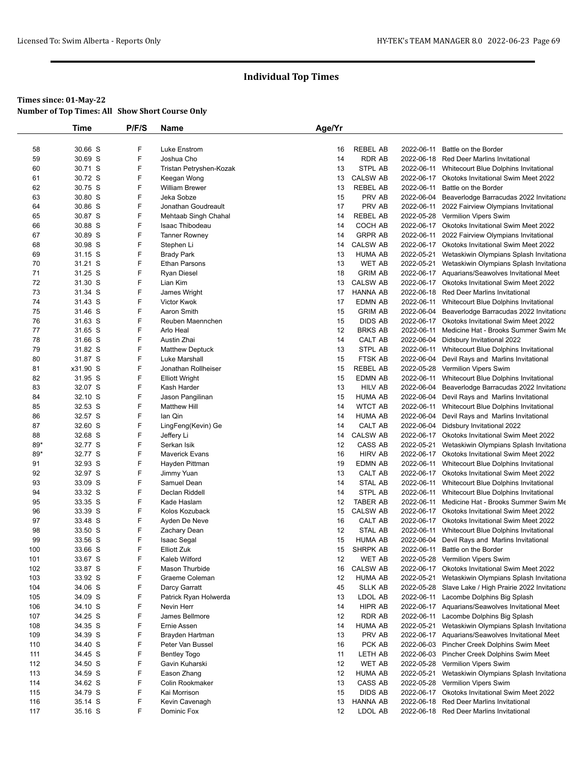# Individual Top Times

**Times since: 01-May-22**
**Number of Top Times: All Show Short Course Only**

| | Time | P/F/S | Name | Age/Yr | | | |
|---|---|---|---|---|---|---|---|
| 58 | 30.66 S | F | Luke Enstrom | 16 | REBEL AB | 2022-06-11 | Battle on the Border |
| 59 | 30.69 S | F | Joshua Cho | 14 | RDR AB | 2022-06-18 | Red Deer Marlins Invitational |
| 60 | 30.71 S | F | Tristan Petryshen-Kozak | 13 | STPL AB | 2022-06-11 | Whitecourt Blue Dolphins Invitational |
| 61 | 30.72 S | F | Keegan Wong | 13 | CALSW AB | 2022-06-17 | Okotoks Invitational Swim Meet 2022 |
| 62 | 30.75 S | F | William Brewer | 13 | REBEL AB | 2022-06-11 | Battle on the Border |
| 63 | 30.80 S | F | Jeka Sobze | 15 | PRV AB | 2022-06-04 | Beaverlodge Barracudas 2022 Invitationa |
| 64 | 30.86 S | F | Jonathan Goudreault | 17 | PRV AB | 2022-06-11 | 2022 Fairview Olympians Invitational |
| 65 | 30.87 S | F | Mehtaab Singh Chahal | 14 | REBEL AB | 2022-05-28 | Vermilion Vipers Swim |
| 66 | 30.88 S | F | Isaac Thibodeau | 14 | COCH AB | 2022-06-17 | Okotoks Invitational Swim Meet 2022 |
| 67 | 30.89 S | F | Tanner Rowney | 14 | GRPR AB | 2022-06-11 | 2022 Fairview Olympians Invitational |
| 68 | 30.98 S | F | Stephen Li | 14 | CALSW AB | 2022-06-17 | Okotoks Invitational Swim Meet 2022 |
| 69 | 31.15 S | F | Brady Park | 13 | HUMA AB | 2022-05-21 | Wetaskiwin Olympians Splash Invitationa |
| 70 | 31.21 S | F | Ethan Parsons | 13 | WET AB | 2022-05-21 | Wetaskiwin Olympians Splash Invitationa |
| 71 | 31.25 S | F | Ryan Diesel | 18 | GRIM AB | 2022-06-17 | Aquarians/Seawolves Invitational Meet |
| 72 | 31.30 S | F | Lian Kim | 13 | CALSW AB | 2022-06-17 | Okotoks Invitational Swim Meet 2022 |
| 73 | 31.34 S | F | James Wright | 17 | HANNA AB | 2022-06-18 | Red Deer Marlins Invitational |
| 74 | 31.43 S | F | Victor Kwok | 17 | EDMN AB | 2022-06-11 | Whitecourt Blue Dolphins Invitational |
| 75 | 31.46 S | F | Aaron Smith | 15 | GRIM AB | 2022-06-04 | Beaverlodge Barracudas 2022 Invitationa |
| 76 | 31.63 S | F | Reuben Maennchen | 15 | DIDS AB | 2022-06-17 | Okotoks Invitational Swim Meet 2022 |
| 77 | 31.65 S | F | Arlo Heal | 12 | BRKS AB | 2022-06-11 | Medicine Hat - Brooks Summer Swim Me |
| 78 | 31.66 S | F | Austin Zhai | 14 | CALT AB | 2022-06-04 | Didsbury Invitational 2022 |
| 79 | 31.82 S | F | Matthew Deptuck | 13 | STPL AB | 2022-06-11 | Whitecourt Blue Dolphins Invitational |
| 80 | 31.87 S | F | Luke Marshall | 15 | FTSK AB | 2022-06-04 | Devil Rays and Marlins Invitational |
| 81 | x31.90 S | F | Jonathan Rollheiser | 15 | REBEL AB | 2022-05-28 | Vermilion Vipers Swim |
| 82 | 31.95 S | F | Elliott Wright | 15 | EDMN AB | 2022-06-11 | Whitecourt Blue Dolphins Invitational |
| 83 | 32.07 S | F | Kash Harder | 13 | HILV AB | 2022-06-04 | Beaverlodge Barracudas 2022 Invitationa |
| 84 | 32.10 S | F | Jason Pangilinan | 15 | HUMA AB | 2022-06-04 | Devil Rays and Marlins Invitational |
| 85 | 32.53 S | F | Matthew Hill | 14 | WTCT AB | 2022-06-11 | Whitecourt Blue Dolphins Invitational |
| 86 | 32.57 S | F | Ian Qin | 14 | HUMA AB | 2022-06-04 | Devil Rays and Marlins Invitational |
| 87 | 32.60 S | F | LingFeng(Kevin) Ge | 14 | CALT AB | 2022-06-04 | Didsbury Invitational 2022 |
| 88 | 32.68 S | F | Jeffery Li | 14 | CALSW AB | 2022-06-17 | Okotoks Invitational Swim Meet 2022 |
| 89* | 32.77 S | F | Serkan Isik | 12 | CASS AB | 2022-05-21 | Wetaskiwin Olympians Splash Invitationa |
| 89* | 32.77 S | F | Maverick Evans | 16 | HIRV AB | 2022-06-17 | Okotoks Invitational Swim Meet 2022 |
| 91 | 32.93 S | F | Hayden Pittman | 19 | EDMN AB | 2022-06-11 | Whitecourt Blue Dolphins Invitational |
| 92 | 32.97 S | F | Jimmy Yuan | 13 | CALT AB | 2022-06-17 | Okotoks Invitational Swim Meet 2022 |
| 93 | 33.09 S | F | Samuel Dean | 14 | STAL AB | 2022-06-11 | Whitecourt Blue Dolphins Invitational |
| 94 | 33.32 S | F | Declan Riddell | 14 | STPL AB | 2022-06-11 | Whitecourt Blue Dolphins Invitational |
| 95 | 33.35 S | F | Kade Haslam | 12 | TABER AB | 2022-06-11 | Medicine Hat - Brooks Summer Swim Me |
| 96 | 33.39 S | F | Kolos Kozuback | 15 | CALSW AB | 2022-06-17 | Okotoks Invitational Swim Meet 2022 |
| 97 | 33.48 S | F | Ayden De Neve | 16 | CALT AB | 2022-06-17 | Okotoks Invitational Swim Meet 2022 |
| 98 | 33.50 S | F | Zachary Dean | 12 | STAL AB | 2022-06-11 | Whitecourt Blue Dolphins Invitational |
| 99 | 33.56 S | F | Isaac Segal | 15 | HUMA AB | 2022-06-04 | Devil Rays and Marlins Invitational |
| 100 | 33.66 S | F | Elliott Zuk | 15 | SHRPK AB | 2022-06-11 | Battle on the Border |
| 101 | 33.67 S | F | Kaleb Wilford | 12 | WET AB | 2022-05-28 | Vermilion Vipers Swim |
| 102 | 33.87 S | F | Mason Thurbide | 16 | CALSW AB | 2022-06-17 | Okotoks Invitational Swim Meet 2022 |
| 103 | 33.92 S | F | Graeme Coleman | 12 | HUMA AB | 2022-05-21 | Wetaskiwin Olympians Splash Invitationa |
| 104 | 34.06 S | F | Darcy Garratt | 45 | SLLK AB | 2022-05-28 | Slave Lake / High Prairie 2022 Invitationa |
| 105 | 34.09 S | F | Patrick Ryan Holwerda | 13 | LDOL AB | 2022-06-11 | Lacombe Dolphins Big Splash |
| 106 | 34.10 S | F | Nevin Herr | 14 | HIPR AB | 2022-06-17 | Aquarians/Seawolves Invitational Meet |
| 107 | 34.25 S | F | James Bellmore | 12 | RDR AB | 2022-06-11 | Lacombe Dolphins Big Splash |
| 108 | 34.35 S | F | Ernie Assen | 14 | HUMA AB | 2022-05-21 | Wetaskiwin Olympians Splash Invitationa |
| 109 | 34.39 S | F | Brayden Hartman | 13 | PRV AB | 2022-06-17 | Aquarians/Seawolves Invitational Meet |
| 110 | 34.40 S | F | Peter Van Bussel | 16 | PCK AB | 2022-06-03 | Pincher Creek Dolphins Swim Meet |
| 111 | 34.45 S | F | Bentley Togo | 11 | LETH AB | 2022-06-03 | Pincher Creek Dolphins Swim Meet |
| 112 | 34.50 S | F | Gavin Kuharski | 12 | WET AB | 2022-05-28 | Vermilion Vipers Swim |
| 113 | 34.59 S | F | Eason Zhang | 12 | HUMA AB | 2022-05-21 | Wetaskiwin Olympians Splash Invitationa |
| 114 | 34.62 S | F | Colin Rookmaker | 13 | CASS AB | 2022-05-28 | Vermilion Vipers Swim |
| 115 | 34.79 S | F | Kai Morrison | 15 | DIDS AB | 2022-06-17 | Okotoks Invitational Swim Meet 2022 |
| 116 | 35.14 S | F | Kevin Cavenagh | 13 | HANNA AB | 2022-06-18 | Red Deer Marlins Invitational |
| 117 | 35.16 S | F | Dominic Fox | 12 | LDOL AB | 2022-06-18 | Red Deer Marlins Invitational |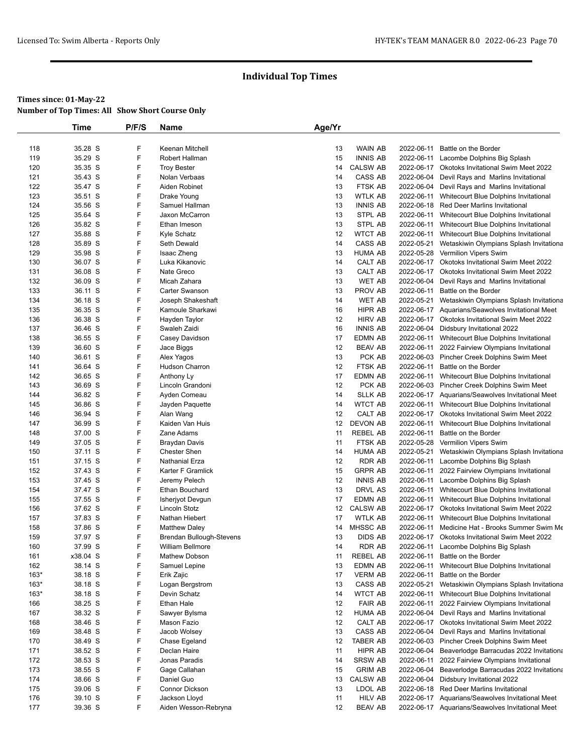# Individual Top Times

**Times since: 01-May-22**
**Number of Top Times: All Show Short Course Only**

| | Time | P/F/S | Name | Age/Yr | | | |
|---|---|---|---|---|---|---|---|
| 118 | 35.28 S | F | Keenan Mitchell | 13 | WAIN AB | 2022-06-11 | Battle on the Border |
| 119 | 35.29 S | F | Robert Hallman | 15 | INNIS AB | 2022-06-11 | Lacombe Dolphins Big Splash |
| 120 | 35.35 S | F | Troy Bester | 14 | CALSW AB | 2022-06-17 | Okotoks Invitational Swim Meet 2022 |
| 121 | 35.43 S | F | Nolan Verbaas | 14 | CASS AB | 2022-06-04 | Devil Rays and Marlins Invitational |
| 122 | 35.47 S | F | Aiden Robinet | 13 | FTSK AB | 2022-06-04 | Devil Rays and Marlins Invitational |
| 123 | 35.51 S | F | Drake Young | 13 | WTLK AB | 2022-06-11 | Whitecourt Blue Dolphins Invitational |
| 124 | 35.56 S | F | Samuel Hallman | 13 | INNIS AB | 2022-06-18 | Red Deer Marlins Invitational |
| 125 | 35.64 S | F | Jaxon McCarron | 13 | STPL AB | 2022-06-11 | Whitecourt Blue Dolphins Invitational |
| 126 | 35.82 S | F | Ethan Imeson | 13 | STPL AB | 2022-06-11 | Whitecourt Blue Dolphins Invitational |
| 127 | 35.88 S | F | Kyle Schatz | 12 | WTCT AB | 2022-06-11 | Whitecourt Blue Dolphins Invitational |
| 128 | 35.89 S | F | Seth Dewald | 14 | CASS AB | 2022-05-21 | Wetaskiwin Olympians Splash Invitationa |
| 129 | 35.98 S | F | Isaac Zheng | 13 | HUMA AB | 2022-05-28 | Vermilion Vipers Swim |
| 130 | 36.07 S | F | Luka Kikanovic | 14 | CALT AB | 2022-06-17 | Okotoks Invitational Swim Meet 2022 |
| 131 | 36.08 S | F | Nate Greco | 13 | CALT AB | 2022-06-17 | Okotoks Invitational Swim Meet 2022 |
| 132 | 36.09 S | F | Micah Zahara | 13 | WET AB | 2022-06-04 | Devil Rays and Marlins Invitational |
| 133 | 36.11 S | F | Carter Swanson | 13 | PROV AB | 2022-06-11 | Battle on the Border |
| 134 | 36.18 S | F | Joseph Shakeshaft | 14 | WET AB | 2022-05-21 | Wetaskiwin Olympians Splash Invitationa |
| 135 | 36.35 S | F | Kamoule Sharkawi | 16 | HIPR AB | 2022-06-17 | Aquarians/Seawolves Invitational Meet |
| 136 | 36.38 S | F | Hayden Taylor | 12 | HIRV AB | 2022-06-17 | Okotoks Invitational Swim Meet 2022 |
| 137 | 36.46 S | F | Swaleh Zaidi | 16 | INNIS AB | 2022-06-04 | Didsbury Invitational 2022 |
| 138 | 36.55 S | F | Casey Davidson | 17 | EDMN AB | 2022-06-11 | Whitecourt Blue Dolphins Invitational |
| 139 | 36.60 S | F | Jace Biggs | 12 | BEAV AB | 2022-06-11 | 2022 Fairview Olympians Invitational |
| 140 | 36.61 S | F | Alex Yagos | 13 | PCK AB | 2022-06-03 | Pincher Creek Dolphins Swim Meet |
| 141 | 36.64 S | F | Hudson Charron | 12 | FTSK AB | 2022-06-11 | Battle on the Border |
| 142 | 36.65 S | F | Anthony Ly | 17 | EDMN AB | 2022-06-11 | Whitecourt Blue Dolphins Invitational |
| 143 | 36.69 S | F | Lincoln Grandoni | 12 | PCK AB | 2022-06-03 | Pincher Creek Dolphins Swim Meet |
| 144 | 36.82 S | F | Ayden Comeau | 14 | SLLK AB | 2022-06-17 | Aquarians/Seawolves Invitational Meet |
| 145 | 36.86 S | F | Jayden Paquette | 14 | WTCT AB | 2022-06-11 | Whitecourt Blue Dolphins Invitational |
| 146 | 36.94 S | F | Alan Wang | 12 | CALT AB | 2022-06-17 | Okotoks Invitational Swim Meet 2022 |
| 147 | 36.99 S | F | Kaiden Van Huis | 12 | DEVON AB | 2022-06-11 | Whitecourt Blue Dolphins Invitational |
| 148 | 37.00 S | F | Zane Adams | 11 | REBEL AB | 2022-06-11 | Battle on the Border |
| 149 | 37.05 S | F | Braydan Davis | 11 | FTSK AB | 2022-05-28 | Vermilion Vipers Swim |
| 150 | 37.11 S | F | Chester Shen | 14 | HUMA AB | 2022-05-21 | Wetaskiwin Olympians Splash Invitationa |
| 151 | 37.15 S | F | Nathanial Erza | 12 | RDR AB | 2022-06-11 | Lacombe Dolphins Big Splash |
| 152 | 37.43 S | F | Karter F Gramlick | 15 | GRPR AB | 2022-06-11 | 2022 Fairview Olympians Invitational |
| 153 | 37.45 S | F | Jeremy Pelech | 12 | INNIS AB | 2022-06-11 | Lacombe Dolphins Big Splash |
| 154 | 37.47 S | F | Ethan Bouchard | 13 | DRVL AS | 2022-06-11 | Whitecourt Blue Dolphins Invitational |
| 155 | 37.55 S | F | Isherjyot Devgun | 17 | EDMN AB | 2022-06-11 | Whitecourt Blue Dolphins Invitational |
| 156 | 37.62 S | F | Lincoln Stotz | 12 | CALSW AB | 2022-06-17 | Okotoks Invitational Swim Meet 2022 |
| 157 | 37.83 S | F | Nathan Hiebert | 17 | WTLK AB | 2022-06-11 | Whitecourt Blue Dolphins Invitational |
| 158 | 37.86 S | F | Matthew Daley | 14 | MHSSC AB | 2022-06-11 | Medicine Hat - Brooks Summer Swim Me |
| 159 | 37.97 S | F | Brendan Bullough-Stevens | 13 | DIDS AB | 2022-06-17 | Okotoks Invitational Swim Meet 2022 |
| 160 | 37.99 S | F | William Bellmore | 14 | RDR AB | 2022-06-11 | Lacombe Dolphins Big Splash |
| 161 | x38.04 S | F | Mathew Dobson | 11 | REBEL AB | 2022-06-11 | Battle on the Border |
| 162 | 38.14 S | F | Samuel Lepine | 13 | EDMN AB | 2022-06-11 | Whitecourt Blue Dolphins Invitational |
| 163* | 38.18 S | F | Erik Zajic | 17 | VERM AB | 2022-06-11 | Battle on the Border |
| 163* | 38.18 S | F | Logan Bergstrom | 13 | CASS AB | 2022-05-21 | Wetaskiwin Olympians Splash Invitationa |
| 163* | 38.18 S | F | Devin Schatz | 14 | WTCT AB | 2022-06-11 | Whitecourt Blue Dolphins Invitational |
| 166 | 38.25 S | F | Ethan Hale | 12 | FAIR AB | 2022-06-11 | 2022 Fairview Olympians Invitational |
| 167 | 38.32 S | F | Sawyer Bylsma | 12 | HUMA AB | 2022-06-04 | Devil Rays and Marlins Invitational |
| 168 | 38.46 S | F | Mason Fazio | 12 | CALT AB | 2022-06-17 | Okotoks Invitational Swim Meet 2022 |
| 169 | 38.48 S | F | Jacob Wolsey | 13 | CASS AB | 2022-06-04 | Devil Rays and Marlins Invitational |
| 170 | 38.49 S | F | Chase Egeland | 12 | TABER AB | 2022-06-03 | Pincher Creek Dolphins Swim Meet |
| 171 | 38.52 S | F | Declan Haire | 11 | HIPR AB | 2022-06-04 | Beaverlodge Barracudas 2022 Invitationa |
| 172 | 38.53 S | F | Jonas Paradis | 14 | SRSW AB | 2022-06-11 | 2022 Fairview Olympians Invitational |
| 173 | 38.55 S | F | Gage Callahan | 15 | GRIM AB | 2022-06-04 | Beaverlodge Barracudas 2022 Invitationa |
| 174 | 38.66 S | F | Daniel Guo | 13 | CALSW AB | 2022-06-04 | Didsbury Invitational 2022 |
| 175 | 39.06 S | F | Connor Dickson | 13 | LDOL AB | 2022-06-18 | Red Deer Marlins Invitational |
| 176 | 39.10 S | F | Jackson Lloyd | 11 | HILV AB | 2022-06-17 | Aquarians/Seawolves Invitational Meet |
| 177 | 39.36 S | F | Aiden Wesson-Rebryna | 12 | BEAV AB | 2022-06-17 | Aquarians/Seawolves Invitational Meet |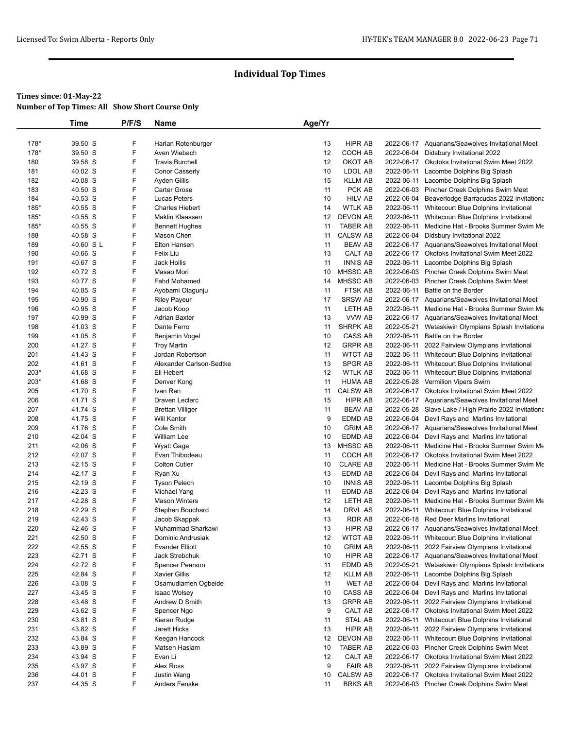# Individual Top Times

**Times since: 01-May-22**
**Number of Top Times: All Show Short Course Only**

| | Time | P/F/S | Name | Age/Yr | | | |
|---|---|---|---|---|---|---|---|
| 178* | 39.50 S | F | Harlan Rotenburger | 13 | HIPR AB | 2022-06-17 | Aquarians/Seawolves Invitational Meet |
| 178* | 39.50 S | F | Aven Wiebach | 12 | COCH AB | 2022-06-04 | Didsbury Invitational 2022 |
| 180 | 39.58 S | F | Travis Burchell | 12 | OKOT AB | 2022-06-17 | Okotoks Invitational Swim Meet 2022 |
| 181 | 40.02 S | F | Conor Casserly | 10 | LDOL AB | 2022-06-11 | Lacombe Dolphins Big Splash |
| 182 | 40.08 S | F | Ayden Gillis | 15 | KLLM AB | 2022-06-11 | Lacombe Dolphins Big Splash |
| 183 | 40.50 S | F | Carter Grose | 11 | PCK AB | 2022-06-03 | Pincher Creek Dolphins Swim Meet |
| 184 | 40.53 S | F | Lucas Peters | 10 | HILV AB | 2022-06-04 | Beaverlodge Barracudas 2022 Invitationa |
| 185* | 40.55 S | F | Charles Hiebert | 14 | WTLK AB | 2022-06-11 | Whitecourt Blue Dolphins Invitational |
| 185* | 40.55 S | F | Maklin Klaassen | 12 | DEVON AB | 2022-06-11 | Whitecourt Blue Dolphins Invitational |
| 185* | 40.55 S | F | Bennett Hughes | 11 | TABER AB | 2022-06-11 | Medicine Hat - Brooks Summer Swim Me |
| 188 | 40.58 S | F | Mason Chen | 11 | CALSW AB | 2022-06-04 | Didsbury Invitational 2022 |
| 189 | 40.60 S L | F | Elton Hansen | 11 | BEAV AB | 2022-06-17 | Aquarians/Seawolves Invitational Meet |
| 190 | 40.66 S | F | Felix Liu | 13 | CALT AB | 2022-06-17 | Okotoks Invitational Swim Meet 2022 |
| 191 | 40.67 S | F | Jack Hollis | 11 | INNIS AB | 2022-06-11 | Lacombe Dolphins Big Splash |
| 192 | 40.72 S | F | Masao Mori | 10 | MHSSC AB | 2022-06-03 | Pincher Creek Dolphins Swim Meet |
| 193 | 40.77 S | F | Fahd Mohamed | 14 | MHSSC AB | 2022-06-03 | Pincher Creek Dolphins Swim Meet |
| 194 | 40.85 S | F | Ayobami Olagunju | 11 | FTSK AB | 2022-06-11 | Battle on the Border |
| 195 | 40.90 S | F | Riley Payeur | 17 | SRSW AB | 2022-06-17 | Aquarians/Seawolves Invitational Meet |
| 196 | 40.95 S | F | Jacob Koop | 11 | LETH AB | 2022-06-11 | Medicine Hat - Brooks Summer Swim Me |
| 197 | 40.99 S | F | Adrian Baxter | 13 | VVW AB | 2022-06-17 | Aquarians/Seawolves Invitational Meet |
| 198 | 41.03 S | F | Dante Ferro | 11 | SHRPK AB | 2022-05-21 | Wetaskiwin Olympians Splash Invitationa |
| 199 | 41.05 S | F | Benjamin Vogel | 10 | CASS AB | 2022-06-11 | Battle on the Border |
| 200 | 41.27 S | F | Troy Martin | 12 | GRPR AB | 2022-06-11 | 2022 Fairview Olympians Invitational |
| 201 | 41.43 S | F | Jordan Robertson | 11 | WTCT AB | 2022-06-11 | Whitecourt Blue Dolphins Invitational |
| 202 | 41.61 S | F | Alexander Carlson-Sedtke | 13 | SPGR AB | 2022-06-11 | Whitecourt Blue Dolphins Invitational |
| 203* | 41.68 S | F | Eli Hebert | 12 | WTLK AB | 2022-06-11 | Whitecourt Blue Dolphins Invitational |
| 203* | 41.68 S | F | Denver Kong | 11 | HUMA AB | 2022-05-28 | Vermilion Vipers Swim |
| 205 | 41.70 S | F | Ivan Ren | 11 | CALSW AB | 2022-06-17 | Okotoks Invitational Swim Meet 2022 |
| 206 | 41.71 S | F | Draven Leclerc | 15 | HIPR AB | 2022-06-17 | Aquarians/Seawolves Invitational Meet |
| 207 | 41.74 S | F | Brettan Villiger | 11 | BEAV AB | 2022-05-28 | Slave Lake / High Prairie 2022 Invitationa |
| 208 | 41.75 S | F | Will Kantor | 9 | EDMD AB | 2022-06-04 | Devil Rays and Marlins Invitational |
| 209 | 41.76 S | F | Cole Smith | 10 | GRIM AB | 2022-06-17 | Aquarians/Seawolves Invitational Meet |
| 210 | 42.04 S | F | William Lee | 10 | EDMD AB | 2022-06-04 | Devil Rays and Marlins Invitational |
| 211 | 42.06 S | F | Wyatt Gage | 13 | MHSSC AB | 2022-06-11 | Medicine Hat - Brooks Summer Swim Me |
| 212 | 42.07 S | F | Evan Thibodeau | 11 | COCH AB | 2022-06-17 | Okotoks Invitational Swim Meet 2022 |
| 213 | 42.15 S | F | Colton Cutler | 10 | CLARE AB | 2022-06-11 | Medicine Hat - Brooks Summer Swim Me |
| 214 | 42.17 S | F | Ryan Xu | 13 | EDMD AB | 2022-06-04 | Devil Rays and Marlins Invitational |
| 215 | 42.19 S | F | Tyson Pelech | 10 | INNIS AB | 2022-06-11 | Lacombe Dolphins Big Splash |
| 216 | 42.23 S | F | Michael Yang | 11 | EDMD AB | 2022-06-04 | Devil Rays and Marlins Invitational |
| 217 | 42.28 S | F | Mason Winters | 12 | LETH AB | 2022-06-11 | Medicine Hat - Brooks Summer Swim Me |
| 218 | 42.29 S | F | Stephen Bouchard | 14 | DRVL AS | 2022-06-11 | Whitecourt Blue Dolphins Invitational |
| 219 | 42.43 S | F | Jacob Skappak | 13 | RDR AB | 2022-06-18 | Red Deer Marlins Invitational |
| 220 | 42.46 S | F | Muhammad Sharkawi | 13 | HIPR AB | 2022-06-17 | Aquarians/Seawolves Invitational Meet |
| 221 | 42.50 S | F | Dominic Andrusiak | 12 | WTCT AB | 2022-06-11 | Whitecourt Blue Dolphins Invitational |
| 222 | 42.55 S | F | Evander Elliott | 10 | GRIM AB | 2022-06-11 | 2022 Fairview Olympians Invitational |
| 223 | 42.71 S | F | Jack Strebchuk | 10 | HIPR AB | 2022-06-17 | Aquarians/Seawolves Invitational Meet |
| 224 | 42.72 S | F | Spencer Pearson | 11 | EDMD AB | 2022-05-21 | Wetaskiwin Olympians Splash Invitationa |
| 225 | 42.84 S | F | Xavier Gillis | 12 | KLLM AB | 2022-06-11 | Lacombe Dolphins Big Splash |
| 226 | 43.08 S | F | Osamudiamen Ogbeide | 11 | WET AB | 2022-06-04 | Devil Rays and Marlins Invitational |
| 227 | 43.45 S | F | Isaac Wolsey | 10 | CASS AB | 2022-06-04 | Devil Rays and Marlins Invitational |
| 228 | 43.48 S | F | Andrew D Smith | 13 | GRPR AB | 2022-06-11 | 2022 Fairview Olympians Invitational |
| 229 | 43.62 S | F | Spencer Ngo | 9 | CALT AB | 2022-06-17 | Okotoks Invitational Swim Meet 2022 |
| 230 | 43.81 S | F | Kieran Rudge | 11 | STAL AB | 2022-06-11 | Whitecourt Blue Dolphins Invitational |
| 231 | 43.82 S | F | Jarett Hicks | 13 | HIPR AB | 2022-06-11 | 2022 Fairview Olympians Invitational |
| 232 | 43.84 S | F | Keegan Hancock | 12 | DEVON AB | 2022-06-11 | Whitecourt Blue Dolphins Invitational |
| 233 | 43.89 S | F | Matsen Haslam | 10 | TABER AB | 2022-06-03 | Pincher Creek Dolphins Swim Meet |
| 234 | 43.94 S | F | Evan Li | 12 | CALT AB | 2022-06-17 | Okotoks Invitational Swim Meet 2022 |
| 235 | 43.97 S | F | Alex Ross | 9 | FAIR AB | 2022-06-11 | 2022 Fairview Olympians Invitational |
| 236 | 44.01 S | F | Justin Wang | 10 | CALSW AB | 2022-06-17 | Okotoks Invitational Swim Meet 2022 |
| 237 | 44.35 S | F | Anders Fenske | 11 | BRKS AB | 2022-06-03 | Pincher Creek Dolphins Swim Meet |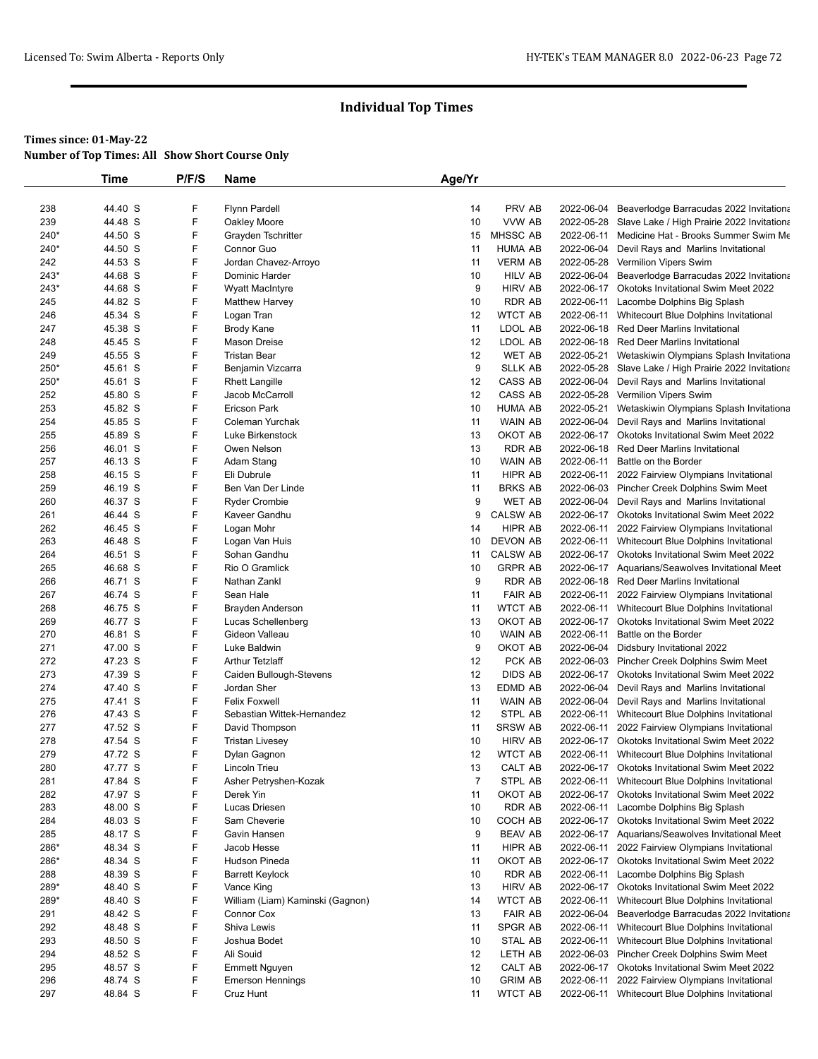## Individual Top Times

**Times since: 01-May-22**
**Number of Top Times: All Show Short Course Only**

| | Time | P/F/S | Name | Age/Yr | | | |
|---|---|---|---|---|---|---|---|
| 238 | 44.40 S | F | Flynn Pardell | 14 | PRV AB | 2022-06-04 | Beaverlodge Barracudas 2022 Invitationa |
| 239 | 44.48 S | F | Oakley Moore | 10 | VVW AB | 2022-05-28 | Slave Lake / High Prairie 2022 Invitationa |
| 240* | 44.50 S | F | Grayden Tschritter | 15 | MHSSC AB | 2022-06-11 | Medicine Hat - Brooks Summer Swim Me |
| 240* | 44.50 S | F | Connor Guo | 11 | HUMA AB | 2022-06-04 | Devil Rays and Marlins Invitational |
| 242 | 44.53 S | F | Jordan Chavez-Arroyo | 11 | VERM AB | 2022-05-28 | Vermilion Vipers Swim |
| 243* | 44.68 S | F | Dominic Harder | 10 | HILV AB | 2022-06-04 | Beaverlodge Barracudas 2022 Invitationa |
| 243* | 44.68 S | F | Wyatt MacIntyre | 9 | HIRV AB | 2022-06-17 | Okotoks Invitational Swim Meet 2022 |
| 245 | 44.82 S | F | Matthew Harvey | 10 | RDR AB | 2022-06-11 | Lacombe Dolphins Big Splash |
| 246 | 45.34 S | F | Logan Tran | 12 | WTCT AB | 2022-06-11 | Whitecourt Blue Dolphins Invitational |
| 247 | 45.38 S | F | Brody Kane | 11 | LDOL AB | 2022-06-18 | Red Deer Marlins Invitational |
| 248 | 45.45 S | F | Mason Dreise | 12 | LDOL AB | 2022-06-18 | Red Deer Marlins Invitational |
| 249 | 45.55 S | F | Tristan Bear | 12 | WET AB | 2022-05-21 | Wetaskiwin Olympians Splash Invitationa |
| 250* | 45.61 S | F | Benjamin Vizcarra | 9 | SLLK AB | 2022-05-28 | Slave Lake / High Prairie 2022 Invitationa |
| 250* | 45.61 S | F | Rhett Langille | 12 | CASS AB | 2022-06-04 | Devil Rays and Marlins Invitational |
| 252 | 45.80 S | F | Jacob McCarroll | 12 | CASS AB | 2022-05-28 | Vermilion Vipers Swim |
| 253 | 45.82 S | F | Ericson Park | 10 | HUMA AB | 2022-05-21 | Wetaskiwin Olympians Splash Invitationa |
| 254 | 45.85 S | F | Coleman Yurchak | 11 | WAIN AB | 2022-06-04 | Devil Rays and Marlins Invitational |
| 255 | 45.89 S | F | Luke Birkenstock | 13 | OKOT AB | 2022-06-17 | Okotoks Invitational Swim Meet 2022 |
| 256 | 46.01 S | F | Owen Nelson | 13 | RDR AB | 2022-06-18 | Red Deer Marlins Invitational |
| 257 | 46.13 S | F | Adam Stang | 10 | WAIN AB | 2022-06-11 | Battle on the Border |
| 258 | 46.15 S | F | Eli Dubrule | 11 | HIPR AB | 2022-06-11 | 2022 Fairview Olympians Invitational |
| 259 | 46.19 S | F | Ben Van Der Linde | 11 | BRKS AB | 2022-06-03 | Pincher Creek Dolphins Swim Meet |
| 260 | 46.37 S | F | Ryder Crombie | 9 | WET AB | 2022-06-04 | Devil Rays and Marlins Invitational |
| 261 | 46.44 S | F | Kaveer Gandhu | 9 | CALSW AB | 2022-06-17 | Okotoks Invitational Swim Meet 2022 |
| 262 | 46.45 S | F | Logan Mohr | 14 | HIPR AB | 2022-06-11 | 2022 Fairview Olympians Invitational |
| 263 | 46.48 S | F | Logan Van Huis | 10 | DEVON AB | 2022-06-11 | Whitecourt Blue Dolphins Invitational |
| 264 | 46.51 S | F | Sohan Gandhu | 11 | CALSW AB | 2022-06-17 | Okotoks Invitational Swim Meet 2022 |
| 265 | 46.68 S | F | Rio O Gramlick | 10 | GRPR AB | 2022-06-17 | Aquarians/Seawolves Invitational Meet |
| 266 | 46.71 S | F | Nathan Zankl | 9 | RDR AB | 2022-06-18 | Red Deer Marlins Invitational |
| 267 | 46.74 S | F | Sean Hale | 11 | FAIR AB | 2022-06-11 | 2022 Fairview Olympians Invitational |
| 268 | 46.75 S | F | Brayden Anderson | 11 | WTCT AB | 2022-06-11 | Whitecourt Blue Dolphins Invitational |
| 269 | 46.77 S | F | Lucas Schellenberg | 13 | OKOT AB | 2022-06-17 | Okotoks Invitational Swim Meet 2022 |
| 270 | 46.81 S | F | Gideon Valleau | 10 | WAIN AB | 2022-06-11 | Battle on the Border |
| 271 | 47.00 S | F | Luke Baldwin | 9 | OKOT AB | 2022-06-04 | Didsbury Invitational 2022 |
| 272 | 47.23 S | F | Arthur Tetzlaff | 12 | PCK AB | 2022-06-03 | Pincher Creek Dolphins Swim Meet |
| 273 | 47.39 S | F | Caiden Bullough-Stevens | 12 | DIDS AB | 2022-06-17 | Okotoks Invitational Swim Meet 2022 |
| 274 | 47.40 S | F | Jordan Sher | 13 | EDMD AB | 2022-06-04 | Devil Rays and Marlins Invitational |
| 275 | 47.41 S | F | Felix Foxwell | 11 | WAIN AB | 2022-06-04 | Devil Rays and Marlins Invitational |
| 276 | 47.43 S | F | Sebastian Wittek-Hernandez | 12 | STPL AB | 2022-06-11 | Whitecourt Blue Dolphins Invitational |
| 277 | 47.52 S | F | David Thompson | 11 | SRSW AB | 2022-06-11 | 2022 Fairview Olympians Invitational |
| 278 | 47.54 S | F | Tristan Livesey | 10 | HIRV AB | 2022-06-17 | Okotoks Invitational Swim Meet 2022 |
| 279 | 47.72 S | F | Dylan Gagnon | 12 | WTCT AB | 2022-06-11 | Whitecourt Blue Dolphins Invitational |
| 280 | 47.77 S | F | Lincoln Trieu | 13 | CALT AB | 2022-06-17 | Okotoks Invitational Swim Meet 2022 |
| 281 | 47.84 S | F | Asher Petryshen-Kozak | 7 | STPL AB | 2022-06-11 | Whitecourt Blue Dolphins Invitational |
| 282 | 47.97 S | F | Derek Yin | 11 | OKOT AB | 2022-06-17 | Okotoks Invitational Swim Meet 2022 |
| 283 | 48.00 S | F | Lucas Driesen | 10 | RDR AB | 2022-06-11 | Lacombe Dolphins Big Splash |
| 284 | 48.03 S | F | Sam Cheverie | 10 | COCH AB | 2022-06-17 | Okotoks Invitational Swim Meet 2022 |
| 285 | 48.17 S | F | Gavin Hansen | 9 | BEAV AB | 2022-06-17 | Aquarians/Seawolves Invitational Meet |
| 286* | 48.34 S | F | Jacob Hesse | 11 | HIPR AB | 2022-06-11 | 2022 Fairview Olympians Invitational |
| 286* | 48.34 S | F | Hudson Pineda | 11 | OKOT AB | 2022-06-17 | Okotoks Invitational Swim Meet 2022 |
| 288 | 48.39 S | F | Barrett Keylock | 10 | RDR AB | 2022-06-11 | Lacombe Dolphins Big Splash |
| 289* | 48.40 S | F | Vance King | 13 | HIRV AB | 2022-06-17 | Okotoks Invitational Swim Meet 2022 |
| 289* | 48.40 S | F | William (Liam) Kaminski (Gagnon) | 14 | WTCT AB | 2022-06-11 | Whitecourt Blue Dolphins Invitational |
| 291 | 48.42 S | F | Connor Cox | 13 | FAIR AB | 2022-06-04 | Beaverlodge Barracudas 2022 Invitationa |
| 292 | 48.48 S | F | Shiva Lewis | 11 | SPGR AB | 2022-06-11 | Whitecourt Blue Dolphins Invitational |
| 293 | 48.50 S | F | Joshua Bodet | 10 | STAL AB | 2022-06-11 | Whitecourt Blue Dolphins Invitational |
| 294 | 48.52 S | F | Ali Souid | 12 | LETH AB | 2022-06-03 | Pincher Creek Dolphins Swim Meet |
| 295 | 48.57 S | F | Emmett Nguyen | 12 | CALT AB | 2022-06-17 | Okotoks Invitational Swim Meet 2022 |
| 296 | 48.74 S | F | Emerson Hennings | 10 | GRIM AB | 2022-06-11 | 2022 Fairview Olympians Invitational |
| 297 | 48.84 S | F | Cruz Hunt | 11 | WTCT AB | 2022-06-11 | Whitecourt Blue Dolphins Invitational |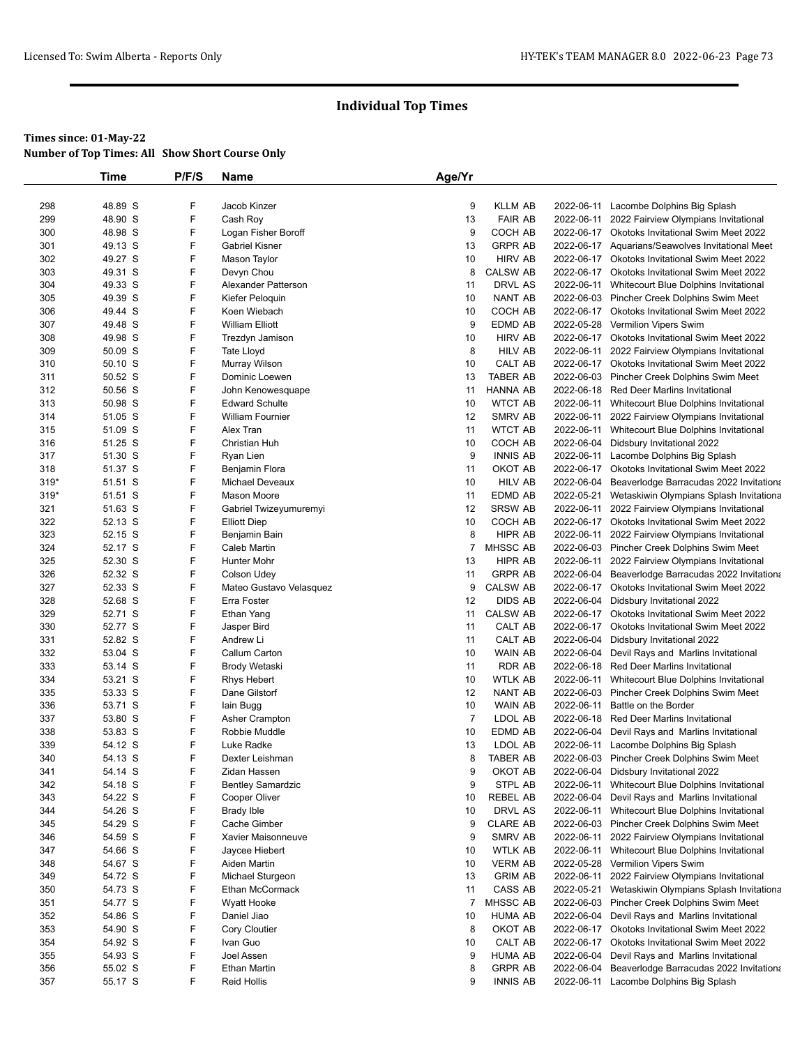# Individual Top Times

**Times since: 01-May-22**

**Number of Top Times: All Show Short Course Only**

| | Time | P/F/S | Name | Age/Yr | | | |
|---|---|---|---|---|---|---|---|
| 298 | 48.89 S | F | Jacob Kinzer | 9 | KLLM AB | 2022-06-11 | Lacombe Dolphins Big Splash |
| 299 | 48.90 S | F | Cash Roy | 13 | FAIR AB | 2022-06-11 | 2022 Fairview Olympians Invitational |
| 300 | 48.98 S | F | Logan Fisher Boroff | 9 | COCH AB | 2022-06-17 | Okotoks Invitational Swim Meet 2022 |
| 301 | 49.13 S | F | Gabriel Kisner | 13 | GRPR AB | 2022-06-17 | Aquarians/Seawolves Invitational Meet |
| 302 | 49.27 S | F | Mason Taylor | 10 | HIRV AB | 2022-06-17 | Okotoks Invitational Swim Meet 2022 |
| 303 | 49.31 S | F | Devyn Chou | 8 | CALSW AB | 2022-06-17 | Okotoks Invitational Swim Meet 2022 |
| 304 | 49.33 S | F | Alexander Patterson | 11 | DRVL AS | 2022-06-11 | Whitecourt Blue Dolphins Invitational |
| 305 | 49.39 S | F | Kiefer Peloquin | 10 | NANT AB | 2022-06-03 | Pincher Creek Dolphins Swim Meet |
| 306 | 49.44 S | F | Koen Wiebach | 10 | COCH AB | 2022-06-17 | Okotoks Invitational Swim Meet 2022 |
| 307 | 49.48 S | F | William Elliott | 9 | EDMD AB | 2022-05-28 | Vermilion Vipers Swim |
| 308 | 49.98 S | F | Trezdyn Jamison | 10 | HIRV AB | 2022-06-17 | Okotoks Invitational Swim Meet 2022 |
| 309 | 50.09 S | F | Tate Lloyd | 8 | HILV AB | 2022-06-11 | 2022 Fairview Olympians Invitational |
| 310 | 50.10 S | F | Murray Wilson | 10 | CALT AB | 2022-06-17 | Okotoks Invitational Swim Meet 2022 |
| 311 | 50.52 S | F | Dominic Loewen | 13 | TABER AB | 2022-06-03 | Pincher Creek Dolphins Swim Meet |
| 312 | 50.56 S | F | John Kenowesquape | 11 | HANNA AB | 2022-06-18 | Red Deer Marlins Invitational |
| 313 | 50.98 S | F | Edward Schulte | 10 | WTCT AB | 2022-06-11 | Whitecourt Blue Dolphins Invitational |
| 314 | 51.05 S | F | William Fournier | 12 | SMRV AB | 2022-06-11 | 2022 Fairview Olympians Invitational |
| 315 | 51.09 S | F | Alex Tran | 11 | WTCT AB | 2022-06-11 | Whitecourt Blue Dolphins Invitational |
| 316 | 51.25 S | F | Christian Huh | 10 | COCH AB | 2022-06-04 | Didsbury Invitational 2022 |
| 317 | 51.30 S | F | Ryan Lien | 9 | INNIS AB | 2022-06-11 | Lacombe Dolphins Big Splash |
| 318 | 51.37 S | F | Benjamin Flora | 11 | OKOT AB | 2022-06-17 | Okotoks Invitational Swim Meet 2022 |
| 319* | 51.51 S | F | Michael Deveaux | 10 | HILV AB | 2022-06-04 | Beaverlodge Barracudas 2022 Invitationa |
| 319* | 51.51 S | F | Mason Moore | 11 | EDMD AB | 2022-05-21 | Wetaskiwin Olympians Splash Invitationa |
| 321 | 51.63 S | F | Gabriel Twizeyumuremyi | 12 | SRSW AB | 2022-06-11 | 2022 Fairview Olympians Invitational |
| 322 | 52.13 S | F | Elliott Diep | 10 | COCH AB | 2022-06-17 | Okotoks Invitational Swim Meet 2022 |
| 323 | 52.15 S | F | Benjamin Bain | 8 | HIPR AB | 2022-06-11 | 2022 Fairview Olympians Invitational |
| 324 | 52.17 S | F | Caleb Martin | 7 | MHSSC AB | 2022-06-03 | Pincher Creek Dolphins Swim Meet |
| 325 | 52.30 S | F | Hunter Mohr | 13 | HIPR AB | 2022-06-11 | 2022 Fairview Olympians Invitational |
| 326 | 52.32 S | F | Colson Udey | 11 | GRPR AB | 2022-06-04 | Beaverlodge Barracudas 2022 Invitationa |
| 327 | 52.33 S | F | Mateo Gustavo Velasquez | 9 | CALSW AB | 2022-06-17 | Okotoks Invitational Swim Meet 2022 |
| 328 | 52.68 S | F | Erra Foster | 12 | DIDS AB | 2022-06-04 | Didsbury Invitational 2022 |
| 329 | 52.71 S | F | Ethan Yang | 11 | CALSW AB | 2022-06-17 | Okotoks Invitational Swim Meet 2022 |
| 330 | 52.77 S | F | Jasper Bird | 11 | CALT AB | 2022-06-17 | Okotoks Invitational Swim Meet 2022 |
| 331 | 52.82 S | F | Andrew Li | 11 | CALT AB | 2022-06-04 | Didsbury Invitational 2022 |
| 332 | 53.04 S | F | Callum Carton | 10 | WAIN AB | 2022-06-04 | Devil Rays and Marlins Invitational |
| 333 | 53.14 S | F | Brody Wetaski | 11 | RDR AB | 2022-06-18 | Red Deer Marlins Invitational |
| 334 | 53.21 S | F | Rhys Hebert | 10 | WTLK AB | 2022-06-11 | Whitecourt Blue Dolphins Invitational |
| 335 | 53.33 S | F | Dane Gilstorf | 12 | NANT AB | 2022-06-03 | Pincher Creek Dolphins Swim Meet |
| 336 | 53.71 S | F | Iain Bugg | 10 | WAIN AB | 2022-06-11 | Battle on the Border |
| 337 | 53.80 S | F | Asher Crampton | 7 | LDOL AB | 2022-06-18 | Red Deer Marlins Invitational |
| 338 | 53.83 S | F | Robbie Muddle | 10 | EDMD AB | 2022-06-04 | Devil Rays and Marlins Invitational |
| 339 | 54.12 S | F | Luke Radke | 13 | LDOL AB | 2022-06-11 | Lacombe Dolphins Big Splash |
| 340 | 54.13 S | F | Dexter Leishman | 8 | TABER AB | 2022-06-03 | Pincher Creek Dolphins Swim Meet |
| 341 | 54.14 S | F | Zidan Hassen | 9 | OKOT AB | 2022-06-04 | Didsbury Invitational 2022 |
| 342 | 54.18 S | F | Bentley Samardzic | 9 | STPL AB | 2022-06-11 | Whitecourt Blue Dolphins Invitational |
| 343 | 54.22 S | F | Cooper Oliver | 10 | REBEL AB | 2022-06-04 | Devil Rays and Marlins Invitational |
| 344 | 54.26 S | F | Brady Ible | 10 | DRVL AS | 2022-06-11 | Whitecourt Blue Dolphins Invitational |
| 345 | 54.29 S | F | Cache Gimber | 9 | CLARE AB | 2022-06-03 | Pincher Creek Dolphins Swim Meet |
| 346 | 54.59 S | F | Xavier Maisonneuve | 9 | SMRV AB | 2022-06-11 | 2022 Fairview Olympians Invitational |
| 347 | 54.66 S | F | Jaycee Hiebert | 10 | WTLK AB | 2022-06-11 | Whitecourt Blue Dolphins Invitational |
| 348 | 54.67 S | F | Aiden Martin | 10 | VERM AB | 2022-05-28 | Vermilion Vipers Swim |
| 349 | 54.72 S | F | Michael Sturgeon | 13 | GRIM AB | 2022-06-11 | 2022 Fairview Olympians Invitational |
| 350 | 54.73 S | F | Ethan McCormack | 11 | CASS AB | 2022-05-21 | Wetaskiwin Olympians Splash Invitationa |
| 351 | 54.77 S | F | Wyatt Hooke | 7 | MHSSC AB | 2022-06-03 | Pincher Creek Dolphins Swim Meet |
| 352 | 54.86 S | F | Daniel Jiao | 10 | HUMA AB | 2022-06-04 | Devil Rays and Marlins Invitational |
| 353 | 54.90 S | F | Cory Cloutier | 8 | OKOT AB | 2022-06-17 | Okotoks Invitational Swim Meet 2022 |
| 354 | 54.92 S | F | Ivan Guo | 10 | CALT AB | 2022-06-17 | Okotoks Invitational Swim Meet 2022 |
| 355 | 54.93 S | F | Joel Assen | 9 | HUMA AB | 2022-06-04 | Devil Rays and Marlins Invitational |
| 356 | 55.02 S | F | Ethan Martin | 8 | GRPR AB | 2022-06-04 | Beaverlodge Barracudas 2022 Invitationa |
| 357 | 55.17 S | F | Reid Hollis | 9 | INNIS AB | 2022-06-11 | Lacombe Dolphins Big Splash |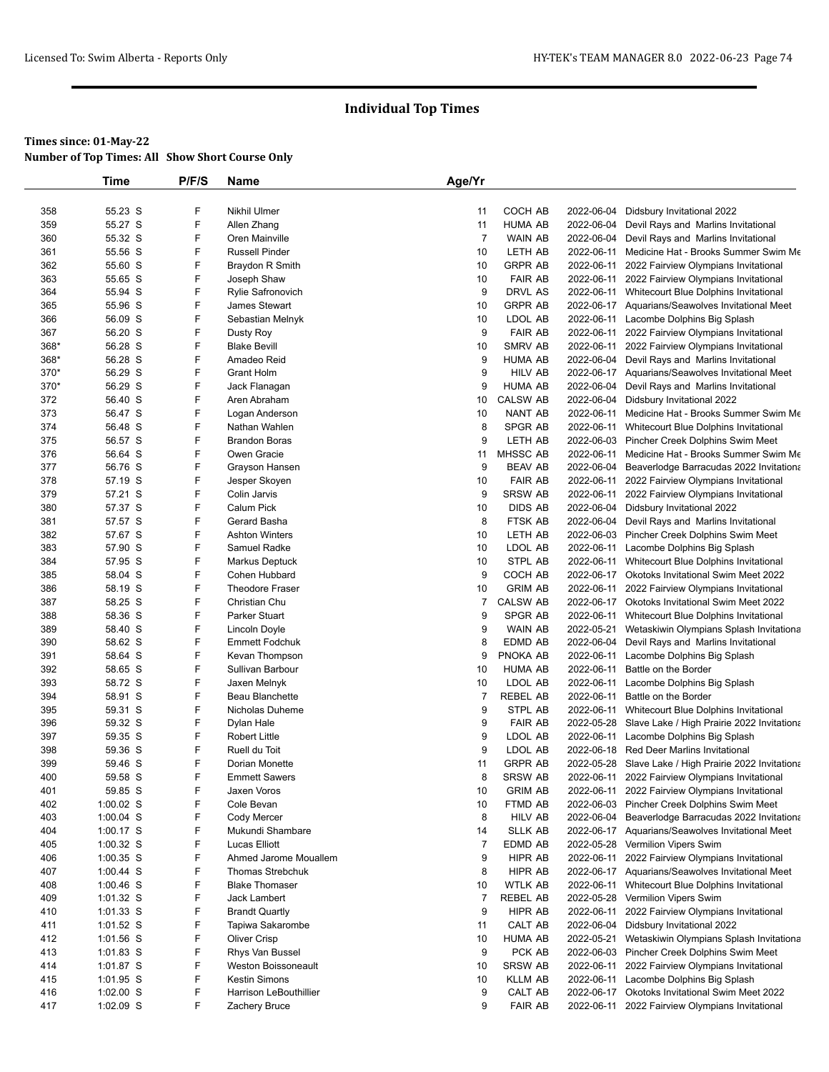## Individual Top Times

**Times since: 01-May-22**
**Number of Top Times: All Show Short Course Only**

| | Time | P/F/S | Name | Age/Yr | | | |
|---|---|---|---|---|---|---|---|
| 358 | 55.23 S | F | Nikhil Ulmer | 11 | COCH AB | 2022-06-04 | Didsbury Invitational 2022 |
| 359 | 55.27 S | F | Allen Zhang | 11 | HUMA AB | 2022-06-04 | Devil Rays and Marlins Invitational |
| 360 | 55.32 S | F | Oren Mainville | 7 | WAIN AB | 2022-06-04 | Devil Rays and Marlins Invitational |
| 361 | 55.56 S | F | Russell Pinder | 10 | LETH AB | 2022-06-11 | Medicine Hat - Brooks Summer Swim Me |
| 362 | 55.60 S | F | Braydon R Smith | 10 | GRPR AB | 2022-06-11 | 2022 Fairview Olympians Invitational |
| 363 | 55.65 S | F | Joseph Shaw | 10 | FAIR AB | 2022-06-11 | 2022 Fairview Olympians Invitational |
| 364 | 55.94 S | F | Rylie Safronovich | 9 | DRVL AS | 2022-06-11 | Whitecourt Blue Dolphins Invitational |
| 365 | 55.96 S | F | James Stewart | 10 | GRPR AB | 2022-06-17 | Aquarians/Seawolves Invitational Meet |
| 366 | 56.09 S | F | Sebastian Melnyk | 10 | LDOL AB | 2022-06-11 | Lacombe Dolphins Big Splash |
| 367 | 56.20 S | F | Dusty Roy | 9 | FAIR AB | 2022-06-11 | 2022 Fairview Olympians Invitational |
| 368* | 56.28 S | F | Blake Bevill | 10 | SMRV AB | 2022-06-11 | 2022 Fairview Olympians Invitational |
| 368* | 56.28 S | F | Amadeo Reid | 9 | HUMA AB | 2022-06-04 | Devil Rays and Marlins Invitational |
| 370* | 56.29 S | F | Grant Holm | 9 | HILV AB | 2022-06-17 | Aquarians/Seawolves Invitational Meet |
| 370* | 56.29 S | F | Jack Flanagan | 9 | HUMA AB | 2022-06-04 | Devil Rays and Marlins Invitational |
| 372 | 56.40 S | F | Aren Abraham | 10 | CALSW AB | 2022-06-04 | Didsbury Invitational 2022 |
| 373 | 56.47 S | F | Logan Anderson | 10 | NANT AB | 2022-06-11 | Medicine Hat - Brooks Summer Swim Me |
| 374 | 56.48 S | F | Nathan Wahlen | 8 | SPGR AB | 2022-06-11 | Whitecourt Blue Dolphins Invitational |
| 375 | 56.57 S | F | Brandon Boras | 9 | LETH AB | 2022-06-03 | Pincher Creek Dolphins Swim Meet |
| 376 | 56.64 S | F | Owen Gracie | 11 | MHSSC AB | 2022-06-11 | Medicine Hat - Brooks Summer Swim Me |
| 377 | 56.76 S | F | Grayson Hansen | 9 | BEAV AB | 2022-06-04 | Beaverlodge Barracudas 2022 Invitationa |
| 378 | 57.19 S | F | Jesper Skoyen | 10 | FAIR AB | 2022-06-11 | 2022 Fairview Olympians Invitational |
| 379 | 57.21 S | F | Colin Jarvis | 9 | SRSW AB | 2022-06-11 | 2022 Fairview Olympians Invitational |
| 380 | 57.37 S | F | Calum Pick | 10 | DIDS AB | 2022-06-04 | Didsbury Invitational 2022 |
| 381 | 57.57 S | F | Gerard Basha | 8 | FTSK AB | 2022-06-04 | Devil Rays and Marlins Invitational |
| 382 | 57.67 S | F | Ashton Winters | 10 | LETH AB | 2022-06-03 | Pincher Creek Dolphins Swim Meet |
| 383 | 57.90 S | F | Samuel Radke | 10 | LDOL AB | 2022-06-11 | Lacombe Dolphins Big Splash |
| 384 | 57.95 S | F | Markus Deptuck | 10 | STPL AB | 2022-06-11 | Whitecourt Blue Dolphins Invitational |
| 385 | 58.04 S | F | Cohen Hubbard | 9 | COCH AB | 2022-06-17 | Okotoks Invitational Swim Meet 2022 |
| 386 | 58.19 S | F | Theodore Fraser | 10 | GRIM AB | 2022-06-11 | 2022 Fairview Olympians Invitational |
| 387 | 58.25 S | F | Christian Chu | 7 | CALSW AB | 2022-06-17 | Okotoks Invitational Swim Meet 2022 |
| 388 | 58.36 S | F | Parker Stuart | 9 | SPGR AB | 2022-06-11 | Whitecourt Blue Dolphins Invitational |
| 389 | 58.40 S | F | Lincoln Doyle | 9 | WAIN AB | 2022-05-21 | Wetaskiwin Olympians Splash Invitationa |
| 390 | 58.62 S | F | Emmett Fodchuk | 8 | EDMD AB | 2022-06-04 | Devil Rays and Marlins Invitational |
| 391 | 58.64 S | F | Kevan Thompson | 9 | PNOKA AB | 2022-06-11 | Lacombe Dolphins Big Splash |
| 392 | 58.65 S | F | Sullivan Barbour | 10 | HUMA AB | 2022-06-11 | Battle on the Border |
| 393 | 58.72 S | F | Jaxen Melnyk | 10 | LDOL AB | 2022-06-11 | Lacombe Dolphins Big Splash |
| 394 | 58.91 S | F | Beau Blanchette | 7 | REBEL AB | 2022-06-11 | Battle on the Border |
| 395 | 59.31 S | F | Nicholas Duheme | 9 | STPL AB | 2022-06-11 | Whitecourt Blue Dolphins Invitational |
| 396 | 59.32 S | F | Dylan Hale | 9 | FAIR AB | 2022-05-28 | Slave Lake / High Prairie 2022 Invitationa |
| 397 | 59.35 S | F | Robert Little | 9 | LDOL AB | 2022-06-11 | Lacombe Dolphins Big Splash |
| 398 | 59.36 S | F | Ruell du Toit | 9 | LDOL AB | 2022-06-18 | Red Deer Marlins Invitational |
| 399 | 59.46 S | F | Dorian Monette | 11 | GRPR AB | 2022-05-28 | Slave Lake / High Prairie 2022 Invitationa |
| 400 | 59.58 S | F | Emmett Sawers | 8 | SRSW AB | 2022-06-11 | 2022 Fairview Olympians Invitational |
| 401 | 59.85 S | F | Jaxen Voros | 10 | GRIM AB | 2022-06-11 | 2022 Fairview Olympians Invitational |
| 402 | 1:00.02 S | F | Cole Bevan | 10 | FTMD AB | 2022-06-03 | Pincher Creek Dolphins Swim Meet |
| 403 | 1:00.04 S | F | Cody Mercer | 8 | HILV AB | 2022-06-04 | Beaverlodge Barracudas 2022 Invitationa |
| 404 | 1:00.17 S | F | Mukundi Shambare | 14 | SLLK AB | 2022-06-17 | Aquarians/Seawolves Invitational Meet |
| 405 | 1:00.32 S | F | Lucas Elliott | 7 | EDMD AB | 2022-05-28 | Vermilion Vipers Swim |
| 406 | 1:00.35 S | F | Ahmed Jarome Mouallem | 9 | HIPR AB | 2022-06-11 | 2022 Fairview Olympians Invitational |
| 407 | 1:00.44 S | F | Thomas Strebchuk | 8 | HIPR AB | 2022-06-17 | Aquarians/Seawolves Invitational Meet |
| 408 | 1:00.46 S | F | Blake Thomaser | 10 | WTLK AB | 2022-06-11 | Whitecourt Blue Dolphins Invitational |
| 409 | 1:01.32 S | F | Jack Lambert | 7 | REBEL AB | 2022-05-28 | Vermilion Vipers Swim |
| 410 | 1:01.33 S | F | Brandt Quartly | 9 | HIPR AB | 2022-06-11 | 2022 Fairview Olympians Invitational |
| 411 | 1:01.52 S | F | Tapiwa Sakarombe | 11 | CALT AB | 2022-06-04 | Didsbury Invitational 2022 |
| 412 | 1:01.56 S | F | Oliver Crisp | 10 | HUMA AB | 2022-05-21 | Wetaskiwin Olympians Splash Invitationa |
| 413 | 1:01.83 S | F | Rhys Van Bussel | 9 | PCK AB | 2022-06-03 | Pincher Creek Dolphins Swim Meet |
| 414 | 1:01.87 S | F | Weston Boissoneault | 10 | SRSW AB | 2022-06-11 | 2022 Fairview Olympians Invitational |
| 415 | 1:01.95 S | F | Kestin Simons | 10 | KLLM AB | 2022-06-11 | Lacombe Dolphins Big Splash |
| 416 | 1:02.00 S | F | Harrison LeBouthillier | 9 | CALT AB | 2022-06-17 | Okotoks Invitational Swim Meet 2022 |
| 417 | 1:02.09 S | F | Zachery Bruce | 9 | FAIR AB | 2022-06-11 | 2022 Fairview Olympians Invitational |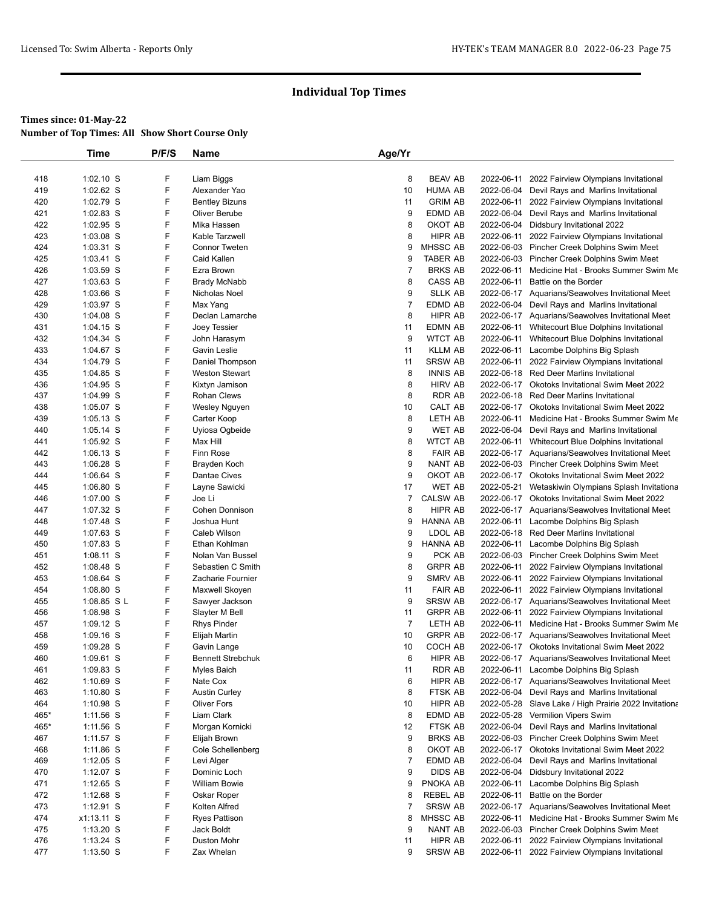# Individual Top Times

**Times since: 01-May-22**
**Number of Top Times: All Show Short Course Only**

| | Time | P/F/S | Name | Age/Yr | | | |
|---|---|---|---|---|---|---|---|
| 418 | 1:02.10 S | F | Liam Biggs | 8 | BEAV AB | 2022-06-11 | 2022 Fairview Olympians Invitational |
| 419 | 1:02.62 S | F | Alexander Yao | 10 | HUMA AB | 2022-06-04 | Devil Rays and Marlins Invitational |
| 420 | 1:02.79 S | F | Bentley Bizuns | 11 | GRIM AB | 2022-06-11 | 2022 Fairview Olympians Invitational |
| 421 | 1:02.83 S | F | Oliver Berube | 9 | EDMD AB | 2022-06-04 | Devil Rays and Marlins Invitational |
| 422 | 1:02.95 S | F | Mika Hassen | 8 | OKOT AB | 2022-06-04 | Didsbury Invitational 2022 |
| 423 | 1:03.08 S | F | Kable Tarzwell | 8 | HIPR AB | 2022-06-11 | 2022 Fairview Olympians Invitational |
| 424 | 1:03.31 S | F | Connor Tweten | 9 | MHSSC AB | 2022-06-03 | Pincher Creek Dolphins Swim Meet |
| 425 | 1:03.41 S | F | Caid Kallen | 9 | TABER AB | 2022-06-03 | Pincher Creek Dolphins Swim Meet |
| 426 | 1:03.59 S | F | Ezra Brown | 7 | BRKS AB | 2022-06-11 | Medicine Hat - Brooks Summer Swim Me |
| 427 | 1:03.63 S | F | Brady McNabb | 8 | CASS AB | 2022-06-11 | Battle on the Border |
| 428 | 1:03.66 S | F | Nicholas Noel | 9 | SLLK AB | 2022-06-17 | Aquarians/Seawolves Invitational Meet |
| 429 | 1:03.97 S | F | Max Yang | 7 | EDMD AB | 2022-06-04 | Devil Rays and Marlins Invitational |
| 430 | 1:04.08 S | F | Declan Lamarche | 8 | HIPR AB | 2022-06-17 | Aquarians/Seawolves Invitational Meet |
| 431 | 1:04.15 S | F | Joey Tessier | 11 | EDMN AB | 2022-06-11 | Whitecourt Blue Dolphins Invitational |
| 432 | 1:04.34 S | F | John Harasym | 9 | WTCT AB | 2022-06-11 | Whitecourt Blue Dolphins Invitational |
| 433 | 1:04.67 S | F | Gavin Leslie | 11 | KLLM AB | 2022-06-11 | Lacombe Dolphins Big Splash |
| 434 | 1:04.79 S | F | Daniel Thompson | 11 | SRSW AB | 2022-06-11 | 2022 Fairview Olympians Invitational |
| 435 | 1:04.85 S | F | Weston Stewart | 8 | INNIS AB | 2022-06-18 | Red Deer Marlins Invitational |
| 436 | 1:04.95 S | F | Kixtyn Jamison | 8 | HIRV AB | 2022-06-17 | Okotoks Invitational Swim Meet 2022 |
| 437 | 1:04.99 S | F | Rohan Clews | 8 | RDR AB | 2022-06-18 | Red Deer Marlins Invitational |
| 438 | 1:05.07 S | F | Wesley Nguyen | 10 | CALT AB | 2022-06-17 | Okotoks Invitational Swim Meet 2022 |
| 439 | 1:05.13 S | F | Carter Koop | 8 | LETH AB | 2022-06-11 | Medicine Hat - Brooks Summer Swim Me |
| 440 | 1:05.14 S | F | Uyiosa Ogbeide | 9 | WET AB | 2022-06-04 | Devil Rays and Marlins Invitational |
| 441 | 1:05.92 S | F | Max Hill | 8 | WTCT AB | 2022-06-11 | Whitecourt Blue Dolphins Invitational |
| 442 | 1:06.13 S | F | Finn Rose | 8 | FAIR AB | 2022-06-17 | Aquarians/Seawolves Invitational Meet |
| 443 | 1:06.28 S | F | Brayden Koch | 9 | NANT AB | 2022-06-03 | Pincher Creek Dolphins Swim Meet |
| 444 | 1:06.64 S | F | Dantae Cives | 9 | OKOT AB | 2022-06-17 | Okotoks Invitational Swim Meet 2022 |
| 445 | 1:06.80 S | F | Layne Sawicki | 17 | WET AB | 2022-05-21 | Wetaskiwin Olympians Splash Invitationa |
| 446 | 1:07.00 S | F | Joe Li | 7 | CALSW AB | 2022-06-17 | Okotoks Invitational Swim Meet 2022 |
| 447 | 1:07.32 S | F | Cohen Donnison | 8 | HIPR AB | 2022-06-17 | Aquarians/Seawolves Invitational Meet |
| 448 | 1:07.48 S | F | Joshua Hunt | 9 | HANNA AB | 2022-06-11 | Lacombe Dolphins Big Splash |
| 449 | 1:07.63 S | F | Caleb Wilson | 9 | LDOL AB | 2022-06-18 | Red Deer Marlins Invitational |
| 450 | 1:07.83 S | F | Ethan Kohlman | 9 | HANNA AB | 2022-06-11 | Lacombe Dolphins Big Splash |
| 451 | 1:08.11 S | F | Nolan Van Bussel | 9 | PCK AB | 2022-06-03 | Pincher Creek Dolphins Swim Meet |
| 452 | 1:08.48 S | F | Sebastien C Smith | 8 | GRPR AB | 2022-06-11 | 2022 Fairview Olympians Invitational |
| 453 | 1:08.64 S | F | Zacharie Fournier | 9 | SMRV AB | 2022-06-11 | 2022 Fairview Olympians Invitational |
| 454 | 1:08.80 S | F | Maxwell Skoyen | 11 | FAIR AB | 2022-06-11 | 2022 Fairview Olympians Invitational |
| 455 | 1:08.85 S L | F | Sawyer Jackson | 9 | SRSW AB | 2022-06-17 | Aquarians/Seawolves Invitational Meet |
| 456 | 1:08.98 S | F | Slayter M Bell | 11 | GRPR AB | 2022-06-11 | 2022 Fairview Olympians Invitational |
| 457 | 1:09.12 S | F | Rhys Pinder | 7 | LETH AB | 2022-06-11 | Medicine Hat - Brooks Summer Swim Me |
| 458 | 1:09.16 S | F | Elijah Martin | 10 | GRPR AB | 2022-06-17 | Aquarians/Seawolves Invitational Meet |
| 459 | 1:09.28 S | F | Gavin Lange | 10 | COCH AB | 2022-06-17 | Okotoks Invitational Swim Meet 2022 |
| 460 | 1:09.61 S | F | Bennett Strebchuk | 6 | HIPR AB | 2022-06-17 | Aquarians/Seawolves Invitational Meet |
| 461 | 1:09.83 S | F | Myles Baich | 11 | RDR AB | 2022-06-11 | Lacombe Dolphins Big Splash |
| 462 | 1:10.69 S | F | Nate Cox | 6 | HIPR AB | 2022-06-17 | Aquarians/Seawolves Invitational Meet |
| 463 | 1:10.80 S | F | Austin Curley | 8 | FTSK AB | 2022-06-04 | Devil Rays and Marlins Invitational |
| 464 | 1:10.98 S | F | Oliver Fors | 10 | HIPR AB | 2022-05-28 | Slave Lake / High Prairie 2022 Invitationa |
| 465* | 1:11.56 S | F | Liam Clark | 8 | EDMD AB | 2022-05-28 | Vermilion Vipers Swim |
| 465* | 1:11.56 S | F | Morgan Kornicki | 12 | FTSK AB | 2022-06-04 | Devil Rays and Marlins Invitational |
| 467 | 1:11.57 S | F | Elijah Brown | 9 | BRKS AB | 2022-06-03 | Pincher Creek Dolphins Swim Meet |
| 468 | 1:11.86 S | F | Cole Schellenberg | 8 | OKOT AB | 2022-06-17 | Okotoks Invitational Swim Meet 2022 |
| 469 | 1:12.05 S | F | Levi Alger | 7 | EDMD AB | 2022-06-04 | Devil Rays and Marlins Invitational |
| 470 | 1:12.07 S | F | Dominic Loch | 9 | DIDS AB | 2022-06-04 | Didsbury Invitational 2022 |
| 471 | 1:12.65 S | F | William Bowie | 9 | PNOKA AB | 2022-06-11 | Lacombe Dolphins Big Splash |
| 472 | 1:12.68 S | F | Oskar Roper | 8 | REBEL AB | 2022-06-11 | Battle on the Border |
| 473 | 1:12.91 S | F | Kolten Alfred | 7 | SRSW AB | 2022-06-17 | Aquarians/Seawolves Invitational Meet |
| 474 | x1:13.11 S | F | Ryes Pattison | 8 | MHSSC AB | 2022-06-11 | Medicine Hat - Brooks Summer Swim Me |
| 475 | 1:13.20 S | F | Jack Boldt | 9 | NANT AB | 2022-06-03 | Pincher Creek Dolphins Swim Meet |
| 476 | 1:13.24 S | F | Duston Mohr | 11 | HIPR AB | 2022-06-11 | 2022 Fairview Olympians Invitational |
| 477 | 1:13.50 S | F | Zax Whelan | 9 | SRSW AB | 2022-06-11 | 2022 Fairview Olympians Invitational |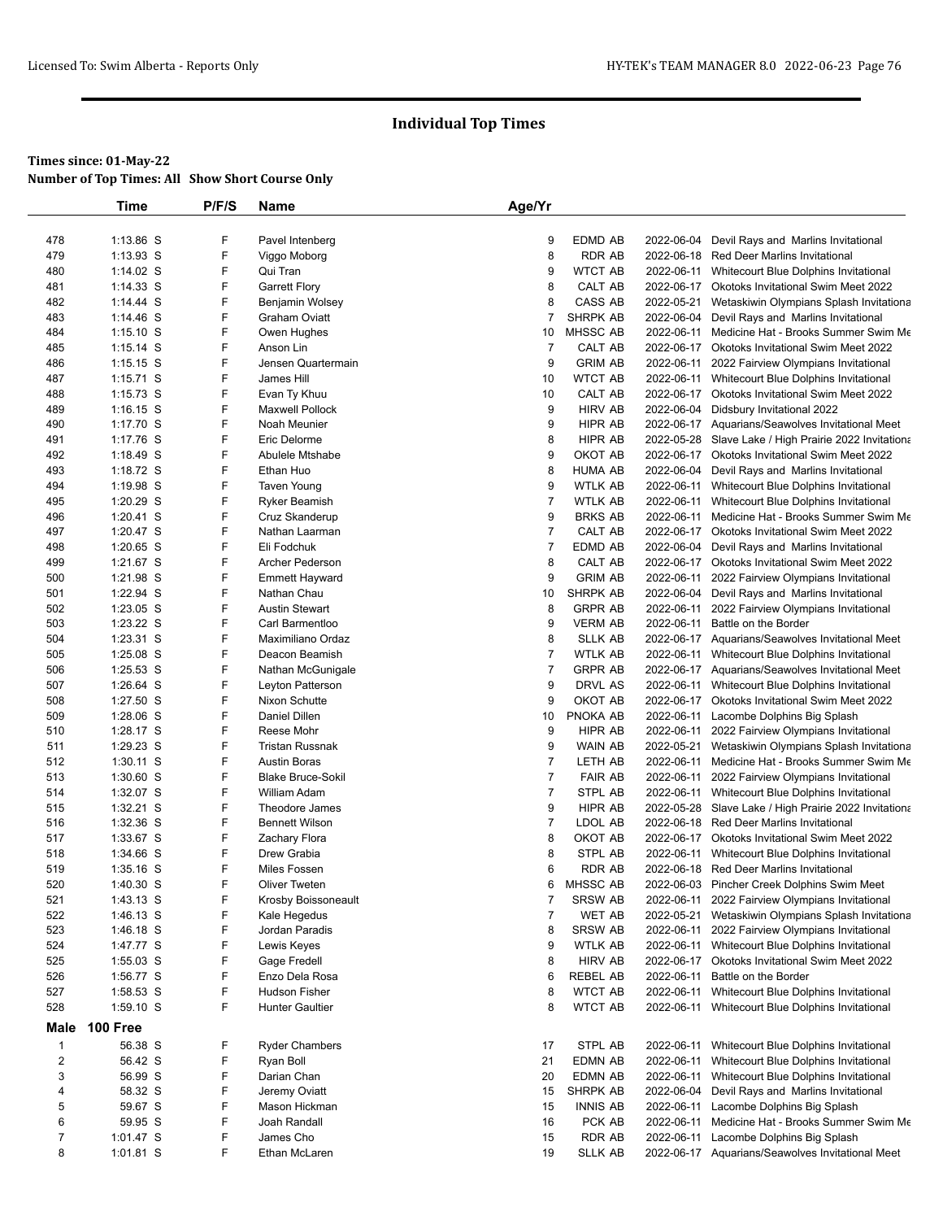# Individual Top Times

**Times since: 01-May-22**
**Number of Top Times: All Show Short Course Only**

| | Time | P/F/S | Name | Age/Yr | | | |
|---|---|---|---|---|---|---|---|
| 478 | 1:13.86 S | F | Pavel Intenberg | 9 | EDMD AB | 2022-06-04 | Devil Rays and Marlins Invitational |
| 479 | 1:13.93 S | F | Viggo Moborg | 8 | RDR AB | 2022-06-18 | Red Deer Marlins Invitational |
| 480 | 1:14.02 S | F | Qui Tran | 9 | WTCT AB | 2022-06-11 | Whitecourt Blue Dolphins Invitational |
| 481 | 1:14.33 S | F | Garrett Flory | 8 | CALT AB | 2022-06-17 | Okotoks Invitational Swim Meet 2022 |
| 482 | 1:14.44 S | F | Benjamin Wolsey | 8 | CASS AB | 2022-05-21 | Wetaskiwin Olympians Splash Invitationa |
| 483 | 1:14.46 S | F | Graham Oviatt | 7 | SHRPK AB | 2022-06-04 | Devil Rays and Marlins Invitational |
| 484 | 1:15.10 S | F | Owen Hughes | 10 | MHSSC AB | 2022-06-11 | Medicine Hat - Brooks Summer Swim Me |
| 485 | 1:15.14 S | F | Anson Lin | 7 | CALT AB | 2022-06-17 | Okotoks Invitational Swim Meet 2022 |
| 486 | 1:15.15 S | F | Jensen Quartermain | 9 | GRIM AB | 2022-06-11 | 2022 Fairview Olympians Invitational |
| 487 | 1:15.71 S | F | James Hill | 10 | WTCT AB | 2022-06-11 | Whitecourt Blue Dolphins Invitational |
| 488 | 1:15.73 S | F | Evan Ty Khuu | 10 | CALT AB | 2022-06-17 | Okotoks Invitational Swim Meet 2022 |
| 489 | 1:16.15 S | F | Maxwell Pollock | 9 | HIRV AB | 2022-06-04 | Didsbury Invitational 2022 |
| 490 | 1:17.70 S | F | Noah Meunier | 9 | HIPR AB | 2022-06-17 | Aquarians/Seawolves Invitational Meet |
| 491 | 1:17.76 S | F | Eric Delorme | 8 | HIPR AB | 2022-05-28 | Slave Lake / High Prairie 2022 Invitationa |
| 492 | 1:18.49 S | F | Abulele Mtshabe | 9 | OKOT AB | 2022-06-17 | Okotoks Invitational Swim Meet 2022 |
| 493 | 1:18.72 S | F | Ethan Huo | 8 | HUMA AB | 2022-06-04 | Devil Rays and Marlins Invitational |
| 494 | 1:19.98 S | F | Taven Young | 9 | WTLK AB | 2022-06-11 | Whitecourt Blue Dolphins Invitational |
| 495 | 1:20.29 S | F | Ryker Beamish | 7 | WTLK AB | 2022-06-11 | Whitecourt Blue Dolphins Invitational |
| 496 | 1:20.41 S | F | Cruz Skanderup | 9 | BRKS AB | 2022-06-11 | Medicine Hat - Brooks Summer Swim Me |
| 497 | 1:20.47 S | F | Nathan Laarman | 7 | CALT AB | 2022-06-17 | Okotoks Invitational Swim Meet 2022 |
| 498 | 1:20.65 S | F | Eli Fodchuk | 7 | EDMD AB | 2022-06-04 | Devil Rays and Marlins Invitational |
| 499 | 1:21.67 S | F | Archer Pederson | 8 | CALT AB | 2022-06-17 | Okotoks Invitational Swim Meet 2022 |
| 500 | 1:21.98 S | F | Emmett Hayward | 9 | GRIM AB | 2022-06-11 | 2022 Fairview Olympians Invitational |
| 501 | 1:22.94 S | F | Nathan Chau | 10 | SHRPK AB | 2022-06-04 | Devil Rays and Marlins Invitational |
| 502 | 1:23.05 S | F | Austin Stewart | 8 | GRPR AB | 2022-06-11 | 2022 Fairview Olympians Invitational |
| 503 | 1:23.22 S | F | Carl Barmentloo | 9 | VERM AB | 2022-06-11 | Battle on the Border |
| 504 | 1:23.31 S | F | Maximiliano Ordaz | 8 | SLLK AB | 2022-06-17 | Aquarians/Seawolves Invitational Meet |
| 505 | 1:25.08 S | F | Deacon Beamish | 7 | WTLK AB | 2022-06-11 | Whitecourt Blue Dolphins Invitational |
| 506 | 1:25.53 S | F | Nathan McGunigale | 7 | GRPR AB | 2022-06-17 | Aquarians/Seawolves Invitational Meet |
| 507 | 1:26.64 S | F | Leyton Patterson | 9 | DRVL AS | 2022-06-11 | Whitecourt Blue Dolphins Invitational |
| 508 | 1:27.50 S | F | Nixon Schutte | 9 | OKOT AB | 2022-06-17 | Okotoks Invitational Swim Meet 2022 |
| 509 | 1:28.06 S | F | Daniel Dillen | 10 | PNOKA AB | 2022-06-11 | Lacombe Dolphins Big Splash |
| 510 | 1:28.17 S | F | Reese Mohr | 9 | HIPR AB | 2022-06-11 | 2022 Fairview Olympians Invitational |
| 511 | 1:29.23 S | F | Tristan Russnak | 9 | WAIN AB | 2022-05-21 | Wetaskiwin Olympians Splash Invitationa |
| 512 | 1:30.11 S | F | Austin Boras | 7 | LETH AB | 2022-06-11 | Medicine Hat - Brooks Summer Swim Me |
| 513 | 1:30.60 S | F | Blake Bruce-Sokil | 7 | FAIR AB | 2022-06-11 | 2022 Fairview Olympians Invitational |
| 514 | 1:32.07 S | F | William Adam | 7 | STPL AB | 2022-06-11 | Whitecourt Blue Dolphins Invitational |
| 515 | 1:32.21 S | F | Theodore James | 9 | HIPR AB | 2022-05-28 | Slave Lake / High Prairie 2022 Invitationa |
| 516 | 1:32.36 S | F | Bennett Wilson | 7 | LDOL AB | 2022-06-18 | Red Deer Marlins Invitational |
| 517 | 1:33.67 S | F | Zachary Flora | 8 | OKOT AB | 2022-06-17 | Okotoks Invitational Swim Meet 2022 |
| 518 | 1:34.66 S | F | Drew Grabia | 8 | STPL AB | 2022-06-11 | Whitecourt Blue Dolphins Invitational |
| 519 | 1:35.16 S | F | Miles Fossen | 6 | RDR AB | 2022-06-18 | Red Deer Marlins Invitational |
| 520 | 1:40.30 S | F | Oliver Tweten | 6 | MHSSC AB | 2022-06-03 | Pincher Creek Dolphins Swim Meet |
| 521 | 1:43.13 S | F | Krosby Boissoneault | 7 | SRSW AB | 2022-06-11 | 2022 Fairview Olympians Invitational |
| 522 | 1:46.13 S | F | Kale Hegedus | 7 | WET AB | 2022-05-21 | Wetaskiwin Olympians Splash Invitationa |
| 523 | 1:46.18 S | F | Jordan Paradis | 8 | SRSW AB | 2022-06-11 | 2022 Fairview Olympians Invitational |
| 524 | 1:47.77 S | F | Lewis Keyes | 9 | WTLK AB | 2022-06-11 | Whitecourt Blue Dolphins Invitational |
| 525 | 1:55.03 S | F | Gage Fredell | 8 | HIRV AB | 2022-06-17 | Okotoks Invitational Swim Meet 2022 |
| 526 | 1:56.77 S | F | Enzo Dela Rosa | 6 | REBEL AB | 2022-06-11 | Battle on the Border |
| 527 | 1:58.53 S | F | Hudson Fisher | 8 | WTCT AB | 2022-06-11 | Whitecourt Blue Dolphins Invitational |
| 528 | 1:59.10 S | F | Hunter Gaultier | 8 | WTCT AB | 2022-06-11 | Whitecourt Blue Dolphins Invitational |

## Male 100 Free

| | Time | P/F/S | Name | Age/Yr | | | |
|---|---|---|---|---|---|---|---|
| 1 | 56.38 S | F | Ryder Chambers | 17 | STPL AB | 2022-06-11 | Whitecourt Blue Dolphins Invitational |
| 2 | 56.42 S | F | Ryan Boll | 21 | EDMN AB | 2022-06-11 | Whitecourt Blue Dolphins Invitational |
| 3 | 56.99 S | F | Darian Chan | 20 | EDMN AB | 2022-06-11 | Whitecourt Blue Dolphins Invitational |
| 4 | 58.32 S | F | Jeremy Oviatt | 15 | SHRPK AB | 2022-06-04 | Devil Rays and Marlins Invitational |
| 5 | 59.67 S | F | Mason Hickman | 15 | INNIS AB | 2022-06-11 | Lacombe Dolphins Big Splash |
| 6 | 59.95 S | F | Joah Randall | 16 | PCK AB | 2022-06-11 | Medicine Hat - Brooks Summer Swim Me |
| 7 | 1:01.47 S | F | James Cho | 15 | RDR AB | 2022-06-11 | Lacombe Dolphins Big Splash |
| 8 | 1:01.81 S | F | Ethan McLaren | 19 | SLLK AB | 2022-06-17 | Aquarians/Seawolves Invitational Meet |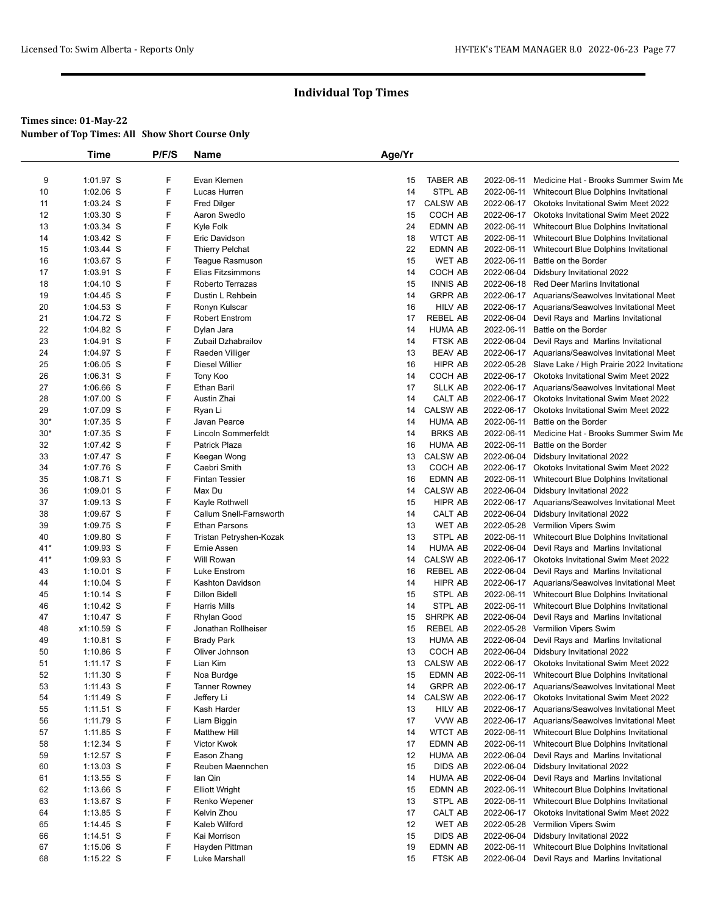# Individual Top Times

**Times since: 01-May-22**

**Number of Top Times: All   Show Short Course Only**

| | Time | P/F/S | Name | Age/Yr | | | |
|---|---|---|---|---|---|---|---|
| 9 | 1:01.97 S | F | Evan Klemen | 15 | TABER AB | 2022-06-11 | Medicine Hat - Brooks Summer Swim Me |
| 10 | 1:02.06 S | F | Lucas Hurren | 14 | STPL AB | 2022-06-11 | Whitecourt Blue Dolphins Invitational |
| 11 | 1:03.24 S | F | Fred Dilger | 17 | CALSW AB | 2022-06-17 | Okotoks Invitational Swim Meet 2022 |
| 12 | 1:03.30 S | F | Aaron Swedlo | 15 | COCH AB | 2022-06-17 | Okotoks Invitational Swim Meet 2022 |
| 13 | 1:03.34 S | F | Kyle Folk | 24 | EDMN AB | 2022-06-11 | Whitecourt Blue Dolphins Invitational |
| 14 | 1:03.42 S | F | Eric Davidson | 18 | WTCT AB | 2022-06-11 | Whitecourt Blue Dolphins Invitational |
| 15 | 1:03.44 S | F | Thierry Pelchat | 22 | EDMN AB | 2022-06-11 | Whitecourt Blue Dolphins Invitational |
| 16 | 1:03.67 S | F | Teague Rasmuson | 15 | WET AB | 2022-06-11 | Battle on the Border |
| 17 | 1:03.91 S | F | Elias Fitzsimmons | 14 | COCH AB | 2022-06-04 | Didsbury Invitational 2022 |
| 18 | 1:04.10 S | F | Roberto Terrazas | 15 | INNIS AB | 2022-06-18 | Red Deer Marlins Invitational |
| 19 | 1:04.45 S | F | Dustin L Rehbein | 14 | GRPR AB | 2022-06-17 | Aquarians/Seawolves Invitational Meet |
| 20 | 1:04.53 S | F | Ronyn Kulscar | 16 | HILV AB | 2022-06-17 | Aquarians/Seawolves Invitational Meet |
| 21 | 1:04.72 S | F | Robert Enstrom | 17 | REBEL AB | 2022-06-04 | Devil Rays and Marlins Invitational |
| 22 | 1:04.82 S | F | Dylan Jara | 14 | HUMA AB | 2022-06-11 | Battle on the Border |
| 23 | 1:04.91 S | F | Zubail Dzhabrailov | 14 | FTSK AB | 2022-06-04 | Devil Rays and Marlins Invitational |
| 24 | 1:04.97 S | F | Raeden Villiger | 13 | BEAV AB | 2022-06-17 | Aquarians/Seawolves Invitational Meet |
| 25 | 1:06.05 S | F | Diesel Willier | 16 | HIPR AB | 2022-05-28 | Slave Lake / High Prairie 2022 Invitationa |
| 26 | 1:06.31 S | F | Tony Koo | 14 | COCH AB | 2022-06-17 | Okotoks Invitational Swim Meet 2022 |
| 27 | 1:06.66 S | F | Ethan Baril | 17 | SLLK AB | 2022-06-17 | Aquarians/Seawolves Invitational Meet |
| 28 | 1:07.00 S | F | Austin Zhai | 14 | CALT AB | 2022-06-17 | Okotoks Invitational Swim Meet 2022 |
| 29 | 1:07.09 S | F | Ryan Li | 14 | CALSW AB | 2022-06-17 | Okotoks Invitational Swim Meet 2022 |
| 30* | 1:07.35 S | F | Javan Pearce | 14 | HUMA AB | 2022-06-11 | Battle on the Border |
| 30* | 1:07.35 S | F | Lincoln Sommerfeldt | 14 | BRKS AB | 2022-06-11 | Medicine Hat - Brooks Summer Swim Me |
| 32 | 1:07.42 S | F | Patrick Plaza | 16 | HUMA AB | 2022-06-11 | Battle on the Border |
| 33 | 1:07.47 S | F | Keegan Wong | 13 | CALSW AB | 2022-06-04 | Didsbury Invitational 2022 |
| 34 | 1:07.76 S | F | Caebri Smith | 13 | COCH AB | 2022-06-17 | Okotoks Invitational Swim Meet 2022 |
| 35 | 1:08.71 S | F | Fintan Tessier | 16 | EDMN AB | 2022-06-11 | Whitecourt Blue Dolphins Invitational |
| 36 | 1:09.01 S | F | Max Du | 14 | CALSW AB | 2022-06-04 | Didsbury Invitational 2022 |
| 37 | 1:09.13 S | F | Kayle Rothwell | 15 | HIPR AB | 2022-06-17 | Aquarians/Seawolves Invitational Meet |
| 38 | 1:09.67 S | F | Callum Snell-Farnsworth | 14 | CALT AB | 2022-06-04 | Didsbury Invitational 2022 |
| 39 | 1:09.75 S | F | Ethan Parsons | 13 | WET AB | 2022-05-28 | Vermilion Vipers Swim |
| 40 | 1:09.80 S | F | Tristan Petryshen-Kozak | 13 | STPL AB | 2022-06-11 | Whitecourt Blue Dolphins Invitational |
| 41* | 1:09.93 S | F | Ernie Assen | 14 | HUMA AB | 2022-06-04 | Devil Rays and Marlins Invitational |
| 41* | 1:09.93 S | F | Will Rowan | 14 | CALSW AB | 2022-06-17 | Okotoks Invitational Swim Meet 2022 |
| 43 | 1:10.01 S | F | Luke Enstrom | 16 | REBEL AB | 2022-06-04 | Devil Rays and Marlins Invitational |
| 44 | 1:10.04 S | F | Kashton Davidson | 14 | HIPR AB | 2022-06-17 | Aquarians/Seawolves Invitational Meet |
| 45 | 1:10.14 S | F | Dillon Bidell | 15 | STPL AB | 2022-06-11 | Whitecourt Blue Dolphins Invitational |
| 46 | 1:10.42 S | F | Harris Mills | 14 | STPL AB | 2022-06-11 | Whitecourt Blue Dolphins Invitational |
| 47 | 1:10.47 S | F | Rhylan Good | 15 | SHRPK AB | 2022-06-04 | Devil Rays and Marlins Invitational |
| 48 | x1:10.59 S | F | Jonathan Rollheiser | 15 | REBEL AB | 2022-05-28 | Vermilion Vipers Swim |
| 49 | 1:10.81 S | F | Brady Park | 13 | HUMA AB | 2022-06-04 | Devil Rays and Marlins Invitational |
| 50 | 1:10.86 S | F | Oliver Johnson | 13 | COCH AB | 2022-06-04 | Didsbury Invitational 2022 |
| 51 | 1:11.17 S | F | Lian Kim | 13 | CALSW AB | 2022-06-17 | Okotoks Invitational Swim Meet 2022 |
| 52 | 1:11.30 S | F | Noa Burdge | 15 | EDMN AB | 2022-06-11 | Whitecourt Blue Dolphins Invitational |
| 53 | 1:11.43 S | F | Tanner Rowney | 14 | GRPR AB | 2022-06-17 | Aquarians/Seawolves Invitational Meet |
| 54 | 1:11.49 S | F | Jeffery Li | 14 | CALSW AB | 2022-06-17 | Okotoks Invitational Swim Meet 2022 |
| 55 | 1:11.51 S | F | Kash Harder | 13 | HILV AB | 2022-06-17 | Aquarians/Seawolves Invitational Meet |
| 56 | 1:11.79 S | F | Liam Biggin | 17 | VVW AB | 2022-06-17 | Aquarians/Seawolves Invitational Meet |
| 57 | 1:11.85 S | F | Matthew Hill | 14 | WTCT AB | 2022-06-11 | Whitecourt Blue Dolphins Invitational |
| 58 | 1:12.34 S | F | Victor Kwok | 17 | EDMN AB | 2022-06-11 | Whitecourt Blue Dolphins Invitational |
| 59 | 1:12.57 S | F | Eason Zhang | 12 | HUMA AB | 2022-06-04 | Devil Rays and Marlins Invitational |
| 60 | 1:13.03 S | F | Reuben Maennchen | 15 | DIDS AB | 2022-06-04 | Didsbury Invitational 2022 |
| 61 | 1:13.55 S | F | Ian Qin | 14 | HUMA AB | 2022-06-04 | Devil Rays and Marlins Invitational |
| 62 | 1:13.66 S | F | Elliott Wright | 15 | EDMN AB | 2022-06-11 | Whitecourt Blue Dolphins Invitational |
| 63 | 1:13.67 S | F | Renko Wepener | 13 | STPL AB | 2022-06-11 | Whitecourt Blue Dolphins Invitational |
| 64 | 1:13.85 S | F | Kelvin Zhou | 17 | CALT AB | 2022-06-17 | Okotoks Invitational Swim Meet 2022 |
| 65 | 1:14.45 S | F | Kaleb Wilford | 12 | WET AB | 2022-05-28 | Vermilion Vipers Swim |
| 66 | 1:14.51 S | F | Kai Morrison | 15 | DIDS AB | 2022-06-04 | Didsbury Invitational 2022 |
| 67 | 1:15.06 S | F | Hayden Pittman | 19 | EDMN AB | 2022-06-11 | Whitecourt Blue Dolphins Invitational |
| 68 | 1:15.22 S | F | Luke Marshall | 15 | FTSK AB | 2022-06-04 | Devil Rays and Marlins Invitational |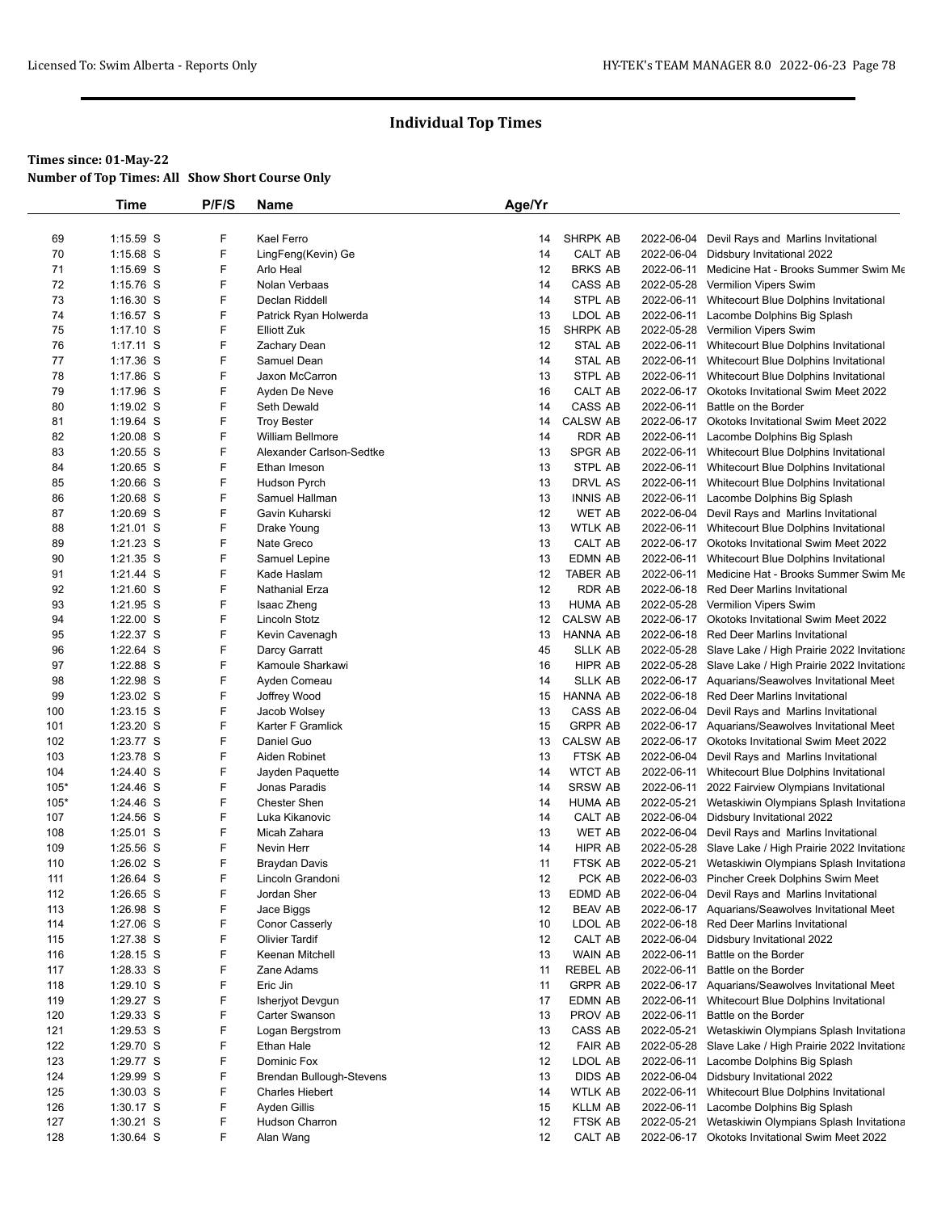## Individual Top Times

**Times since: 01-May-22**

**Number of Top Times: All Show Short Course Only**

| | Time | P/F/S | Name | Age/Yr | | | |
|---|---|---|---|---|---|---|---|
| 69 | 1:15.59 S | F | Kael Ferro | 14 | SHRPK AB | 2022-06-04 | Devil Rays and Marlins Invitational |
| 70 | 1:15.68 S | F | LingFeng(Kevin) Ge | 14 | CALT AB | 2022-06-04 | Didsbury Invitational 2022 |
| 71 | 1:15.69 S | F | Arlo Heal | 12 | BRKS AB | 2022-06-11 | Medicine Hat - Brooks Summer Swim Me |
| 72 | 1:15.76 S | F | Nolan Verbaas | 14 | CASS AB | 2022-05-28 | Vermilion Vipers Swim |
| 73 | 1:16.30 S | F | Declan Riddell | 14 | STPL AB | 2022-06-11 | Whitecourt Blue Dolphins Invitational |
| 74 | 1:16.57 S | F | Patrick Ryan Holwerda | 13 | LDOL AB | 2022-06-11 | Lacombe Dolphins Big Splash |
| 75 | 1:17.10 S | F | Elliott Zuk | 15 | SHRPK AB | 2022-05-28 | Vermilion Vipers Swim |
| 76 | 1:17.11 S | F | Zachary Dean | 12 | STAL AB | 2022-06-11 | Whitecourt Blue Dolphins Invitational |
| 77 | 1:17.36 S | F | Samuel Dean | 14 | STAL AB | 2022-06-11 | Whitecourt Blue Dolphins Invitational |
| 78 | 1:17.86 S | F | Jaxon McCarron | 13 | STPL AB | 2022-06-11 | Whitecourt Blue Dolphins Invitational |
| 79 | 1:17.96 S | F | Ayden De Neve | 16 | CALT AB | 2022-06-17 | Okotoks Invitational Swim Meet 2022 |
| 80 | 1:19.02 S | F | Seth Dewald | 14 | CASS AB | 2022-06-11 | Battle on the Border |
| 81 | 1:19.64 S | F | Troy Bester | 14 | CALSW AB | 2022-06-17 | Okotoks Invitational Swim Meet 2022 |
| 82 | 1:20.08 S | F | William Bellmore | 14 | RDR AB | 2022-06-11 | Lacombe Dolphins Big Splash |
| 83 | 1:20.55 S | F | Alexander Carlson-Sedtke | 13 | SPGR AB | 2022-06-11 | Whitecourt Blue Dolphins Invitational |
| 84 | 1:20.65 S | F | Ethan Imeson | 13 | STPL AB | 2022-06-11 | Whitecourt Blue Dolphins Invitational |
| 85 | 1:20.66 S | F | Hudson Pyrch | 13 | DRVL AS | 2022-06-11 | Whitecourt Blue Dolphins Invitational |
| 86 | 1:20.68 S | F | Samuel Hallman | 13 | INNIS AB | 2022-06-11 | Lacombe Dolphins Big Splash |
| 87 | 1:20.69 S | F | Gavin Kuharski | 12 | WET AB | 2022-06-04 | Devil Rays and Marlins Invitational |
| 88 | 1:21.01 S | F | Drake Young | 13 | WTLK AB | 2022-06-11 | Whitecourt Blue Dolphins Invitational |
| 89 | 1:21.23 S | F | Nate Greco | 13 | CALT AB | 2022-06-17 | Okotoks Invitational Swim Meet 2022 |
| 90 | 1:21.35 S | F | Samuel Lepine | 13 | EDMN AB | 2022-06-11 | Whitecourt Blue Dolphins Invitational |
| 91 | 1:21.44 S | F | Kade Haslam | 12 | TABER AB | 2022-06-11 | Medicine Hat - Brooks Summer Swim Me |
| 92 | 1:21.60 S | F | Nathanial Erza | 12 | RDR AB | 2022-06-18 | Red Deer Marlins Invitational |
| 93 | 1:21.95 S | F | Isaac Zheng | 13 | HUMA AB | 2022-05-28 | Vermilion Vipers Swim |
| 94 | 1:22.00 S | F | Lincoln Stotz | 12 | CALSW AB | 2022-06-17 | Okotoks Invitational Swim Meet 2022 |
| 95 | 1:22.37 S | F | Kevin Cavenagh | 13 | HANNA AB | 2022-06-18 | Red Deer Marlins Invitational |
| 96 | 1:22.64 S | F | Darcy Garratt | 45 | SLLK AB | 2022-05-28 | Slave Lake / High Prairie 2022 Invitationa |
| 97 | 1:22.88 S | F | Kamoule Sharkawi | 16 | HIPR AB | 2022-05-28 | Slave Lake / High Prairie 2022 Invitationa |
| 98 | 1:22.98 S | F | Ayden Comeau | 14 | SLLK AB | 2022-06-17 | Aquarians/Seawolves Invitational Meet |
| 99 | 1:23.02 S | F | Joffrey Wood | 15 | HANNA AB | 2022-06-18 | Red Deer Marlins Invitational |
| 100 | 1:23.15 S | F | Jacob Wolsey | 13 | CASS AB | 2022-06-04 | Devil Rays and Marlins Invitational |
| 101 | 1:23.20 S | F | Karter F Gramlick | 15 | GRPR AB | 2022-06-17 | Aquarians/Seawolves Invitational Meet |
| 102 | 1:23.77 S | F | Daniel Guo | 13 | CALSW AB | 2022-06-17 | Okotoks Invitational Swim Meet 2022 |
| 103 | 1:23.78 S | F | Aiden Robinet | 13 | FTSK AB | 2022-06-04 | Devil Rays and Marlins Invitational |
| 104 | 1:24.40 S | F | Jayden Paquette | 14 | WTCT AB | 2022-06-11 | Whitecourt Blue Dolphins Invitational |
| 105* | 1:24.46 S | F | Jonas Paradis | 14 | SRSW AB | 2022-06-11 | 2022 Fairview Olympians Invitational |
| 105* | 1:24.46 S | F | Chester Shen | 14 | HUMA AB | 2022-05-21 | Wetaskiwin Olympians Splash Invitationa |
| 107 | 1:24.56 S | F | Luka Kikanovic | 14 | CALT AB | 2022-06-04 | Didsbury Invitational 2022 |
| 108 | 1:25.01 S | F | Micah Zahara | 13 | WET AB | 2022-06-04 | Devil Rays and Marlins Invitational |
| 109 | 1:25.56 S | F | Nevin Herr | 14 | HIPR AB | 2022-05-28 | Slave Lake / High Prairie 2022 Invitationa |
| 110 | 1:26.02 S | F | Braydan Davis | 11 | FTSK AB | 2022-05-21 | Wetaskiwin Olympians Splash Invitationa |
| 111 | 1:26.64 S | F | Lincoln Grandoni | 12 | PCK AB | 2022-06-03 | Pincher Creek Dolphins Swim Meet |
| 112 | 1:26.65 S | F | Jordan Sher | 13 | EDMD AB | 2022-06-04 | Devil Rays and Marlins Invitational |
| 113 | 1:26.98 S | F | Jace Biggs | 12 | BEAV AB | 2022-06-17 | Aquarians/Seawolves Invitational Meet |
| 114 | 1:27.06 S | F | Conor Casserly | 10 | LDOL AB | 2022-06-18 | Red Deer Marlins Invitational |
| 115 | 1:27.38 S | F | Olivier Tardif | 12 | CALT AB | 2022-06-04 | Didsbury Invitational 2022 |
| 116 | 1:28.15 S | F | Keenan Mitchell | 13 | WAIN AB | 2022-06-11 | Battle on the Border |
| 117 | 1:28.33 S | F | Zane Adams | 11 | REBEL AB | 2022-06-11 | Battle on the Border |
| 118 | 1:29.10 S | F | Eric Jin | 11 | GRPR AB | 2022-06-17 | Aquarians/Seawolves Invitational Meet |
| 119 | 1:29.27 S | F | Isherjyot Devgun | 17 | EDMN AB | 2022-06-11 | Whitecourt Blue Dolphins Invitational |
| 120 | 1:29.33 S | F | Carter Swanson | 13 | PROV AB | 2022-06-11 | Battle on the Border |
| 121 | 1:29.53 S | F | Logan Bergstrom | 13 | CASS AB | 2022-05-21 | Wetaskiwin Olympians Splash Invitationa |
| 122 | 1:29.70 S | F | Ethan Hale | 12 | FAIR AB | 2022-05-28 | Slave Lake / High Prairie 2022 Invitationa |
| 123 | 1:29.77 S | F | Dominic Fox | 12 | LDOL AB | 2022-06-11 | Lacombe Dolphins Big Splash |
| 124 | 1:29.99 S | F | Brendan Bullough-Stevens | 13 | DIDS AB | 2022-06-04 | Didsbury Invitational 2022 |
| 125 | 1:30.03 S | F | Charles Hiebert | 14 | WTLK AB | 2022-06-11 | Whitecourt Blue Dolphins Invitational |
| 126 | 1:30.17 S | F | Ayden Gillis | 15 | KLLM AB | 2022-06-11 | Lacombe Dolphins Big Splash |
| 127 | 1:30.21 S | F | Hudson Charron | 12 | FTSK AB | 2022-05-21 | Wetaskiwin Olympians Splash Invitationa |
| 128 | 1:30.64 S | F | Alan Wang | 12 | CALT AB | 2022-06-17 | Okotoks Invitational Swim Meet 2022 |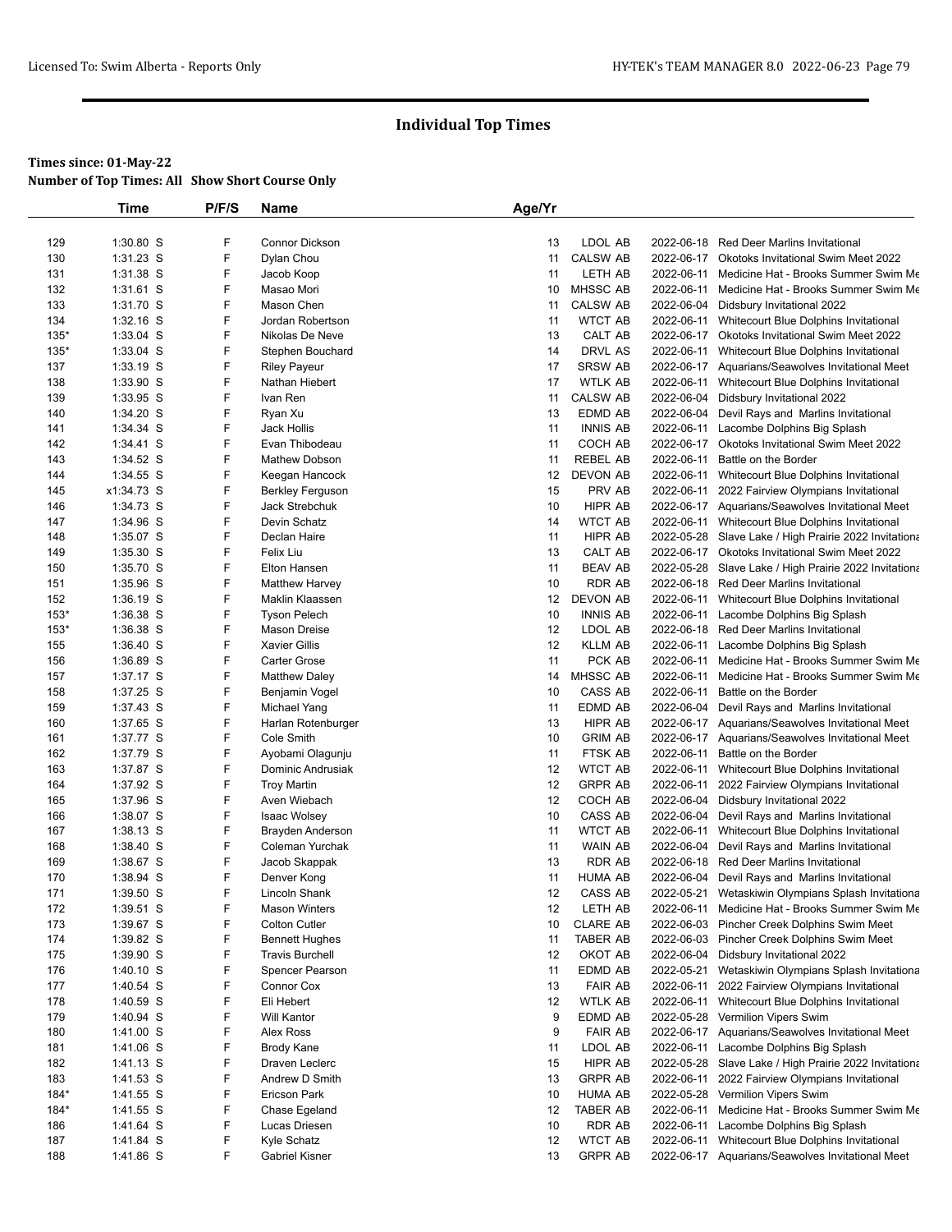# Individual Top Times

**Times since: 01-May-22**

**Number of Top Times: All Show Short Course Only**

| | Time | P/F/S | Name | Age/Yr | | | |
|---|---|---|---|---|---|---|---|
| 129 | 1:30.80 S | F | Connor Dickson | 13 | LDOL AB | 2022-06-18 | Red Deer Marlins Invitational |
| 130 | 1:31.23 S | F | Dylan Chou | 11 | CALSW AB | 2022-06-17 | Okotoks Invitational Swim Meet 2022 |
| 131 | 1:31.38 S | F | Jacob Koop | 11 | LETH AB | 2022-06-11 | Medicine Hat - Brooks Summer Swim Me |
| 132 | 1:31.61 S | F | Masao Mori | 10 | MHSSC AB | 2022-06-11 | Medicine Hat - Brooks Summer Swim Me |
| 133 | 1:31.70 S | F | Mason Chen | 11 | CALSW AB | 2022-06-04 | Didsbury Invitational 2022 |
| 134 | 1:32.16 S | F | Jordan Robertson | 11 | WTCT AB | 2022-06-11 | Whitecourt Blue Dolphins Invitational |
| 135* | 1:33.04 S | F | Nikolas De Neve | 13 | CALT AB | 2022-06-17 | Okotoks Invitational Swim Meet 2022 |
| 135* | 1:33.04 S | F | Stephen Bouchard | 14 | DRVL AS | 2022-06-11 | Whitecourt Blue Dolphins Invitational |
| 137 | 1:33.19 S | F | Riley Payeur | 17 | SRSW AB | 2022-06-17 | Aquarians/Seawolves Invitational Meet |
| 138 | 1:33.90 S | F | Nathan Hiebert | 17 | WTLK AB | 2022-06-11 | Whitecourt Blue Dolphins Invitational |
| 139 | 1:33.95 S | F | Ivan Ren | 11 | CALSW AB | 2022-06-04 | Didsbury Invitational 2022 |
| 140 | 1:34.20 S | F | Ryan Xu | 13 | EDMD AB | 2022-06-04 | Devil Rays and Marlins Invitational |
| 141 | 1:34.34 S | F | Jack Hollis | 11 | INNIS AB | 2022-06-11 | Lacombe Dolphins Big Splash |
| 142 | 1:34.41 S | F | Evan Thibodeau | 11 | COCH AB | 2022-06-17 | Okotoks Invitational Swim Meet 2022 |
| 143 | 1:34.52 S | F | Mathew Dobson | 11 | REBEL AB | 2022-06-11 | Battle on the Border |
| 144 | 1:34.55 S | F | Keegan Hancock | 12 | DEVON AB | 2022-06-11 | Whitecourt Blue Dolphins Invitational |
| 145 | x1:34.73 S | F | Berkley Ferguson | 15 | PRV AB | 2022-06-11 | 2022 Fairview Olympians Invitational |
| 146 | 1:34.73 S | F | Jack Strebchuk | 10 | HIPR AB | 2022-06-17 | Aquarians/Seawolves Invitational Meet |
| 147 | 1:34.96 S | F | Devin Schatz | 14 | WTCT AB | 2022-06-11 | Whitecourt Blue Dolphins Invitational |
| 148 | 1:35.07 S | F | Declan Haire | 11 | HIPR AB | 2022-05-28 | Slave Lake / High Prairie 2022 Invitationa |
| 149 | 1:35.30 S | F | Felix Liu | 13 | CALT AB | 2022-06-17 | Okotoks Invitational Swim Meet 2022 |
| 150 | 1:35.70 S | F | Elton Hansen | 11 | BEAV AB | 2022-05-28 | Slave Lake / High Prairie 2022 Invitationa |
| 151 | 1:35.96 S | F | Matthew Harvey | 10 | RDR AB | 2022-06-18 | Red Deer Marlins Invitational |
| 152 | 1:36.19 S | F | Maklin Klaassen | 12 | DEVON AB | 2022-06-11 | Whitecourt Blue Dolphins Invitational |
| 153* | 1:36.38 S | F | Tyson Pelech | 10 | INNIS AB | 2022-06-11 | Lacombe Dolphins Big Splash |
| 153* | 1:36.38 S | F | Mason Dreise | 12 | LDOL AB | 2022-06-18 | Red Deer Marlins Invitational |
| 155 | 1:36.40 S | F | Xavier Gillis | 12 | KLLM AB | 2022-06-11 | Lacombe Dolphins Big Splash |
| 156 | 1:36.89 S | F | Carter Grose | 11 | PCK AB | 2022-06-11 | Medicine Hat - Brooks Summer Swim Me |
| 157 | 1:37.17 S | F | Matthew Daley | 14 | MHSSC AB | 2022-06-11 | Medicine Hat - Brooks Summer Swim Me |
| 158 | 1:37.25 S | F | Benjamin Vogel | 10 | CASS AB | 2022-06-11 | Battle on the Border |
| 159 | 1:37.43 S | F | Michael Yang | 11 | EDMD AB | 2022-06-04 | Devil Rays and Marlins Invitational |
| 160 | 1:37.65 S | F | Harlan Rotenburger | 13 | HIPR AB | 2022-06-17 | Aquarians/Seawolves Invitational Meet |
| 161 | 1:37.77 S | F | Cole Smith | 10 | GRIM AB | 2022-06-17 | Aquarians/Seawolves Invitational Meet |
| 162 | 1:37.79 S | F | Ayobami Olagunju | 11 | FTSK AB | 2022-06-11 | Battle on the Border |
| 163 | 1:37.87 S | F | Dominic Andrusiak | 12 | WTCT AB | 2022-06-11 | Whitecourt Blue Dolphins Invitational |
| 164 | 1:37.92 S | F | Troy Martin | 12 | GRPR AB | 2022-06-11 | 2022 Fairview Olympians Invitational |
| 165 | 1:37.96 S | F | Aven Wiebach | 12 | COCH AB | 2022-06-04 | Didsbury Invitational 2022 |
| 166 | 1:38.07 S | F | Isaac Wolsey | 10 | CASS AB | 2022-06-04 | Devil Rays and Marlins Invitational |
| 167 | 1:38.13 S | F | Brayden Anderson | 11 | WTCT AB | 2022-06-11 | Whitecourt Blue Dolphins Invitational |
| 168 | 1:38.40 S | F | Coleman Yurchak | 11 | WAIN AB | 2022-06-04 | Devil Rays and Marlins Invitational |
| 169 | 1:38.67 S | F | Jacob Skappak | 13 | RDR AB | 2022-06-18 | Red Deer Marlins Invitational |
| 170 | 1:38.94 S | F | Denver Kong | 11 | HUMA AB | 2022-06-04 | Devil Rays and Marlins Invitational |
| 171 | 1:39.50 S | F | Lincoln Shank | 12 | CASS AB | 2022-05-21 | Wetaskiwin Olympians Splash Invitationa |
| 172 | 1:39.51 S | F | Mason Winters | 12 | LETH AB | 2022-06-11 | Medicine Hat - Brooks Summer Swim Me |
| 173 | 1:39.67 S | F | Colton Cutler | 10 | CLARE AB | 2022-06-03 | Pincher Creek Dolphins Swim Meet |
| 174 | 1:39.82 S | F | Bennett Hughes | 11 | TABER AB | 2022-06-03 | Pincher Creek Dolphins Swim Meet |
| 175 | 1:39.90 S | F | Travis Burchell | 12 | OKOT AB | 2022-06-04 | Didsbury Invitational 2022 |
| 176 | 1:40.10 S | F | Spencer Pearson | 11 | EDMD AB | 2022-05-21 | Wetaskiwin Olympians Splash Invitationa |
| 177 | 1:40.54 S | F | Connor Cox | 13 | FAIR AB | 2022-06-11 | 2022 Fairview Olympians Invitational |
| 178 | 1:40.59 S | F | Eli Hebert | 12 | WTLK AB | 2022-06-11 | Whitecourt Blue Dolphins Invitational |
| 179 | 1:40.94 S | F | Will Kantor | 9 | EDMD AB | 2022-05-28 | Vermilion Vipers Swim |
| 180 | 1:41.00 S | F | Alex Ross | 9 | FAIR AB | 2022-06-17 | Aquarians/Seawolves Invitational Meet |
| 181 | 1:41.06 S | F | Brody Kane | 11 | LDOL AB | 2022-06-11 | Lacombe Dolphins Big Splash |
| 182 | 1:41.13 S | F | Draven Leclerc | 15 | HIPR AB | 2022-05-28 | Slave Lake / High Prairie 2022 Invitationa |
| 183 | 1:41.53 S | F | Andrew D Smith | 13 | GRPR AB | 2022-06-11 | 2022 Fairview Olympians Invitational |
| 184* | 1:41.55 S | F | Ericson Park | 10 | HUMA AB | 2022-05-28 | Vermilion Vipers Swim |
| 184* | 1:41.55 S | F | Chase Egeland | 12 | TABER AB | 2022-06-11 | Medicine Hat - Brooks Summer Swim Me |
| 186 | 1:41.64 S | F | Lucas Driesen | 10 | RDR AB | 2022-06-11 | Lacombe Dolphins Big Splash |
| 187 | 1:41.84 S | F | Kyle Schatz | 12 | WTCT AB | 2022-06-11 | Whitecourt Blue Dolphins Invitational |
| 188 | 1:41.86 S | F | Gabriel Kisner | 13 | GRPR AB | 2022-06-17 | Aquarians/Seawolves Invitational Meet |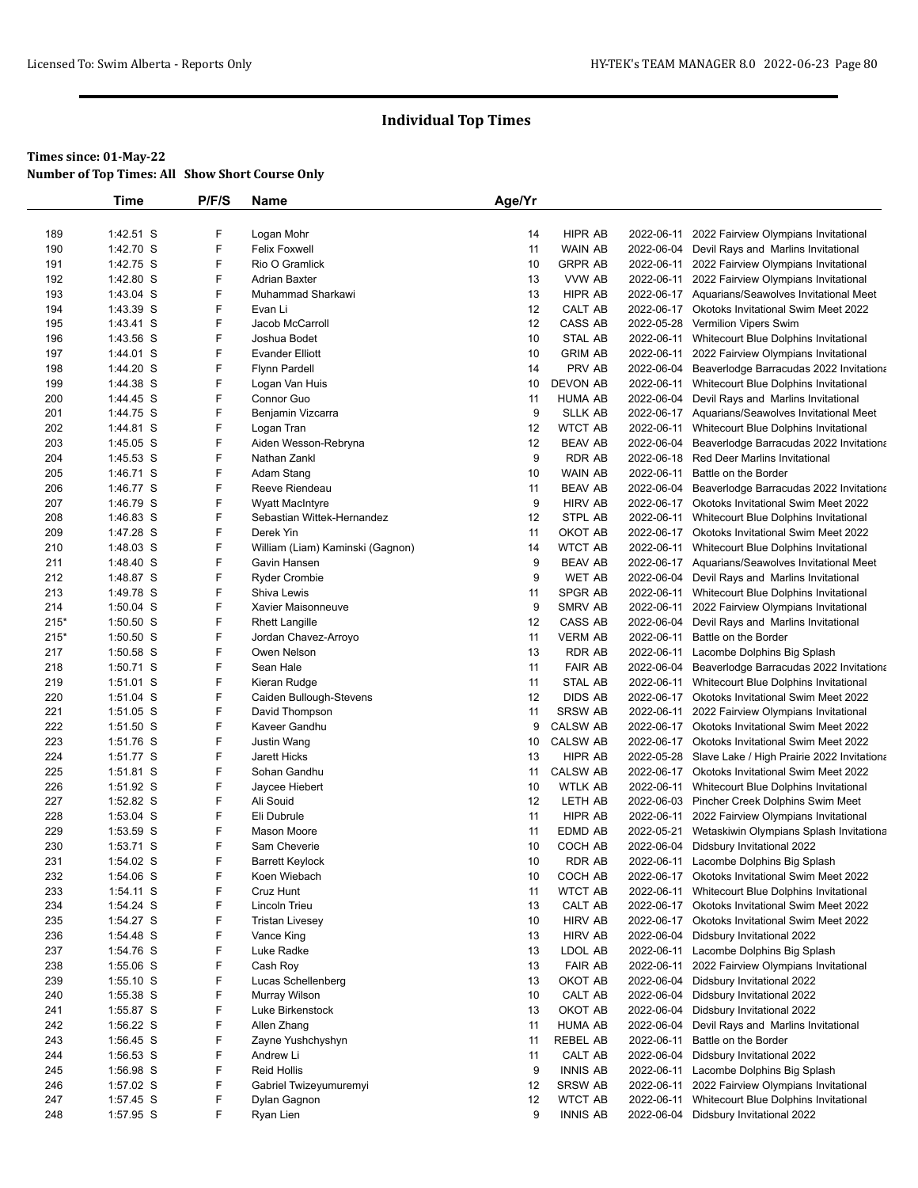# Individual Top Times

**Times since: 01-May-22**

**Number of Top Times: All Show Short Course Only**

| | Time | P/F/S | Name | Age/Yr | | | |
|---|---|---|---|---|---|---|---|
| 189 | 1:42.51 S | F | Logan Mohr | 14 | HIPR AB | 2022-06-11 | 2022 Fairview Olympians Invitational |
| 190 | 1:42.70 S | F | Felix Foxwell | 11 | WAIN AB | 2022-06-04 | Devil Rays and Marlins Invitational |
| 191 | 1:42.75 S | F | Rio O Gramlick | 10 | GRPR AB | 2022-06-11 | 2022 Fairview Olympians Invitational |
| 192 | 1:42.80 S | F | Adrian Baxter | 13 | VVW AB | 2022-06-11 | 2022 Fairview Olympians Invitational |
| 193 | 1:43.04 S | F | Muhammad Sharkawi | 13 | HIPR AB | 2022-06-17 | Aquarians/Seawolves Invitational Meet |
| 194 | 1:43.39 S | F | Evan Li | 12 | CALT AB | 2022-06-17 | Okotoks Invitational Swim Meet 2022 |
| 195 | 1:43.41 S | F | Jacob McCarroll | 12 | CASS AB | 2022-05-28 | Vermilion Vipers Swim |
| 196 | 1:43.56 S | F | Joshua Bodet | 10 | STAL AB | 2022-06-11 | Whitecourt Blue Dolphins Invitational |
| 197 | 1:44.01 S | F | Evander Elliott | 10 | GRIM AB | 2022-06-11 | 2022 Fairview Olympians Invitational |
| 198 | 1:44.20 S | F | Flynn Pardell | 14 | PRV AB | 2022-06-04 | Beaverlodge Barracudas 2022 Invitationa |
| 199 | 1:44.38 S | F | Logan Van Huis | 10 | DEVON AB | 2022-06-11 | Whitecourt Blue Dolphins Invitational |
| 200 | 1:44.45 S | F | Connor Guo | 11 | HUMA AB | 2022-06-04 | Devil Rays and Marlins Invitational |
| 201 | 1:44.75 S | F | Benjamin Vizcarra | 9 | SLLK AB | 2022-06-17 | Aquarians/Seawolves Invitational Meet |
| 202 | 1:44.81 S | F | Logan Tran | 12 | WTCT AB | 2022-06-11 | Whitecourt Blue Dolphins Invitational |
| 203 | 1:45.05 S | F | Aiden Wesson-Rebryna | 12 | BEAV AB | 2022-06-04 | Beaverlodge Barracudas 2022 Invitationa |
| 204 | 1:45.53 S | F | Nathan Zankl | 9 | RDR AB | 2022-06-18 | Red Deer Marlins Invitational |
| 205 | 1:46.71 S | F | Adam Stang | 10 | WAIN AB | 2022-06-11 | Battle on the Border |
| 206 | 1:46.77 S | F | Reeve Riendeau | 11 | BEAV AB | 2022-06-04 | Beaverlodge Barracudas 2022 Invitationa |
| 207 | 1:46.79 S | F | Wyatt MacIntyre | 9 | HIRV AB | 2022-06-17 | Okotoks Invitational Swim Meet 2022 |
| 208 | 1:46.83 S | F | Sebastian Wittek-Hernandez | 12 | STPL AB | 2022-06-11 | Whitecourt Blue Dolphins Invitational |
| 209 | 1:47.28 S | F | Derek Yin | 11 | OKOT AB | 2022-06-17 | Okotoks Invitational Swim Meet 2022 |
| 210 | 1:48.03 S | F | William (Liam) Kaminski (Gagnon) | 14 | WTCT AB | 2022-06-11 | Whitecourt Blue Dolphins Invitational |
| 211 | 1:48.40 S | F | Gavin Hansen | 9 | BEAV AB | 2022-06-17 | Aquarians/Seawolves Invitational Meet |
| 212 | 1:48.87 S | F | Ryder Crombie | 9 | WET AB | 2022-06-04 | Devil Rays and Marlins Invitational |
| 213 | 1:49.78 S | F | Shiva Lewis | 11 | SPGR AB | 2022-06-11 | Whitecourt Blue Dolphins Invitational |
| 214 | 1:50.04 S | F | Xavier Maisonneuve | 9 | SMRV AB | 2022-06-11 | 2022 Fairview Olympians Invitational |
| 215* | 1:50.50 S | F | Rhett Langille | 12 | CASS AB | 2022-06-04 | Devil Rays and Marlins Invitational |
| 215* | 1:50.50 S | F | Jordan Chavez-Arroyo | 11 | VERM AB | 2022-06-11 | Battle on the Border |
| 217 | 1:50.58 S | F | Owen Nelson | 13 | RDR AB | 2022-06-11 | Lacombe Dolphins Big Splash |
| 218 | 1:50.71 S | F | Sean Hale | 11 | FAIR AB | 2022-06-04 | Beaverlodge Barracudas 2022 Invitationa |
| 219 | 1:51.01 S | F | Kieran Rudge | 11 | STAL AB | 2022-06-11 | Whitecourt Blue Dolphins Invitational |
| 220 | 1:51.04 S | F | Caiden Bullough-Stevens | 12 | DIDS AB | 2022-06-17 | Okotoks Invitational Swim Meet 2022 |
| 221 | 1:51.05 S | F | David Thompson | 11 | SRSW AB | 2022-06-11 | 2022 Fairview Olympians Invitational |
| 222 | 1:51.50 S | F | Kaveer Gandhu | 9 | CALSW AB | 2022-06-17 | Okotoks Invitational Swim Meet 2022 |
| 223 | 1:51.76 S | F | Justin Wang | 10 | CALSW AB | 2022-06-17 | Okotoks Invitational Swim Meet 2022 |
| 224 | 1:51.77 S | F | Jarett Hicks | 13 | HIPR AB | 2022-05-28 | Slave Lake / High Prairie 2022 Invitationa |
| 225 | 1:51.81 S | F | Sohan Gandhu | 11 | CALSW AB | 2022-06-17 | Okotoks Invitational Swim Meet 2022 |
| 226 | 1:51.92 S | F | Jaycee Hiebert | 10 | WTLK AB | 2022-06-11 | Whitecourt Blue Dolphins Invitational |
| 227 | 1:52.82 S | F | Ali Souid | 12 | LETH AB | 2022-06-03 | Pincher Creek Dolphins Swim Meet |
| 228 | 1:53.04 S | F | Eli Dubrule | 11 | HIPR AB | 2022-06-11 | 2022 Fairview Olympians Invitational |
| 229 | 1:53.59 S | F | Mason Moore | 11 | EDMD AB | 2022-05-21 | Wetaskiwin Olympians Splash Invitationa |
| 230 | 1:53.71 S | F | Sam Cheverie | 10 | COCH AB | 2022-06-04 | Didsbury Invitational 2022 |
| 231 | 1:54.02 S | F | Barrett Keylock | 10 | RDR AB | 2022-06-11 | Lacombe Dolphins Big Splash |
| 232 | 1:54.06 S | F | Koen Wiebach | 10 | COCH AB | 2022-06-17 | Okotoks Invitational Swim Meet 2022 |
| 233 | 1:54.11 S | F | Cruz Hunt | 11 | WTCT AB | 2022-06-11 | Whitecourt Blue Dolphins Invitational |
| 234 | 1:54.24 S | F | Lincoln Trieu | 13 | CALT AB | 2022-06-17 | Okotoks Invitational Swim Meet 2022 |
| 235 | 1:54.27 S | F | Tristan Livesey | 10 | HIRV AB | 2022-06-17 | Okotoks Invitational Swim Meet 2022 |
| 236 | 1:54.48 S | F | Vance King | 13 | HIRV AB | 2022-06-04 | Didsbury Invitational 2022 |
| 237 | 1:54.76 S | F | Luke Radke | 13 | LDOL AB | 2022-06-11 | Lacombe Dolphins Big Splash |
| 238 | 1:55.06 S | F | Cash Roy | 13 | FAIR AB | 2022-06-11 | 2022 Fairview Olympians Invitational |
| 239 | 1:55.10 S | F | Lucas Schellenberg | 13 | OKOT AB | 2022-06-04 | Didsbury Invitational 2022 |
| 240 | 1:55.38 S | F | Murray Wilson | 10 | CALT AB | 2022-06-04 | Didsbury Invitational 2022 |
| 241 | 1:55.87 S | F | Luke Birkenstock | 13 | OKOT AB | 2022-06-04 | Didsbury Invitational 2022 |
| 242 | 1:56.22 S | F | Allen Zhang | 11 | HUMA AB | 2022-06-04 | Devil Rays and Marlins Invitational |
| 243 | 1:56.45 S | F | Zayne Yushchyshyn | 11 | REBEL AB | 2022-06-11 | Battle on the Border |
| 244 | 1:56.53 S | F | Andrew Li | 11 | CALT AB | 2022-06-04 | Didsbury Invitational 2022 |
| 245 | 1:56.98 S | F | Reid Hollis | 9 | INNIS AB | 2022-06-11 | Lacombe Dolphins Big Splash |
| 246 | 1:57.02 S | F | Gabriel Twizeyumuremyi | 12 | SRSW AB | 2022-06-11 | 2022 Fairview Olympians Invitational |
| 247 | 1:57.45 S | F | Dylan Gagnon | 12 | WTCT AB | 2022-06-11 | Whitecourt Blue Dolphins Invitational |
| 248 | 1:57.95 S | F | Ryan Lien | 9 | INNIS AB | 2022-06-04 | Didsbury Invitational 2022 |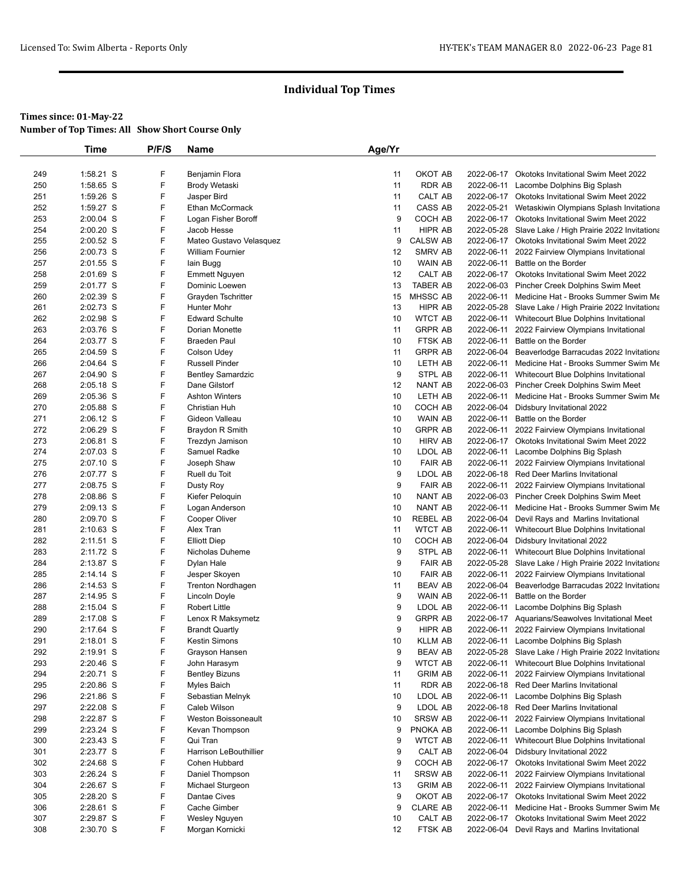## Individual Top Times

**Times since: 01-May-22**
**Number of Top Times: All Show Short Course Only**

| | Time | P/F/S | Name | Age/Yr | | | |
|---|---|---|---|---|---|---|---|
| 249 | 1:58.21 S | F | Benjamin Flora | 11 | OKOT AB | 2022-06-17 | Okotoks Invitational Swim Meet 2022 |
| 250 | 1:58.65 S | F | Brody Wetaski | 11 | RDR AB | 2022-06-11 | Lacombe Dolphins Big Splash |
| 251 | 1:59.26 S | F | Jasper Bird | 11 | CALT AB | 2022-06-17 | Okotoks Invitational Swim Meet 2022 |
| 252 | 1:59.27 S | F | Ethan McCormack | 11 | CASS AB | 2022-05-21 | Wetaskiwin Olympians Splash Invitationa |
| 253 | 2:00.04 S | F | Logan Fisher Boroff | 9 | COCH AB | 2022-06-17 | Okotoks Invitational Swim Meet 2022 |
| 254 | 2:00.20 S | F | Jacob Hesse | 11 | HIPR AB | 2022-05-28 | Slave Lake / High Prairie 2022 Invitationa |
| 255 | 2:00.52 S | F | Mateo Gustavo Velasquez | 9 | CALSW AB | 2022-06-17 | Okotoks Invitational Swim Meet 2022 |
| 256 | 2:00.73 S | F | William Fournier | 12 | SMRV AB | 2022-06-11 | 2022 Fairview Olympians Invitational |
| 257 | 2:01.55 S | F | Iain Bugg | 10 | WAIN AB | 2022-06-11 | Battle on the Border |
| 258 | 2:01.69 S | F | Emmett Nguyen | 12 | CALT AB | 2022-06-17 | Okotoks Invitational Swim Meet 2022 |
| 259 | 2:01.77 S | F | Dominic Loewen | 13 | TABER AB | 2022-06-03 | Pincher Creek Dolphins Swim Meet |
| 260 | 2:02.39 S | F | Grayden Tschritter | 15 | MHSSC AB | 2022-06-11 | Medicine Hat - Brooks Summer Swim Me |
| 261 | 2:02.73 S | F | Hunter Mohr | 13 | HIPR AB | 2022-05-28 | Slave Lake / High Prairie 2022 Invitationa |
| 262 | 2:02.98 S | F | Edward Schulte | 10 | WTCT AB | 2022-06-11 | Whitecourt Blue Dolphins Invitational |
| 263 | 2:03.76 S | F | Dorian Monette | 11 | GRPR AB | 2022-06-11 | 2022 Fairview Olympians Invitational |
| 264 | 2:03.77 S | F | Braeden Paul | 10 | FTSK AB | 2022-06-11 | Battle on the Border |
| 265 | 2:04.59 S | F | Colson Udey | 11 | GRPR AB | 2022-06-04 | Beaverlodge Barracudas 2022 Invitationa |
| 266 | 2:04.64 S | F | Russell Pinder | 10 | LETH AB | 2022-06-11 | Medicine Hat - Brooks Summer Swim Me |
| 267 | 2:04.90 S | F | Bentley Samardzic | 9 | STPL AB | 2022-06-11 | Whitecourt Blue Dolphins Invitational |
| 268 | 2:05.18 S | F | Dane Gilstorf | 12 | NANT AB | 2022-06-03 | Pincher Creek Dolphins Swim Meet |
| 269 | 2:05.36 S | F | Ashton Winters | 10 | LETH AB | 2022-06-11 | Medicine Hat - Brooks Summer Swim Me |
| 270 | 2:05.88 S | F | Christian Huh | 10 | COCH AB | 2022-06-04 | Didsbury Invitational 2022 |
| 271 | 2:06.12 S | F | Gideon Valleau | 10 | WAIN AB | 2022-06-11 | Battle on the Border |
| 272 | 2:06.29 S | F | Braydon R Smith | 10 | GRPR AB | 2022-06-11 | 2022 Fairview Olympians Invitational |
| 273 | 2:06.81 S | F | Trezdyn Jamison | 10 | HIRV AB | 2022-06-17 | Okotoks Invitational Swim Meet 2022 |
| 274 | 2:07.03 S | F | Samuel Radke | 10 | LDOL AB | 2022-06-11 | Lacombe Dolphins Big Splash |
| 275 | 2:07.10 S | F | Joseph Shaw | 10 | FAIR AB | 2022-06-11 | 2022 Fairview Olympians Invitational |
| 276 | 2:07.77 S | F | Ruell du Toit | 9 | LDOL AB | 2022-06-18 | Red Deer Marlins Invitational |
| 277 | 2:08.75 S | F | Dusty Roy | 9 | FAIR AB | 2022-06-11 | 2022 Fairview Olympians Invitational |
| 278 | 2:08.86 S | F | Kiefer Peloquin | 10 | NANT AB | 2022-06-03 | Pincher Creek Dolphins Swim Meet |
| 279 | 2:09.13 S | F | Logan Anderson | 10 | NANT AB | 2022-06-11 | Medicine Hat - Brooks Summer Swim Me |
| 280 | 2:09.70 S | F | Cooper Oliver | 10 | REBEL AB | 2022-06-04 | Devil Rays and Marlins Invitational |
| 281 | 2:10.63 S | F | Alex Tran | 11 | WTCT AB | 2022-06-11 | Whitecourt Blue Dolphins Invitational |
| 282 | 2:11.51 S | F | Elliott Diep | 10 | COCH AB | 2022-06-04 | Didsbury Invitational 2022 |
| 283 | 2:11.72 S | F | Nicholas Duheme | 9 | STPL AB | 2022-06-11 | Whitecourt Blue Dolphins Invitational |
| 284 | 2:13.87 S | F | Dylan Hale | 9 | FAIR AB | 2022-05-28 | Slave Lake / High Prairie 2022 Invitationa |
| 285 | 2:14.14 S | F | Jesper Skoyen | 10 | FAIR AB | 2022-06-11 | 2022 Fairview Olympians Invitational |
| 286 | 2:14.53 S | F | Trenton Nordhagen | 11 | BEAV AB | 2022-06-04 | Beaverlodge Barracudas 2022 Invitationa |
| 287 | 2:14.95 S | F | Lincoln Doyle | 9 | WAIN AB | 2022-06-11 | Battle on the Border |
| 288 | 2:15.04 S | F | Robert Little | 9 | LDOL AB | 2022-06-11 | Lacombe Dolphins Big Splash |
| 289 | 2:17.08 S | F | Lenox R Maksymetz | 9 | GRPR AB | 2022-06-17 | Aquarians/Seawolves Invitational Meet |
| 290 | 2:17.64 S | F | Brandt Quartly | 9 | HIPR AB | 2022-06-11 | 2022 Fairview Olympians Invitational |
| 291 | 2:18.01 S | F | Kestin Simons | 10 | KLLM AB | 2022-06-11 | Lacombe Dolphins Big Splash |
| 292 | 2:19.91 S | F | Grayson Hansen | 9 | BEAV AB | 2022-05-28 | Slave Lake / High Prairie 2022 Invitationa |
| 293 | 2:20.46 S | F | John Harasym | 9 | WTCT AB | 2022-06-11 | Whitecourt Blue Dolphins Invitational |
| 294 | 2:20.71 S | F | Bentley Bizuns | 11 | GRIM AB | 2022-06-11 | 2022 Fairview Olympians Invitational |
| 295 | 2:20.86 S | F | Myles Baich | 11 | RDR AB | 2022-06-18 | Red Deer Marlins Invitational |
| 296 | 2:21.86 S | F | Sebastian Melnyk | 10 | LDOL AB | 2022-06-11 | Lacombe Dolphins Big Splash |
| 297 | 2:22.08 S | F | Caleb Wilson | 9 | LDOL AB | 2022-06-18 | Red Deer Marlins Invitational |
| 298 | 2:22.87 S | F | Weston Boissoneault | 10 | SRSW AB | 2022-06-11 | 2022 Fairview Olympians Invitational |
| 299 | 2:23.24 S | F | Kevan Thompson | 9 | PNOKA AB | 2022-06-11 | Lacombe Dolphins Big Splash |
| 300 | 2:23.43 S | F | Qui Tran | 9 | WTCT AB | 2022-06-11 | Whitecourt Blue Dolphins Invitational |
| 301 | 2:23.77 S | F | Harrison LeBouthillier | 9 | CALT AB | 2022-06-04 | Didsbury Invitational 2022 |
| 302 | 2:24.68 S | F | Cohen Hubbard | 9 | COCH AB | 2022-06-17 | Okotoks Invitational Swim Meet 2022 |
| 303 | 2:26.24 S | F | Daniel Thompson | 11 | SRSW AB | 2022-06-11 | 2022 Fairview Olympians Invitational |
| 304 | 2:26.67 S | F | Michael Sturgeon | 13 | GRIM AB | 2022-06-11 | 2022 Fairview Olympians Invitational |
| 305 | 2:28.20 S | F | Dantae Cives | 9 | OKOT AB | 2022-06-17 | Okotoks Invitational Swim Meet 2022 |
| 306 | 2:28.61 S | F | Cache Gimber | 9 | CLARE AB | 2022-06-11 | Medicine Hat - Brooks Summer Swim Me |
| 307 | 2:29.87 S | F | Wesley Nguyen | 10 | CALT AB | 2022-06-17 | Okotoks Invitational Swim Meet 2022 |
| 308 | 2:30.70 S | F | Morgan Kornicki | 12 | FTSK AB | 2022-06-04 | Devil Rays and Marlins Invitational |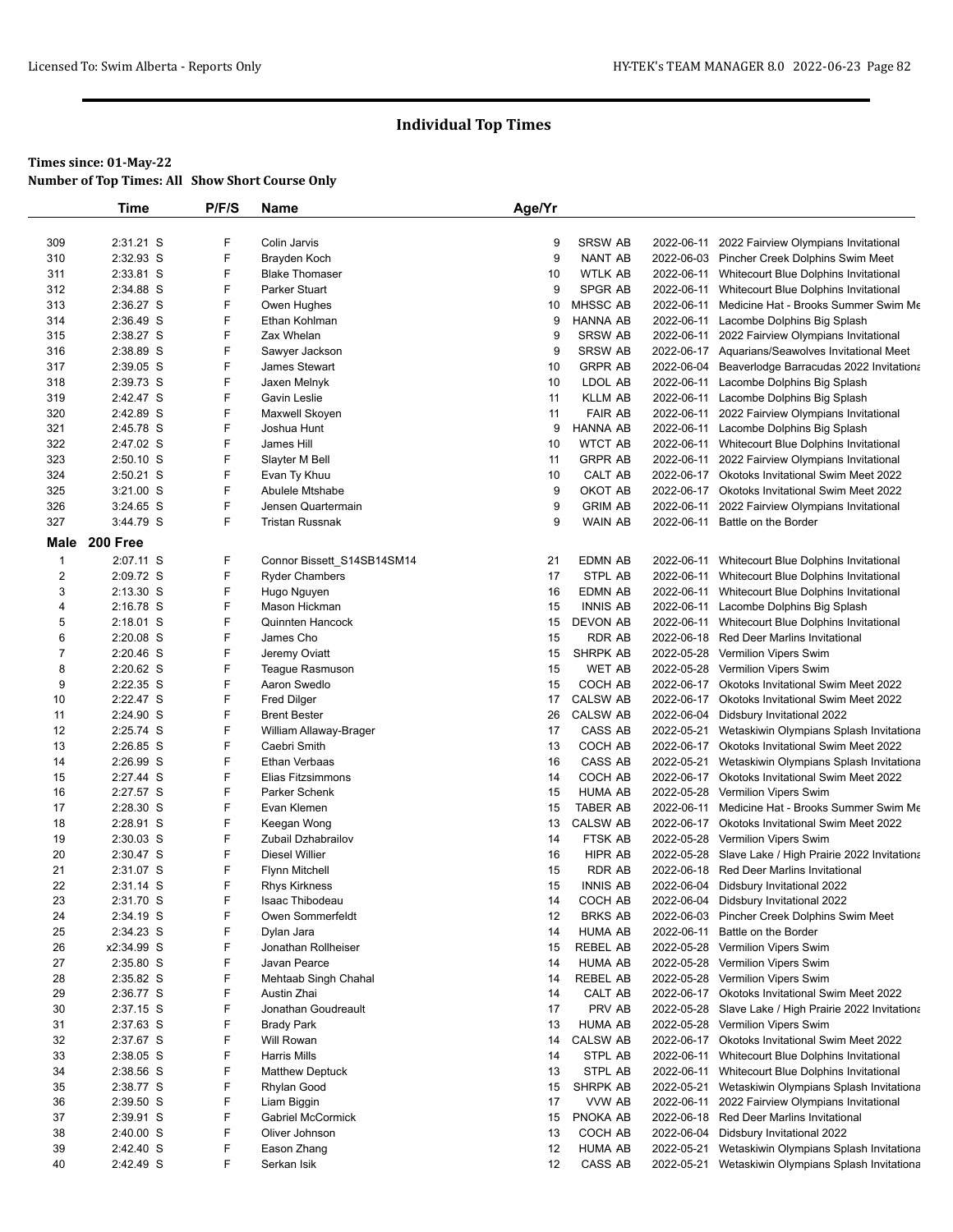## Individual Top Times

**Times since: 01-May-22**
**Number of Top Times: All Show Short Course Only**

| | Time | P/F/S | Name | Age/Yr | | | |
|---|---|---|---|---|---|---|---|
| 309 | 2:31.21 S | F | Colin Jarvis | 9 | SRSW AB | 2022-06-11 | 2022 Fairview Olympians Invitational |
| 310 | 2:32.93 S | F | Brayden Koch | 9 | NANT AB | 2022-06-03 | Pincher Creek Dolphins Swim Meet |
| 311 | 2:33.81 S | F | Blake Thomaser | 10 | WTLK AB | 2022-06-11 | Whitecourt Blue Dolphins Invitational |
| 312 | 2:34.88 S | F | Parker Stuart | 9 | SPGR AB | 2022-06-11 | Whitecourt Blue Dolphins Invitational |
| 313 | 2:36.27 S | F | Owen Hughes | 10 | MHSSC AB | 2022-06-11 | Medicine Hat - Brooks Summer Swim Me |
| 314 | 2:36.49 S | F | Ethan Kohlman | 9 | HANNA AB | 2022-06-11 | Lacombe Dolphins Big Splash |
| 315 | 2:38.27 S | F | Zax Whelan | 9 | SRSW AB | 2022-06-11 | 2022 Fairview Olympians Invitational |
| 316 | 2:38.89 S | F | Sawyer Jackson | 9 | SRSW AB | 2022-06-17 | Aquarians/Seawolves Invitational Meet |
| 317 | 2:39.05 S | F | James Stewart | 10 | GRPR AB | 2022-06-04 | Beaverlodge Barracudas 2022 Invitationa |
| 318 | 2:39.73 S | F | Jaxen Melnyk | 10 | LDOL AB | 2022-06-11 | Lacombe Dolphins Big Splash |
| 319 | 2:42.47 S | F | Gavin Leslie | 11 | KLLM AB | 2022-06-11 | Lacombe Dolphins Big Splash |
| 320 | 2:42.89 S | F | Maxwell Skoyen | 11 | FAIR AB | 2022-06-11 | 2022 Fairview Olympians Invitational |
| 321 | 2:45.78 S | F | Joshua Hunt | 9 | HANNA AB | 2022-06-11 | Lacombe Dolphins Big Splash |
| 322 | 2:47.02 S | F | James Hill | 10 | WTCT AB | 2022-06-11 | Whitecourt Blue Dolphins Invitational |
| 323 | 2:50.10 S | F | Slayter M Bell | 11 | GRPR AB | 2022-06-11 | 2022 Fairview Olympians Invitational |
| 324 | 2:50.21 S | F | Evan Ty Khuu | 10 | CALT AB | 2022-06-17 | Okotoks Invitational Swim Meet 2022 |
| 325 | 3:21.00 S | F | Abulele Mtshabe | 9 | OKOT AB | 2022-06-17 | Okotoks Invitational Swim Meet 2022 |
| 326 | 3:24.65 S | F | Jensen Quartermain | 9 | GRIM AB | 2022-06-11 | 2022 Fairview Olympians Invitational |
| 327 | 3:44.79 S | F | Tristan Russnak | 9 | WAIN AB | 2022-06-11 | Battle on the Border |

### Male 200 Free

| | Time | P/F/S | Name | Age/Yr | | | |
|---|---|---|---|---|---|---|---|
| 1 | 2:07.11 S | F | Connor Bissett_S14SB14SM14 | 21 | EDMN AB | 2022-06-11 | Whitecourt Blue Dolphins Invitational |
| 2 | 2:09.72 S | F | Ryder Chambers | 17 | STPL AB | 2022-06-11 | Whitecourt Blue Dolphins Invitational |
| 3 | 2:13.30 S | F | Hugo Nguyen | 16 | EDMN AB | 2022-06-11 | Whitecourt Blue Dolphins Invitational |
| 4 | 2:16.78 S | F | Mason Hickman | 15 | INNIS AB | 2022-06-11 | Lacombe Dolphins Big Splash |
| 5 | 2:18.01 S | F | Quinnten Hancock | 15 | DEVON AB | 2022-06-11 | Whitecourt Blue Dolphins Invitational |
| 6 | 2:20.08 S | F | James Cho | 15 | RDR AB | 2022-06-18 | Red Deer Marlins Invitational |
| 7 | 2:20.46 S | F | Jeremy Oviatt | 15 | SHRPK AB | 2022-05-28 | Vermilion Vipers Swim |
| 8 | 2:20.62 S | F | Teague Rasmuson | 15 | WET AB | 2022-05-28 | Vermilion Vipers Swim |
| 9 | 2:22.35 S | F | Aaron Swedlo | 15 | COCH AB | 2022-06-17 | Okotoks Invitational Swim Meet 2022 |
| 10 | 2:22.47 S | F | Fred Dilger | 17 | CALSW AB | 2022-06-17 | Okotoks Invitational Swim Meet 2022 |
| 11 | 2:24.90 S | F | Brent Bester | 26 | CALSW AB | 2022-06-04 | Didsbury Invitational 2022 |
| 12 | 2:25.74 S | F | William Allaway-Brager | 17 | CASS AB | 2022-05-21 | Wetaskiwin Olympians Splash Invitationa |
| 13 | 2:26.85 S | F | Caebri Smith | 13 | COCH AB | 2022-06-17 | Okotoks Invitational Swim Meet 2022 |
| 14 | 2:26.99 S | F | Ethan Verbaas | 16 | CASS AB | 2022-05-21 | Wetaskiwin Olympians Splash Invitationa |
| 15 | 2:27.44 S | F | Elias Fitzsimmons | 14 | COCH AB | 2022-06-17 | Okotoks Invitational Swim Meet 2022 |
| 16 | 2:27.57 S | F | Parker Schenk | 15 | HUMA AB | 2022-05-28 | Vermilion Vipers Swim |
| 17 | 2:28.30 S | F | Evan Klemen | 15 | TABER AB | 2022-06-11 | Medicine Hat - Brooks Summer Swim Me |
| 18 | 2:28.91 S | F | Keegan Wong | 13 | CALSW AB | 2022-06-17 | Okotoks Invitational Swim Meet 2022 |
| 19 | 2:30.03 S | F | Zubail Dzhabrailov | 14 | FTSK AB | 2022-05-28 | Vermilion Vipers Swim |
| 20 | 2:30.47 S | F | Diesel Willier | 16 | HIPR AB | 2022-05-28 | Slave Lake / High Prairie 2022 Invitationa |
| 21 | 2:31.07 S | F | Flynn Mitchell | 15 | RDR AB | 2022-06-18 | Red Deer Marlins Invitational |
| 22 | 2:31.14 S | F | Rhys Kirkness | 15 | INNIS AB | 2022-06-04 | Didsbury Invitational 2022 |
| 23 | 2:31.70 S | F | Isaac Thibodeau | 14 | COCH AB | 2022-06-04 | Didsbury Invitational 2022 |
| 24 | 2:34.19 S | F | Owen Sommerfeldt | 12 | BRKS AB | 2022-06-03 | Pincher Creek Dolphins Swim Meet |
| 25 | 2:34.23 S | F | Dylan Jara | 14 | HUMA AB | 2022-06-11 | Battle on the Border |
| 26 | x2:34.99 S | F | Jonathan Rollheiser | 15 | REBEL AB | 2022-05-28 | Vermilion Vipers Swim |
| 27 | 2:35.80 S | F | Javan Pearce | 14 | HUMA AB | 2022-05-28 | Vermilion Vipers Swim |
| 28 | 2:35.82 S | F | Mehtaab Singh Chahal | 14 | REBEL AB | 2022-05-28 | Vermilion Vipers Swim |
| 29 | 2:36.77 S | F | Austin Zhai | 14 | CALT AB | 2022-06-17 | Okotoks Invitational Swim Meet 2022 |
| 30 | 2:37.15 S | F | Jonathan Goudreault | 17 | PRV AB | 2022-05-28 | Slave Lake / High Prairie 2022 Invitationa |
| 31 | 2:37.63 S | F | Brady Park | 13 | HUMA AB | 2022-05-28 | Vermilion Vipers Swim |
| 32 | 2:37.67 S | F | Will Rowan | 14 | CALSW AB | 2022-06-17 | Okotoks Invitational Swim Meet 2022 |
| 33 | 2:38.05 S | F | Harris Mills | 14 | STPL AB | 2022-06-11 | Whitecourt Blue Dolphins Invitational |
| 34 | 2:38.56 S | F | Matthew Deptuck | 13 | STPL AB | 2022-06-11 | Whitecourt Blue Dolphins Invitational |
| 35 | 2:38.77 S | F | Rhylan Good | 15 | SHRPK AB | 2022-05-21 | Wetaskiwin Olympians Splash Invitationa |
| 36 | 2:39.50 S | F | Liam Biggin | 17 | VVW AB | 2022-06-11 | 2022 Fairview Olympians Invitational |
| 37 | 2:39.91 S | F | Gabriel McCormick | 15 | PNOKA AB | 2022-06-18 | Red Deer Marlins Invitational |
| 38 | 2:40.00 S | F | Oliver Johnson | 13 | COCH AB | 2022-06-04 | Didsbury Invitational 2022 |
| 39 | 2:42.40 S | F | Eason Zhang | 12 | HUMA AB | 2022-05-21 | Wetaskiwin Olympians Splash Invitationa |
| 40 | 2:42.49 S | F | Serkan Isik | 12 | CASS AB | 2022-05-21 | Wetaskiwin Olympians Splash Invitationa |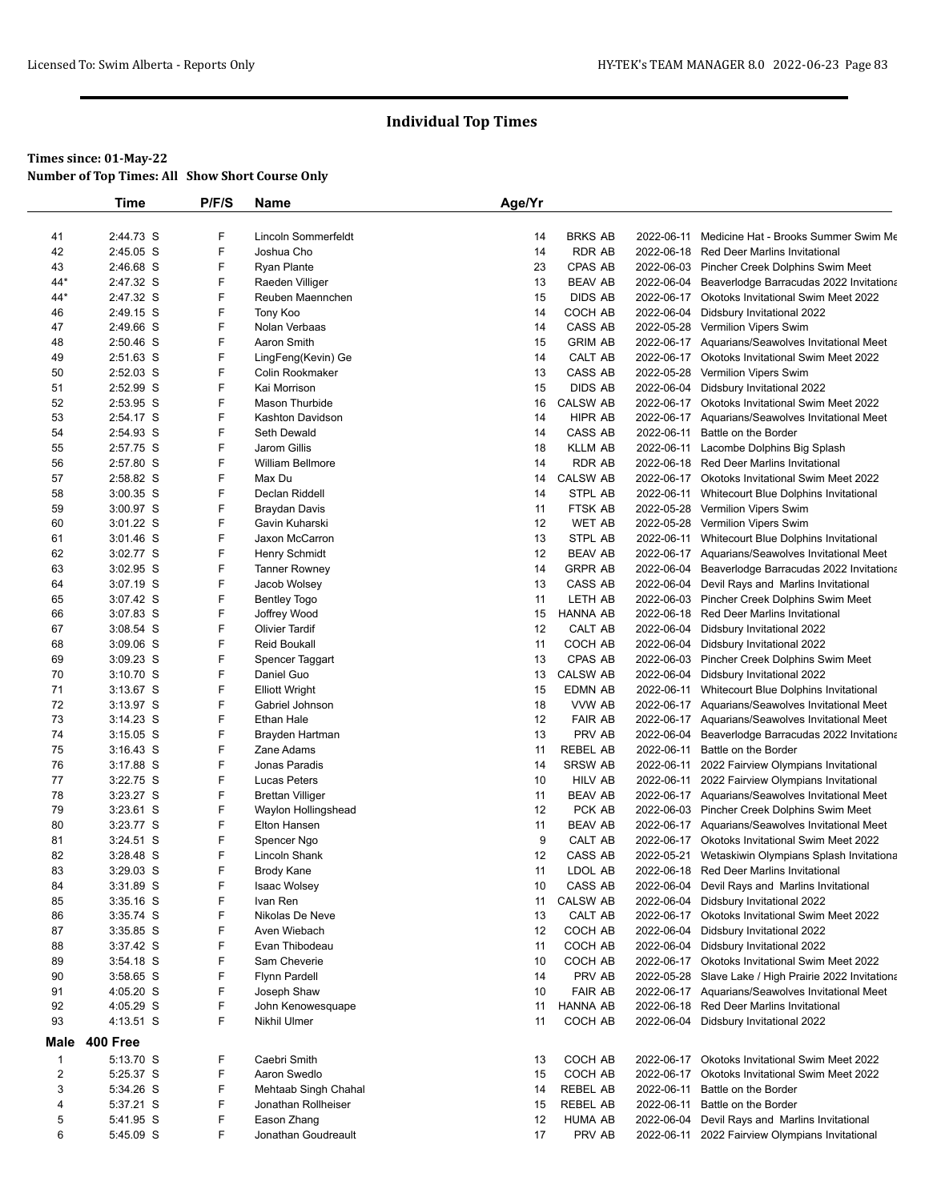## Individual Top Times

**Times since: 01-May-22**

**Number of Top Times: All Show Short Course Only**

| | Time | P/F/S | Name | Age/Yr | | | |
|---|---|---|---|---|---|---|---|
| 41 | 2:44.73 S | F | Lincoln Sommerfeldt | 14 | BRKS AB | 2022-06-11 | Medicine Hat - Brooks Summer Swim Me |
| 42 | 2:45.05 S | F | Joshua Cho | 14 | RDR AB | 2022-06-18 | Red Deer Marlins Invitational |
| 43 | 2:46.68 S | F | Ryan Plante | 23 | CPAS AB | 2022-06-03 | Pincher Creek Dolphins Swim Meet |
| 44* | 2:47.32 S | F | Raeden Villiger | 13 | BEAV AB | 2022-06-04 | Beaverlodge Barracudas 2022 Invitationa |
| 44* | 2:47.32 S | F | Reuben Maennchen | 15 | DIDS AB | 2022-06-17 | Okotoks Invitational Swim Meet 2022 |
| 46 | 2:49.15 S | F | Tony Koo | 14 | COCH AB | 2022-06-04 | Didsbury Invitational 2022 |
| 47 | 2:49.66 S | F | Nolan Verbaas | 14 | CASS AB | 2022-05-28 | Vermilion Vipers Swim |
| 48 | 2:50.46 S | F | Aaron Smith | 15 | GRIM AB | 2022-06-17 | Aquarians/Seawolves Invitational Meet |
| 49 | 2:51.63 S | F | LingFeng(Kevin) Ge | 14 | CALT AB | 2022-06-17 | Okotoks Invitational Swim Meet 2022 |
| 50 | 2:52.03 S | F | Colin Rookmaker | 13 | CASS AB | 2022-05-28 | Vermilion Vipers Swim |
| 51 | 2:52.99 S | F | Kai Morrison | 15 | DIDS AB | 2022-06-04 | Didsbury Invitational 2022 |
| 52 | 2:53.95 S | F | Mason Thurbide | 16 | CALSW AB | 2022-06-17 | Okotoks Invitational Swim Meet 2022 |
| 53 | 2:54.17 S | F | Kashton Davidson | 14 | HIPR AB | 2022-06-17 | Aquarians/Seawolves Invitational Meet |
| 54 | 2:54.93 S | F | Seth Dewald | 14 | CASS AB | 2022-06-11 | Battle on the Border |
| 55 | 2:57.75 S | F | Jarom Gillis | 18 | KLLM AB | 2022-06-11 | Lacombe Dolphins Big Splash |
| 56 | 2:57.80 S | F | William Bellmore | 14 | RDR AB | 2022-06-18 | Red Deer Marlins Invitational |
| 57 | 2:58.82 S | F | Max Du | 14 | CALSW AB | 2022-06-17 | Okotoks Invitational Swim Meet 2022 |
| 58 | 3:00.35 S | F | Declan Riddell | 14 | STPL AB | 2022-06-11 | Whitecourt Blue Dolphins Invitational |
| 59 | 3:00.97 S | F | Braydan Davis | 11 | FTSK AB | 2022-05-28 | Vermilion Vipers Swim |
| 60 | 3:01.22 S | F | Gavin Kuharski | 12 | WET AB | 2022-05-28 | Vermilion Vipers Swim |
| 61 | 3:01.46 S | F | Jaxon McCarron | 13 | STPL AB | 2022-06-11 | Whitecourt Blue Dolphins Invitational |
| 62 | 3:02.77 S | F | Henry Schmidt | 12 | BEAV AB | 2022-06-17 | Aquarians/Seawolves Invitational Meet |
| 63 | 3:02.95 S | F | Tanner Rowney | 14 | GRPR AB | 2022-06-04 | Beaverlodge Barracudas 2022 Invitationa |
| 64 | 3:07.19 S | F | Jacob Wolsey | 13 | CASS AB | 2022-06-04 | Devil Rays and Marlins Invitational |
| 65 | 3:07.42 S | F | Bentley Togo | 11 | LETH AB | 2022-06-03 | Pincher Creek Dolphins Swim Meet |
| 66 | 3:07.83 S | F | Joffrey Wood | 15 | HANNA AB | 2022-06-18 | Red Deer Marlins Invitational |
| 67 | 3:08.54 S | F | Olivier Tardif | 12 | CALT AB | 2022-06-04 | Didsbury Invitational 2022 |
| 68 | 3:09.06 S | F | Reid Boukall | 11 | COCH AB | 2022-06-04 | Didsbury Invitational 2022 |
| 69 | 3:09.23 S | F | Spencer Taggart | 13 | CPAS AB | 2022-06-03 | Pincher Creek Dolphins Swim Meet |
| 70 | 3:10.70 S | F | Daniel Guo | 13 | CALSW AB | 2022-06-04 | Didsbury Invitational 2022 |
| 71 | 3:13.67 S | F | Elliott Wright | 15 | EDMN AB | 2022-06-11 | Whitecourt Blue Dolphins Invitational |
| 72 | 3:13.97 S | F | Gabriel Johnson | 18 | VVW AB | 2022-06-17 | Aquarians/Seawolves Invitational Meet |
| 73 | 3:14.23 S | F | Ethan Hale | 12 | FAIR AB | 2022-06-17 | Aquarians/Seawolves Invitational Meet |
| 74 | 3:15.05 S | F | Brayden Hartman | 13 | PRV AB | 2022-06-04 | Beaverlodge Barracudas 2022 Invitationa |
| 75 | 3:16.43 S | F | Zane Adams | 11 | REBEL AB | 2022-06-11 | Battle on the Border |
| 76 | 3:17.88 S | F | Jonas Paradis | 14 | SRSW AB | 2022-06-11 | 2022 Fairview Olympians Invitational |
| 77 | 3:22.75 S | F | Lucas Peters | 10 | HILV AB | 2022-06-11 | 2022 Fairview Olympians Invitational |
| 78 | 3:23.27 S | F | Brettan Villiger | 11 | BEAV AB | 2022-06-17 | Aquarians/Seawolves Invitational Meet |
| 79 | 3:23.61 S | F | Waylon Hollingshead | 12 | PCK AB | 2022-06-03 | Pincher Creek Dolphins Swim Meet |
| 80 | 3:23.77 S | F | Elton Hansen | 11 | BEAV AB | 2022-06-17 | Aquarians/Seawolves Invitational Meet |
| 81 | 3:24.51 S | F | Spencer Ngo | 9 | CALT AB | 2022-06-17 | Okotoks Invitational Swim Meet 2022 |
| 82 | 3:28.48 S | F | Lincoln Shank | 12 | CASS AB | 2022-05-21 | Wetaskiwin Olympians Splash Invitationa |
| 83 | 3:29.03 S | F | Brody Kane | 11 | LDOL AB | 2022-06-18 | Red Deer Marlins Invitational |
| 84 | 3:31.89 S | F | Isaac Wolsey | 10 | CASS AB | 2022-06-04 | Devil Rays and Marlins Invitational |
| 85 | 3:35.16 S | F | Ivan Ren | 11 | CALSW AB | 2022-06-04 | Didsbury Invitational 2022 |
| 86 | 3:35.74 S | F | Nikolas De Neve | 13 | CALT AB | 2022-06-17 | Okotoks Invitational Swim Meet 2022 |
| 87 | 3:35.85 S | F | Aven Wiebach | 12 | COCH AB | 2022-06-04 | Didsbury Invitational 2022 |
| 88 | 3:37.42 S | F | Evan Thibodeau | 11 | COCH AB | 2022-06-04 | Didsbury Invitational 2022 |
| 89 | 3:54.18 S | F | Sam Cheverie | 10 | COCH AB | 2022-06-17 | Okotoks Invitational Swim Meet 2022 |
| 90 | 3:58.65 S | F | Flynn Pardell | 14 | PRV AB | 2022-05-28 | Slave Lake / High Prairie 2022 Invitationa |
| 91 | 4:05.20 S | F | Joseph Shaw | 10 | FAIR AB | 2022-06-17 | Aquarians/Seawolves Invitational Meet |
| 92 | 4:05.29 S | F | John Kenowesquape | 11 | HANNA AB | 2022-06-18 | Red Deer Marlins Invitational |
| 93 | 4:13.51 S | F | Nikhil Ulmer | 11 | COCH AB | 2022-06-04 | Didsbury Invitational 2022 |

### Male 400 Free

| | Time | P/F/S | Name | Age/Yr | | | |
|---|---|---|---|---|---|---|---|
| 1 | 5:13.70 S | F | Caebri Smith | 13 | COCH AB | 2022-06-17 | Okotoks Invitational Swim Meet 2022 |
| 2 | 5:25.37 S | F | Aaron Swedlo | 15 | COCH AB | 2022-06-17 | Okotoks Invitational Swim Meet 2022 |
| 3 | 5:34.26 S | F | Mehtaab Singh Chahal | 14 | REBEL AB | 2022-06-11 | Battle on the Border |
| 4 | 5:37.21 S | F | Jonathan Rollheiser | 15 | REBEL AB | 2022-06-11 | Battle on the Border |
| 5 | 5:41.95 S | F | Eason Zhang | 12 | HUMA AB | 2022-06-04 | Devil Rays and Marlins Invitational |
| 6 | 5:45.09 S | F | Jonathan Goudreault | 17 | PRV AB | 2022-06-11 | 2022 Fairview Olympians Invitational |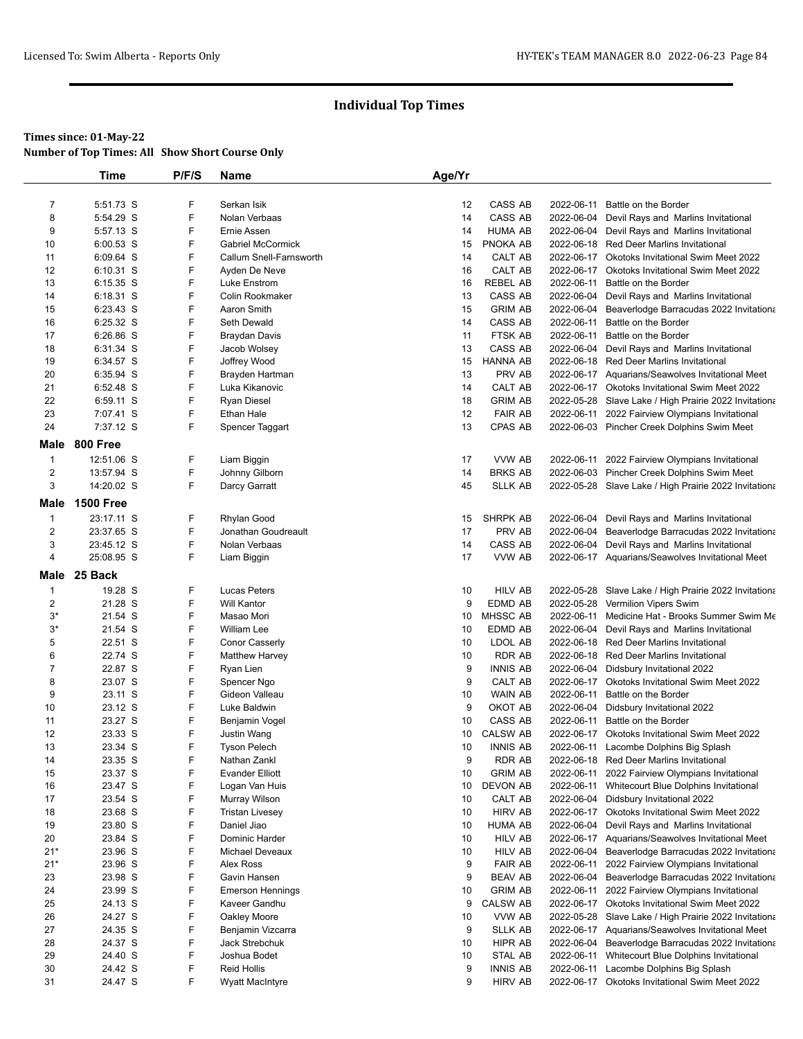# Individual Top Times

**Times since: 01-May-22**

**Number of Top Times: All Show Short Course Only**

| | Time | P/F/S | Name | Age/Yr | | | |
|---|---|---|---|---|---|---|---|
| 7 | 5:51.73 S | F | Serkan Isik | 12 | CASS AB | 2022-06-11 | Battle on the Border |
| 8 | 5:54.29 S | F | Nolan Verbaas | 14 | CASS AB | 2022-06-04 | Devil Rays and Marlins Invitational |
| 9 | 5:57.13 S | F | Ernie Assen | 14 | HUMA AB | 2022-06-04 | Devil Rays and Marlins Invitational |
| 10 | 6:00.53 S | F | Gabriel McCormick | 15 | PNOKA AB | 2022-06-18 | Red Deer Marlins Invitational |
| 11 | 6:09.64 S | F | Callum Snell-Farnsworth | 14 | CALT AB | 2022-06-17 | Okotoks Invitational Swim Meet 2022 |
| 12 | 6:10.31 S | F | Ayden De Neve | 16 | CALT AB | 2022-06-17 | Okotoks Invitational Swim Meet 2022 |
| 13 | 6:15.35 S | F | Luke Enstrom | 16 | REBEL AB | 2022-06-11 | Battle on the Border |
| 14 | 6:18.31 S | F | Colin Rookmaker | 13 | CASS AB | 2022-06-04 | Devil Rays and Marlins Invitational |
| 15 | 6:23.43 S | F | Aaron Smith | 15 | GRIM AB | 2022-06-04 | Beaverlodge Barracudas 2022 Invitationa |
| 16 | 6:25.32 S | F | Seth Dewald | 14 | CASS AB | 2022-06-11 | Battle on the Border |
| 17 | 6:26.86 S | F | Braydan Davis | 11 | FTSK AB | 2022-06-11 | Battle on the Border |
| 18 | 6:31.34 S | F | Jacob Wolsey | 13 | CASS AB | 2022-06-04 | Devil Rays and Marlins Invitational |
| 19 | 6:34.57 S | F | Joffrey Wood | 15 | HANNA AB | 2022-06-18 | Red Deer Marlins Invitational |
| 20 | 6:35.94 S | F | Brayden Hartman | 13 | PRV AB | 2022-06-17 | Aquarians/Seawolves Invitational Meet |
| 21 | 6:52.48 S | F | Luka Kikanovic | 14 | CALT AB | 2022-06-17 | Okotoks Invitational Swim Meet 2022 |
| 22 | 6:59.11 S | F | Ryan Diesel | 18 | GRIM AB | 2022-05-28 | Slave Lake / High Prairie 2022 Invitationa |
| 23 | 7:07.41 S | F | Ethan Hale | 12 | FAIR AB | 2022-06-11 | 2022 Fairview Olympians Invitational |
| 24 | 7:37.12 S | F | Spencer Taggart | 13 | CPAS AB | 2022-06-03 | Pincher Creek Dolphins Swim Meet |

## Male 800 Free

| | Time | P/F/S | Name | Age/Yr | | | |
|---|---|---|---|---|---|---|---|
| 1 | 12:51.06 S | F | Liam Biggin | 17 | VVW AB | 2022-06-11 | 2022 Fairview Olympians Invitational |
| 2 | 13:57.94 S | F | Johnny Gilborn | 14 | BRKS AB | 2022-06-03 | Pincher Creek Dolphins Swim Meet |
| 3 | 14:20.02 S | F | Darcy Garratt | 45 | SLLK AB | 2022-05-28 | Slave Lake / High Prairie 2022 Invitationa |

## Male 1500 Free

| | Time | P/F/S | Name | Age/Yr | | | |
|---|---|---|---|---|---|---|---|
| 1 | 23:17.11 S | F | Rhylan Good | 15 | SHRPK AB | 2022-06-04 | Devil Rays and Marlins Invitational |
| 2 | 23:37.65 S | F | Jonathan Goudreault | 17 | PRV AB | 2022-06-04 | Beaverlodge Barracudas 2022 Invitationa |
| 3 | 23:45.12 S | F | Nolan Verbaas | 14 | CASS AB | 2022-06-04 | Devil Rays and Marlins Invitational |
| 4 | 25:08.95 S | F | Liam Biggin | 17 | VVW AB | 2022-06-17 | Aquarians/Seawolves Invitational Meet |

## Male 25 Back

| | Time | P/F/S | Name | Age/Yr | | | |
|---|---|---|---|---|---|---|---|
| 1 | 19.28 S | F | Lucas Peters | 10 | HILV AB | 2022-05-28 | Slave Lake / High Prairie 2022 Invitationa |
| 2 | 21.28 S | F | Will Kantor | 9 | EDMD AB | 2022-05-28 | Vermilion Vipers Swim |
| 3* | 21.54 S | F | Masao Mori | 10 | MHSSC AB | 2022-06-11 | Medicine Hat - Brooks Summer Swim Me |
| 3* | 21.54 S | F | William Lee | 10 | EDMD AB | 2022-06-04 | Devil Rays and Marlins Invitational |
| 5 | 22.51 S | F | Conor Casserly | 10 | LDOL AB | 2022-06-18 | Red Deer Marlins Invitational |
| 6 | 22.74 S | F | Matthew Harvey | 10 | RDR AB | 2022-06-18 | Red Deer Marlins Invitational |
| 7 | 22.87 S | F | Ryan Lien | 9 | INNIS AB | 2022-06-04 | Didsbury Invitational 2022 |
| 8 | 23.07 S | F | Spencer Ngo | 9 | CALT AB | 2022-06-17 | Okotoks Invitational Swim Meet 2022 |
| 9 | 23.11 S | F | Gideon Valleau | 10 | WAIN AB | 2022-06-11 | Battle on the Border |
| 10 | 23.12 S | F | Luke Baldwin | 9 | OKOT AB | 2022-06-04 | Didsbury Invitational 2022 |
| 11 | 23.27 S | F | Benjamin Vogel | 10 | CASS AB | 2022-06-11 | Battle on the Border |
| 12 | 23.33 S | F | Justin Wang | 10 | CALSW AB | 2022-06-17 | Okotoks Invitational Swim Meet 2022 |
| 13 | 23.34 S | F | Tyson Pelech | 10 | INNIS AB | 2022-06-11 | Lacombe Dolphins Big Splash |
| 14 | 23.35 S | F | Nathan Zankl | 9 | RDR AB | 2022-06-18 | Red Deer Marlins Invitational |
| 15 | 23.37 S | F | Evander Elliott | 10 | GRIM AB | 2022-06-11 | 2022 Fairview Olympians Invitational |
| 16 | 23.47 S | F | Logan Van Huis | 10 | DEVON AB | 2022-06-11 | Whitecourt Blue Dolphins Invitational |
| 17 | 23.54 S | F | Murray Wilson | 10 | CALT AB | 2022-06-04 | Didsbury Invitational 2022 |
| 18 | 23.68 S | F | Tristan Livesey | 10 | HIRV AB | 2022-06-17 | Okotoks Invitational Swim Meet 2022 |
| 19 | 23.80 S | F | Daniel Jiao | 10 | HUMA AB | 2022-06-04 | Devil Rays and Marlins Invitational |
| 20 | 23.84 S | F | Dominic Harder | 10 | HILV AB | 2022-06-17 | Aquarians/Seawolves Invitational Meet |
| 21* | 23.96 S | F | Michael Deveaux | 10 | HILV AB | 2022-06-04 | Beaverlodge Barracudas 2022 Invitationa |
| 21* | 23.96 S | F | Alex Ross | 9 | FAIR AB | 2022-06-11 | 2022 Fairview Olympians Invitational |
| 23 | 23.98 S | F | Gavin Hansen | 9 | BEAV AB | 2022-06-04 | Beaverlodge Barracudas 2022 Invitationa |
| 24 | 23.99 S | F | Emerson Hennings | 10 | GRIM AB | 2022-06-11 | 2022 Fairview Olympians Invitational |
| 25 | 24.13 S | F | Kaveer Gandhu | 9 | CALSW AB | 2022-06-17 | Okotoks Invitational Swim Meet 2022 |
| 26 | 24.27 S | F | Oakley Moore | 10 | VVW AB | 2022-05-28 | Slave Lake / High Prairie 2022 Invitationa |
| 27 | 24.35 S | F | Benjamin Vizcarra | 9 | SLLK AB | 2022-06-17 | Aquarians/Seawolves Invitational Meet |
| 28 | 24.37 S | F | Jack Strebchuk | 10 | HIPR AB | 2022-06-04 | Beaverlodge Barracudas 2022 Invitationa |
| 29 | 24.40 S | F | Joshua Bodet | 10 | STAL AB | 2022-06-11 | Whitecourt Blue Dolphins Invitational |
| 30 | 24.42 S | F | Reid Hollis | 9 | INNIS AB | 2022-06-11 | Lacombe Dolphins Big Splash |
| 31 | 24.47 S | F | Wyatt MacIntyre | 9 | HIRV AB | 2022-06-17 | Okotoks Invitational Swim Meet 2022 |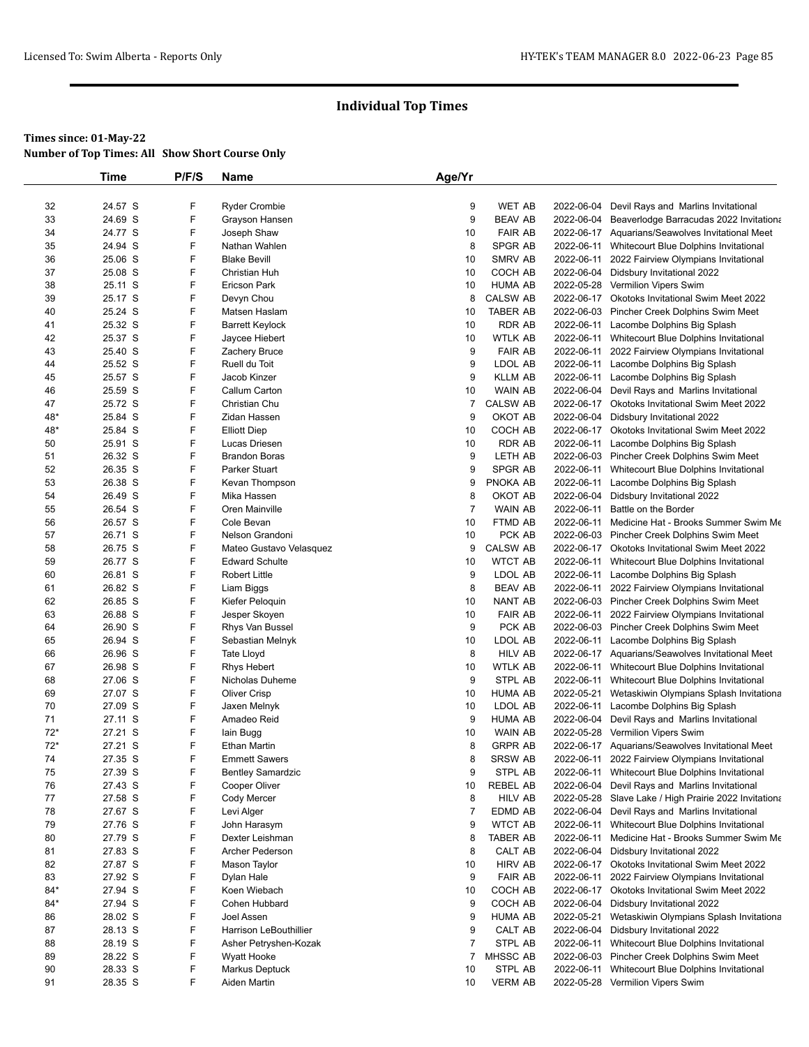## Individual Top Times

**Times since: 01-May-22**
**Number of Top Times: All Show Short Course Only**

| | Time | P/F/S | Name | Age/Yr | | | |
|---|---|---|---|---|---|---|---|
| 32 | 24.57 S | F | Ryder Crombie | 9 | WET AB | 2022-06-04 | Devil Rays and Marlins Invitational |
| 33 | 24.69 S | F | Grayson Hansen | 9 | BEAV AB | 2022-06-04 | Beaverlodge Barracudas 2022 Invitationa |
| 34 | 24.77 S | F | Joseph Shaw | 10 | FAIR AB | 2022-06-17 | Aquarians/Seawolves Invitational Meet |
| 35 | 24.94 S | F | Nathan Wahlen | 8 | SPGR AB | 2022-06-11 | Whitecourt Blue Dolphins Invitational |
| 36 | 25.06 S | F | Blake Bevill | 10 | SMRV AB | 2022-06-11 | 2022 Fairview Olympians Invitational |
| 37 | 25.08 S | F | Christian Huh | 10 | COCH AB | 2022-06-04 | Didsbury Invitational 2022 |
| 38 | 25.11 S | F | Ericson Park | 10 | HUMA AB | 2022-05-28 | Vermilion Vipers Swim |
| 39 | 25.17 S | F | Devyn Chou | 8 | CALSW AB | 2022-06-17 | Okotoks Invitational Swim Meet 2022 |
| 40 | 25.24 S | F | Matsen Haslam | 10 | TABER AB | 2022-06-03 | Pincher Creek Dolphins Swim Meet |
| 41 | 25.32 S | F | Barrett Keylock | 10 | RDR AB | 2022-06-11 | Lacombe Dolphins Big Splash |
| 42 | 25.37 S | F | Jaycee Hiebert | 10 | WTLK AB | 2022-06-11 | Whitecourt Blue Dolphins Invitational |
| 43 | 25.40 S | F | Zachery Bruce | 9 | FAIR AB | 2022-06-11 | 2022 Fairview Olympians Invitational |
| 44 | 25.52 S | F | Ruell du Toit | 9 | LDOL AB | 2022-06-11 | Lacombe Dolphins Big Splash |
| 45 | 25.57 S | F | Jacob Kinzer | 9 | KLLM AB | 2022-06-11 | Lacombe Dolphins Big Splash |
| 46 | 25.59 S | F | Callum Carton | 10 | WAIN AB | 2022-06-04 | Devil Rays and Marlins Invitational |
| 47 | 25.72 S | F | Christian Chu | 7 | CALSW AB | 2022-06-17 | Okotoks Invitational Swim Meet 2022 |
| 48* | 25.84 S | F | Zidan Hassen | 9 | OKOT AB | 2022-06-04 | Didsbury Invitational 2022 |
| 48* | 25.84 S | F | Elliott Diep | 10 | COCH AB | 2022-06-17 | Okotoks Invitational Swim Meet 2022 |
| 50 | 25.91 S | F | Lucas Driesen | 10 | RDR AB | 2022-06-11 | Lacombe Dolphins Big Splash |
| 51 | 26.32 S | F | Brandon Boras | 9 | LETH AB | 2022-06-03 | Pincher Creek Dolphins Swim Meet |
| 52 | 26.35 S | F | Parker Stuart | 9 | SPGR AB | 2022-06-11 | Whitecourt Blue Dolphins Invitational |
| 53 | 26.38 S | F | Kevan Thompson | 9 | PNOKA AB | 2022-06-11 | Lacombe Dolphins Big Splash |
| 54 | 26.49 S | F | Mika Hassen | 8 | OKOT AB | 2022-06-04 | Didsbury Invitational 2022 |
| 55 | 26.54 S | F | Oren Mainville | 7 | WAIN AB | 2022-06-11 | Battle on the Border |
| 56 | 26.57 S | F | Cole Bevan | 10 | FTMD AB | 2022-06-11 | Medicine Hat - Brooks Summer Swim Me |
| 57 | 26.71 S | F | Nelson Grandoni | 10 | PCK AB | 2022-06-03 | Pincher Creek Dolphins Swim Meet |
| 58 | 26.75 S | F | Mateo Gustavo Velasquez | 9 | CALSW AB | 2022-06-17 | Okotoks Invitational Swim Meet 2022 |
| 59 | 26.77 S | F | Edward Schulte | 10 | WTCT AB | 2022-06-11 | Whitecourt Blue Dolphins Invitational |
| 60 | 26.81 S | F | Robert Little | 9 | LDOL AB | 2022-06-11 | Lacombe Dolphins Big Splash |
| 61 | 26.82 S | F | Liam Biggs | 8 | BEAV AB | 2022-06-11 | 2022 Fairview Olympians Invitational |
| 62 | 26.85 S | F | Kiefer Peloquin | 10 | NANT AB | 2022-06-03 | Pincher Creek Dolphins Swim Meet |
| 63 | 26.88 S | F | Jesper Skoyen | 10 | FAIR AB | 2022-06-11 | 2022 Fairview Olympians Invitational |
| 64 | 26.90 S | F | Rhys Van Bussel | 9 | PCK AB | 2022-06-03 | Pincher Creek Dolphins Swim Meet |
| 65 | 26.94 S | F | Sebastian Melnyk | 10 | LDOL AB | 2022-06-11 | Lacombe Dolphins Big Splash |
| 66 | 26.96 S | F | Tate Lloyd | 8 | HILV AB | 2022-06-17 | Aquarians/Seawolves Invitational Meet |
| 67 | 26.98 S | F | Rhys Hebert | 10 | WTLK AB | 2022-06-11 | Whitecourt Blue Dolphins Invitational |
| 68 | 27.06 S | F | Nicholas Duheme | 9 | STPL AB | 2022-06-11 | Whitecourt Blue Dolphins Invitational |
| 69 | 27.07 S | F | Oliver Crisp | 10 | HUMA AB | 2022-05-21 | Wetaskiwin Olympians Splash Invitationa |
| 70 | 27.09 S | F | Jaxen Melnyk | 10 | LDOL AB | 2022-06-11 | Lacombe Dolphins Big Splash |
| 71 | 27.11 S | F | Amadeo Reid | 9 | HUMA AB | 2022-06-04 | Devil Rays and Marlins Invitational |
| 72* | 27.21 S | F | Iain Bugg | 10 | WAIN AB | 2022-05-28 | Vermilion Vipers Swim |
| 72* | 27.21 S | F | Ethan Martin | 8 | GRPR AB | 2022-06-17 | Aquarians/Seawolves Invitational Meet |
| 74 | 27.35 S | F | Emmett Sawers | 8 | SRSW AB | 2022-06-11 | 2022 Fairview Olympians Invitational |
| 75 | 27.39 S | F | Bentley Samardzic | 9 | STPL AB | 2022-06-11 | Whitecourt Blue Dolphins Invitational |
| 76 | 27.43 S | F | Cooper Oliver | 10 | REBEL AB | 2022-06-04 | Devil Rays and Marlins Invitational |
| 77 | 27.58 S | F | Cody Mercer | 8 | HILV AB | 2022-05-28 | Slave Lake / High Prairie 2022 Invitationa |
| 78 | 27.67 S | F | Levi Alger | 7 | EDMD AB | 2022-06-04 | Devil Rays and Marlins Invitational |
| 79 | 27.76 S | F | John Harasym | 9 | WTCT AB | 2022-06-11 | Whitecourt Blue Dolphins Invitational |
| 80 | 27.79 S | F | Dexter Leishman | 8 | TABER AB | 2022-06-11 | Medicine Hat - Brooks Summer Swim Me |
| 81 | 27.83 S | F | Archer Pederson | 8 | CALT AB | 2022-06-04 | Didsbury Invitational 2022 |
| 82 | 27.87 S | F | Mason Taylor | 10 | HIRV AB | 2022-06-17 | Okotoks Invitational Swim Meet 2022 |
| 83 | 27.92 S | F | Dylan Hale | 9 | FAIR AB | 2022-06-11 | 2022 Fairview Olympians Invitational |
| 84* | 27.94 S | F | Koen Wiebach | 10 | COCH AB | 2022-06-17 | Okotoks Invitational Swim Meet 2022 |
| 84* | 27.94 S | F | Cohen Hubbard | 9 | COCH AB | 2022-06-04 | Didsbury Invitational 2022 |
| 86 | 28.02 S | F | Joel Assen | 9 | HUMA AB | 2022-05-21 | Wetaskiwin Olympians Splash Invitationa |
| 87 | 28.13 S | F | Harrison LeBouthillier | 9 | CALT AB | 2022-06-04 | Didsbury Invitational 2022 |
| 88 | 28.19 S | F | Asher Petryshen-Kozak | 7 | STPL AB | 2022-06-11 | Whitecourt Blue Dolphins Invitational |
| 89 | 28.22 S | F | Wyatt Hooke | 7 | MHSSC AB | 2022-06-03 | Pincher Creek Dolphins Swim Meet |
| 90 | 28.33 S | F | Markus Deptuck | 10 | STPL AB | 2022-06-11 | Whitecourt Blue Dolphins Invitational |
| 91 | 28.35 S | F | Aiden Martin | 10 | VERM AB | 2022-05-28 | Vermilion Vipers Swim |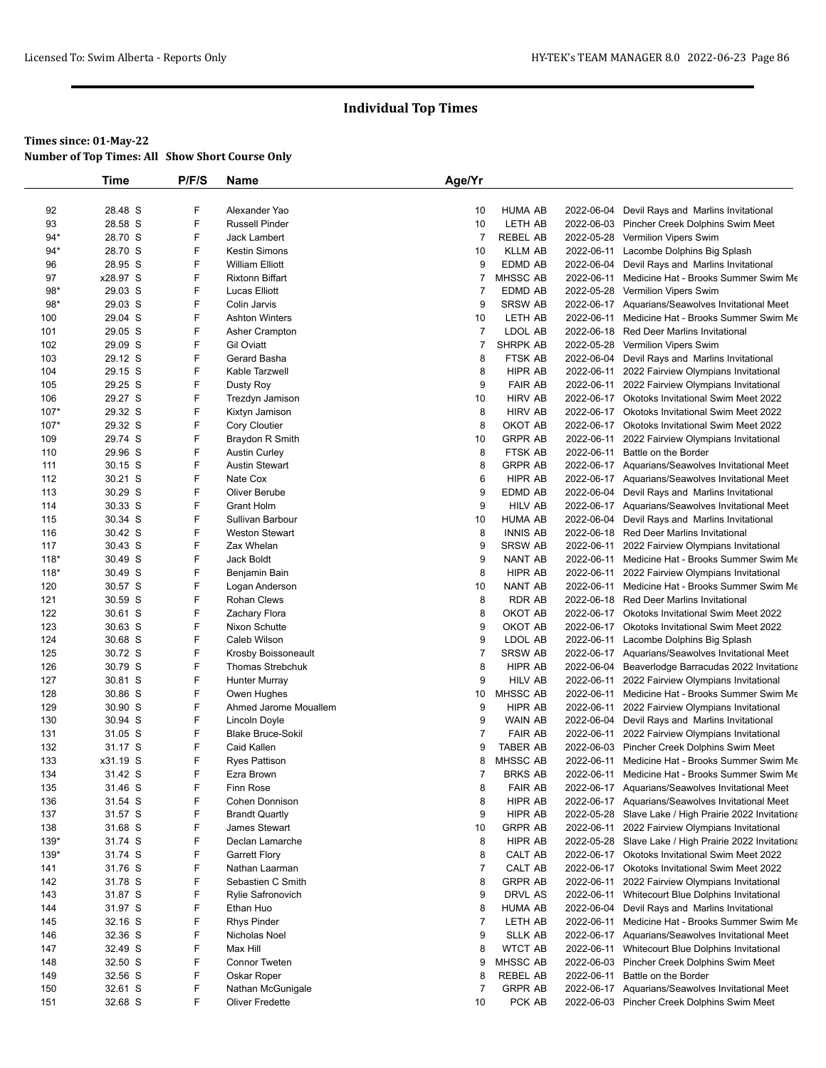# Individual Top Times

**Times since: 01-May-22**
**Number of Top Times: All Show Short Course Only**

| | Time | P/F/S | Name | Age/Yr | | | |
|---|---|---|---|---|---|---|---|
| 92 | 28.48 S | F | Alexander Yao | 10 | HUMA AB | 2022-06-04 | Devil Rays and Marlins Invitational |
| 93 | 28.58 S | F | Russell Pinder | 10 | LETH AB | 2022-06-03 | Pincher Creek Dolphins Swim Meet |
| 94* | 28.70 S | F | Jack Lambert | 7 | REBEL AB | 2022-05-28 | Vermilion Vipers Swim |
| 94* | 28.70 S | F | Kestin Simons | 10 | KLLM AB | 2022-06-11 | Lacombe Dolphins Big Splash |
| 96 | 28.95 S | F | William Elliott | 9 | EDMD AB | 2022-06-04 | Devil Rays and Marlins Invitational |
| 97 | x28.97 S | F | Rixtonn Biffart | 7 | MHSSC AB | 2022-06-11 | Medicine Hat - Brooks Summer Swim Me |
| 98* | 29.03 S | F | Lucas Elliott | 7 | EDMD AB | 2022-05-28 | Vermilion Vipers Swim |
| 98* | 29.03 S | F | Colin Jarvis | 9 | SRSW AB | 2022-06-17 | Aquarians/Seawolves Invitational Meet |
| 100 | 29.04 S | F | Ashton Winters | 10 | LETH AB | 2022-06-11 | Medicine Hat - Brooks Summer Swim Me |
| 101 | 29.05 S | F | Asher Crampton | 7 | LDOL AB | 2022-06-18 | Red Deer Marlins Invitational |
| 102 | 29.09 S | F | Gil Oviatt | 7 | SHRPK AB | 2022-05-28 | Vermilion Vipers Swim |
| 103 | 29.12 S | F | Gerard Basha | 8 | FTSK AB | 2022-06-04 | Devil Rays and Marlins Invitational |
| 104 | 29.15 S | F | Kable Tarzwell | 8 | HIPR AB | 2022-06-11 | 2022 Fairview Olympians Invitational |
| 105 | 29.25 S | F | Dusty Roy | 9 | FAIR AB | 2022-06-11 | 2022 Fairview Olympians Invitational |
| 106 | 29.27 S | F | Trezdyn Jamison | 10 | HIRV AB | 2022-06-17 | Okotoks Invitational Swim Meet 2022 |
| 107* | 29.32 S | F | Kixtyn Jamison | 8 | HIRV AB | 2022-06-17 | Okotoks Invitational Swim Meet 2022 |
| 107* | 29.32 S | F | Cory Cloutier | 8 | OKOT AB | 2022-06-17 | Okotoks Invitational Swim Meet 2022 |
| 109 | 29.74 S | F | Braydon R Smith | 10 | GRPR AB | 2022-06-11 | 2022 Fairview Olympians Invitational |
| 110 | 29.96 S | F | Austin Curley | 8 | FTSK AB | 2022-06-11 | Battle on the Border |
| 111 | 30.15 S | F | Austin Stewart | 8 | GRPR AB | 2022-06-17 | Aquarians/Seawolves Invitational Meet |
| 112 | 30.21 S | F | Nate Cox | 6 | HIPR AB | 2022-06-17 | Aquarians/Seawolves Invitational Meet |
| 113 | 30.29 S | F | Oliver Berube | 9 | EDMD AB | 2022-06-04 | Devil Rays and Marlins Invitational |
| 114 | 30.33 S | F | Grant Holm | 9 | HILV AB | 2022-06-17 | Aquarians/Seawolves Invitational Meet |
| 115 | 30.34 S | F | Sullivan Barbour | 10 | HUMA AB | 2022-06-04 | Devil Rays and Marlins Invitational |
| 116 | 30.42 S | F | Weston Stewart | 8 | INNIS AB | 2022-06-18 | Red Deer Marlins Invitational |
| 117 | 30.43 S | F | Zax Whelan | 9 | SRSW AB | 2022-06-11 | 2022 Fairview Olympians Invitational |
| 118* | 30.49 S | F | Jack Boldt | 9 | NANT AB | 2022-06-11 | Medicine Hat - Brooks Summer Swim Me |
| 118* | 30.49 S | F | Benjamin Bain | 8 | HIPR AB | 2022-06-11 | 2022 Fairview Olympians Invitational |
| 120 | 30.57 S | F | Logan Anderson | 10 | NANT AB | 2022-06-11 | Medicine Hat - Brooks Summer Swim Me |
| 121 | 30.59 S | F | Rohan Clews | 8 | RDR AB | 2022-06-18 | Red Deer Marlins Invitational |
| 122 | 30.61 S | F | Zachary Flora | 8 | OKOT AB | 2022-06-17 | Okotoks Invitational Swim Meet 2022 |
| 123 | 30.63 S | F | Nixon Schutte | 9 | OKOT AB | 2022-06-17 | Okotoks Invitational Swim Meet 2022 |
| 124 | 30.68 S | F | Caleb Wilson | 9 | LDOL AB | 2022-06-11 | Lacombe Dolphins Big Splash |
| 125 | 30.72 S | F | Krosby Boissoneault | 7 | SRSW AB | 2022-06-17 | Aquarians/Seawolves Invitational Meet |
| 126 | 30.79 S | F | Thomas Strebchuk | 8 | HIPR AB | 2022-06-04 | Beaverlodge Barracudas 2022 Invitationa |
| 127 | 30.81 S | F | Hunter Murray | 9 | HILV AB | 2022-06-11 | 2022 Fairview Olympians Invitational |
| 128 | 30.86 S | F | Owen Hughes | 10 | MHSSC AB | 2022-06-11 | Medicine Hat - Brooks Summer Swim Me |
| 129 | 30.90 S | F | Ahmed Jarome Mouallem | 9 | HIPR AB | 2022-06-11 | 2022 Fairview Olympians Invitational |
| 130 | 30.94 S | F | Lincoln Doyle | 9 | WAIN AB | 2022-06-04 | Devil Rays and Marlins Invitational |
| 131 | 31.05 S | F | Blake Bruce-Sokil | 7 | FAIR AB | 2022-06-11 | 2022 Fairview Olympians Invitational |
| 132 | 31.17 S | F | Caid Kallen | 9 | TABER AB | 2022-06-03 | Pincher Creek Dolphins Swim Meet |
| 133 | x31.19 S | F | Ryes Pattison | 8 | MHSSC AB | 2022-06-11 | Medicine Hat - Brooks Summer Swim Me |
| 134 | 31.42 S | F | Ezra Brown | 7 | BRKS AB | 2022-06-11 | Medicine Hat - Brooks Summer Swim Me |
| 135 | 31.46 S | F | Finn Rose | 8 | FAIR AB | 2022-06-17 | Aquarians/Seawolves Invitational Meet |
| 136 | 31.54 S | F | Cohen Donnison | 8 | HIPR AB | 2022-06-17 | Aquarians/Seawolves Invitational Meet |
| 137 | 31.57 S | F | Brandt Quartly | 9 | HIPR AB | 2022-05-28 | Slave Lake / High Prairie 2022 Invitationa |
| 138 | 31.68 S | F | James Stewart | 10 | GRPR AB | 2022-06-11 | 2022 Fairview Olympians Invitational |
| 139* | 31.74 S | F | Declan Lamarche | 8 | HIPR AB | 2022-05-28 | Slave Lake / High Prairie 2022 Invitationa |
| 139* | 31.74 S | F | Garrett Flory | 8 | CALT AB | 2022-06-17 | Okotoks Invitational Swim Meet 2022 |
| 141 | 31.76 S | F | Nathan Laarman | 7 | CALT AB | 2022-06-17 | Okotoks Invitational Swim Meet 2022 |
| 142 | 31.78 S | F | Sebastien C Smith | 8 | GRPR AB | 2022-06-11 | 2022 Fairview Olympians Invitational |
| 143 | 31.87 S | F | Rylie Safronovich | 9 | DRVL AS | 2022-06-11 | Whitecourt Blue Dolphins Invitational |
| 144 | 31.97 S | F | Ethan Huo | 8 | HUMA AB | 2022-06-04 | Devil Rays and Marlins Invitational |
| 145 | 32.16 S | F | Rhys Pinder | 7 | LETH AB | 2022-06-11 | Medicine Hat - Brooks Summer Swim Me |
| 146 | 32.36 S | F | Nicholas Noel | 9 | SLLK AB | 2022-06-17 | Aquarians/Seawolves Invitational Meet |
| 147 | 32.49 S | F | Max Hill | 8 | WTCT AB | 2022-06-11 | Whitecourt Blue Dolphins Invitational |
| 148 | 32.50 S | F | Connor Tweten | 9 | MHSSC AB | 2022-06-03 | Pincher Creek Dolphins Swim Meet |
| 149 | 32.56 S | F | Oskar Roper | 8 | REBEL AB | 2022-06-11 | Battle on the Border |
| 150 | 32.61 S | F | Nathan McGunigale | 7 | GRPR AB | 2022-06-17 | Aquarians/Seawolves Invitational Meet |
| 151 | 32.68 S | F | Oliver Fredette | 10 | PCK AB | 2022-06-03 | Pincher Creek Dolphins Swim Meet |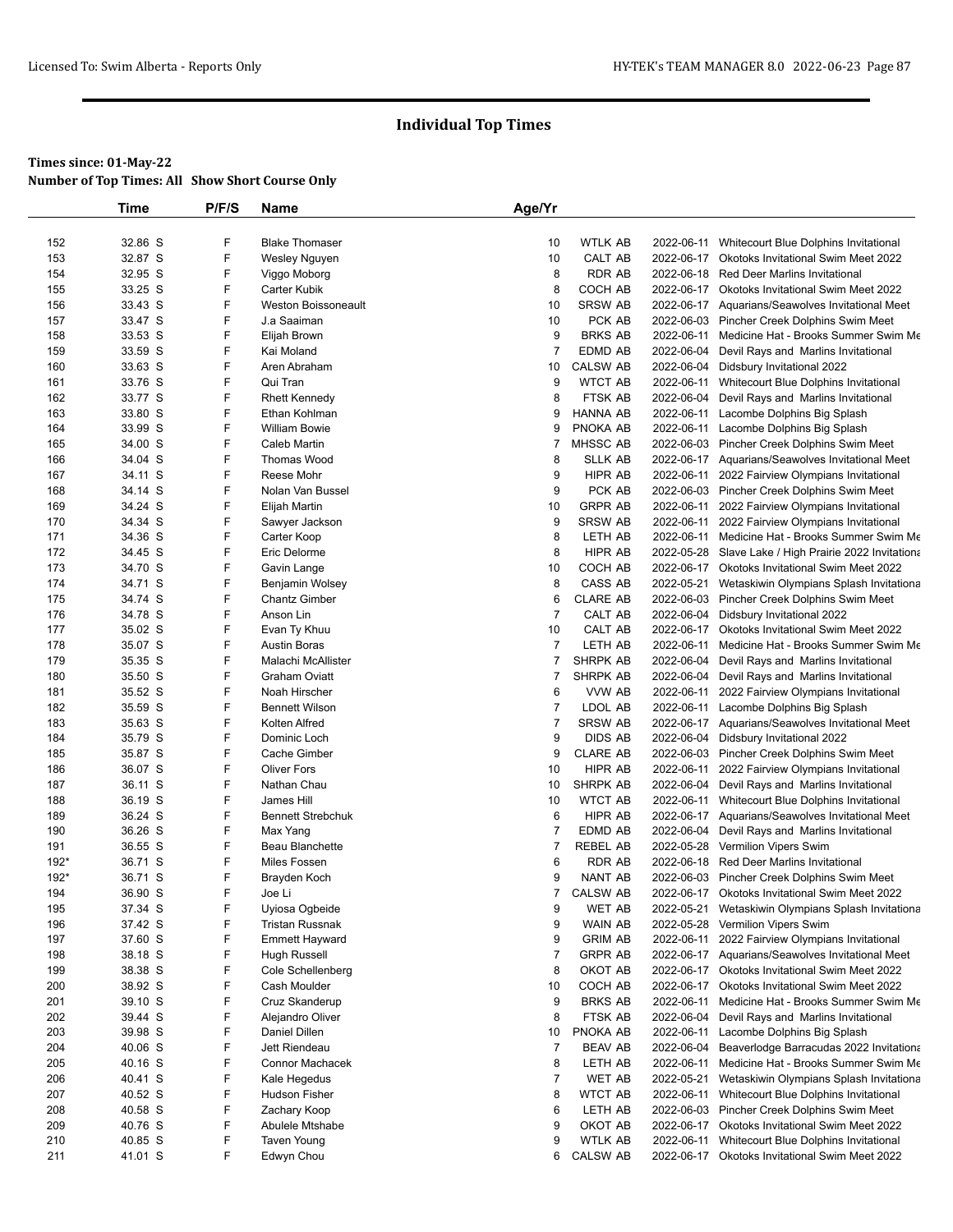# Individual Top Times

**Times since: 01-May-22**
**Number of Top Times: All Show Short Course Only**

| | Time | P/F/S | Name | Age/Yr | | | |
|---|---|---|---|---|---|---|---|
| 152 | 32.86 S | F | Blake Thomaser | 10 | WTLK AB | 2022-06-11 | Whitecourt Blue Dolphins Invitational |
| 153 | 32.87 S | F | Wesley Nguyen | 10 | CALT AB | 2022-06-17 | Okotoks Invitational Swim Meet 2022 |
| 154 | 32.95 S | F | Viggo Moborg | 8 | RDR AB | 2022-06-18 | Red Deer Marlins Invitational |
| 155 | 33.25 S | F | Carter Kubik | 8 | COCH AB | 2022-06-17 | Okotoks Invitational Swim Meet 2022 |
| 156 | 33.43 S | F | Weston Boissoneault | 10 | SRSW AB | 2022-06-17 | Aquarians/Seawolves Invitational Meet |
| 157 | 33.47 S | F | J.a Saaiman | 10 | PCK AB | 2022-06-03 | Pincher Creek Dolphins Swim Meet |
| 158 | 33.53 S | F | Elijah Brown | 9 | BRKS AB | 2022-06-11 | Medicine Hat - Brooks Summer Swim Me |
| 159 | 33.59 S | F | Kai Moland | 7 | EDMD AB | 2022-06-04 | Devil Rays and Marlins Invitational |
| 160 | 33.63 S | F | Aren Abraham | 10 | CALSW AB | 2022-06-04 | Didsbury Invitational 2022 |
| 161 | 33.76 S | F | Qui Tran | 9 | WTCT AB | 2022-06-11 | Whitecourt Blue Dolphins Invitational |
| 162 | 33.77 S | F | Rhett Kennedy | 8 | FTSK AB | 2022-06-04 | Devil Rays and Marlins Invitational |
| 163 | 33.80 S | F | Ethan Kohlman | 9 | HANNA AB | 2022-06-11 | Lacombe Dolphins Big Splash |
| 164 | 33.99 S | F | William Bowie | 9 | PNOKA AB | 2022-06-11 | Lacombe Dolphins Big Splash |
| 165 | 34.00 S | F | Caleb Martin | 7 | MHSSC AB | 2022-06-03 | Pincher Creek Dolphins Swim Meet |
| 166 | 34.04 S | F | Thomas Wood | 8 | SLLK AB | 2022-06-17 | Aquarians/Seawolves Invitational Meet |
| 167 | 34.11 S | F | Reese Mohr | 9 | HIPR AB | 2022-06-11 | 2022 Fairview Olympians Invitational |
| 168 | 34.14 S | F | Nolan Van Bussel | 9 | PCK AB | 2022-06-03 | Pincher Creek Dolphins Swim Meet |
| 169 | 34.24 S | F | Elijah Martin | 10 | GRPR AB | 2022-06-11 | 2022 Fairview Olympians Invitational |
| 170 | 34.34 S | F | Sawyer Jackson | 9 | SRSW AB | 2022-06-11 | 2022 Fairview Olympians Invitational |
| 171 | 34.36 S | F | Carter Koop | 8 | LETH AB | 2022-06-11 | Medicine Hat - Brooks Summer Swim Me |
| 172 | 34.45 S | F | Eric Delorme | 8 | HIPR AB | 2022-05-28 | Slave Lake / High Prairie 2022 Invitationa |
| 173 | 34.70 S | F | Gavin Lange | 10 | COCH AB | 2022-06-17 | Okotoks Invitational Swim Meet 2022 |
| 174 | 34.71 S | F | Benjamin Wolsey | 8 | CASS AB | 2022-05-21 | Wetaskiwin Olympians Splash Invitationa |
| 175 | 34.74 S | F | Chantz Gimber | 6 | CLARE AB | 2022-06-03 | Pincher Creek Dolphins Swim Meet |
| 176 | 34.78 S | F | Anson Lin | 7 | CALT AB | 2022-06-04 | Didsbury Invitational 2022 |
| 177 | 35.02 S | F | Evan Ty Khuu | 10 | CALT AB | 2022-06-17 | Okotoks Invitational Swim Meet 2022 |
| 178 | 35.07 S | F | Austin Boras | 7 | LETH AB | 2022-06-11 | Medicine Hat - Brooks Summer Swim Me |
| 179 | 35.35 S | F | Malachi McAllister | 7 | SHRPK AB | 2022-06-04 | Devil Rays and Marlins Invitational |
| 180 | 35.50 S | F | Graham Oviatt | 7 | SHRPK AB | 2022-06-04 | Devil Rays and Marlins Invitational |
| 181 | 35.52 S | F | Noah Hirscher | 6 | VVW AB | 2022-06-11 | 2022 Fairview Olympians Invitational |
| 182 | 35.59 S | F | Bennett Wilson | 7 | LDOL AB | 2022-06-11 | Lacombe Dolphins Big Splash |
| 183 | 35.63 S | F | Kolten Alfred | 7 | SRSW AB | 2022-06-17 | Aquarians/Seawolves Invitational Meet |
| 184 | 35.79 S | F | Dominic Loch | 9 | DIDS AB | 2022-06-04 | Didsbury Invitational 2022 |
| 185 | 35.87 S | F | Cache Gimber | 9 | CLARE AB | 2022-06-03 | Pincher Creek Dolphins Swim Meet |
| 186 | 36.07 S | F | Oliver Fors | 10 | HIPR AB | 2022-06-11 | 2022 Fairview Olympians Invitational |
| 187 | 36.11 S | F | Nathan Chau | 10 | SHRPK AB | 2022-06-04 | Devil Rays and Marlins Invitational |
| 188 | 36.19 S | F | James Hill | 10 | WTCT AB | 2022-06-11 | Whitecourt Blue Dolphins Invitational |
| 189 | 36.24 S | F | Bennett Strebchuk | 6 | HIPR AB | 2022-06-17 | Aquarians/Seawolves Invitational Meet |
| 190 | 36.26 S | F | Max Yang | 7 | EDMD AB | 2022-06-04 | Devil Rays and Marlins Invitational |
| 191 | 36.55 S | F | Beau Blanchette | 7 | REBEL AB | 2022-05-28 | Vermilion Vipers Swim |
| 192* | 36.71 S | F | Miles Fossen | 6 | RDR AB | 2022-06-18 | Red Deer Marlins Invitational |
| 192* | 36.71 S | F | Brayden Koch | 9 | NANT AB | 2022-06-03 | Pincher Creek Dolphins Swim Meet |
| 194 | 36.90 S | F | Joe Li | 7 | CALSW AB | 2022-06-17 | Okotoks Invitational Swim Meet 2022 |
| 195 | 37.34 S | F | Uyiosa Ogbeide | 9 | WET AB | 2022-05-21 | Wetaskiwin Olympians Splash Invitationa |
| 196 | 37.42 S | F | Tristan Russnak | 9 | WAIN AB | 2022-05-28 | Vermilion Vipers Swim |
| 197 | 37.60 S | F | Emmett Hayward | 9 | GRIM AB | 2022-06-11 | 2022 Fairview Olympians Invitational |
| 198 | 38.18 S | F | Hugh Russell | 7 | GRPR AB | 2022-06-17 | Aquarians/Seawolves Invitational Meet |
| 199 | 38.38 S | F | Cole Schellenberg | 8 | OKOT AB | 2022-06-17 | Okotoks Invitational Swim Meet 2022 |
| 200 | 38.92 S | F | Cash Moulder | 10 | COCH AB | 2022-06-17 | Okotoks Invitational Swim Meet 2022 |
| 201 | 39.10 S | F | Cruz Skanderup | 9 | BRKS AB | 2022-06-11 | Medicine Hat - Brooks Summer Swim Me |
| 202 | 39.44 S | F | Alejandro Oliver | 8 | FTSK AB | 2022-06-04 | Devil Rays and Marlins Invitational |
| 203 | 39.98 S | F | Daniel Dillen | 10 | PNOKA AB | 2022-06-11 | Lacombe Dolphins Big Splash |
| 204 | 40.06 S | F | Jett Riendeau | 7 | BEAV AB | 2022-06-04 | Beaverlodge Barracudas 2022 Invitationa |
| 205 | 40.16 S | F | Connor Machacek | 8 | LETH AB | 2022-06-11 | Medicine Hat - Brooks Summer Swim Me |
| 206 | 40.41 S | F | Kale Hegedus | 7 | WET AB | 2022-05-21 | Wetaskiwin Olympians Splash Invitationa |
| 207 | 40.52 S | F | Hudson Fisher | 8 | WTCT AB | 2022-06-11 | Whitecourt Blue Dolphins Invitational |
| 208 | 40.58 S | F | Zachary Koop | 6 | LETH AB | 2022-06-03 | Pincher Creek Dolphins Swim Meet |
| 209 | 40.76 S | F | Abulele Mtshabe | 9 | OKOT AB | 2022-06-17 | Okotoks Invitational Swim Meet 2022 |
| 210 | 40.85 S | F | Taven Young | 9 | WTLK AB | 2022-06-11 | Whitecourt Blue Dolphins Invitational |
| 211 | 41.01 S | F | Edwyn Chou | 6 | CALSW AB | 2022-06-17 | Okotoks Invitational Swim Meet 2022 |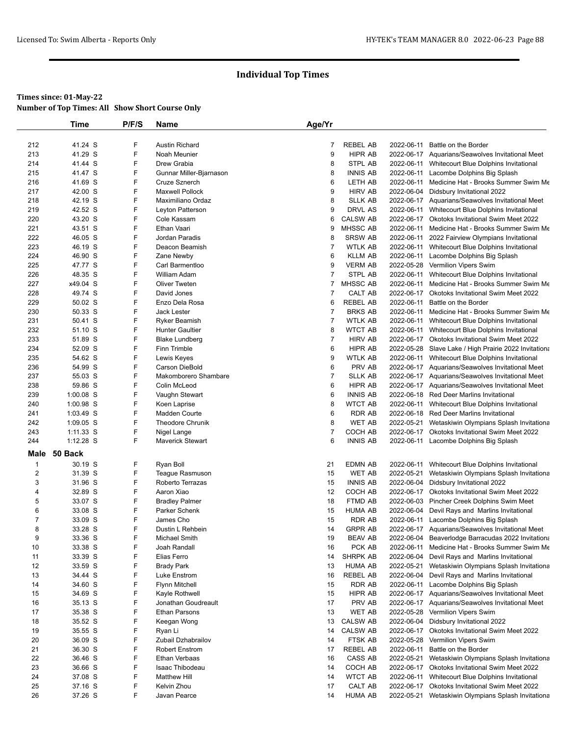# Individual Top Times

**Times since: 01-May-22**
**Number of Top Times: All Show Short Course Only**

| | Time | P/F/S | Name | Age/Yr | | | |
|---|---|---|---|---|---|---|---|
| 212 | 41.24 S | F | Austin Richard | 7 | REBEL AB | 2022-06-11 | Battle on the Border |
| 213 | 41.29 S | F | Noah Meunier | 9 | HIPR AB | 2022-06-17 | Aquarians/Seawolves Invitational Meet |
| 214 | 41.44 S | F | Drew Grabia | 8 | STPL AB | 2022-06-11 | Whitecourt Blue Dolphins Invitational |
| 215 | 41.47 S | F | Gunnar Miller-Bjarnason | 8 | INNIS AB | 2022-06-11 | Lacombe Dolphins Big Splash |
| 216 | 41.69 S | F | Cruze Sznerch | 6 | LETH AB | 2022-06-11 | Medicine Hat - Brooks Summer Swim Me |
| 217 | 42.00 S | F | Maxwell Pollock | 9 | HIRV AB | 2022-06-04 | Didsbury Invitational 2022 |
| 218 | 42.19 S | F | Maximiliano Ordaz | 8 | SLLK AB | 2022-06-17 | Aquarians/Seawolves Invitational Meet |
| 219 | 42.52 S | F | Leyton Patterson | 9 | DRVL AS | 2022-06-11 | Whitecourt Blue Dolphins Invitational |
| 220 | 43.20 S | F | Cole Kassam | 6 | CALSW AB | 2022-06-17 | Okotoks Invitational Swim Meet 2022 |
| 221 | 43.51 S | F | Ethan Vaari | 9 | MHSSC AB | 2022-06-11 | Medicine Hat - Brooks Summer Swim Me |
| 222 | 46.05 S | F | Jordan Paradis | 8 | SRSW AB | 2022-06-11 | 2022 Fairview Olympians Invitational |
| 223 | 46.19 S | F | Deacon Beamish | 7 | WTLK AB | 2022-06-11 | Whitecourt Blue Dolphins Invitational |
| 224 | 46.90 S | F | Zane Newby | 6 | KLLM AB | 2022-06-11 | Lacombe Dolphins Big Splash |
| 225 | 47.77 S | F | Carl Barmentloo | 9 | VERM AB | 2022-05-28 | Vermilion Vipers Swim |
| 226 | 48.35 S | F | William Adam | 7 | STPL AB | 2022-06-11 | Whitecourt Blue Dolphins Invitational |
| 227 | x49.04 S | F | Oliver Tweten | 7 | MHSSC AB | 2022-06-11 | Medicine Hat - Brooks Summer Swim Me |
| 228 | 49.74 S | F | David Jones | 7 | CALT AB | 2022-06-17 | Okotoks Invitational Swim Meet 2022 |
| 229 | 50.02 S | F | Enzo Dela Rosa | 6 | REBEL AB | 2022-06-11 | Battle on the Border |
| 230 | 50.33 S | F | Jack Lester | 7 | BRKS AB | 2022-06-11 | Medicine Hat - Brooks Summer Swim Me |
| 231 | 50.41 S | F | Ryker Beamish | 7 | WTLK AB | 2022-06-11 | Whitecourt Blue Dolphins Invitational |
| 232 | 51.10 S | F | Hunter Gaultier | 8 | WTCT AB | 2022-06-11 | Whitecourt Blue Dolphins Invitational |
| 233 | 51.89 S | F | Blake Lundberg | 7 | HIRV AB | 2022-06-17 | Okotoks Invitational Swim Meet 2022 |
| 234 | 52.09 S | F | Finn Trimble | 6 | HIPR AB | 2022-05-28 | Slave Lake / High Prairie 2022 Invitationa |
| 235 | 54.62 S | F | Lewis Keyes | 9 | WTLK AB | 2022-06-11 | Whitecourt Blue Dolphins Invitational |
| 236 | 54.99 S | F | Carson DieBold | 6 | PRV AB | 2022-06-17 | Aquarians/Seawolves Invitational Meet |
| 237 | 55.03 S | F | Makomborero Shambare | 7 | SLLK AB | 2022-06-17 | Aquarians/Seawolves Invitational Meet |
| 238 | 59.86 S | F | Colin McLeod | 6 | HIPR AB | 2022-06-17 | Aquarians/Seawolves Invitational Meet |
| 239 | 1:00.08 S | F | Vaughn Stewart | 6 | INNIS AB | 2022-06-18 | Red Deer Marlins Invitational |
| 240 | 1:00.98 S | F | Koen Laprise | 8 | WTCT AB | 2022-06-11 | Whitecourt Blue Dolphins Invitational |
| 241 | 1:03.49 S | F | Madden Courte | 6 | RDR AB | 2022-06-18 | Red Deer Marlins Invitational |
| 242 | 1:09.05 S | F | Theodore Chrunik | 8 | WET AB | 2022-05-21 | Wetaskiwin Olympians Splash Invitationa |
| 243 | 1:11.33 S | F | Nigel Lange | 7 | COCH AB | 2022-06-17 | Okotoks Invitational Swim Meet 2022 |
| 244 | 1:12.28 S | F | Maverick Stewart | 6 | INNIS AB | 2022-06-11 | Lacombe Dolphins Big Splash |

**Male 50 Back**

| | Time | P/F/S | Name | Age/Yr | | | |
|---|---|---|---|---|---|---|---|
| 1 | 30.19 S | F | Ryan Boll | 21 | EDMN AB | 2022-06-11 | Whitecourt Blue Dolphins Invitational |
| 2 | 31.39 S | F | Teague Rasmuson | 15 | WET AB | 2022-05-21 | Wetaskiwin Olympians Splash Invitationa |
| 3 | 31.96 S | F | Roberto Terrazas | 15 | INNIS AB | 2022-06-04 | Didsbury Invitational 2022 |
| 4 | 32.89 S | F | Aaron Xiao | 12 | COCH AB | 2022-06-17 | Okotoks Invitational Swim Meet 2022 |
| 5 | 33.07 S | F | Bradley Palmer | 18 | FTMD AB | 2022-06-03 | Pincher Creek Dolphins Swim Meet |
| 6 | 33.08 S | F | Parker Schenk | 15 | HUMA AB | 2022-06-04 | Devil Rays and Marlins Invitational |
| 7 | 33.09 S | F | James Cho | 15 | RDR AB | 2022-06-11 | Lacombe Dolphins Big Splash |
| 8 | 33.28 S | F | Dustin L Rehbein | 14 | GRPR AB | 2022-06-17 | Aquarians/Seawolves Invitational Meet |
| 9 | 33.36 S | F | Michael Smith | 19 | BEAV AB | 2022-06-04 | Beaverlodge Barracudas 2022 Invitationa |
| 10 | 33.38 S | F | Joah Randall | 16 | PCK AB | 2022-06-11 | Medicine Hat - Brooks Summer Swim Me |
| 11 | 33.39 S | F | Elias Ferro | 14 | SHRPK AB | 2022-06-04 | Devil Rays and Marlins Invitational |
| 12 | 33.59 S | F | Brady Park | 13 | HUMA AB | 2022-05-21 | Wetaskiwin Olympians Splash Invitationa |
| 13 | 34.44 S | F | Luke Enstrom | 16 | REBEL AB | 2022-06-04 | Devil Rays and Marlins Invitational |
| 14 | 34.60 S | F | Flynn Mitchell | 15 | RDR AB | 2022-06-11 | Lacombe Dolphins Big Splash |
| 15 | 34.69 S | F | Kayle Rothwell | 15 | HIPR AB | 2022-06-17 | Aquarians/Seawolves Invitational Meet |
| 16 | 35.13 S | F | Jonathan Goudreault | 17 | PRV AB | 2022-06-17 | Aquarians/Seawolves Invitational Meet |
| 17 | 35.38 S | F | Ethan Parsons | 13 | WET AB | 2022-05-28 | Vermilion Vipers Swim |
| 18 | 35.52 S | F | Keegan Wong | 13 | CALSW AB | 2022-06-04 | Didsbury Invitational 2022 |
| 19 | 35.55 S | F | Ryan Li | 14 | CALSW AB | 2022-06-17 | Okotoks Invitational Swim Meet 2022 |
| 20 | 36.09 S | F | Zubail Dzhabrailov | 14 | FTSK AB | 2022-05-28 | Vermilion Vipers Swim |
| 21 | 36.30 S | F | Robert Enstrom | 17 | REBEL AB | 2022-06-11 | Battle on the Border |
| 22 | 36.46 S | F | Ethan Verbaas | 16 | CASS AB | 2022-05-21 | Wetaskiwin Olympians Splash Invitationa |
| 23 | 36.66 S | F | Isaac Thibodeau | 14 | COCH AB | 2022-06-17 | Okotoks Invitational Swim Meet 2022 |
| 24 | 37.08 S | F | Matthew Hill | 14 | WTCT AB | 2022-06-11 | Whitecourt Blue Dolphins Invitational |
| 25 | 37.16 S | F | Kelvin Zhou | 17 | CALT AB | 2022-06-17 | Okotoks Invitational Swim Meet 2022 |
| 26 | 37.26 S | F | Javan Pearce | 14 | HUMA AB | 2022-05-21 | Wetaskiwin Olympians Splash Invitationa |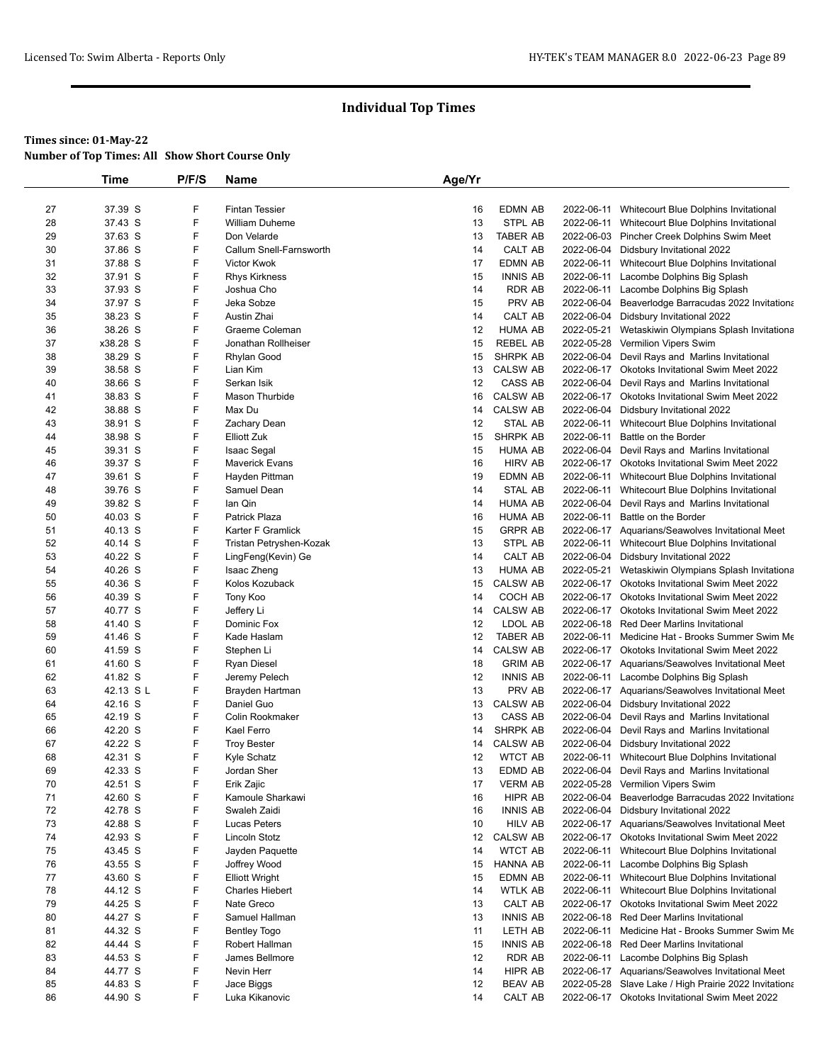# Individual Top Times

**Times since: 01-May-22**

**Number of Top Times: All Show Short Course Only**

| | Time | P/F/S | Name | Age/Yr | | | |
|---|---|---|---|---|---|---|---|
| 27 | 37.39 S | F | Fintan Tessier | 16 | EDMN AB | 2022-06-11 | Whitecourt Blue Dolphins Invitational |
| 28 | 37.43 S | F | William Duheme | 13 | STPL AB | 2022-06-11 | Whitecourt Blue Dolphins Invitational |
| 29 | 37.63 S | F | Don Velarde | 13 | TABER AB | 2022-06-03 | Pincher Creek Dolphins Swim Meet |
| 30 | 37.86 S | F | Callum Snell-Farnsworth | 14 | CALT AB | 2022-06-04 | Didsbury Invitational 2022 |
| 31 | 37.88 S | F | Victor Kwok | 17 | EDMN AB | 2022-06-11 | Whitecourt Blue Dolphins Invitational |
| 32 | 37.91 S | F | Rhys Kirkness | 15 | INNIS AB | 2022-06-11 | Lacombe Dolphins Big Splash |
| 33 | 37.93 S | F | Joshua Cho | 14 | RDR AB | 2022-06-11 | Lacombe Dolphins Big Splash |
| 34 | 37.97 S | F | Jeka Sobze | 15 | PRV AB | 2022-06-04 | Beaverlodge Barracudas 2022 Invitationa |
| 35 | 38.23 S | F | Austin Zhai | 14 | CALT AB | 2022-06-04 | Didsbury Invitational 2022 |
| 36 | 38.26 S | F | Graeme Coleman | 12 | HUMA AB | 2022-05-21 | Wetaskiwin Olympians Splash Invitationa |
| 37 | x38.28 S | F | Jonathan Rollheiser | 15 | REBEL AB | 2022-05-28 | Vermilion Vipers Swim |
| 38 | 38.29 S | F | Rhylan Good | 15 | SHRPK AB | 2022-06-04 | Devil Rays and Marlins Invitational |
| 39 | 38.58 S | F | Lian Kim | 13 | CALSW AB | 2022-06-17 | Okotoks Invitational Swim Meet 2022 |
| 40 | 38.66 S | F | Serkan Isik | 12 | CASS AB | 2022-06-04 | Devil Rays and Marlins Invitational |
| 41 | 38.83 S | F | Mason Thurbide | 16 | CALSW AB | 2022-06-17 | Okotoks Invitational Swim Meet 2022 |
| 42 | 38.88 S | F | Max Du | 14 | CALSW AB | 2022-06-04 | Didsbury Invitational 2022 |
| 43 | 38.91 S | F | Zachary Dean | 12 | STAL AB | 2022-06-11 | Whitecourt Blue Dolphins Invitational |
| 44 | 38.98 S | F | Elliott Zuk | 15 | SHRPK AB | 2022-06-11 | Battle on the Border |
| 45 | 39.31 S | F | Isaac Segal | 15 | HUMA AB | 2022-06-04 | Devil Rays and Marlins Invitational |
| 46 | 39.37 S | F | Maverick Evans | 16 | HIRV AB | 2022-06-17 | Okotoks Invitational Swim Meet 2022 |
| 47 | 39.61 S | F | Hayden Pittman | 19 | EDMN AB | 2022-06-11 | Whitecourt Blue Dolphins Invitational |
| 48 | 39.76 S | F | Samuel Dean | 14 | STAL AB | 2022-06-11 | Whitecourt Blue Dolphins Invitational |
| 49 | 39.82 S | F | Ian Qin | 14 | HUMA AB | 2022-06-04 | Devil Rays and Marlins Invitational |
| 50 | 40.03 S | F | Patrick Plaza | 16 | HUMA AB | 2022-06-11 | Battle on the Border |
| 51 | 40.13 S | F | Karter F Gramlick | 15 | GRPR AB | 2022-06-17 | Aquarians/Seawolves Invitational Meet |
| 52 | 40.14 S | F | Tristan Petryshen-Kozak | 13 | STPL AB | 2022-06-11 | Whitecourt Blue Dolphins Invitational |
| 53 | 40.22 S | F | LingFeng(Kevin) Ge | 14 | CALT AB | 2022-06-04 | Didsbury Invitational 2022 |
| 54 | 40.26 S | F | Isaac Zheng | 13 | HUMA AB | 2022-05-21 | Wetaskiwin Olympians Splash Invitationa |
| 55 | 40.36 S | F | Kolos Kozuback | 15 | CALSW AB | 2022-06-17 | Okotoks Invitational Swim Meet 2022 |
| 56 | 40.39 S | F | Tony Koo | 14 | COCH AB | 2022-06-17 | Okotoks Invitational Swim Meet 2022 |
| 57 | 40.77 S | F | Jeffery Li | 14 | CALSW AB | 2022-06-17 | Okotoks Invitational Swim Meet 2022 |
| 58 | 41.40 S | F | Dominic Fox | 12 | LDOL AB | 2022-06-18 | Red Deer Marlins Invitational |
| 59 | 41.46 S | F | Kade Haslam | 12 | TABER AB | 2022-06-11 | Medicine Hat - Brooks Summer Swim Me |
| 60 | 41.59 S | F | Stephen Li | 14 | CALSW AB | 2022-06-17 | Okotoks Invitational Swim Meet 2022 |
| 61 | 41.60 S | F | Ryan Diesel | 18 | GRIM AB | 2022-06-17 | Aquarians/Seawolves Invitational Meet |
| 62 | 41.82 S | F | Jeremy Pelech | 12 | INNIS AB | 2022-06-11 | Lacombe Dolphins Big Splash |
| 63 | 42.13 S L | F | Brayden Hartman | 13 | PRV AB | 2022-06-17 | Aquarians/Seawolves Invitational Meet |
| 64 | 42.16 S | F | Daniel Guo | 13 | CALSW AB | 2022-06-04 | Didsbury Invitational 2022 |
| 65 | 42.19 S | F | Colin Rookmaker | 13 | CASS AB | 2022-06-04 | Devil Rays and Marlins Invitational |
| 66 | 42.20 S | F | Kael Ferro | 14 | SHRPK AB | 2022-06-04 | Devil Rays and Marlins Invitational |
| 67 | 42.22 S | F | Troy Bester | 14 | CALSW AB | 2022-06-04 | Didsbury Invitational 2022 |
| 68 | 42.31 S | F | Kyle Schatz | 12 | WTCT AB | 2022-06-11 | Whitecourt Blue Dolphins Invitational |
| 69 | 42.33 S | F | Jordan Sher | 13 | EDMD AB | 2022-06-04 | Devil Rays and Marlins Invitational |
| 70 | 42.51 S | F | Erik Zajic | 17 | VERM AB | 2022-05-28 | Vermilion Vipers Swim |
| 71 | 42.60 S | F | Kamoule Sharkawi | 16 | HIPR AB | 2022-06-04 | Beaverlodge Barracudas 2022 Invitationa |
| 72 | 42.78 S | F | Swaleh Zaidi | 16 | INNIS AB | 2022-06-04 | Didsbury Invitational 2022 |
| 73 | 42.88 S | F | Lucas Peters | 10 | HILV AB | 2022-06-17 | Aquarians/Seawolves Invitational Meet |
| 74 | 42.93 S | F | Lincoln Stotz | 12 | CALSW AB | 2022-06-17 | Okotoks Invitational Swim Meet 2022 |
| 75 | 43.45 S | F | Jayden Paquette | 14 | WTCT AB | 2022-06-11 | Whitecourt Blue Dolphins Invitational |
| 76 | 43.55 S | F | Joffrey Wood | 15 | HANNA AB | 2022-06-11 | Lacombe Dolphins Big Splash |
| 77 | 43.60 S | F | Elliott Wright | 15 | EDMN AB | 2022-06-11 | Whitecourt Blue Dolphins Invitational |
| 78 | 44.12 S | F | Charles Hiebert | 14 | WTLK AB | 2022-06-11 | Whitecourt Blue Dolphins Invitational |
| 79 | 44.25 S | F | Nate Greco | 13 | CALT AB | 2022-06-17 | Okotoks Invitational Swim Meet 2022 |
| 80 | 44.27 S | F | Samuel Hallman | 13 | INNIS AB | 2022-06-18 | Red Deer Marlins Invitational |
| 81 | 44.32 S | F | Bentley Togo | 11 | LETH AB | 2022-06-11 | Medicine Hat - Brooks Summer Swim Me |
| 82 | 44.44 S | F | Robert Hallman | 15 | INNIS AB | 2022-06-18 | Red Deer Marlins Invitational |
| 83 | 44.53 S | F | James Bellmore | 12 | RDR AB | 2022-06-11 | Lacombe Dolphins Big Splash |
| 84 | 44.77 S | F | Nevin Herr | 14 | HIPR AB | 2022-06-17 | Aquarians/Seawolves Invitational Meet |
| 85 | 44.83 S | F | Jace Biggs | 12 | BEAV AB | 2022-05-28 | Slave Lake / High Prairie 2022 Invitationa |
| 86 | 44.90 S | F | Luka Kikanovic | 14 | CALT AB | 2022-06-17 | Okotoks Invitational Swim Meet 2022 |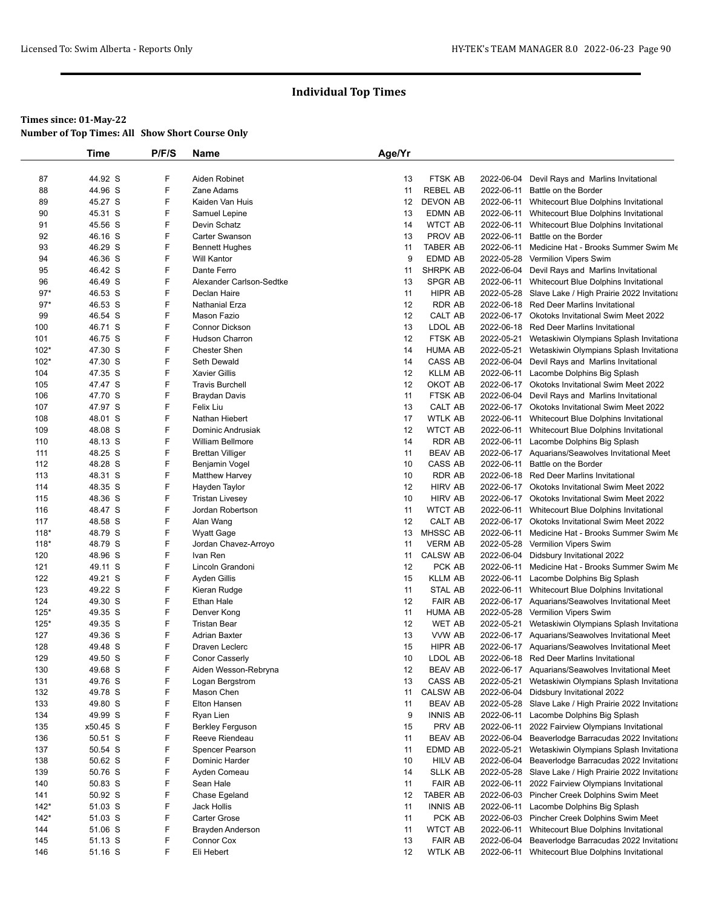# Individual Top Times

**Times since: 01-May-22**
**Number of Top Times: All Show Short Course Only**

| | Time | P/F/S | Name | Age/Yr | | | |
|---|---|---|---|---|---|---|---|
| 87 | 44.92 S | F | Aiden Robinet | 13 | FTSK AB | 2022-06-04 | Devil Rays and Marlins Invitational |
| 88 | 44.96 S | F | Zane Adams | 11 | REBEL AB | 2022-06-11 | Battle on the Border |
| 89 | 45.27 S | F | Kaiden Van Huis | 12 | DEVON AB | 2022-06-11 | Whitecourt Blue Dolphins Invitational |
| 90 | 45.31 S | F | Samuel Lepine | 13 | EDMN AB | 2022-06-11 | Whitecourt Blue Dolphins Invitational |
| 91 | 45.56 S | F | Devin Schatz | 14 | WTCT AB | 2022-06-11 | Whitecourt Blue Dolphins Invitational |
| 92 | 46.16 S | F | Carter Swanson | 13 | PROV AB | 2022-06-11 | Battle on the Border |
| 93 | 46.29 S | F | Bennett Hughes | 11 | TABER AB | 2022-06-11 | Medicine Hat - Brooks Summer Swim Me |
| 94 | 46.36 S | F | Will Kantor | 9 | EDMD AB | 2022-05-28 | Vermilion Vipers Swim |
| 95 | 46.42 S | F | Dante Ferro | 11 | SHRPK AB | 2022-06-04 | Devil Rays and Marlins Invitational |
| 96 | 46.49 S | F | Alexander Carlson-Sedtke | 13 | SPGR AB | 2022-06-11 | Whitecourt Blue Dolphins Invitational |
| 97* | 46.53 S | F | Declan Haire | 11 | HIPR AB | 2022-05-28 | Slave Lake / High Prairie 2022 Invitationa |
| 97* | 46.53 S | F | Nathanial Erza | 12 | RDR AB | 2022-06-18 | Red Deer Marlins Invitational |
| 99 | 46.54 S | F | Mason Fazio | 12 | CALT AB | 2022-06-17 | Okotoks Invitational Swim Meet 2022 |
| 100 | 46.71 S | F | Connor Dickson | 13 | LDOL AB | 2022-06-18 | Red Deer Marlins Invitational |
| 101 | 46.75 S | F | Hudson Charron | 12 | FTSK AB | 2022-05-21 | Wetaskiwin Olympians Splash Invitationa |
| 102* | 47.30 S | F | Chester Shen | 14 | HUMA AB | 2022-05-21 | Wetaskiwin Olympians Splash Invitationa |
| 102* | 47.30 S | F | Seth Dewald | 14 | CASS AB | 2022-06-04 | Devil Rays and Marlins Invitational |
| 104 | 47.35 S | F | Xavier Gillis | 12 | KLLM AB | 2022-06-11 | Lacombe Dolphins Big Splash |
| 105 | 47.47 S | F | Travis Burchell | 12 | OKOT AB | 2022-06-17 | Okotoks Invitational Swim Meet 2022 |
| 106 | 47.70 S | F | Braydan Davis | 11 | FTSK AB | 2022-06-04 | Devil Rays and Marlins Invitational |
| 107 | 47.97 S | F | Felix Liu | 13 | CALT AB | 2022-06-17 | Okotoks Invitational Swim Meet 2022 |
| 108 | 48.01 S | F | Nathan Hiebert | 17 | WTLK AB | 2022-06-11 | Whitecourt Blue Dolphins Invitational |
| 109 | 48.08 S | F | Dominic Andrusiak | 12 | WTCT AB | 2022-06-11 | Whitecourt Blue Dolphins Invitational |
| 110 | 48.13 S | F | William Bellmore | 14 | RDR AB | 2022-06-11 | Lacombe Dolphins Big Splash |
| 111 | 48.25 S | F | Brettan Villiger | 11 | BEAV AB | 2022-06-17 | Aquarians/Seawolves Invitational Meet |
| 112 | 48.28 S | F | Benjamin Vogel | 10 | CASS AB | 2022-06-11 | Battle on the Border |
| 113 | 48.31 S | F | Matthew Harvey | 10 | RDR AB | 2022-06-18 | Red Deer Marlins Invitational |
| 114 | 48.35 S | F | Hayden Taylor | 12 | HIRV AB | 2022-06-17 | Okotoks Invitational Swim Meet 2022 |
| 115 | 48.36 S | F | Tristan Livesey | 10 | HIRV AB | 2022-06-17 | Okotoks Invitational Swim Meet 2022 |
| 116 | 48.47 S | F | Jordan Robertson | 11 | WTCT AB | 2022-06-11 | Whitecourt Blue Dolphins Invitational |
| 117 | 48.58 S | F | Alan Wang | 12 | CALT AB | 2022-06-17 | Okotoks Invitational Swim Meet 2022 |
| 118* | 48.79 S | F | Wyatt Gage | 13 | MHSSC AB | 2022-06-11 | Medicine Hat - Brooks Summer Swim Me |
| 118* | 48.79 S | F | Jordan Chavez-Arroyo | 11 | VERM AB | 2022-05-28 | Vermilion Vipers Swim |
| 120 | 48.96 S | F | Ivan Ren | 11 | CALSW AB | 2022-06-04 | Didsbury Invitational 2022 |
| 121 | 49.11 S | F | Lincoln Grandoni | 12 | PCK AB | 2022-06-11 | Medicine Hat - Brooks Summer Swim Me |
| 122 | 49.21 S | F | Ayden Gillis | 15 | KLLM AB | 2022-06-11 | Lacombe Dolphins Big Splash |
| 123 | 49.22 S | F | Kieran Rudge | 11 | STAL AB | 2022-06-11 | Whitecourt Blue Dolphins Invitational |
| 124 | 49.30 S | F | Ethan Hale | 12 | FAIR AB | 2022-06-17 | Aquarians/Seawolves Invitational Meet |
| 125* | 49.35 S | F | Denver Kong | 11 | HUMA AB | 2022-05-28 | Vermilion Vipers Swim |
| 125* | 49.35 S | F | Tristan Bear | 12 | WET AB | 2022-05-21 | Wetaskiwin Olympians Splash Invitationa |
| 127 | 49.36 S | F | Adrian Baxter | 13 | VVW AB | 2022-06-17 | Aquarians/Seawolves Invitational Meet |
| 128 | 49.48 S | F | Draven Leclerc | 15 | HIPR AB | 2022-06-17 | Aquarians/Seawolves Invitational Meet |
| 129 | 49.50 S | F | Conor Casserly | 10 | LDOL AB | 2022-06-18 | Red Deer Marlins Invitational |
| 130 | 49.68 S | F | Aiden Wesson-Rebryna | 12 | BEAV AB | 2022-06-17 | Aquarians/Seawolves Invitational Meet |
| 131 | 49.76 S | F | Logan Bergstrom | 13 | CASS AB | 2022-05-21 | Wetaskiwin Olympians Splash Invitationa |
| 132 | 49.78 S | F | Mason Chen | 11 | CALSW AB | 2022-06-04 | Didsbury Invitational 2022 |
| 133 | 49.80 S | F | Elton Hansen | 11 | BEAV AB | 2022-05-28 | Slave Lake / High Prairie 2022 Invitationa |
| 134 | 49.99 S | F | Ryan Lien | 9 | INNIS AB | 2022-06-11 | Lacombe Dolphins Big Splash |
| 135 | x50.45 S | F | Berkley Ferguson | 15 | PRV AB | 2022-06-11 | 2022 Fairview Olympians Invitational |
| 136 | 50.51 S | F | Reeve Riendeau | 11 | BEAV AB | 2022-06-04 | Beaverlodge Barracudas 2022 Invitationa |
| 137 | 50.54 S | F | Spencer Pearson | 11 | EDMD AB | 2022-05-21 | Wetaskiwin Olympians Splash Invitationa |
| 138 | 50.62 S | F | Dominic Harder | 10 | HILV AB | 2022-06-04 | Beaverlodge Barracudas 2022 Invitationa |
| 139 | 50.76 S | F | Ayden Comeau | 14 | SLLK AB | 2022-05-28 | Slave Lake / High Prairie 2022 Invitationa |
| 140 | 50.83 S | F | Sean Hale | 11 | FAIR AB | 2022-06-11 | 2022 Fairview Olympians Invitational |
| 141 | 50.92 S | F | Chase Egeland | 12 | TABER AB | 2022-06-03 | Pincher Creek Dolphins Swim Meet |
| 142* | 51.03 S | F | Jack Hollis | 11 | INNIS AB | 2022-06-11 | Lacombe Dolphins Big Splash |
| 142* | 51.03 S | F | Carter Grose | 11 | PCK AB | 2022-06-03 | Pincher Creek Dolphins Swim Meet |
| 144 | 51.06 S | F | Brayden Anderson | 11 | WTCT AB | 2022-06-11 | Whitecourt Blue Dolphins Invitational |
| 145 | 51.13 S | F | Connor Cox | 13 | FAIR AB | 2022-06-04 | Beaverlodge Barracudas 2022 Invitationa |
| 146 | 51.16 S | F | Eli Hebert | 12 | WTLK AB | 2022-06-11 | Whitecourt Blue Dolphins Invitational |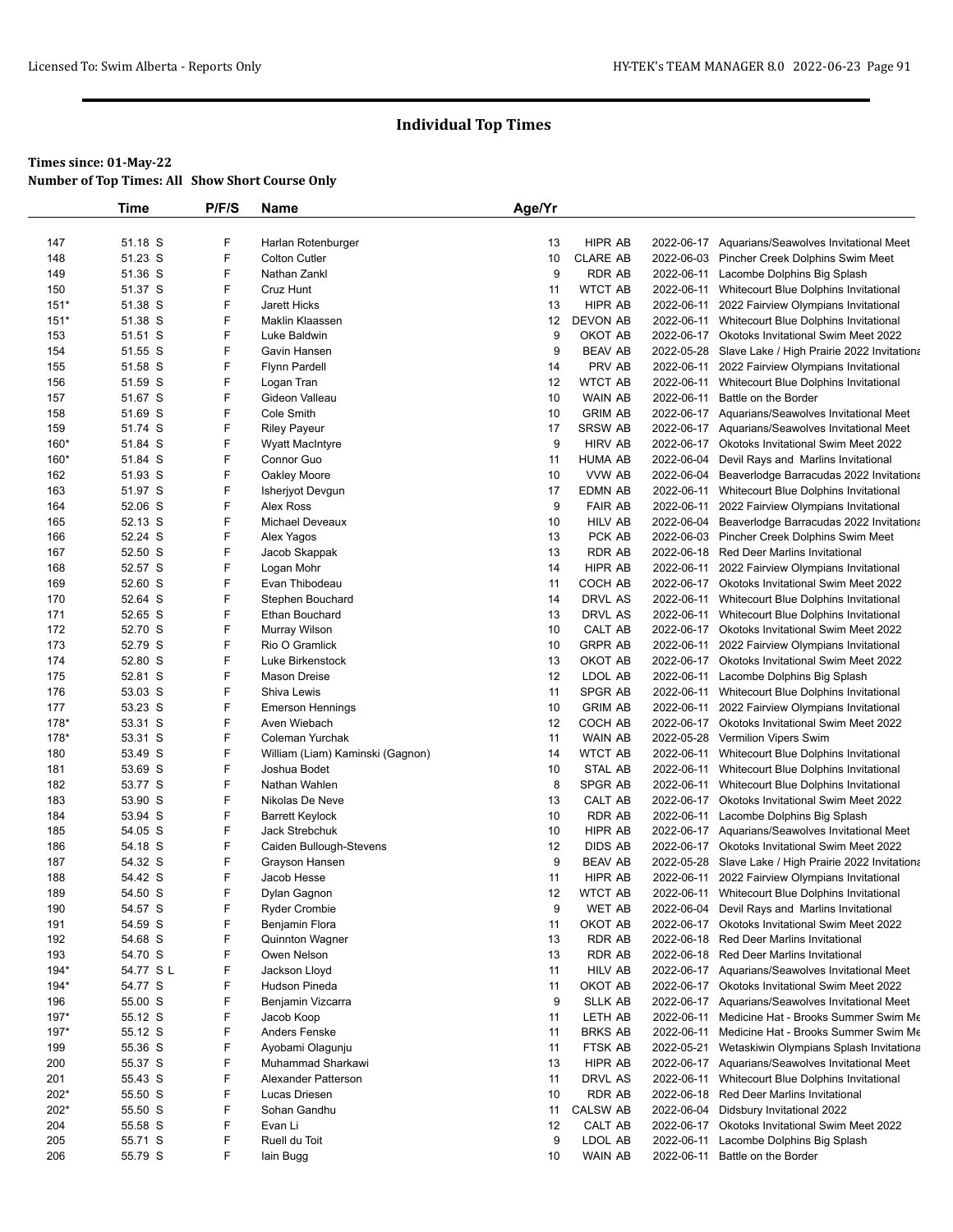## Individual Top Times

**Times since: 01-May-22**
**Number of Top Times: All Show Short Course Only**

| | Time | P/F/S | Name | Age/Yr | | | |
|---|---|---|---|---|---|---|---|
| 147 | 51.18 S | F | Harlan Rotenburger | 13 | HIPR AB | 2022-06-17 | Aquarians/Seawolves Invitational Meet |
| 148 | 51.23 S | F | Colton Cutler | 10 | CLARE AB | 2022-06-03 | Pincher Creek Dolphins Swim Meet |
| 149 | 51.36 S | F | Nathan Zankl | 9 | RDR AB | 2022-06-11 | Lacombe Dolphins Big Splash |
| 150 | 51.37 S | F | Cruz Hunt | 11 | WTCT AB | 2022-06-11 | Whitecourt Blue Dolphins Invitational |
| 151* | 51.38 S | F | Jarett Hicks | 13 | HIPR AB | 2022-06-11 | 2022 Fairview Olympians Invitational |
| 151* | 51.38 S | F | Maklin Klaassen | 12 | DEVON AB | 2022-06-11 | Whitecourt Blue Dolphins Invitational |
| 153 | 51.51 S | F | Luke Baldwin | 9 | OKOT AB | 2022-06-17 | Okotoks Invitational Swim Meet 2022 |
| 154 | 51.55 S | F | Gavin Hansen | 9 | BEAV AB | 2022-05-28 | Slave Lake / High Prairie 2022 Invitationa |
| 155 | 51.58 S | F | Flynn Pardell | 14 | PRV AB | 2022-06-11 | 2022 Fairview Olympians Invitational |
| 156 | 51.59 S | F | Logan Tran | 12 | WTCT AB | 2022-06-11 | Whitecourt Blue Dolphins Invitational |
| 157 | 51.67 S | F | Gideon Valleau | 10 | WAIN AB | 2022-06-11 | Battle on the Border |
| 158 | 51.69 S | F | Cole Smith | 10 | GRIM AB | 2022-06-17 | Aquarians/Seawolves Invitational Meet |
| 159 | 51.74 S | F | Riley Payeur | 17 | SRSW AB | 2022-06-17 | Aquarians/Seawolves Invitational Meet |
| 160* | 51.84 S | F | Wyatt MacIntyre | 9 | HIRV AB | 2022-06-17 | Okotoks Invitational Swim Meet 2022 |
| 160* | 51.84 S | F | Connor Guo | 11 | HUMA AB | 2022-06-04 | Devil Rays and Marlins Invitational |
| 162 | 51.93 S | F | Oakley Moore | 10 | VVW AB | 2022-06-04 | Beaverlodge Barracudas 2022 Invitationa |
| 163 | 51.97 S | F | Isherjyot Devgun | 17 | EDMN AB | 2022-06-11 | Whitecourt Blue Dolphins Invitational |
| 164 | 52.06 S | F | Alex Ross | 9 | FAIR AB | 2022-06-11 | 2022 Fairview Olympians Invitational |
| 165 | 52.13 S | F | Michael Deveaux | 10 | HILV AB | 2022-06-04 | Beaverlodge Barracudas 2022 Invitationa |
| 166 | 52.24 S | F | Alex Yagos | 13 | PCK AB | 2022-06-03 | Pincher Creek Dolphins Swim Meet |
| 167 | 52.50 S | F | Jacob Skappak | 13 | RDR AB | 2022-06-18 | Red Deer Marlins Invitational |
| 168 | 52.57 S | F | Logan Mohr | 14 | HIPR AB | 2022-06-11 | 2022 Fairview Olympians Invitational |
| 169 | 52.60 S | F | Evan Thibodeau | 11 | COCH AB | 2022-06-17 | Okotoks Invitational Swim Meet 2022 |
| 170 | 52.64 S | F | Stephen Bouchard | 14 | DRVL AS | 2022-06-11 | Whitecourt Blue Dolphins Invitational |
| 171 | 52.65 S | F | Ethan Bouchard | 13 | DRVL AS | 2022-06-11 | Whitecourt Blue Dolphins Invitational |
| 172 | 52.70 S | F | Murray Wilson | 10 | CALT AB | 2022-06-17 | Okotoks Invitational Swim Meet 2022 |
| 173 | 52.79 S | F | Rio O Gramlick | 10 | GRPR AB | 2022-06-11 | 2022 Fairview Olympians Invitational |
| 174 | 52.80 S | F | Luke Birkenstock | 13 | OKOT AB | 2022-06-17 | Okotoks Invitational Swim Meet 2022 |
| 175 | 52.81 S | F | Mason Dreise | 12 | LDOL AB | 2022-06-11 | Lacombe Dolphins Big Splash |
| 176 | 53.03 S | F | Shiva Lewis | 11 | SPGR AB | 2022-06-11 | Whitecourt Blue Dolphins Invitational |
| 177 | 53.23 S | F | Emerson Hennings | 10 | GRIM AB | 2022-06-11 | 2022 Fairview Olympians Invitational |
| 178* | 53.31 S | F | Aven Wiebach | 12 | COCH AB | 2022-06-17 | Okotoks Invitational Swim Meet 2022 |
| 178* | 53.31 S | F | Coleman Yurchak | 11 | WAIN AB | 2022-05-28 | Vermilion Vipers Swim |
| 180 | 53.49 S | F | William (Liam) Kaminski (Gagnon) | 14 | WTCT AB | 2022-06-11 | Whitecourt Blue Dolphins Invitational |
| 181 | 53.69 S | F | Joshua Bodet | 10 | STAL AB | 2022-06-11 | Whitecourt Blue Dolphins Invitational |
| 182 | 53.77 S | F | Nathan Wahlen | 8 | SPGR AB | 2022-06-11 | Whitecourt Blue Dolphins Invitational |
| 183 | 53.90 S | F | Nikolas De Neve | 13 | CALT AB | 2022-06-17 | Okotoks Invitational Swim Meet 2022 |
| 184 | 53.94 S | F | Barrett Keylock | 10 | RDR AB | 2022-06-11 | Lacombe Dolphins Big Splash |
| 185 | 54.05 S | F | Jack Strebchuk | 10 | HIPR AB | 2022-06-17 | Aquarians/Seawolves Invitational Meet |
| 186 | 54.18 S | F | Caiden Bullough-Stevens | 12 | DIDS AB | 2022-06-17 | Okotoks Invitational Swim Meet 2022 |
| 187 | 54.32 S | F | Grayson Hansen | 9 | BEAV AB | 2022-05-28 | Slave Lake / High Prairie 2022 Invitationa |
| 188 | 54.42 S | F | Jacob Hesse | 11 | HIPR AB | 2022-06-11 | 2022 Fairview Olympians Invitational |
| 189 | 54.50 S | F | Dylan Gagnon | 12 | WTCT AB | 2022-06-11 | Whitecourt Blue Dolphins Invitational |
| 190 | 54.57 S | F | Ryder Crombie | 9 | WET AB | 2022-06-04 | Devil Rays and Marlins Invitational |
| 191 | 54.59 S | F | Benjamin Flora | 11 | OKOT AB | 2022-06-17 | Okotoks Invitational Swim Meet 2022 |
| 192 | 54.68 S | F | Quinnton Wagner | 13 | RDR AB | 2022-06-18 | Red Deer Marlins Invitational |
| 193 | 54.70 S | F | Owen Nelson | 13 | RDR AB | 2022-06-18 | Red Deer Marlins Invitational |
| 194* | 54.77 S L | F | Jackson Lloyd | 11 | HILV AB | 2022-06-17 | Aquarians/Seawolves Invitational Meet |
| 194* | 54.77 S | F | Hudson Pineda | 11 | OKOT AB | 2022-06-17 | Okotoks Invitational Swim Meet 2022 |
| 196 | 55.00 S | F | Benjamin Vizcarra | 9 | SLLK AB | 2022-06-17 | Aquarians/Seawolves Invitational Meet |
| 197* | 55.12 S | F | Jacob Koop | 11 | LETH AB | 2022-06-11 | Medicine Hat - Brooks Summer Swim Me |
| 197* | 55.12 S | F | Anders Fenske | 11 | BRKS AB | 2022-06-11 | Medicine Hat - Brooks Summer Swim Me |
| 199 | 55.36 S | F | Ayobami Olagunju | 11 | FTSK AB | 2022-05-21 | Wetaskiwin Olympians Splash Invitationa |
| 200 | 55.37 S | F | Muhammad Sharkawi | 13 | HIPR AB | 2022-06-17 | Aquarians/Seawolves Invitational Meet |
| 201 | 55.43 S | F | Alexander Patterson | 11 | DRVL AS | 2022-06-11 | Whitecourt Blue Dolphins Invitational |
| 202* | 55.50 S | F | Lucas Driesen | 10 | RDR AB | 2022-06-18 | Red Deer Marlins Invitational |
| 202* | 55.50 S | F | Sohan Gandhu | 11 | CALSW AB | 2022-06-04 | Didsbury Invitational 2022 |
| 204 | 55.58 S | F | Evan Li | 12 | CALT AB | 2022-06-17 | Okotoks Invitational Swim Meet 2022 |
| 205 | 55.71 S | F | Ruell du Toit | 9 | LDOL AB | 2022-06-11 | Lacombe Dolphins Big Splash |
| 206 | 55.79 S | F | Iain Bugg | 10 | WAIN AB | 2022-06-11 | Battle on the Border |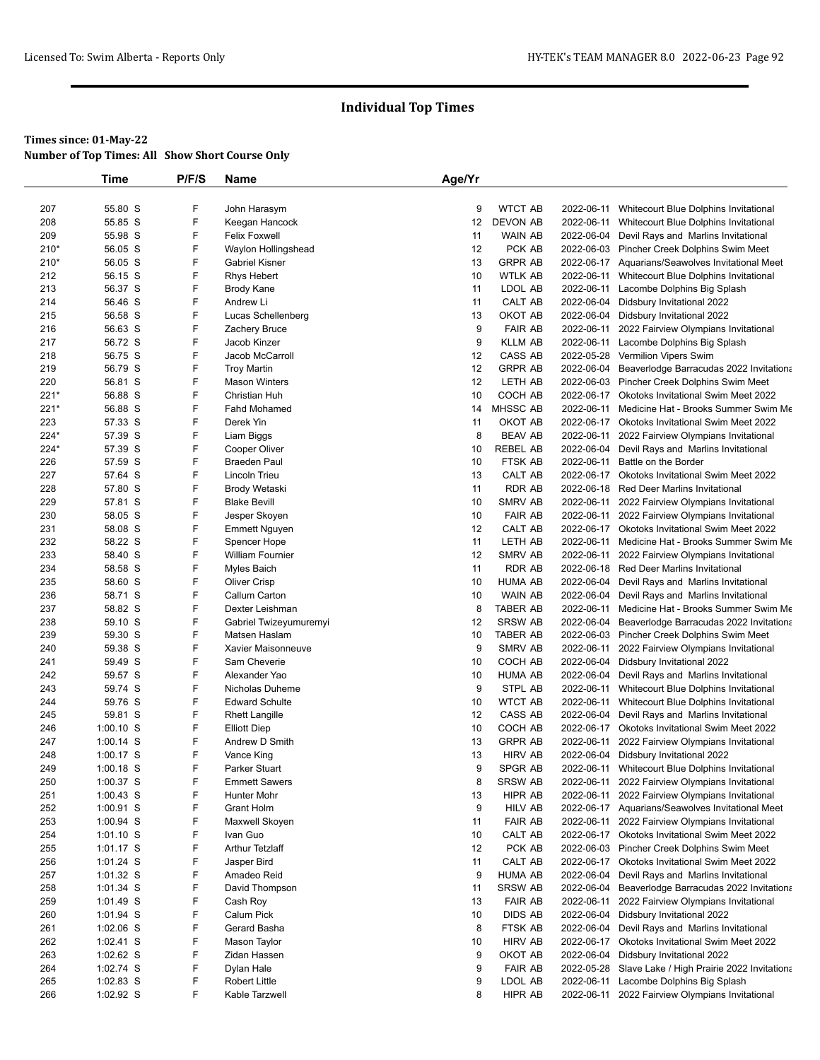# Individual Top Times

**Times since: 01-May-22**

**Number of Top Times: All Show Short Course Only**

| | Time | P/F/S | Name | Age/Yr | | | |
|---|---|---|---|---|---|---|---|
| 207 | 55.80 S | F | John Harasym | 9 | WTCT AB | 2022-06-11 | Whitecourt Blue Dolphins Invitational |
| 208 | 55.85 S | F | Keegan Hancock | 12 | DEVON AB | 2022-06-11 | Whitecourt Blue Dolphins Invitational |
| 209 | 55.98 S | F | Felix Foxwell | 11 | WAIN AB | 2022-06-04 | Devil Rays and Marlins Invitational |
| 210* | 56.05 S | F | Waylon Hollingshead | 12 | PCK AB | 2022-06-03 | Pincher Creek Dolphins Swim Meet |
| 210* | 56.05 S | F | Gabriel Kisner | 13 | GRPR AB | 2022-06-17 | Aquarians/Seawolves Invitational Meet |
| 212 | 56.15 S | F | Rhys Hebert | 10 | WTLK AB | 2022-06-11 | Whitecourt Blue Dolphins Invitational |
| 213 | 56.37 S | F | Brody Kane | 11 | LDOL AB | 2022-06-11 | Lacombe Dolphins Big Splash |
| 214 | 56.46 S | F | Andrew Li | 11 | CALT AB | 2022-06-04 | Didsbury Invitational 2022 |
| 215 | 56.58 S | F | Lucas Schellenberg | 13 | OKOT AB | 2022-06-04 | Didsbury Invitational 2022 |
| 216 | 56.63 S | F | Zachery Bruce | 9 | FAIR AB | 2022-06-11 | 2022 Fairview Olympians Invitational |
| 217 | 56.72 S | F | Jacob Kinzer | 9 | KLLM AB | 2022-06-11 | Lacombe Dolphins Big Splash |
| 218 | 56.75 S | F | Jacob McCarroll | 12 | CASS AB | 2022-05-28 | Vermilion Vipers Swim |
| 219 | 56.79 S | F | Troy Martin | 12 | GRPR AB | 2022-06-04 | Beaverlodge Barracudas 2022 Invitationa |
| 220 | 56.81 S | F | Mason Winters | 12 | LETH AB | 2022-06-03 | Pincher Creek Dolphins Swim Meet |
| 221* | 56.88 S | F | Christian Huh | 10 | COCH AB | 2022-06-17 | Okotoks Invitational Swim Meet 2022 |
| 221* | 56.88 S | F | Fahd Mohamed | 14 | MHSSC AB | 2022-06-11 | Medicine Hat - Brooks Summer Swim Me |
| 223 | 57.33 S | F | Derek Yin | 11 | OKOT AB | 2022-06-17 | Okotoks Invitational Swim Meet 2022 |
| 224* | 57.39 S | F | Liam Biggs | 8 | BEAV AB | 2022-06-11 | 2022 Fairview Olympians Invitational |
| 224* | 57.39 S | F | Cooper Oliver | 10 | REBEL AB | 2022-06-04 | Devil Rays and Marlins Invitational |
| 226 | 57.59 S | F | Braeden Paul | 10 | FTSK AB | 2022-06-11 | Battle on the Border |
| 227 | 57.64 S | F | Lincoln Trieu | 13 | CALT AB | 2022-06-17 | Okotoks Invitational Swim Meet 2022 |
| 228 | 57.80 S | F | Brody Wetaski | 11 | RDR AB | 2022-06-18 | Red Deer Marlins Invitational |
| 229 | 57.81 S | F | Blake Bevill | 10 | SMRV AB | 2022-06-11 | 2022 Fairview Olympians Invitational |
| 230 | 58.05 S | F | Jesper Skoyen | 10 | FAIR AB | 2022-06-11 | 2022 Fairview Olympians Invitational |
| 231 | 58.08 S | F | Emmett Nguyen | 12 | CALT AB | 2022-06-17 | Okotoks Invitational Swim Meet 2022 |
| 232 | 58.22 S | F | Spencer Hope | 11 | LETH AB | 2022-06-11 | Medicine Hat - Brooks Summer Swim Me |
| 233 | 58.40 S | F | William Fournier | 12 | SMRV AB | 2022-06-11 | 2022 Fairview Olympians Invitational |
| 234 | 58.58 S | F | Myles Baich | 11 | RDR AB | 2022-06-18 | Red Deer Marlins Invitational |
| 235 | 58.60 S | F | Oliver Crisp | 10 | HUMA AB | 2022-06-04 | Devil Rays and Marlins Invitational |
| 236 | 58.71 S | F | Callum Carton | 10 | WAIN AB | 2022-06-04 | Devil Rays and Marlins Invitational |
| 237 | 58.82 S | F | Dexter Leishman | 8 | TABER AB | 2022-06-11 | Medicine Hat - Brooks Summer Swim Me |
| 238 | 59.10 S | F | Gabriel Twizeyumuremyi | 12 | SRSW AB | 2022-06-04 | Beaverlodge Barracudas 2022 Invitationa |
| 239 | 59.30 S | F | Matsen Haslam | 10 | TABER AB | 2022-06-03 | Pincher Creek Dolphins Swim Meet |
| 240 | 59.38 S | F | Xavier Maisonneuve | 9 | SMRV AB | 2022-06-11 | 2022 Fairview Olympians Invitational |
| 241 | 59.49 S | F | Sam Cheverie | 10 | COCH AB | 2022-06-04 | Didsbury Invitational 2022 |
| 242 | 59.57 S | F | Alexander Yao | 10 | HUMA AB | 2022-06-04 | Devil Rays and Marlins Invitational |
| 243 | 59.74 S | F | Nicholas Duheme | 9 | STPL AB | 2022-06-11 | Whitecourt Blue Dolphins Invitational |
| 244 | 59.76 S | F | Edward Schulte | 10 | WTCT AB | 2022-06-11 | Whitecourt Blue Dolphins Invitational |
| 245 | 59.81 S | F | Rhett Langille | 12 | CASS AB | 2022-06-04 | Devil Rays and Marlins Invitational |
| 246 | 1:00.10 S | F | Elliott Diep | 10 | COCH AB | 2022-06-17 | Okotoks Invitational Swim Meet 2022 |
| 247 | 1:00.14 S | F | Andrew D Smith | 13 | GRPR AB | 2022-06-11 | 2022 Fairview Olympians Invitational |
| 248 | 1:00.17 S | F | Vance King | 13 | HIRV AB | 2022-06-04 | Didsbury Invitational 2022 |
| 249 | 1:00.18 S | F | Parker Stuart | 9 | SPGR AB | 2022-06-11 | Whitecourt Blue Dolphins Invitational |
| 250 | 1:00.37 S | F | Emmett Sawers | 8 | SRSW AB | 2022-06-11 | 2022 Fairview Olympians Invitational |
| 251 | 1:00.43 S | F | Hunter Mohr | 13 | HIPR AB | 2022-06-11 | 2022 Fairview Olympians Invitational |
| 252 | 1:00.91 S | F | Grant Holm | 9 | HILV AB | 2022-06-17 | Aquarians/Seawolves Invitational Meet |
| 253 | 1:00.94 S | F | Maxwell Skoyen | 11 | FAIR AB | 2022-06-11 | 2022 Fairview Olympians Invitational |
| 254 | 1:01.10 S | F | Ivan Guo | 10 | CALT AB | 2022-06-17 | Okotoks Invitational Swim Meet 2022 |
| 255 | 1:01.17 S | F | Arthur Tetzlaff | 12 | PCK AB | 2022-06-03 | Pincher Creek Dolphins Swim Meet |
| 256 | 1:01.24 S | F | Jasper Bird | 11 | CALT AB | 2022-06-17 | Okotoks Invitational Swim Meet 2022 |
| 257 | 1:01.32 S | F | Amadeo Reid | 9 | HUMA AB | 2022-06-04 | Devil Rays and Marlins Invitational |
| 258 | 1:01.34 S | F | David Thompson | 11 | SRSW AB | 2022-06-04 | Beaverlodge Barracudas 2022 Invitationa |
| 259 | 1:01.49 S | F | Cash Roy | 13 | FAIR AB | 2022-06-11 | 2022 Fairview Olympians Invitational |
| 260 | 1:01.94 S | F | Calum Pick | 10 | DIDS AB | 2022-06-04 | Didsbury Invitational 2022 |
| 261 | 1:02.06 S | F | Gerard Basha | 8 | FTSK AB | 2022-06-04 | Devil Rays and Marlins Invitational |
| 262 | 1:02.41 S | F | Mason Taylor | 10 | HIRV AB | 2022-06-17 | Okotoks Invitational Swim Meet 2022 |
| 263 | 1:02.62 S | F | Zidan Hassen | 9 | OKOT AB | 2022-06-04 | Didsbury Invitational 2022 |
| 264 | 1:02.74 S | F | Dylan Hale | 9 | FAIR AB | 2022-05-28 | Slave Lake / High Prairie 2022 Invitationa |
| 265 | 1:02.83 S | F | Robert Little | 9 | LDOL AB | 2022-06-11 | Lacombe Dolphins Big Splash |
| 266 | 1:02.92 S | F | Kable Tarzwell | 8 | HIPR AB | 2022-06-11 | 2022 Fairview Olympians Invitational |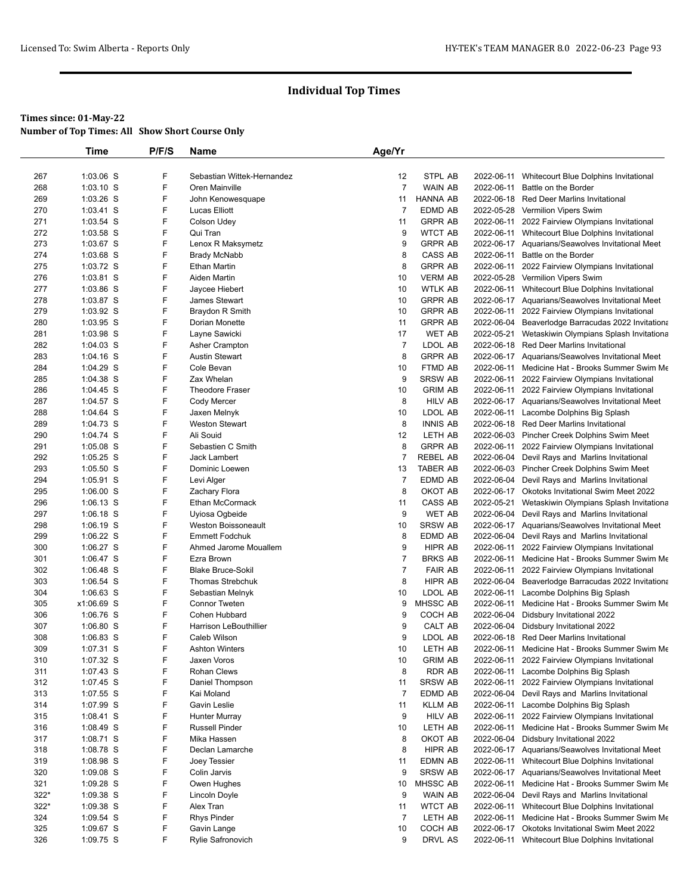## Individual Top Times

**Times since: 01-May-22**

**Number of Top Times: All Show Short Course Only**

| | Time | P/F/S | Name | Age/Yr | | | |
|---|---|---|---|---|---|---|---|
| 267 | 1:03.06 S | F | Sebastian Wittek-Hernandez | 12 | STPL AB | 2022-06-11 | Whitecourt Blue Dolphins Invitational |
| 268 | 1:03.10 S | F | Oren Mainville | 7 | WAIN AB | 2022-06-11 | Battle on the Border |
| 269 | 1:03.26 S | F | John Kenowesquape | 11 | HANNA AB | 2022-06-18 | Red Deer Marlins Invitational |
| 270 | 1:03.41 S | F | Lucas Elliott | 7 | EDMD AB | 2022-05-28 | Vermilion Vipers Swim |
| 271 | 1:03.54 S | F | Colson Udey | 11 | GRPR AB | 2022-06-11 | 2022 Fairview Olympians Invitational |
| 272 | 1:03.58 S | F | Qui Tran | 9 | WTCT AB | 2022-06-11 | Whitecourt Blue Dolphins Invitational |
| 273 | 1:03.67 S | F | Lenox R Maksymetz | 9 | GRPR AB | 2022-06-17 | Aquarians/Seawolves Invitational Meet |
| 274 | 1:03.68 S | F | Brady McNabb | 8 | CASS AB | 2022-06-11 | Battle on the Border |
| 275 | 1:03.72 S | F | Ethan Martin | 8 | GRPR AB | 2022-06-11 | 2022 Fairview Olympians Invitational |
| 276 | 1:03.81 S | F | Aiden Martin | 10 | VERM AB | 2022-05-28 | Vermilion Vipers Swim |
| 277 | 1:03.86 S | F | Jaycee Hiebert | 10 | WTLK AB | 2022-06-11 | Whitecourt Blue Dolphins Invitational |
| 278 | 1:03.87 S | F | James Stewart | 10 | GRPR AB | 2022-06-17 | Aquarians/Seawolves Invitational Meet |
| 279 | 1:03.92 S | F | Braydon R Smith | 10 | GRPR AB | 2022-06-11 | 2022 Fairview Olympians Invitational |
| 280 | 1:03.95 S | F | Dorian Monette | 11 | GRPR AB | 2022-06-04 | Beaverlodge Barracudas 2022 Invitationa |
| 281 | 1:03.98 S | F | Layne Sawicki | 17 | WET AB | 2022-05-21 | Wetaskiwin Olympians Splash Invitationa |
| 282 | 1:04.03 S | F | Asher Crampton | 7 | LDOL AB | 2022-06-18 | Red Deer Marlins Invitational |
| 283 | 1:04.16 S | F | Austin Stewart | 8 | GRPR AB | 2022-06-17 | Aquarians/Seawolves Invitational Meet |
| 284 | 1:04.29 S | F | Cole Bevan | 10 | FTMD AB | 2022-06-11 | Medicine Hat - Brooks Summer Swim Me |
| 285 | 1:04.38 S | F | Zax Whelan | 9 | SRSW AB | 2022-06-11 | 2022 Fairview Olympians Invitational |
| 286 | 1:04.45 S | F | Theodore Fraser | 10 | GRIM AB | 2022-06-11 | 2022 Fairview Olympians Invitational |
| 287 | 1:04.57 S | F | Cody Mercer | 8 | HILV AB | 2022-06-17 | Aquarians/Seawolves Invitational Meet |
| 288 | 1:04.64 S | F | Jaxen Melnyk | 10 | LDOL AB | 2022-06-11 | Lacombe Dolphins Big Splash |
| 289 | 1:04.73 S | F | Weston Stewart | 8 | INNIS AB | 2022-06-18 | Red Deer Marlins Invitational |
| 290 | 1:04.74 S | F | Ali Souid | 12 | LETH AB | 2022-06-03 | Pincher Creek Dolphins Swim Meet |
| 291 | 1:05.08 S | F | Sebastien C Smith | 8 | GRPR AB | 2022-06-11 | 2022 Fairview Olympians Invitational |
| 292 | 1:05.25 S | F | Jack Lambert | 7 | REBEL AB | 2022-06-04 | Devil Rays and Marlins Invitational |
| 293 | 1:05.50 S | F | Dominic Loewen | 13 | TABER AB | 2022-06-03 | Pincher Creek Dolphins Swim Meet |
| 294 | 1:05.91 S | F | Levi Alger | 7 | EDMD AB | 2022-06-04 | Devil Rays and Marlins Invitational |
| 295 | 1:06.00 S | F | Zachary Flora | 8 | OKOT AB | 2022-06-17 | Okotoks Invitational Swim Meet 2022 |
| 296 | 1:06.13 S | F | Ethan McCormack | 11 | CASS AB | 2022-05-21 | Wetaskiwin Olympians Splash Invitationa |
| 297 | 1:06.18 S | F | Uyiosa Ogbeide | 9 | WET AB | 2022-06-04 | Devil Rays and Marlins Invitational |
| 298 | 1:06.19 S | F | Weston Boissoneault | 10 | SRSW AB | 2022-06-17 | Aquarians/Seawolves Invitational Meet |
| 299 | 1:06.22 S | F | Emmett Fodchuk | 8 | EDMD AB | 2022-06-04 | Devil Rays and Marlins Invitational |
| 300 | 1:06.27 S | F | Ahmed Jarome Mouallem | 9 | HIPR AB | 2022-06-11 | 2022 Fairview Olympians Invitational |
| 301 | 1:06.47 S | F | Ezra Brown | 7 | BRKS AB | 2022-06-11 | Medicine Hat - Brooks Summer Swim Me |
| 302 | 1:06.48 S | F | Blake Bruce-Sokil | 7 | FAIR AB | 2022-06-11 | 2022 Fairview Olympians Invitational |
| 303 | 1:06.54 S | F | Thomas Strebchuk | 8 | HIPR AB | 2022-06-04 | Beaverlodge Barracudas 2022 Invitationa |
| 304 | 1:06.63 S | F | Sebastian Melnyk | 10 | LDOL AB | 2022-06-11 | Lacombe Dolphins Big Splash |
| 305 | x1:06.69 S | F | Connor Tweten | 9 | MHSSC AB | 2022-06-11 | Medicine Hat - Brooks Summer Swim Me |
| 306 | 1:06.76 S | F | Cohen Hubbard | 9 | COCH AB | 2022-06-04 | Didsbury Invitational 2022 |
| 307 | 1:06.80 S | F | Harrison LeBouthillier | 9 | CALT AB | 2022-06-04 | Didsbury Invitational 2022 |
| 308 | 1:06.83 S | F | Caleb Wilson | 9 | LDOL AB | 2022-06-18 | Red Deer Marlins Invitational |
| 309 | 1:07.31 S | F | Ashton Winters | 10 | LETH AB | 2022-06-11 | Medicine Hat - Brooks Summer Swim Me |
| 310 | 1:07.32 S | F | Jaxen Voros | 10 | GRIM AB | 2022-06-11 | 2022 Fairview Olympians Invitational |
| 311 | 1:07.43 S | F | Rohan Clews | 8 | RDR AB | 2022-06-11 | Lacombe Dolphins Big Splash |
| 312 | 1:07.45 S | F | Daniel Thompson | 11 | SRSW AB | 2022-06-11 | 2022 Fairview Olympians Invitational |
| 313 | 1:07.55 S | F | Kai Moland | 7 | EDMD AB | 2022-06-04 | Devil Rays and Marlins Invitational |
| 314 | 1:07.99 S | F | Gavin Leslie | 11 | KLLM AB | 2022-06-11 | Lacombe Dolphins Big Splash |
| 315 | 1:08.41 S | F | Hunter Murray | 9 | HILV AB | 2022-06-11 | 2022 Fairview Olympians Invitational |
| 316 | 1:08.49 S | F | Russell Pinder | 10 | LETH AB | 2022-06-11 | Medicine Hat - Brooks Summer Swim Me |
| 317 | 1:08.71 S | F | Mika Hassen | 8 | OKOT AB | 2022-06-04 | Didsbury Invitational 2022 |
| 318 | 1:08.78 S | F | Declan Lamarche | 8 | HIPR AB | 2022-06-17 | Aquarians/Seawolves Invitational Meet |
| 319 | 1:08.98 S | F | Joey Tessier | 11 | EDMN AB | 2022-06-11 | Whitecourt Blue Dolphins Invitational |
| 320 | 1:09.08 S | F | Colin Jarvis | 9 | SRSW AB | 2022-06-17 | Aquarians/Seawolves Invitational Meet |
| 321 | 1:09.28 S | F | Owen Hughes | 10 | MHSSC AB | 2022-06-11 | Medicine Hat - Brooks Summer Swim Me |
| 322* | 1:09.38 S | F | Lincoln Doyle | 9 | WAIN AB | 2022-06-04 | Devil Rays and Marlins Invitational |
| 322* | 1:09.38 S | F | Alex Tran | 11 | WTCT AB | 2022-06-11 | Whitecourt Blue Dolphins Invitational |
| 324 | 1:09.54 S | F | Rhys Pinder | 7 | LETH AB | 2022-06-11 | Medicine Hat - Brooks Summer Swim Me |
| 325 | 1:09.67 S | F | Gavin Lange | 10 | COCH AB | 2022-06-17 | Okotoks Invitational Swim Meet 2022 |
| 326 | 1:09.75 S | F | Rylie Safronovich | 9 | DRVL AS | 2022-06-11 | Whitecourt Blue Dolphins Invitational |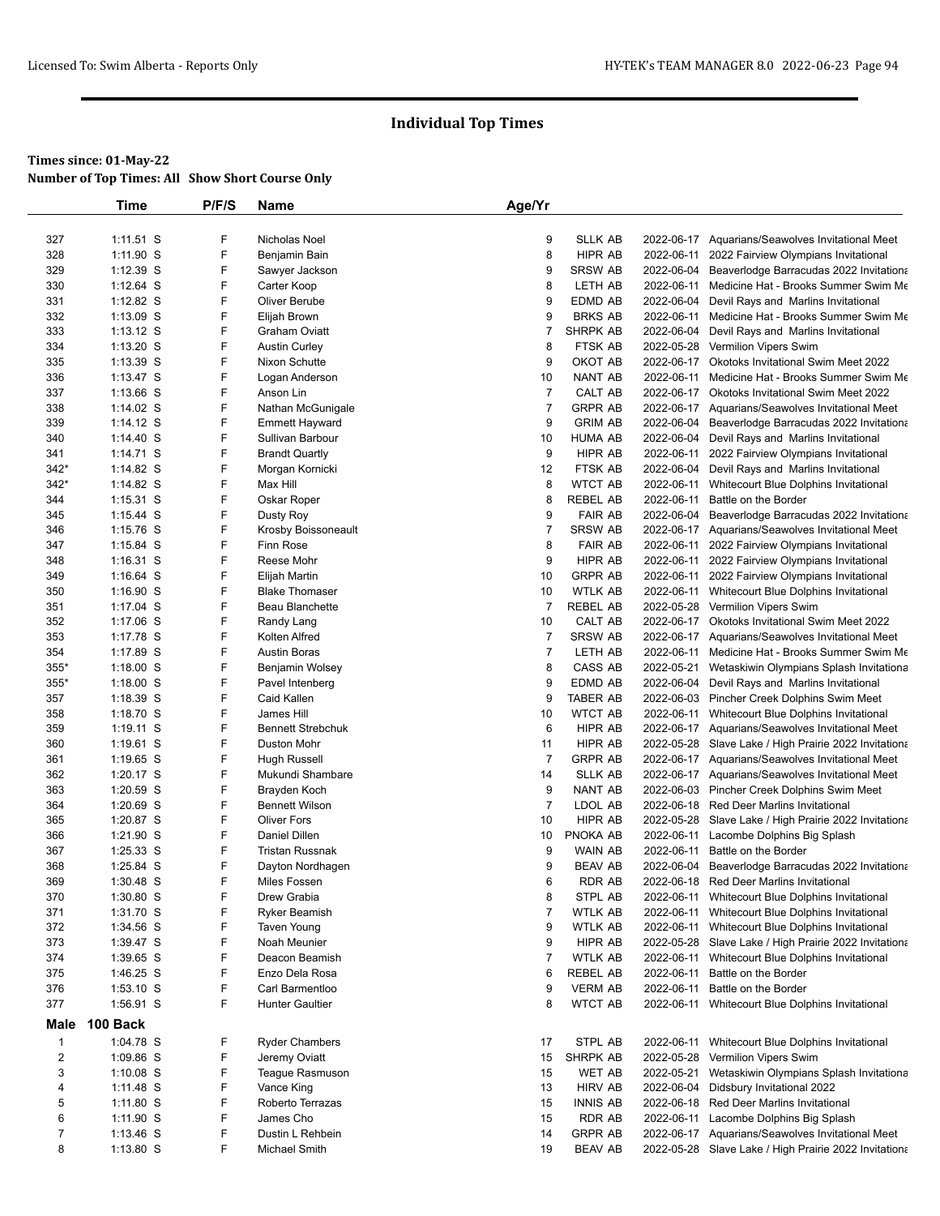## Individual Top Times

**Times since: 01-May-22**
**Number of Top Times: All Show Short Course Only**

| | Time | P/F/S | Name | Age/Yr | | | |
|---|---|---|---|---|---|---|---|
| 327 | 1:11.51 S | F | Nicholas Noel | 9 | SLLK AB | 2022-06-17 | Aquarians/Seawolves Invitational Meet |
| 328 | 1:11.90 S | F | Benjamin Bain | 8 | HIPR AB | 2022-06-11 | 2022 Fairview Olympians Invitational |
| 329 | 1:12.39 S | F | Sawyer Jackson | 9 | SRSW AB | 2022-06-04 | Beaverlodge Barracudas 2022 Invitationa |
| 330 | 1:12.64 S | F | Carter Koop | 8 | LETH AB | 2022-06-11 | Medicine Hat - Brooks Summer Swim Me |
| 331 | 1:12.82 S | F | Oliver Berube | 9 | EDMD AB | 2022-06-04 | Devil Rays and Marlins Invitational |
| 332 | 1:13.09 S | F | Elijah Brown | 9 | BRKS AB | 2022-06-11 | Medicine Hat - Brooks Summer Swim Me |
| 333 | 1:13.12 S | F | Graham Oviatt | 7 | SHRPK AB | 2022-06-04 | Devil Rays and Marlins Invitational |
| 334 | 1:13.20 S | F | Austin Curley | 8 | FTSK AB | 2022-05-28 | Vermilion Vipers Swim |
| 335 | 1:13.39 S | F | Nixon Schutte | 9 | OKOT AB | 2022-06-17 | Okotoks Invitational Swim Meet 2022 |
| 336 | 1:13.47 S | F | Logan Anderson | 10 | NANT AB | 2022-06-11 | Medicine Hat - Brooks Summer Swim Me |
| 337 | 1:13.66 S | F | Anson Lin | 7 | CALT AB | 2022-06-17 | Okotoks Invitational Swim Meet 2022 |
| 338 | 1:14.02 S | F | Nathan McGunigale | 7 | GRPR AB | 2022-06-17 | Aquarians/Seawolves Invitational Meet |
| 339 | 1:14.12 S | F | Emmett Hayward | 9 | GRIM AB | 2022-06-04 | Beaverlodge Barracudas 2022 Invitationa |
| 340 | 1:14.40 S | F | Sullivan Barbour | 10 | HUMA AB | 2022-06-04 | Devil Rays and Marlins Invitational |
| 341 | 1:14.71 S | F | Brandt Quartly | 9 | HIPR AB | 2022-06-11 | 2022 Fairview Olympians Invitational |
| 342* | 1:14.82 S | F | Morgan Kornicki | 12 | FTSK AB | 2022-06-04 | Devil Rays and Marlins Invitational |
| 342* | 1:14.82 S | F | Max Hill | 8 | WTCT AB | 2022-06-11 | Whitecourt Blue Dolphins Invitational |
| 344 | 1:15.31 S | F | Oskar Roper | 8 | REBEL AB | 2022-06-11 | Battle on the Border |
| 345 | 1:15.44 S | F | Dusty Roy | 9 | FAIR AB | 2022-06-04 | Beaverlodge Barracudas 2022 Invitationa |
| 346 | 1:15.76 S | F | Krosby Boissoneault | 7 | SRSW AB | 2022-06-17 | Aquarians/Seawolves Invitational Meet |
| 347 | 1:15.84 S | F | Finn Rose | 8 | FAIR AB | 2022-06-11 | 2022 Fairview Olympians Invitational |
| 348 | 1:16.31 S | F | Reese Mohr | 9 | HIPR AB | 2022-06-11 | 2022 Fairview Olympians Invitational |
| 349 | 1:16.64 S | F | Elijah Martin | 10 | GRPR AB | 2022-06-11 | 2022 Fairview Olympians Invitational |
| 350 | 1:16.90 S | F | Blake Thomaser | 10 | WTLK AB | 2022-06-11 | Whitecourt Blue Dolphins Invitational |
| 351 | 1:17.04 S | F | Beau Blanchette | 7 | REBEL AB | 2022-05-28 | Vermilion Vipers Swim |
| 352 | 1:17.06 S | F | Randy Lang | 10 | CALT AB | 2022-06-17 | Okotoks Invitational Swim Meet 2022 |
| 353 | 1:17.78 S | F | Kolten Alfred | 7 | SRSW AB | 2022-06-17 | Aquarians/Seawolves Invitational Meet |
| 354 | 1:17.89 S | F | Austin Boras | 7 | LETH AB | 2022-06-11 | Medicine Hat - Brooks Summer Swim Me |
| 355* | 1:18.00 S | F | Benjamin Wolsey | 8 | CASS AB | 2022-05-21 | Wetaskiwin Olympians Splash Invitationa |
| 355* | 1:18.00 S | F | Pavel Intenberg | 9 | EDMD AB | 2022-06-04 | Devil Rays and Marlins Invitational |
| 357 | 1:18.39 S | F | Caid Kallen | 9 | TABER AB | 2022-06-03 | Pincher Creek Dolphins Swim Meet |
| 358 | 1:18.70 S | F | James Hill | 10 | WTCT AB | 2022-06-11 | Whitecourt Blue Dolphins Invitational |
| 359 | 1:19.11 S | F | Bennett Strebchuk | 6 | HIPR AB | 2022-06-17 | Aquarians/Seawolves Invitational Meet |
| 360 | 1:19.61 S | F | Duston Mohr | 11 | HIPR AB | 2022-05-28 | Slave Lake / High Prairie 2022 Invitationa |
| 361 | 1:19.65 S | F | Hugh Russell | 7 | GRPR AB | 2022-06-17 | Aquarians/Seawolves Invitational Meet |
| 362 | 1:20.17 S | F | Mukundi Shambare | 14 | SLLK AB | 2022-06-17 | Aquarians/Seawolves Invitational Meet |
| 363 | 1:20.59 S | F | Brayden Koch | 9 | NANT AB | 2022-06-03 | Pincher Creek Dolphins Swim Meet |
| 364 | 1:20.69 S | F | Bennett Wilson | 7 | LDOL AB | 2022-06-18 | Red Deer Marlins Invitational |
| 365 | 1:20.87 S | F | Oliver Fors | 10 | HIPR AB | 2022-05-28 | Slave Lake / High Prairie 2022 Invitationa |
| 366 | 1:21.90 S | F | Daniel Dillen | 10 | PNOKA AB | 2022-06-11 | Lacombe Dolphins Big Splash |
| 367 | 1:25.33 S | F | Tristan Russnak | 9 | WAIN AB | 2022-06-11 | Battle on the Border |
| 368 | 1:25.84 S | F | Dayton Nordhagen | 9 | BEAV AB | 2022-06-04 | Beaverlodge Barracudas 2022 Invitationa |
| 369 | 1:30.48 S | F | Miles Fossen | 6 | RDR AB | 2022-06-18 | Red Deer Marlins Invitational |
| 370 | 1:30.80 S | F | Drew Grabia | 8 | STPL AB | 2022-06-11 | Whitecourt Blue Dolphins Invitational |
| 371 | 1:31.70 S | F | Ryker Beamish | 7 | WTLK AB | 2022-06-11 | Whitecourt Blue Dolphins Invitational |
| 372 | 1:34.56 S | F | Taven Young | 9 | WTLK AB | 2022-06-11 | Whitecourt Blue Dolphins Invitational |
| 373 | 1:39.47 S | F | Noah Meunier | 9 | HIPR AB | 2022-05-28 | Slave Lake / High Prairie 2022 Invitationa |
| 374 | 1:39.65 S | F | Deacon Beamish | 7 | WTLK AB | 2022-06-11 | Whitecourt Blue Dolphins Invitational |
| 375 | 1:46.25 S | F | Enzo Dela Rosa | 6 | REBEL AB | 2022-06-11 | Battle on the Border |
| 376 | 1:53.10 S | F | Carl Barmentloo | 9 | VERM AB | 2022-06-11 | Battle on the Border |
| 377 | 1:56.91 S | F | Hunter Gaultier | 8 | WTCT AB | 2022-06-11 | Whitecourt Blue Dolphins Invitational |
| **Male** | **100 Back** | | | | | | |
| 1 | 1:04.78 S | F | Ryder Chambers | 17 | STPL AB | 2022-06-11 | Whitecourt Blue Dolphins Invitational |
| 2 | 1:09.86 S | F | Jeremy Oviatt | 15 | SHRPK AB | 2022-05-28 | Vermilion Vipers Swim |
| 3 | 1:10.08 S | F | Teague Rasmuson | 15 | WET AB | 2022-05-21 | Wetaskiwin Olympians Splash Invitationa |
| 4 | 1:11.48 S | F | Vance King | 13 | HIRV AB | 2022-06-04 | Didsbury Invitational 2022 |
| 5 | 1:11.80 S | F | Roberto Terrazas | 15 | INNIS AB | 2022-06-18 | Red Deer Marlins Invitational |
| 6 | 1:11.90 S | F | James Cho | 15 | RDR AB | 2022-06-11 | Lacombe Dolphins Big Splash |
| 7 | 1:13.46 S | F | Dustin L Rehbein | 14 | GRPR AB | 2022-06-17 | Aquarians/Seawolves Invitational Meet |
| 8 | 1:13.80 S | F | Michael Smith | 19 | BEAV AB | 2022-05-28 | Slave Lake / High Prairie 2022 Invitationa |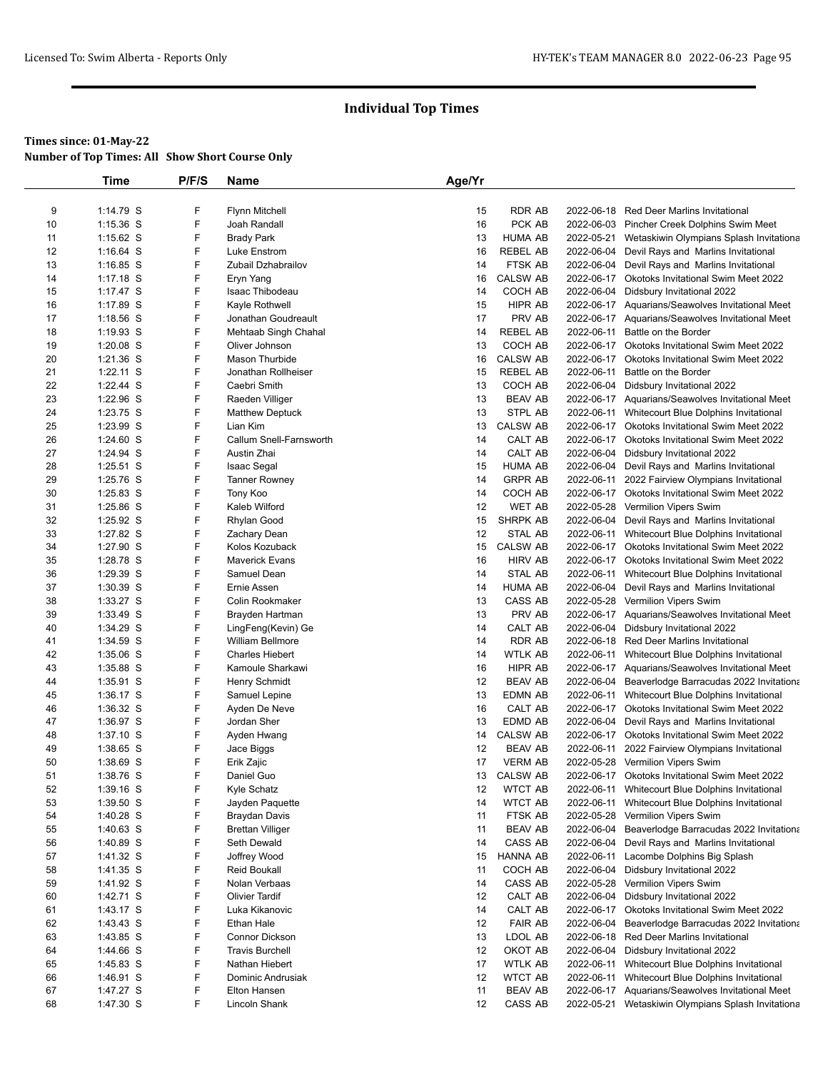# Individual Top Times

**Times since: 01-May-22**
**Number of Top Times: All Show Short Course Only**

| | Time | P/F/S | Name | Age/Yr | | | |
|---|---|---|---|---|---|---|---|
| 9 | 1:14.79 S | F | Flynn Mitchell | 15 | RDR AB | 2022-06-18 | Red Deer Marlins Invitational |
| 10 | 1:15.36 S | F | Joah Randall | 16 | PCK AB | 2022-06-03 | Pincher Creek Dolphins Swim Meet |
| 11 | 1:15.62 S | F | Brady Park | 13 | HUMA AB | 2022-05-21 | Wetaskiwin Olympians Splash Invitationa |
| 12 | 1:16.64 S | F | Luke Enstrom | 16 | REBEL AB | 2022-06-04 | Devil Rays and Marlins Invitational |
| 13 | 1:16.85 S | F | Zubail Dzhabrailov | 14 | FTSK AB | 2022-06-04 | Devil Rays and Marlins Invitational |
| 14 | 1:17.18 S | F | Eryn Yang | 16 | CALSW AB | 2022-06-17 | Okotoks Invitational Swim Meet 2022 |
| 15 | 1:17.47 S | F | Isaac Thibodeau | 14 | COCH AB | 2022-06-04 | Didsbury Invitational 2022 |
| 16 | 1:17.89 S | F | Kayle Rothwell | 15 | HIPR AB | 2022-06-17 | Aquarians/Seawolves Invitational Meet |
| 17 | 1:18.56 S | F | Jonathan Goudreault | 17 | PRV AB | 2022-06-17 | Aquarians/Seawolves Invitational Meet |
| 18 | 1:19.93 S | F | Mehtaab Singh Chahal | 14 | REBEL AB | 2022-06-11 | Battle on the Border |
| 19 | 1:20.08 S | F | Oliver Johnson | 13 | COCH AB | 2022-06-17 | Okotoks Invitational Swim Meet 2022 |
| 20 | 1:21.36 S | F | Mason Thurbide | 16 | CALSW AB | 2022-06-17 | Okotoks Invitational Swim Meet 2022 |
| 21 | 1:22.11 S | F | Jonathan Rollheiser | 15 | REBEL AB | 2022-06-11 | Battle on the Border |
| 22 | 1:22.44 S | F | Caebri Smith | 13 | COCH AB | 2022-06-04 | Didsbury Invitational 2022 |
| 23 | 1:22.96 S | F | Raeden Villiger | 13 | BEAV AB | 2022-06-17 | Aquarians/Seawolves Invitational Meet |
| 24 | 1:23.75 S | F | Matthew Deptuck | 13 | STPL AB | 2022-06-11 | Whitecourt Blue Dolphins Invitational |
| 25 | 1:23.99 S | F | Lian Kim | 13 | CALSW AB | 2022-06-17 | Okotoks Invitational Swim Meet 2022 |
| 26 | 1:24.60 S | F | Callum Snell-Farnsworth | 14 | CALT AB | 2022-06-17 | Okotoks Invitational Swim Meet 2022 |
| 27 | 1:24.94 S | F | Austin Zhai | 14 | CALT AB | 2022-06-04 | Didsbury Invitational 2022 |
| 28 | 1:25.51 S | F | Isaac Segal | 15 | HUMA AB | 2022-06-04 | Devil Rays and Marlins Invitational |
| 29 | 1:25.76 S | F | Tanner Rowney | 14 | GRPR AB | 2022-06-11 | 2022 Fairview Olympians Invitational |
| 30 | 1:25.83 S | F | Tony Koo | 14 | COCH AB | 2022-06-17 | Okotoks Invitational Swim Meet 2022 |
| 31 | 1:25.86 S | F | Kaleb Wilford | 12 | WET AB | 2022-05-28 | Vermilion Vipers Swim |
| 32 | 1:25.92 S | F | Rhylan Good | 15 | SHRPK AB | 2022-06-04 | Devil Rays and Marlins Invitational |
| 33 | 1:27.82 S | F | Zachary Dean | 12 | STAL AB | 2022-06-11 | Whitecourt Blue Dolphins Invitational |
| 34 | 1:27.90 S | F | Kolos Kozuback | 15 | CALSW AB | 2022-06-17 | Okotoks Invitational Swim Meet 2022 |
| 35 | 1:28.78 S | F | Maverick Evans | 16 | HIRV AB | 2022-06-17 | Okotoks Invitational Swim Meet 2022 |
| 36 | 1:29.39 S | F | Samuel Dean | 14 | STAL AB | 2022-06-11 | Whitecourt Blue Dolphins Invitational |
| 37 | 1:30.39 S | F | Ernie Assen | 14 | HUMA AB | 2022-06-04 | Devil Rays and Marlins Invitational |
| 38 | 1:33.27 S | F | Colin Rookmaker | 13 | CASS AB | 2022-05-28 | Vermilion Vipers Swim |
| 39 | 1:33.49 S | F | Brayden Hartman | 13 | PRV AB | 2022-06-17 | Aquarians/Seawolves Invitational Meet |
| 40 | 1:34.29 S | F | LingFeng(Kevin) Ge | 14 | CALT AB | 2022-06-04 | Didsbury Invitational 2022 |
| 41 | 1:34.59 S | F | William Bellmore | 14 | RDR AB | 2022-06-18 | Red Deer Marlins Invitational |
| 42 | 1:35.06 S | F | Charles Hiebert | 14 | WTLK AB | 2022-06-11 | Whitecourt Blue Dolphins Invitational |
| 43 | 1:35.88 S | F | Kamoule Sharkawi | 16 | HIPR AB | 2022-06-17 | Aquarians/Seawolves Invitational Meet |
| 44 | 1:35.91 S | F | Henry Schmidt | 12 | BEAV AB | 2022-06-04 | Beaverlodge Barracudas 2022 Invitationa |
| 45 | 1:36.17 S | F | Samuel Lepine | 13 | EDMN AB | 2022-06-11 | Whitecourt Blue Dolphins Invitational |
| 46 | 1:36.32 S | F | Ayden De Neve | 16 | CALT AB | 2022-06-17 | Okotoks Invitational Swim Meet 2022 |
| 47 | 1:36.97 S | F | Jordan Sher | 13 | EDMD AB | 2022-06-04 | Devil Rays and Marlins Invitational |
| 48 | 1:37.10 S | F | Ayden Hwang | 14 | CALSW AB | 2022-06-17 | Okotoks Invitational Swim Meet 2022 |
| 49 | 1:38.65 S | F | Jace Biggs | 12 | BEAV AB | 2022-06-11 | 2022 Fairview Olympians Invitational |
| 50 | 1:38.69 S | F | Erik Zajic | 17 | VERM AB | 2022-05-28 | Vermilion Vipers Swim |
| 51 | 1:38.76 S | F | Daniel Guo | 13 | CALSW AB | 2022-06-17 | Okotoks Invitational Swim Meet 2022 |
| 52 | 1:39.16 S | F | Kyle Schatz | 12 | WTCT AB | 2022-06-11 | Whitecourt Blue Dolphins Invitational |
| 53 | 1:39.50 S | F | Jayden Paquette | 14 | WTCT AB | 2022-06-11 | Whitecourt Blue Dolphins Invitational |
| 54 | 1:40.28 S | F | Braydan Davis | 11 | FTSK AB | 2022-05-28 | Vermilion Vipers Swim |
| 55 | 1:40.63 S | F | Brettan Villiger | 11 | BEAV AB | 2022-06-04 | Beaverlodge Barracudas 2022 Invitationa |
| 56 | 1:40.89 S | F | Seth Dewald | 14 | CASS AB | 2022-06-04 | Devil Rays and Marlins Invitational |
| 57 | 1:41.32 S | F | Joffrey Wood | 15 | HANNA AB | 2022-06-11 | Lacombe Dolphins Big Splash |
| 58 | 1:41.35 S | F | Reid Boukall | 11 | COCH AB | 2022-06-04 | Didsbury Invitational 2022 |
| 59 | 1:41.92 S | F | Nolan Verbaas | 14 | CASS AB | 2022-05-28 | Vermilion Vipers Swim |
| 60 | 1:42.71 S | F | Olivier Tardif | 12 | CALT AB | 2022-06-04 | Didsbury Invitational 2022 |
| 61 | 1:43.17 S | F | Luka Kikanovic | 14 | CALT AB | 2022-06-17 | Okotoks Invitational Swim Meet 2022 |
| 62 | 1:43.43 S | F | Ethan Hale | 12 | FAIR AB | 2022-06-04 | Beaverlodge Barracudas 2022 Invitationa |
| 63 | 1:43.85 S | F | Connor Dickson | 13 | LDOL AB | 2022-06-18 | Red Deer Marlins Invitational |
| 64 | 1:44.66 S | F | Travis Burchell | 12 | OKOT AB | 2022-06-04 | Didsbury Invitational 2022 |
| 65 | 1:45.83 S | F | Nathan Hiebert | 17 | WTLK AB | 2022-06-11 | Whitecourt Blue Dolphins Invitational |
| 66 | 1:46.91 S | F | Dominic Andrusiak | 12 | WTCT AB | 2022-06-11 | Whitecourt Blue Dolphins Invitational |
| 67 | 1:47.27 S | F | Elton Hansen | 11 | BEAV AB | 2022-06-17 | Aquarians/Seawolves Invitational Meet |
| 68 | 1:47.30 S | F | Lincoln Shank | 12 | CASS AB | 2022-05-21 | Wetaskiwin Olympians Splash Invitationa |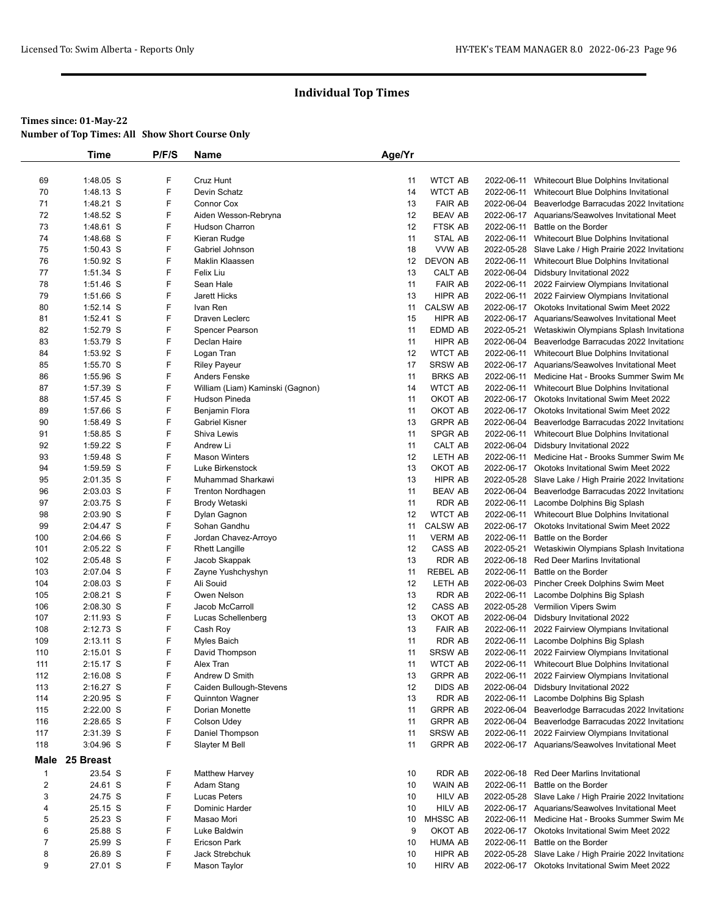## Individual Top Times

**Times since: 01-May-22**
**Number of Top Times: All Show Short Course Only**

| | Time | P/F/S | Name | Age/Yr | | | |
|---|---|---|---|---|---|---|---|
| 69 | 1:48.05 S | F | Cruz Hunt | 11 | WTCT AB | 2022-06-11 | Whitecourt Blue Dolphins Invitational |
| 70 | 1:48.13 S | F | Devin Schatz | 14 | WTCT AB | 2022-06-11 | Whitecourt Blue Dolphins Invitational |
| 71 | 1:48.21 S | F | Connor Cox | 13 | FAIR AB | 2022-06-04 | Beaverlodge Barracudas 2022 Invitationa |
| 72 | 1:48.52 S | F | Aiden Wesson-Rebryna | 12 | BEAV AB | 2022-06-17 | Aquarians/Seawolves Invitational Meet |
| 73 | 1:48.61 S | F | Hudson Charron | 12 | FTSK AB | 2022-06-11 | Battle on the Border |
| 74 | 1:48.68 S | F | Kieran Rudge | 11 | STAL AB | 2022-06-11 | Whitecourt Blue Dolphins Invitational |
| 75 | 1:50.43 S | F | Gabriel Johnson | 18 | VVW AB | 2022-05-28 | Slave Lake / High Prairie 2022 Invitationa |
| 76 | 1:50.92 S | F | Maklin Klaassen | 12 | DEVON AB | 2022-06-11 | Whitecourt Blue Dolphins Invitational |
| 77 | 1:51.34 S | F | Felix Liu | 13 | CALT AB | 2022-06-04 | Didsbury Invitational 2022 |
| 78 | 1:51.46 S | F | Sean Hale | 11 | FAIR AB | 2022-06-11 | 2022 Fairview Olympians Invitational |
| 79 | 1:51.66 S | F | Jarett Hicks | 13 | HIPR AB | 2022-06-11 | 2022 Fairview Olympians Invitational |
| 80 | 1:52.14 S | F | Ivan Ren | 11 | CALSW AB | 2022-06-17 | Okotoks Invitational Swim Meet 2022 |
| 81 | 1:52.41 S | F | Draven Leclerc | 15 | HIPR AB | 2022-06-17 | Aquarians/Seawolves Invitational Meet |
| 82 | 1:52.79 S | F | Spencer Pearson | 11 | EDMD AB | 2022-05-21 | Wetaskiwin Olympians Splash Invitationa |
| 83 | 1:53.79 S | F | Declan Haire | 11 | HIPR AB | 2022-06-04 | Beaverlodge Barracudas 2022 Invitationa |
| 84 | 1:53.92 S | F | Logan Tran | 12 | WTCT AB | 2022-06-11 | Whitecourt Blue Dolphins Invitational |
| 85 | 1:55.70 S | F | Riley Payeur | 17 | SRSW AB | 2022-06-17 | Aquarians/Seawolves Invitational Meet |
| 86 | 1:55.96 S | F | Anders Fenske | 11 | BRKS AB | 2022-06-11 | Medicine Hat - Brooks Summer Swim Me |
| 87 | 1:57.39 S | F | William (Liam) Kaminski (Gagnon) | 14 | WTCT AB | 2022-06-11 | Whitecourt Blue Dolphins Invitational |
| 88 | 1:57.45 S | F | Hudson Pineda | 11 | OKOT AB | 2022-06-17 | Okotoks Invitational Swim Meet 2022 |
| 89 | 1:57.66 S | F | Benjamin Flora | 11 | OKOT AB | 2022-06-17 | Okotoks Invitational Swim Meet 2022 |
| 90 | 1:58.49 S | F | Gabriel Kisner | 13 | GRPR AB | 2022-06-04 | Beaverlodge Barracudas 2022 Invitationa |
| 91 | 1:58.85 S | F | Shiva Lewis | 11 | SPGR AB | 2022-06-11 | Whitecourt Blue Dolphins Invitational |
| 92 | 1:59.22 S | F | Andrew Li | 11 | CALT AB | 2022-06-04 | Didsbury Invitational 2022 |
| 93 | 1:59.48 S | F | Mason Winters | 12 | LETH AB | 2022-06-11 | Medicine Hat - Brooks Summer Swim Me |
| 94 | 1:59.59 S | F | Luke Birkenstock | 13 | OKOT AB | 2022-06-17 | Okotoks Invitational Swim Meet 2022 |
| 95 | 2:01.35 S | F | Muhammad Sharkawi | 13 | HIPR AB | 2022-05-28 | Slave Lake / High Prairie 2022 Invitationa |
| 96 | 2:03.03 S | F | Trenton Nordhagen | 11 | BEAV AB | 2022-06-04 | Beaverlodge Barracudas 2022 Invitationa |
| 97 | 2:03.75 S | F | Brody Wetaski | 11 | RDR AB | 2022-06-11 | Lacombe Dolphins Big Splash |
| 98 | 2:03.90 S | F | Dylan Gagnon | 12 | WTCT AB | 2022-06-11 | Whitecourt Blue Dolphins Invitational |
| 99 | 2:04.47 S | F | Sohan Gandhu | 11 | CALSW AB | 2022-06-17 | Okotoks Invitational Swim Meet 2022 |
| 100 | 2:04.66 S | F | Jordan Chavez-Arroyo | 11 | VERM AB | 2022-06-11 | Battle on the Border |
| 101 | 2:05.22 S | F | Rhett Langille | 12 | CASS AB | 2022-05-21 | Wetaskiwin Olympians Splash Invitationa |
| 102 | 2:05.48 S | F | Jacob Skappak | 13 | RDR AB | 2022-06-18 | Red Deer Marlins Invitational |
| 103 | 2:07.04 S | F | Zayne Yushchyshyn | 11 | REBEL AB | 2022-06-11 | Battle on the Border |
| 104 | 2:08.03 S | F | Ali Souid | 12 | LETH AB | 2022-06-03 | Pincher Creek Dolphins Swim Meet |
| 105 | 2:08.21 S | F | Owen Nelson | 13 | RDR AB | 2022-06-11 | Lacombe Dolphins Big Splash |
| 106 | 2:08.30 S | F | Jacob McCarroll | 12 | CASS AB | 2022-05-28 | Vermilion Vipers Swim |
| 107 | 2:11.93 S | F | Lucas Schellenberg | 13 | OKOT AB | 2022-06-04 | Didsbury Invitational 2022 |
| 108 | 2:12.73 S | F | Cash Roy | 13 | FAIR AB | 2022-06-11 | 2022 Fairview Olympians Invitational |
| 109 | 2:13.11 S | F | Myles Baich | 11 | RDR AB | 2022-06-11 | Lacombe Dolphins Big Splash |
| 110 | 2:15.01 S | F | David Thompson | 11 | SRSW AB | 2022-06-11 | 2022 Fairview Olympians Invitational |
| 111 | 2:15.17 S | F | Alex Tran | 11 | WTCT AB | 2022-06-11 | Whitecourt Blue Dolphins Invitational |
| 112 | 2:16.08 S | F | Andrew D Smith | 13 | GRPR AB | 2022-06-11 | 2022 Fairview Olympians Invitational |
| 113 | 2:16.27 S | F | Caiden Bullough-Stevens | 12 | DIDS AB | 2022-06-04 | Didsbury Invitational 2022 |
| 114 | 2:20.95 S | F | Quinnton Wagner | 13 | RDR AB | 2022-06-11 | Lacombe Dolphins Big Splash |
| 115 | 2:22.00 S | F | Dorian Monette | 11 | GRPR AB | 2022-06-04 | Beaverlodge Barracudas 2022 Invitationa |
| 116 | 2:28.65 S | F | Colson Udey | 11 | GRPR AB | 2022-06-04 | Beaverlodge Barracudas 2022 Invitationa |
| 117 | 2:31.39 S | F | Daniel Thompson | 11 | SRSW AB | 2022-06-11 | 2022 Fairview Olympians Invitational |
| 118 | 3:04.96 S | F | Slayter M Bell | 11 | GRPR AB | 2022-06-17 | Aquarians/Seawolves Invitational Meet |

### Male 25 Breast

| | Time | P/F/S | Name | Age/Yr | | | |
|---|---|---|---|---|---|---|---|
| 1 | 23.54 S | F | Matthew Harvey | 10 | RDR AB | 2022-06-18 | Red Deer Marlins Invitational |
| 2 | 24.61 S | F | Adam Stang | 10 | WAIN AB | 2022-06-11 | Battle on the Border |
| 3 | 24.75 S | F | Lucas Peters | 10 | HILV AB | 2022-05-28 | Slave Lake / High Prairie 2022 Invitationa |
| 4 | 25.15 S | F | Dominic Harder | 10 | HILV AB | 2022-06-17 | Aquarians/Seawolves Invitational Meet |
| 5 | 25.23 S | F | Masao Mori | 10 | MHSSC AB | 2022-06-11 | Medicine Hat - Brooks Summer Swim Me |
| 6 | 25.88 S | F | Luke Baldwin | 9 | OKOT AB | 2022-06-17 | Okotoks Invitational Swim Meet 2022 |
| 7 | 25.99 S | F | Ericson Park | 10 | HUMA AB | 2022-06-11 | Battle on the Border |
| 8 | 26.89 S | F | Jack Strebchuk | 10 | HIPR AB | 2022-05-28 | Slave Lake / High Prairie 2022 Invitationa |
| 9 | 27.01 S | F | Mason Taylor | 10 | HIRV AB | 2022-06-17 | Okotoks Invitational Swim Meet 2022 |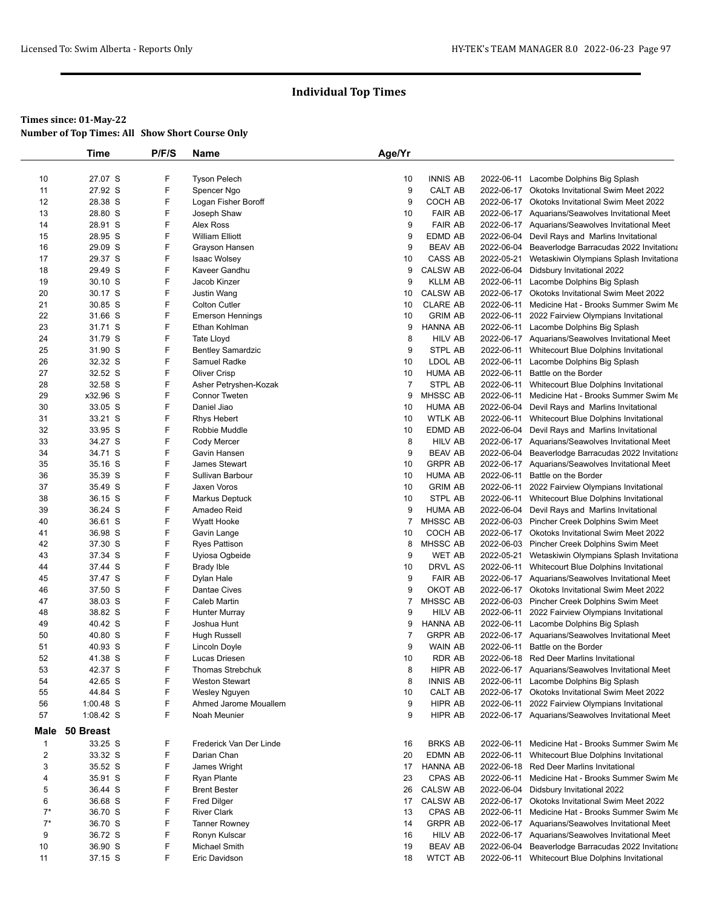# Individual Top Times

**Times since: 01-May-22**
**Number of Top Times: All Show Short Course Only**

| | Time | P/F/S | Name | Age/Yr | | | |
|---|---|---|---|---|---|---|---|
| 10 | 27.07 S | F | Tyson Pelech | 10 | INNIS AB | 2022-06-11 | Lacombe Dolphins Big Splash |
| 11 | 27.92 S | F | Spencer Ngo | 9 | CALT AB | 2022-06-17 | Okotoks Invitational Swim Meet 2022 |
| 12 | 28.38 S | F | Logan Fisher Boroff | 9 | COCH AB | 2022-06-17 | Okotoks Invitational Swim Meet 2022 |
| 13 | 28.80 S | F | Joseph Shaw | 10 | FAIR AB | 2022-06-17 | Aquarians/Seawolves Invitational Meet |
| 14 | 28.91 S | F | Alex Ross | 9 | FAIR AB | 2022-06-17 | Aquarians/Seawolves Invitational Meet |
| 15 | 28.95 S | F | William Elliott | 9 | EDMD AB | 2022-06-04 | Devil Rays and Marlins Invitational |
| 16 | 29.09 S | F | Grayson Hansen | 9 | BEAV AB | 2022-06-04 | Beaverlodge Barracudas 2022 Invitationa |
| 17 | 29.37 S | F | Isaac Wolsey | 10 | CASS AB | 2022-05-21 | Wetaskiwin Olympians Splash Invitationa |
| 18 | 29.49 S | F | Kaveer Gandhu | 9 | CALSW AB | 2022-06-04 | Didsbury Invitational 2022 |
| 19 | 30.10 S | F | Jacob Kinzer | 9 | KLLM AB | 2022-06-11 | Lacombe Dolphins Big Splash |
| 20 | 30.17 S | F | Justin Wang | 10 | CALSW AB | 2022-06-17 | Okotoks Invitational Swim Meet 2022 |
| 21 | 30.85 S | F | Colton Cutler | 10 | CLARE AB | 2022-06-11 | Medicine Hat - Brooks Summer Swim Me |
| 22 | 31.66 S | F | Emerson Hennings | 10 | GRIM AB | 2022-06-11 | 2022 Fairview Olympians Invitational |
| 23 | 31.71 S | F | Ethan Kohlman | 9 | HANNA AB | 2022-06-11 | Lacombe Dolphins Big Splash |
| 24 | 31.79 S | F | Tate Lloyd | 8 | HILV AB | 2022-06-17 | Aquarians/Seawolves Invitational Meet |
| 25 | 31.90 S | F | Bentley Samardzic | 9 | STPL AB | 2022-06-11 | Whitecourt Blue Dolphins Invitational |
| 26 | 32.32 S | F | Samuel Radke | 10 | LDOL AB | 2022-06-11 | Lacombe Dolphins Big Splash |
| 27 | 32.52 S | F | Oliver Crisp | 10 | HUMA AB | 2022-06-11 | Battle on the Border |
| 28 | 32.58 S | F | Asher Petryshen-Kozak | 7 | STPL AB | 2022-06-11 | Whitecourt Blue Dolphins Invitational |
| 29 | x32.96 S | F | Connor Tweten | 9 | MHSSC AB | 2022-06-11 | Medicine Hat - Brooks Summer Swim Me |
| 30 | 33.05 S | F | Daniel Jiao | 10 | HUMA AB | 2022-06-04 | Devil Rays and Marlins Invitational |
| 31 | 33.21 S | F | Rhys Hebert | 10 | WTLK AB | 2022-06-11 | Whitecourt Blue Dolphins Invitational |
| 32 | 33.95 S | F | Robbie Muddle | 10 | EDMD AB | 2022-06-04 | Devil Rays and Marlins Invitational |
| 33 | 34.27 S | F | Cody Mercer | 8 | HILV AB | 2022-06-17 | Aquarians/Seawolves Invitational Meet |
| 34 | 34.71 S | F | Gavin Hansen | 9 | BEAV AB | 2022-06-04 | Beaverlodge Barracudas 2022 Invitationa |
| 35 | 35.16 S | F | James Stewart | 10 | GRPR AB | 2022-06-17 | Aquarians/Seawolves Invitational Meet |
| 36 | 35.39 S | F | Sullivan Barbour | 10 | HUMA AB | 2022-06-11 | Battle on the Border |
| 37 | 35.49 S | F | Jaxen Voros | 10 | GRIM AB | 2022-06-11 | 2022 Fairview Olympians Invitational |
| 38 | 36.15 S | F | Markus Deptuck | 10 | STPL AB | 2022-06-11 | Whitecourt Blue Dolphins Invitational |
| 39 | 36.24 S | F | Amadeo Reid | 9 | HUMA AB | 2022-06-04 | Devil Rays and Marlins Invitational |
| 40 | 36.61 S | F | Wyatt Hooke | 7 | MHSSC AB | 2022-06-03 | Pincher Creek Dolphins Swim Meet |
| 41 | 36.98 S | F | Gavin Lange | 10 | COCH AB | 2022-06-17 | Okotoks Invitational Swim Meet 2022 |
| 42 | 37.30 S | F | Ryes Pattison | 8 | MHSSC AB | 2022-06-03 | Pincher Creek Dolphins Swim Meet |
| 43 | 37.34 S | F | Uyiosa Ogbeide | 9 | WET AB | 2022-05-21 | Wetaskiwin Olympians Splash Invitationa |
| 44 | 37.44 S | F | Brady Ible | 10 | DRVL AS | 2022-06-11 | Whitecourt Blue Dolphins Invitational |
| 45 | 37.47 S | F | Dylan Hale | 9 | FAIR AB | 2022-06-17 | Aquarians/Seawolves Invitational Meet |
| 46 | 37.50 S | F | Dantae Cives | 9 | OKOT AB | 2022-06-17 | Okotoks Invitational Swim Meet 2022 |
| 47 | 38.03 S | F | Caleb Martin | 7 | MHSSC AB | 2022-06-03 | Pincher Creek Dolphins Swim Meet |
| 48 | 38.82 S | F | Hunter Murray | 9 | HILV AB | 2022-06-11 | 2022 Fairview Olympians Invitational |
| 49 | 40.42 S | F | Joshua Hunt | 9 | HANNA AB | 2022-06-11 | Lacombe Dolphins Big Splash |
| 50 | 40.80 S | F | Hugh Russell | 7 | GRPR AB | 2022-06-17 | Aquarians/Seawolves Invitational Meet |
| 51 | 40.93 S | F | Lincoln Doyle | 9 | WAIN AB | 2022-06-11 | Battle on the Border |
| 52 | 41.38 S | F | Lucas Driesen | 10 | RDR AB | 2022-06-18 | Red Deer Marlins Invitational |
| 53 | 42.37 S | F | Thomas Strebchuk | 8 | HIPR AB | 2022-06-17 | Aquarians/Seawolves Invitational Meet |
| 54 | 42.65 S | F | Weston Stewart | 8 | INNIS AB | 2022-06-11 | Lacombe Dolphins Big Splash |
| 55 | 44.84 S | F | Wesley Nguyen | 10 | CALT AB | 2022-06-17 | Okotoks Invitational Swim Meet 2022 |
| 56 | 1:00.48 S | F | Ahmed Jarome Mouallem | 9 | HIPR AB | 2022-06-11 | 2022 Fairview Olympians Invitational |
| 57 | 1:08.42 S | F | Noah Meunier | 9 | HIPR AB | 2022-06-17 | Aquarians/Seawolves Invitational Meet |
| **Male** | **50 Breast** | | | | | | |
| 1 | 33.25 S | F | Frederick Van Der Linde | 16 | BRKS AB | 2022-06-11 | Medicine Hat - Brooks Summer Swim Me |
| 2 | 33.32 S | F | Darian Chan | 20 | EDMN AB | 2022-06-11 | Whitecourt Blue Dolphins Invitational |
| 3 | 35.52 S | F | James Wright | 17 | HANNA AB | 2022-06-18 | Red Deer Marlins Invitational |
| 4 | 35.91 S | F | Ryan Plante | 23 | CPAS AB | 2022-06-11 | Medicine Hat - Brooks Summer Swim Me |
| 5 | 36.44 S | F | Brent Bester | 26 | CALSW AB | 2022-06-04 | Didsbury Invitational 2022 |
| 6 | 36.68 S | F | Fred Dilger | 17 | CALSW AB | 2022-06-17 | Okotoks Invitational Swim Meet 2022 |
| 7* | 36.70 S | F | River Clark | 13 | CPAS AB | 2022-06-11 | Medicine Hat - Brooks Summer Swim Me |
| 7* | 36.70 S | F | Tanner Rowney | 14 | GRPR AB | 2022-06-17 | Aquarians/Seawolves Invitational Meet |
| 9 | 36.72 S | F | Ronyn Kulscar | 16 | HILV AB | 2022-06-17 | Aquarians/Seawolves Invitational Meet |
| 10 | 36.90 S | F | Michael Smith | 19 | BEAV AB | 2022-06-04 | Beaverlodge Barracudas 2022 Invitationa |
| 11 | 37.15 S | F | Eric Davidson | 18 | WTCT AB | 2022-06-11 | Whitecourt Blue Dolphins Invitational |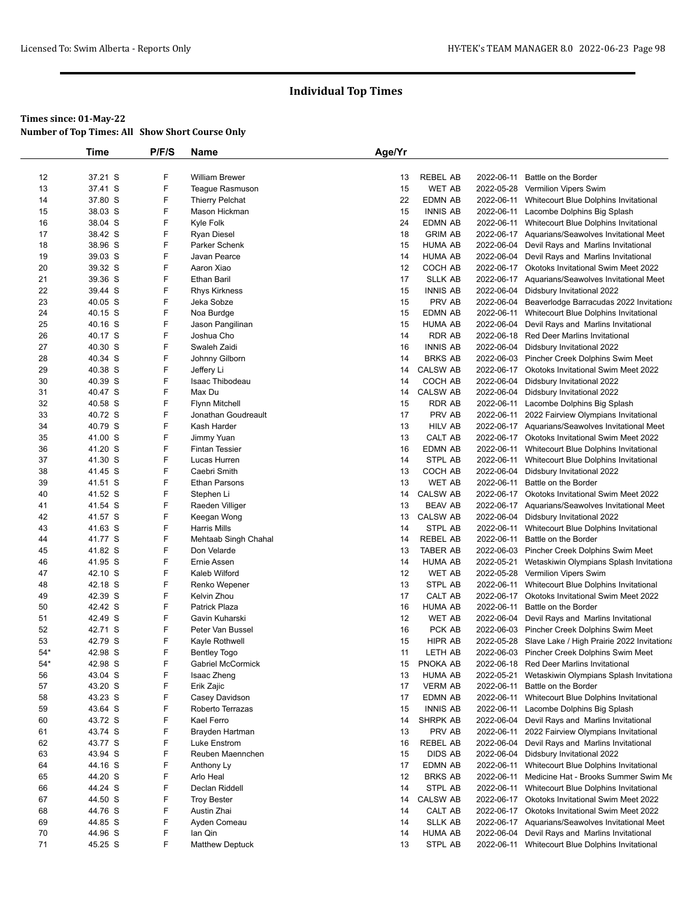## Individual Top Times

**Times since: 01-May-22**
**Number of Top Times: All Show Short Course Only**

| | Time | P/F/S | Name | Age/Yr | | | |
|---|---|---|---|---|---|---|---|
| 12 | 37.21 S | F | William Brewer | 13 | REBEL AB | 2022-06-11 | Battle on the Border |
| 13 | 37.41 S | F | Teague Rasmuson | 15 | WET AB | 2022-05-28 | Vermilion Vipers Swim |
| 14 | 37.80 S | F | Thierry Pelchat | 22 | EDMN AB | 2022-06-11 | Whitecourt Blue Dolphins Invitational |
| 15 | 38.03 S | F | Mason Hickman | 15 | INNIS AB | 2022-06-11 | Lacombe Dolphins Big Splash |
| 16 | 38.04 S | F | Kyle Folk | 24 | EDMN AB | 2022-06-11 | Whitecourt Blue Dolphins Invitational |
| 17 | 38.42 S | F | Ryan Diesel | 18 | GRIM AB | 2022-06-17 | Aquarians/Seawolves Invitational Meet |
| 18 | 38.96 S | F | Parker Schenk | 15 | HUMA AB | 2022-06-04 | Devil Rays and Marlins Invitational |
| 19 | 39.03 S | F | Javan Pearce | 14 | HUMA AB | 2022-06-04 | Devil Rays and Marlins Invitational |
| 20 | 39.32 S | F | Aaron Xiao | 12 | COCH AB | 2022-06-17 | Okotoks Invitational Swim Meet 2022 |
| 21 | 39.36 S | F | Ethan Baril | 17 | SLLK AB | 2022-06-17 | Aquarians/Seawolves Invitational Meet |
| 22 | 39.44 S | F | Rhys Kirkness | 15 | INNIS AB | 2022-06-04 | Didsbury Invitational 2022 |
| 23 | 40.05 S | F | Jeka Sobze | 15 | PRV AB | 2022-06-04 | Beaverlodge Barracudas 2022 Invitationa |
| 24 | 40.15 S | F | Noa Burdge | 15 | EDMN AB | 2022-06-11 | Whitecourt Blue Dolphins Invitational |
| 25 | 40.16 S | F | Jason Pangilinan | 15 | HUMA AB | 2022-06-04 | Devil Rays and Marlins Invitational |
| 26 | 40.17 S | F | Joshua Cho | 14 | RDR AB | 2022-06-18 | Red Deer Marlins Invitational |
| 27 | 40.30 S | F | Swaleh Zaidi | 16 | INNIS AB | 2022-06-04 | Didsbury Invitational 2022 |
| 28 | 40.34 S | F | Johnny Gilborn | 14 | BRKS AB | 2022-06-03 | Pincher Creek Dolphins Swim Meet |
| 29 | 40.38 S | F | Jeffery Li | 14 | CALSW AB | 2022-06-17 | Okotoks Invitational Swim Meet 2022 |
| 30 | 40.39 S | F | Isaac Thibodeau | 14 | COCH AB | 2022-06-04 | Didsbury Invitational 2022 |
| 31 | 40.47 S | F | Max Du | 14 | CALSW AB | 2022-06-04 | Didsbury Invitational 2022 |
| 32 | 40.58 S | F | Flynn Mitchell | 15 | RDR AB | 2022-06-11 | Lacombe Dolphins Big Splash |
| 33 | 40.72 S | F | Jonathan Goudreault | 17 | PRV AB | 2022-06-11 | 2022 Fairview Olympians Invitational |
| 34 | 40.79 S | F | Kash Harder | 13 | HILV AB | 2022-06-17 | Aquarians/Seawolves Invitational Meet |
| 35 | 41.00 S | F | Jimmy Yuan | 13 | CALT AB | 2022-06-17 | Okotoks Invitational Swim Meet 2022 |
| 36 | 41.20 S | F | Fintan Tessier | 16 | EDMN AB | 2022-06-11 | Whitecourt Blue Dolphins Invitational |
| 37 | 41.30 S | F | Lucas Hurren | 14 | STPL AB | 2022-06-11 | Whitecourt Blue Dolphins Invitational |
| 38 | 41.45 S | F | Caebri Smith | 13 | COCH AB | 2022-06-04 | Didsbury Invitational 2022 |
| 39 | 41.51 S | F | Ethan Parsons | 13 | WET AB | 2022-06-11 | Battle on the Border |
| 40 | 41.52 S | F | Stephen Li | 14 | CALSW AB | 2022-06-17 | Okotoks Invitational Swim Meet 2022 |
| 41 | 41.54 S | F | Raeden Villiger | 13 | BEAV AB | 2022-06-17 | Aquarians/Seawolves Invitational Meet |
| 42 | 41.57 S | F | Keegan Wong | 13 | CALSW AB | 2022-06-04 | Didsbury Invitational 2022 |
| 43 | 41.63 S | F | Harris Mills | 14 | STPL AB | 2022-06-11 | Whitecourt Blue Dolphins Invitational |
| 44 | 41.77 S | F | Mehtaab Singh Chahal | 14 | REBEL AB | 2022-06-11 | Battle on the Border |
| 45 | 41.82 S | F | Don Velarde | 13 | TABER AB | 2022-06-03 | Pincher Creek Dolphins Swim Meet |
| 46 | 41.95 S | F | Ernie Assen | 14 | HUMA AB | 2022-05-21 | Wetaskiwin Olympians Splash Invitationa |
| 47 | 42.10 S | F | Kaleb Wilford | 12 | WET AB | 2022-05-28 | Vermilion Vipers Swim |
| 48 | 42.18 S | F | Renko Wepener | 13 | STPL AB | 2022-06-11 | Whitecourt Blue Dolphins Invitational |
| 49 | 42.39 S | F | Kelvin Zhou | 17 | CALT AB | 2022-06-17 | Okotoks Invitational Swim Meet 2022 |
| 50 | 42.42 S | F | Patrick Plaza | 16 | HUMA AB | 2022-06-11 | Battle on the Border |
| 51 | 42.49 S | F | Gavin Kuharski | 12 | WET AB | 2022-06-04 | Devil Rays and Marlins Invitational |
| 52 | 42.71 S | F | Peter Van Bussel | 16 | PCK AB | 2022-06-03 | Pincher Creek Dolphins Swim Meet |
| 53 | 42.79 S | F | Kayle Rothwell | 15 | HIPR AB | 2022-05-28 | Slave Lake / High Prairie 2022 Invitationa |
| 54* | 42.98 S | F | Bentley Togo | 11 | LETH AB | 2022-06-03 | Pincher Creek Dolphins Swim Meet |
| 54* | 42.98 S | F | Gabriel McCormick | 15 | PNOKA AB | 2022-06-18 | Red Deer Marlins Invitational |
| 56 | 43.04 S | F | Isaac Zheng | 13 | HUMA AB | 2022-05-21 | Wetaskiwin Olympians Splash Invitationa |
| 57 | 43.20 S | F | Erik Zajic | 17 | VERM AB | 2022-06-11 | Battle on the Border |
| 58 | 43.23 S | F | Casey Davidson | 17 | EDMN AB | 2022-06-11 | Whitecourt Blue Dolphins Invitational |
| 59 | 43.64 S | F | Roberto Terrazas | 15 | INNIS AB | 2022-06-11 | Lacombe Dolphins Big Splash |
| 60 | 43.72 S | F | Kael Ferro | 14 | SHRPK AB | 2022-06-04 | Devil Rays and Marlins Invitational |
| 61 | 43.74 S | F | Brayden Hartman | 13 | PRV AB | 2022-06-11 | 2022 Fairview Olympians Invitational |
| 62 | 43.77 S | F | Luke Enstrom | 16 | REBEL AB | 2022-06-04 | Devil Rays and Marlins Invitational |
| 63 | 43.94 S | F | Reuben Maennchen | 15 | DIDS AB | 2022-06-04 | Didsbury Invitational 2022 |
| 64 | 44.16 S | F | Anthony Ly | 17 | EDMN AB | 2022-06-11 | Whitecourt Blue Dolphins Invitational |
| 65 | 44.20 S | F | Arlo Heal | 12 | BRKS AB | 2022-06-11 | Medicine Hat - Brooks Summer Swim Me |
| 66 | 44.24 S | F | Declan Riddell | 14 | STPL AB | 2022-06-11 | Whitecourt Blue Dolphins Invitational |
| 67 | 44.50 S | F | Troy Bester | 14 | CALSW AB | 2022-06-17 | Okotoks Invitational Swim Meet 2022 |
| 68 | 44.76 S | F | Austin Zhai | 14 | CALT AB | 2022-06-17 | Okotoks Invitational Swim Meet 2022 |
| 69 | 44.85 S | F | Ayden Comeau | 14 | SLLK AB | 2022-06-17 | Aquarians/Seawolves Invitational Meet |
| 70 | 44.96 S | F | Ian Qin | 14 | HUMA AB | 2022-06-04 | Devil Rays and Marlins Invitational |
| 71 | 45.25 S | F | Matthew Deptuck | 13 | STPL AB | 2022-06-11 | Whitecourt Blue Dolphins Invitational |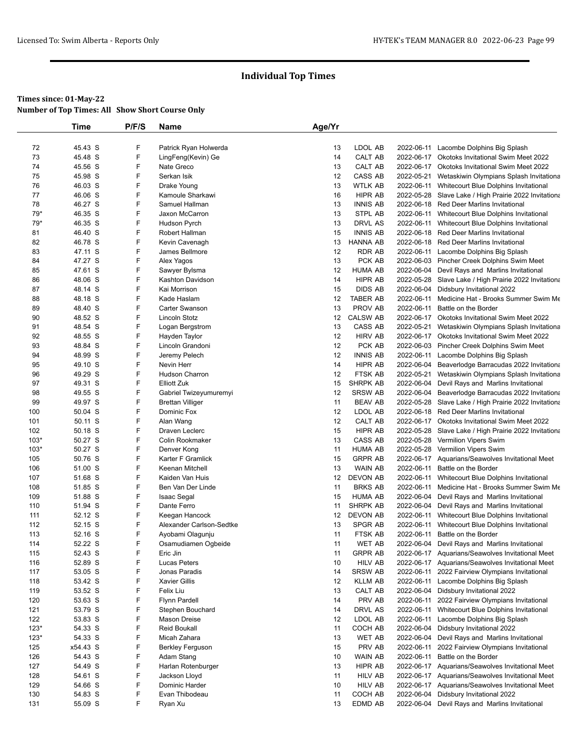# Individual Top Times

**Times since: 01-May-22**
**Number of Top Times: All Show Short Course Only**

| | Time | P/F/S | Name | Age/Yr | | | |
|---|---|---|---|---|---|---|---|
| 72 | 45.43 S | F | Patrick Ryan Holwerda | 13 | LDOL AB | 2022-06-11 | Lacombe Dolphins Big Splash |
| 73 | 45.48 S | F | LingFeng(Kevin) Ge | 14 | CALT AB | 2022-06-17 | Okotoks Invitational Swim Meet 2022 |
| 74 | 45.56 S | F | Nate Greco | 13 | CALT AB | 2022-06-17 | Okotoks Invitational Swim Meet 2022 |
| 75 | 45.98 S | F | Serkan Isik | 12 | CASS AB | 2022-05-21 | Wetaskiwin Olympians Splash Invitationa |
| 76 | 46.03 S | F | Drake Young | 13 | WTLK AB | 2022-06-11 | Whitecourt Blue Dolphins Invitational |
| 77 | 46.06 S | F | Kamoule Sharkawi | 16 | HIPR AB | 2022-05-28 | Slave Lake / High Prairie 2022 Invitationa |
| 78 | 46.27 S | F | Samuel Hallman | 13 | INNIS AB | 2022-06-18 | Red Deer Marlins Invitational |
| 79* | 46.35 S | F | Jaxon McCarron | 13 | STPL AB | 2022-06-11 | Whitecourt Blue Dolphins Invitational |
| 79* | 46.35 S | F | Hudson Pyrch | 13 | DRVL AS | 2022-06-11 | Whitecourt Blue Dolphins Invitational |
| 81 | 46.40 S | F | Robert Hallman | 15 | INNIS AB | 2022-06-18 | Red Deer Marlins Invitational |
| 82 | 46.78 S | F | Kevin Cavenagh | 13 | HANNA AB | 2022-06-18 | Red Deer Marlins Invitational |
| 83 | 47.11 S | F | James Bellmore | 12 | RDR AB | 2022-06-11 | Lacombe Dolphins Big Splash |
| 84 | 47.27 S | F | Alex Yagos | 13 | PCK AB | 2022-06-03 | Pincher Creek Dolphins Swim Meet |
| 85 | 47.61 S | F | Sawyer Bylsma | 12 | HUMA AB | 2022-06-04 | Devil Rays and Marlins Invitational |
| 86 | 48.06 S | F | Kashton Davidson | 14 | HIPR AB | 2022-05-28 | Slave Lake / High Prairie 2022 Invitationa |
| 87 | 48.14 S | F | Kai Morrison | 15 | DIDS AB | 2022-06-04 | Didsbury Invitational 2022 |
| 88 | 48.18 S | F | Kade Haslam | 12 | TABER AB | 2022-06-11 | Medicine Hat - Brooks Summer Swim Me |
| 89 | 48.40 S | F | Carter Swanson | 13 | PROV AB | 2022-06-11 | Battle on the Border |
| 90 | 48.52 S | F | Lincoln Stotz | 12 | CALSW AB | 2022-06-17 | Okotoks Invitational Swim Meet 2022 |
| 91 | 48.54 S | F | Logan Bergstrom | 13 | CASS AB | 2022-05-21 | Wetaskiwin Olympians Splash Invitationa |
| 92 | 48.55 S | F | Hayden Taylor | 12 | HIRV AB | 2022-06-17 | Okotoks Invitational Swim Meet 2022 |
| 93 | 48.84 S | F | Lincoln Grandoni | 12 | PCK AB | 2022-06-03 | Pincher Creek Dolphins Swim Meet |
| 94 | 48.99 S | F | Jeremy Pelech | 12 | INNIS AB | 2022-06-11 | Lacombe Dolphins Big Splash |
| 95 | 49.10 S | F | Nevin Herr | 14 | HIPR AB | 2022-06-04 | Beaverlodge Barracudas 2022 Invitationa |
| 96 | 49.29 S | F | Hudson Charron | 12 | FTSK AB | 2022-05-21 | Wetaskiwin Olympians Splash Invitationa |
| 97 | 49.31 S | F | Elliott Zuk | 15 | SHRPK AB | 2022-06-04 | Devil Rays and Marlins Invitational |
| 98 | 49.55 S | F | Gabriel Twizeyumuremyi | 12 | SRSW AB | 2022-06-04 | Beaverlodge Barracudas 2022 Invitationa |
| 99 | 49.97 S | F | Brettan Villiger | 11 | BEAV AB | 2022-05-28 | Slave Lake / High Prairie 2022 Invitationa |
| 100 | 50.04 S | F | Dominic Fox | 12 | LDOL AB | 2022-06-18 | Red Deer Marlins Invitational |
| 101 | 50.11 S | F | Alan Wang | 12 | CALT AB | 2022-06-17 | Okotoks Invitational Swim Meet 2022 |
| 102 | 50.18 S | F | Draven Leclerc | 15 | HIPR AB | 2022-05-28 | Slave Lake / High Prairie 2022 Invitationa |
| 103* | 50.27 S | F | Colin Rookmaker | 13 | CASS AB | 2022-05-28 | Vermilion Vipers Swim |
| 103* | 50.27 S | F | Denver Kong | 11 | HUMA AB | 2022-05-28 | Vermilion Vipers Swim |
| 105 | 50.76 S | F | Karter F Gramlick | 15 | GRPR AB | 2022-06-17 | Aquarians/Seawolves Invitational Meet |
| 106 | 51.00 S | F | Keenan Mitchell | 13 | WAIN AB | 2022-06-11 | Battle on the Border |
| 107 | 51.68 S | F | Kaiden Van Huis | 12 | DEVON AB | 2022-06-11 | Whitecourt Blue Dolphins Invitational |
| 108 | 51.85 S | F | Ben Van Der Linde | 11 | BRKS AB | 2022-06-11 | Medicine Hat - Brooks Summer Swim Me |
| 109 | 51.88 S | F | Isaac Segal | 15 | HUMA AB | 2022-06-04 | Devil Rays and Marlins Invitational |
| 110 | 51.94 S | F | Dante Ferro | 11 | SHRPK AB | 2022-06-04 | Devil Rays and Marlins Invitational |
| 111 | 52.12 S | F | Keegan Hancock | 12 | DEVON AB | 2022-06-11 | Whitecourt Blue Dolphins Invitational |
| 112 | 52.15 S | F | Alexander Carlson-Sedtke | 13 | SPGR AB | 2022-06-11 | Whitecourt Blue Dolphins Invitational |
| 113 | 52.16 S | F | Ayobami Olagunju | 11 | FTSK AB | 2022-06-11 | Battle on the Border |
| 114 | 52.22 S | F | Osamudiamen Ogbeide | 11 | WET AB | 2022-06-04 | Devil Rays and Marlins Invitational |
| 115 | 52.43 S | F | Eric Jin | 11 | GRPR AB | 2022-06-17 | Aquarians/Seawolves Invitational Meet |
| 116 | 52.89 S | F | Lucas Peters | 10 | HILV AB | 2022-06-17 | Aquarians/Seawolves Invitational Meet |
| 117 | 53.05 S | F | Jonas Paradis | 14 | SRSW AB | 2022-06-11 | 2022 Fairview Olympians Invitational |
| 118 | 53.42 S | F | Xavier Gillis | 12 | KLLM AB | 2022-06-11 | Lacombe Dolphins Big Splash |
| 119 | 53.52 S | F | Felix Liu | 13 | CALT AB | 2022-06-04 | Didsbury Invitational 2022 |
| 120 | 53.63 S | F | Flynn Pardell | 14 | PRV AB | 2022-06-11 | 2022 Fairview Olympians Invitational |
| 121 | 53.79 S | F | Stephen Bouchard | 14 | DRVL AS | 2022-06-11 | Whitecourt Blue Dolphins Invitational |
| 122 | 53.83 S | F | Mason Dreise | 12 | LDOL AB | 2022-06-11 | Lacombe Dolphins Big Splash |
| 123* | 54.33 S | F | Reid Boukall | 11 | COCH AB | 2022-06-04 | Didsbury Invitational 2022 |
| 123* | 54.33 S | F | Micah Zahara | 13 | WET AB | 2022-06-04 | Devil Rays and Marlins Invitational |
| 125 | x54.43 S | F | Berkley Ferguson | 15 | PRV AB | 2022-06-11 | 2022 Fairview Olympians Invitational |
| 126 | 54.43 S | F | Adam Stang | 10 | WAIN AB | 2022-06-11 | Battle on the Border |
| 127 | 54.49 S | F | Harlan Rotenburger | 13 | HIPR AB | 2022-06-17 | Aquarians/Seawolves Invitational Meet |
| 128 | 54.61 S | F | Jackson Lloyd | 11 | HILV AB | 2022-06-17 | Aquarians/Seawolves Invitational Meet |
| 129 | 54.66 S | F | Dominic Harder | 10 | HILV AB | 2022-06-17 | Aquarians/Seawolves Invitational Meet |
| 130 | 54.83 S | F | Evan Thibodeau | 11 | COCH AB | 2022-06-04 | Didsbury Invitational 2022 |
| 131 | 55.09 S | F | Ryan Xu | 13 | EDMD AB | 2022-06-04 | Devil Rays and Marlins Invitational |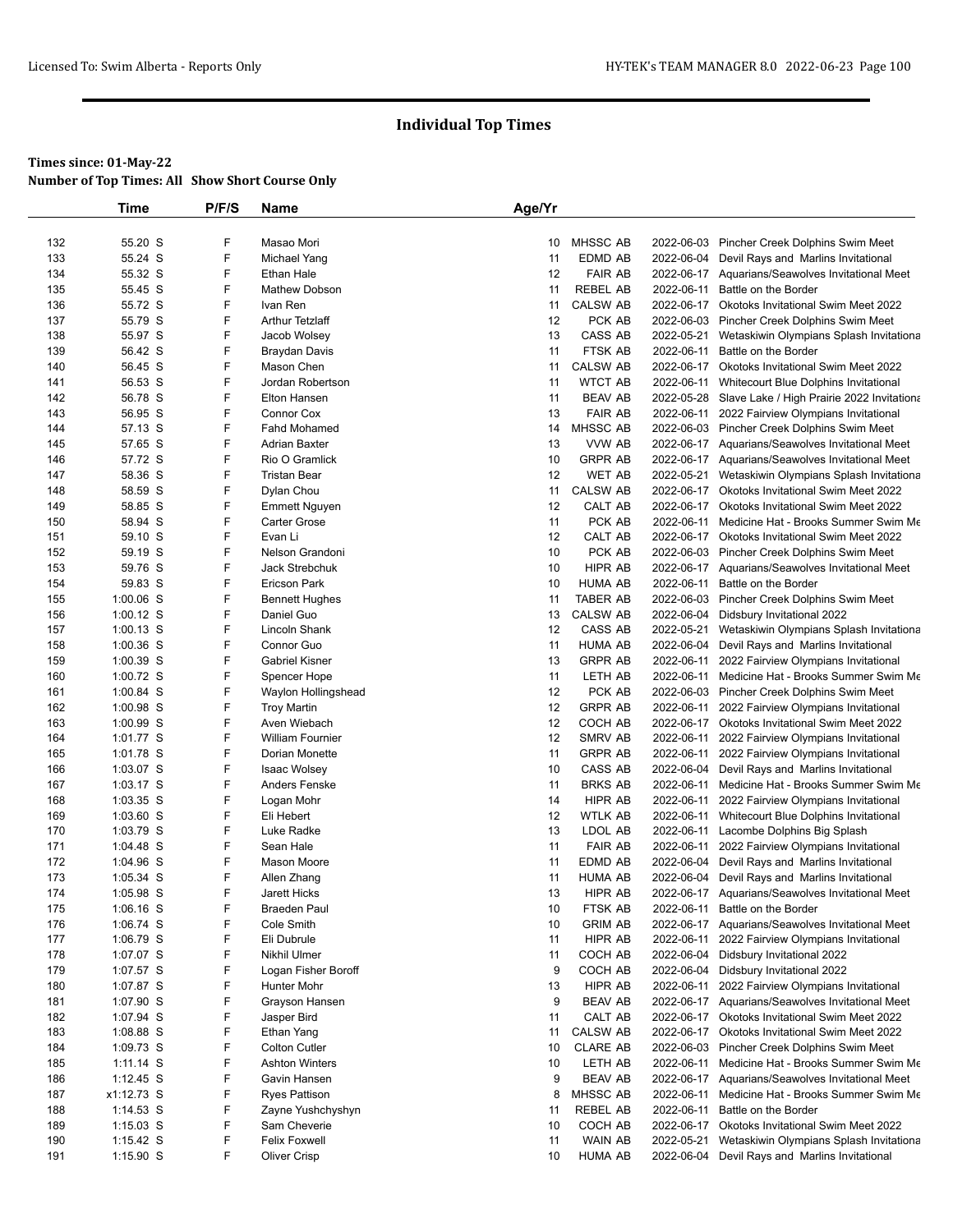# Individual Top Times

**Times since: 01-May-22**
**Number of Top Times: All Show Short Course Only**

| | Time | P/F/S | Name | Age/Yr | Team | Date | Meet |
|---|---|---|---|---|---|---|---|
| 132 | 55.20 S | F | Masao Mori | 10 | MHSSC AB | 2022-06-03 | Pincher Creek Dolphins Swim Meet |
| 133 | 55.24 S | F | Michael Yang | 11 | EDMD AB | 2022-06-04 | Devil Rays and Marlins Invitational |
| 134 | 55.32 S | F | Ethan Hale | 12 | FAIR AB | 2022-06-17 | Aquarians/Seawolves Invitational Meet |
| 135 | 55.45 S | F | Mathew Dobson | 11 | REBEL AB | 2022-06-11 | Battle on the Border |
| 136 | 55.72 S | F | Ivan Ren | 11 | CALSW AB | 2022-06-17 | Okotoks Invitational Swim Meet 2022 |
| 137 | 55.79 S | F | Arthur Tetzlaff | 12 | PCK AB | 2022-06-03 | Pincher Creek Dolphins Swim Meet |
| 138 | 55.97 S | F | Jacob Wolsey | 13 | CASS AB | 2022-05-21 | Wetaskiwin Olympians Splash Invitationa |
| 139 | 56.42 S | F | Braydan Davis | 11 | FTSK AB | 2022-06-11 | Battle on the Border |
| 140 | 56.45 S | F | Mason Chen | 11 | CALSW AB | 2022-06-17 | Okotoks Invitational Swim Meet 2022 |
| 141 | 56.53 S | F | Jordan Robertson | 11 | WTCT AB | 2022-06-11 | Whitecourt Blue Dolphins Invitational |
| 142 | 56.78 S | F | Elton Hansen | 11 | BEAV AB | 2022-05-28 | Slave Lake / High Prairie 2022 Invitationa |
| 143 | 56.95 S | F | Connor Cox | 13 | FAIR AB | 2022-06-11 | 2022 Fairview Olympians Invitational |
| 144 | 57.13 S | F | Fahd Mohamed | 14 | MHSSC AB | 2022-06-03 | Pincher Creek Dolphins Swim Meet |
| 145 | 57.65 S | F | Adrian Baxter | 13 | VVW AB | 2022-06-17 | Aquarians/Seawolves Invitational Meet |
| 146 | 57.72 S | F | Rio O Gramlick | 10 | GRPR AB | 2022-06-17 | Aquarians/Seawolves Invitational Meet |
| 147 | 58.36 S | F | Tristan Bear | 12 | WET AB | 2022-05-21 | Wetaskiwin Olympians Splash Invitationa |
| 148 | 58.59 S | F | Dylan Chou | 11 | CALSW AB | 2022-06-17 | Okotoks Invitational Swim Meet 2022 |
| 149 | 58.85 S | F | Emmett Nguyen | 12 | CALT AB | 2022-06-17 | Okotoks Invitational Swim Meet 2022 |
| 150 | 58.94 S | F | Carter Grose | 11 | PCK AB | 2022-06-11 | Medicine Hat - Brooks Summer Swim Me |
| 151 | 59.10 S | F | Evan Li | 12 | CALT AB | 2022-06-17 | Okotoks Invitational Swim Meet 2022 |
| 152 | 59.19 S | F | Nelson Grandoni | 10 | PCK AB | 2022-06-03 | Pincher Creek Dolphins Swim Meet |
| 153 | 59.76 S | F | Jack Strebchuk | 10 | HIPR AB | 2022-06-17 | Aquarians/Seawolves Invitational Meet |
| 154 | 59.83 S | F | Ericson Park | 10 | HUMA AB | 2022-06-11 | Battle on the Border |
| 155 | 1:00.06 S | F | Bennett Hughes | 11 | TABER AB | 2022-06-03 | Pincher Creek Dolphins Swim Meet |
| 156 | 1:00.12 S | F | Daniel Guo | 13 | CALSW AB | 2022-06-04 | Didsbury Invitational 2022 |
| 157 | 1:00.13 S | F | Lincoln Shank | 12 | CASS AB | 2022-05-21 | Wetaskiwin Olympians Splash Invitationa |
| 158 | 1:00.36 S | F | Connor Guo | 11 | HUMA AB | 2022-06-04 | Devil Rays and Marlins Invitational |
| 159 | 1:00.39 S | F | Gabriel Kisner | 13 | GRPR AB | 2022-06-11 | 2022 Fairview Olympians Invitational |
| 160 | 1:00.72 S | F | Spencer Hope | 11 | LETH AB | 2022-06-11 | Medicine Hat - Brooks Summer Swim Me |
| 161 | 1:00.84 S | F | Waylon Hollingshead | 12 | PCK AB | 2022-06-03 | Pincher Creek Dolphins Swim Meet |
| 162 | 1:00.98 S | F | Troy Martin | 12 | GRPR AB | 2022-06-11 | 2022 Fairview Olympians Invitational |
| 163 | 1:00.99 S | F | Aven Wiebach | 12 | COCH AB | 2022-06-17 | Okotoks Invitational Swim Meet 2022 |
| 164 | 1:01.77 S | F | William Fournier | 12 | SMRV AB | 2022-06-11 | 2022 Fairview Olympians Invitational |
| 165 | 1:01.78 S | F | Dorian Monette | 11 | GRPR AB | 2022-06-11 | 2022 Fairview Olympians Invitational |
| 166 | 1:03.07 S | F | Isaac Wolsey | 10 | CASS AB | 2022-06-04 | Devil Rays and Marlins Invitational |
| 167 | 1:03.17 S | F | Anders Fenske | 11 | BRKS AB | 2022-06-11 | Medicine Hat - Brooks Summer Swim Me |
| 168 | 1:03.35 S | F | Logan Mohr | 14 | HIPR AB | 2022-06-11 | 2022 Fairview Olympians Invitational |
| 169 | 1:03.60 S | F | Eli Hebert | 12 | WTLK AB | 2022-06-11 | Whitecourt Blue Dolphins Invitational |
| 170 | 1:03.79 S | F | Luke Radke | 13 | LDOL AB | 2022-06-11 | Lacombe Dolphins Big Splash |
| 171 | 1:04.48 S | F | Sean Hale | 11 | FAIR AB | 2022-06-11 | 2022 Fairview Olympians Invitational |
| 172 | 1:04.96 S | F | Mason Moore | 11 | EDMD AB | 2022-06-04 | Devil Rays and Marlins Invitational |
| 173 | 1:05.34 S | F | Allen Zhang | 11 | HUMA AB | 2022-06-04 | Devil Rays and Marlins Invitational |
| 174 | 1:05.98 S | F | Jarett Hicks | 13 | HIPR AB | 2022-06-17 | Aquarians/Seawolves Invitational Meet |
| 175 | 1:06.16 S | F | Braeden Paul | 10 | FTSK AB | 2022-06-11 | Battle on the Border |
| 176 | 1:06.74 S | F | Cole Smith | 10 | GRIM AB | 2022-06-17 | Aquarians/Seawolves Invitational Meet |
| 177 | 1:06.79 S | F | Eli Dubrule | 11 | HIPR AB | 2022-06-11 | 2022 Fairview Olympians Invitational |
| 178 | 1:07.07 S | F | Nikhil Ulmer | 11 | COCH AB | 2022-06-04 | Didsbury Invitational 2022 |
| 179 | 1:07.57 S | F | Logan Fisher Boroff | 9 | COCH AB | 2022-06-04 | Didsbury Invitational 2022 |
| 180 | 1:07.87 S | F | Hunter Mohr | 13 | HIPR AB | 2022-06-11 | 2022 Fairview Olympians Invitational |
| 181 | 1:07.90 S | F | Grayson Hansen | 9 | BEAV AB | 2022-06-17 | Aquarians/Seawolves Invitational Meet |
| 182 | 1:07.94 S | F | Jasper Bird | 11 | CALT AB | 2022-06-17 | Okotoks Invitational Swim Meet 2022 |
| 183 | 1:08.88 S | F | Ethan Yang | 11 | CALSW AB | 2022-06-17 | Okotoks Invitational Swim Meet 2022 |
| 184 | 1:09.73 S | F | Colton Cutler | 10 | CLARE AB | 2022-06-03 | Pincher Creek Dolphins Swim Meet |
| 185 | 1:11.14 S | F | Ashton Winters | 10 | LETH AB | 2022-06-11 | Medicine Hat - Brooks Summer Swim Me |
| 186 | 1:12.45 S | F | Gavin Hansen | 9 | BEAV AB | 2022-06-17 | Aquarians/Seawolves Invitational Meet |
| 187 | x1:12.73 S | F | Ryes Pattison | 8 | MHSSC AB | 2022-06-11 | Medicine Hat - Brooks Summer Swim Me |
| 188 | 1:14.53 S | F | Zayne Yushchyshyn | 11 | REBEL AB | 2022-06-11 | Battle on the Border |
| 189 | 1:15.03 S | F | Sam Cheverie | 10 | COCH AB | 2022-06-17 | Okotoks Invitational Swim Meet 2022 |
| 190 | 1:15.42 S | F | Felix Foxwell | 11 | WAIN AB | 2022-05-21 | Wetaskiwin Olympians Splash Invitationa |
| 191 | 1:15.90 S | F | Oliver Crisp | 10 | HUMA AB | 2022-06-04 | Devil Rays and Marlins Invitational |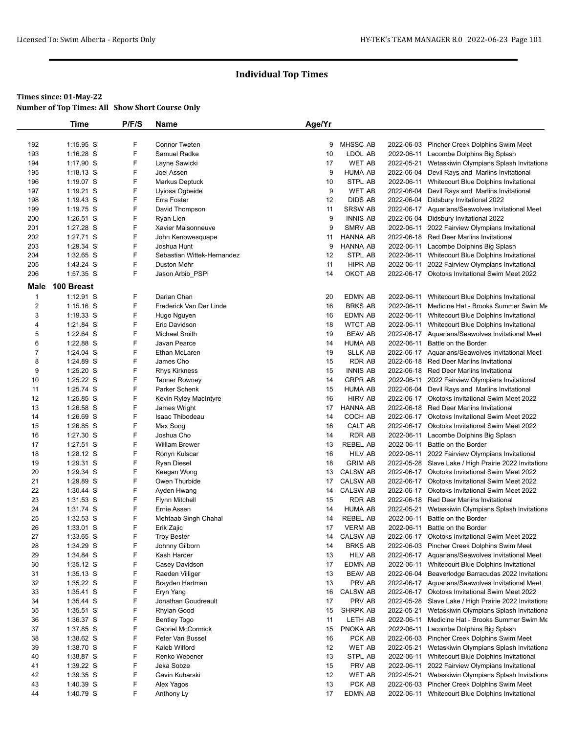## Individual Top Times

**Times since: 01-May-22**
**Number of Top Times: All Show Short Course Only**

| | Time | P/F/S | Name | Age/Yr | | | |
|---|---|---|---|---|---|---|---|
| 192 | 1:15.95 S | F | Connor Tweten | 9 | MHSSC AB | 2022-06-03 | Pincher Creek Dolphins Swim Meet |
| 193 | 1:16.28 S | F | Samuel Radke | 10 | LDOL AB | 2022-06-11 | Lacombe Dolphins Big Splash |
| 194 | 1:17.90 S | F | Layne Sawicki | 17 | WET AB | 2022-05-21 | Wetaskiwin Olympians Splash Invitationa |
| 195 | 1:18.13 S | F | Joel Assen | 9 | HUMA AB | 2022-06-04 | Devil Rays and Marlins Invitational |
| 196 | 1:19.07 S | F | Markus Deptuck | 10 | STPL AB | 2022-06-11 | Whitecourt Blue Dolphins Invitational |
| 197 | 1:19.21 S | F | Uyiosa Ogbeide | 9 | WET AB | 2022-06-04 | Devil Rays and Marlins Invitational |
| 198 | 1:19.43 S | F | Erra Foster | 12 | DIDS AB | 2022-06-04 | Didsbury Invitational 2022 |
| 199 | 1:19.75 S | F | David Thompson | 11 | SRSW AB | 2022-06-17 | Aquarians/Seawolves Invitational Meet |
| 200 | 1:26.51 S | F | Ryan Lien | 9 | INNIS AB | 2022-06-04 | Didsbury Invitational 2022 |
| 201 | 1:27.28 S | F | Xavier Maisonneuve | 9 | SMRV AB | 2022-06-11 | 2022 Fairview Olympians Invitational |
| 202 | 1:27.71 S | F | John Kenowesquape | 11 | HANNA AB | 2022-06-18 | Red Deer Marlins Invitational |
| 203 | 1:29.34 S | F | Joshua Hunt | 9 | HANNA AB | 2022-06-11 | Lacombe Dolphins Big Splash |
| 204 | 1:32.65 S | F | Sebastian Wittek-Hernandez | 12 | STPL AB | 2022-06-11 | Whitecourt Blue Dolphins Invitational |
| 205 | 1:43.24 S | F | Duston Mohr | 11 | HIPR AB | 2022-06-11 | 2022 Fairview Olympians Invitational |
| 206 | 1:57.35 S | F | Jason Arbib_PSPI | 14 | OKOT AB | 2022-06-17 | Okotoks Invitational Swim Meet 2022 |
| **Male** | **100 Breast** | | | | | | |
| 1 | 1:12.91 S | F | Darian Chan | 20 | EDMN AB | 2022-06-11 | Whitecourt Blue Dolphins Invitational |
| 2 | 1:15.16 S | F | Frederick Van Der Linde | 16 | BRKS AB | 2022-06-11 | Medicine Hat - Brooks Summer Swim Me |
| 3 | 1:19.33 S | F | Hugo Nguyen | 16 | EDMN AB | 2022-06-11 | Whitecourt Blue Dolphins Invitational |
| 4 | 1:21.84 S | F | Eric Davidson | 18 | WTCT AB | 2022-06-11 | Whitecourt Blue Dolphins Invitational |
| 5 | 1:22.64 S | F | Michael Smith | 19 | BEAV AB | 2022-06-17 | Aquarians/Seawolves Invitational Meet |
| 6 | 1:22.88 S | F | Javan Pearce | 14 | HUMA AB | 2022-06-11 | Battle on the Border |
| 7 | 1:24.04 S | F | Ethan McLaren | 19 | SLLK AB | 2022-06-17 | Aquarians/Seawolves Invitational Meet |
| 8 | 1:24.89 S | F | James Cho | 15 | RDR AB | 2022-06-18 | Red Deer Marlins Invitational |
| 9 | 1:25.20 S | F | Rhys Kirkness | 15 | INNIS AB | 2022-06-18 | Red Deer Marlins Invitational |
| 10 | 1:25.22 S | F | Tanner Rowney | 14 | GRPR AB | 2022-06-11 | 2022 Fairview Olympians Invitational |
| 11 | 1:25.74 S | F | Parker Schenk | 15 | HUMA AB | 2022-06-04 | Devil Rays and Marlins Invitational |
| 12 | 1:25.85 S | F | Kevin Ryley MacIntyre | 16 | HIRV AB | 2022-06-17 | Okotoks Invitational Swim Meet 2022 |
| 13 | 1:26.58 S | F | James Wright | 17 | HANNA AB | 2022-06-18 | Red Deer Marlins Invitational |
| 14 | 1:26.69 S | F | Isaac Thibodeau | 14 | COCH AB | 2022-06-17 | Okotoks Invitational Swim Meet 2022 |
| 15 | 1:26.85 S | F | Max Song | 16 | CALT AB | 2022-06-17 | Okotoks Invitational Swim Meet 2022 |
| 16 | 1:27.30 S | F | Joshua Cho | 14 | RDR AB | 2022-06-11 | Lacombe Dolphins Big Splash |
| 17 | 1:27.51 S | F | William Brewer | 13 | REBEL AB | 2022-06-11 | Battle on the Border |
| 18 | 1:28.12 S | F | Ronyn Kulscar | 16 | HILV AB | 2022-06-11 | 2022 Fairview Olympians Invitational |
| 19 | 1:29.31 S | F | Ryan Diesel | 18 | GRIM AB | 2022-05-28 | Slave Lake / High Prairie 2022 Invitationa |
| 20 | 1:29.34 S | F | Keegan Wong | 13 | CALSW AB | 2022-06-17 | Okotoks Invitational Swim Meet 2022 |
| 21 | 1:29.89 S | F | Owen Thurbide | 17 | CALSW AB | 2022-06-17 | Okotoks Invitational Swim Meet 2022 |
| 22 | 1:30.44 S | F | Ayden Hwang | 14 | CALSW AB | 2022-06-17 | Okotoks Invitational Swim Meet 2022 |
| 23 | 1:31.53 S | F | Flynn Mitchell | 15 | RDR AB | 2022-06-18 | Red Deer Marlins Invitational |
| 24 | 1:31.74 S | F | Ernie Assen | 14 | HUMA AB | 2022-05-21 | Wetaskiwin Olympians Splash Invitationa |
| 25 | 1:32.53 S | F | Mehtaab Singh Chahal | 14 | REBEL AB | 2022-06-11 | Battle on the Border |
| 26 | 1:33.01 S | F | Erik Zajic | 17 | VERM AB | 2022-06-11 | Battle on the Border |
| 27 | 1:33.65 S | F | Troy Bester | 14 | CALSW AB | 2022-06-17 | Okotoks Invitational Swim Meet 2022 |
| 28 | 1:34.29 S | F | Johnny Gilborn | 14 | BRKS AB | 2022-06-03 | Pincher Creek Dolphins Swim Meet |
| 29 | 1:34.84 S | F | Kash Harder | 13 | HILV AB | 2022-06-17 | Aquarians/Seawolves Invitational Meet |
| 30 | 1:35.12 S | F | Casey Davidson | 17 | EDMN AB | 2022-06-11 | Whitecourt Blue Dolphins Invitational |
| 31 | 1:35.13 S | F | Raeden Villiger | 13 | BEAV AB | 2022-06-04 | Beaverlodge Barracudas 2022 Invitationa |
| 32 | 1:35.22 S | F | Brayden Hartman | 13 | PRV AB | 2022-06-17 | Aquarians/Seawolves Invitational Meet |
| 33 | 1:35.41 S | F | Eryn Yang | 16 | CALSW AB | 2022-06-17 | Okotoks Invitational Swim Meet 2022 |
| 34 | 1:35.44 S | F | Jonathan Goudreault | 17 | PRV AB | 2022-05-28 | Slave Lake / High Prairie 2022 Invitationa |
| 35 | 1:35.51 S | F | Rhylan Good | 15 | SHRPK AB | 2022-05-21 | Wetaskiwin Olympians Splash Invitationa |
| 36 | 1:36.37 S | F | Bentley Togo | 11 | LETH AB | 2022-06-11 | Medicine Hat - Brooks Summer Swim Me |
| 37 | 1:37.85 S | F | Gabriel McCormick | 15 | PNOKA AB | 2022-06-11 | Lacombe Dolphins Big Splash |
| 38 | 1:38.62 S | F | Peter Van Bussel | 16 | PCK AB | 2022-06-03 | Pincher Creek Dolphins Swim Meet |
| 39 | 1:38.70 S | F | Kaleb Wilford | 12 | WET AB | 2022-05-21 | Wetaskiwin Olympians Splash Invitationa |
| 40 | 1:38.87 S | F | Renko Wepener | 13 | STPL AB | 2022-06-11 | Whitecourt Blue Dolphins Invitational |
| 41 | 1:39.22 S | F | Jeka Sobze | 15 | PRV AB | 2022-06-11 | 2022 Fairview Olympians Invitational |
| 42 | 1:39.35 S | F | Gavin Kuharski | 12 | WET AB | 2022-05-21 | Wetaskiwin Olympians Splash Invitationa |
| 43 | 1:40.39 S | F | Alex Yagos | 13 | PCK AB | 2022-06-03 | Pincher Creek Dolphins Swim Meet |
| 44 | 1:40.79 S | F | Anthony Ly | 17 | EDMN AB | 2022-06-11 | Whitecourt Blue Dolphins Invitational |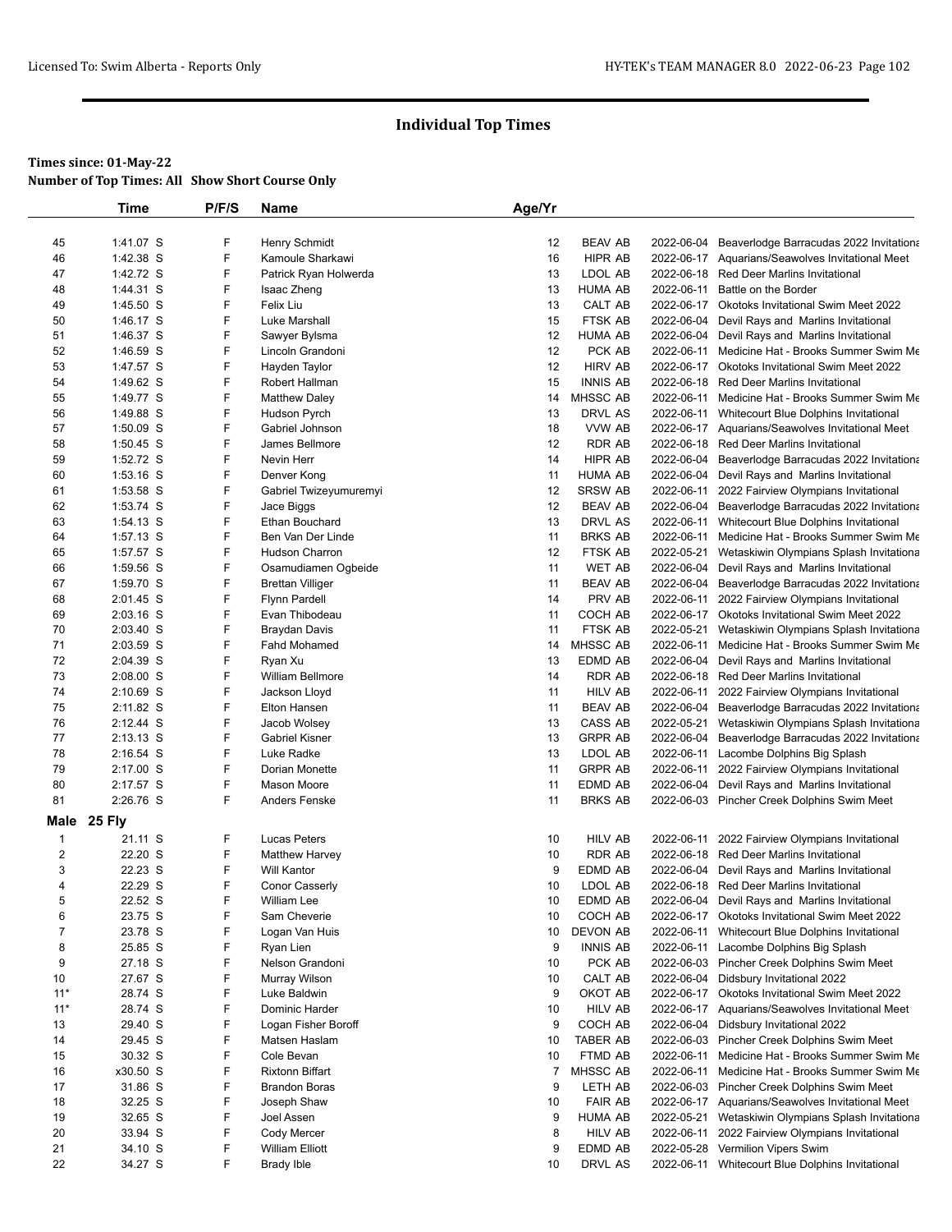# Individual Top Times

**Times since: 01-May-22**

**Number of Top Times: All Show Short Course Only**

| | Time | P/F/S | Name | Age/Yr | | | |
|---|---|---|---|---|---|---|---|
| 45 | 1:41.07 S | F | Henry Schmidt | 12 | BEAV AB | 2022-06-04 | Beaverlodge Barracudas 2022 Invitationa |
| 46 | 1:42.38 S | F | Kamoule Sharkawi | 16 | HIPR AB | 2022-06-17 | Aquarians/Seawolves Invitational Meet |
| 47 | 1:42.72 S | F | Patrick Ryan Holwerda | 13 | LDOL AB | 2022-06-18 | Red Deer Marlins Invitational |
| 48 | 1:44.31 S | F | Isaac Zheng | 13 | HUMA AB | 2022-06-11 | Battle on the Border |
| 49 | 1:45.50 S | F | Felix Liu | 13 | CALT AB | 2022-06-17 | Okotoks Invitational Swim Meet 2022 |
| 50 | 1:46.17 S | F | Luke Marshall | 15 | FTSK AB | 2022-06-04 | Devil Rays and Marlins Invitational |
| 51 | 1:46.37 S | F | Sawyer Bylsma | 12 | HUMA AB | 2022-06-04 | Devil Rays and Marlins Invitational |
| 52 | 1:46.59 S | F | Lincoln Grandoni | 12 | PCK AB | 2022-06-11 | Medicine Hat - Brooks Summer Swim Me |
| 53 | 1:47.57 S | F | Hayden Taylor | 12 | HIRV AB | 2022-06-17 | Okotoks Invitational Swim Meet 2022 |
| 54 | 1:49.62 S | F | Robert Hallman | 15 | INNIS AB | 2022-06-18 | Red Deer Marlins Invitational |
| 55 | 1:49.77 S | F | Matthew Daley | 14 | MHSSC AB | 2022-06-11 | Medicine Hat - Brooks Summer Swim Me |
| 56 | 1:49.88 S | F | Hudson Pyrch | 13 | DRVL AS | 2022-06-11 | Whitecourt Blue Dolphins Invitational |
| 57 | 1:50.09 S | F | Gabriel Johnson | 18 | VVW AB | 2022-06-17 | Aquarians/Seawolves Invitational Meet |
| 58 | 1:50.45 S | F | James Bellmore | 12 | RDR AB | 2022-06-18 | Red Deer Marlins Invitational |
| 59 | 1:52.72 S | F | Nevin Herr | 14 | HIPR AB | 2022-06-04 | Beaverlodge Barracudas 2022 Invitationa |
| 60 | 1:53.16 S | F | Denver Kong | 11 | HUMA AB | 2022-06-04 | Devil Rays and Marlins Invitational |
| 61 | 1:53.58 S | F | Gabriel Twizeyumuremyi | 12 | SRSW AB | 2022-06-11 | 2022 Fairview Olympians Invitational |
| 62 | 1:53.74 S | F | Jace Biggs | 12 | BEAV AB | 2022-06-04 | Beaverlodge Barracudas 2022 Invitationa |
| 63 | 1:54.13 S | F | Ethan Bouchard | 13 | DRVL AS | 2022-06-11 | Whitecourt Blue Dolphins Invitational |
| 64 | 1:57.13 S | F | Ben Van Der Linde | 11 | BRKS AB | 2022-06-11 | Medicine Hat - Brooks Summer Swim Me |
| 65 | 1:57.57 S | F | Hudson Charron | 12 | FTSK AB | 2022-05-21 | Wetaskiwin Olympians Splash Invitationa |
| 66 | 1:59.56 S | F | Osamudiamen Ogbeide | 11 | WET AB | 2022-06-04 | Devil Rays and Marlins Invitational |
| 67 | 1:59.70 S | F | Brettan Villiger | 11 | BEAV AB | 2022-06-04 | Beaverlodge Barracudas 2022 Invitationa |
| 68 | 2:01.45 S | F | Flynn Pardell | 14 | PRV AB | 2022-06-11 | 2022 Fairview Olympians Invitational |
| 69 | 2:03.16 S | F | Evan Thibodeau | 11 | COCH AB | 2022-06-17 | Okotoks Invitational Swim Meet 2022 |
| 70 | 2:03.40 S | F | Braydan Davis | 11 | FTSK AB | 2022-05-21 | Wetaskiwin Olympians Splash Invitationa |
| 71 | 2:03.59 S | F | Fahd Mohamed | 14 | MHSSC AB | 2022-06-11 | Medicine Hat - Brooks Summer Swim Me |
| 72 | 2:04.39 S | F | Ryan Xu | 13 | EDMD AB | 2022-06-04 | Devil Rays and Marlins Invitational |
| 73 | 2:08.00 S | F | William Bellmore | 14 | RDR AB | 2022-06-18 | Red Deer Marlins Invitational |
| 74 | 2:10.69 S | F | Jackson Lloyd | 11 | HILV AB | 2022-06-11 | 2022 Fairview Olympians Invitational |
| 75 | 2:11.82 S | F | Elton Hansen | 11 | BEAV AB | 2022-06-04 | Beaverlodge Barracudas 2022 Invitationa |
| 76 | 2:12.44 S | F | Jacob Wolsey | 13 | CASS AB | 2022-05-21 | Wetaskiwin Olympians Splash Invitationa |
| 77 | 2:13.13 S | F | Gabriel Kisner | 13 | GRPR AB | 2022-06-04 | Beaverlodge Barracudas 2022 Invitationa |
| 78 | 2:16.54 S | F | Luke Radke | 13 | LDOL AB | 2022-06-11 | Lacombe Dolphins Big Splash |
| 79 | 2:17.00 S | F | Dorian Monette | 11 | GRPR AB | 2022-06-11 | 2022 Fairview Olympians Invitational |
| 80 | 2:17.57 S | F | Mason Moore | 11 | EDMD AB | 2022-06-04 | Devil Rays and Marlins Invitational |
| 81 | 2:26.76 S | F | Anders Fenske | 11 | BRKS AB | 2022-06-03 | Pincher Creek Dolphins Swim Meet |

**Male 25 Fly**

| | Time | P/F/S | Name | Age/Yr | | | |
|---|---|---|---|---|---|---|---|
| 1 | 21.11 S | F | Lucas Peters | 10 | HILV AB | 2022-06-11 | 2022 Fairview Olympians Invitational |
| 2 | 22.20 S | F | Matthew Harvey | 10 | RDR AB | 2022-06-18 | Red Deer Marlins Invitational |
| 3 | 22.23 S | F | Will Kantor | 9 | EDMD AB | 2022-06-04 | Devil Rays and Marlins Invitational |
| 4 | 22.29 S | F | Conor Casserly | 10 | LDOL AB | 2022-06-18 | Red Deer Marlins Invitational |
| 5 | 22.52 S | F | William Lee | 10 | EDMD AB | 2022-06-04 | Devil Rays and Marlins Invitational |
| 6 | 23.75 S | F | Sam Cheverie | 10 | COCH AB | 2022-06-17 | Okotoks Invitational Swim Meet 2022 |
| 7 | 23.78 S | F | Logan Van Huis | 10 | DEVON AB | 2022-06-11 | Whitecourt Blue Dolphins Invitational |
| 8 | 25.85 S | F | Ryan Lien | 9 | INNIS AB | 2022-06-11 | Lacombe Dolphins Big Splash |
| 9 | 27.18 S | F | Nelson Grandoni | 10 | PCK AB | 2022-06-03 | Pincher Creek Dolphins Swim Meet |
| 10 | 27.67 S | F | Murray Wilson | 10 | CALT AB | 2022-06-04 | Didsbury Invitational 2022 |
| 11* | 28.74 S | F | Luke Baldwin | 9 | OKOT AB | 2022-06-17 | Okotoks Invitational Swim Meet 2022 |
| 11* | 28.74 S | F | Dominic Harder | 10 | HILV AB | 2022-06-17 | Aquarians/Seawolves Invitational Meet |
| 13 | 29.40 S | F | Logan Fisher Boroff | 9 | COCH AB | 2022-06-04 | Didsbury Invitational 2022 |
| 14 | 29.45 S | F | Matsen Haslam | 10 | TABER AB | 2022-06-03 | Pincher Creek Dolphins Swim Meet |
| 15 | 30.32 S | F | Cole Bevan | 10 | FTMD AB | 2022-06-11 | Medicine Hat - Brooks Summer Swim Me |
| 16 | x30.50 S | F | Rixtonn Biffart | 7 | MHSSC AB | 2022-06-11 | Medicine Hat - Brooks Summer Swim Me |
| 17 | 31.86 S | F | Brandon Boras | 9 | LETH AB | 2022-06-03 | Pincher Creek Dolphins Swim Meet |
| 18 | 32.25 S | F | Joseph Shaw | 10 | FAIR AB | 2022-06-17 | Aquarians/Seawolves Invitational Meet |
| 19 | 32.65 S | F | Joel Assen | 9 | HUMA AB | 2022-05-21 | Wetaskiwin Olympians Splash Invitationa |
| 20 | 33.94 S | F | Cody Mercer | 8 | HILV AB | 2022-06-11 | 2022 Fairview Olympians Invitational |
| 21 | 34.10 S | F | William Elliott | 9 | EDMD AB | 2022-05-28 | Vermilion Vipers Swim |
| 22 | 34.27 S | F | Brady Ible | 10 | DRVL AS | 2022-06-11 | Whitecourt Blue Dolphins Invitational |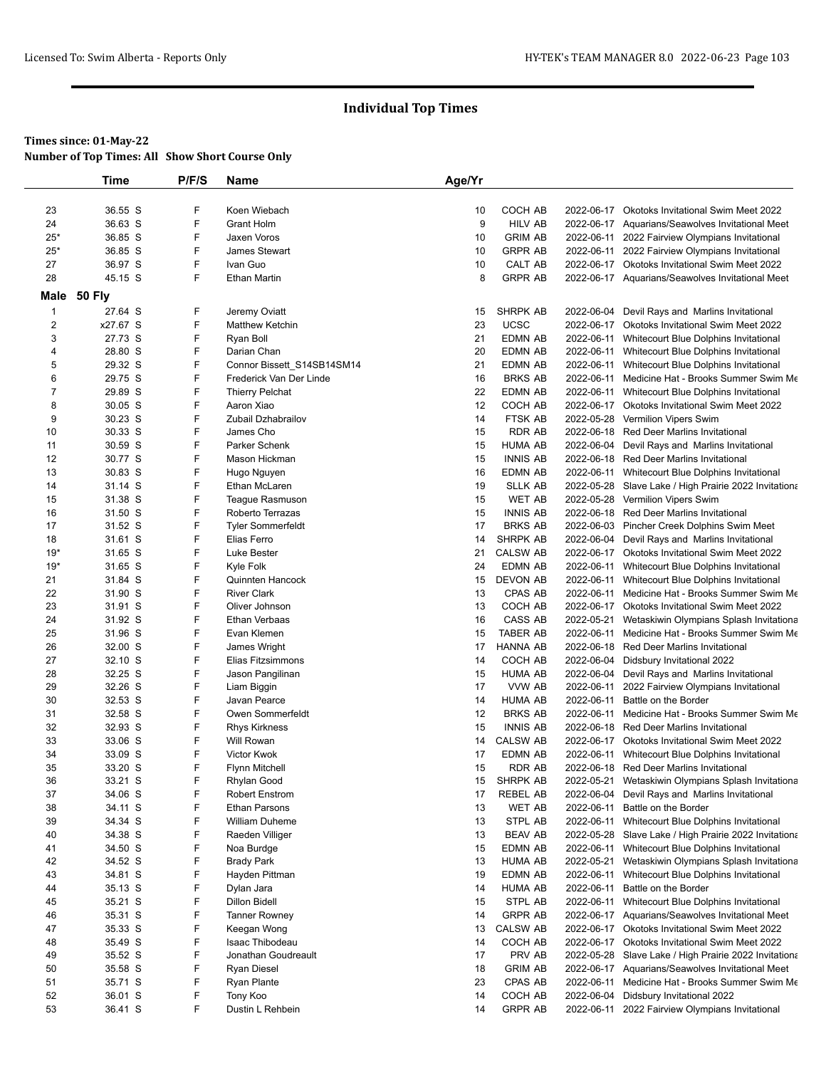## Individual Top Times

**Times since: 01-May-22**

**Number of Top Times: All Show Short Course Only**

| | Time | P/F/S | Name | Age/Yr | | | |
|---|---|---|---|---|---|---|---|
| 23 | 36.55 S | F | Koen Wiebach | 10 | COCH AB | 2022-06-17 | Okotoks Invitational Swim Meet 2022 |
| 24 | 36.63 S | F | Grant Holm | 9 | HILV AB | 2022-06-17 | Aquarians/Seawolves Invitational Meet |
| 25* | 36.85 S | F | Jaxen Voros | 10 | GRIM AB | 2022-06-11 | 2022 Fairview Olympians Invitational |
| 25* | 36.85 S | F | James Stewart | 10 | GRPR AB | 2022-06-11 | 2022 Fairview Olympians Invitational |
| 27 | 36.97 S | F | Ivan Guo | 10 | CALT AB | 2022-06-17 | Okotoks Invitational Swim Meet 2022 |
| 28 | 45.15 S | F | Ethan Martin | 8 | GRPR AB | 2022-06-17 | Aquarians/Seawolves Invitational Meet |

**Male 50 Fly**

| | Time | P/F/S | Name | Age/Yr | | | |
|---|---|---|---|---|---|---|---|
| 1 | 27.64 S | F | Jeremy Oviatt | 15 | SHRPK AB | 2022-06-04 | Devil Rays and Marlins Invitational |
| 2 | x27.67 S | F | Matthew Ketchin | 23 | UCSC | 2022-06-17 | Okotoks Invitational Swim Meet 2022 |
| 3 | 27.73 S | F | Ryan Boll | 21 | EDMN AB | 2022-06-11 | Whitecourt Blue Dolphins Invitational |
| 4 | 28.80 S | F | Darian Chan | 20 | EDMN AB | 2022-06-11 | Whitecourt Blue Dolphins Invitational |
| 5 | 29.32 S | F | Connor Bissett_S14SB14SM14 | 21 | EDMN AB | 2022-06-11 | Whitecourt Blue Dolphins Invitational |
| 6 | 29.75 S | F | Frederick Van Der Linde | 16 | BRKS AB | 2022-06-11 | Medicine Hat - Brooks Summer Swim Me |
| 7 | 29.89 S | F | Thierry Pelchat | 22 | EDMN AB | 2022-06-11 | Whitecourt Blue Dolphins Invitational |
| 8 | 30.05 S | F | Aaron Xiao | 12 | COCH AB | 2022-06-17 | Okotoks Invitational Swim Meet 2022 |
| 9 | 30.23 S | F | Zubail Dzhabrailov | 14 | FTSK AB | 2022-05-28 | Vermilion Vipers Swim |
| 10 | 30.33 S | F | James Cho | 15 | RDR AB | 2022-06-18 | Red Deer Marlins Invitational |
| 11 | 30.59 S | F | Parker Schenk | 15 | HUMA AB | 2022-06-04 | Devil Rays and Marlins Invitational |
| 12 | 30.77 S | F | Mason Hickman | 15 | INNIS AB | 2022-06-18 | Red Deer Marlins Invitational |
| 13 | 30.83 S | F | Hugo Nguyen | 16 | EDMN AB | 2022-06-11 | Whitecourt Blue Dolphins Invitational |
| 14 | 31.14 S | F | Ethan McLaren | 19 | SLLK AB | 2022-05-28 | Slave Lake / High Prairie 2022 Invitationa |
| 15 | 31.38 S | F | Teague Rasmuson | 15 | WET AB | 2022-05-28 | Vermilion Vipers Swim |
| 16 | 31.50 S | F | Roberto Terrazas | 15 | INNIS AB | 2022-06-18 | Red Deer Marlins Invitational |
| 17 | 31.52 S | F | Tyler Sommerfeldt | 17 | BRKS AB | 2022-06-03 | Pincher Creek Dolphins Swim Meet |
| 18 | 31.61 S | F | Elias Ferro | 14 | SHRPK AB | 2022-06-04 | Devil Rays and Marlins Invitational |
| 19* | 31.65 S | F | Luke Bester | 21 | CALSW AB | 2022-06-17 | Okotoks Invitational Swim Meet 2022 |
| 19* | 31.65 S | F | Kyle Folk | 24 | EDMN AB | 2022-06-11 | Whitecourt Blue Dolphins Invitational |
| 21 | 31.84 S | F | Quinnten Hancock | 15 | DEVON AB | 2022-06-11 | Whitecourt Blue Dolphins Invitational |
| 22 | 31.90 S | F | River Clark | 13 | CPAS AB | 2022-06-11 | Medicine Hat - Brooks Summer Swim Me |
| 23 | 31.91 S | F | Oliver Johnson | 13 | COCH AB | 2022-06-17 | Okotoks Invitational Swim Meet 2022 |
| 24 | 31.92 S | F | Ethan Verbaas | 16 | CASS AB | 2022-05-21 | Wetaskiwin Olympians Splash Invitationa |
| 25 | 31.96 S | F | Evan Klemen | 15 | TABER AB | 2022-06-11 | Medicine Hat - Brooks Summer Swim Me |
| 26 | 32.00 S | F | James Wright | 17 | HANNA AB | 2022-06-18 | Red Deer Marlins Invitational |
| 27 | 32.10 S | F | Elias Fitzsimmons | 14 | COCH AB | 2022-06-04 | Didsbury Invitational 2022 |
| 28 | 32.25 S | F | Jason Pangilinan | 15 | HUMA AB | 2022-06-04 | Devil Rays and Marlins Invitational |
| 29 | 32.26 S | F | Liam Biggin | 17 | VVW AB | 2022-06-11 | 2022 Fairview Olympians Invitational |
| 30 | 32.53 S | F | Javan Pearce | 14 | HUMA AB | 2022-06-11 | Battle on the Border |
| 31 | 32.58 S | F | Owen Sommerfeldt | 12 | BRKS AB | 2022-06-11 | Medicine Hat - Brooks Summer Swim Me |
| 32 | 32.93 S | F | Rhys Kirkness | 15 | INNIS AB | 2022-06-18 | Red Deer Marlins Invitational |
| 33 | 33.06 S | F | Will Rowan | 14 | CALSW AB | 2022-06-17 | Okotoks Invitational Swim Meet 2022 |
| 34 | 33.09 S | F | Victor Kwok | 17 | EDMN AB | 2022-06-11 | Whitecourt Blue Dolphins Invitational |
| 35 | 33.20 S | F | Flynn Mitchell | 15 | RDR AB | 2022-06-18 | Red Deer Marlins Invitational |
| 36 | 33.21 S | F | Rhylan Good | 15 | SHRPK AB | 2022-05-21 | Wetaskiwin Olympians Splash Invitationa |
| 37 | 34.06 S | F | Robert Enstrom | 17 | REBEL AB | 2022-06-04 | Devil Rays and Marlins Invitational |
| 38 | 34.11 S | F | Ethan Parsons | 13 | WET AB | 2022-06-11 | Battle on the Border |
| 39 | 34.34 S | F | William Duheme | 13 | STPL AB | 2022-06-11 | Whitecourt Blue Dolphins Invitational |
| 40 | 34.38 S | F | Raeden Villiger | 13 | BEAV AB | 2022-05-28 | Slave Lake / High Prairie 2022 Invitationa |
| 41 | 34.50 S | F | Noa Burdge | 15 | EDMN AB | 2022-06-11 | Whitecourt Blue Dolphins Invitational |
| 42 | 34.52 S | F | Brady Park | 13 | HUMA AB | 2022-05-21 | Wetaskiwin Olympians Splash Invitationa |
| 43 | 34.81 S | F | Hayden Pittman | 19 | EDMN AB | 2022-06-11 | Whitecourt Blue Dolphins Invitational |
| 44 | 35.13 S | F | Dylan Jara | 14 | HUMA AB | 2022-06-11 | Battle on the Border |
| 45 | 35.21 S | F | Dillon Bidell | 15 | STPL AB | 2022-06-11 | Whitecourt Blue Dolphins Invitational |
| 46 | 35.31 S | F | Tanner Rowney | 14 | GRPR AB | 2022-06-17 | Aquarians/Seawolves Invitational Meet |
| 47 | 35.33 S | F | Keegan Wong | 13 | CALSW AB | 2022-06-17 | Okotoks Invitational Swim Meet 2022 |
| 48 | 35.49 S | F | Isaac Thibodeau | 14 | COCH AB | 2022-06-17 | Okotoks Invitational Swim Meet 2022 |
| 49 | 35.52 S | F | Jonathan Goudreault | 17 | PRV AB | 2022-05-28 | Slave Lake / High Prairie 2022 Invitationa |
| 50 | 35.58 S | F | Ryan Diesel | 18 | GRIM AB | 2022-06-17 | Aquarians/Seawolves Invitational Meet |
| 51 | 35.71 S | F | Ryan Plante | 23 | CPAS AB | 2022-06-11 | Medicine Hat - Brooks Summer Swim Me |
| 52 | 36.01 S | F | Tony Koo | 14 | COCH AB | 2022-06-04 | Didsbury Invitational 2022 |
| 53 | 36.41 S | F | Dustin L Rehbein | 14 | GRPR AB | 2022-06-11 | 2022 Fairview Olympians Invitational |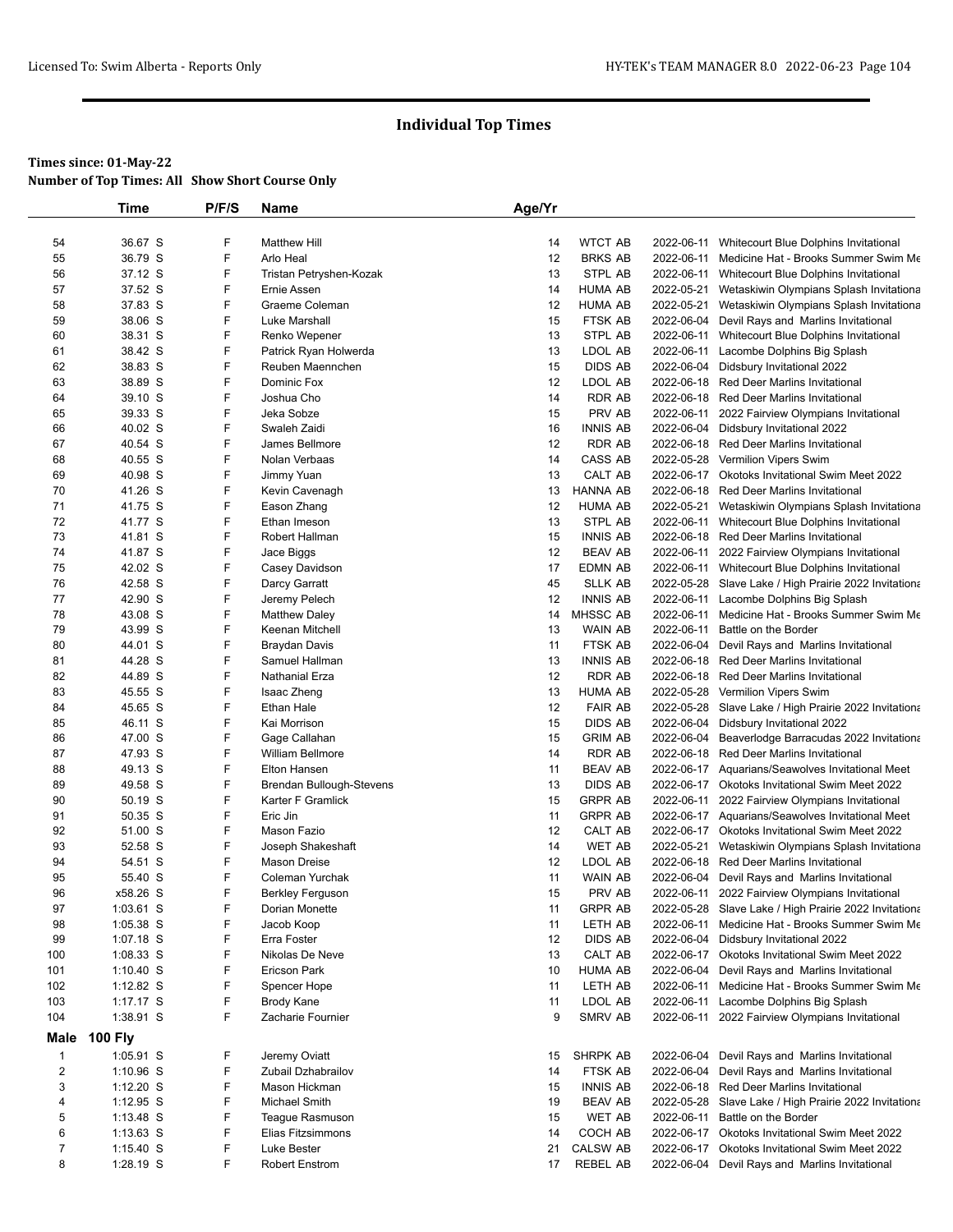## Individual Top Times

**Times since: 01-May-22**
**Number of Top Times: All Show Short Course Only**

| | Time | P/F/S | Name | Age/Yr | | | |
|---|---|---|---|---|---|---|---|
| 54 | 36.67 S | F | Matthew Hill | 14 | WTCT AB | 2022-06-11 | Whitecourt Blue Dolphins Invitational |
| 55 | 36.79 S | F | Arlo Heal | 12 | BRKS AB | 2022-06-11 | Medicine Hat - Brooks Summer Swim Me |
| 56 | 37.12 S | F | Tristan Petryshen-Kozak | 13 | STPL AB | 2022-06-11 | Whitecourt Blue Dolphins Invitational |
| 57 | 37.52 S | F | Ernie Assen | 14 | HUMA AB | 2022-05-21 | Wetaskiwin Olympians Splash Invitationa |
| 58 | 37.83 S | F | Graeme Coleman | 12 | HUMA AB | 2022-05-21 | Wetaskiwin Olympians Splash Invitationa |
| 59 | 38.06 S | F | Luke Marshall | 15 | FTSK AB | 2022-06-04 | Devil Rays and Marlins Invitational |
| 60 | 38.31 S | F | Renko Wepener | 13 | STPL AB | 2022-06-11 | Whitecourt Blue Dolphins Invitational |
| 61 | 38.42 S | F | Patrick Ryan Holwerda | 13 | LDOL AB | 2022-06-11 | Lacombe Dolphins Big Splash |
| 62 | 38.83 S | F | Reuben Maennchen | 15 | DIDS AB | 2022-06-04 | Didsbury Invitational 2022 |
| 63 | 38.89 S | F | Dominic Fox | 12 | LDOL AB | 2022-06-18 | Red Deer Marlins Invitational |
| 64 | 39.10 S | F | Joshua Cho | 14 | RDR AB | 2022-06-18 | Red Deer Marlins Invitational |
| 65 | 39.33 S | F | Jeka Sobze | 15 | PRV AB | 2022-06-11 | 2022 Fairview Olympians Invitational |
| 66 | 40.02 S | F | Swaleh Zaidi | 16 | INNIS AB | 2022-06-04 | Didsbury Invitational 2022 |
| 67 | 40.54 S | F | James Bellmore | 12 | RDR AB | 2022-06-18 | Red Deer Marlins Invitational |
| 68 | 40.55 S | F | Nolan Verbaas | 14 | CASS AB | 2022-05-28 | Vermilion Vipers Swim |
| 69 | 40.98 S | F | Jimmy Yuan | 13 | CALT AB | 2022-06-17 | Okotoks Invitational Swim Meet 2022 |
| 70 | 41.26 S | F | Kevin Cavenagh | 13 | HANNA AB | 2022-06-18 | Red Deer Marlins Invitational |
| 71 | 41.75 S | F | Eason Zhang | 12 | HUMA AB | 2022-05-21 | Wetaskiwin Olympians Splash Invitationa |
| 72 | 41.77 S | F | Ethan Imeson | 13 | STPL AB | 2022-06-11 | Whitecourt Blue Dolphins Invitational |
| 73 | 41.81 S | F | Robert Hallman | 15 | INNIS AB | 2022-06-18 | Red Deer Marlins Invitational |
| 74 | 41.87 S | F | Jace Biggs | 12 | BEAV AB | 2022-06-11 | 2022 Fairview Olympians Invitational |
| 75 | 42.02 S | F | Casey Davidson | 17 | EDMN AB | 2022-06-11 | Whitecourt Blue Dolphins Invitational |
| 76 | 42.58 S | F | Darcy Garratt | 45 | SLLK AB | 2022-05-28 | Slave Lake / High Prairie 2022 Invitationa |
| 77 | 42.90 S | F | Jeremy Pelech | 12 | INNIS AB | 2022-06-11 | Lacombe Dolphins Big Splash |
| 78 | 43.08 S | F | Matthew Daley | 14 | MHSSC AB | 2022-06-11 | Medicine Hat - Brooks Summer Swim Me |
| 79 | 43.99 S | F | Keenan Mitchell | 13 | WAIN AB | 2022-06-11 | Battle on the Border |
| 80 | 44.01 S | F | Braydan Davis | 11 | FTSK AB | 2022-06-04 | Devil Rays and Marlins Invitational |
| 81 | 44.28 S | F | Samuel Hallman | 13 | INNIS AB | 2022-06-18 | Red Deer Marlins Invitational |
| 82 | 44.89 S | F | Nathanial Erza | 12 | RDR AB | 2022-06-18 | Red Deer Marlins Invitational |
| 83 | 45.55 S | F | Isaac Zheng | 13 | HUMA AB | 2022-05-28 | Vermilion Vipers Swim |
| 84 | 45.65 S | F | Ethan Hale | 12 | FAIR AB | 2022-05-28 | Slave Lake / High Prairie 2022 Invitationa |
| 85 | 46.11 S | F | Kai Morrison | 15 | DIDS AB | 2022-06-04 | Didsbury Invitational 2022 |
| 86 | 47.00 S | F | Gage Callahan | 15 | GRIM AB | 2022-06-04 | Beaverlodge Barracudas 2022 Invitationa |
| 87 | 47.93 S | F | William Bellmore | 14 | RDR AB | 2022-06-18 | Red Deer Marlins Invitational |
| 88 | 49.13 S | F | Elton Hansen | 11 | BEAV AB | 2022-06-17 | Aquarians/Seawolves Invitational Meet |
| 89 | 49.58 S | F | Brendan Bullough-Stevens | 13 | DIDS AB | 2022-06-17 | Okotoks Invitational Swim Meet 2022 |
| 90 | 50.19 S | F | Karter F Gramlick | 15 | GRPR AB | 2022-06-11 | 2022 Fairview Olympians Invitational |
| 91 | 50.35 S | F | Eric Jin | 11 | GRPR AB | 2022-06-17 | Aquarians/Seawolves Invitational Meet |
| 92 | 51.00 S | F | Mason Fazio | 12 | CALT AB | 2022-06-17 | Okotoks Invitational Swim Meet 2022 |
| 93 | 52.58 S | F | Joseph Shakeshaft | 14 | WET AB | 2022-05-21 | Wetaskiwin Olympians Splash Invitationa |
| 94 | 54.51 S | F | Mason Dreise | 12 | LDOL AB | 2022-06-18 | Red Deer Marlins Invitational |
| 95 | 55.40 S | F | Coleman Yurchak | 11 | WAIN AB | 2022-06-04 | Devil Rays and Marlins Invitational |
| 96 | x58.26 S | F | Berkley Ferguson | 15 | PRV AB | 2022-06-11 | 2022 Fairview Olympians Invitational |
| 97 | 1:03.61 S | F | Dorian Monette | 11 | GRPR AB | 2022-05-28 | Slave Lake / High Prairie 2022 Invitationa |
| 98 | 1:05.38 S | F | Jacob Koop | 11 | LETH AB | 2022-06-11 | Medicine Hat - Brooks Summer Swim Me |
| 99 | 1:07.18 S | F | Erra Foster | 12 | DIDS AB | 2022-06-04 | Didsbury Invitational 2022 |
| 100 | 1:08.33 S | F | Nikolas De Neve | 13 | CALT AB | 2022-06-17 | Okotoks Invitational Swim Meet 2022 |
| 101 | 1:10.40 S | F | Ericson Park | 10 | HUMA AB | 2022-06-04 | Devil Rays and Marlins Invitational |
| 102 | 1:12.82 S | F | Spencer Hope | 11 | LETH AB | 2022-06-11 | Medicine Hat - Brooks Summer Swim Me |
| 103 | 1:17.17 S | F | Brody Kane | 11 | LDOL AB | 2022-06-11 | Lacombe Dolphins Big Splash |
| 104 | 1:38.91 S | F | Zacharie Fournier | 9 | SMRV AB | 2022-06-11 | 2022 Fairview Olympians Invitational |

### Male 100 Fly

| | Time | P/F/S | Name | Age/Yr | | | |
|---|---|---|---|---|---|---|---|
| 1 | 1:05.91 S | F | Jeremy Oviatt | 15 | SHRPK AB | 2022-06-04 | Devil Rays and Marlins Invitational |
| 2 | 1:10.96 S | F | Zubail Dzhabrailov | 14 | FTSK AB | 2022-06-04 | Devil Rays and Marlins Invitational |
| 3 | 1:12.20 S | F | Mason Hickman | 15 | INNIS AB | 2022-06-18 | Red Deer Marlins Invitational |
| 4 | 1:12.95 S | F | Michael Smith | 19 | BEAV AB | 2022-05-28 | Slave Lake / High Prairie 2022 Invitationa |
| 5 | 1:13.48 S | F | Teague Rasmuson | 15 | WET AB | 2022-06-11 | Battle on the Border |
| 6 | 1:13.63 S | F | Elias Fitzsimmons | 14 | COCH AB | 2022-06-17 | Okotoks Invitational Swim Meet 2022 |
| 7 | 1:15.40 S | F | Luke Bester | 21 | CALSW AB | 2022-06-17 | Okotoks Invitational Swim Meet 2022 |
| 8 | 1:28.19 S | F | Robert Enstrom | 17 | REBEL AB | 2022-06-04 | Devil Rays and Marlins Invitational |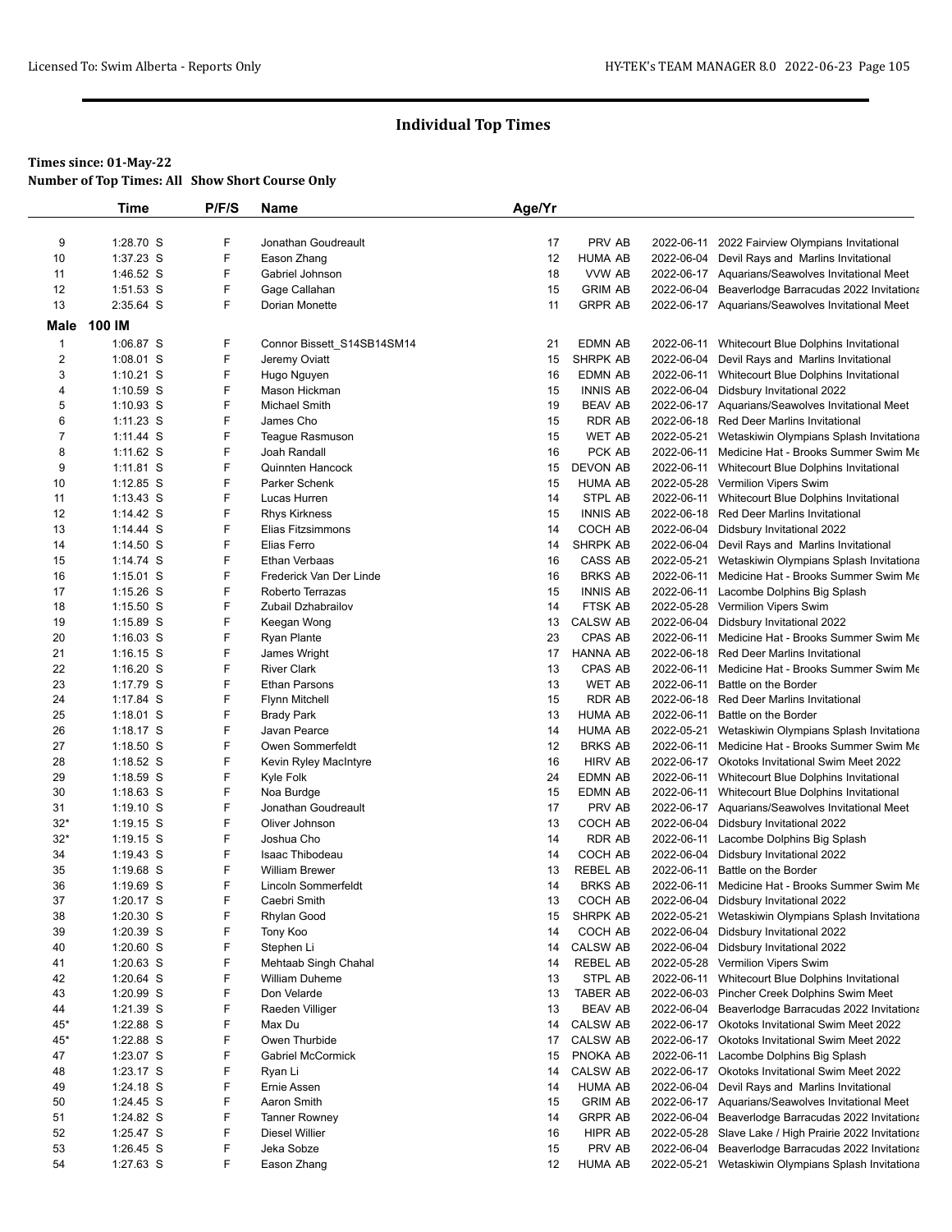## Individual Top Times

**Times since: 01-May-22**
**Number of Top Times: All Show Short Course Only**

| | Time | P/F/S | Name | Age/Yr | | | |
|---|---|---|---|---|---|---|---|
| 9 | 1:28.70 S | F | Jonathan Goudreault | 17 | PRV AB | 2022-06-11 | 2022 Fairview Olympians Invitational |
| 10 | 1:37.23 S | F | Eason Zhang | 12 | HUMA AB | 2022-06-04 | Devil Rays and Marlins Invitational |
| 11 | 1:46.52 S | F | Gabriel Johnson | 18 | VVW AB | 2022-06-17 | Aquarians/Seawolves Invitational Meet |
| 12 | 1:51.53 S | F | Gage Callahan | 15 | GRIM AB | 2022-06-04 | Beaverlodge Barracudas 2022 Invitationa |
| 13 | 2:35.64 S | F | Dorian Monette | 11 | GRPR AB | 2022-06-17 | Aquarians/Seawolves Invitational Meet |

### Male 100 IM

| | Time | P/F/S | Name | Age/Yr | | | |
|---|---|---|---|---|---|---|---|
| 1 | 1:06.87 S | F | Connor Bissett_S14SB14SM14 | 21 | EDMN AB | 2022-06-11 | Whitecourt Blue Dolphins Invitational |
| 2 | 1:08.01 S | F | Jeremy Oviatt | 15 | SHRPK AB | 2022-06-04 | Devil Rays and Marlins Invitational |
| 3 | 1:10.21 S | F | Hugo Nguyen | 16 | EDMN AB | 2022-06-11 | Whitecourt Blue Dolphins Invitational |
| 4 | 1:10.59 S | F | Mason Hickman | 15 | INNIS AB | 2022-06-04 | Didsbury Invitational 2022 |
| 5 | 1:10.93 S | F | Michael Smith | 19 | BEAV AB | 2022-06-17 | Aquarians/Seawolves Invitational Meet |
| 6 | 1:11.23 S | F | James Cho | 15 | RDR AB | 2022-06-18 | Red Deer Marlins Invitational |
| 7 | 1:11.44 S | F | Teague Rasmuson | 15 | WET AB | 2022-05-21 | Wetaskiwin Olympians Splash Invitationa |
| 8 | 1:11.62 S | F | Joah Randall | 16 | PCK AB | 2022-06-11 | Medicine Hat - Brooks Summer Swim Me |
| 9 | 1:11.81 S | F | Quinnten Hancock | 15 | DEVON AB | 2022-06-11 | Whitecourt Blue Dolphins Invitational |
| 10 | 1:12.85 S | F | Parker Schenk | 15 | HUMA AB | 2022-05-28 | Vermilion Vipers Swim |
| 11 | 1:13.43 S | F | Lucas Hurren | 14 | STPL AB | 2022-06-11 | Whitecourt Blue Dolphins Invitational |
| 12 | 1:14.42 S | F | Rhys Kirkness | 15 | INNIS AB | 2022-06-18 | Red Deer Marlins Invitational |
| 13 | 1:14.44 S | F | Elias Fitzsimmons | 14 | COCH AB | 2022-06-04 | Didsbury Invitational 2022 |
| 14 | 1:14.50 S | F | Elias Ferro | 14 | SHRPK AB | 2022-06-04 | Devil Rays and Marlins Invitational |
| 15 | 1:14.74 S | F | Ethan Verbaas | 16 | CASS AB | 2022-05-21 | Wetaskiwin Olympians Splash Invitationa |
| 16 | 1:15.01 S | F | Frederick Van Der Linde | 16 | BRKS AB | 2022-06-11 | Medicine Hat - Brooks Summer Swim Me |
| 17 | 1:15.26 S | F | Roberto Terrazas | 15 | INNIS AB | 2022-06-11 | Lacombe Dolphins Big Splash |
| 18 | 1:15.50 S | F | Zubail Dzhabrailov | 14 | FTSK AB | 2022-05-28 | Vermilion Vipers Swim |
| 19 | 1:15.89 S | F | Keegan Wong | 13 | CALSW AB | 2022-06-04 | Didsbury Invitational 2022 |
| 20 | 1:16.03 S | F | Ryan Plante | 23 | CPAS AB | 2022-06-11 | Medicine Hat - Brooks Summer Swim Me |
| 21 | 1:16.15 S | F | James Wright | 17 | HANNA AB | 2022-06-18 | Red Deer Marlins Invitational |
| 22 | 1:16.20 S | F | River Clark | 13 | CPAS AB | 2022-06-11 | Medicine Hat - Brooks Summer Swim Me |
| 23 | 1:17.79 S | F | Ethan Parsons | 13 | WET AB | 2022-06-11 | Battle on the Border |
| 24 | 1:17.84 S | F | Flynn Mitchell | 15 | RDR AB | 2022-06-18 | Red Deer Marlins Invitational |
| 25 | 1:18.01 S | F | Brady Park | 13 | HUMA AB | 2022-06-11 | Battle on the Border |
| 26 | 1:18.17 S | F | Javan Pearce | 14 | HUMA AB | 2022-05-21 | Wetaskiwin Olympians Splash Invitationa |
| 27 | 1:18.50 S | F | Owen Sommerfeldt | 12 | BRKS AB | 2022-06-11 | Medicine Hat - Brooks Summer Swim Me |
| 28 | 1:18.52 S | F | Kevin Ryley MacIntyre | 16 | HIRV AB | 2022-06-17 | Okotoks Invitational Swim Meet 2022 |
| 29 | 1:18.59 S | F | Kyle Folk | 24 | EDMN AB | 2022-06-11 | Whitecourt Blue Dolphins Invitational |
| 30 | 1:18.63 S | F | Noa Burdge | 15 | EDMN AB | 2022-06-11 | Whitecourt Blue Dolphins Invitational |
| 31 | 1:19.10 S | F | Jonathan Goudreault | 17 | PRV AB | 2022-06-17 | Aquarians/Seawolves Invitational Meet |
| 32* | 1:19.15 S | F | Oliver Johnson | 13 | COCH AB | 2022-06-04 | Didsbury Invitational 2022 |
| 32* | 1:19.15 S | F | Joshua Cho | 14 | RDR AB | 2022-06-11 | Lacombe Dolphins Big Splash |
| 34 | 1:19.43 S | F | Isaac Thibodeau | 14 | COCH AB | 2022-06-04 | Didsbury Invitational 2022 |
| 35 | 1:19.68 S | F | William Brewer | 13 | REBEL AB | 2022-06-11 | Battle on the Border |
| 36 | 1:19.69 S | F | Lincoln Sommerfeldt | 14 | BRKS AB | 2022-06-11 | Medicine Hat - Brooks Summer Swim Me |
| 37 | 1:20.17 S | F | Caebri Smith | 13 | COCH AB | 2022-06-04 | Didsbury Invitational 2022 |
| 38 | 1:20.30 S | F | Rhylan Good | 15 | SHRPK AB | 2022-05-21 | Wetaskiwin Olympians Splash Invitationa |
| 39 | 1:20.39 S | F | Tony Koo | 14 | COCH AB | 2022-06-04 | Didsbury Invitational 2022 |
| 40 | 1:20.60 S | F | Stephen Li | 14 | CALSW AB | 2022-06-04 | Didsbury Invitational 2022 |
| 41 | 1:20.63 S | F | Mehtaab Singh Chahal | 14 | REBEL AB | 2022-05-28 | Vermilion Vipers Swim |
| 42 | 1:20.64 S | F | William Duheme | 13 | STPL AB | 2022-06-11 | Whitecourt Blue Dolphins Invitational |
| 43 | 1:20.99 S | F | Don Velarde | 13 | TABER AB | 2022-06-03 | Pincher Creek Dolphins Swim Meet |
| 44 | 1:21.39 S | F | Raeden Villiger | 13 | BEAV AB | 2022-06-04 | Beaverlodge Barracudas 2022 Invitationa |
| 45* | 1:22.88 S | F | Max Du | 14 | CALSW AB | 2022-06-17 | Okotoks Invitational Swim Meet 2022 |
| 45* | 1:22.88 S | F | Owen Thurbide | 17 | CALSW AB | 2022-06-17 | Okotoks Invitational Swim Meet 2022 |
| 47 | 1:23.07 S | F | Gabriel McCormick | 15 | PNOKA AB | 2022-06-11 | Lacombe Dolphins Big Splash |
| 48 | 1:23.17 S | F | Ryan Li | 14 | CALSW AB | 2022-06-17 | Okotoks Invitational Swim Meet 2022 |
| 49 | 1:24.18 S | F | Ernie Assen | 14 | HUMA AB | 2022-06-04 | Devil Rays and Marlins Invitational |
| 50 | 1:24.45 S | F | Aaron Smith | 15 | GRIM AB | 2022-06-17 | Aquarians/Seawolves Invitational Meet |
| 51 | 1:24.82 S | F | Tanner Rowney | 14 | GRPR AB | 2022-06-04 | Beaverlodge Barracudas 2022 Invitationa |
| 52 | 1:25.47 S | F | Diesel Willier | 16 | HIPR AB | 2022-05-28 | Slave Lake / High Prairie 2022 Invitation |
| 53 | 1:26.45 S | F | Jeka Sobze | 15 | PRV AB | 2022-06-04 | Beaverlodge Barracudas 2022 Invitationa |
| 54 | 1:27.63 S | F | Eason Zhang | 12 | HUMA AB | 2022-05-21 | Wetaskiwin Olympians Splash Invitationa |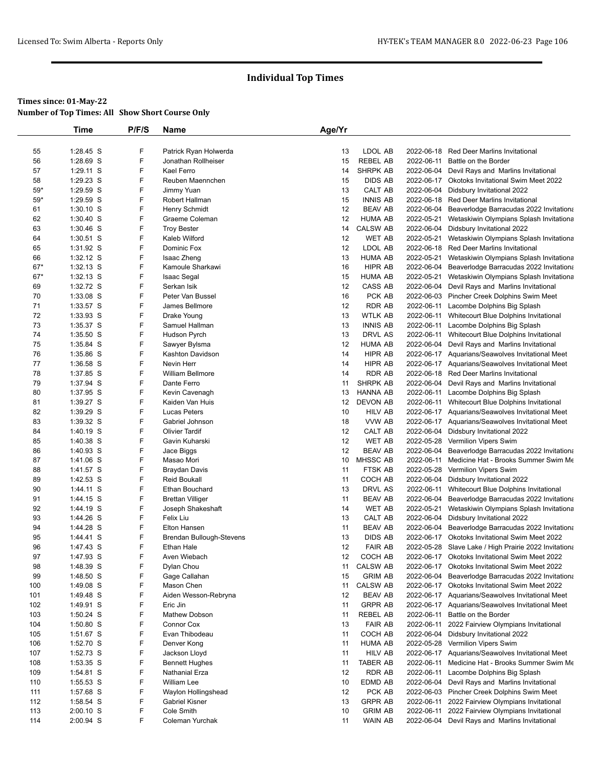# Individual Top Times

**Times since: 01-May-22**
**Number of Top Times: All Show Short Course Only**

| | Time | P/F/S | Name | Age/Yr | | | |
|---|---|---|---|---|---|---|---|
| 55 | 1:28.45 S | F | Patrick Ryan Holwerda | 13 | LDOL AB | 2022-06-18 | Red Deer Marlins Invitational |
| 56 | 1:28.69 S | F | Jonathan Rollheiser | 15 | REBEL AB | 2022-06-11 | Battle on the Border |
| 57 | 1:29.11 S | F | Kael Ferro | 14 | SHRPK AB | 2022-06-04 | Devil Rays and Marlins Invitational |
| 58 | 1:29.23 S | F | Reuben Maennchen | 15 | DIDS AB | 2022-06-17 | Okotoks Invitational Swim Meet 2022 |
| 59* | 1:29.59 S | F | Jimmy Yuan | 13 | CALT AB | 2022-06-04 | Didsbury Invitational 2022 |
| 59* | 1:29.59 S | F | Robert Hallman | 15 | INNIS AB | 2022-06-18 | Red Deer Marlins Invitational |
| 61 | 1:30.10 S | F | Henry Schmidt | 12 | BEAV AB | 2022-06-04 | Beaverlodge Barracudas 2022 Invitationa |
| 62 | 1:30.40 S | F | Graeme Coleman | 12 | HUMA AB | 2022-05-21 | Wetaskiwin Olympians Splash Invitationa |
| 63 | 1:30.46 S | F | Troy Bester | 14 | CALSW AB | 2022-06-04 | Didsbury Invitational 2022 |
| 64 | 1:30.51 S | F | Kaleb Wilford | 12 | WET AB | 2022-05-21 | Wetaskiwin Olympians Splash Invitationa |
| 65 | 1:31.92 S | F | Dominic Fox | 12 | LDOL AB | 2022-06-18 | Red Deer Marlins Invitational |
| 66 | 1:32.12 S | F | Isaac Zheng | 13 | HUMA AB | 2022-05-21 | Wetaskiwin Olympians Splash Invitationa |
| 67* | 1:32.13 S | F | Kamoule Sharkawi | 16 | HIPR AB | 2022-06-04 | Beaverlodge Barracudas 2022 Invitationa |
| 67* | 1:32.13 S | F | Isaac Segal | 15 | HUMA AB | 2022-05-21 | Wetaskiwin Olympians Splash Invitationa |
| 69 | 1:32.72 S | F | Serkan Isik | 12 | CASS AB | 2022-06-04 | Devil Rays and Marlins Invitational |
| 70 | 1:33.08 S | F | Peter Van Bussel | 16 | PCK AB | 2022-06-03 | Pincher Creek Dolphins Swim Meet |
| 71 | 1:33.57 S | F | James Bellmore | 12 | RDR AB | 2022-06-11 | Lacombe Dolphins Big Splash |
| 72 | 1:33.93 S | F | Drake Young | 13 | WTLK AB | 2022-06-11 | Whitecourt Blue Dolphins Invitational |
| 73 | 1:35.37 S | F | Samuel Hallman | 13 | INNIS AB | 2022-06-11 | Lacombe Dolphins Big Splash |
| 74 | 1:35.50 S | F | Hudson Pyrch | 13 | DRVL AS | 2022-06-11 | Whitecourt Blue Dolphins Invitational |
| 75 | 1:35.84 S | F | Sawyer Bylsma | 12 | HUMA AB | 2022-06-04 | Devil Rays and Marlins Invitational |
| 76 | 1:35.86 S | F | Kashton Davidson | 14 | HIPR AB | 2022-06-17 | Aquarians/Seawolves Invitational Meet |
| 77 | 1:36.58 S | F | Nevin Herr | 14 | HIPR AB | 2022-06-17 | Aquarians/Seawolves Invitational Meet |
| 78 | 1:37.85 S | F | William Bellmore | 14 | RDR AB | 2022-06-18 | Red Deer Marlins Invitational |
| 79 | 1:37.94 S | F | Dante Ferro | 11 | SHRPK AB | 2022-06-04 | Devil Rays and Marlins Invitational |
| 80 | 1:37.95 S | F | Kevin Cavenagh | 13 | HANNA AB | 2022-06-11 | Lacombe Dolphins Big Splash |
| 81 | 1:39.27 S | F | Kaiden Van Huis | 12 | DEVON AB | 2022-06-11 | Whitecourt Blue Dolphins Invitational |
| 82 | 1:39.29 S | F | Lucas Peters | 10 | HILV AB | 2022-06-17 | Aquarians/Seawolves Invitational Meet |
| 83 | 1:39.32 S | F | Gabriel Johnson | 18 | VVW AB | 2022-06-17 | Aquarians/Seawolves Invitational Meet |
| 84 | 1:40.19 S | F | Olivier Tardif | 12 | CALT AB | 2022-06-04 | Didsbury Invitational 2022 |
| 85 | 1:40.38 S | F | Gavin Kuharski | 12 | WET AB | 2022-05-28 | Vermilion Vipers Swim |
| 86 | 1:40.93 S | F | Jace Biggs | 12 | BEAV AB | 2022-06-04 | Beaverlodge Barracudas 2022 Invitationa |
| 87 | 1:41.06 S | F | Masao Mori | 10 | MHSSC AB | 2022-06-11 | Medicine Hat - Brooks Summer Swim Me |
| 88 | 1:41.57 S | F | Braydan Davis | 11 | FTSK AB | 2022-05-28 | Vermilion Vipers Swim |
| 89 | 1:42.53 S | F | Reid Boukall | 11 | COCH AB | 2022-06-04 | Didsbury Invitational 2022 |
| 90 | 1:44.11 S | F | Ethan Bouchard | 13 | DRVL AS | 2022-06-11 | Whitecourt Blue Dolphins Invitational |
| 91 | 1:44.15 S | F | Brettan Villiger | 11 | BEAV AB | 2022-06-04 | Beaverlodge Barracudas 2022 Invitationa |
| 92 | 1:44.19 S | F | Joseph Shakeshaft | 14 | WET AB | 2022-05-21 | Wetaskiwin Olympians Splash Invitationa |
| 93 | 1:44.26 S | F | Felix Liu | 13 | CALT AB | 2022-06-04 | Didsbury Invitational 2022 |
| 94 | 1:44.28 S | F | Elton Hansen | 11 | BEAV AB | 2022-06-04 | Beaverlodge Barracudas 2022 Invitationa |
| 95 | 1:44.41 S | F | Brendan Bullough-Stevens | 13 | DIDS AB | 2022-06-17 | Okotoks Invitational Swim Meet 2022 |
| 96 | 1:47.43 S | F | Ethan Hale | 12 | FAIR AB | 2022-05-28 | Slave Lake / High Prairie 2022 Invitationa |
| 97 | 1:47.93 S | F | Aven Wiebach | 12 | COCH AB | 2022-06-17 | Okotoks Invitational Swim Meet 2022 |
| 98 | 1:48.39 S | F | Dylan Chou | 11 | CALSW AB | 2022-06-17 | Okotoks Invitational Swim Meet 2022 |
| 99 | 1:48.50 S | F | Gage Callahan | 15 | GRIM AB | 2022-06-04 | Beaverlodge Barracudas 2022 Invitationa |
| 100 | 1:49.08 S | F | Mason Chen | 11 | CALSW AB | 2022-06-17 | Okotoks Invitational Swim Meet 2022 |
| 101 | 1:49.48 S | F | Aiden Wesson-Rebryna | 12 | BEAV AB | 2022-06-17 | Aquarians/Seawolves Invitational Meet |
| 102 | 1:49.91 S | F | Eric Jin | 11 | GRPR AB | 2022-06-17 | Aquarians/Seawolves Invitational Meet |
| 103 | 1:50.24 S | F | Mathew Dobson | 11 | REBEL AB | 2022-06-11 | Battle on the Border |
| 104 | 1:50.80 S | F | Connor Cox | 13 | FAIR AB | 2022-06-11 | 2022 Fairview Olympians Invitational |
| 105 | 1:51.67 S | F | Evan Thibodeau | 11 | COCH AB | 2022-06-04 | Didsbury Invitational 2022 |
| 106 | 1:52.70 S | F | Denver Kong | 11 | HUMA AB | 2022-05-28 | Vermilion Vipers Swim |
| 107 | 1:52.73 S | F | Jackson Lloyd | 11 | HILV AB | 2022-06-17 | Aquarians/Seawolves Invitational Meet |
| 108 | 1:53.35 S | F | Bennett Hughes | 11 | TABER AB | 2022-06-11 | Medicine Hat - Brooks Summer Swim Me |
| 109 | 1:54.81 S | F | Nathanial Erza | 12 | RDR AB | 2022-06-11 | Lacombe Dolphins Big Splash |
| 110 | 1:55.53 S | F | William Lee | 10 | EDMD AB | 2022-06-04 | Devil Rays and Marlins Invitational |
| 111 | 1:57.68 S | F | Waylon Hollingshead | 12 | PCK AB | 2022-06-03 | Pincher Creek Dolphins Swim Meet |
| 112 | 1:58.54 S | F | Gabriel Kisner | 13 | GRPR AB | 2022-06-11 | 2022 Fairview Olympians Invitational |
| 113 | 2:00.10 S | F | Cole Smith | 10 | GRIM AB | 2022-06-11 | 2022 Fairview Olympians Invitational |
| 114 | 2:00.94 S | F | Coleman Yurchak | 11 | WAIN AB | 2022-06-04 | Devil Rays and Marlins Invitational |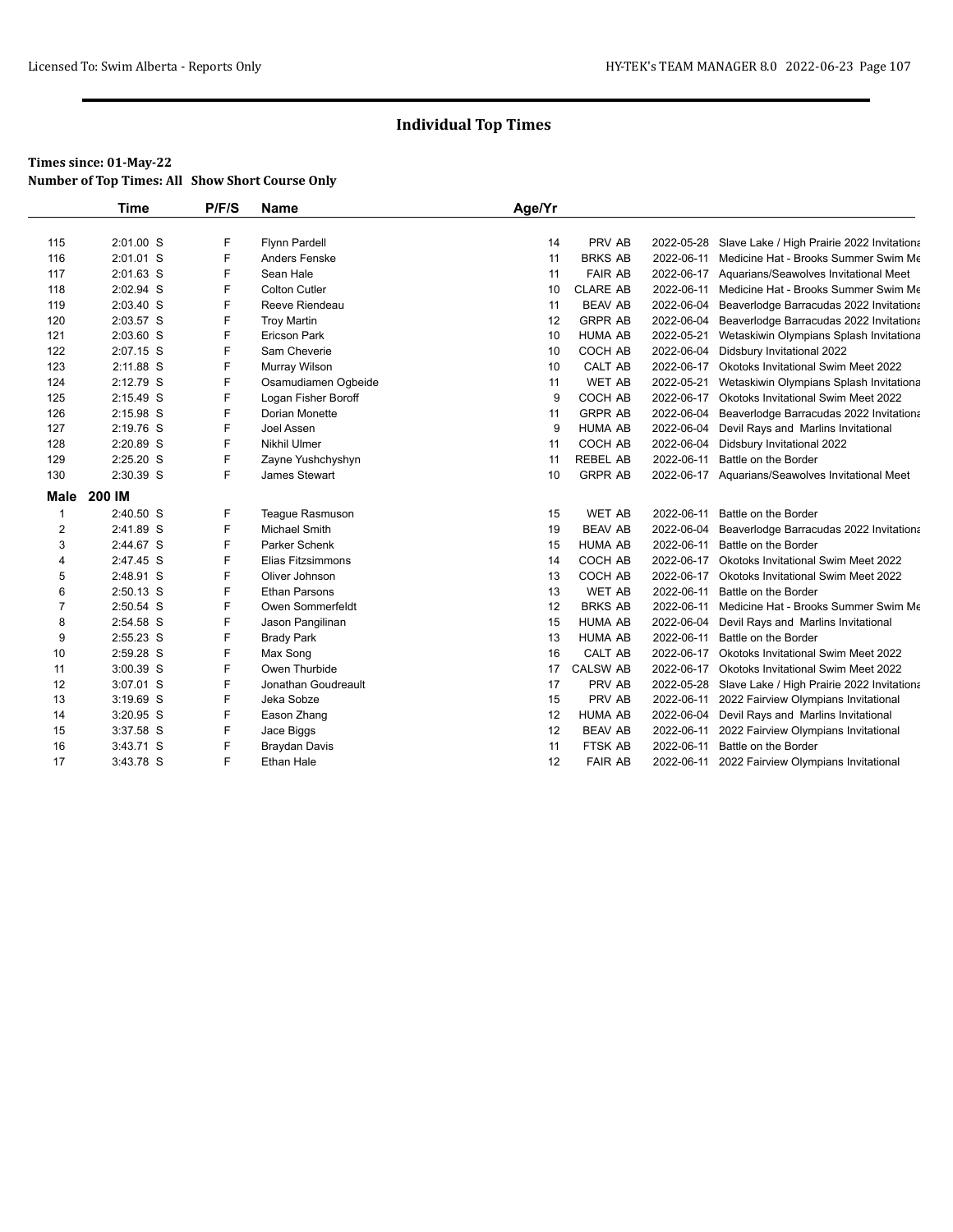# Individual Top Times

**Times since: 01-May-22**

**Number of Top Times: All Show Short Course Only**

| | Time | P/F/S | Name | Age/Yr | | | |
|---|---|---|---|---|---|---|---|
| 115 | 2:01.00 S | F | Flynn Pardell | 14 | PRV AB | 2022-05-28 | Slave Lake / High Prairie 2022 Invitationa |
| 116 | 2:01.01 S | F | Anders Fenske | 11 | BRKS AB | 2022-06-11 | Medicine Hat - Brooks Summer Swim Me |
| 117 | 2:01.63 S | F | Sean Hale | 11 | FAIR AB | 2022-06-17 | Aquarians/Seawolves Invitational Meet |
| 118 | 2:02.94 S | F | Colton Cutler | 10 | CLARE AB | 2022-06-11 | Medicine Hat - Brooks Summer Swim Me |
| 119 | 2:03.40 S | F | Reeve Riendeau | 11 | BEAV AB | 2022-06-04 | Beaverlodge Barracudas 2022 Invitationa |
| 120 | 2:03.57 S | F | Troy Martin | 12 | GRPR AB | 2022-06-04 | Beaverlodge Barracudas 2022 Invitationa |
| 121 | 2:03.60 S | F | Ericson Park | 10 | HUMA AB | 2022-05-21 | Wetaskiwin Olympians Splash Invitationa |
| 122 | 2:07.15 S | F | Sam Cheverie | 10 | COCH AB | 2022-06-04 | Didsbury Invitational 2022 |
| 123 | 2:11.88 S | F | Murray Wilson | 10 | CALT AB | 2022-06-17 | Okotoks Invitational Swim Meet 2022 |
| 124 | 2:12.79 S | F | Osamudiamen Ogbeide | 11 | WET AB | 2022-05-21 | Wetaskiwin Olympians Splash Invitationa |
| 125 | 2:15.49 S | F | Logan Fisher Boroff | 9 | COCH AB | 2022-06-17 | Okotoks Invitational Swim Meet 2022 |
| 126 | 2:15.98 S | F | Dorian Monette | 11 | GRPR AB | 2022-06-04 | Beaverlodge Barracudas 2022 Invitationa |
| 127 | 2:19.76 S | F | Joel Assen | 9 | HUMA AB | 2022-06-04 | Devil Rays and Marlins Invitational |
| 128 | 2:20.89 S | F | Nikhil Ulmer | 11 | COCH AB | 2022-06-04 | Didsbury Invitational 2022 |
| 129 | 2:25.20 S | F | Zayne Yushchyshyn | 11 | REBEL AB | 2022-06-11 | Battle on the Border |
| 130 | 2:30.39 S | F | James Stewart | 10 | GRPR AB | 2022-06-17 | Aquarians/Seawolves Invitational Meet |
| **Male** | **200 IM** | | | | | | |
| 1 | 2:40.50 S | F | Teague Rasmuson | 15 | WET AB | 2022-06-11 | Battle on the Border |
| 2 | 2:41.89 S | F | Michael Smith | 19 | BEAV AB | 2022-06-04 | Beaverlodge Barracudas 2022 Invitationa |
| 3 | 2:44.67 S | F | Parker Schenk | 15 | HUMA AB | 2022-06-11 | Battle on the Border |
| 4 | 2:47.45 S | F | Elias Fitzsimmons | 14 | COCH AB | 2022-06-17 | Okotoks Invitational Swim Meet 2022 |
| 5 | 2:48.91 S | F | Oliver Johnson | 13 | COCH AB | 2022-06-17 | Okotoks Invitational Swim Meet 2022 |
| 6 | 2:50.13 S | F | Ethan Parsons | 13 | WET AB | 2022-06-11 | Battle on the Border |
| 7 | 2:50.54 S | F | Owen Sommerfeldt | 12 | BRKS AB | 2022-06-11 | Medicine Hat - Brooks Summer Swim Me |
| 8 | 2:54.58 S | F | Jason Pangilinan | 15 | HUMA AB | 2022-06-04 | Devil Rays and Marlins Invitational |
| 9 | 2:55.23 S | F | Brady Park | 13 | HUMA AB | 2022-06-11 | Battle on the Border |
| 10 | 2:59.28 S | F | Max Song | 16 | CALT AB | 2022-06-17 | Okotoks Invitational Swim Meet 2022 |
| 11 | 3:00.39 S | F | Owen Thurbide | 17 | CALSW AB | 2022-06-17 | Okotoks Invitational Swim Meet 2022 |
| 12 | 3:07.01 S | F | Jonathan Goudreault | 17 | PRV AB | 2022-05-28 | Slave Lake / High Prairie 2022 Invitationa |
| 13 | 3:19.69 S | F | Jeka Sobze | 15 | PRV AB | 2022-06-11 | 2022 Fairview Olympians Invitational |
| 14 | 3:20.95 S | F | Eason Zhang | 12 | HUMA AB | 2022-06-04 | Devil Rays and Marlins Invitational |
| 15 | 3:37.58 S | F | Jace Biggs | 12 | BEAV AB | 2022-06-11 | 2022 Fairview Olympians Invitational |
| 16 | 3:43.71 S | F | Braydan Davis | 11 | FTSK AB | 2022-06-11 | Battle on the Border |
| 17 | 3:43.78 S | F | Ethan Hale | 12 | FAIR AB | 2022-06-11 | 2022 Fairview Olympians Invitational |